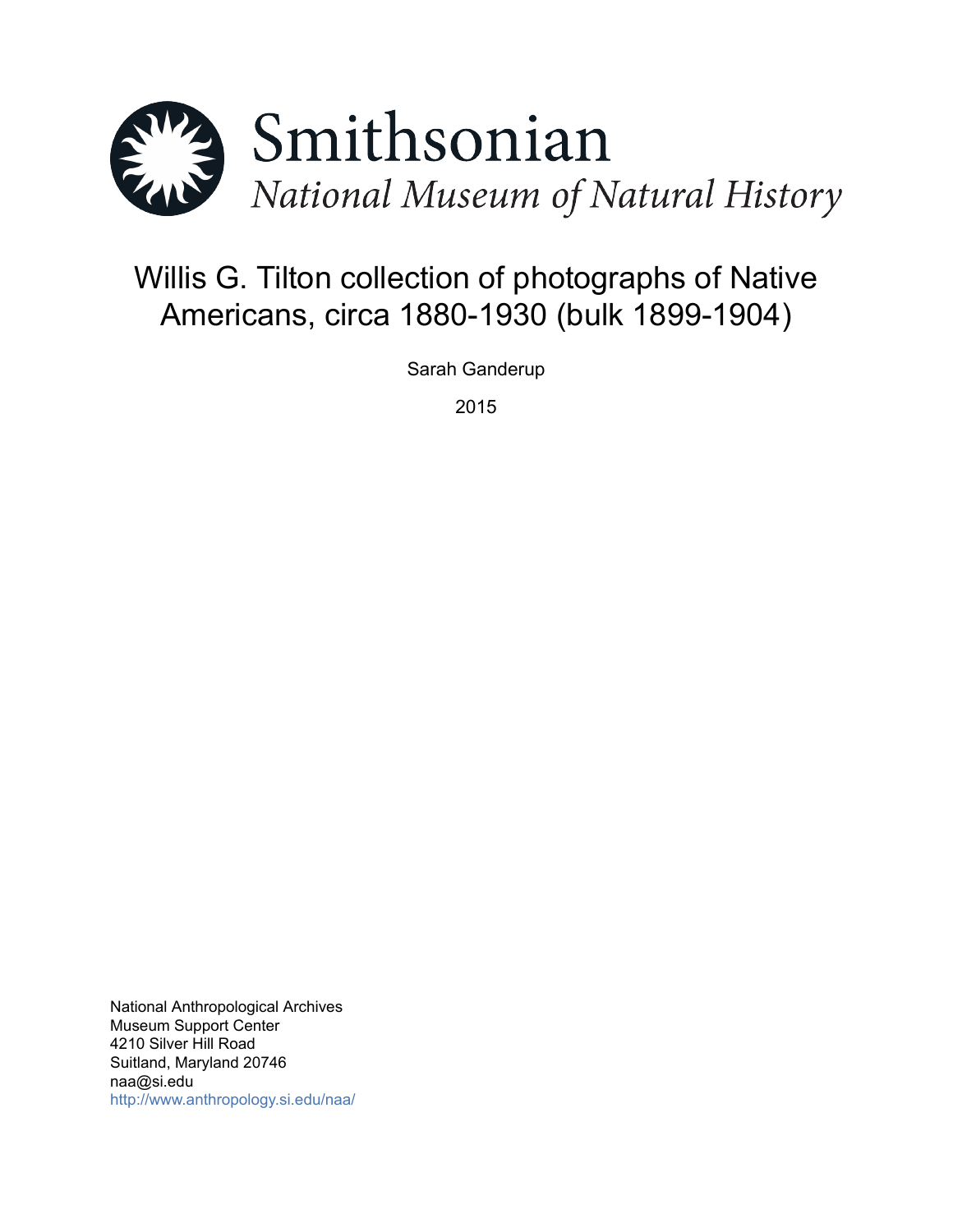Smithsonian

*National Museum of Natural History*

# Willis G. Tilton collection of photographs of Native Americans, circa 1880-1930 (bulk 1899-1904)

Sarah Ganderup

2015

National Anthropological Archives
Museum Support Center
4210 Silver Hill Road
Suitland, Maryland 20746
naa@si.edu
http://www.anthropology.si.edu/naa/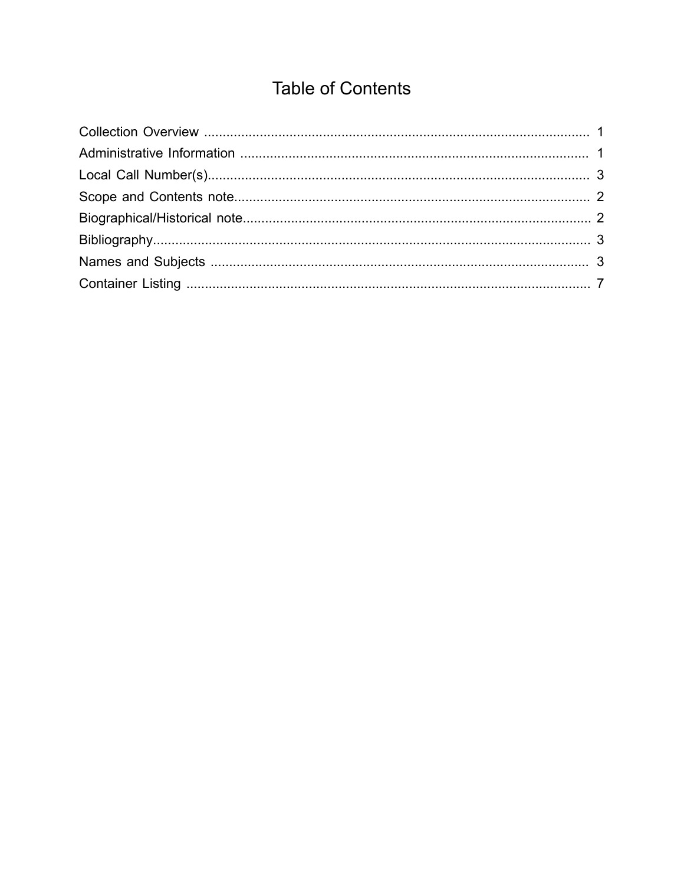# Table of Contents

Collection Overview ........................................................................................................ 1
Administrative Information .............................................................................................. 1
Local Call Number(s)....................................................................................................... 3
Scope and Contents note................................................................................................ 2
Biographical/Historical note.............................................................................................. 2
Bibliography..................................................................................................................... 3
Names and Subjects ...................................................................................................... 3
Container Listing ............................................................................................................. 7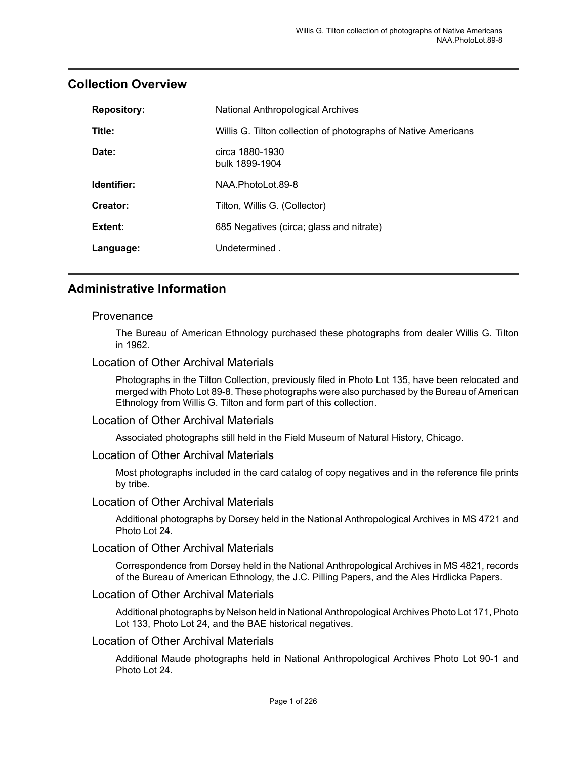## Collection Overview

| | |
|---|---|
| **Repository:** | National Anthropological Archives |
| **Title:** | Willis G. Tilton collection of photographs of Native Americans |
| **Date:** | circa 1880-1930<br>bulk 1899-1904 |
| **Identifier:** | NAA.PhotoLot.89-8 |
| **Creator:** | Tilton, Willis G. (Collector) |
| **Extent:** | 685 Negatives (circa; glass and nitrate) |
| **Language:** | Undetermined . |

## Administrative Information

### Provenance

The Bureau of American Ethnology purchased these photographs from dealer Willis G. Tilton in 1962.

### Location of Other Archival Materials

Photographs in the Tilton Collection, previously filed in Photo Lot 135, have been relocated and merged with Photo Lot 89-8. These photographs were also purchased by the Bureau of American Ethnology from Willis G. Tilton and form part of this collection.

### Location of Other Archival Materials

Associated photographs still held in the Field Museum of Natural History, Chicago.

### Location of Other Archival Materials

Most photographs included in the card catalog of copy negatives and in the reference file prints by tribe.

### Location of Other Archival Materials

Additional photographs by Dorsey held in the National Anthropological Archives in MS 4721 and Photo Lot 24.

### Location of Other Archival Materials

Correspondence from Dorsey held in the National Anthropological Archives in MS 4821, records of the Bureau of American Ethnology, the J.C. Pilling Papers, and the Ales Hrdlicka Papers.

### Location of Other Archival Materials

Additional photographs by Nelson held in National Anthropological Archives Photo Lot 171, Photo Lot 133, Photo Lot 24, and the BAE historical negatives.

### Location of Other Archival Materials

Additional Maude photographs held in National Anthropological Archives Photo Lot 90-1 and Photo Lot 24.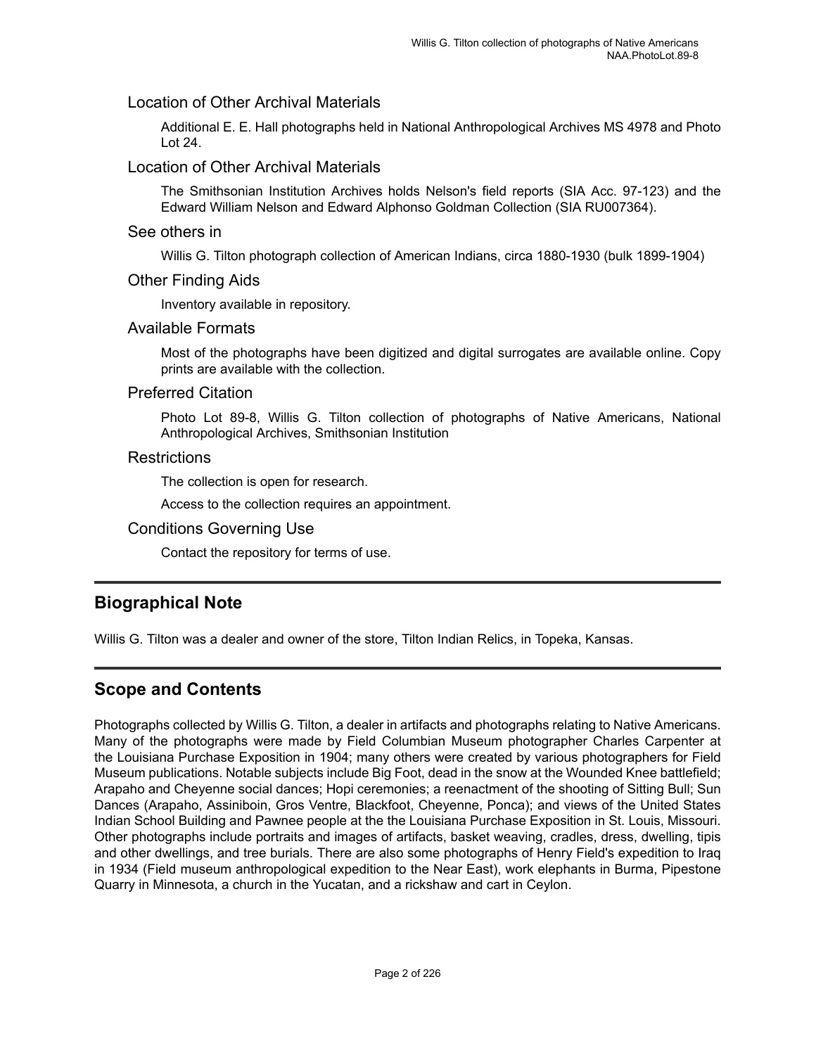### Location of Other Archival Materials

Additional E. E. Hall photographs held in National Anthropological Archives MS 4978 and Photo Lot 24.

### Location of Other Archival Materials

The Smithsonian Institution Archives holds Nelson's field reports (SIA Acc. 97-123) and the Edward William Nelson and Edward Alphonso Goldman Collection (SIA RU007364).

### See others in

Willis G. Tilton photograph collection of American Indians, circa 1880-1930 (bulk 1899-1904)

### Other Finding Aids

Inventory available in repository.

### Available Formats

Most of the photographs have been digitized and digital surrogates are available online. Copy prints are available with the collection.

### Preferred Citation

Photo Lot 89-8, Willis G. Tilton collection of photographs of Native Americans, National Anthropological Archives, Smithsonian Institution

### Restrictions

The collection is open for research.

Access to the collection requires an appointment.

### Conditions Governing Use

Contact the repository for terms of use.

## Biographical Note

Willis G. Tilton was a dealer and owner of the store, Tilton Indian Relics, in Topeka, Kansas.

## Scope and Contents

Photographs collected by Willis G. Tilton, a dealer in artifacts and photographs relating to Native Americans. Many of the photographs were made by Field Columbian Museum photographer Charles Carpenter at the Louisiana Purchase Exposition in 1904; many others were created by various photographers for Field Museum publications. Notable subjects include Big Foot, dead in the snow at the Wounded Knee battlefield; Arapaho and Cheyenne social dances; Hopi ceremonies; a reenactment of the shooting of Sitting Bull; Sun Dances (Arapaho, Assiniboin, Gros Ventre, Blackfoot, Cheyenne, Ponca); and views of the United States Indian School Building and Pawnee people at the the Louisiana Purchase Exposition in St. Louis, Missouri. Other photographs include portraits and images of artifacts, basket weaving, cradles, dress, dwelling, tipis and other dwellings, and tree burials. There are also some photographs of Henry Field's expedition to Iraq in 1934 (Field museum anthropological expedition to the Near East), work elephants in Burma, Pipestone Quarry in Minnesota, a church in the Yucatan, and a rickshaw and cart in Ceylon.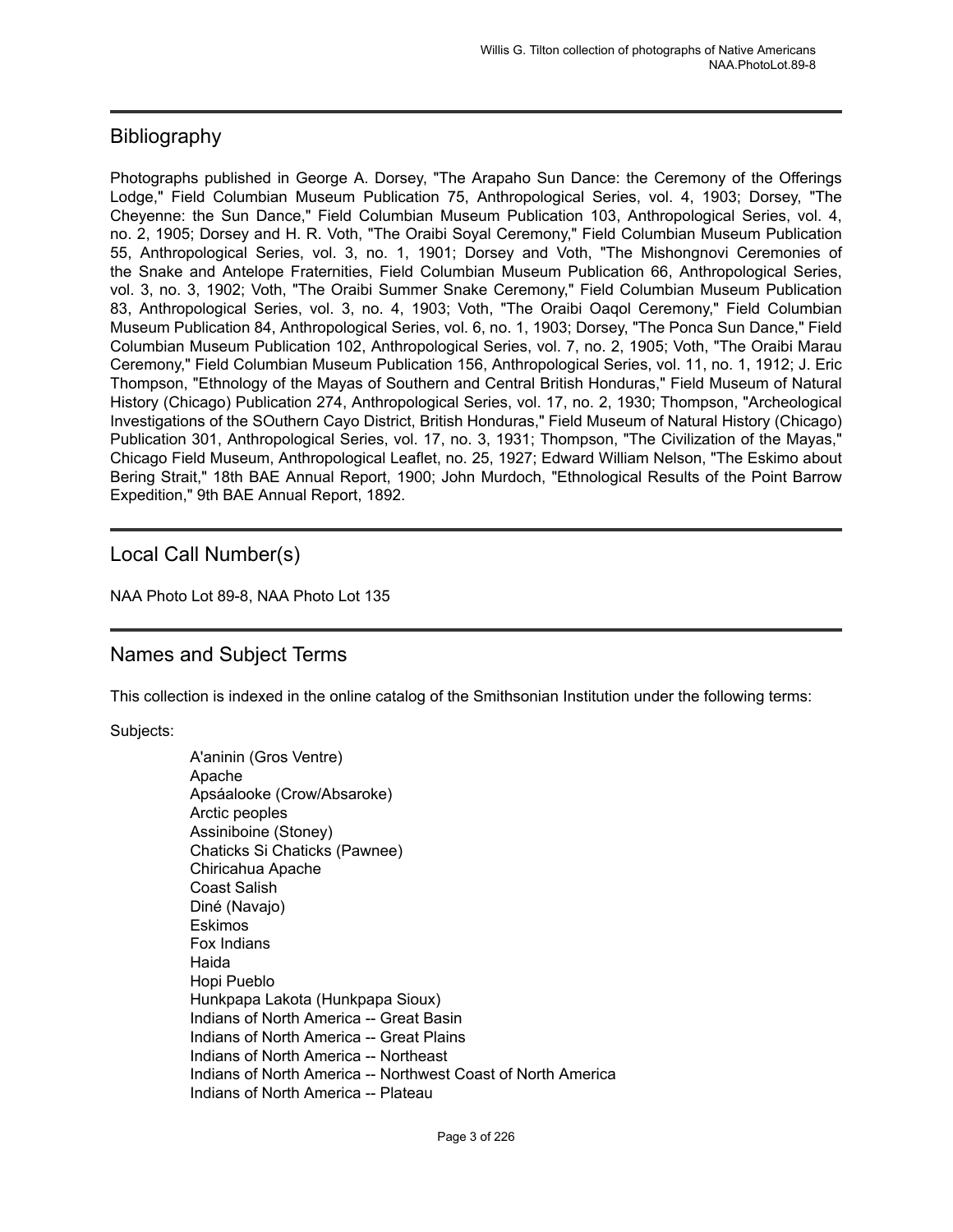## Bibliography

Photographs published in George A. Dorsey, "The Arapaho Sun Dance: the Ceremony of the Offerings Lodge," Field Columbian Museum Publication 75, Anthropological Series, vol. 4, 1903; Dorsey, "The Cheyenne: the Sun Dance," Field Columbian Museum Publication 103, Anthropological Series, vol. 4, no. 2, 1905; Dorsey and H. R. Voth, "The Oraibi Soyal Ceremony," Field Columbian Museum Publication 55, Anthropological Series, vol. 3, no. 1, 1901; Dorsey and Voth, "The Mishongnovi Ceremonies of the Snake and Antelope Fraternities, Field Columbian Museum Publication 66, Anthropological Series, vol. 3, no. 3, 1902; Voth, "The Oraibi Summer Snake Ceremony," Field Columbian Museum Publication 83, Anthropological Series, vol. 3, no. 4, 1903; Voth, "The Oraibi Oaqol Ceremony," Field Columbian Museum Publication 84, Anthropological Series, vol. 6, no. 1, 1903; Dorsey, "The Ponca Sun Dance," Field Columbian Museum Publication 102, Anthropological Series, vol. 7, no. 2, 1905; Voth, "The Oraibi Marau Ceremony," Field Columbian Museum Publication 156, Anthropological Series, vol. 11, no. 1, 1912; J. Eric Thompson, "Ethnology of the Mayas of Southern and Central British Honduras," Field Museum of Natural History (Chicago) Publication 274, Anthropological Series, vol. 17, no. 2, 1930; Thompson, "Archeological Investigations of the SOuthern Cayo District, British Honduras," Field Museum of Natural History (Chicago) Publication 301, Anthropological Series, vol. 17, no. 3, 1931; Thompson, "The Civilization of the Mayas," Chicago Field Museum, Anthropological Leaflet, no. 25, 1927; Edward William Nelson, "The Eskimo about Bering Strait," 18th BAE Annual Report, 1900; John Murdoch, "Ethnological Results of the Point Barrow Expedition," 9th BAE Annual Report, 1892.

## Local Call Number(s)

NAA Photo Lot 89-8, NAA Photo Lot 135

## Names and Subject Terms

This collection is indexed in the online catalog of the Smithsonian Institution under the following terms:

Subjects:

- A'aninin (Gros Ventre)
- Apache
- Apsáalooke (Crow/Absaroke)
- Arctic peoples
- Assiniboine (Stoney)
- Chaticks Si Chaticks (Pawnee)
- Chiricahua Apache
- Coast Salish
- Diné (Navajo)
- Eskimos
- Fox Indians
- Haida
- Hopi Pueblo
- Hunkpapa Lakota (Hunkpapa Sioux)
- Indians of North America -- Great Basin
- Indians of North America -- Great Plains
- Indians of North America -- Northeast
- Indians of North America -- Northwest Coast of North America
- Indians of North America -- Plateau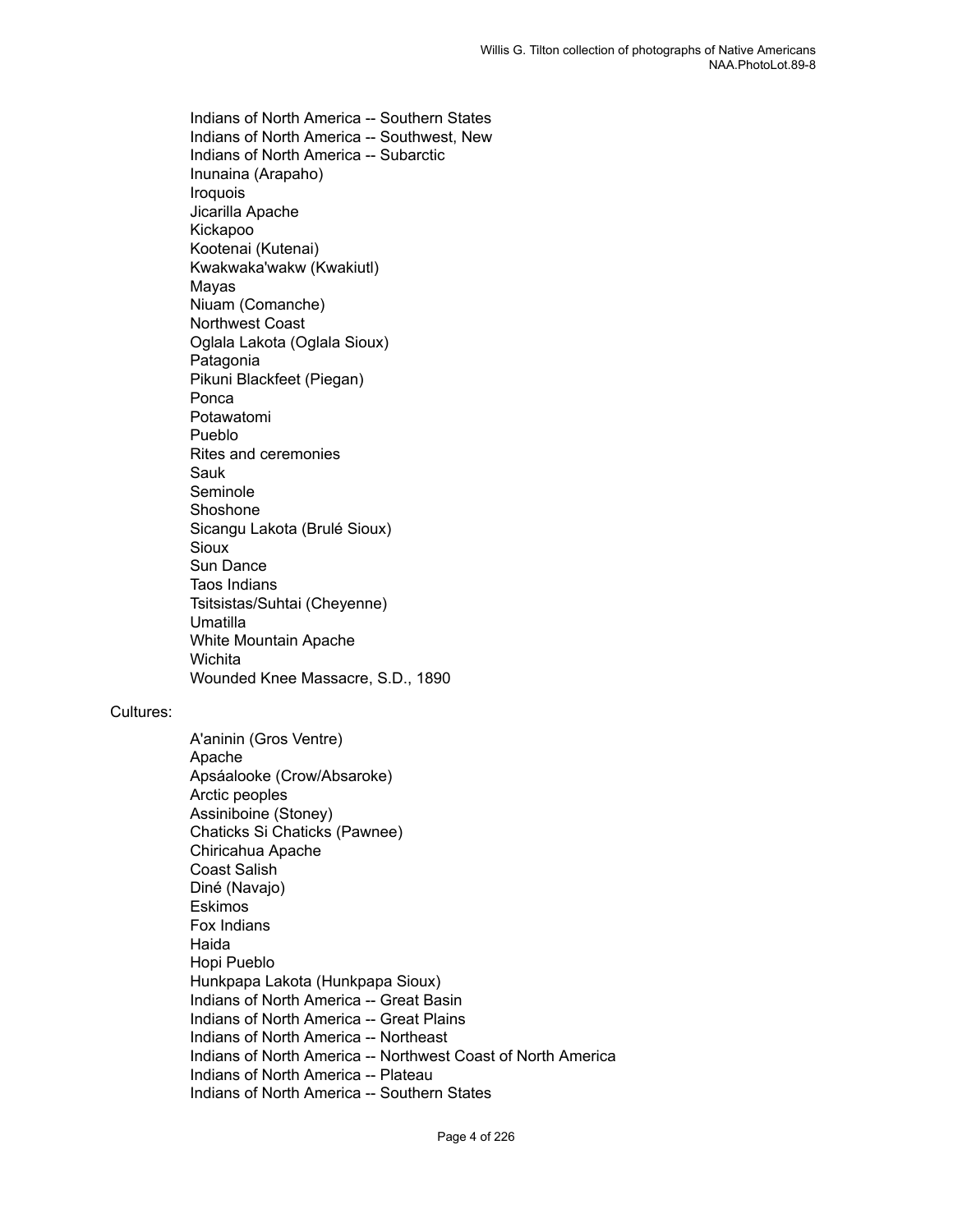Indians of North America -- Southern States
Indians of North America -- Southwest, New
Indians of North America -- Subarctic
Inunaina (Arapaho)
Iroquois
Jicarilla Apache
Kickapoo
Kootenai (Kutenai)
Kwakwaka'wakw (Kwakiutl)
Mayas
Niuam (Comanche)
Northwest Coast
Oglala Lakota (Oglala Sioux)
Patagonia
Pikuni Blackfeet (Piegan)
Ponca
Potawatomi
Pueblo
Rites and ceremonies
Sauk
Seminole
Shoshone
Sicangu Lakota (Brulé Sioux)
Sioux
Sun Dance
Taos Indians
Tsitsistas/Suhtai (Cheyenne)
Umatilla
White Mountain Apache
Wichita
Wounded Knee Massacre, S.D., 1890

Cultures:

A'aninin (Gros Ventre)
Apache
Apsáalooke (Crow/Absaroke)
Arctic peoples
Assiniboine (Stoney)
Chaticks Si Chaticks (Pawnee)
Chiricahua Apache
Coast Salish
Diné (Navajo)
Eskimos
Fox Indians
Haida
Hopi Pueblo
Hunkpapa Lakota (Hunkpapa Sioux)
Indians of North America -- Great Basin
Indians of North America -- Great Plains
Indians of North America -- Northeast
Indians of North America -- Northwest Coast of North America
Indians of North America -- Plateau
Indians of North America -- Southern States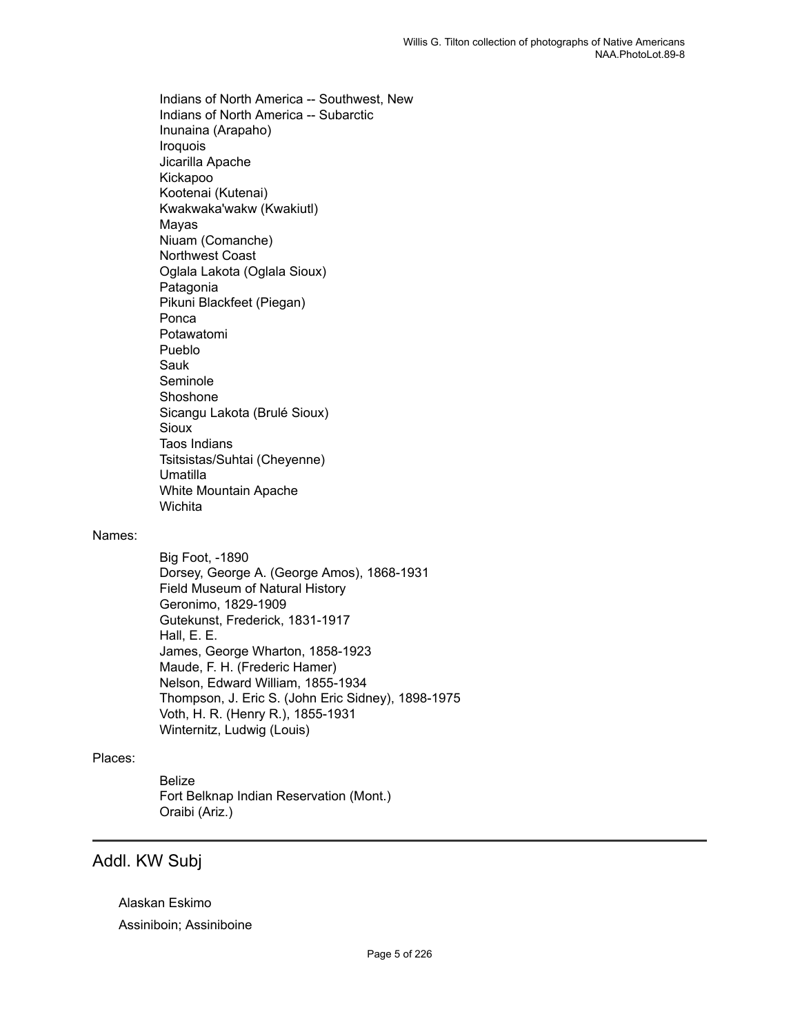Indians of North America -- Southwest, New
Indians of North America -- Subarctic
Inunaina (Arapaho)
Iroquois
Jicarilla Apache
Kickapoo
Kootenai (Kutenai)
Kwakwaka'wakw (Kwakiutl)
Mayas
Niuam (Comanche)
Northwest Coast
Oglala Lakota (Oglala Sioux)
Patagonia
Pikuni Blackfeet (Piegan)
Ponca
Potawatomi
Pueblo
Sauk
Seminole
Shoshone
Sicangu Lakota (Brulé Sioux)
Sioux
Taos Indians
Tsitsistas/Suhtai (Cheyenne)
Umatilla
White Mountain Apache
Wichita

Names:

Big Foot, -1890
Dorsey, George A. (George Amos), 1868-1931
Field Museum of Natural History
Geronimo, 1829-1909
Gutekunst, Frederick, 1831-1917
Hall, E. E.
James, George Wharton, 1858-1923
Maude, F. H. (Frederic Hamer)
Nelson, Edward William, 1855-1934
Thompson, J. Eric S. (John Eric Sidney), 1898-1975
Voth, H. R. (Henry R.), 1855-1931
Winternitz, Ludwig (Louis)

Places:

Belize
Fort Belknap Indian Reservation (Mont.)
Oraibi (Ariz.)

## Addl. KW Subj

Alaskan Eskimo

Assiniboin; Assiniboine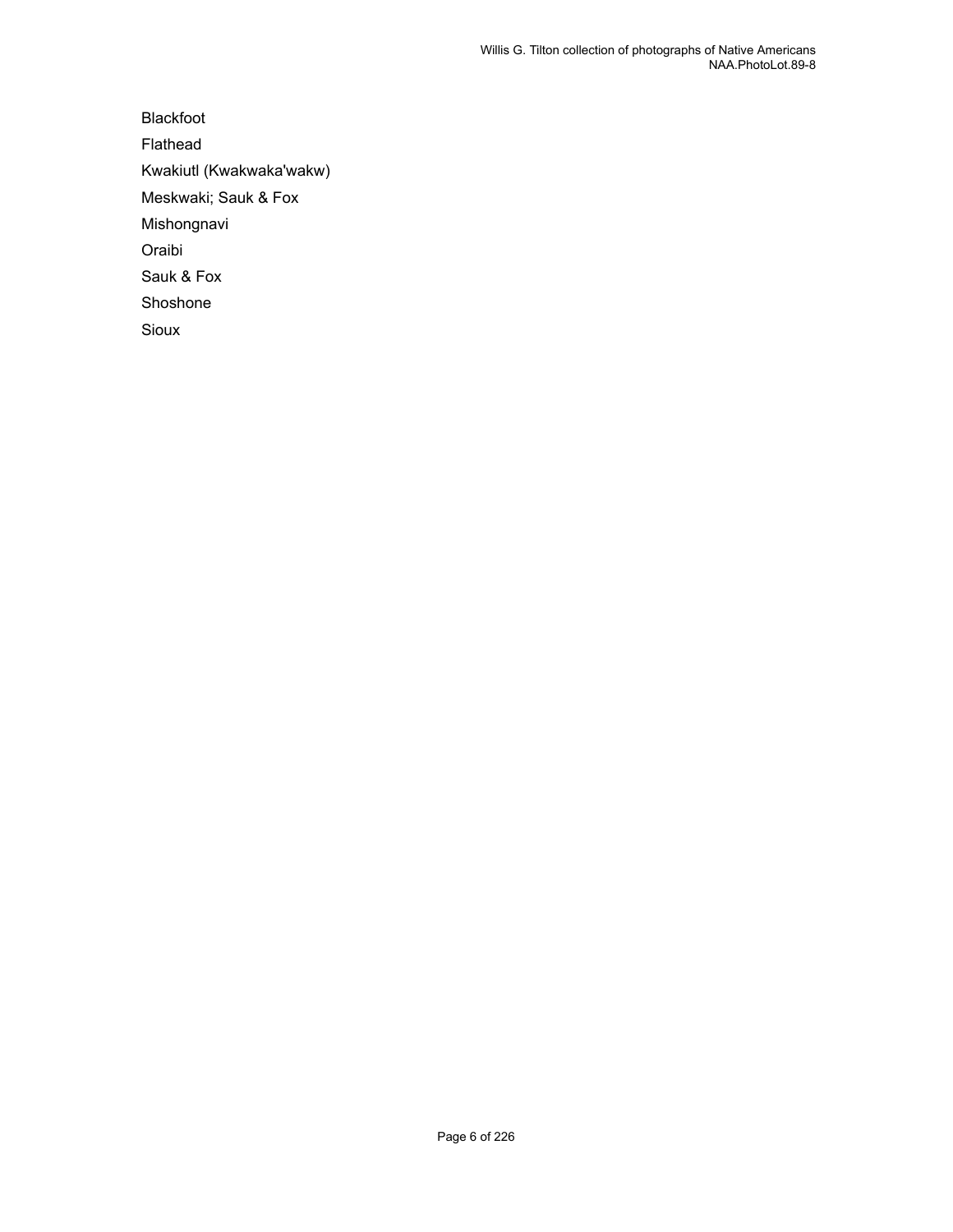Blackfoot

Flathead

Kwakiutl (Kwakwaka'wakw)

Meskwaki; Sauk & Fox

Mishongnavi

Oraibi

Sauk & Fox

Shoshone

Sioux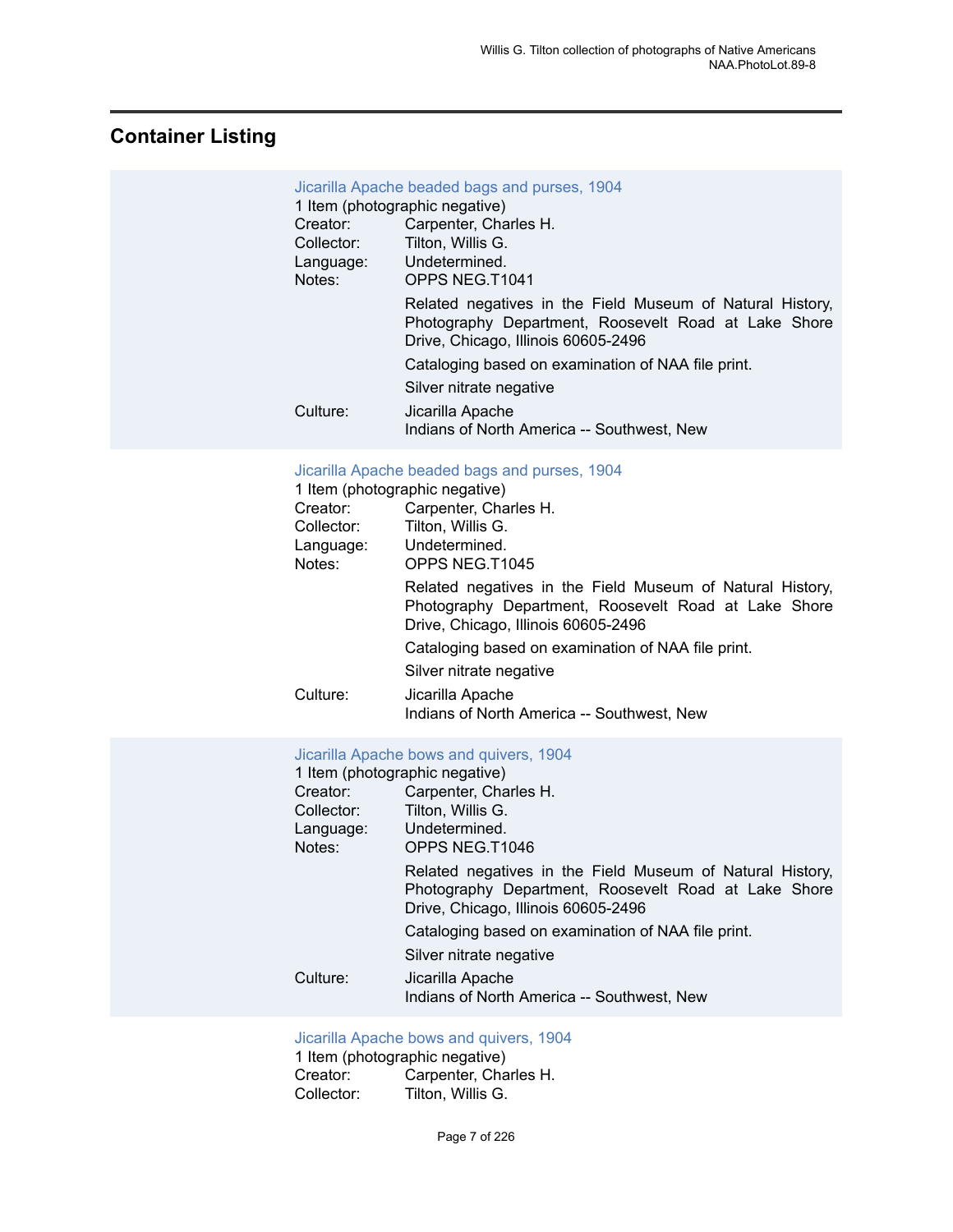## Container Listing

Jicarilla Apache beaded bags and purses, 1904

1 Item (photographic negative)

Creator: Carpenter, Charles H.

Collector: Tilton, Willis G.

Language: Undetermined.

Notes: OPPS NEG.T1041

Related negatives in the Field Museum of Natural History, Photography Department, Roosevelt Road at Lake Shore Drive, Chicago, Illinois 60605-2496

Cataloging based on examination of NAA file print.

Silver nitrate negative

Culture: Jicarilla Apache

Indians of North America -- Southwest, New

Jicarilla Apache beaded bags and purses, 1904

1 Item (photographic negative)

Creator: Carpenter, Charles H.

Collector: Tilton, Willis G.

Language: Undetermined.

Notes: OPPS NEG.T1045

Related negatives in the Field Museum of Natural History, Photography Department, Roosevelt Road at Lake Shore Drive, Chicago, Illinois 60605-2496

Cataloging based on examination of NAA file print.

Silver nitrate negative

Culture: Jicarilla Apache

Indians of North America -- Southwest, New

Jicarilla Apache bows and quivers, 1904

1 Item (photographic negative)

Creator: Carpenter, Charles H.

Collector: Tilton, Willis G.

Language: Undetermined.

Notes: OPPS NEG.T1046

Related negatives in the Field Museum of Natural History, Photography Department, Roosevelt Road at Lake Shore Drive, Chicago, Illinois 60605-2496

Cataloging based on examination of NAA file print.

Silver nitrate negative

Culture: Jicarilla Apache

Indians of North America -- Southwest, New

Jicarilla Apache bows and quivers, 1904

1 Item (photographic negative)

Creator: Carpenter, Charles H.

Collector: Tilton, Willis G.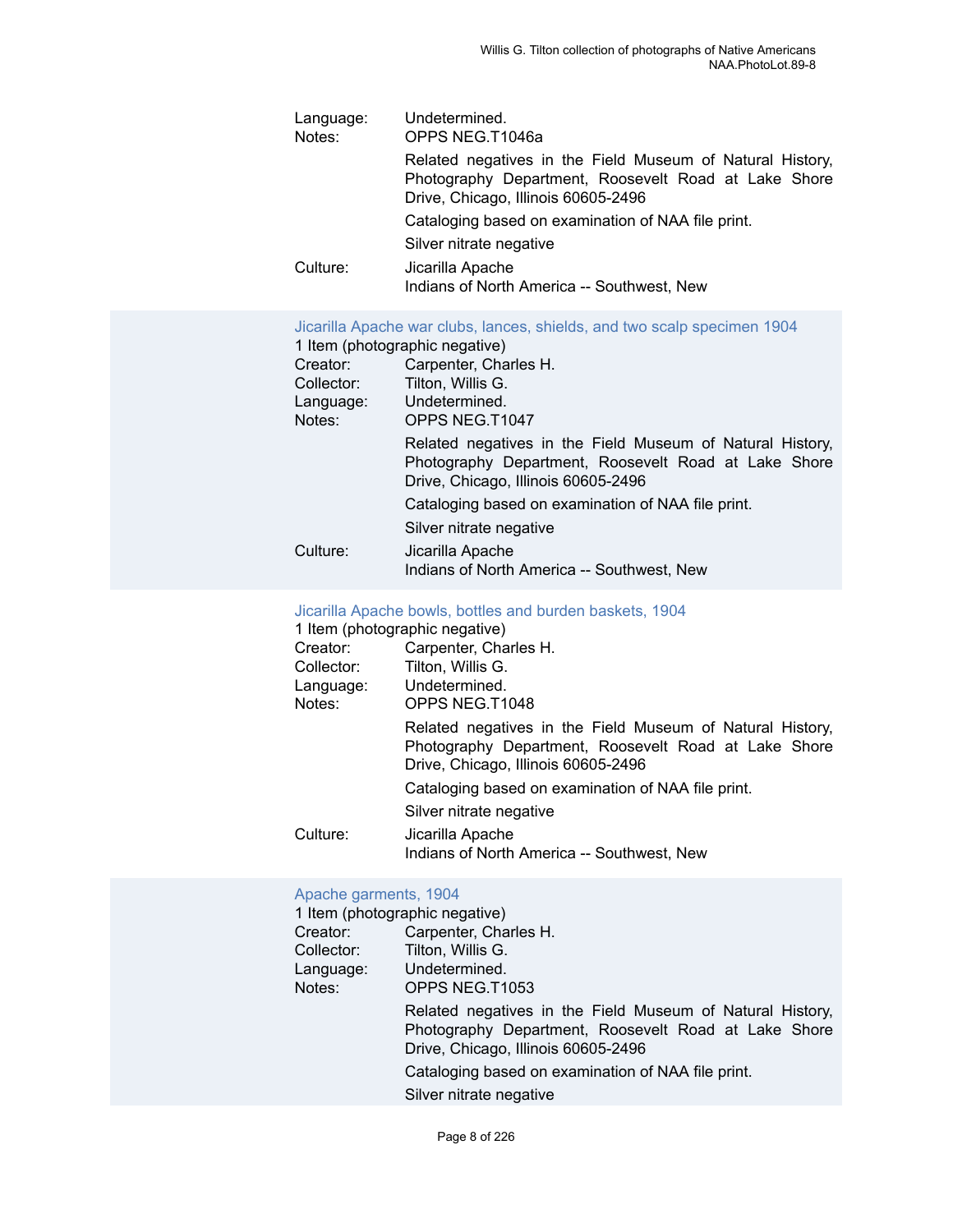Language: Undetermined.
Notes: OPPS NEG.T1046a

Related negatives in the Field Museum of Natural History, Photography Department, Roosevelt Road at Lake Shore Drive, Chicago, Illinois 60605-2496

Cataloging based on examination of NAA file print.

Silver nitrate negative

Culture: Jicarilla Apache
Indians of North America -- Southwest, New

### Jicarilla Apache war clubs, lances, shields, and two scalp specimen 1904

1 Item (photographic negative)
Creator: Carpenter, Charles H.
Collector: Tilton, Willis G.
Language: Undetermined.
Notes: OPPS NEG.T1047

Related negatives in the Field Museum of Natural History, Photography Department, Roosevelt Road at Lake Shore Drive, Chicago, Illinois 60605-2496

Cataloging based on examination of NAA file print.

Silver nitrate negative

Culture: Jicarilla Apache
Indians of North America -- Southwest, New

### Jicarilla Apache bowls, bottles and burden baskets, 1904

1 Item (photographic negative)
Creator: Carpenter, Charles H.
Collector: Tilton, Willis G.
Language: Undetermined.
Notes: OPPS NEG.T1048

Related negatives in the Field Museum of Natural History, Photography Department, Roosevelt Road at Lake Shore Drive, Chicago, Illinois 60605-2496

Cataloging based on examination of NAA file print.

Silver nitrate negative

Culture: Jicarilla Apache
Indians of North America -- Southwest, New

### Apache garments, 1904

1 Item (photographic negative)
Creator: Carpenter, Charles H.
Collector: Tilton, Willis G.
Language: Undetermined.
Notes: OPPS NEG.T1053

Related negatives in the Field Museum of Natural History, Photography Department, Roosevelt Road at Lake Shore Drive, Chicago, Illinois 60605-2496

Cataloging based on examination of NAA file print.

Silver nitrate negative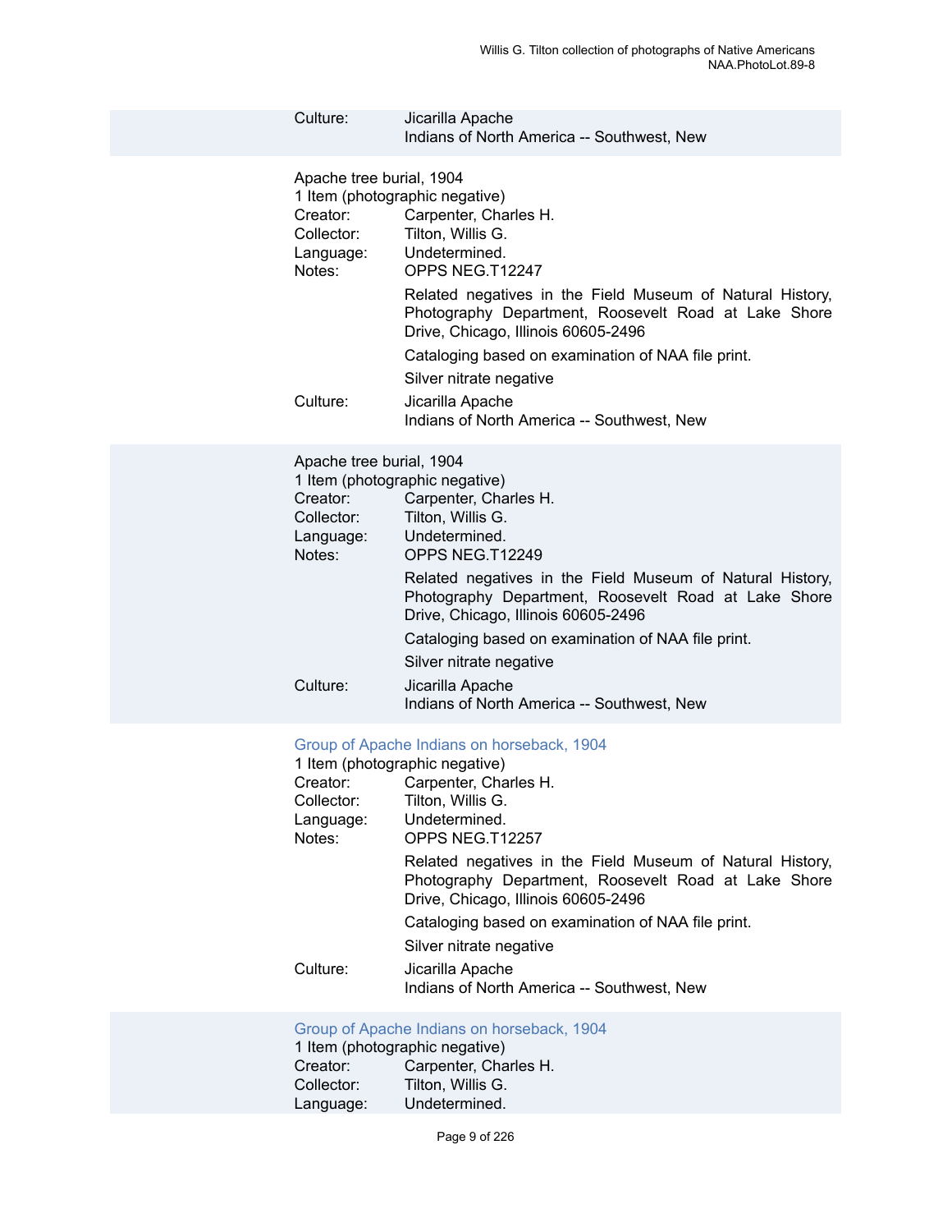Culture: Jicarilla Apache
Indians of North America -- Southwest, New

Apache tree burial, 1904
1 Item (photographic negative)
Creator: Carpenter, Charles H.
Collector: Tilton, Willis G.
Language: Undetermined.
Notes: OPPS NEG.T12247

Related negatives in the Field Museum of Natural History, Photography Department, Roosevelt Road at Lake Shore Drive, Chicago, Illinois 60605-2496

Cataloging based on examination of NAA file print.

Silver nitrate negative

Culture: Jicarilla Apache
Indians of North America -- Southwest, New

Apache tree burial, 1904
1 Item (photographic negative)
Creator: Carpenter, Charles H.
Collector: Tilton, Willis G.
Language: Undetermined.
Notes: OPPS NEG.T12249

Related negatives in the Field Museum of Natural History, Photography Department, Roosevelt Road at Lake Shore Drive, Chicago, Illinois 60605-2496

Cataloging based on examination of NAA file print.

Silver nitrate negative

Culture: Jicarilla Apache
Indians of North America -- Southwest, New

Group of Apache Indians on horseback, 1904
1 Item (photographic negative)
Creator: Carpenter, Charles H.
Collector: Tilton, Willis G.
Language: Undetermined.
Notes: OPPS NEG.T12257

Related negatives in the Field Museum of Natural History, Photography Department, Roosevelt Road at Lake Shore Drive, Chicago, Illinois 60605-2496

Cataloging based on examination of NAA file print.

Silver nitrate negative

Culture: Jicarilla Apache
Indians of North America -- Southwest, New

Group of Apache Indians on horseback, 1904
1 Item (photographic negative)
Creator: Carpenter, Charles H.
Collector: Tilton, Willis G.
Language: Undetermined.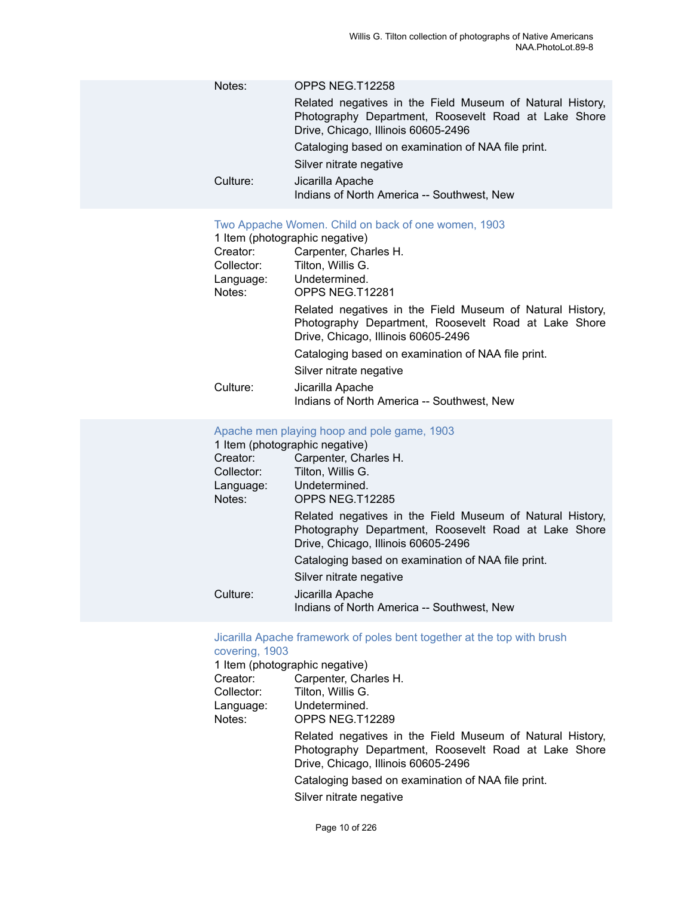Notes: OPPS NEG.T12258

Related negatives in the Field Museum of Natural History, Photography Department, Roosevelt Road at Lake Shore Drive, Chicago, Illinois 60605-2496

Cataloging based on examination of NAA file print.

Silver nitrate negative

Culture: Jicarilla Apache
Indians of North America -- Southwest, New

### Two Appache Women. Child on back of one women, 1903

1 Item (photographic negative)

Creator: Carpenter, Charles H.
Collector: Tilton, Willis G.
Language: Undetermined.
Notes: OPPS NEG.T12281

Related negatives in the Field Museum of Natural History, Photography Department, Roosevelt Road at Lake Shore Drive, Chicago, Illinois 60605-2496

Cataloging based on examination of NAA file print.

Silver nitrate negative

Culture: Jicarilla Apache
Indians of North America -- Southwest, New

### Apache men playing hoop and pole game, 1903

1 Item (photographic negative)

Creator: Carpenter, Charles H.
Collector: Tilton, Willis G.
Language: Undetermined.
Notes: OPPS NEG.T12285

Related negatives in the Field Museum of Natural History, Photography Department, Roosevelt Road at Lake Shore Drive, Chicago, Illinois 60605-2496

Cataloging based on examination of NAA file print.

Silver nitrate negative

Culture: Jicarilla Apache
Indians of North America -- Southwest, New

### Jicarilla Apache framework of poles bent together at the top with brush covering, 1903

1 Item (photographic negative)

Creator: Carpenter, Charles H.
Collector: Tilton, Willis G.
Language: Undetermined.
Notes: OPPS NEG.T12289

Related negatives in the Field Museum of Natural History, Photography Department, Roosevelt Road at Lake Shore Drive, Chicago, Illinois 60605-2496

Cataloging based on examination of NAA file print.

Silver nitrate negative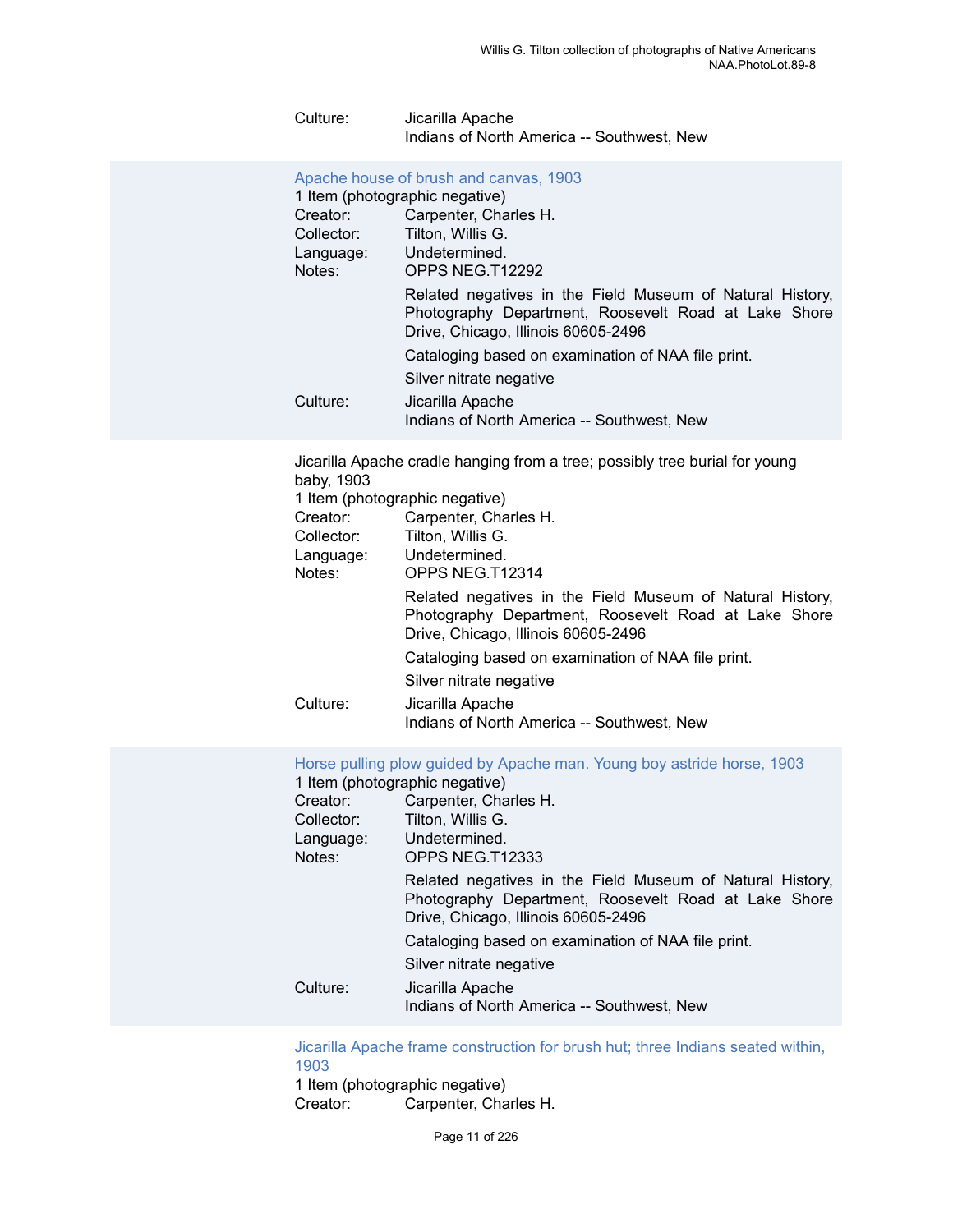Culture: Jicarilla Apache
Indians of North America -- Southwest, New

### Apache house of brush and canvas, 1903

1 Item (photographic negative)

Creator: Carpenter, Charles H.
Collector: Tilton, Willis G.
Language: Undetermined.
Notes: OPPS NEG.T12292

Related negatives in the Field Museum of Natural History, Photography Department, Roosevelt Road at Lake Shore Drive, Chicago, Illinois 60605-2496

Cataloging based on examination of NAA file print.

Silver nitrate negative

Culture: Jicarilla Apache
Indians of North America -- Southwest, New

### Jicarilla Apache cradle hanging from a tree; possibly tree burial for young baby, 1903

1 Item (photographic negative)

Creator: Carpenter, Charles H.
Collector: Tilton, Willis G.
Language: Undetermined.
Notes: OPPS NEG.T12314

Related negatives in the Field Museum of Natural History, Photography Department, Roosevelt Road at Lake Shore Drive, Chicago, Illinois 60605-2496

Cataloging based on examination of NAA file print.

Silver nitrate negative

Culture: Jicarilla Apache
Indians of North America -- Southwest, New

### Horse pulling plow guided by Apache man. Young boy astride horse, 1903

1 Item (photographic negative)

Creator: Carpenter, Charles H.
Collector: Tilton, Willis G.
Language: Undetermined.
Notes: OPPS NEG.T12333

Related negatives in the Field Museum of Natural History, Photography Department, Roosevelt Road at Lake Shore Drive, Chicago, Illinois 60605-2496

Cataloging based on examination of NAA file print.

Silver nitrate negative

Culture: Jicarilla Apache
Indians of North America -- Southwest, New

### Jicarilla Apache frame construction for brush hut; three Indians seated within, 1903

1 Item (photographic negative)

Creator: Carpenter, Charles H.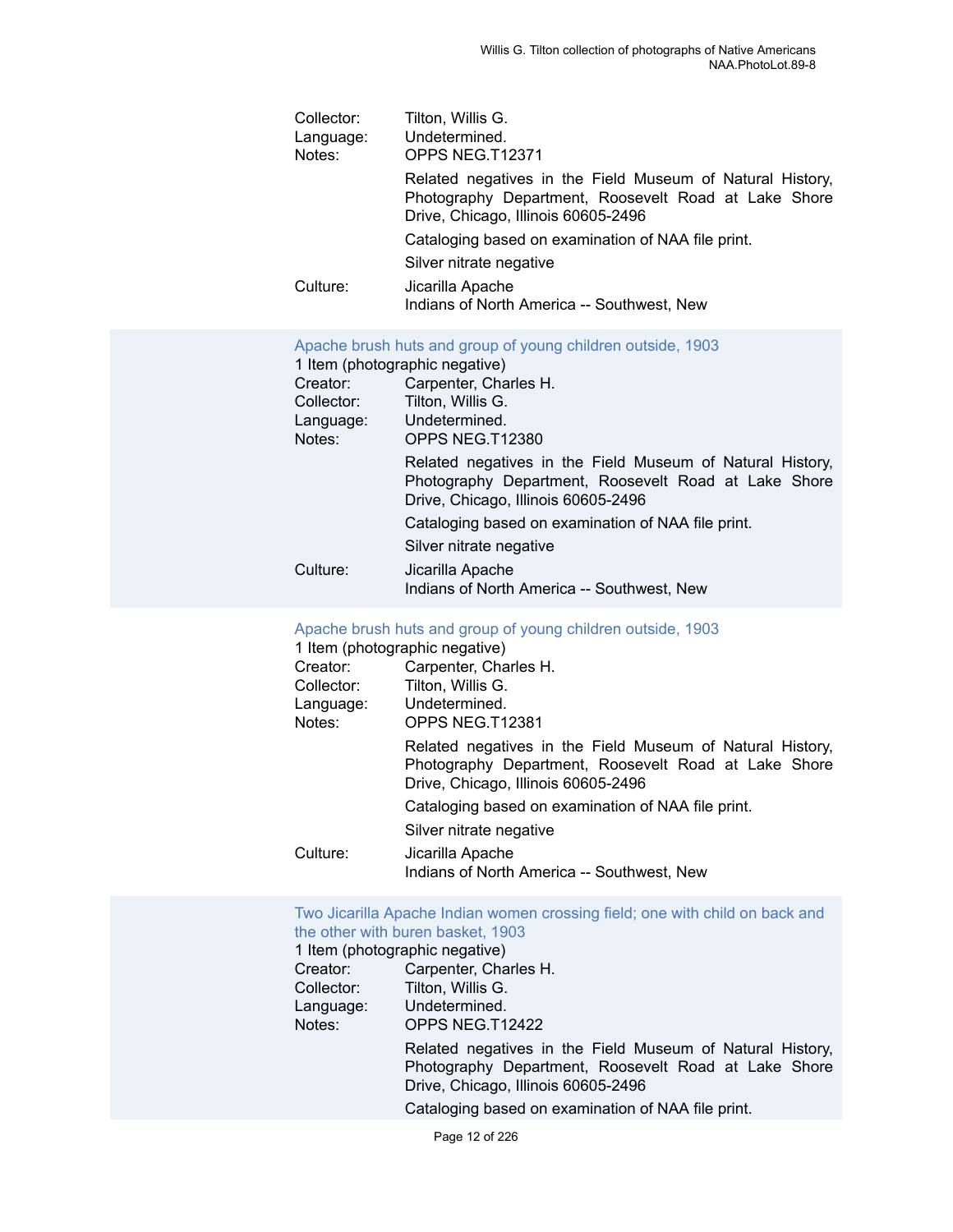Collector: Tilton, Willis G.
Language: Undetermined.
Notes: OPPS NEG.T12371

Related negatives in the Field Museum of Natural History, Photography Department, Roosevelt Road at Lake Shore Drive, Chicago, Illinois 60605-2496

Cataloging based on examination of NAA file print.

Silver nitrate negative

Culture: Jicarilla Apache
Indians of North America -- Southwest, New

### Apache brush huts and group of young children outside, 1903

1 Item (photographic negative)

Creator: Carpenter, Charles H.
Collector: Tilton, Willis G.
Language: Undetermined.
Notes: OPPS NEG.T12380

Related negatives in the Field Museum of Natural History, Photography Department, Roosevelt Road at Lake Shore Drive, Chicago, Illinois 60605-2496

Cataloging based on examination of NAA file print.

Silver nitrate negative

Culture: Jicarilla Apache
Indians of North America -- Southwest, New

### Apache brush huts and group of young children outside, 1903

1 Item (photographic negative)

Creator: Carpenter, Charles H.
Collector: Tilton, Willis G.
Language: Undetermined.
Notes: OPPS NEG.T12381

Related negatives in the Field Museum of Natural History, Photography Department, Roosevelt Road at Lake Shore Drive, Chicago, Illinois 60605-2496

Cataloging based on examination of NAA file print.

Silver nitrate negative

Culture: Jicarilla Apache
Indians of North America -- Southwest, New

### Two Jicarilla Apache Indian women crossing field; one with child on back and the other with buren basket, 1903

1 Item (photographic negative)

Creator: Carpenter, Charles H.
Collector: Tilton, Willis G.
Language: Undetermined.
Notes: OPPS NEG.T12422

Related negatives in the Field Museum of Natural History, Photography Department, Roosevelt Road at Lake Shore Drive, Chicago, Illinois 60605-2496

Cataloging based on examination of NAA file print.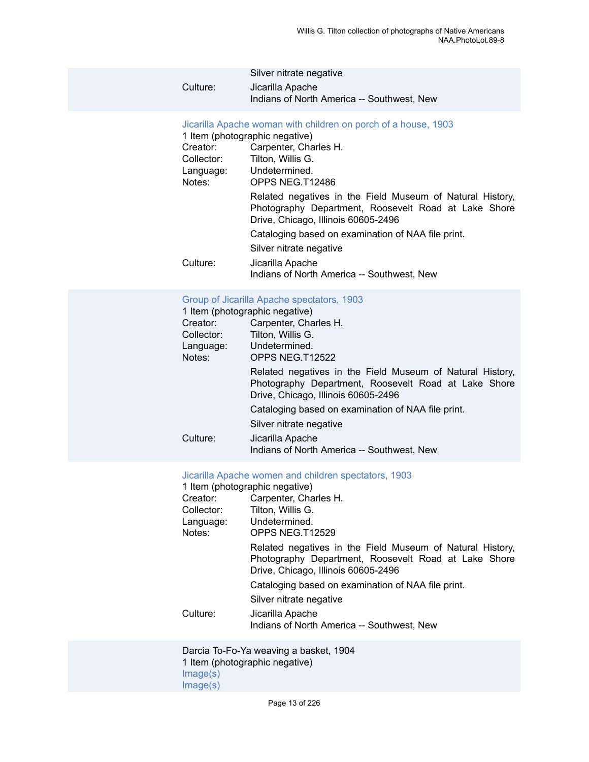Silver nitrate negative

Culture: Jicarilla Apache
Indians of North America -- Southwest, New

Jicarilla Apache woman with children on porch of a house, 1903
1 Item (photographic negative)
Creator: Carpenter, Charles H.
Collector: Tilton, Willis G.
Language: Undetermined.
Notes: OPPS NEG.T12486

Related negatives in the Field Museum of Natural History, Photography Department, Roosevelt Road at Lake Shore Drive, Chicago, Illinois 60605-2496

Cataloging based on examination of NAA file print.

Silver nitrate negative

Culture: Jicarilla Apache
Indians of North America -- Southwest, New

Group of Jicarilla Apache spectators, 1903
1 Item (photographic negative)
Creator: Carpenter, Charles H.
Collector: Tilton, Willis G.
Language: Undetermined.
Notes: OPPS NEG.T12522

Related negatives in the Field Museum of Natural History, Photography Department, Roosevelt Road at Lake Shore Drive, Chicago, Illinois 60605-2496

Cataloging based on examination of NAA file print.

Silver nitrate negative

Culture: Jicarilla Apache
Indians of North America -- Southwest, New

Jicarilla Apache women and children spectators, 1903
1 Item (photographic negative)
Creator: Carpenter, Charles H.
Collector: Tilton, Willis G.
Language: Undetermined.
Notes: OPPS NEG.T12529

Related negatives in the Field Museum of Natural History, Photography Department, Roosevelt Road at Lake Shore Drive, Chicago, Illinois 60605-2496

Cataloging based on examination of NAA file print.

Silver nitrate negative

Culture: Jicarilla Apache
Indians of North America -- Southwest, New

Darcia To-Fo-Ya weaving a basket, 1904
1 Item (photographic negative)
Image(s)
Image(s)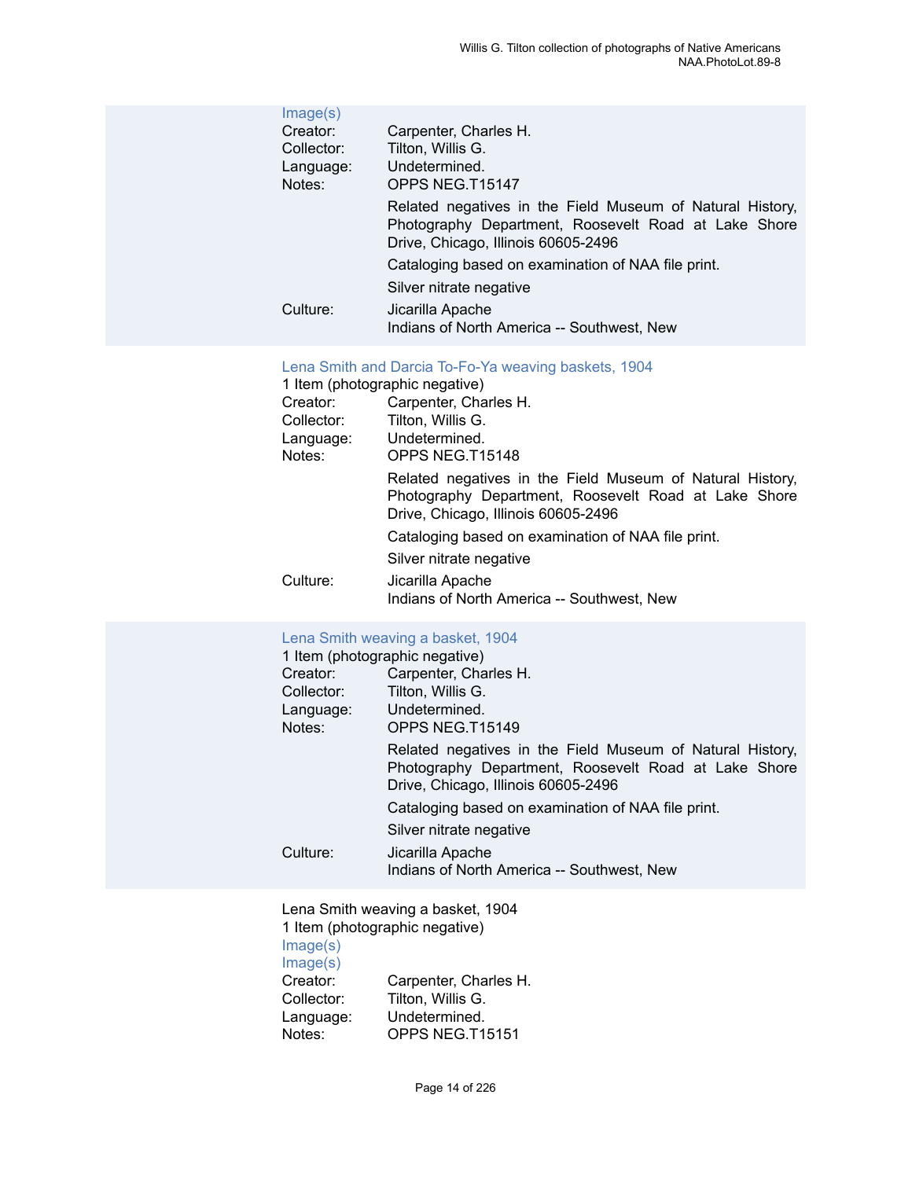Image(s)

Creator: Carpenter, Charles H.
Collector: Tilton, Willis G.
Language: Undetermined.
Notes: OPPS NEG.T15147

Related negatives in the Field Museum of Natural History, Photography Department, Roosevelt Road at Lake Shore Drive, Chicago, Illinois 60605-2496

Cataloging based on examination of NAA file print.

Silver nitrate negative

Culture: Jicarilla Apache
Indians of North America -- Southwest, New

### Lena Smith and Darcia To-Fo-Ya weaving baskets, 1904

1 Item (photographic negative)

Creator: Carpenter, Charles H.
Collector: Tilton, Willis G.
Language: Undetermined.
Notes: OPPS NEG.T15148

Related negatives in the Field Museum of Natural History, Photography Department, Roosevelt Road at Lake Shore Drive, Chicago, Illinois 60605-2496

Cataloging based on examination of NAA file print.

Silver nitrate negative

Culture: Jicarilla Apache
Indians of North America -- Southwest, New

### Lena Smith weaving a basket, 1904

1 Item (photographic negative)

Creator: Carpenter, Charles H.
Collector: Tilton, Willis G.
Language: Undetermined.
Notes: OPPS NEG.T15149

Related negatives in the Field Museum of Natural History, Photography Department, Roosevelt Road at Lake Shore Drive, Chicago, Illinois 60605-2496

Cataloging based on examination of NAA file print.

Silver nitrate negative

Culture: Jicarilla Apache
Indians of North America -- Southwest, New

### Lena Smith weaving a basket, 1904

1 Item (photographic negative)

Image(s)

Image(s)

Creator: Carpenter, Charles H.
Collector: Tilton, Willis G.
Language: Undetermined.
Notes: OPPS NEG.T15151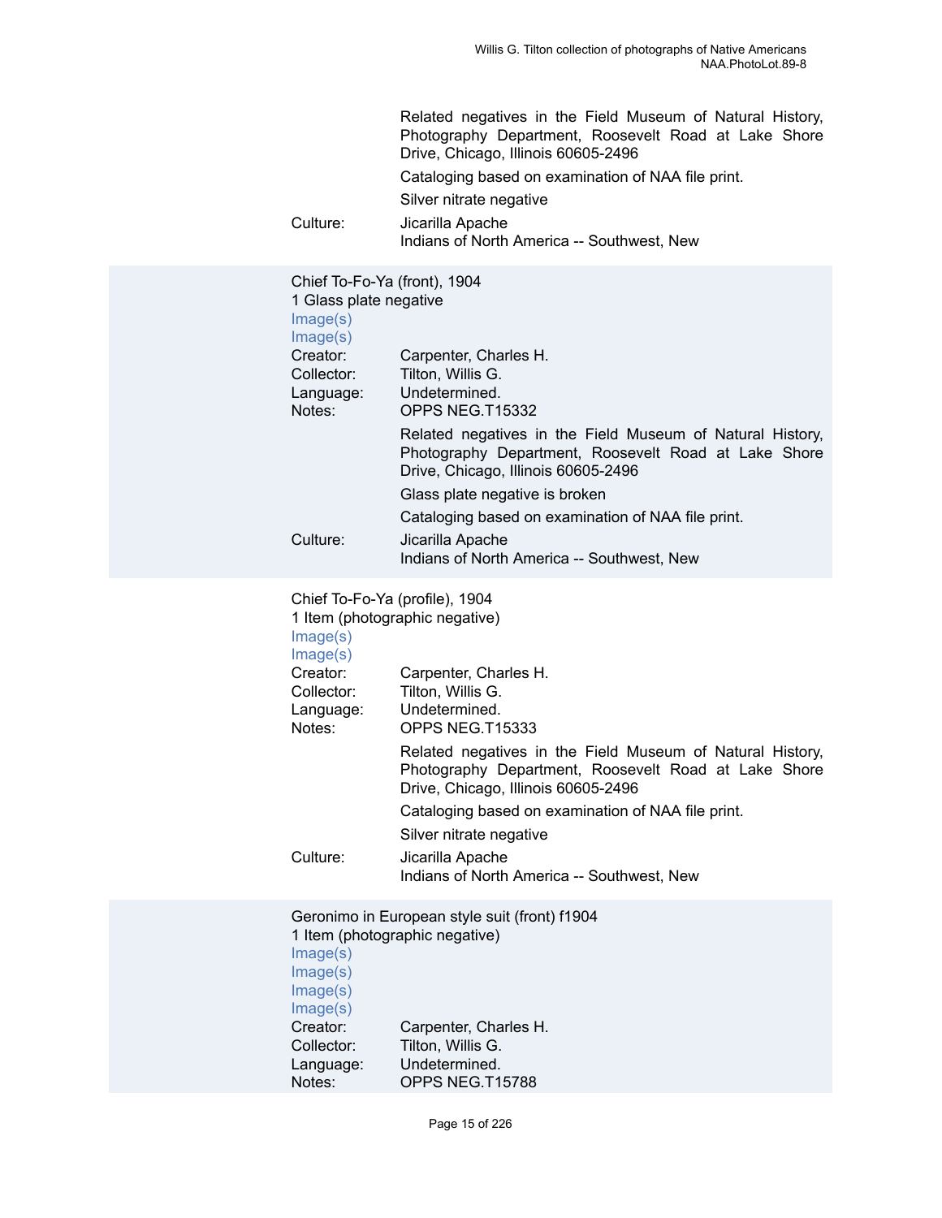Related negatives in the Field Museum of Natural History, Photography Department, Roosevelt Road at Lake Shore Drive, Chicago, Illinois 60605-2496

Cataloging based on examination of NAA file print.

Silver nitrate negative

Culture: Jicarilla Apache
Indians of North America -- Southwest, New

Chief To-Fo-Ya (front), 1904
1 Glass plate negative
Image(s)
Image(s)

Creator: Carpenter, Charles H.
Collector: Tilton, Willis G.
Language: Undetermined.
Notes: OPPS NEG.T15332

Related negatives in the Field Museum of Natural History, Photography Department, Roosevelt Road at Lake Shore Drive, Chicago, Illinois 60605-2496

Glass plate negative is broken

Cataloging based on examination of NAA file print.

Culture: Jicarilla Apache
Indians of North America -- Southwest, New

Chief To-Fo-Ya (profile), 1904
1 Item (photographic negative)
Image(s)
Image(s)

Creator: Carpenter, Charles H.
Collector: Tilton, Willis G.
Language: Undetermined.
Notes: OPPS NEG.T15333

Related negatives in the Field Museum of Natural History, Photography Department, Roosevelt Road at Lake Shore Drive, Chicago, Illinois 60605-2496

Cataloging based on examination of NAA file print.

Silver nitrate negative

Culture: Jicarilla Apache
Indians of North America -- Southwest, New

Geronimo in European style suit (front) f1904
1 Item (photographic negative)
Image(s)
Image(s)
Image(s)
Image(s)

Creator: Carpenter, Charles H.
Collector: Tilton, Willis G.
Language: Undetermined.
Notes: OPPS NEG.T15788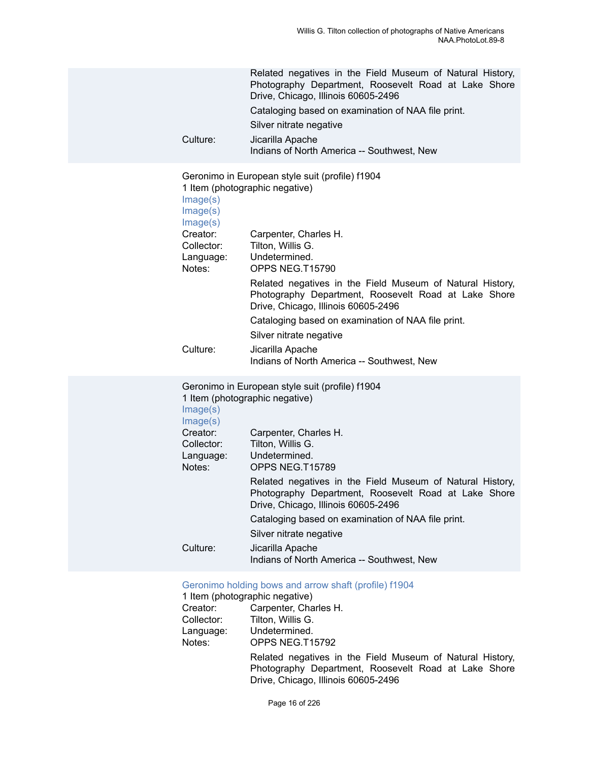Related negatives in the Field Museum of Natural History, Photography Department, Roosevelt Road at Lake Shore Drive, Chicago, Illinois 60605-2496

Cataloging based on examination of NAA file print.

Silver nitrate negative

Culture: Jicarilla Apache
Indians of North America -- Southwest, New

Geronimo in European style suit (profile) f1904
1 Item (photographic negative)
Image(s)
Image(s)
Image(s)

Creator: Carpenter, Charles H.
Collector: Tilton, Willis G.
Language: Undetermined.
Notes: OPPS NEG.T15790

Related negatives in the Field Museum of Natural History, Photography Department, Roosevelt Road at Lake Shore Drive, Chicago, Illinois 60605-2496

Cataloging based on examination of NAA file print.

Silver nitrate negative

Culture: Jicarilla Apache
Indians of North America -- Southwest, New

Geronimo in European style suit (profile) f1904
1 Item (photographic negative)
Image(s)
Image(s)

Creator: Carpenter, Charles H.
Collector: Tilton, Willis G.
Language: Undetermined.
Notes: OPPS NEG.T15789

Related negatives in the Field Museum of Natural History, Photography Department, Roosevelt Road at Lake Shore Drive, Chicago, Illinois 60605-2496

Cataloging based on examination of NAA file print.

Silver nitrate negative

Culture: Jicarilla Apache
Indians of North America -- Southwest, New

Geronimo holding bows and arrow shaft (profile) f1904
1 Item (photographic negative)

Creator: Carpenter, Charles H.
Collector: Tilton, Willis G.
Language: Undetermined.
Notes: OPPS NEG.T15792

Related negatives in the Field Museum of Natural History, Photography Department, Roosevelt Road at Lake Shore Drive, Chicago, Illinois 60605-2496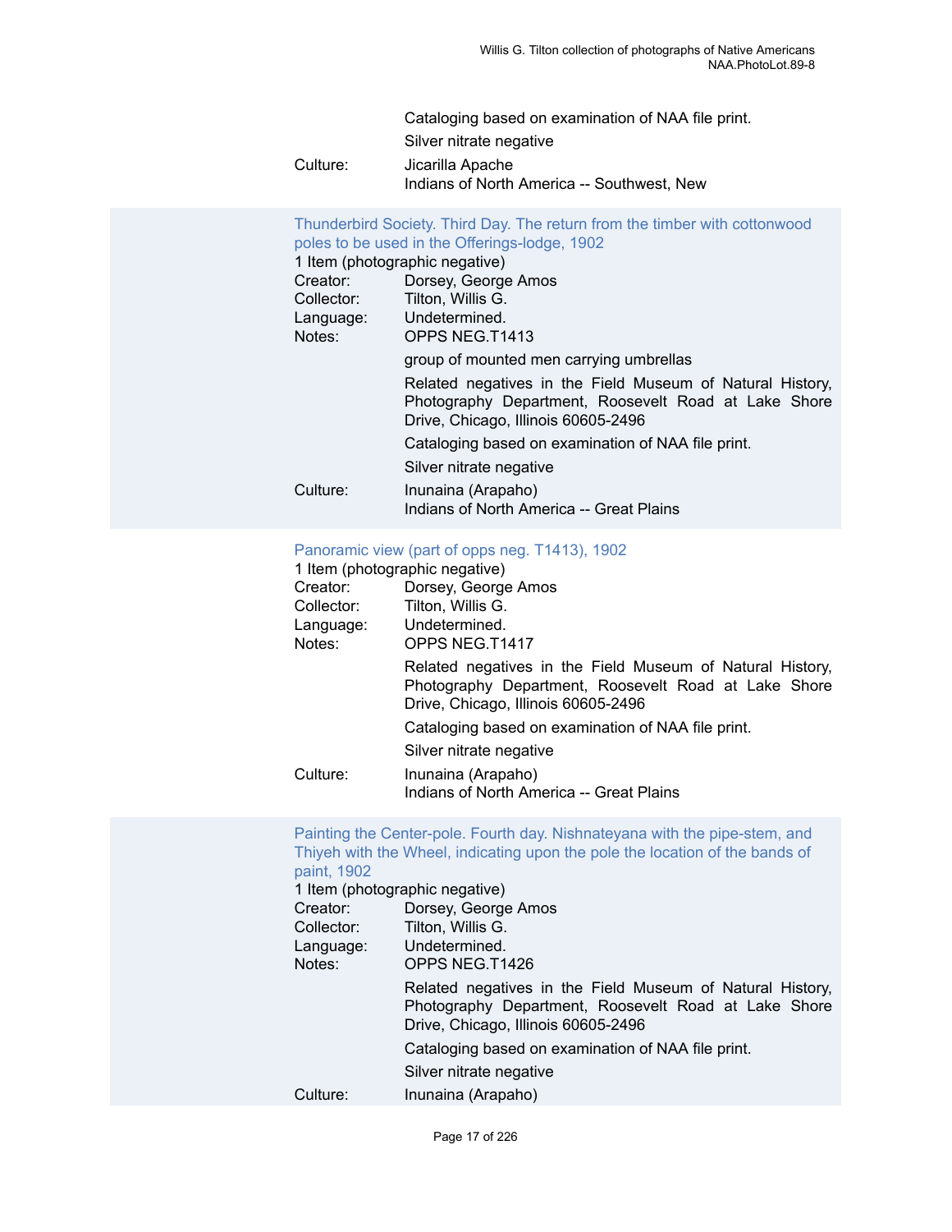Cataloging based on examination of NAA file print.

Silver nitrate negative

Culture: Jicarilla Apache
Indians of North America -- Southwest, New

### Thunderbird Society. Third Day. The return from the timber with cottonwood poles to be used in the Offerings-lodge, 1902

1 Item (photographic negative)

Creator: Dorsey, George Amos
Collector: Tilton, Willis G.
Language: Undetermined.
Notes: OPPS NEG.T1413

group of mounted men carrying umbrellas

Related negatives in the Field Museum of Natural History, Photography Department, Roosevelt Road at Lake Shore Drive, Chicago, Illinois 60605-2496

Cataloging based on examination of NAA file print.

Silver nitrate negative

Culture: Inunaina (Arapaho)
Indians of North America -- Great Plains

### Panoramic view (part of opps neg. T1413), 1902

1 Item (photographic negative)

Creator: Dorsey, George Amos
Collector: Tilton, Willis G.
Language: Undetermined.
Notes: OPPS NEG.T1417

Related negatives in the Field Museum of Natural History, Photography Department, Roosevelt Road at Lake Shore Drive, Chicago, Illinois 60605-2496

Cataloging based on examination of NAA file print.

Silver nitrate negative

Culture: Inunaina (Arapaho)
Indians of North America -- Great Plains

### Painting the Center-pole. Fourth day. Nishnateyana with the pipe-stem, and Thiyeh with the Wheel, indicating upon the pole the location of the bands of paint, 1902

1 Item (photographic negative)

Creator: Dorsey, George Amos
Collector: Tilton, Willis G.
Language: Undetermined.
Notes: OPPS NEG.T1426

Related negatives in the Field Museum of Natural History, Photography Department, Roosevelt Road at Lake Shore Drive, Chicago, Illinois 60605-2496

Cataloging based on examination of NAA file print.

Silver nitrate negative

Culture: Inunaina (Arapaho)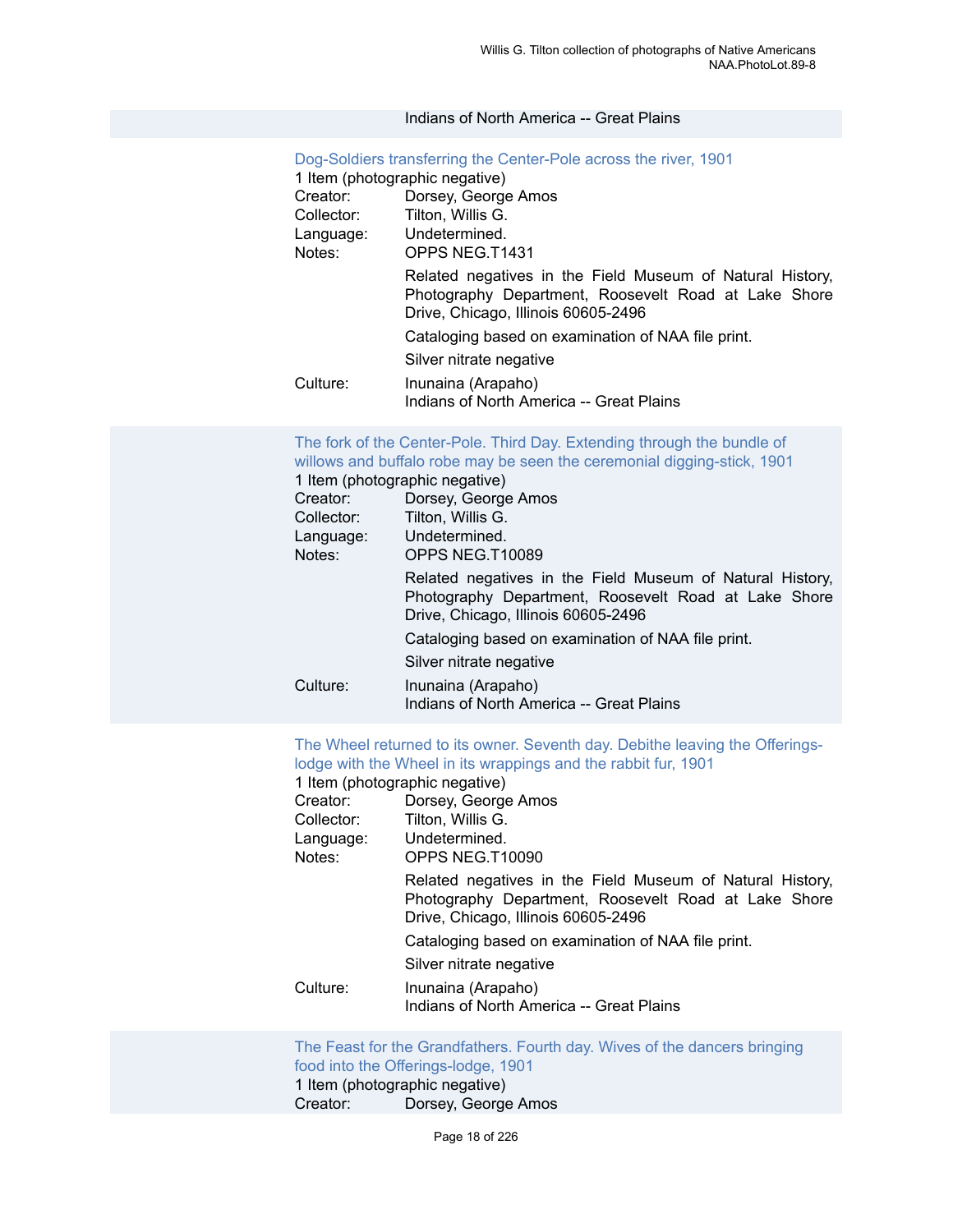Indians of North America -- Great Plains

### Dog-Soldiers transferring the Center-Pole across the river, 1901

1 Item (photographic negative)

Creator: Dorsey, George Amos
Collector: Tilton, Willis G.
Language: Undetermined.
Notes: OPPS NEG.T1431

Related negatives in the Field Museum of Natural History, Photography Department, Roosevelt Road at Lake Shore Drive, Chicago, Illinois 60605-2496

Cataloging based on examination of NAA file print.

Silver nitrate negative

Culture: Inunaina (Arapaho)
Indians of North America -- Great Plains

### The fork of the Center-Pole. Third Day. Extending through the bundle of willows and buffalo robe may be seen the ceremonial digging-stick, 1901

1 Item (photographic negative)

Creator: Dorsey, George Amos
Collector: Tilton, Willis G.
Language: Undetermined.
Notes: OPPS NEG.T10089

Related negatives in the Field Museum of Natural History, Photography Department, Roosevelt Road at Lake Shore Drive, Chicago, Illinois 60605-2496

Cataloging based on examination of NAA file print.

Silver nitrate negative

Culture: Inunaina (Arapaho)
Indians of North America -- Great Plains

### The Wheel returned to its owner. Seventh day. Debithe leaving the Offerings-lodge with the Wheel in its wrappings and the rabbit fur, 1901

1 Item (photographic negative)

Creator: Dorsey, George Amos
Collector: Tilton, Willis G.
Language: Undetermined.
Notes: OPPS NEG.T10090

Related negatives in the Field Museum of Natural History, Photography Department, Roosevelt Road at Lake Shore Drive, Chicago, Illinois 60605-2496

Cataloging based on examination of NAA file print.

Silver nitrate negative

Culture: Inunaina (Arapaho)
Indians of North America -- Great Plains

### The Feast for the Grandfathers. Fourth day. Wives of the dancers bringing food into the Offerings-lodge, 1901

1 Item (photographic negative)

Creator: Dorsey, George Amos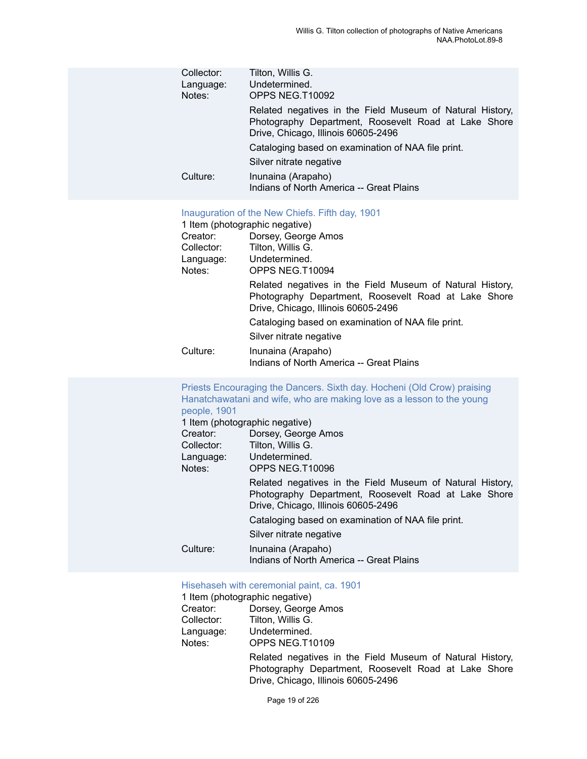Collector: Tilton, Willis G.
Language: Undetermined.
Notes: OPPS NEG.T10092

Related negatives in the Field Museum of Natural History, Photography Department, Roosevelt Road at Lake Shore Drive, Chicago, Illinois 60605-2496

Cataloging based on examination of NAA file print.

Silver nitrate negative

Culture: Inunaina (Arapaho)
Indians of North America -- Great Plains

Inauguration of the New Chiefs. Fifth day, 1901

1 Item (photographic negative)

Creator: Dorsey, George Amos
Collector: Tilton, Willis G.
Language: Undetermined.
Notes: OPPS NEG.T10094

Related negatives in the Field Museum of Natural History, Photography Department, Roosevelt Road at Lake Shore Drive, Chicago, Illinois 60605-2496

Cataloging based on examination of NAA file print.

Silver nitrate negative

Culture: Inunaina (Arapaho)
Indians of North America -- Great Plains

Priests Encouraging the Dancers. Sixth day. Hocheni (Old Crow) praising Hanatchawatani and wife, who are making love as a lesson to the young people, 1901

1 Item (photographic negative)

Creator: Dorsey, George Amos
Collector: Tilton, Willis G.
Language: Undetermined.
Notes: OPPS NEG.T10096

Related negatives in the Field Museum of Natural History, Photography Department, Roosevelt Road at Lake Shore Drive, Chicago, Illinois 60605-2496

Cataloging based on examination of NAA file print.

Silver nitrate negative

Culture: Inunaina (Arapaho)
Indians of North America -- Great Plains

Hisehaseh with ceremonial paint, ca. 1901

1 Item (photographic negative)

Creator: Dorsey, George Amos
Collector: Tilton, Willis G.
Language: Undetermined.
Notes: OPPS NEG.T10109

Related negatives in the Field Museum of Natural History, Photography Department, Roosevelt Road at Lake Shore Drive, Chicago, Illinois 60605-2496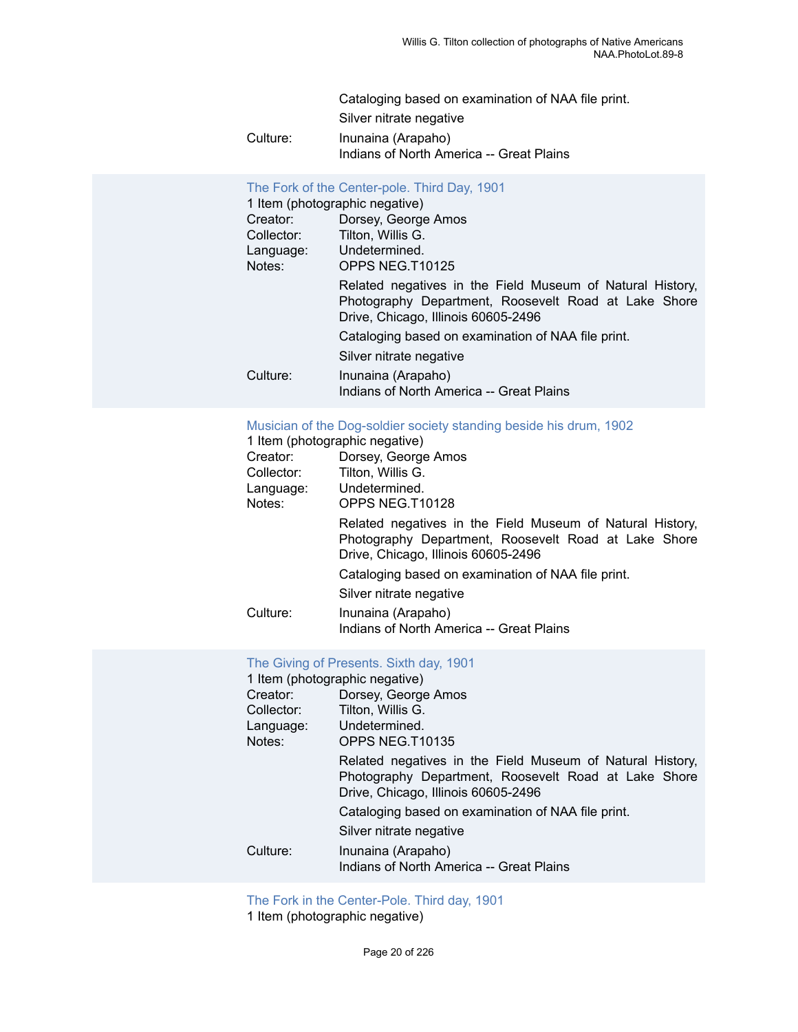Cataloging based on examination of NAA file print.

Silver nitrate negative

Culture: Inunaina (Arapaho)
Indians of North America -- Great Plains

### The Fork of the Center-pole. Third Day, 1901

1 Item (photographic negative)

Creator: Dorsey, George Amos
Collector: Tilton, Willis G.
Language: Undetermined.
Notes: OPPS NEG.T10125

Related negatives in the Field Museum of Natural History, Photography Department, Roosevelt Road at Lake Shore Drive, Chicago, Illinois 60605-2496

Cataloging based on examination of NAA file print.

Silver nitrate negative

Culture: Inunaina (Arapaho)
Indians of North America -- Great Plains

### Musician of the Dog-soldier society standing beside his drum, 1902

1 Item (photographic negative)

Creator: Dorsey, George Amos
Collector: Tilton, Willis G.
Language: Undetermined.
Notes: OPPS NEG.T10128

Related negatives in the Field Museum of Natural History, Photography Department, Roosevelt Road at Lake Shore Drive, Chicago, Illinois 60605-2496

Cataloging based on examination of NAA file print.

Silver nitrate negative

Culture: Inunaina (Arapaho)
Indians of North America -- Great Plains

### The Giving of Presents. Sixth day, 1901

1 Item (photographic negative)

Creator: Dorsey, George Amos
Collector: Tilton, Willis G.
Language: Undetermined.
Notes: OPPS NEG.T10135

Related negatives in the Field Museum of Natural History, Photography Department, Roosevelt Road at Lake Shore Drive, Chicago, Illinois 60605-2496

Cataloging based on examination of NAA file print.

Silver nitrate negative

Culture: Inunaina (Arapaho)
Indians of North America -- Great Plains

### The Fork in the Center-Pole. Third day, 1901

1 Item (photographic negative)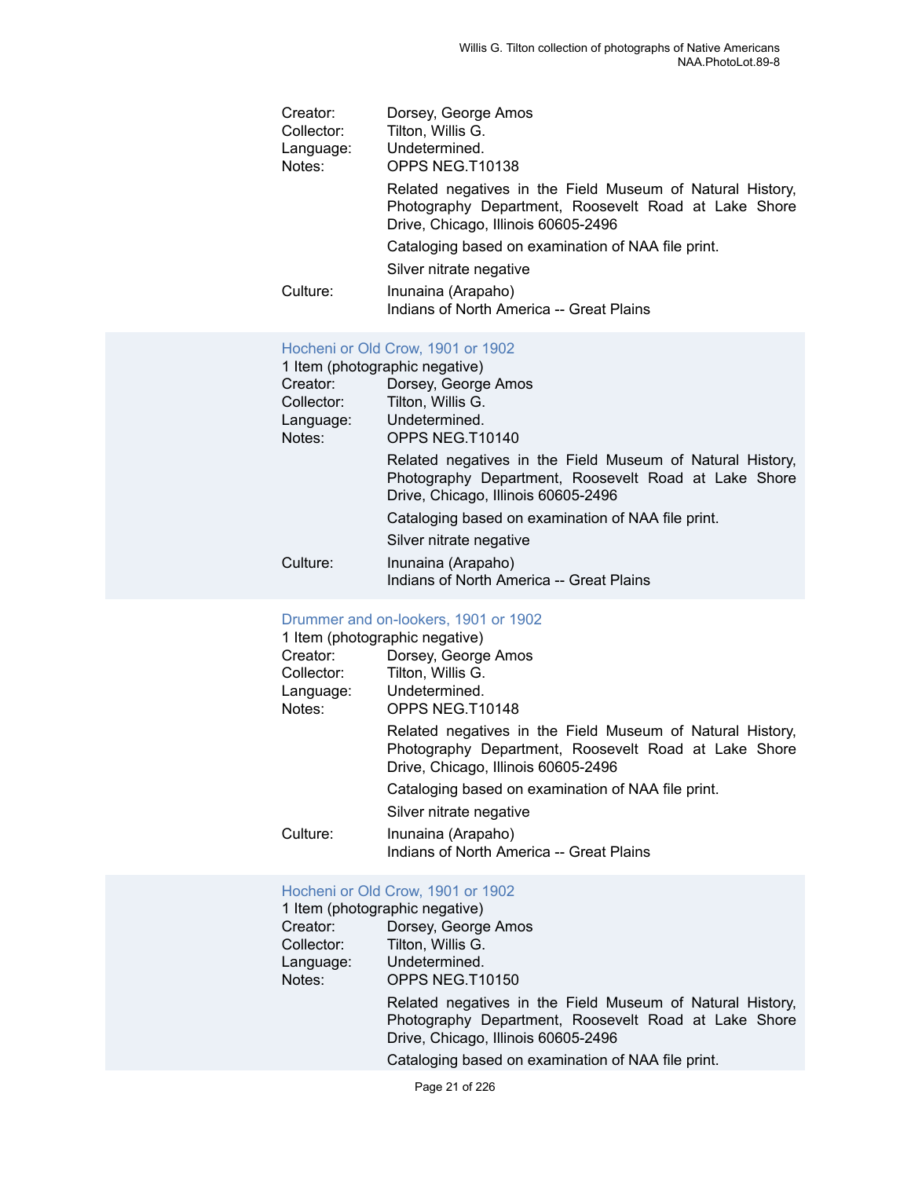Creator: Dorsey, George Amos
Collector: Tilton, Willis G.
Language: Undetermined.
Notes: OPPS NEG.T10138

Related negatives in the Field Museum of Natural History, Photography Department, Roosevelt Road at Lake Shore Drive, Chicago, Illinois 60605-2496

Cataloging based on examination of NAA file print.

Silver nitrate negative

Culture: Inunaina (Arapaho)
Indians of North America -- Great Plains

### Hocheni or Old Crow, 1901 or 1902

1 Item (photographic negative)
Creator: Dorsey, George Amos
Collector: Tilton, Willis G.
Language: Undetermined.
Notes: OPPS NEG.T10140

Related negatives in the Field Museum of Natural History, Photography Department, Roosevelt Road at Lake Shore Drive, Chicago, Illinois 60605-2496

Cataloging based on examination of NAA file print.

Silver nitrate negative

Culture: Inunaina (Arapaho)
Indians of North America -- Great Plains

### Drummer and on-lookers, 1901 or 1902

1 Item (photographic negative)
Creator: Dorsey, George Amos
Collector: Tilton, Willis G.
Language: Undetermined.
Notes: OPPS NEG.T10148

Related negatives in the Field Museum of Natural History, Photography Department, Roosevelt Road at Lake Shore Drive, Chicago, Illinois 60605-2496

Cataloging based on examination of NAA file print.

Silver nitrate negative

Culture: Inunaina (Arapaho)
Indians of North America -- Great Plains

### Hocheni or Old Crow, 1901 or 1902

1 Item (photographic negative)
Creator: Dorsey, George Amos
Collector: Tilton, Willis G.
Language: Undetermined.
Notes: OPPS NEG.T10150

Related negatives in the Field Museum of Natural History, Photography Department, Roosevelt Road at Lake Shore Drive, Chicago, Illinois 60605-2496

Cataloging based on examination of NAA file print.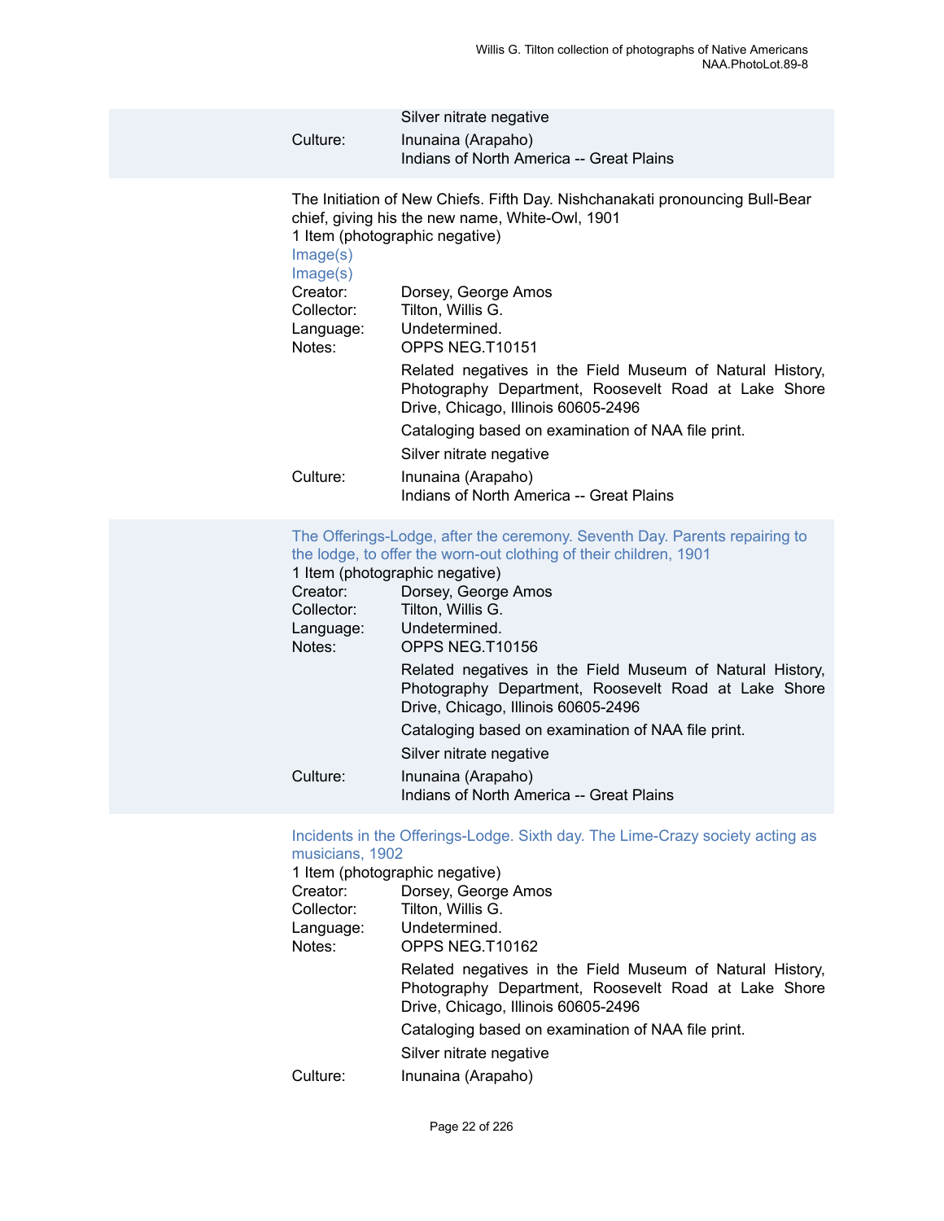Silver nitrate negative

Culture: Inunaina (Arapaho)
Indians of North America -- Great Plains

The Initiation of New Chiefs. Fifth Day. Nishchanakati pronouncing Bull-Bear chief, giving his the new name, White-Owl, 1901
1 Item (photographic negative)
Image(s)
Image(s)

Creator: Dorsey, George Amos
Collector: Tilton, Willis G.
Language: Undetermined.
Notes: OPPS NEG.T10151

Related negatives in the Field Museum of Natural History, Photography Department, Roosevelt Road at Lake Shore Drive, Chicago, Illinois 60605-2496

Cataloging based on examination of NAA file print.

Silver nitrate negative

Culture: Inunaina (Arapaho)
Indians of North America -- Great Plains

The Offerings-Lodge, after the ceremony. Seventh Day. Parents repairing to the lodge, to offer the worn-out clothing of their children, 1901
1 Item (photographic negative)

Creator: Dorsey, George Amos
Collector: Tilton, Willis G.
Language: Undetermined.
Notes: OPPS NEG.T10156

Related negatives in the Field Museum of Natural History, Photography Department, Roosevelt Road at Lake Shore Drive, Chicago, Illinois 60605-2496

Cataloging based on examination of NAA file print.

Silver nitrate negative

Culture: Inunaina (Arapaho)
Indians of North America -- Great Plains

Incidents in the Offerings-Lodge. Sixth day. The Lime-Crazy society acting as musicians, 1902
1 Item (photographic negative)

Creator: Dorsey, George Amos
Collector: Tilton, Willis G.
Language: Undetermined.
Notes: OPPS NEG.T10162

Related negatives in the Field Museum of Natural History, Photography Department, Roosevelt Road at Lake Shore Drive, Chicago, Illinois 60605-2496

Cataloging based on examination of NAA file print.

Silver nitrate negative

Culture: Inunaina (Arapaho)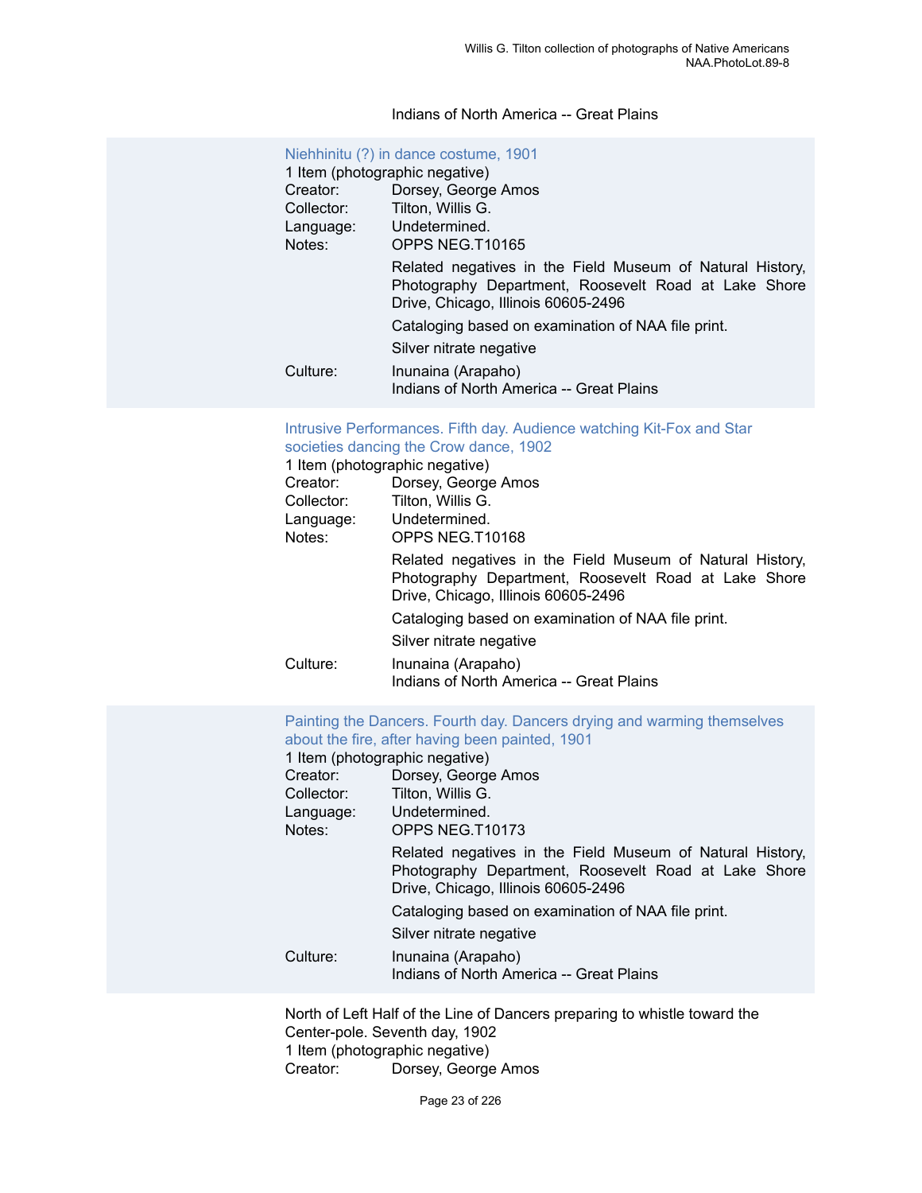Indians of North America -- Great Plains

### Niehhinitu (?) in dance costume, 1901

1 Item (photographic negative)

Creator: Dorsey, George Amos
Collector: Tilton, Willis G.
Language: Undetermined.
Notes: OPPS NEG.T10165

Related negatives in the Field Museum of Natural History, Photography Department, Roosevelt Road at Lake Shore Drive, Chicago, Illinois 60605-2496

Cataloging based on examination of NAA file print.

Silver nitrate negative

Culture: Inunaina (Arapaho)
Indians of North America -- Great Plains

### Intrusive Performances. Fifth day. Audience watching Kit-Fox and Star societies dancing the Crow dance, 1902

1 Item (photographic negative)

Creator: Dorsey, George Amos
Collector: Tilton, Willis G.
Language: Undetermined.
Notes: OPPS NEG.T10168

Related negatives in the Field Museum of Natural History, Photography Department, Roosevelt Road at Lake Shore Drive, Chicago, Illinois 60605-2496

Cataloging based on examination of NAA file print.

Silver nitrate negative

Culture: Inunaina (Arapaho)
Indians of North America -- Great Plains

### Painting the Dancers. Fourth day. Dancers drying and warming themselves about the fire, after having been painted, 1901

1 Item (photographic negative)

Creator: Dorsey, George Amos
Collector: Tilton, Willis G.
Language: Undetermined.
Notes: OPPS NEG.T10173

Related negatives in the Field Museum of Natural History, Photography Department, Roosevelt Road at Lake Shore Drive, Chicago, Illinois 60605-2496

Cataloging based on examination of NAA file print.

Silver nitrate negative

Culture: Inunaina (Arapaho)
Indians of North America -- Great Plains

North of Left Half of the Line of Dancers preparing to whistle toward the Center-pole. Seventh day, 1902

1 Item (photographic negative)

Creator: Dorsey, George Amos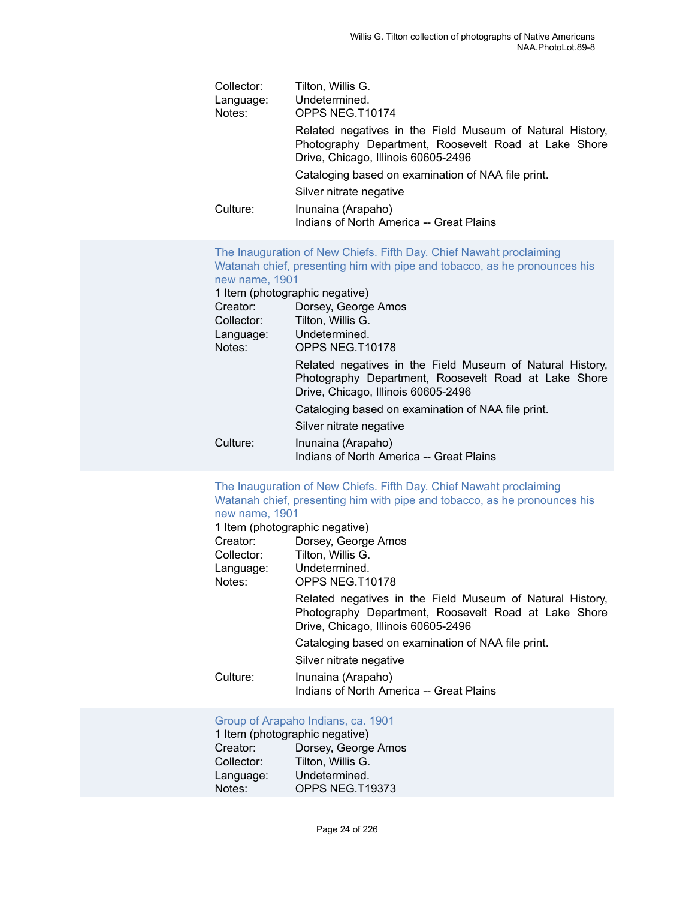Collector: Tilton, Willis G.
Language: Undetermined.
Notes: OPPS NEG.T10174

Related negatives in the Field Museum of Natural History, Photography Department, Roosevelt Road at Lake Shore Drive, Chicago, Illinois 60605-2496

Cataloging based on examination of NAA file print.

Silver nitrate negative

Culture: Inunaina (Arapaho)
Indians of North America -- Great Plains

The Inauguration of New Chiefs. Fifth Day. Chief Nawaht proclaiming Watanah chief, presenting him with pipe and tobacco, as he pronounces his new name, 1901

1 Item (photographic negative)
Creator: Dorsey, George Amos
Collector: Tilton, Willis G.
Language: Undetermined.
Notes: OPPS NEG.T10178

Related negatives in the Field Museum of Natural History, Photography Department, Roosevelt Road at Lake Shore Drive, Chicago, Illinois 60605-2496

Cataloging based on examination of NAA file print.

Silver nitrate negative

Culture: Inunaina (Arapaho)
Indians of North America -- Great Plains

The Inauguration of New Chiefs. Fifth Day. Chief Nawaht proclaiming Watanah chief, presenting him with pipe and tobacco, as he pronounces his new name, 1901

1 Item (photographic negative)
Creator: Dorsey, George Amos
Collector: Tilton, Willis G.
Language: Undetermined.
Notes: OPPS NEG.T10178

Related negatives in the Field Museum of Natural History, Photography Department, Roosevelt Road at Lake Shore Drive, Chicago, Illinois 60605-2496

Cataloging based on examination of NAA file print.

Silver nitrate negative

Culture: Inunaina (Arapaho)
Indians of North America -- Great Plains

Group of Arapaho Indians, ca. 1901

1 Item (photographic negative)
Creator: Dorsey, George Amos
Collector: Tilton, Willis G.
Language: Undetermined.
Notes: OPPS NEG.T19373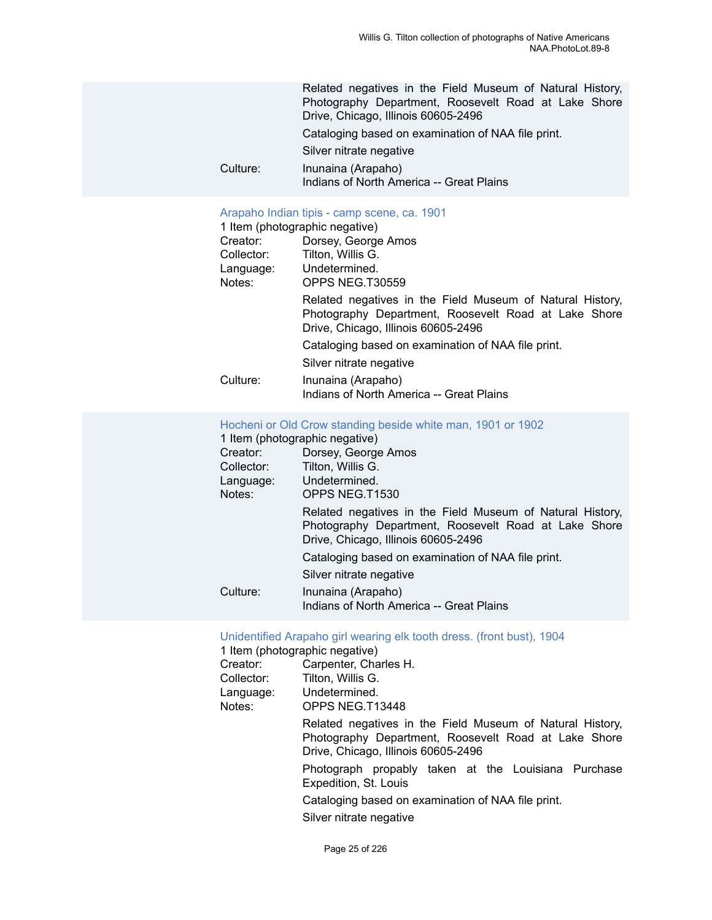Related negatives in the Field Museum of Natural History, Photography Department, Roosevelt Road at Lake Shore Drive, Chicago, Illinois 60605-2496

Cataloging based on examination of NAA file print.

Silver nitrate negative

Culture: Inunaina (Arapaho)
Indians of North America -- Great Plains

### Arapaho Indian tipis - camp scene, ca. 1901

1 Item (photographic negative)

Creator: Dorsey, George Amos
Collector: Tilton, Willis G.
Language: Undetermined.
Notes: OPPS NEG.T30559

Related negatives in the Field Museum of Natural History, Photography Department, Roosevelt Road at Lake Shore Drive, Chicago, Illinois 60605-2496

Cataloging based on examination of NAA file print.

Silver nitrate negative

Culture: Inunaina (Arapaho)
Indians of North America -- Great Plains

### Hocheni or Old Crow standing beside white man, 1901 or 1902

1 Item (photographic negative)

Creator: Dorsey, George Amos
Collector: Tilton, Willis G.
Language: Undetermined.
Notes: OPPS NEG.T1530

Related negatives in the Field Museum of Natural History, Photography Department, Roosevelt Road at Lake Shore Drive, Chicago, Illinois 60605-2496

Cataloging based on examination of NAA file print.

Silver nitrate negative

Culture: Inunaina (Arapaho)
Indians of North America -- Great Plains

### Unidentified Arapaho girl wearing elk tooth dress. (front bust), 1904

1 Item (photographic negative)

Creator: Carpenter, Charles H.
Collector: Tilton, Willis G.
Language: Undetermined.
Notes: OPPS NEG.T13448

Related negatives in the Field Museum of Natural History, Photography Department, Roosevelt Road at Lake Shore Drive, Chicago, Illinois 60605-2496

Photograph propably taken at the Louisiana Purchase Expedition, St. Louis

Cataloging based on examination of NAA file print.

Silver nitrate negative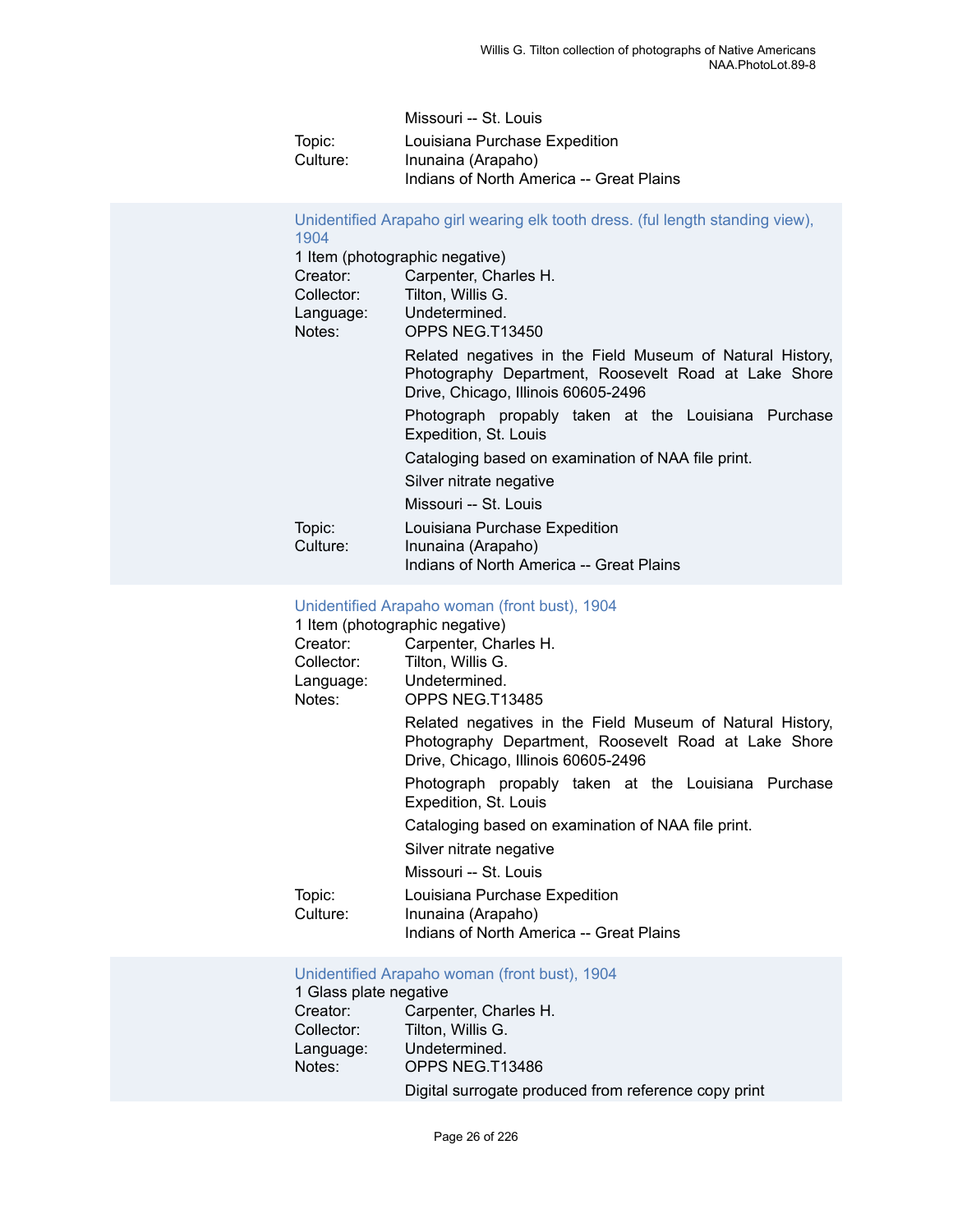Missouri -- St. Louis

Topic: Louisiana Purchase Expedition
Culture: Inunaina (Arapaho)
Indians of North America -- Great Plains

### Unidentified Arapaho girl wearing elk tooth dress. (ful length standing view), 1904

1 Item (photographic negative)

Creator: Carpenter, Charles H.
Collector: Tilton, Willis G.
Language: Undetermined.
Notes: OPPS NEG.T13450

Related negatives in the Field Museum of Natural History, Photography Department, Roosevelt Road at Lake Shore Drive, Chicago, Illinois 60605-2496

Photograph propably taken at the Louisiana Purchase Expedition, St. Louis

Cataloging based on examination of NAA file print.

Silver nitrate negative

Missouri -- St. Louis

Topic: Louisiana Purchase Expedition
Culture: Inunaina (Arapaho)
Indians of North America -- Great Plains

### Unidentified Arapaho woman (front bust), 1904

1 Item (photographic negative)

Creator: Carpenter, Charles H.
Collector: Tilton, Willis G.
Language: Undetermined.
Notes: OPPS NEG.T13485

Related negatives in the Field Museum of Natural History, Photography Department, Roosevelt Road at Lake Shore Drive, Chicago, Illinois 60605-2496

Photograph propably taken at the Louisiana Purchase Expedition, St. Louis

Cataloging based on examination of NAA file print.

Silver nitrate negative

Missouri -- St. Louis

Topic: Louisiana Purchase Expedition
Culture: Inunaina (Arapaho)
Indians of North America -- Great Plains

### Unidentified Arapaho woman (front bust), 1904

1 Glass plate negative

Creator: Carpenter, Charles H.
Collector: Tilton, Willis G.
Language: Undetermined.
Notes: OPPS NEG.T13486

Digital surrogate produced from reference copy print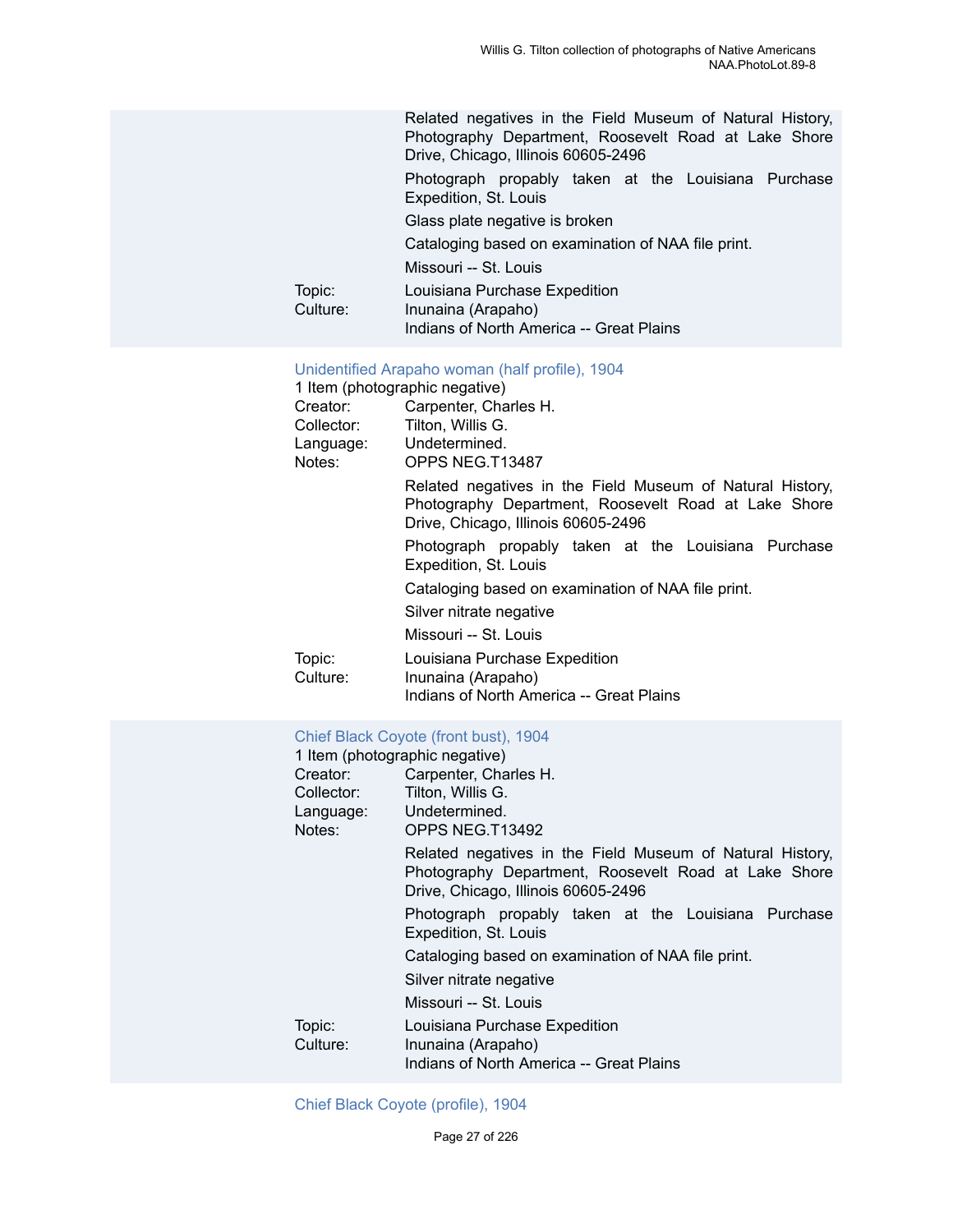Related negatives in the Field Museum of Natural History, Photography Department, Roosevelt Road at Lake Shore Drive, Chicago, Illinois 60605-2496

Photograph propably taken at the Louisiana Purchase Expedition, St. Louis

Glass plate negative is broken

Cataloging based on examination of NAA file print.

Missouri -- St. Louis

Topic: Louisiana Purchase Expedition
Culture: Inunaina (Arapaho)
Indians of North America -- Great Plains

### Unidentified Arapaho woman (half profile), 1904

1 Item (photographic negative)
Creator: Carpenter, Charles H.
Collector: Tilton, Willis G.
Language: Undetermined.
Notes: OPPS NEG.T13487

Related negatives in the Field Museum of Natural History, Photography Department, Roosevelt Road at Lake Shore Drive, Chicago, Illinois 60605-2496

Photograph propably taken at the Louisiana Purchase Expedition, St. Louis

Cataloging based on examination of NAA file print.

Silver nitrate negative

Missouri -- St. Louis

Topic: Louisiana Purchase Expedition
Culture: Inunaina (Arapaho)
Indians of North America -- Great Plains

### Chief Black Coyote (front bust), 1904

1 Item (photographic negative)
Creator: Carpenter, Charles H.
Collector: Tilton, Willis G.
Language: Undetermined.
Notes: OPPS NEG.T13492

Related negatives in the Field Museum of Natural History, Photography Department, Roosevelt Road at Lake Shore Drive, Chicago, Illinois 60605-2496

Photograph propably taken at the Louisiana Purchase Expedition, St. Louis

Cataloging based on examination of NAA file print.

Silver nitrate negative

Missouri -- St. Louis

Topic: Louisiana Purchase Expedition
Culture: Inunaina (Arapaho)
Indians of North America -- Great Plains

### Chief Black Coyote (profile), 1904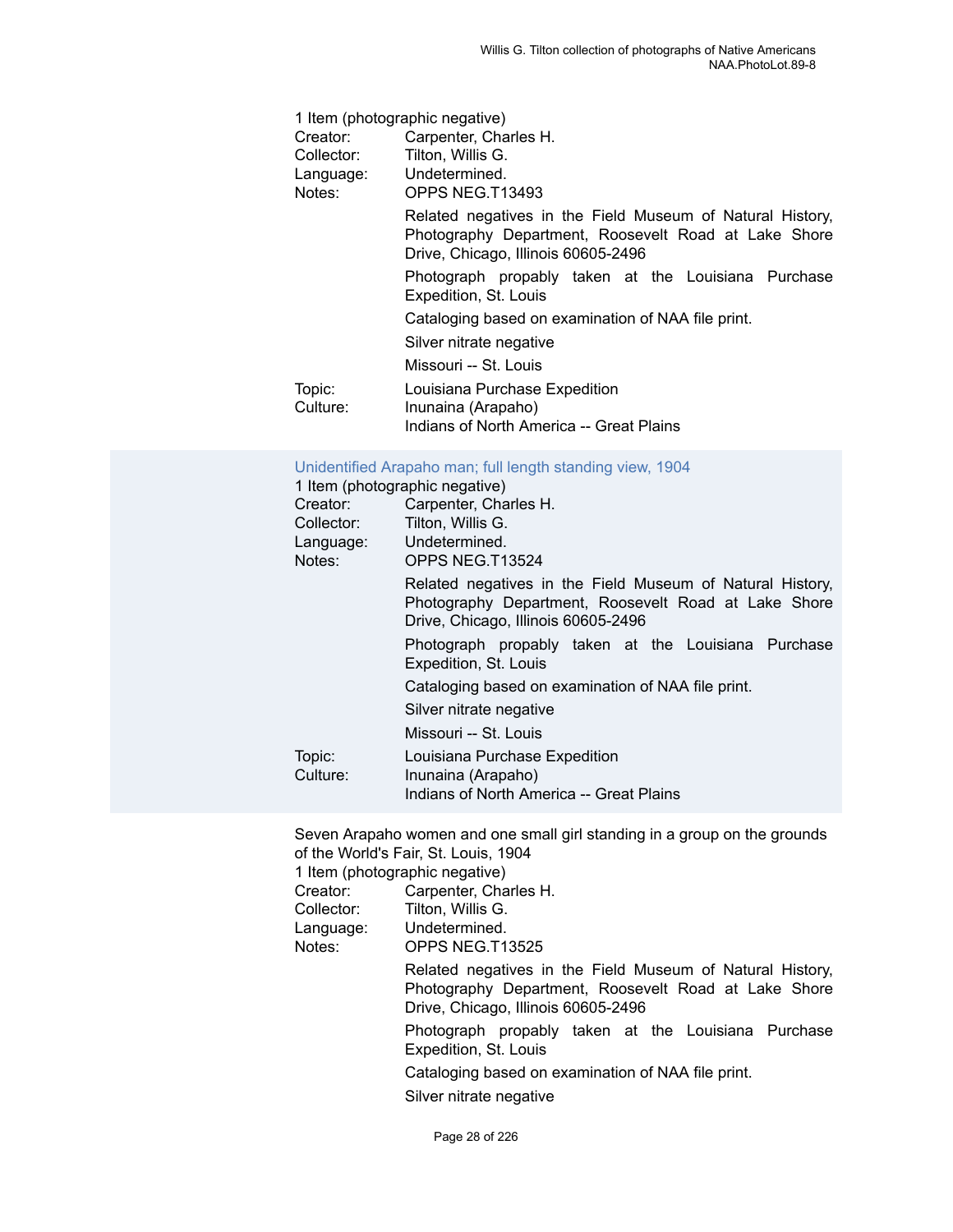1 Item (photographic negative)
Creator: Carpenter, Charles H.
Collector: Tilton, Willis G.
Language: Undetermined.
Notes: OPPS NEG.T13493

Related negatives in the Field Museum of Natural History, Photography Department, Roosevelt Road at Lake Shore Drive, Chicago, Illinois 60605-2496

Photograph propably taken at the Louisiana Purchase Expedition, St. Louis

Cataloging based on examination of NAA file print.

Silver nitrate negative

Missouri -- St. Louis

Topic: Louisiana Purchase Expedition
Culture: Inunaina (Arapaho)
Indians of North America -- Great Plains

Unidentified Arapaho man; full length standing view, 1904
1 Item (photographic negative)
Creator: Carpenter, Charles H.
Collector: Tilton, Willis G.
Language: Undetermined.
Notes: OPPS NEG.T13524

Related negatives in the Field Museum of Natural History, Photography Department, Roosevelt Road at Lake Shore Drive, Chicago, Illinois 60605-2496

Photograph propably taken at the Louisiana Purchase Expedition, St. Louis

Cataloging based on examination of NAA file print.

Silver nitrate negative

Missouri -- St. Louis

Topic: Louisiana Purchase Expedition
Culture: Inunaina (Arapaho)
Indians of North America -- Great Plains

Seven Arapaho women and one small girl standing in a group on the grounds of the World's Fair, St. Louis, 1904
1 Item (photographic negative)
Creator: Carpenter, Charles H.
Collector: Tilton, Willis G.
Language: Undetermined.
Notes: OPPS NEG.T13525

Related negatives in the Field Museum of Natural History, Photography Department, Roosevelt Road at Lake Shore Drive, Chicago, Illinois 60605-2496

Photograph propably taken at the Louisiana Purchase Expedition, St. Louis

Cataloging based on examination of NAA file print.

Silver nitrate negative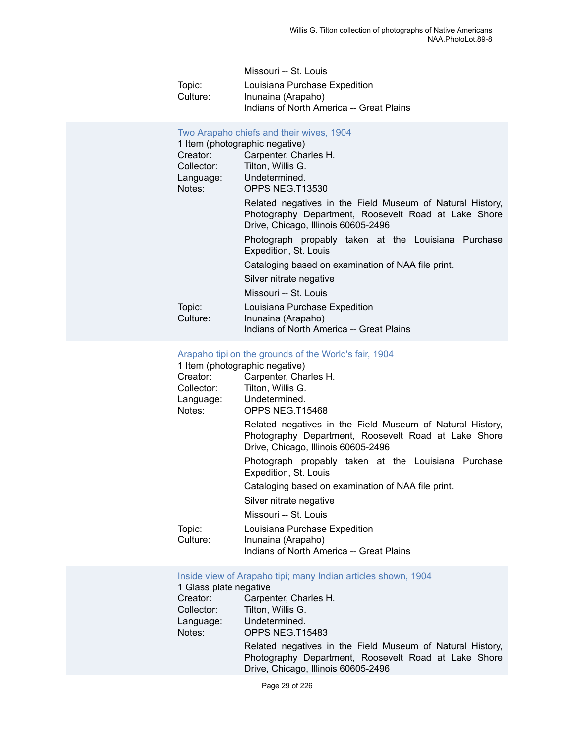Missouri -- St. Louis

Topic: Louisiana Purchase Expedition

Culture: Inunaina (Arapaho)
Indians of North America -- Great Plains

### Two Arapaho chiefs and their wives, 1904

1 Item (photographic negative)

Creator: Carpenter, Charles H.

Collector: Tilton, Willis G.

Language: Undetermined.

Notes: OPPS NEG.T13530

Related negatives in the Field Museum of Natural History, Photography Department, Roosevelt Road at Lake Shore Drive, Chicago, Illinois 60605-2496

Photograph propably taken at the Louisiana Purchase Expedition, St. Louis

Cataloging based on examination of NAA file print.

Silver nitrate negative

Missouri -- St. Louis

Topic: Louisiana Purchase Expedition

Culture: Inunaina (Arapaho)
Indians of North America -- Great Plains

### Arapaho tipi on the grounds of the World's fair, 1904

1 Item (photographic negative)

Creator: Carpenter, Charles H.

Collector: Tilton, Willis G.

Language: Undetermined.

Notes: OPPS NEG.T15468

Related negatives in the Field Museum of Natural History, Photography Department, Roosevelt Road at Lake Shore Drive, Chicago, Illinois 60605-2496

Photograph propably taken at the Louisiana Purchase Expedition, St. Louis

Cataloging based on examination of NAA file print.

Silver nitrate negative

Missouri -- St. Louis

Topic: Louisiana Purchase Expedition

Culture: Inunaina (Arapaho)
Indians of North America -- Great Plains

### Inside view of Arapaho tipi; many Indian articles shown, 1904

1 Glass plate negative

Creator: Carpenter, Charles H.

Collector: Tilton, Willis G.

Language: Undetermined.

Notes: OPPS NEG.T15483

Related negatives in the Field Museum of Natural History, Photography Department, Roosevelt Road at Lake Shore Drive, Chicago, Illinois 60605-2496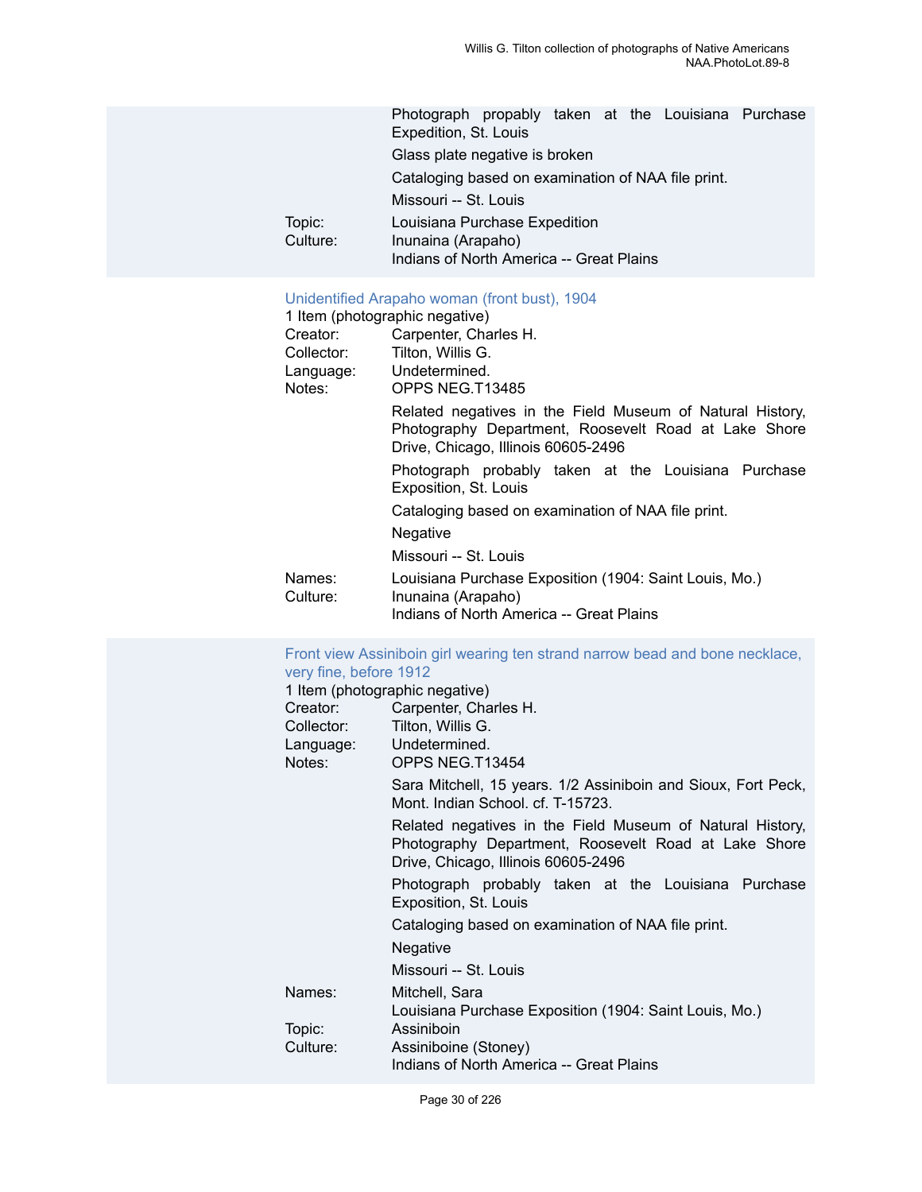Photograph propably taken at the Louisiana Purchase Expedition, St. Louis

Glass plate negative is broken

Cataloging based on examination of NAA file print.

Missouri -- St. Louis

Topic: Louisiana Purchase Expedition

Culture: Inunaina (Arapaho)
Indians of North America -- Great Plains

### Unidentified Arapaho woman (front bust), 1904

1 Item (photographic negative)

Creator: Carpenter, Charles H.

Collector: Tilton, Willis G.

Language: Undetermined.

Notes: OPPS NEG.T13485

Related negatives in the Field Museum of Natural History, Photography Department, Roosevelt Road at Lake Shore Drive, Chicago, Illinois 60605-2496

Photograph probably taken at the Louisiana Purchase Exposition, St. Louis

Cataloging based on examination of NAA file print.

Negative

Missouri -- St. Louis

Names: Louisiana Purchase Exposition (1904: Saint Louis, Mo.)

Culture: Inunaina (Arapaho)
Indians of North America -- Great Plains

### Front view Assiniboin girl wearing ten strand narrow bead and bone necklace, very fine, before 1912

1 Item (photographic negative)

Creator: Carpenter, Charles H.

Collector: Tilton, Willis G.

Language: Undetermined.

Notes: OPPS NEG.T13454

Sara Mitchell, 15 years. 1/2 Assiniboin and Sioux, Fort Peck, Mont. Indian School. cf. T-15723.

Related negatives in the Field Museum of Natural History, Photography Department, Roosevelt Road at Lake Shore Drive, Chicago, Illinois 60605-2496

Photograph probably taken at the Louisiana Purchase Exposition, St. Louis

Cataloging based on examination of NAA file print.

Negative

Missouri -- St. Louis

Names: Mitchell, Sara
Louisiana Purchase Exposition (1904: Saint Louis, Mo.)

Topic: Assiniboin

Culture: Assiniboine (Stoney)
Indians of North America -- Great Plains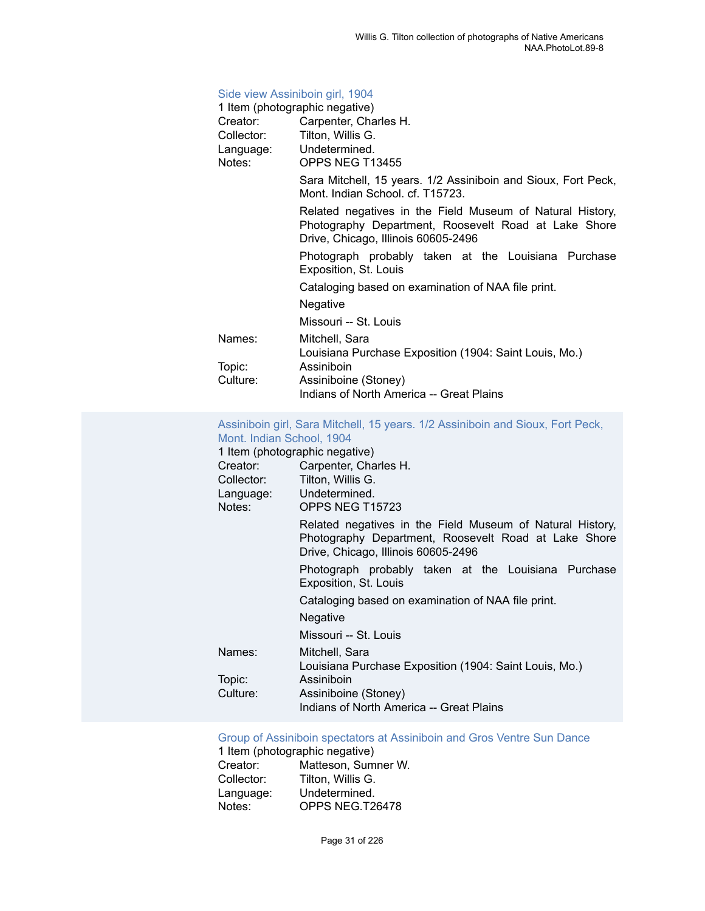### Side view Assiniboin girl, 1904

1 Item (photographic negative)

Creator: Carpenter, Charles H.
Collector: Tilton, Willis G.
Language: Undetermined.
Notes: OPPS NEG T13455

Sara Mitchell, 15 years. 1/2 Assiniboin and Sioux, Fort Peck, Mont. Indian School. cf. T15723.

Related negatives in the Field Museum of Natural History, Photography Department, Roosevelt Road at Lake Shore Drive, Chicago, Illinois 60605-2496

Photograph probably taken at the Louisiana Purchase Exposition, St. Louis

Cataloging based on examination of NAA file print.

Negative

Missouri -- St. Louis

Names: Mitchell, Sara
Louisiana Purchase Exposition (1904: Saint Louis, Mo.)
Topic: Assiniboin
Culture: Assiniboine (Stoney)
Indians of North America -- Great Plains

### Assiniboin girl, Sara Mitchell, 15 years. 1/2 Assiniboin and Sioux, Fort Peck, Mont. Indian School, 1904

1 Item (photographic negative)

Creator: Carpenter, Charles H.
Collector: Tilton, Willis G.
Language: Undetermined.
Notes: OPPS NEG T15723

Related negatives in the Field Museum of Natural History, Photography Department, Roosevelt Road at Lake Shore Drive, Chicago, Illinois 60605-2496

Photograph probably taken at the Louisiana Purchase Exposition, St. Louis

Cataloging based on examination of NAA file print.

Negative

Missouri -- St. Louis

Names: Mitchell, Sara
Louisiana Purchase Exposition (1904: Saint Louis, Mo.)
Topic: Assiniboin
Culture: Assiniboine (Stoney)
Indians of North America -- Great Plains

### Group of Assiniboin spectators at Assiniboin and Gros Ventre Sun Dance

1 Item (photographic negative)

Creator: Matteson, Sumner W.
Collector: Tilton, Willis G.
Language: Undetermined.
Notes: OPPS NEG.T26478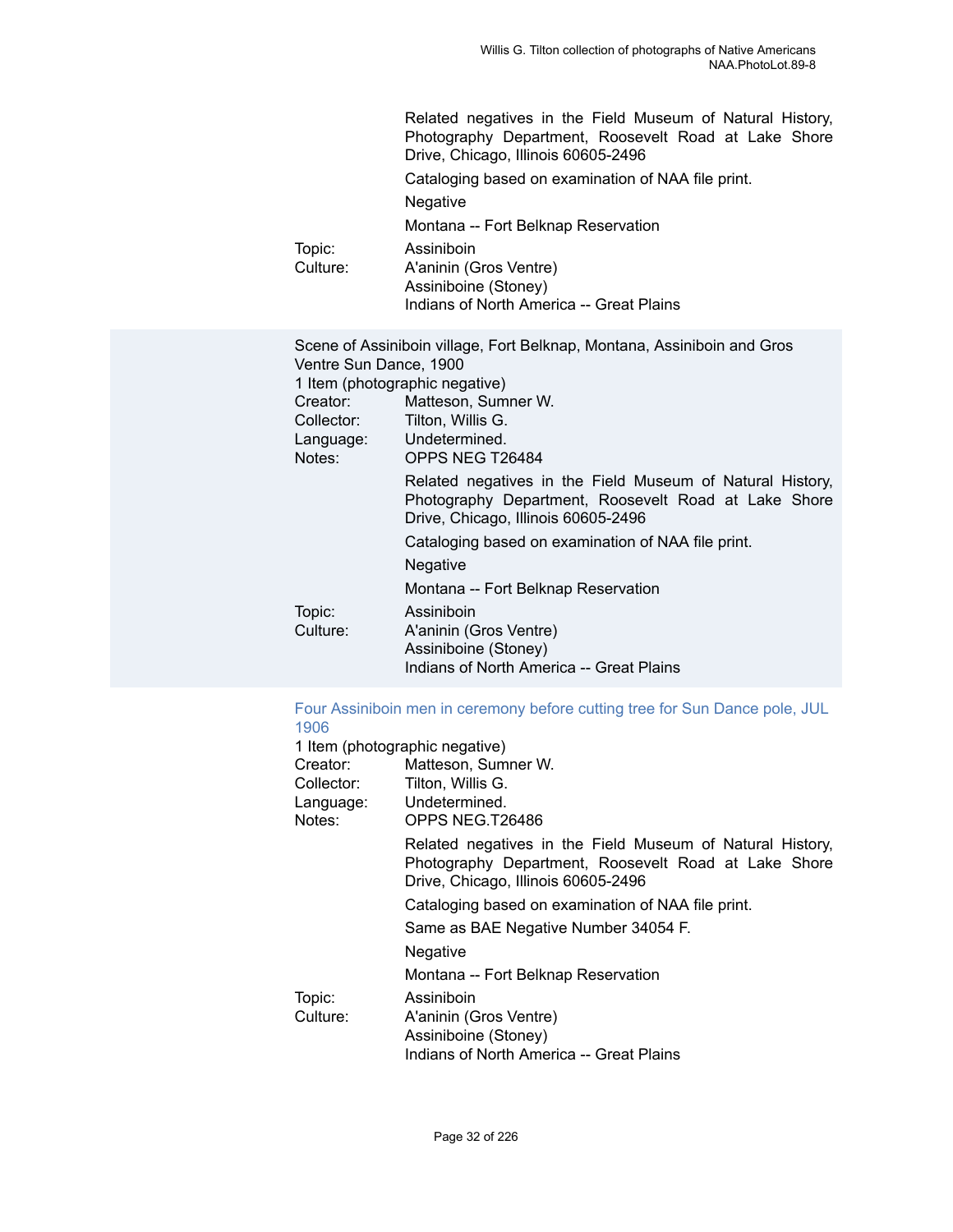Related negatives in the Field Museum of Natural History, Photography Department, Roosevelt Road at Lake Shore Drive, Chicago, Illinois 60605-2496

Cataloging based on examination of NAA file print.

Negative

Montana -- Fort Belknap Reservation

Topic: Assiniboin

Culture: A'aninin (Gros Ventre)
Assiniboine (Stoney)
Indians of North America -- Great Plains

Scene of Assiniboin village, Fort Belknap, Montana, Assiniboin and Gros Ventre Sun Dance, 1900

1 Item (photographic negative)

Creator: Matteson, Sumner W.

Collector: Tilton, Willis G.

Language: Undetermined.

Notes: OPPS NEG T26484

Related negatives in the Field Museum of Natural History, Photography Department, Roosevelt Road at Lake Shore Drive, Chicago, Illinois 60605-2496

Cataloging based on examination of NAA file print.

Negative

Montana -- Fort Belknap Reservation

Topic: Assiniboin

Culture: A'aninin (Gros Ventre)
Assiniboine (Stoney)
Indians of North America -- Great Plains

Four Assiniboin men in ceremony before cutting tree for Sun Dance pole, JUL 1906

1 Item (photographic negative)

Creator: Matteson, Sumner W.

Collector: Tilton, Willis G.

Language: Undetermined.

Notes: OPPS NEG.T26486

Related negatives in the Field Museum of Natural History, Photography Department, Roosevelt Road at Lake Shore Drive, Chicago, Illinois 60605-2496

Cataloging based on examination of NAA file print.

Same as BAE Negative Number 34054 F.

Negative

Montana -- Fort Belknap Reservation

Topic: Assiniboin

Culture: A'aninin (Gros Ventre)
Assiniboine (Stoney)
Indians of North America -- Great Plains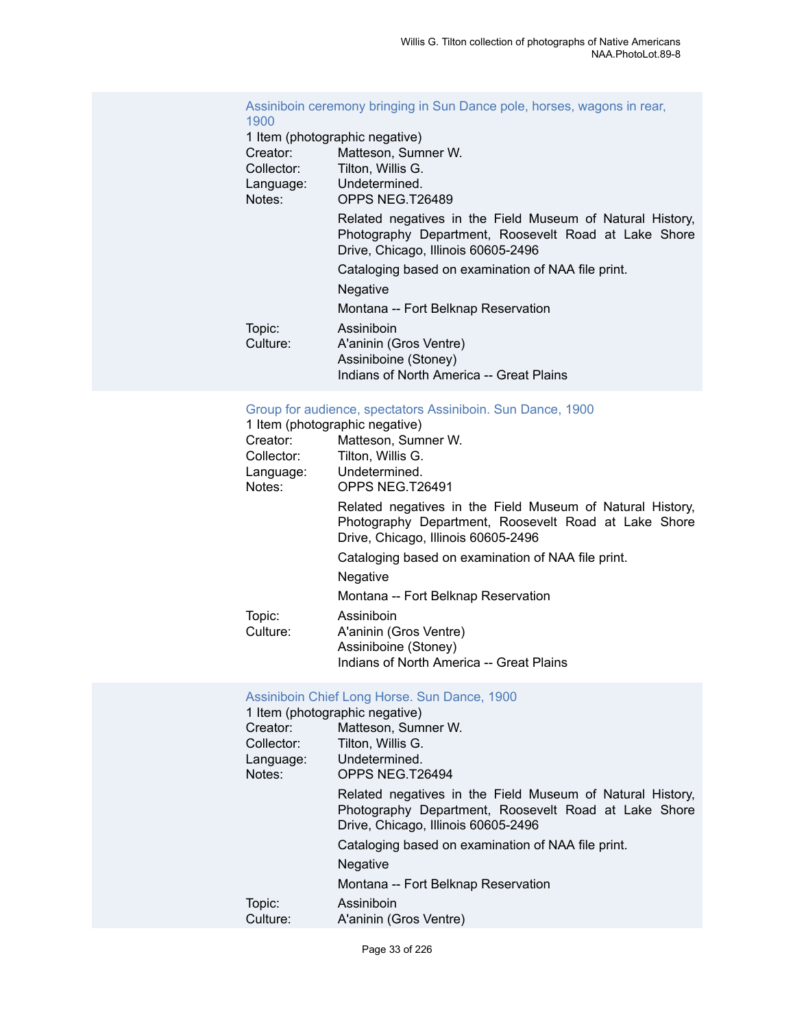### Assiniboin ceremony bringing in Sun Dance pole, horses, wagons in rear, 1900

1 Item (photographic negative)

Creator: Matteson, Sumner W.
Collector: Tilton, Willis G.
Language: Undetermined.
Notes: OPPS NEG.T26489

Related negatives in the Field Museum of Natural History, Photography Department, Roosevelt Road at Lake Shore Drive, Chicago, Illinois 60605-2496

Cataloging based on examination of NAA file print.

Negative

Montana -- Fort Belknap Reservation

Topic: Assiniboin
Culture: A'aninin (Gros Ventre)
Assiniboine (Stoney)
Indians of North America -- Great Plains

### Group for audience, spectators Assiniboin. Sun Dance, 1900

1 Item (photographic negative)

Creator: Matteson, Sumner W.
Collector: Tilton, Willis G.
Language: Undetermined.
Notes: OPPS NEG.T26491

Related negatives in the Field Museum of Natural History, Photography Department, Roosevelt Road at Lake Shore Drive, Chicago, Illinois 60605-2496

Cataloging based on examination of NAA file print.

Negative

Montana -- Fort Belknap Reservation

Topic: Assiniboin
Culture: A'aninin (Gros Ventre)
Assiniboine (Stoney)
Indians of North America -- Great Plains

### Assiniboin Chief Long Horse. Sun Dance, 1900

1 Item (photographic negative)

Creator: Matteson, Sumner W.
Collector: Tilton, Willis G.
Language: Undetermined.
Notes: OPPS NEG.T26494

Related negatives in the Field Museum of Natural History, Photography Department, Roosevelt Road at Lake Shore Drive, Chicago, Illinois 60605-2496

Cataloging based on examination of NAA file print.

Negative

Montana -- Fort Belknap Reservation

Topic: Assiniboin
Culture: A'aninin (Gros Ventre)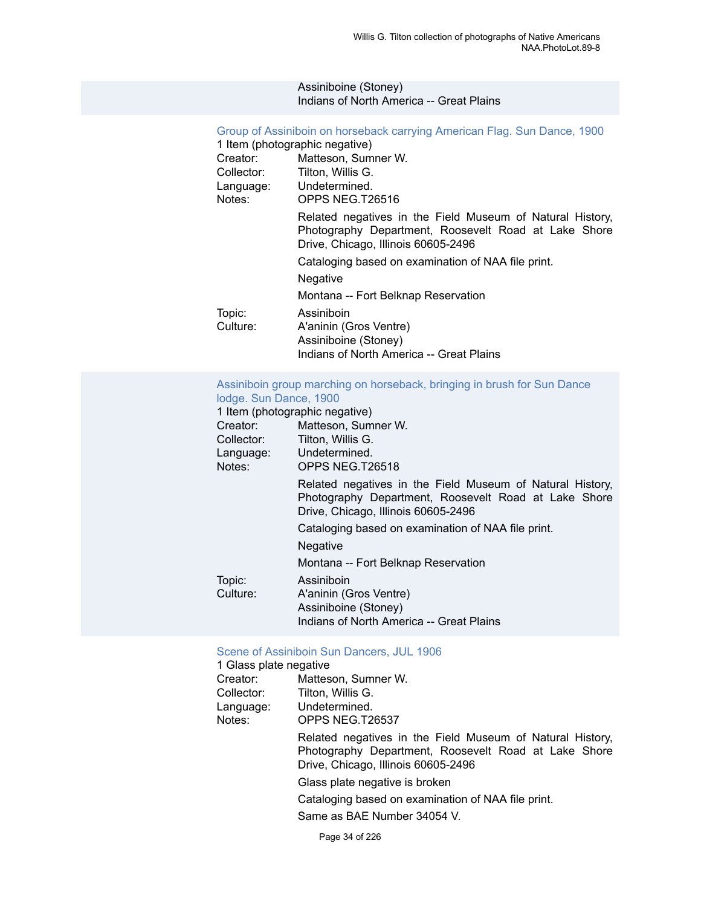Assiniboine (Stoney)
Indians of North America -- Great Plains

### Group of Assiniboin on horseback carrying American Flag. Sun Dance, 1900

1 Item (photographic negative)

Creator: Matteson, Sumner W.
Collector: Tilton, Willis G.
Language: Undetermined.
Notes: OPPS NEG.T26516

Related negatives in the Field Museum of Natural History, Photography Department, Roosevelt Road at Lake Shore Drive, Chicago, Illinois 60605-2496

Cataloging based on examination of NAA file print.

Negative

Montana -- Fort Belknap Reservation

Topic: Assiniboin
Culture: A'aninin (Gros Ventre)
Assiniboine (Stoney)
Indians of North America -- Great Plains

### Assiniboin group marching on horseback, bringing in brush for Sun Dance lodge. Sun Dance, 1900

1 Item (photographic negative)

Creator: Matteson, Sumner W.
Collector: Tilton, Willis G.
Language: Undetermined.
Notes: OPPS NEG.T26518

Related negatives in the Field Museum of Natural History, Photography Department, Roosevelt Road at Lake Shore Drive, Chicago, Illinois 60605-2496

Cataloging based on examination of NAA file print.

Negative

Montana -- Fort Belknap Reservation

Topic: Assiniboin
Culture: A'aninin (Gros Ventre)
Assiniboine (Stoney)
Indians of North America -- Great Plains

### Scene of Assiniboin Sun Dancers, JUL 1906

1 Glass plate negative

Creator: Matteson, Sumner W.
Collector: Tilton, Willis G.
Language: Undetermined.
Notes: OPPS NEG.T26537

Related negatives in the Field Museum of Natural History, Photography Department, Roosevelt Road at Lake Shore Drive, Chicago, Illinois 60605-2496

Glass plate negative is broken

Cataloging based on examination of NAA file print.

Same as BAE Number 34054 V.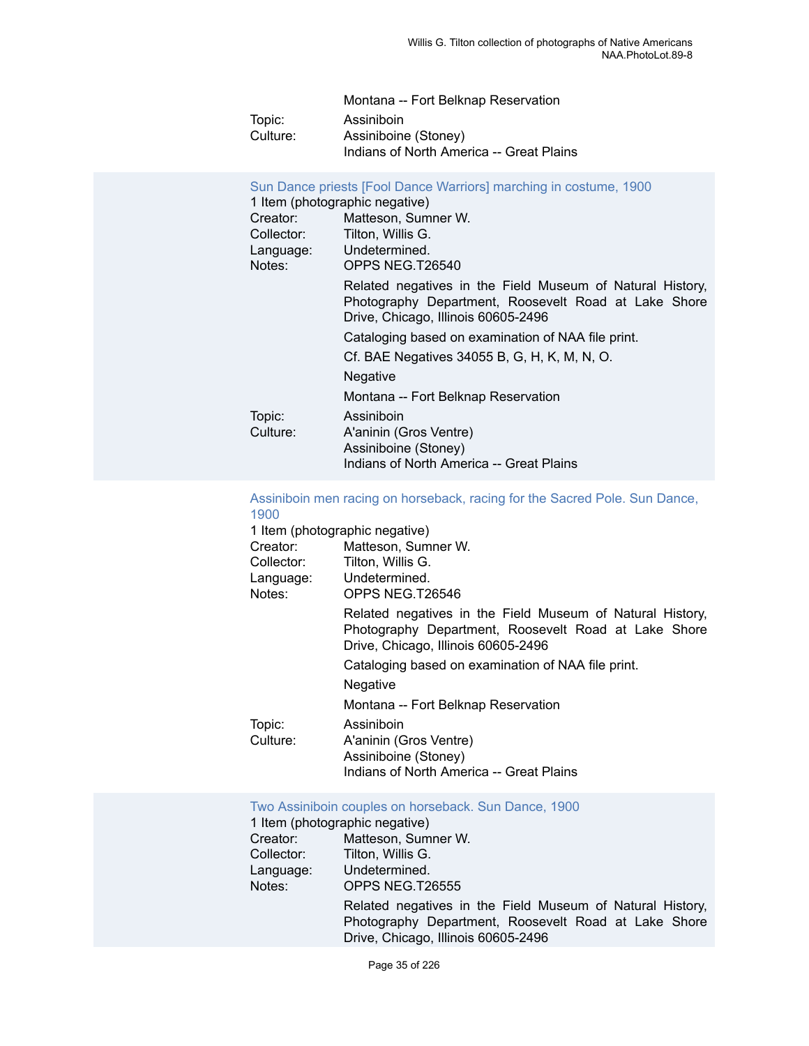Montana -- Fort Belknap Reservation

Topic: Assiniboin

Culture: Assiniboine (Stoney)
Indians of North America -- Great Plains

### Sun Dance priests [Fool Dance Warriors] marching in costume, 1900

1 Item (photographic negative)

Creator: Matteson, Sumner W.

Collector: Tilton, Willis G.

Language: Undetermined.

Notes: OPPS NEG.T26540

Related negatives in the Field Museum of Natural History, Photography Department, Roosevelt Road at Lake Shore Drive, Chicago, Illinois 60605-2496

Cataloging based on examination of NAA file print.

Cf. BAE Negatives 34055 B, G, H, K, M, N, O.

Negative

Montana -- Fort Belknap Reservation

Topic: Assiniboin

Culture: A'aninin (Gros Ventre)
Assiniboine (Stoney)
Indians of North America -- Great Plains

### Assiniboin men racing on horseback, racing for the Sacred Pole. Sun Dance, 1900

1 Item (photographic negative)

Creator: Matteson, Sumner W.

Collector: Tilton, Willis G.

Language: Undetermined.

Notes: OPPS NEG.T26546

Related negatives in the Field Museum of Natural History, Photography Department, Roosevelt Road at Lake Shore Drive, Chicago, Illinois 60605-2496

Cataloging based on examination of NAA file print.

Negative

Montana -- Fort Belknap Reservation

Topic: Assiniboin

Culture: A'aninin (Gros Ventre)
Assiniboine (Stoney)
Indians of North America -- Great Plains

### Two Assiniboin couples on horseback. Sun Dance, 1900

1 Item (photographic negative)

Creator: Matteson, Sumner W.

Collector: Tilton, Willis G.

Language: Undetermined.

Notes: OPPS NEG.T26555

Related negatives in the Field Museum of Natural History, Photography Department, Roosevelt Road at Lake Shore Drive, Chicago, Illinois 60605-2496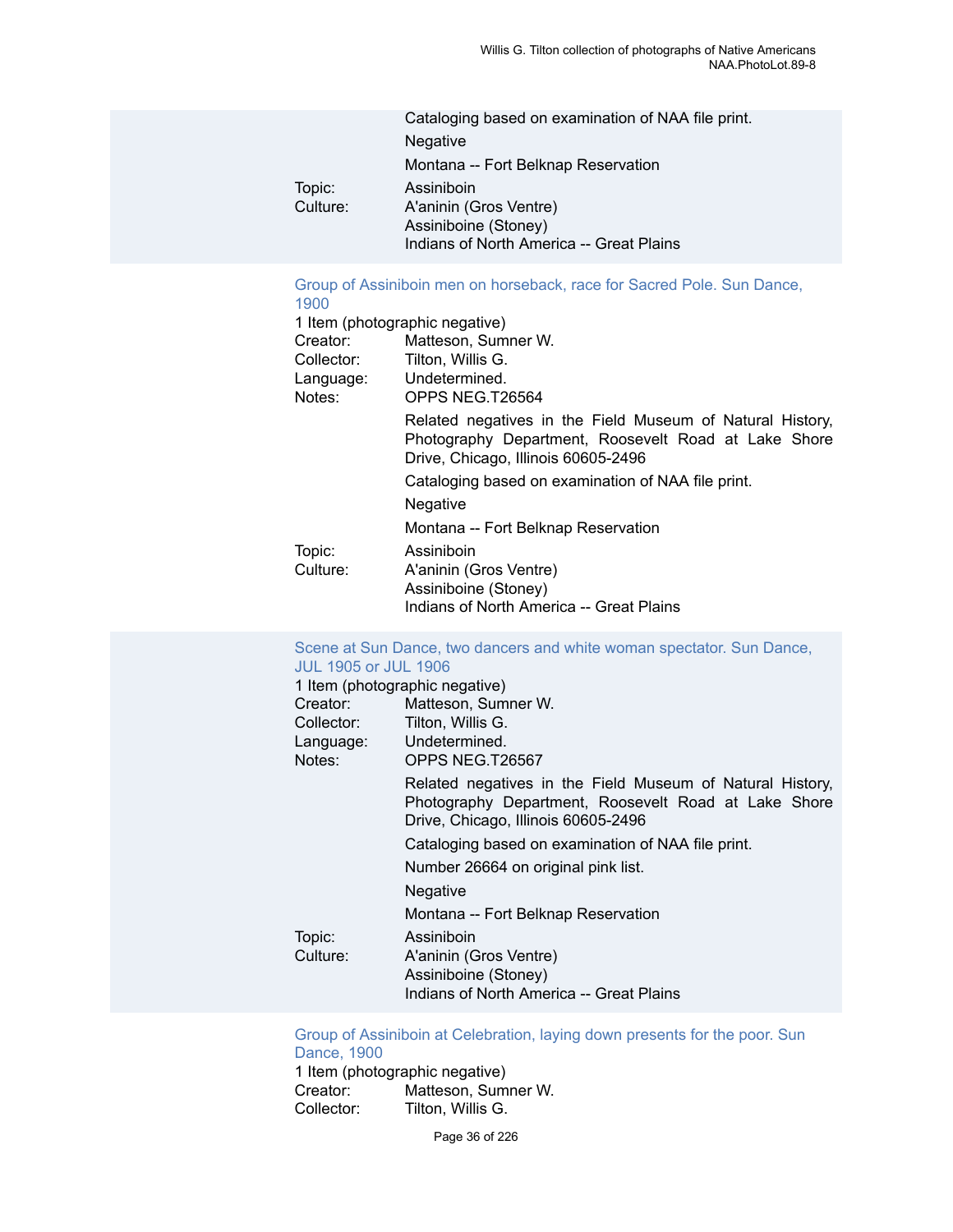Cataloging based on examination of NAA file print.

Negative

Montana -- Fort Belknap Reservation

Topic: Assiniboin

Culture: A'aninin (Gros Ventre)
Assiniboine (Stoney)
Indians of North America -- Great Plains

### Group of Assiniboin men on horseback, race for Sacred Pole. Sun Dance, 1900

1 Item (photographic negative)

Creator: Matteson, Sumner W.

Collector: Tilton, Willis G.

Language: Undetermined.

Notes: OPPS NEG.T26564

Related negatives in the Field Museum of Natural History, Photography Department, Roosevelt Road at Lake Shore Drive, Chicago, Illinois 60605-2496

Cataloging based on examination of NAA file print.

Negative

Montana -- Fort Belknap Reservation

Topic: Assiniboin

Culture: A'aninin (Gros Ventre)
Assiniboine (Stoney)
Indians of North America -- Great Plains

### Scene at Sun Dance, two dancers and white woman spectator. Sun Dance, JUL 1905 or JUL 1906

1 Item (photographic negative)

Creator: Matteson, Sumner W.

Collector: Tilton, Willis G.

Language: Undetermined.

Notes: OPPS NEG.T26567

Related negatives in the Field Museum of Natural History, Photography Department, Roosevelt Road at Lake Shore Drive, Chicago, Illinois 60605-2496

Cataloging based on examination of NAA file print.

Number 26664 on original pink list.

Negative

Montana -- Fort Belknap Reservation

Topic: Assiniboin

Culture: A'aninin (Gros Ventre)
Assiniboine (Stoney)
Indians of North America -- Great Plains

### Group of Assiniboin at Celebration, laying down presents for the poor. Sun Dance, 1900

1 Item (photographic negative)

Creator: Matteson, Sumner W.

Collector: Tilton, Willis G.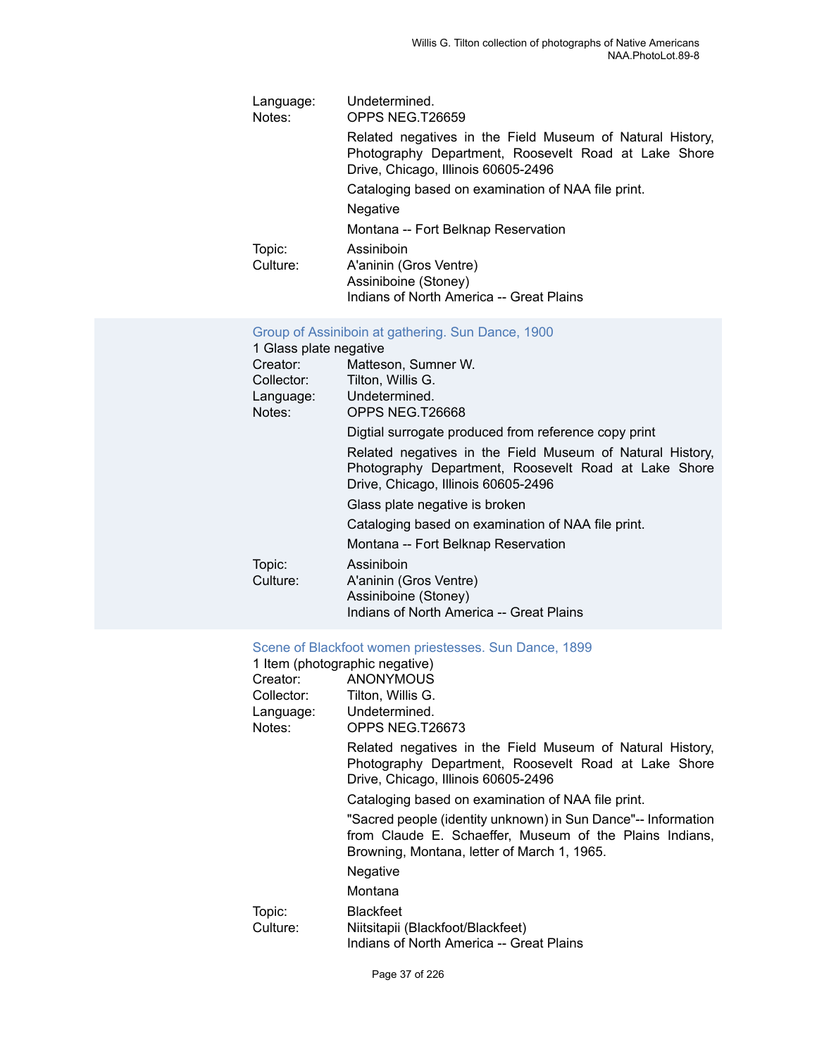Language: Undetermined.
Notes: OPPS NEG.T26659

Related negatives in the Field Museum of Natural History, Photography Department, Roosevelt Road at Lake Shore Drive, Chicago, Illinois 60605-2496

Cataloging based on examination of NAA file print.

Negative

Montana -- Fort Belknap Reservation

Topic: Assiniboin
Culture: A'aninin (Gros Ventre)
Assiniboine (Stoney)
Indians of North America -- Great Plains

### Group of Assiniboin at gathering. Sun Dance, 1900

1 Glass plate negative
Creator: Matteson, Sumner W.
Collector: Tilton, Willis G.
Language: Undetermined.
Notes: OPPS NEG.T26668

Digtial surrogate produced from reference copy print

Related negatives in the Field Museum of Natural History, Photography Department, Roosevelt Road at Lake Shore Drive, Chicago, Illinois 60605-2496

Glass plate negative is broken

Cataloging based on examination of NAA file print.

Montana -- Fort Belknap Reservation

Topic: Assiniboin
Culture: A'aninin (Gros Ventre)
Assiniboine (Stoney)
Indians of North America -- Great Plains

### Scene of Blackfoot women priestesses. Sun Dance, 1899

1 Item (photographic negative)
Creator: ANONYMOUS
Collector: Tilton, Willis G.
Language: Undetermined.
Notes: OPPS NEG.T26673

Related negatives in the Field Museum of Natural History, Photography Department, Roosevelt Road at Lake Shore Drive, Chicago, Illinois 60605-2496

Cataloging based on examination of NAA file print.

"Sacred people (identity unknown) in Sun Dance"-- Information from Claude E. Schaeffer, Museum of the Plains Indians, Browning, Montana, letter of March 1, 1965.

Negative

Montana

Topic: Blackfeet
Culture: Niitsitapii (Blackfoot/Blackfeet)
Indians of North America -- Great Plains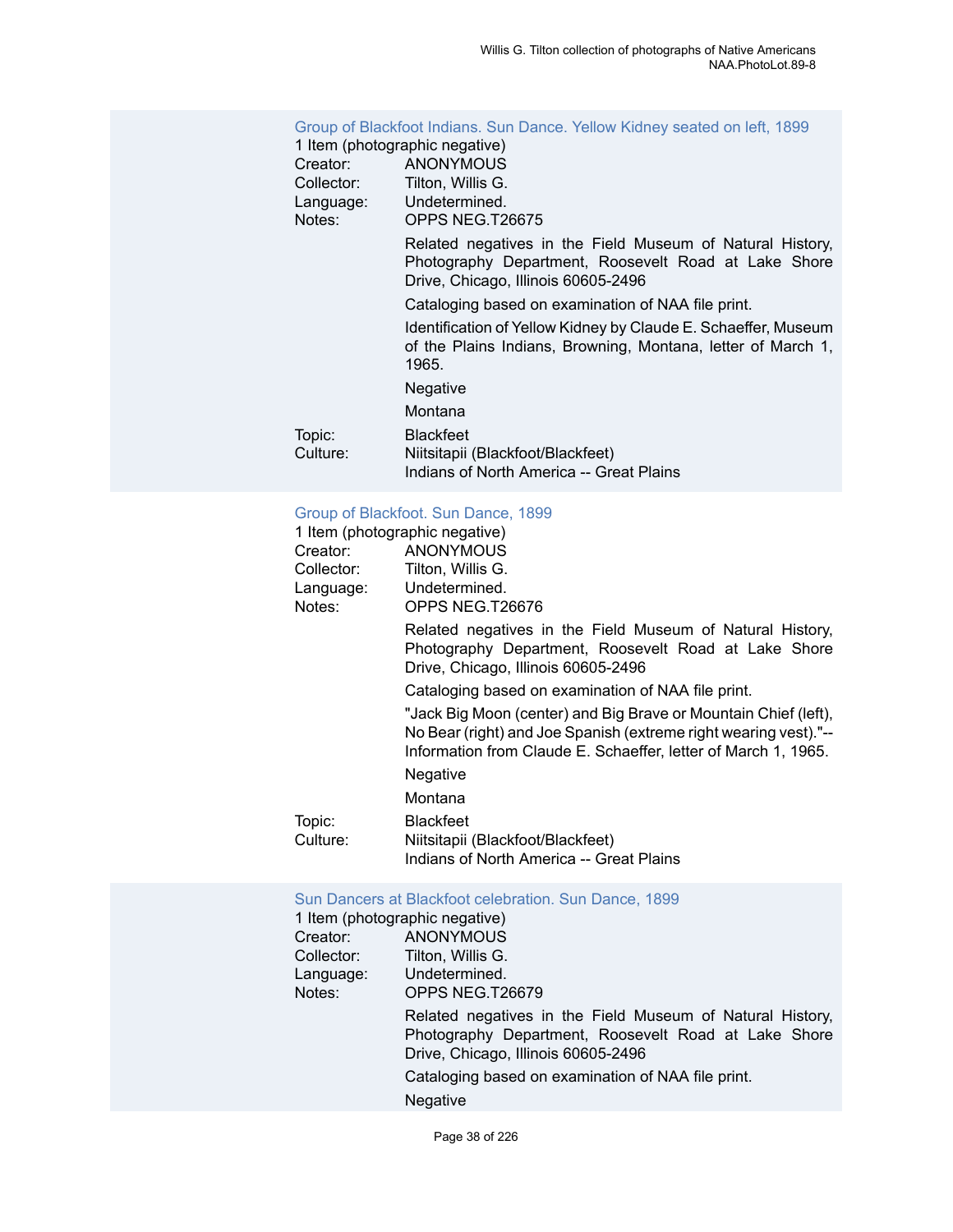### Group of Blackfoot Indians. Sun Dance. Yellow Kidney seated on left, 1899

1 Item (photographic negative)

Creator: ANONYMOUS
Collector: Tilton, Willis G.
Language: Undetermined.
Notes: OPPS NEG.T26675

Related negatives in the Field Museum of Natural History, Photography Department, Roosevelt Road at Lake Shore Drive, Chicago, Illinois 60605-2496

Cataloging based on examination of NAA file print.

Identification of Yellow Kidney by Claude E. Schaeffer, Museum of the Plains Indians, Browning, Montana, letter of March 1, 1965.

Negative

Montana

Topic: Blackfeet
Culture: Niitsitapii (Blackfoot/Blackfeet)
Indians of North America -- Great Plains

### Group of Blackfoot. Sun Dance, 1899

1 Item (photographic negative)

Creator: ANONYMOUS
Collector: Tilton, Willis G.
Language: Undetermined.
Notes: OPPS NEG.T26676

Related negatives in the Field Museum of Natural History, Photography Department, Roosevelt Road at Lake Shore Drive, Chicago, Illinois 60605-2496

Cataloging based on examination of NAA file print.

"Jack Big Moon (center) and Big Brave or Mountain Chief (left), No Bear (right) and Joe Spanish (extreme right wearing vest)."--Information from Claude E. Schaeffer, letter of March 1, 1965.

Negative

Montana

Topic: Blackfeet
Culture: Niitsitapii (Blackfoot/Blackfeet)
Indians of North America -- Great Plains

### Sun Dancers at Blackfoot celebration. Sun Dance, 1899

1 Item (photographic negative)

Creator: ANONYMOUS
Collector: Tilton, Willis G.
Language: Undetermined.
Notes: OPPS NEG.T26679

Related negatives in the Field Museum of Natural History, Photography Department, Roosevelt Road at Lake Shore Drive, Chicago, Illinois 60605-2496

Cataloging based on examination of NAA file print.

Negative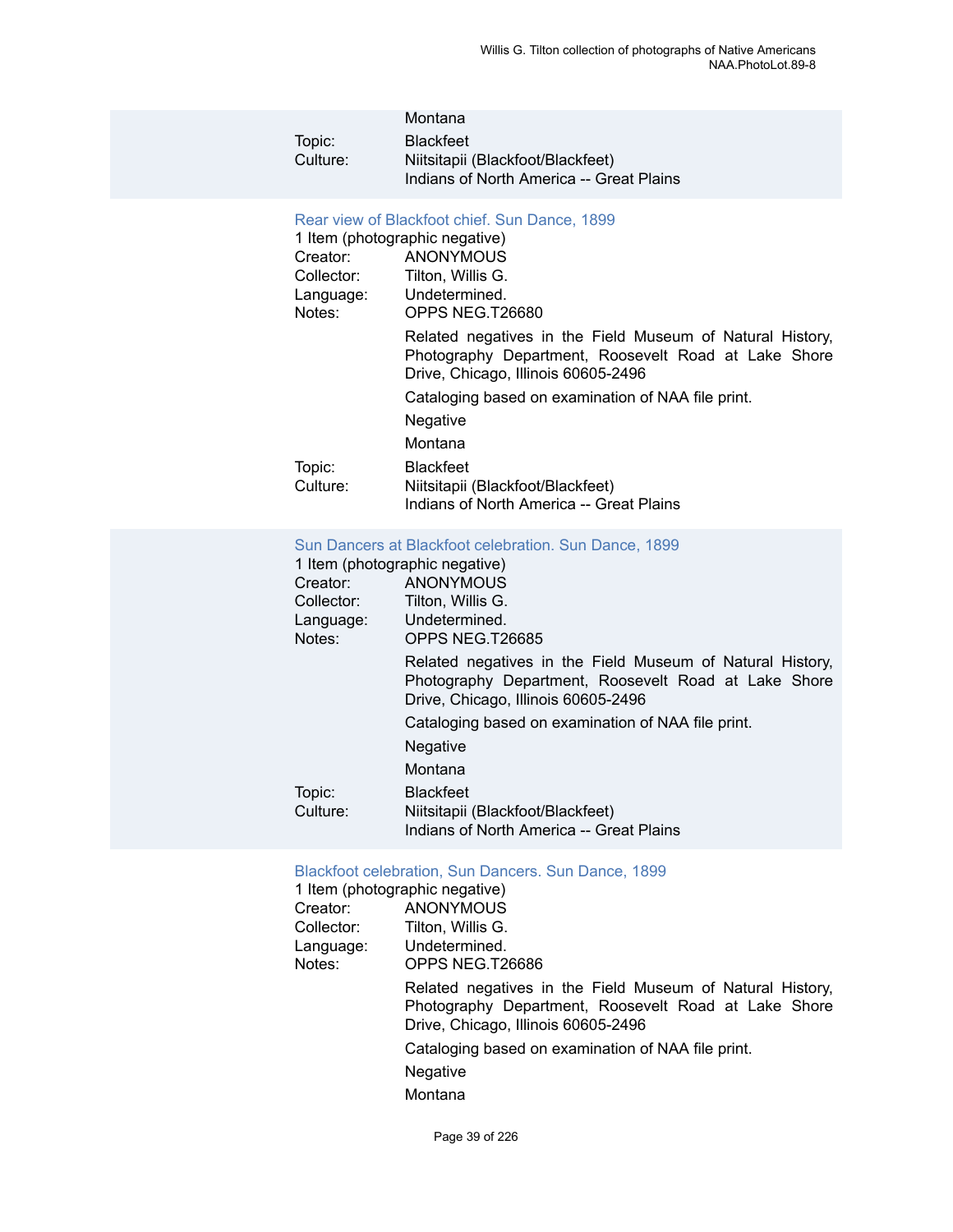Montana

Topic: Blackfeet

Culture: Niitsitapii (Blackfoot/Blackfeet)
Indians of North America -- Great Plains

### Rear view of Blackfoot chief. Sun Dance, 1899

1 Item (photographic negative)

Creator: ANONYMOUS

Collector: Tilton, Willis G.

Language: Undetermined.

Notes: OPPS NEG.T26680

Related negatives in the Field Museum of Natural History, Photography Department, Roosevelt Road at Lake Shore Drive, Chicago, Illinois 60605-2496

Cataloging based on examination of NAA file print.

Negative

Montana

Topic: Blackfeet

Culture: Niitsitapii (Blackfoot/Blackfeet)
Indians of North America -- Great Plains

### Sun Dancers at Blackfoot celebration. Sun Dance, 1899

1 Item (photographic negative)

Creator: ANONYMOUS

Collector: Tilton, Willis G.

Language: Undetermined.

Notes: OPPS NEG.T26685

Related negatives in the Field Museum of Natural History, Photography Department, Roosevelt Road at Lake Shore Drive, Chicago, Illinois 60605-2496

Cataloging based on examination of NAA file print.

Negative

Montana

Topic: Blackfeet

Culture: Niitsitapii (Blackfoot/Blackfeet)
Indians of North America -- Great Plains

### Blackfoot celebration, Sun Dancers. Sun Dance, 1899

1 Item (photographic negative)

Creator: ANONYMOUS

Collector: Tilton, Willis G.

Language: Undetermined.

Notes: OPPS NEG.T26686

Related negatives in the Field Museum of Natural History, Photography Department, Roosevelt Road at Lake Shore Drive, Chicago, Illinois 60605-2496

Cataloging based on examination of NAA file print.

Negative

Montana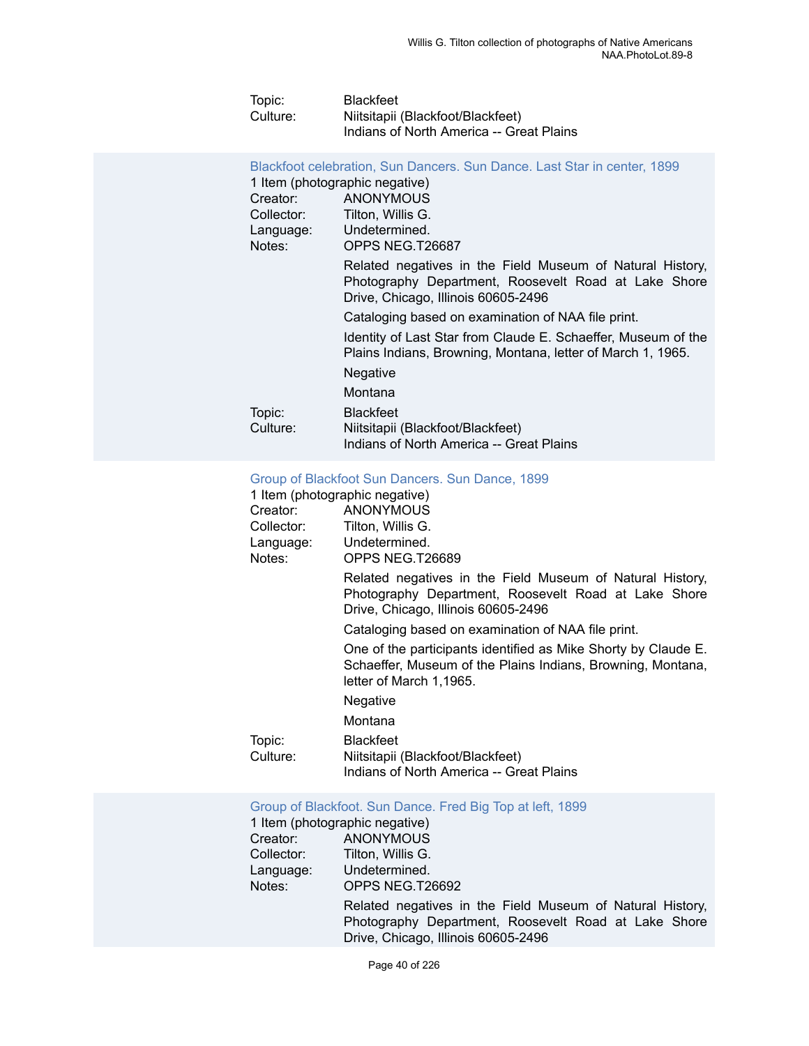Topic: Blackfeet
Culture: Niitsitapii (Blackfoot/Blackfeet)
Indians of North America -- Great Plains

### Blackfoot celebration, Sun Dancers. Sun Dance. Last Star in center, 1899

1 Item (photographic negative)

Creator: ANONYMOUS
Collector: Tilton, Willis G.
Language: Undetermined.
Notes: OPPS NEG.T26687

Related negatives in the Field Museum of Natural History, Photography Department, Roosevelt Road at Lake Shore Drive, Chicago, Illinois 60605-2496

Cataloging based on examination of NAA file print.

Identity of Last Star from Claude E. Schaeffer, Museum of the Plains Indians, Browning, Montana, letter of March 1, 1965.

Negative

Montana

Topic: Blackfeet
Culture: Niitsitapii (Blackfoot/Blackfeet)
Indians of North America -- Great Plains

### Group of Blackfoot Sun Dancers. Sun Dance, 1899

1 Item (photographic negative)

Creator: ANONYMOUS
Collector: Tilton, Willis G.
Language: Undetermined.
Notes: OPPS NEG.T26689

Related negatives in the Field Museum of Natural History, Photography Department, Roosevelt Road at Lake Shore Drive, Chicago, Illinois 60605-2496

Cataloging based on examination of NAA file print.

One of the participants identified as Mike Shorty by Claude E. Schaeffer, Museum of the Plains Indians, Browning, Montana, letter of March 1,1965.

Negative

Montana

Topic: Blackfeet
Culture: Niitsitapii (Blackfoot/Blackfeet)
Indians of North America -- Great Plains

### Group of Blackfoot. Sun Dance. Fred Big Top at left, 1899

1 Item (photographic negative)

Creator: ANONYMOUS
Collector: Tilton, Willis G.
Language: Undetermined.
Notes: OPPS NEG.T26692

Related negatives in the Field Museum of Natural History, Photography Department, Roosevelt Road at Lake Shore Drive, Chicago, Illinois 60605-2496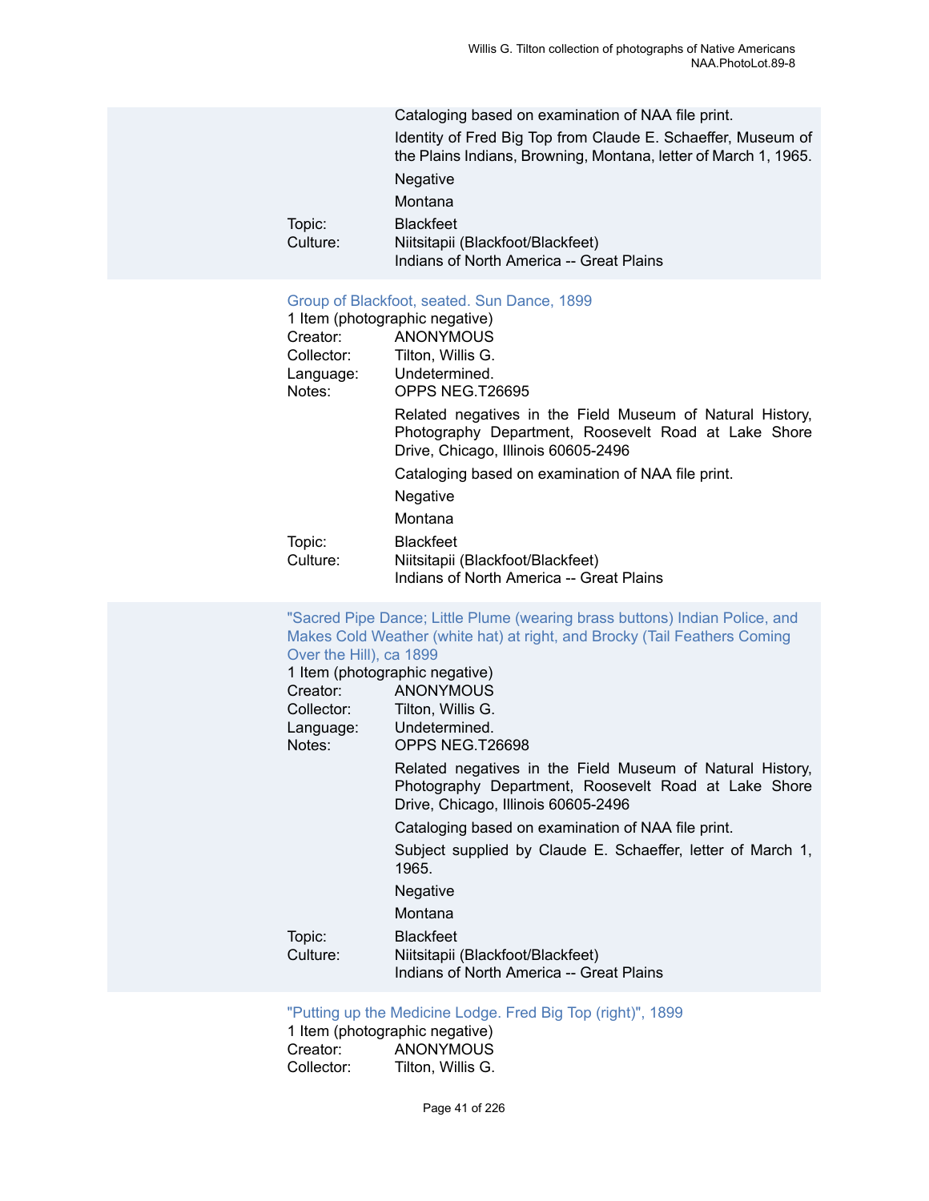Cataloging based on examination of NAA file print.

Identity of Fred Big Top from Claude E. Schaeffer, Museum of the Plains Indians, Browning, Montana, letter of March 1, 1965.

Negative

Montana

Topic: Blackfeet

Culture: Niitsitapii (Blackfoot/Blackfeet)
Indians of North America -- Great Plains

### Group of Blackfoot, seated. Sun Dance, 1899

1 Item (photographic negative)

Creator: ANONYMOUS

Collector: Tilton, Willis G.

Language: Undetermined.

Notes: OPPS NEG.T26695

Related negatives in the Field Museum of Natural History, Photography Department, Roosevelt Road at Lake Shore Drive, Chicago, Illinois 60605-2496

Cataloging based on examination of NAA file print.

Negative

Montana

Topic: Blackfeet

Culture: Niitsitapii (Blackfoot/Blackfeet)
Indians of North America -- Great Plains

### "Sacred Pipe Dance; Little Plume (wearing brass buttons) Indian Police, and Makes Cold Weather (white hat) at right, and Brocky (Tail Feathers Coming Over the Hill), ca 1899

1 Item (photographic negative)

Creator: ANONYMOUS

Collector: Tilton, Willis G.

Language: Undetermined.

Notes: OPPS NEG.T26698

Related negatives in the Field Museum of Natural History, Photography Department, Roosevelt Road at Lake Shore Drive, Chicago, Illinois 60605-2496

Cataloging based on examination of NAA file print.

Subject supplied by Claude E. Schaeffer, letter of March 1, 1965.

Negative

Montana

Topic: Blackfeet

Culture: Niitsitapii (Blackfoot/Blackfeet)
Indians of North America -- Great Plains

### "Putting up the Medicine Lodge. Fred Big Top (right)", 1899

1 Item (photographic negative)

Creator: ANONYMOUS

Collector: Tilton, Willis G.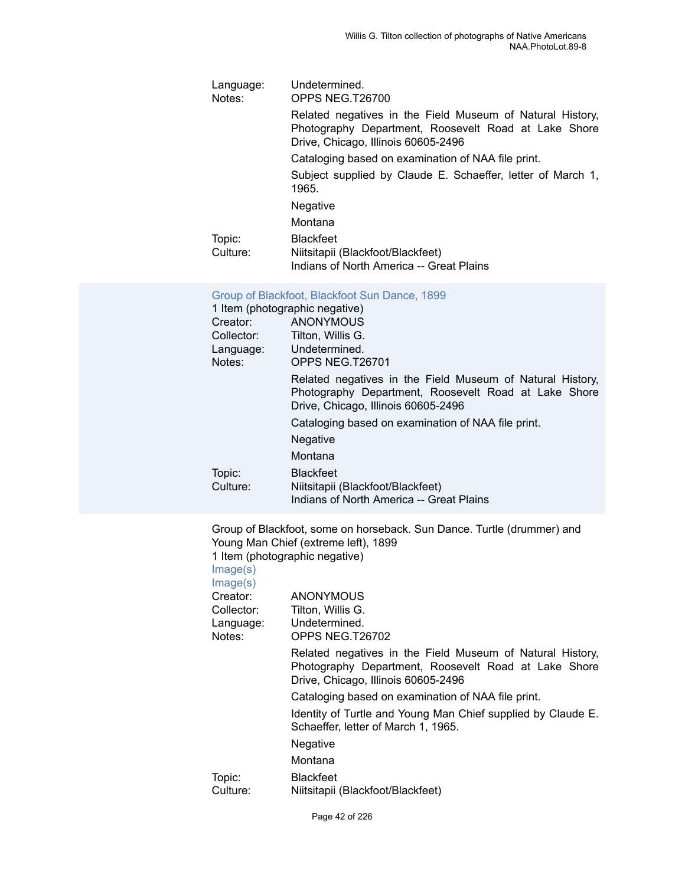Language: Undetermined.
Notes: OPPS NEG.T26700

Related negatives in the Field Museum of Natural History, Photography Department, Roosevelt Road at Lake Shore Drive, Chicago, Illinois 60605-2496

Cataloging based on examination of NAA file print.

Subject supplied by Claude E. Schaeffer, letter of March 1, 1965.

Negative

Montana

Topic: Blackfeet
Culture: Niitsitapii (Blackfoot/Blackfeet)
Indians of North America -- Great Plains

Group of Blackfoot, Blackfoot Sun Dance, 1899
1 Item (photographic negative)
Creator: ANONYMOUS
Collector: Tilton, Willis G.
Language: Undetermined.
Notes: OPPS NEG.T26701

Related negatives in the Field Museum of Natural History, Photography Department, Roosevelt Road at Lake Shore Drive, Chicago, Illinois 60605-2496

Cataloging based on examination of NAA file print.

Negative

Montana

Topic: Blackfeet
Culture: Niitsitapii (Blackfoot/Blackfeet)
Indians of North America -- Great Plains

Group of Blackfoot, some on horseback. Sun Dance. Turtle (drummer) and Young Man Chief (extreme left), 1899
1 Item (photographic negative)
Image(s)
Image(s)
Creator: ANONYMOUS
Collector: Tilton, Willis G.
Language: Undetermined.
Notes: OPPS NEG.T26702

Related negatives in the Field Museum of Natural History, Photography Department, Roosevelt Road at Lake Shore Drive, Chicago, Illinois 60605-2496

Cataloging based on examination of NAA file print.

Identity of Turtle and Young Man Chief supplied by Claude E. Schaeffer, letter of March 1, 1965.

Negative

Montana

Topic: Blackfeet
Culture: Niitsitapii (Blackfoot/Blackfeet)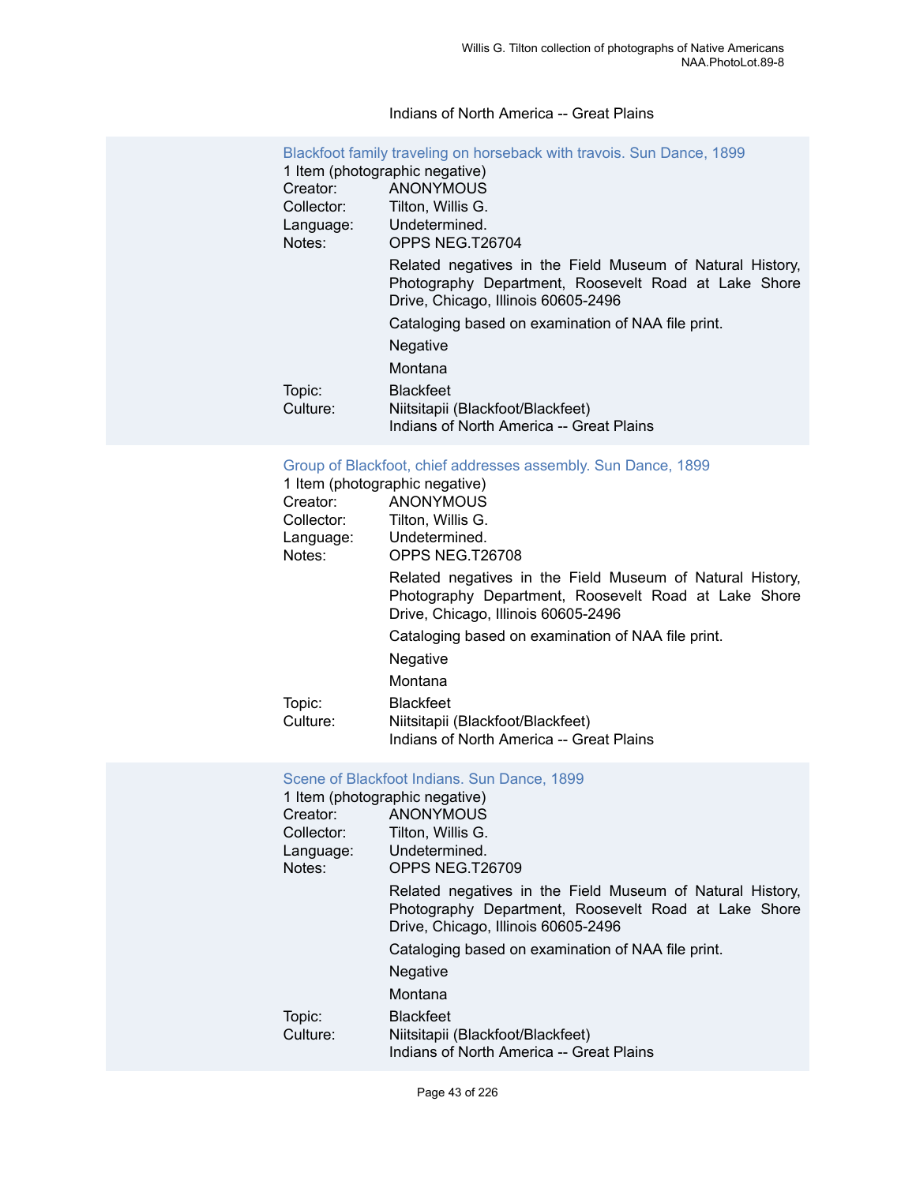Indians of North America -- Great Plains

### Blackfoot family traveling on horseback with travois. Sun Dance, 1899

1 Item (photographic negative)

Creator: ANONYMOUS
Collector: Tilton, Willis G.
Language: Undetermined.
Notes: OPPS NEG.T26704

Related negatives in the Field Museum of Natural History, Photography Department, Roosevelt Road at Lake Shore Drive, Chicago, Illinois 60605-2496

Cataloging based on examination of NAA file print.

Negative

Montana

Topic: Blackfeet
Culture: Niitsitapii (Blackfoot/Blackfeet)
Indians of North America -- Great Plains

### Group of Blackfoot, chief addresses assembly. Sun Dance, 1899

1 Item (photographic negative)

Creator: ANONYMOUS
Collector: Tilton, Willis G.
Language: Undetermined.
Notes: OPPS NEG.T26708

Related negatives in the Field Museum of Natural History, Photography Department, Roosevelt Road at Lake Shore Drive, Chicago, Illinois 60605-2496

Cataloging based on examination of NAA file print.

Negative

Montana

Topic: Blackfeet
Culture: Niitsitapii (Blackfoot/Blackfeet)
Indians of North America -- Great Plains

### Scene of Blackfoot Indians. Sun Dance, 1899

1 Item (photographic negative)

Creator: ANONYMOUS
Collector: Tilton, Willis G.
Language: Undetermined.
Notes: OPPS NEG.T26709

Related negatives in the Field Museum of Natural History, Photography Department, Roosevelt Road at Lake Shore Drive, Chicago, Illinois 60605-2496

Cataloging based on examination of NAA file print.

Negative

Montana

Topic: Blackfeet
Culture: Niitsitapii (Blackfoot/Blackfeet)
Indians of North America -- Great Plains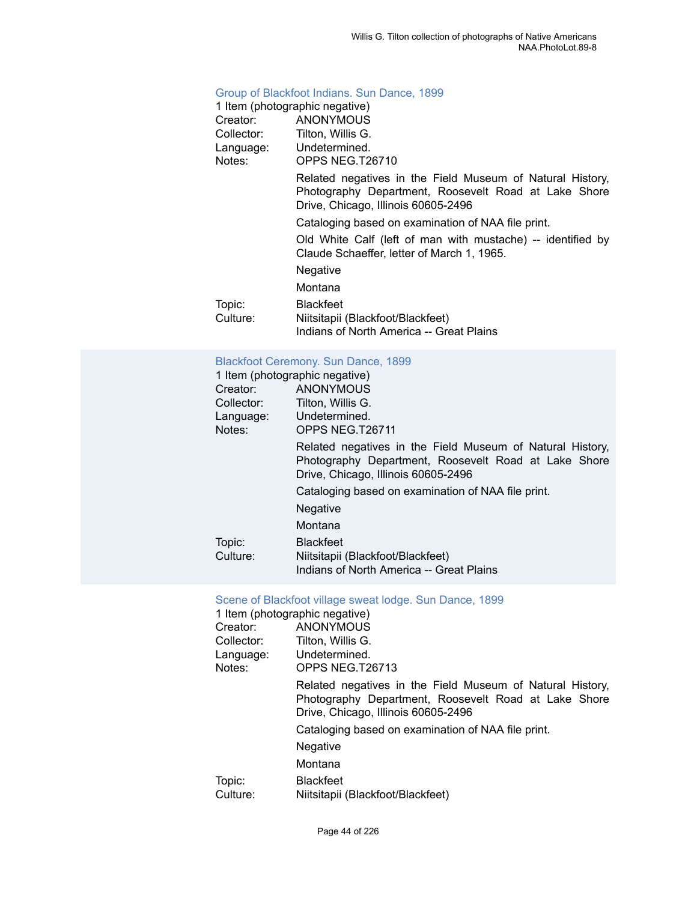### Group of Blackfoot Indians. Sun Dance, 1899

1 Item (photographic negative)

Creator: ANONYMOUS
Collector: Tilton, Willis G.
Language: Undetermined.
Notes: OPPS NEG.T26710

Related negatives in the Field Museum of Natural History, Photography Department, Roosevelt Road at Lake Shore Drive, Chicago, Illinois 60605-2496

Cataloging based on examination of NAA file print.

Old White Calf (left of man with mustache) -- identified by Claude Schaeffer, letter of March 1, 1965.

Negative

Montana

Topic: Blackfeet
Culture: Niitsitapii (Blackfoot/Blackfeet)
Indians of North America -- Great Plains

### Blackfoot Ceremony. Sun Dance, 1899

1 Item (photographic negative)

Creator: ANONYMOUS
Collector: Tilton, Willis G.
Language: Undetermined.
Notes: OPPS NEG.T26711

Related negatives in the Field Museum of Natural History, Photography Department, Roosevelt Road at Lake Shore Drive, Chicago, Illinois 60605-2496

Cataloging based on examination of NAA file print.

Negative

Montana

Topic: Blackfeet
Culture: Niitsitapii (Blackfoot/Blackfeet)
Indians of North America -- Great Plains

### Scene of Blackfoot village sweat lodge. Sun Dance, 1899

1 Item (photographic negative)

Creator: ANONYMOUS
Collector: Tilton, Willis G.
Language: Undetermined.
Notes: OPPS NEG.T26713

Related negatives in the Field Museum of Natural History, Photography Department, Roosevelt Road at Lake Shore Drive, Chicago, Illinois 60605-2496

Cataloging based on examination of NAA file print.

Negative

Montana

Topic: Blackfeet
Culture: Niitsitapii (Blackfoot/Blackfeet)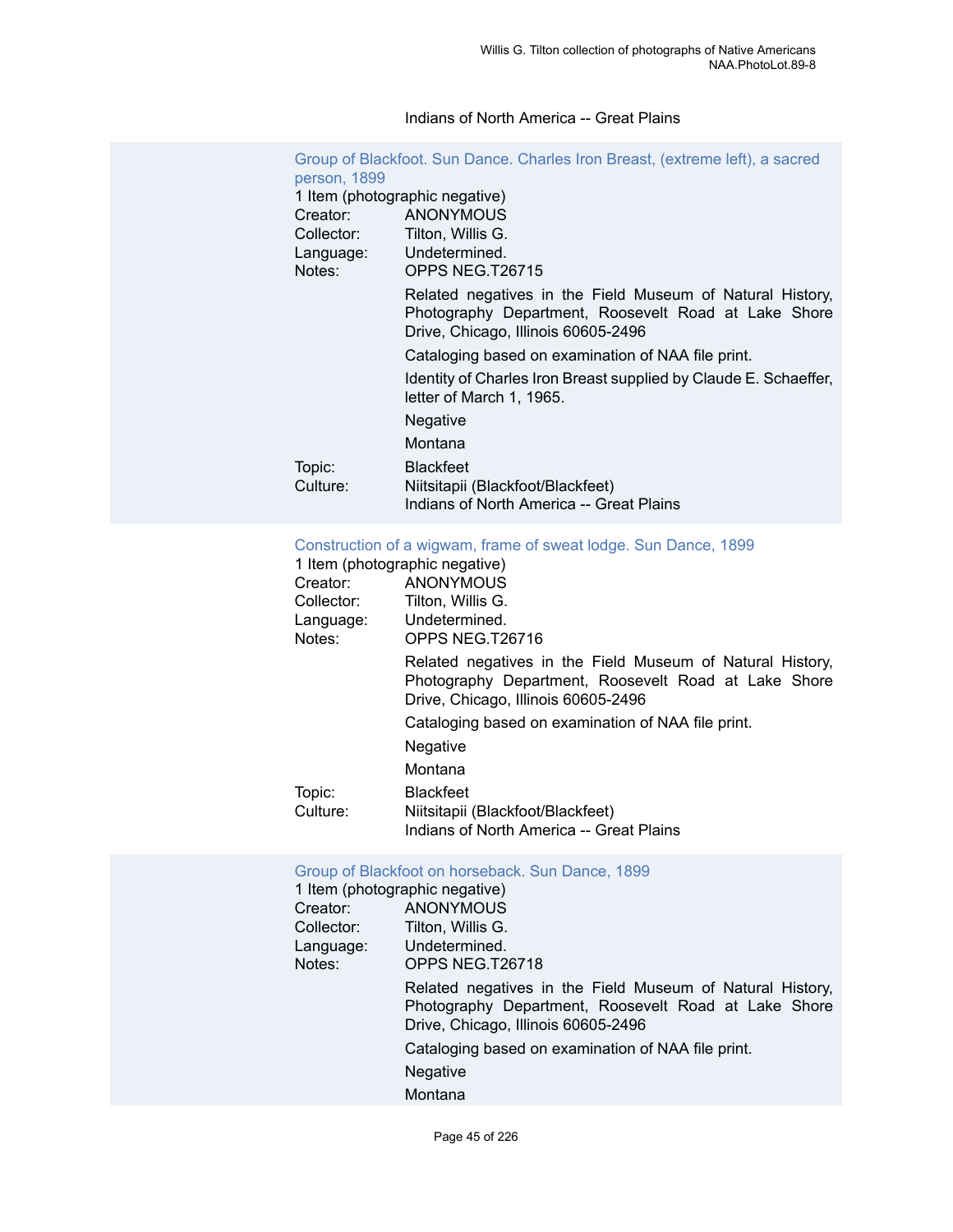Indians of North America -- Great Plains

### Group of Blackfoot. Sun Dance. Charles Iron Breast, (extreme left), a sacred person, 1899

1 Item (photographic negative)

Creator: ANONYMOUS
Collector: Tilton, Willis G.
Language: Undetermined.
Notes: OPPS NEG.T26715

Related negatives in the Field Museum of Natural History, Photography Department, Roosevelt Road at Lake Shore Drive, Chicago, Illinois 60605-2496

Cataloging based on examination of NAA file print.

Identity of Charles Iron Breast supplied by Claude E. Schaeffer, letter of March 1, 1965.

Negative

Montana

Topic: Blackfeet
Culture: Niitsitapii (Blackfoot/Blackfeet)
Indians of North America -- Great Plains

### Construction of a wigwam, frame of sweat lodge. Sun Dance, 1899

1 Item (photographic negative)

Creator: ANONYMOUS
Collector: Tilton, Willis G.
Language: Undetermined.
Notes: OPPS NEG.T26716

Related negatives in the Field Museum of Natural History, Photography Department, Roosevelt Road at Lake Shore Drive, Chicago, Illinois 60605-2496

Cataloging based on examination of NAA file print.

Negative

Montana

Topic: Blackfeet
Culture: Niitsitapii (Blackfoot/Blackfeet)
Indians of North America -- Great Plains

### Group of Blackfoot on horseback. Sun Dance, 1899

1 Item (photographic negative)

Creator: ANONYMOUS
Collector: Tilton, Willis G.
Language: Undetermined.
Notes: OPPS NEG.T26718

Related negatives in the Field Museum of Natural History, Photography Department, Roosevelt Road at Lake Shore Drive, Chicago, Illinois 60605-2496

Cataloging based on examination of NAA file print.

Negative

Montana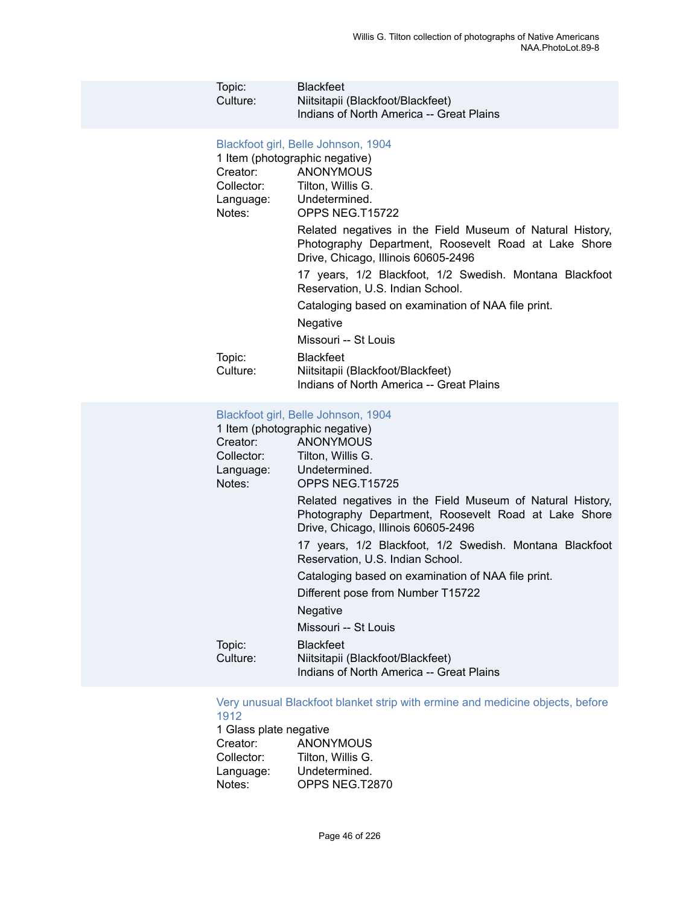Topic: Blackfeet
Culture: Niitsitapii (Blackfoot/Blackfeet)
Indians of North America -- Great Plains

### Blackfoot girl, Belle Johnson, 1904

1 Item (photographic negative)

Creator: ANONYMOUS
Collector: Tilton, Willis G.
Language: Undetermined.
Notes: OPPS NEG.T15722

Related negatives in the Field Museum of Natural History, Photography Department, Roosevelt Road at Lake Shore Drive, Chicago, Illinois 60605-2496

17 years, 1/2 Blackfoot, 1/2 Swedish. Montana Blackfoot Reservation, U.S. Indian School.

Cataloging based on examination of NAA file print.

Negative

Missouri -- St Louis

Topic: Blackfeet
Culture: Niitsitapii (Blackfoot/Blackfeet)
Indians of North America -- Great Plains

### Blackfoot girl, Belle Johnson, 1904

1 Item (photographic negative)

Creator: ANONYMOUS
Collector: Tilton, Willis G.
Language: Undetermined.
Notes: OPPS NEG.T15725

Related negatives in the Field Museum of Natural History, Photography Department, Roosevelt Road at Lake Shore Drive, Chicago, Illinois 60605-2496

17 years, 1/2 Blackfoot, 1/2 Swedish. Montana Blackfoot Reservation, U.S. Indian School.

Cataloging based on examination of NAA file print.

Different pose from Number T15722

Negative

Missouri -- St Louis

Topic: Blackfeet
Culture: Niitsitapii (Blackfoot/Blackfeet)
Indians of North America -- Great Plains

### Very unusual Blackfoot blanket strip with ermine and medicine objects, before 1912

1 Glass plate negative

Creator: ANONYMOUS
Collector: Tilton, Willis G.
Language: Undetermined.
Notes: OPPS NEG.T2870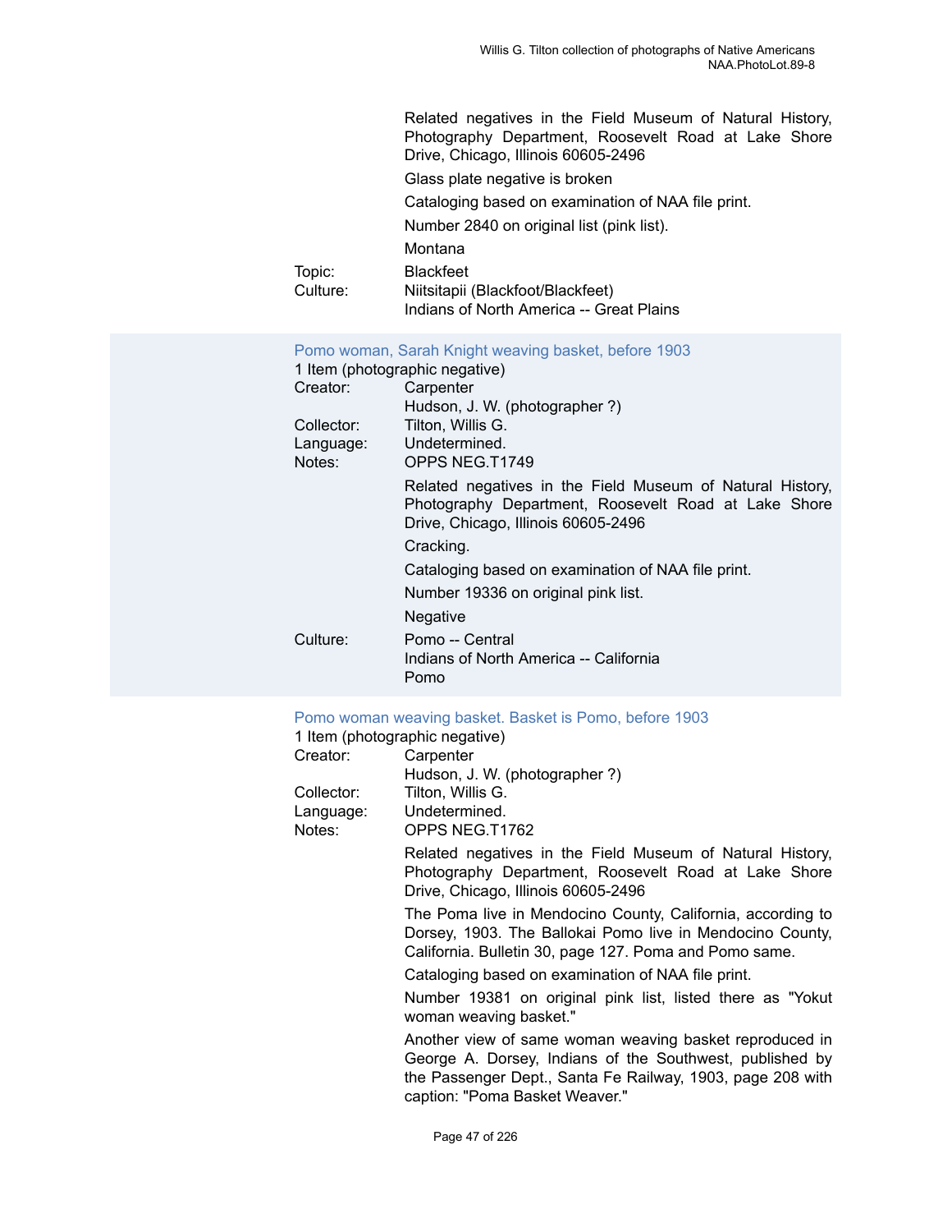Related negatives in the Field Museum of Natural History, Photography Department, Roosevelt Road at Lake Shore Drive, Chicago, Illinois 60605-2496

Glass plate negative is broken

Cataloging based on examination of NAA file print.

Number 2840 on original list (pink list).

Montana

Topic: Blackfeet

Culture: Niitsitapii (Blackfoot/Blackfeet)
Indians of North America -- Great Plains

### Pomo woman, Sarah Knight weaving basket, before 1903

1 Item (photographic negative)

Creator: Carpenter
Hudson, J. W. (photographer ?)

Collector: Tilton, Willis G.

Language: Undetermined.

Notes: OPPS NEG.T1749

Related negatives in the Field Museum of Natural History, Photography Department, Roosevelt Road at Lake Shore Drive, Chicago, Illinois 60605-2496

Cracking.

Cataloging based on examination of NAA file print.

Number 19336 on original pink list.

Negative

Culture: Pomo -- Central
Indians of North America -- California
Pomo

### Pomo woman weaving basket. Basket is Pomo, before 1903

1 Item (photographic negative)

Creator: Carpenter
Hudson, J. W. (photographer ?)

Collector: Tilton, Willis G.

Language: Undetermined.

Notes: OPPS NEG.T1762

Related negatives in the Field Museum of Natural History, Photography Department, Roosevelt Road at Lake Shore Drive, Chicago, Illinois 60605-2496

The Poma live in Mendocino County, California, according to Dorsey, 1903. The Ballokai Pomo live in Mendocino County, California. Bulletin 30, page 127. Poma and Pomo same.

Cataloging based on examination of NAA file print.

Number 19381 on original pink list, listed there as "Yokut woman weaving basket."

Another view of same woman weaving basket reproduced in George A. Dorsey, Indians of the Southwest, published by the Passenger Dept., Santa Fe Railway, 1903, page 208 with caption: "Poma Basket Weaver."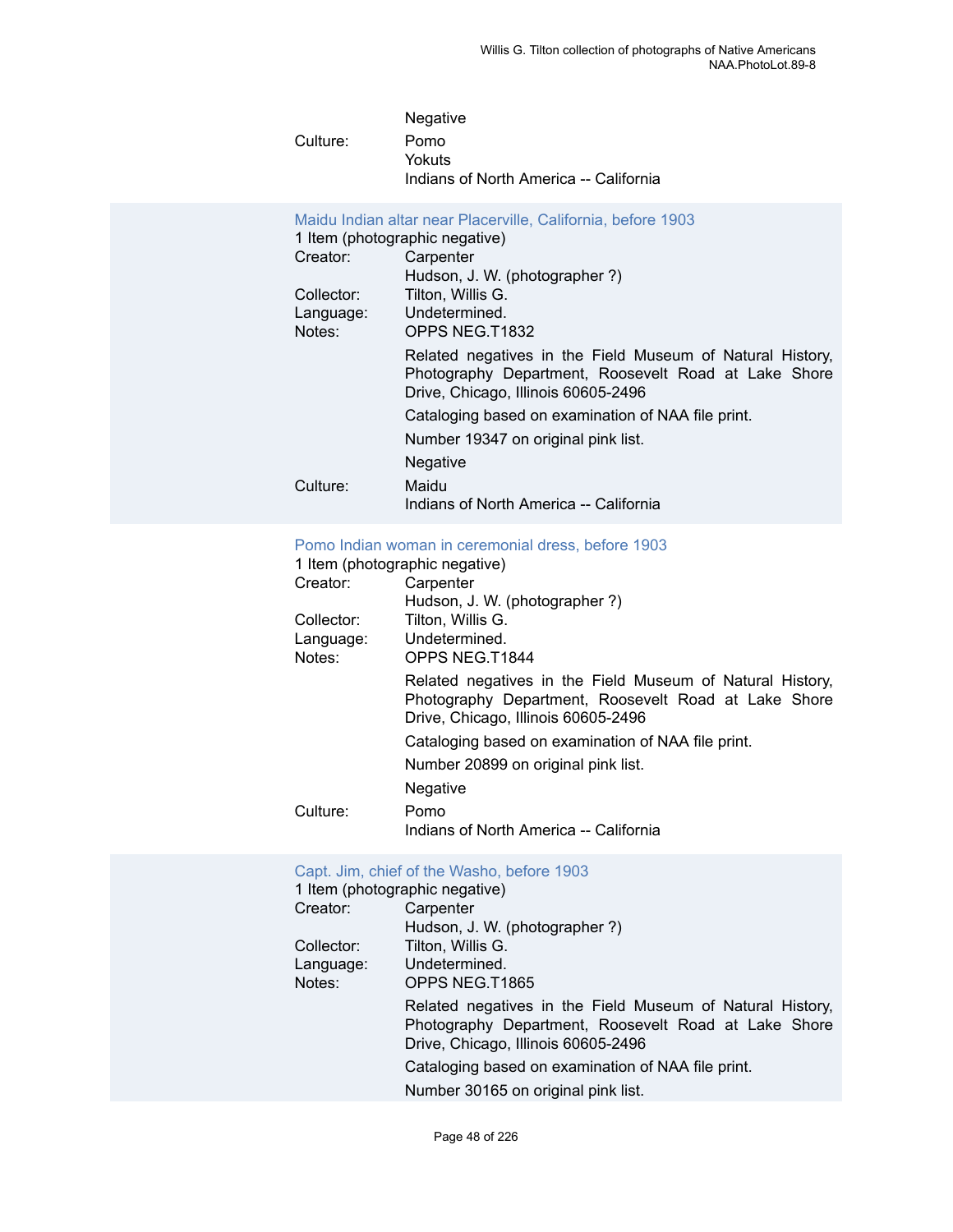Negative

Culture: Pomo
Yokuts
Indians of North America -- California

### Maidu Indian altar near Placerville, California, before 1903

1 Item (photographic negative)

Creator: Carpenter
Hudson, J. W. (photographer ?)

Collector: Tilton, Willis G.

Language: Undetermined.

Notes: OPPS NEG.T1832

Related negatives in the Field Museum of Natural History, Photography Department, Roosevelt Road at Lake Shore Drive, Chicago, Illinois 60605-2496

Cataloging based on examination of NAA file print.

Number 19347 on original pink list.

Negative

Culture: Maidu
Indians of North America -- California

### Pomo Indian woman in ceremonial dress, before 1903

1 Item (photographic negative)

Creator: Carpenter
Hudson, J. W. (photographer ?)

Collector: Tilton, Willis G.

Language: Undetermined.

Notes: OPPS NEG.T1844

Related negatives in the Field Museum of Natural History, Photography Department, Roosevelt Road at Lake Shore Drive, Chicago, Illinois 60605-2496

Cataloging based on examination of NAA file print.

Number 20899 on original pink list.

Negative

Culture: Pomo
Indians of North America -- California

### Capt. Jim, chief of the Washo, before 1903

1 Item (photographic negative)

Creator: Carpenter
Hudson, J. W. (photographer ?)

Collector: Tilton, Willis G.

Language: Undetermined.

Notes: OPPS NEG.T1865

Related negatives in the Field Museum of Natural History, Photography Department, Roosevelt Road at Lake Shore Drive, Chicago, Illinois 60605-2496

Cataloging based on examination of NAA file print.

Number 30165 on original pink list.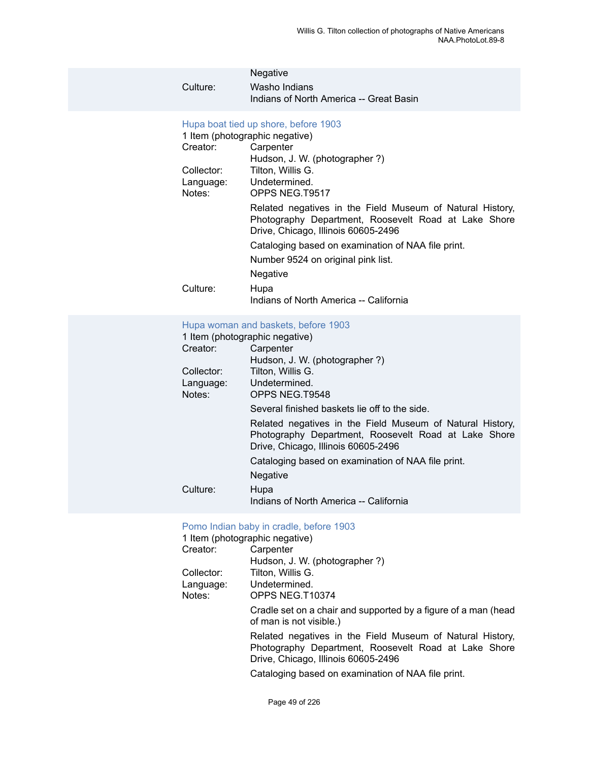Negative

Culture: Washo Indians
Indians of North America -- Great Basin

### Hupa boat tied up shore, before 1903

1 Item (photographic negative)

Creator: Carpenter
Hudson, J. W. (photographer ?)

Collector: Tilton, Willis G.

Language: Undetermined.

Notes: OPPS NEG.T9517

Related negatives in the Field Museum of Natural History, Photography Department, Roosevelt Road at Lake Shore Drive, Chicago, Illinois 60605-2496

Cataloging based on examination of NAA file print.

Number 9524 on original pink list.

Negative

Culture: Hupa
Indians of North America -- California

### Hupa woman and baskets, before 1903

1 Item (photographic negative)

Creator: Carpenter
Hudson, J. W. (photographer ?)

Collector: Tilton, Willis G.

Language: Undetermined.

Notes: OPPS NEG.T9548

Several finished baskets lie off to the side.

Related negatives in the Field Museum of Natural History, Photography Department, Roosevelt Road at Lake Shore Drive, Chicago, Illinois 60605-2496

Cataloging based on examination of NAA file print.

Negative

Culture: Hupa
Indians of North America -- California

### Pomo Indian baby in cradle, before 1903

1 Item (photographic negative)

Creator: Carpenter
Hudson, J. W. (photographer ?)

Collector: Tilton, Willis G.

Language: Undetermined.

Notes: OPPS NEG.T10374

Cradle set on a chair and supported by a figure of a man (head of man is not visible.)

Related negatives in the Field Museum of Natural History, Photography Department, Roosevelt Road at Lake Shore Drive, Chicago, Illinois 60605-2496

Cataloging based on examination of NAA file print.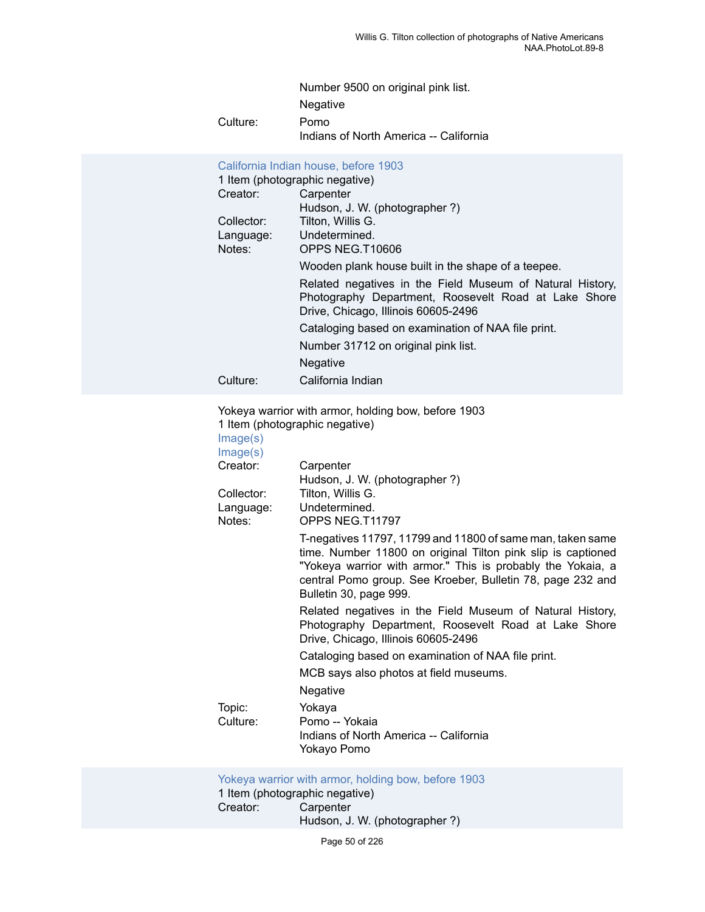Number 9500 on original pink list.

Negative

Culture: Pomo
Indians of North America -- California

### California Indian house, before 1903

1 Item (photographic negative)

Creator: Carpenter
Hudson, J. W. (photographer ?)

Collector: Tilton, Willis G.

Language: Undetermined.

Notes: OPPS NEG.T10606

Wooden plank house built in the shape of a teepee.

Related negatives in the Field Museum of Natural History, Photography Department, Roosevelt Road at Lake Shore Drive, Chicago, Illinois 60605-2496

Cataloging based on examination of NAA file print.

Number 31712 on original pink list.

Negative

Culture: California Indian

### Yokeya warrior with armor, holding bow, before 1903

1 Item (photographic negative)

Image(s)

Image(s)

Creator: Carpenter
Hudson, J. W. (photographer ?)

Collector: Tilton, Willis G.

Language: Undetermined.

Notes: OPPS NEG.T11797

T-negatives 11797, 11799 and 11800 of same man, taken same time. Number 11800 on original Tilton pink slip is captioned "Yokeya warrior with armor." This is probably the Yokaia, a central Pomo group. See Kroeber, Bulletin 78, page 232 and Bulletin 30, page 999.

Related negatives in the Field Museum of Natural History, Photography Department, Roosevelt Road at Lake Shore Drive, Chicago, Illinois 60605-2496

Cataloging based on examination of NAA file print.

MCB says also photos at field museums.

Negative

Topic: Yokaya

Culture: Pomo -- Yokaia
Indians of North America -- California
Yokayo Pomo

### Yokeya warrior with armor, holding bow, before 1903

1 Item (photographic negative)

Creator: Carpenter
Hudson, J. W. (photographer ?)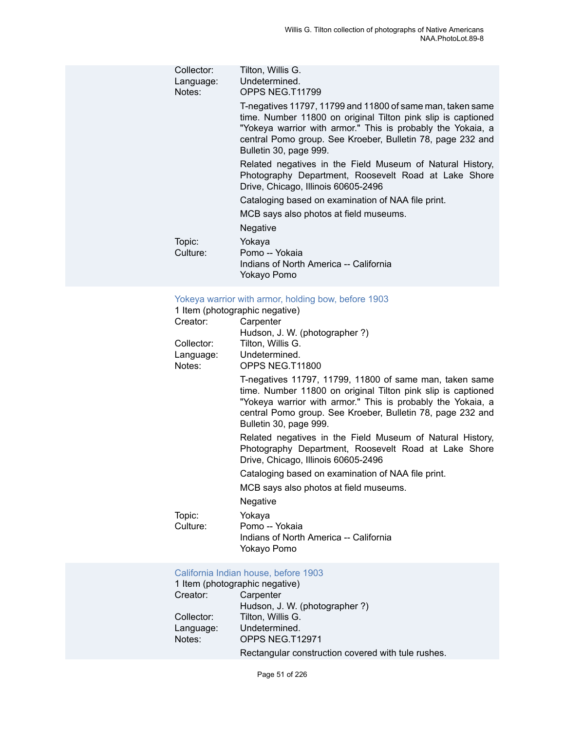Collector: Tilton, Willis G.
Language: Undetermined.
Notes: OPPS NEG.T11799

T-negatives 11797, 11799 and 11800 of same man, taken same time. Number 11800 on original Tilton pink slip is captioned "Yokeya warrior with armor." This is probably the Yokaia, a central Pomo group. See Kroeber, Bulletin 78, page 232 and Bulletin 30, page 999.

Related negatives in the Field Museum of Natural History, Photography Department, Roosevelt Road at Lake Shore Drive, Chicago, Illinois 60605-2496

Cataloging based on examination of NAA file print.

MCB says also photos at field museums.

Negative

Topic: Yokaya
Culture: Pomo -- Yokaia
Indians of North America -- California
Yokayo Pomo

### Yokeya warrior with armor, holding bow, before 1903

1 Item (photographic negative)
Creator: Carpenter
Hudson, J. W. (photographer ?)
Collector: Tilton, Willis G.
Language: Undetermined.
Notes: OPPS NEG.T11800

T-negatives 11797, 11799, 11800 of same man, taken same time. Number 11800 on original Tilton pink slip is captioned "Yokeya warrior with armor." This is probably the Yokaia, a central Pomo group. See Kroeber, Bulletin 78, page 232 and Bulletin 30, page 999.

Related negatives in the Field Museum of Natural History, Photography Department, Roosevelt Road at Lake Shore Drive, Chicago, Illinois 60605-2496

Cataloging based on examination of NAA file print.

MCB says also photos at field museums.

Negative

Topic: Yokaya
Culture: Pomo -- Yokaia
Indians of North America -- California
Yokayo Pomo

### California Indian house, before 1903

1 Item (photographic negative)
Creator: Carpenter
Hudson, J. W. (photographer ?)
Collector: Tilton, Willis G.
Language: Undetermined.
Notes: OPPS NEG.T12971

Rectangular construction covered with tule rushes.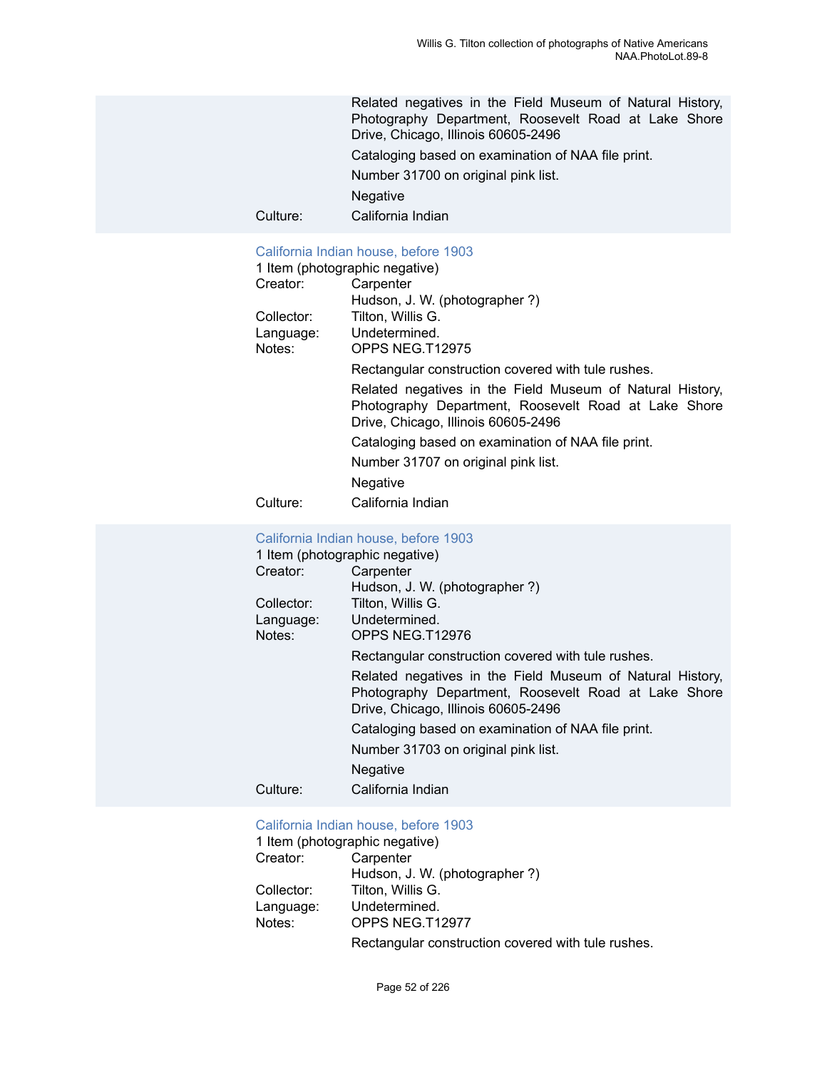Related negatives in the Field Museum of Natural History, Photography Department, Roosevelt Road at Lake Shore Drive, Chicago, Illinois 60605-2496

Cataloging based on examination of NAA file print.

Number 31700 on original pink list.

Negative

Culture: California Indian

### California Indian house, before 1903

1 Item (photographic negative)

Creator: Carpenter
Hudson, J. W. (photographer ?)

Collector: Tilton, Willis G.

Language: Undetermined.

Notes: OPPS NEG.T12975

Rectangular construction covered with tule rushes.

Related negatives in the Field Museum of Natural History, Photography Department, Roosevelt Road at Lake Shore Drive, Chicago, Illinois 60605-2496

Cataloging based on examination of NAA file print.

Number 31707 on original pink list.

Negative

Culture: California Indian

### California Indian house, before 1903

1 Item (photographic negative)

Creator: Carpenter
Hudson, J. W. (photographer ?)

Collector: Tilton, Willis G.

Language: Undetermined.

Notes: OPPS NEG.T12976

Rectangular construction covered with tule rushes.

Related negatives in the Field Museum of Natural History, Photography Department, Roosevelt Road at Lake Shore Drive, Chicago, Illinois 60605-2496

Cataloging based on examination of NAA file print.

Number 31703 on original pink list.

Negative

Culture: California Indian

### California Indian house, before 1903

1 Item (photographic negative)

Creator: Carpenter
Hudson, J. W. (photographer ?)

Collector: Tilton, Willis G.

Language: Undetermined.

Notes: OPPS NEG.T12977

Rectangular construction covered with tule rushes.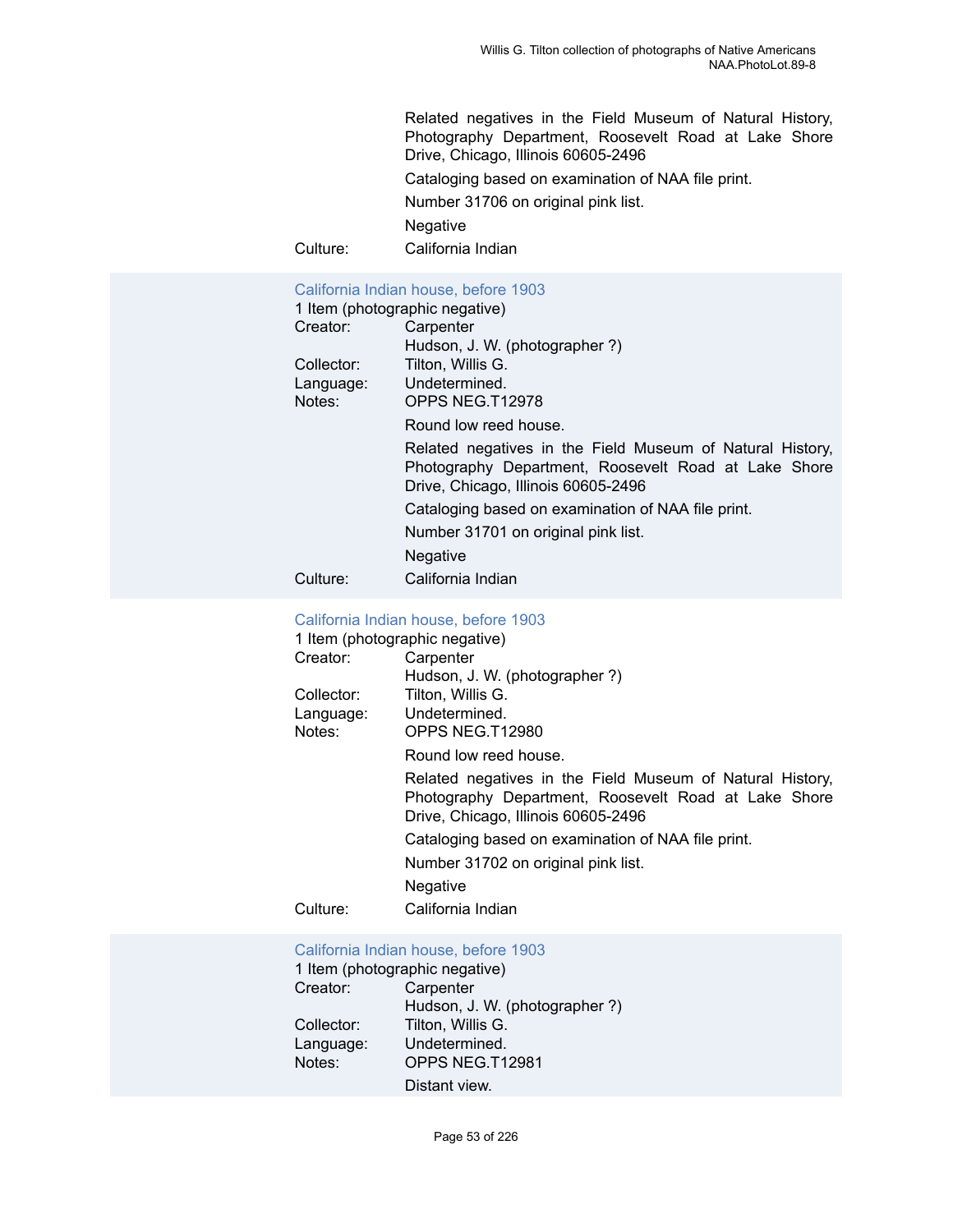Related negatives in the Field Museum of Natural History, Photography Department, Roosevelt Road at Lake Shore Drive, Chicago, Illinois 60605-2496

Cataloging based on examination of NAA file print.

Number 31706 on original pink list.

Negative

Culture: California Indian

### California Indian house, before 1903

1 Item (photographic negative)

Creator: Carpenter
Hudson, J. W. (photographer ?)

Collector: Tilton, Willis G.

Language: Undetermined.

Notes: OPPS NEG.T12978

Round low reed house.

Related negatives in the Field Museum of Natural History, Photography Department, Roosevelt Road at Lake Shore Drive, Chicago, Illinois 60605-2496

Cataloging based on examination of NAA file print.

Number 31701 on original pink list.

Negative

Culture: California Indian

### California Indian house, before 1903

1 Item (photographic negative)

Creator: Carpenter
Hudson, J. W. (photographer ?)

Collector: Tilton, Willis G.

Language: Undetermined.

Notes: OPPS NEG.T12980

Round low reed house.

Related negatives in the Field Museum of Natural History, Photography Department, Roosevelt Road at Lake Shore Drive, Chicago, Illinois 60605-2496

Cataloging based on examination of NAA file print.

Number 31702 on original pink list.

Negative

Culture: California Indian

### California Indian house, before 1903

1 Item (photographic negative)

Creator: Carpenter
Hudson, J. W. (photographer ?)

Collector: Tilton, Willis G.

Language: Undetermined.

Notes: OPPS NEG.T12981

Distant view.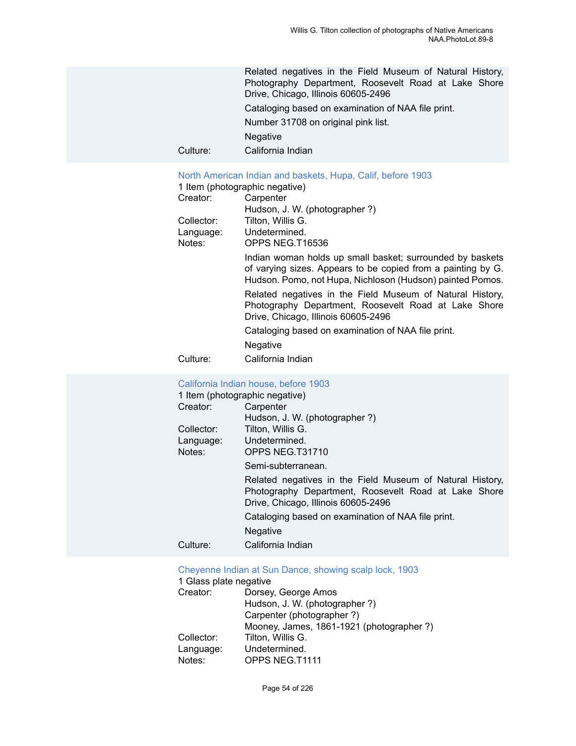Related negatives in the Field Museum of Natural History, Photography Department, Roosevelt Road at Lake Shore Drive, Chicago, Illinois 60605-2496

Cataloging based on examination of NAA file print.

Number 31708 on original pink list.

Negative

Culture: California Indian

### North American Indian and baskets, Hupa, Calif, before 1903

1 Item (photographic negative)

Creator: Carpenter
Hudson, J. W. (photographer ?)

Collector: Tilton, Willis G.

Language: Undetermined.

Notes: OPPS NEG.T16536

Indian woman holds up small basket; surrounded by baskets of varying sizes. Appears to be copied from a painting by G. Hudson. Pomo, not Hupa, Nichloson (Hudson) painted Pomos.

Related negatives in the Field Museum of Natural History, Photography Department, Roosevelt Road at Lake Shore Drive, Chicago, Illinois 60605-2496

Cataloging based on examination of NAA file print.

Negative

Culture: California Indian

### California Indian house, before 1903

1 Item (photographic negative)

Creator: Carpenter
Hudson, J. W. (photographer ?)

Collector: Tilton, Willis G.

Language: Undetermined.

Notes: OPPS NEG.T31710

Semi-subterranean.

Related negatives in the Field Museum of Natural History, Photography Department, Roosevelt Road at Lake Shore Drive, Chicago, Illinois 60605-2496

Cataloging based on examination of NAA file print.

Negative

Culture: California Indian

### Cheyenne Indian at Sun Dance, showing scalp lock, 1903

1 Glass plate negative

Creator: Dorsey, George Amos
Hudson, J. W. (photographer ?)
Carpenter (photographer ?)
Mooney, James, 1861-1921 (photographer ?)

Collector: Tilton, Willis G.

Language: Undetermined.

Notes: OPPS NEG.T1111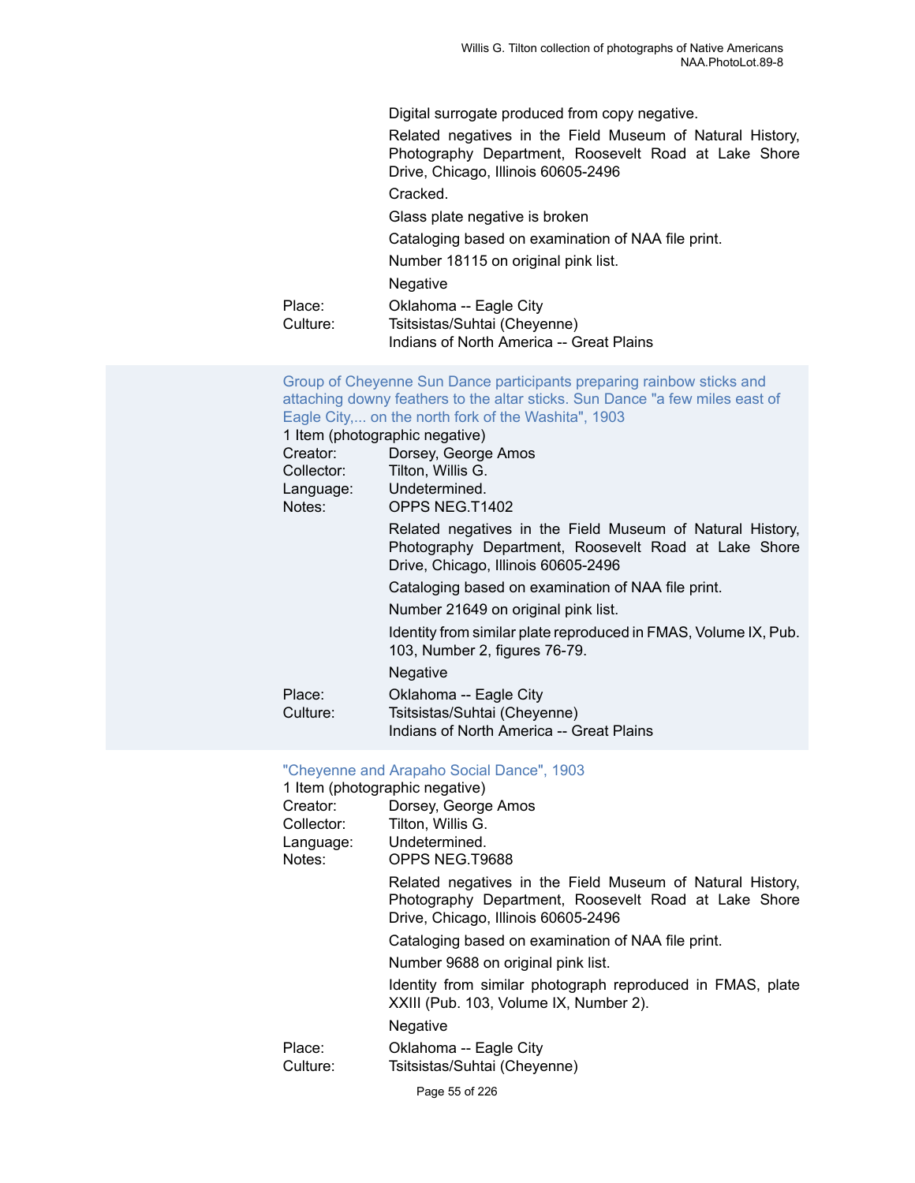Digital surrogate produced from copy negative.

Related negatives in the Field Museum of Natural History, Photography Department, Roosevelt Road at Lake Shore Drive, Chicago, Illinois 60605-2496

Cracked.

Glass plate negative is broken

Cataloging based on examination of NAA file print.

Number 18115 on original pink list.

Negative

Place: Oklahoma -- Eagle City

Culture: Tsitsistas/Suhtai (Cheyenne)
Indians of North America -- Great Plains

### Group of Cheyenne Sun Dance participants preparing rainbow sticks and attaching downy feathers to the altar sticks. Sun Dance "a few miles east of Eagle City,... on the north fork of the Washita", 1903

1 Item (photographic negative)

Creator: Dorsey, George Amos

Collector: Tilton, Willis G.

Language: Undetermined.

Notes: OPPS NEG.T1402

Related negatives in the Field Museum of Natural History, Photography Department, Roosevelt Road at Lake Shore Drive, Chicago, Illinois 60605-2496

Cataloging based on examination of NAA file print.

Number 21649 on original pink list.

Identity from similar plate reproduced in FMAS, Volume IX, Pub. 103, Number 2, figures 76-79.

Negative

Place: Oklahoma -- Eagle City

Culture: Tsitsistas/Suhtai (Cheyenne)
Indians of North America -- Great Plains

### "Cheyenne and Arapaho Social Dance", 1903

1 Item (photographic negative)

Creator: Dorsey, George Amos

Collector: Tilton, Willis G.

Language: Undetermined.

Notes: OPPS NEG.T9688

Related negatives in the Field Museum of Natural History, Photography Department, Roosevelt Road at Lake Shore Drive, Chicago, Illinois 60605-2496

Cataloging based on examination of NAA file print.

Number 9688 on original pink list.

Identity from similar photograph reproduced in FMAS, plate XXIII (Pub. 103, Volume IX, Number 2).

Negative

Place: Oklahoma -- Eagle City

Culture: Tsitsistas/Suhtai (Cheyenne)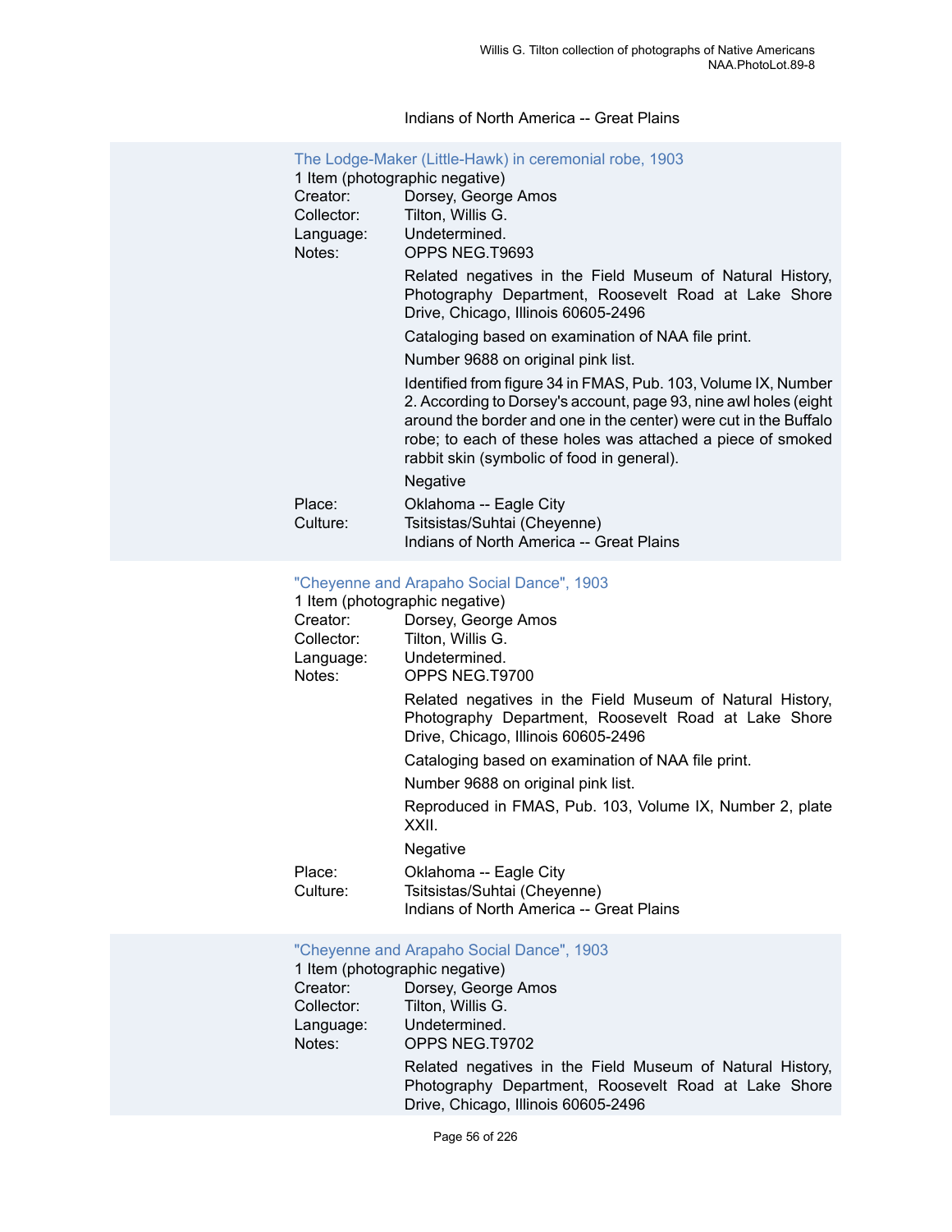Indians of North America -- Great Plains

### The Lodge-Maker (Little-Hawk) in ceremonial robe, 1903

1 Item (photographic negative)

Creator: Dorsey, George Amos
Collector: Tilton, Willis G.
Language: Undetermined.
Notes: OPPS NEG.T9693

Related negatives in the Field Museum of Natural History, Photography Department, Roosevelt Road at Lake Shore Drive, Chicago, Illinois 60605-2496

Cataloging based on examination of NAA file print.

Number 9688 on original pink list.

Identified from figure 34 in FMAS, Pub. 103, Volume IX, Number 2. According to Dorsey's account, page 93, nine awl holes (eight around the border and one in the center) were cut in the Buffalo robe; to each of these holes was attached a piece of smoked rabbit skin (symbolic of food in general).

Negative

Place: Oklahoma -- Eagle City
Culture: Tsitsistas/Suhtai (Cheyenne)
Indians of North America -- Great Plains

### "Cheyenne and Arapaho Social Dance", 1903

1 Item (photographic negative)

Creator: Dorsey, George Amos
Collector: Tilton, Willis G.
Language: Undetermined.
Notes: OPPS NEG.T9700

Related negatives in the Field Museum of Natural History, Photography Department, Roosevelt Road at Lake Shore Drive, Chicago, Illinois 60605-2496

Cataloging based on examination of NAA file print.

Number 9688 on original pink list.

Reproduced in FMAS, Pub. 103, Volume IX, Number 2, plate XXII.

Negative

Place: Oklahoma -- Eagle City
Culture: Tsitsistas/Suhtai (Cheyenne)
Indians of North America -- Great Plains

### "Cheyenne and Arapaho Social Dance", 1903

1 Item (photographic negative)

Creator: Dorsey, George Amos
Collector: Tilton, Willis G.
Language: Undetermined.
Notes: OPPS NEG.T9702

Related negatives in the Field Museum of Natural History, Photography Department, Roosevelt Road at Lake Shore Drive, Chicago, Illinois 60605-2496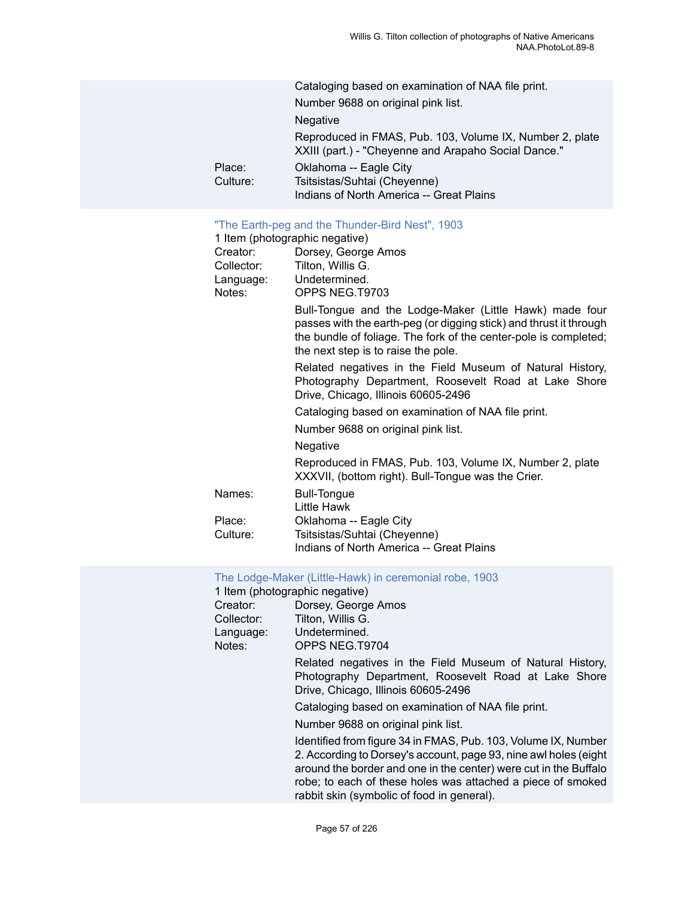Cataloging based on examination of NAA file print.

Number 9688 on original pink list.

Negative

Reproduced in FMAS, Pub. 103, Volume IX, Number 2, plate XXIII (part.) - "Cheyenne and Arapaho Social Dance."

Place: Oklahoma -- Eagle City
Culture: Tsitsistas/Suhtai (Cheyenne)
Indians of North America -- Great Plains

### "The Earth-peg and the Thunder-Bird Nest", 1903

1 Item (photographic negative)

Creator: Dorsey, George Amos
Collector: Tilton, Willis G.
Language: Undetermined.
Notes: OPPS NEG.T9703

Bull-Tongue and the Lodge-Maker (Little Hawk) made four passes with the earth-peg (or digging stick) and thrust it through the bundle of foliage. The fork of the center-pole is completed; the next step is to raise the pole.

Related negatives in the Field Museum of Natural History, Photography Department, Roosevelt Road at Lake Shore Drive, Chicago, Illinois 60605-2496

Cataloging based on examination of NAA file print.

Number 9688 on original pink list.

Negative

Reproduced in FMAS, Pub. 103, Volume IX, Number 2, plate XXXVII, (bottom right). Bull-Tongue was the Crier.

Names: Bull-Tongue
Little Hawk
Place: Oklahoma -- Eagle City
Culture: Tsitsistas/Suhtai (Cheyenne)
Indians of North America -- Great Plains

### The Lodge-Maker (Little-Hawk) in ceremonial robe, 1903

1 Item (photographic negative)

Creator: Dorsey, George Amos
Collector: Tilton, Willis G.
Language: Undetermined.
Notes: OPPS NEG.T9704

Related negatives in the Field Museum of Natural History, Photography Department, Roosevelt Road at Lake Shore Drive, Chicago, Illinois 60605-2496

Cataloging based on examination of NAA file print.

Number 9688 on original pink list.

Identified from figure 34 in FMAS, Pub. 103, Volume IX, Number 2. According to Dorsey's account, page 93, nine awl holes (eight around the border and one in the center) were cut in the Buffalo robe; to each of these holes was attached a piece of smoked rabbit skin (symbolic of food in general).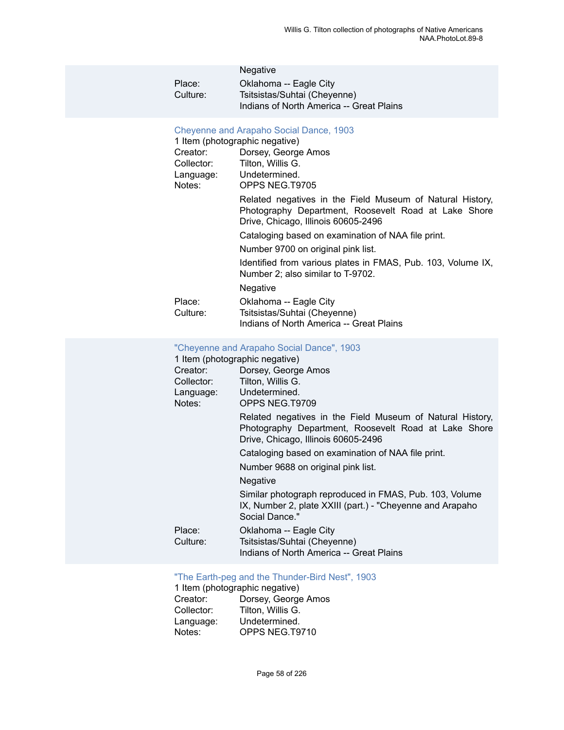Negative

Place: Oklahoma -- Eagle City

Culture: Tsitsistas/Suhtai (Cheyenne)
Indians of North America -- Great Plains

### Cheyenne and Arapaho Social Dance, 1903

1 Item (photographic negative)

Creator: Dorsey, George Amos

Collector: Tilton, Willis G.

Language: Undetermined.

Notes: OPPS NEG.T9705

Related negatives in the Field Museum of Natural History, Photography Department, Roosevelt Road at Lake Shore Drive, Chicago, Illinois 60605-2496

Cataloging based on examination of NAA file print.

Number 9700 on original pink list.

Identified from various plates in FMAS, Pub. 103, Volume IX, Number 2; also similar to T-9702.

Negative

Place: Oklahoma -- Eagle City

Culture: Tsitsistas/Suhtai (Cheyenne)
Indians of North America -- Great Plains

### "Cheyenne and Arapaho Social Dance", 1903

1 Item (photographic negative)

Creator: Dorsey, George Amos

Collector: Tilton, Willis G.

Language: Undetermined.

Notes: OPPS NEG.T9709

Related negatives in the Field Museum of Natural History, Photography Department, Roosevelt Road at Lake Shore Drive, Chicago, Illinois 60605-2496

Cataloging based on examination of NAA file print.

Number 9688 on original pink list.

Negative

Similar photograph reproduced in FMAS, Pub. 103, Volume IX, Number 2, plate XXIII (part.) - "Cheyenne and Arapaho Social Dance."

Place: Oklahoma -- Eagle City

Culture: Tsitsistas/Suhtai (Cheyenne)
Indians of North America -- Great Plains

### "The Earth-peg and the Thunder-Bird Nest", 1903

1 Item (photographic negative)

Creator: Dorsey, George Amos

Collector: Tilton, Willis G.

Language: Undetermined.

Notes: OPPS NEG.T9710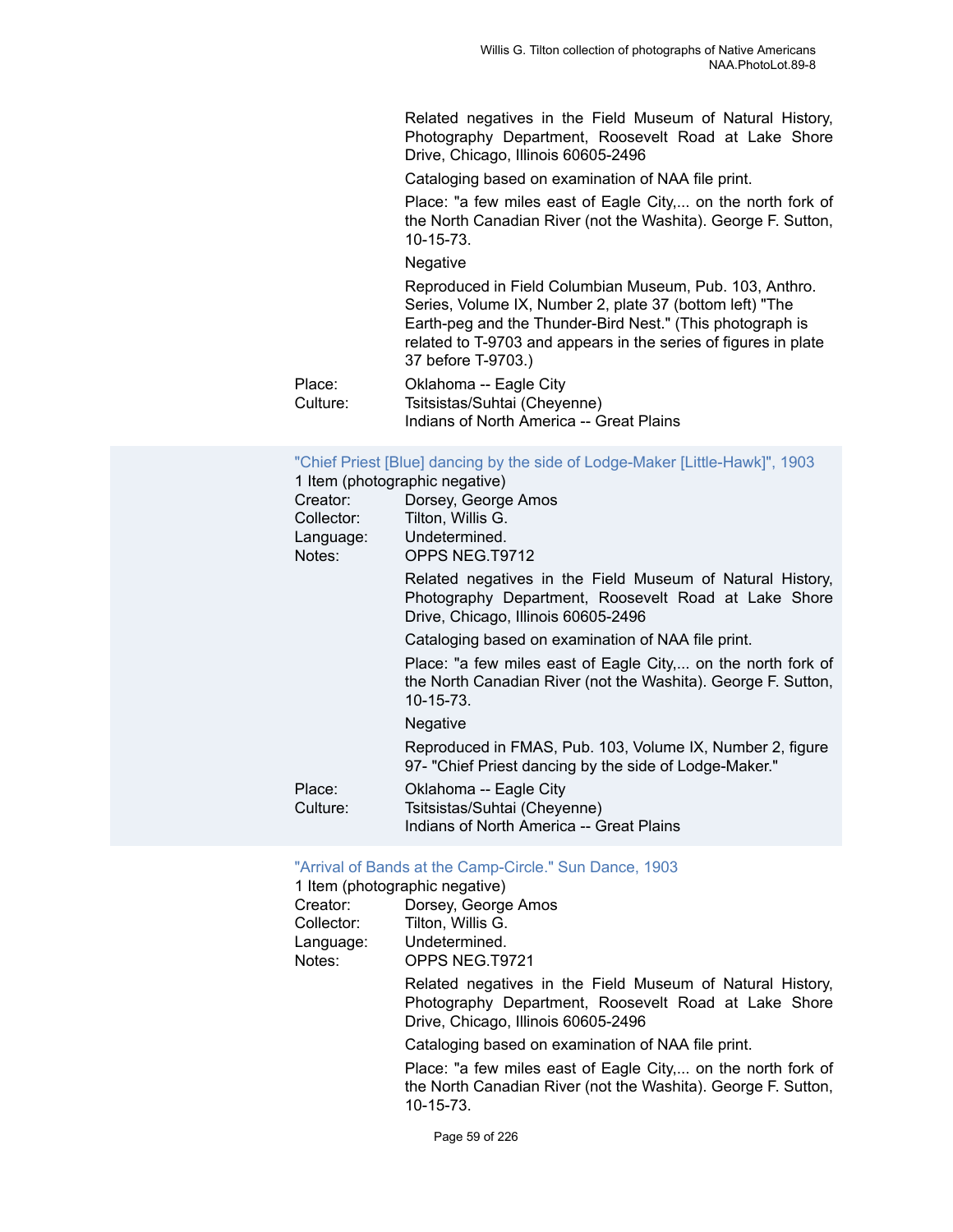Related negatives in the Field Museum of Natural History, Photography Department, Roosevelt Road at Lake Shore Drive, Chicago, Illinois 60605-2496

Cataloging based on examination of NAA file print.

Place: "a few miles east of Eagle City,... on the north fork of the North Canadian River (not the Washita). George F. Sutton, 10-15-73.

Negative

Reproduced in Field Columbian Museum, Pub. 103, Anthro. Series, Volume IX, Number 2, plate 37 (bottom left) "The Earth-peg and the Thunder-Bird Nest." (This photograph is related to T-9703 and appears in the series of figures in plate 37 before T-9703.)

Place: Oklahoma -- Eagle City
Culture: Tsitsistas/Suhtai (Cheyenne)
Indians of North America -- Great Plains

"Chief Priest [Blue] dancing by the side of Lodge-Maker [Little-Hawk]", 1903

1 Item (photographic negative)
Creator: Dorsey, George Amos
Collector: Tilton, Willis G.
Language: Undetermined.
Notes: OPPS NEG.T9712

Related negatives in the Field Museum of Natural History, Photography Department, Roosevelt Road at Lake Shore Drive, Chicago, Illinois 60605-2496

Cataloging based on examination of NAA file print.

Place: "a few miles east of Eagle City,... on the north fork of the North Canadian River (not the Washita). George F. Sutton, 10-15-73.

Negative

Reproduced in FMAS, Pub. 103, Volume IX, Number 2, figure 97- "Chief Priest dancing by the side of Lodge-Maker."

Place: Oklahoma -- Eagle City
Culture: Tsitsistas/Suhtai (Cheyenne)
Indians of North America -- Great Plains

"Arrival of Bands at the Camp-Circle." Sun Dance, 1903

1 Item (photographic negative)
Creator: Dorsey, George Amos
Collector: Tilton, Willis G.
Language: Undetermined.
Notes: OPPS NEG.T9721

Related negatives in the Field Museum of Natural History, Photography Department, Roosevelt Road at Lake Shore Drive, Chicago, Illinois 60605-2496

Cataloging based on examination of NAA file print.

Place: "a few miles east of Eagle City,... on the north fork of the North Canadian River (not the Washita). George F. Sutton, 10-15-73.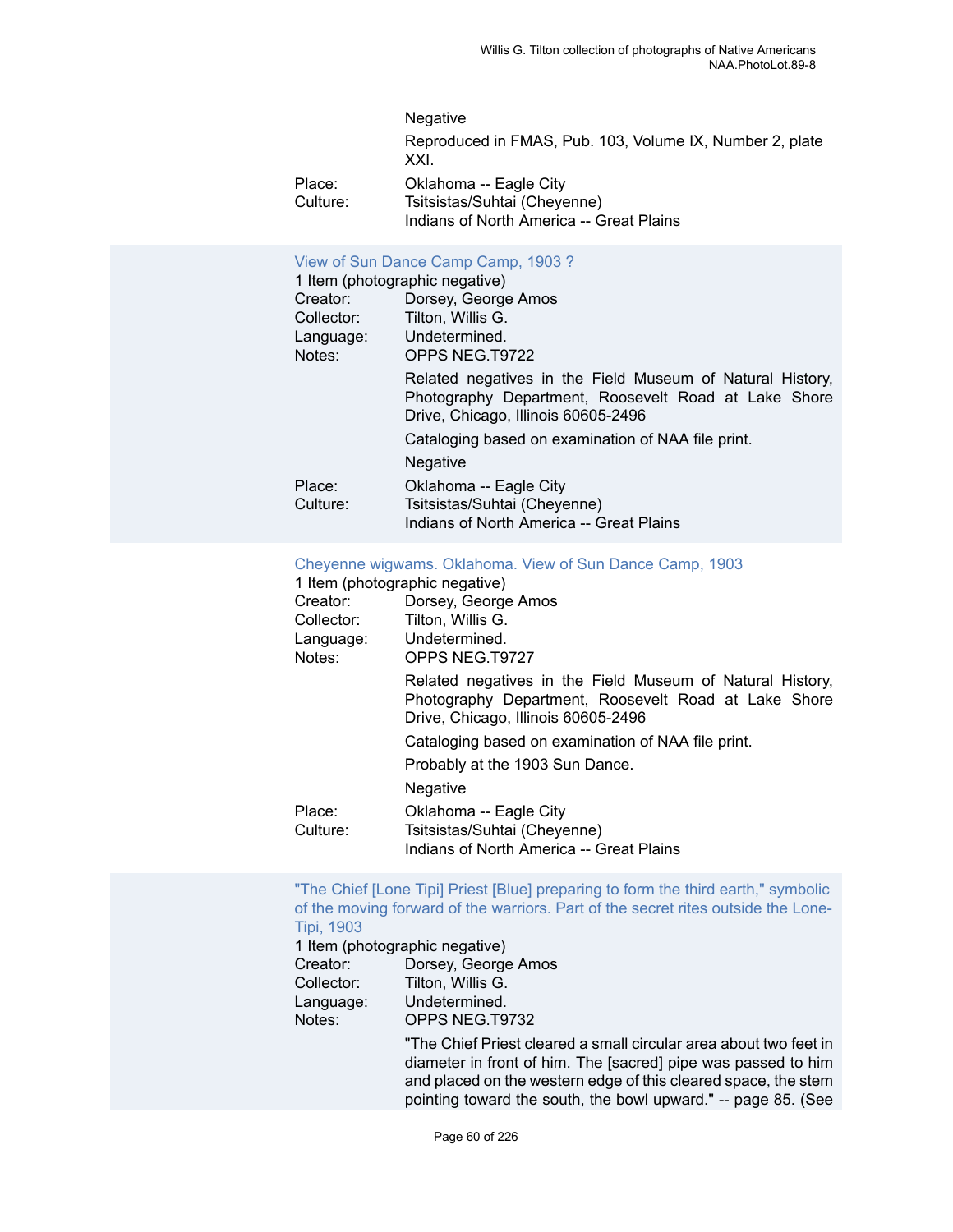Negative

Reproduced in FMAS, Pub. 103, Volume IX, Number 2, plate XXI.

Place: Oklahoma -- Eagle City
Culture: Tsitsistas/Suhtai (Cheyenne)
Indians of North America -- Great Plains

### View of Sun Dance Camp Camp, 1903 ?

1 Item (photographic negative)
Creator: Dorsey, George Amos
Collector: Tilton, Willis G.
Language: Undetermined.
Notes: OPPS NEG.T9722

Related negatives in the Field Museum of Natural History, Photography Department, Roosevelt Road at Lake Shore Drive, Chicago, Illinois 60605-2496

Cataloging based on examination of NAA file print.

Negative

Place: Oklahoma -- Eagle City
Culture: Tsitsistas/Suhtai (Cheyenne)
Indians of North America -- Great Plains

### Cheyenne wigwams. Oklahoma. View of Sun Dance Camp, 1903

1 Item (photographic negative)
Creator: Dorsey, George Amos
Collector: Tilton, Willis G.
Language: Undetermined.
Notes: OPPS NEG.T9727

Related negatives in the Field Museum of Natural History, Photography Department, Roosevelt Road at Lake Shore Drive, Chicago, Illinois 60605-2496

Cataloging based on examination of NAA file print.

Probably at the 1903 Sun Dance.

Negative

Place: Oklahoma -- Eagle City
Culture: Tsitsistas/Suhtai (Cheyenne)
Indians of North America -- Great Plains

### "The Chief [Lone Tipi] Priest [Blue] preparing to form the third earth," symbolic of the moving forward of the warriors. Part of the secret rites outside the Lone-Tipi, 1903

1 Item (photographic negative)
Creator: Dorsey, George Amos
Collector: Tilton, Willis G.
Language: Undetermined.
Notes: OPPS NEG.T9732

"The Chief Priest cleared a small circular area about two feet in diameter in front of him. The [sacred] pipe was passed to him and placed on the western edge of this cleared space, the stem pointing toward the south, the bowl upward." -- page 85. (See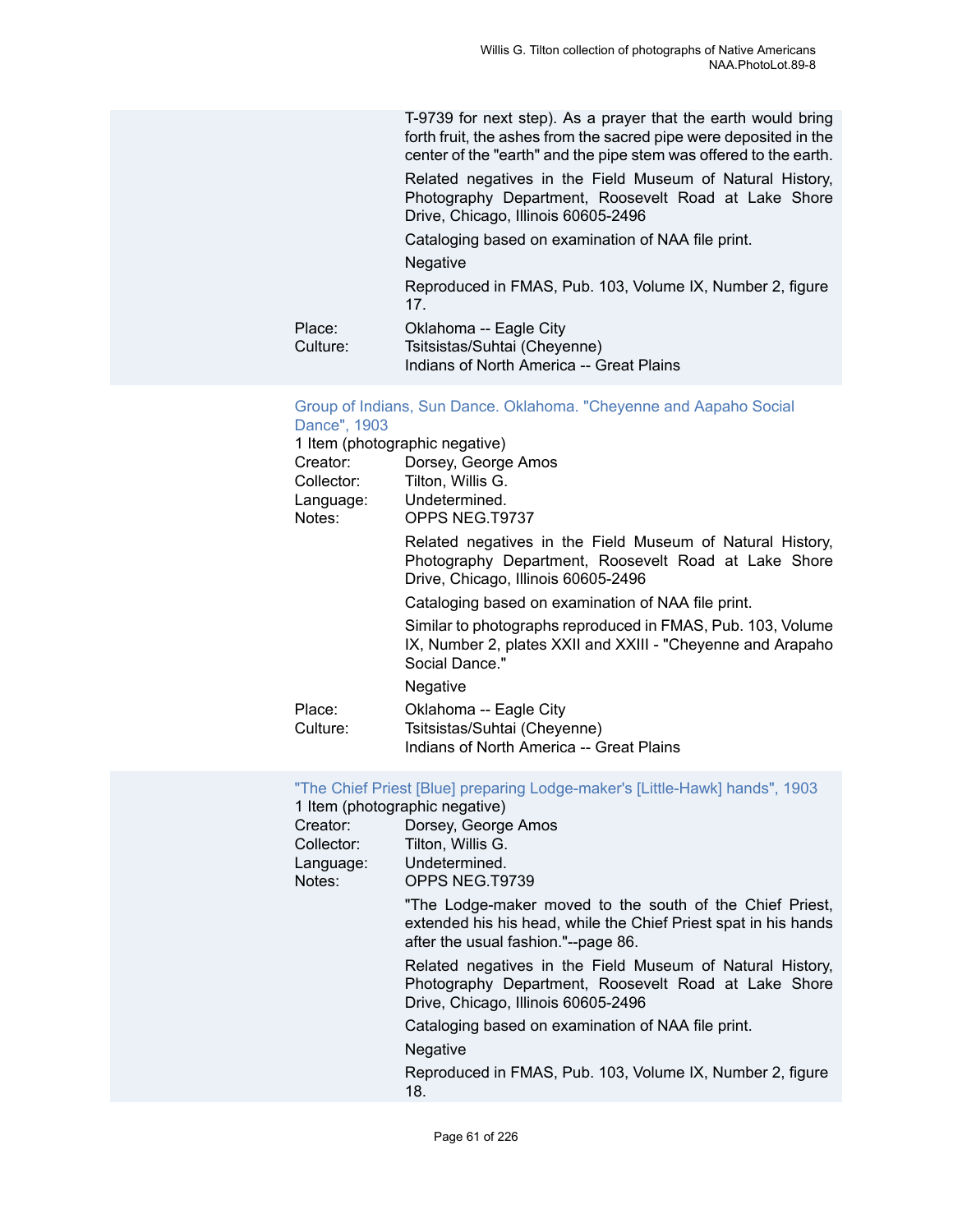T-9739 for next step). As a prayer that the earth would bring forth fruit, the ashes from the sacred pipe were deposited in the center of the "earth" and the pipe stem was offered to the earth.

Related negatives in the Field Museum of Natural History, Photography Department, Roosevelt Road at Lake Shore Drive, Chicago, Illinois 60605-2496

Cataloging based on examination of NAA file print.

Negative

Reproduced in FMAS, Pub. 103, Volume IX, Number 2, figure 17.

Place: Oklahoma -- Eagle City

Culture: Tsitsistas/Suhtai (Cheyenne)
Indians of North America -- Great Plains

### Group of Indians, Sun Dance. Oklahoma. "Cheyenne and Aapaho Social Dance", 1903

1 Item (photographic negative)

Creator: Dorsey, George Amos

Collector: Tilton, Willis G.

Language: Undetermined.

Notes: OPPS NEG.T9737

Related negatives in the Field Museum of Natural History, Photography Department, Roosevelt Road at Lake Shore Drive, Chicago, Illinois 60605-2496

Cataloging based on examination of NAA file print.

Similar to photographs reproduced in FMAS, Pub. 103, Volume IX, Number 2, plates XXII and XXIII - "Cheyenne and Arapaho Social Dance."

Negative

Place: Oklahoma -- Eagle City

Culture: Tsitsistas/Suhtai (Cheyenne)
Indians of North America -- Great Plains

### "The Chief Priest [Blue] preparing Lodge-maker's [Little-Hawk] hands", 1903

1 Item (photographic negative)

Creator: Dorsey, George Amos

Collector: Tilton, Willis G.

Language: Undetermined.

Notes: OPPS NEG.T9739

"The Lodge-maker moved to the south of the Chief Priest, extended his his head, while the Chief Priest spat in his hands after the usual fashion."--page 86.

Related negatives in the Field Museum of Natural History, Photography Department, Roosevelt Road at Lake Shore Drive, Chicago, Illinois 60605-2496

Cataloging based on examination of NAA file print.

Negative

Reproduced in FMAS, Pub. 103, Volume IX, Number 2, figure 18.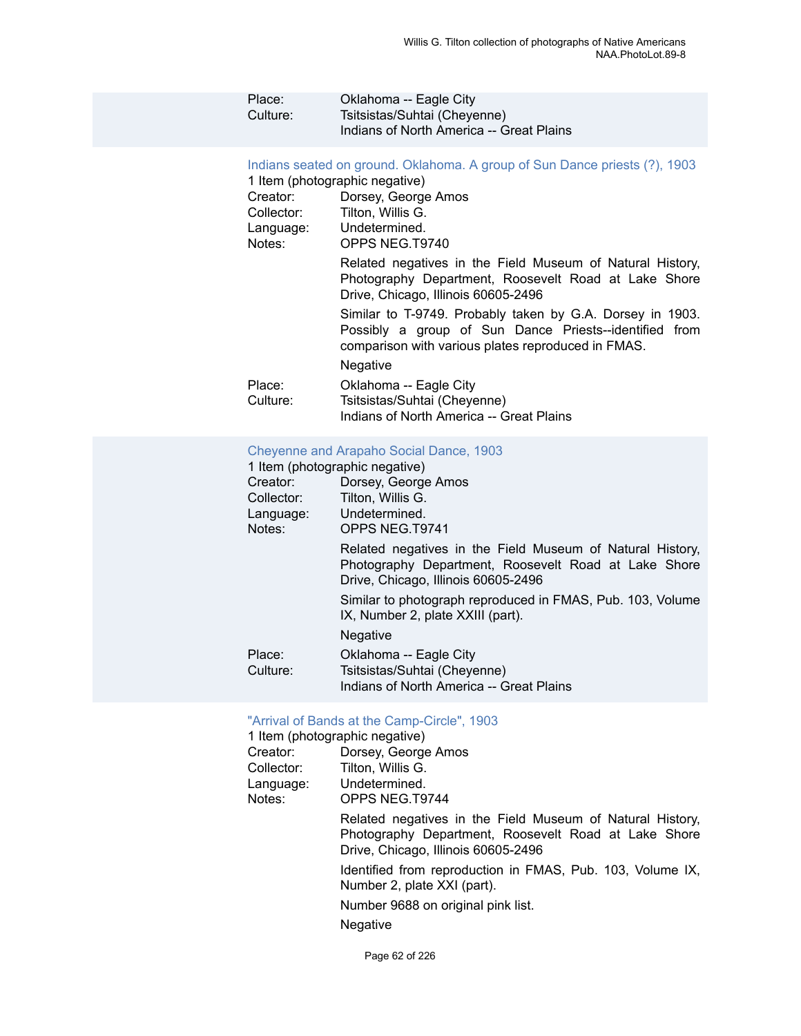Place: Oklahoma -- Eagle City
Culture: Tsitsistas/Suhtai (Cheyenne)
Indians of North America -- Great Plains

### Indians seated on ground. Oklahoma. A group of Sun Dance priests (?), 1903

1 Item (photographic negative)

Creator: Dorsey, George Amos
Collector: Tilton, Willis G.
Language: Undetermined.
Notes: OPPS NEG.T9740

Related negatives in the Field Museum of Natural History, Photography Department, Roosevelt Road at Lake Shore Drive, Chicago, Illinois 60605-2496

Similar to T-9749. Probably taken by G.A. Dorsey in 1903. Possibly a group of Sun Dance Priests--identified from comparison with various plates reproduced in FMAS.

Negative

Place: Oklahoma -- Eagle City
Culture: Tsitsistas/Suhtai (Cheyenne)
Indians of North America -- Great Plains

### Cheyenne and Arapaho Social Dance, 1903

1 Item (photographic negative)

Creator: Dorsey, George Amos
Collector: Tilton, Willis G.
Language: Undetermined.
Notes: OPPS NEG.T9741

Related negatives in the Field Museum of Natural History, Photography Department, Roosevelt Road at Lake Shore Drive, Chicago, Illinois 60605-2496

Similar to photograph reproduced in FMAS, Pub. 103, Volume IX, Number 2, plate XXIII (part).

Negative

Place: Oklahoma -- Eagle City
Culture: Tsitsistas/Suhtai (Cheyenne)
Indians of North America -- Great Plains

### "Arrival of Bands at the Camp-Circle", 1903

1 Item (photographic negative)

Creator: Dorsey, George Amos
Collector: Tilton, Willis G.
Language: Undetermined.
Notes: OPPS NEG.T9744

Related negatives in the Field Museum of Natural History, Photography Department, Roosevelt Road at Lake Shore Drive, Chicago, Illinois 60605-2496

Identified from reproduction in FMAS, Pub. 103, Volume IX, Number 2, plate XXI (part).

Number 9688 on original pink list.

Negative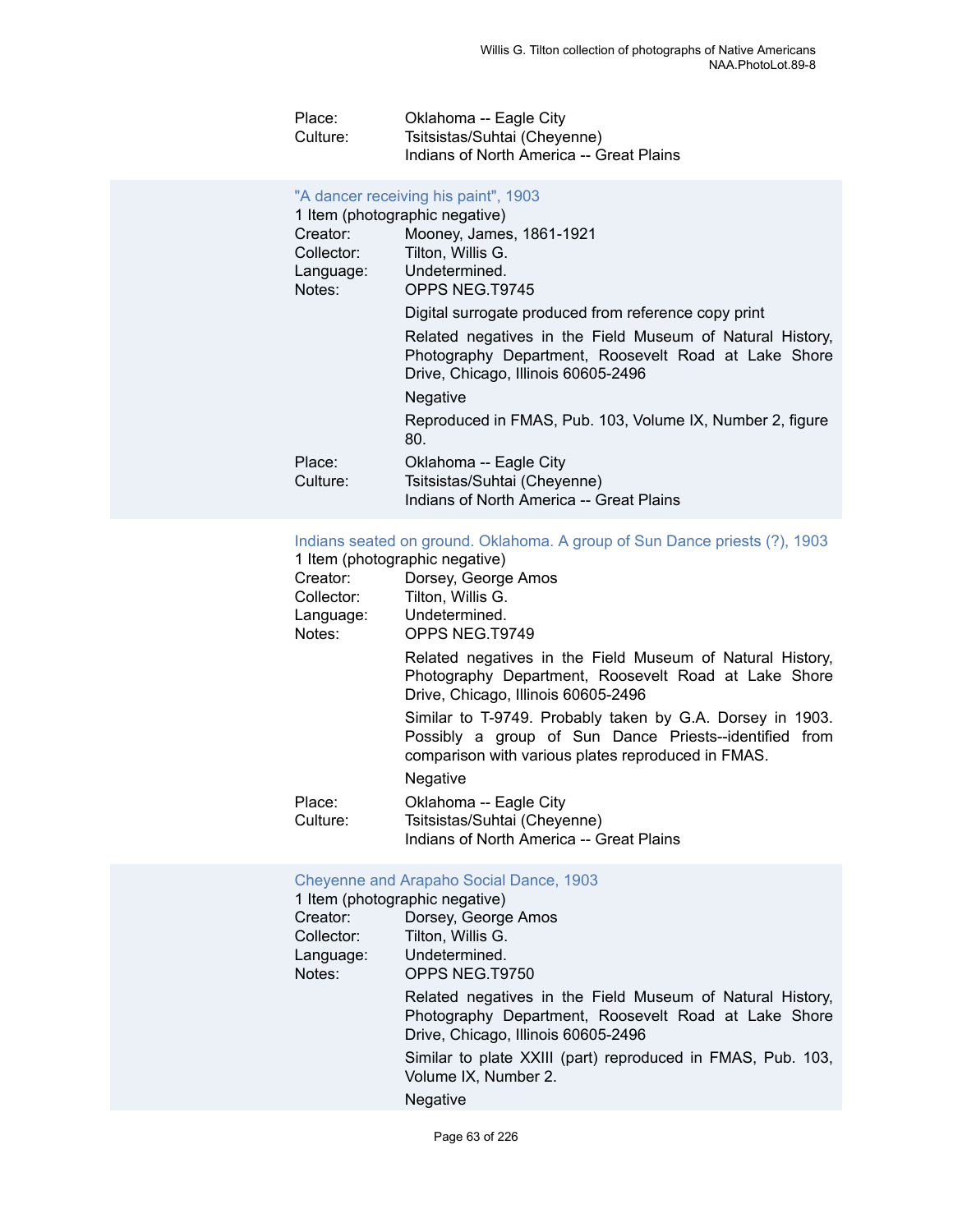Place: Oklahoma -- Eagle City
Culture: Tsitsistas/Suhtai (Cheyenne)
Indians of North America -- Great Plains

### "A dancer receiving his paint", 1903

1 Item (photographic negative)

Creator: Mooney, James, 1861-1921
Collector: Tilton, Willis G.
Language: Undetermined.
Notes: OPPS NEG.T9745

Digital surrogate produced from reference copy print

Related negatives in the Field Museum of Natural History, Photography Department, Roosevelt Road at Lake Shore Drive, Chicago, Illinois 60605-2496

Negative

Reproduced in FMAS, Pub. 103, Volume IX, Number 2, figure 80.

Place: Oklahoma -- Eagle City
Culture: Tsitsistas/Suhtai (Cheyenne)
Indians of North America -- Great Plains

### Indians seated on ground. Oklahoma. A group of Sun Dance priests (?), 1903

1 Item (photographic negative)

Creator: Dorsey, George Amos
Collector: Tilton, Willis G.
Language: Undetermined.
Notes: OPPS NEG.T9749

Related negatives in the Field Museum of Natural History, Photography Department, Roosevelt Road at Lake Shore Drive, Chicago, Illinois 60605-2496

Similar to T-9749. Probably taken by G.A. Dorsey in 1903. Possibly a group of Sun Dance Priests--identified from comparison with various plates reproduced in FMAS.

Negative

Place: Oklahoma -- Eagle City
Culture: Tsitsistas/Suhtai (Cheyenne)
Indians of North America -- Great Plains

### Cheyenne and Arapaho Social Dance, 1903

1 Item (photographic negative)

Creator: Dorsey, George Amos
Collector: Tilton, Willis G.
Language: Undetermined.
Notes: OPPS NEG.T9750

Related negatives in the Field Museum of Natural History, Photography Department, Roosevelt Road at Lake Shore Drive, Chicago, Illinois 60605-2496

Similar to plate XXIII (part) reproduced in FMAS, Pub. 103, Volume IX, Number 2.

Negative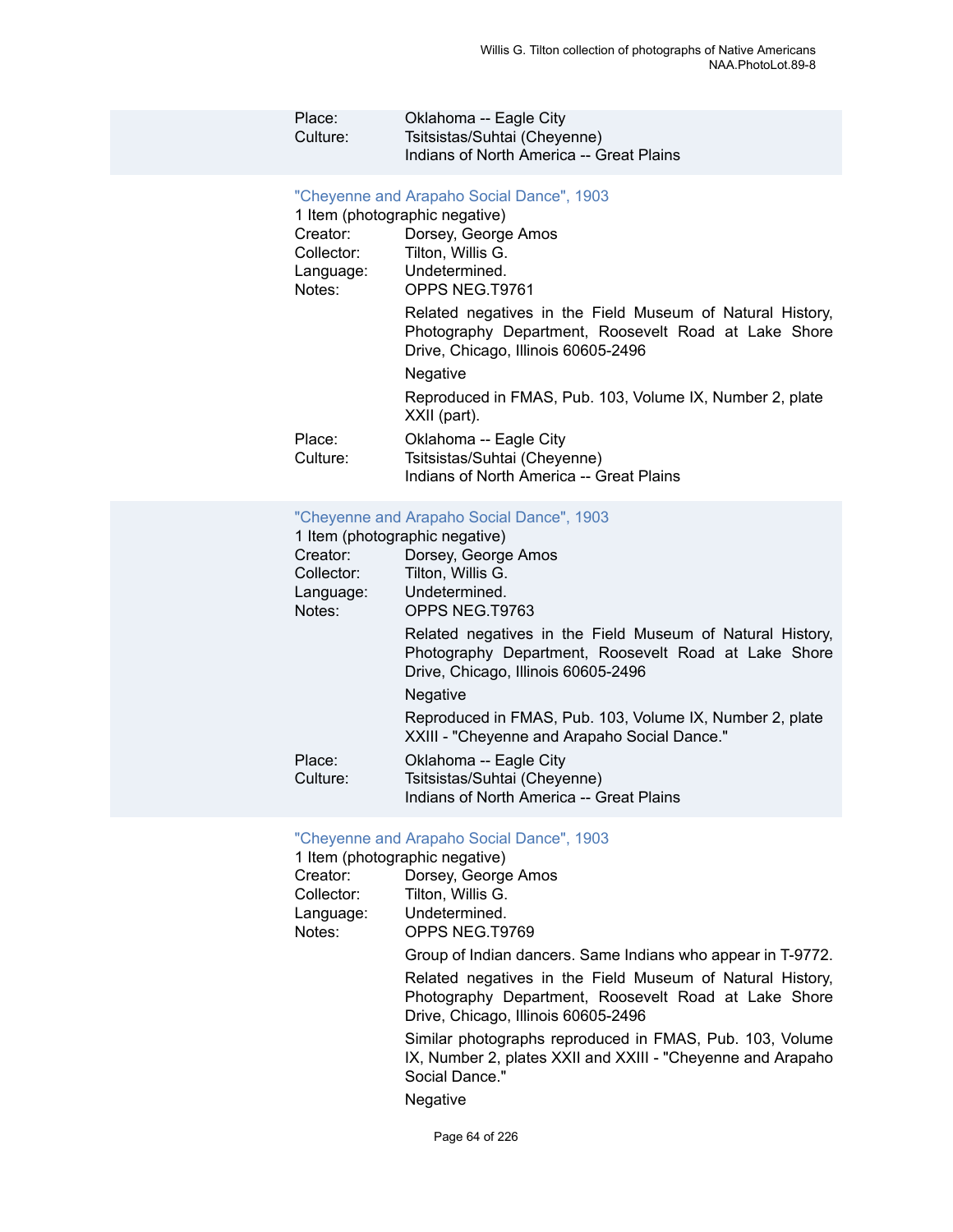Place: Oklahoma -- Eagle City
Culture: Tsitsistas/Suhtai (Cheyenne)
Indians of North America -- Great Plains

### "Cheyenne and Arapaho Social Dance", 1903

1 Item (photographic negative)

Creator: Dorsey, George Amos
Collector: Tilton, Willis G.
Language: Undetermined.
Notes: OPPS NEG.T9761

Related negatives in the Field Museum of Natural History, Photography Department, Roosevelt Road at Lake Shore Drive, Chicago, Illinois 60605-2496

Negative

Reproduced in FMAS, Pub. 103, Volume IX, Number 2, plate XXII (part).

Place: Oklahoma -- Eagle City
Culture: Tsitsistas/Suhtai (Cheyenne)
Indians of North America -- Great Plains

### "Cheyenne and Arapaho Social Dance", 1903

1 Item (photographic negative)

Creator: Dorsey, George Amos
Collector: Tilton, Willis G.
Language: Undetermined.
Notes: OPPS NEG.T9763

Related negatives in the Field Museum of Natural History, Photography Department, Roosevelt Road at Lake Shore Drive, Chicago, Illinois 60605-2496

Negative

Reproduced in FMAS, Pub. 103, Volume IX, Number 2, plate XXIII - "Cheyenne and Arapaho Social Dance."

Place: Oklahoma -- Eagle City
Culture: Tsitsistas/Suhtai (Cheyenne)
Indians of North America -- Great Plains

### "Cheyenne and Arapaho Social Dance", 1903

1 Item (photographic negative)

Creator: Dorsey, George Amos
Collector: Tilton, Willis G.
Language: Undetermined.
Notes: OPPS NEG.T9769

Group of Indian dancers. Same Indians who appear in T-9772.

Related negatives in the Field Museum of Natural History, Photography Department, Roosevelt Road at Lake Shore Drive, Chicago, Illinois 60605-2496

Similar photographs reproduced in FMAS, Pub. 103, Volume IX, Number 2, plates XXII and XXIII - "Cheyenne and Arapaho Social Dance."

Negative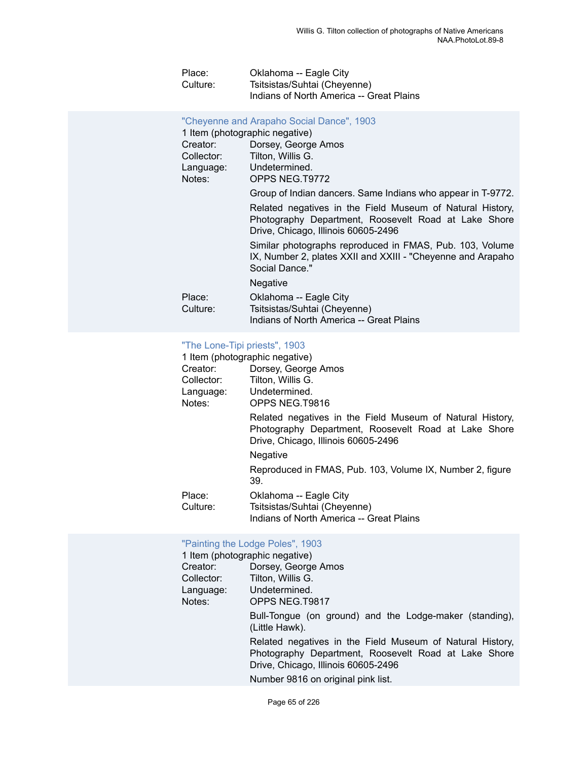Place: Oklahoma -- Eagle City
Culture: Tsitsistas/Suhtai (Cheyenne)
Indians of North America -- Great Plains

### "Cheyenne and Arapaho Social Dance", 1903

1 Item (photographic negative)

Creator: Dorsey, George Amos
Collector: Tilton, Willis G.
Language: Undetermined.
Notes: OPPS NEG.T9772

Group of Indian dancers. Same Indians who appear in T-9772.

Related negatives in the Field Museum of Natural History, Photography Department, Roosevelt Road at Lake Shore Drive, Chicago, Illinois 60605-2496

Similar photographs reproduced in FMAS, Pub. 103, Volume IX, Number 2, plates XXII and XXIII - "Cheyenne and Arapaho Social Dance."

Negative

Place: Oklahoma -- Eagle City
Culture: Tsitsistas/Suhtai (Cheyenne)
Indians of North America -- Great Plains

### "The Lone-Tipi priests", 1903

1 Item (photographic negative)

Creator: Dorsey, George Amos
Collector: Tilton, Willis G.
Language: Undetermined.
Notes: OPPS NEG.T9816

Related negatives in the Field Museum of Natural History, Photography Department, Roosevelt Road at Lake Shore Drive, Chicago, Illinois 60605-2496

Negative

Reproduced in FMAS, Pub. 103, Volume IX, Number 2, figure 39.

Place: Oklahoma -- Eagle City
Culture: Tsitsistas/Suhtai (Cheyenne)
Indians of North America -- Great Plains

### "Painting the Lodge Poles", 1903

1 Item (photographic negative)

Creator: Dorsey, George Amos
Collector: Tilton, Willis G.
Language: Undetermined.
Notes: OPPS NEG.T9817

Bull-Tongue (on ground) and the Lodge-maker (standing), (Little Hawk).

Related negatives in the Field Museum of Natural History, Photography Department, Roosevelt Road at Lake Shore Drive, Chicago, Illinois 60605-2496

Number 9816 on original pink list.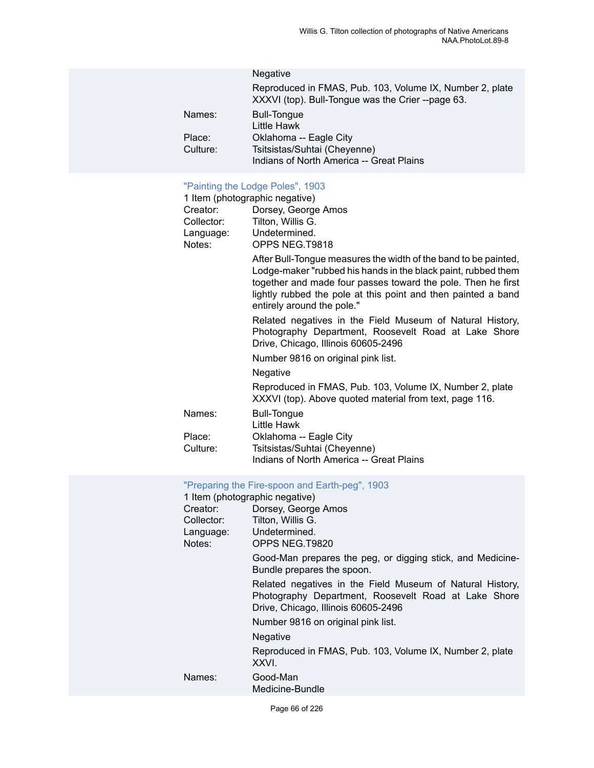Negative

Reproduced in FMAS, Pub. 103, Volume IX, Number 2, plate XXXVI (top). Bull-Tongue was the Crier --page 63.

Names: Bull-Tongue
Little Hawk

Place: Oklahoma -- Eagle City

Culture: Tsitsistas/Suhtai (Cheyenne)
Indians of North America -- Great Plains

## "Painting the Lodge Poles", 1903

1 Item (photographic negative)

Creator: Dorsey, George Amos

Collector: Tilton, Willis G.

Language: Undetermined.

Notes: OPPS NEG.T9818

After Bull-Tongue measures the width of the band to be painted, Lodge-maker "rubbed his hands in the black paint, rubbed them together and made four passes toward the pole. Then he first lightly rubbed the pole at this point and then painted a band entirely around the pole."

Related negatives in the Field Museum of Natural History, Photography Department, Roosevelt Road at Lake Shore Drive, Chicago, Illinois 60605-2496

Number 9816 on original pink list.

Negative

Reproduced in FMAS, Pub. 103, Volume IX, Number 2, plate XXXVI (top). Above quoted material from text, page 116.

Names: Bull-Tongue
Little Hawk

Place: Oklahoma -- Eagle City

Culture: Tsitsistas/Suhtai (Cheyenne)
Indians of North America -- Great Plains

## "Preparing the Fire-spoon and Earth-peg", 1903

1 Item (photographic negative)

Creator: Dorsey, George Amos

Collector: Tilton, Willis G.

Language: Undetermined.

Notes: OPPS NEG.T9820

Good-Man prepares the peg, or digging stick, and Medicine-Bundle prepares the spoon.

Related negatives in the Field Museum of Natural History, Photography Department, Roosevelt Road at Lake Shore Drive, Chicago, Illinois 60605-2496

Number 9816 on original pink list.

Negative

Reproduced in FMAS, Pub. 103, Volume IX, Number 2, plate XXVI.

Names: Good-Man
Medicine-Bundle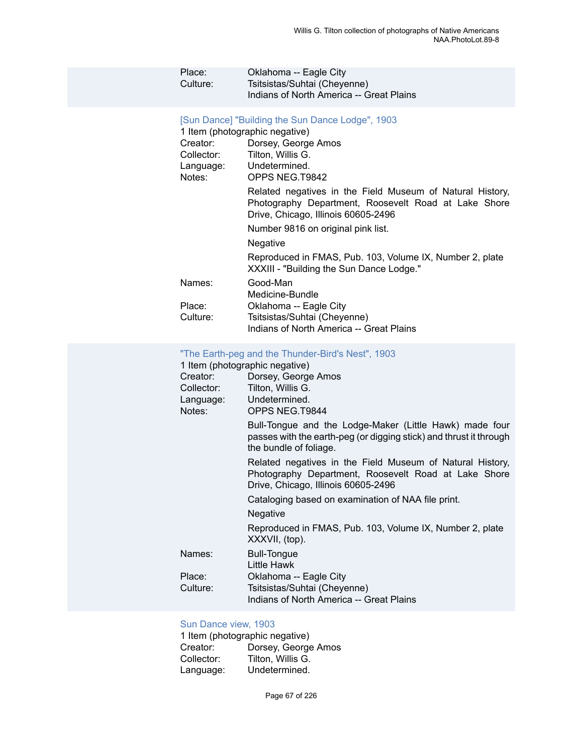Place: Oklahoma -- Eagle City
Culture: Tsitsistas/Suhtai (Cheyenne)
Indians of North America -- Great Plains

### [Sun Dance] "Building the Sun Dance Lodge", 1903

1 Item (photographic negative)

Creator: Dorsey, George Amos
Collector: Tilton, Willis G.
Language: Undetermined.
Notes: OPPS NEG.T9842

Related negatives in the Field Museum of Natural History, Photography Department, Roosevelt Road at Lake Shore Drive, Chicago, Illinois 60605-2496

Number 9816 on original pink list.

Negative

Reproduced in FMAS, Pub. 103, Volume IX, Number 2, plate XXXIII - "Building the Sun Dance Lodge."

Names: Good-Man
Medicine-Bundle
Place: Oklahoma -- Eagle City
Culture: Tsitsistas/Suhtai (Cheyenne)
Indians of North America -- Great Plains

### "The Earth-peg and the Thunder-Bird's Nest", 1903

1 Item (photographic negative)

Creator: Dorsey, George Amos
Collector: Tilton, Willis G.
Language: Undetermined.
Notes: OPPS NEG.T9844

Bull-Tongue and the Lodge-Maker (Little Hawk) made four passes with the earth-peg (or digging stick) and thrust it through the bundle of foliage.

Related negatives in the Field Museum of Natural History, Photography Department, Roosevelt Road at Lake Shore Drive, Chicago, Illinois 60605-2496

Cataloging based on examination of NAA file print.

Negative

Reproduced in FMAS, Pub. 103, Volume IX, Number 2, plate XXXVII, (top).

Names: Bull-Tongue
Little Hawk
Place: Oklahoma -- Eagle City
Culture: Tsitsistas/Suhtai (Cheyenne)
Indians of North America -- Great Plains

### Sun Dance view, 1903

1 Item (photographic negative)

Creator: Dorsey, George Amos
Collector: Tilton, Willis G.
Language: Undetermined.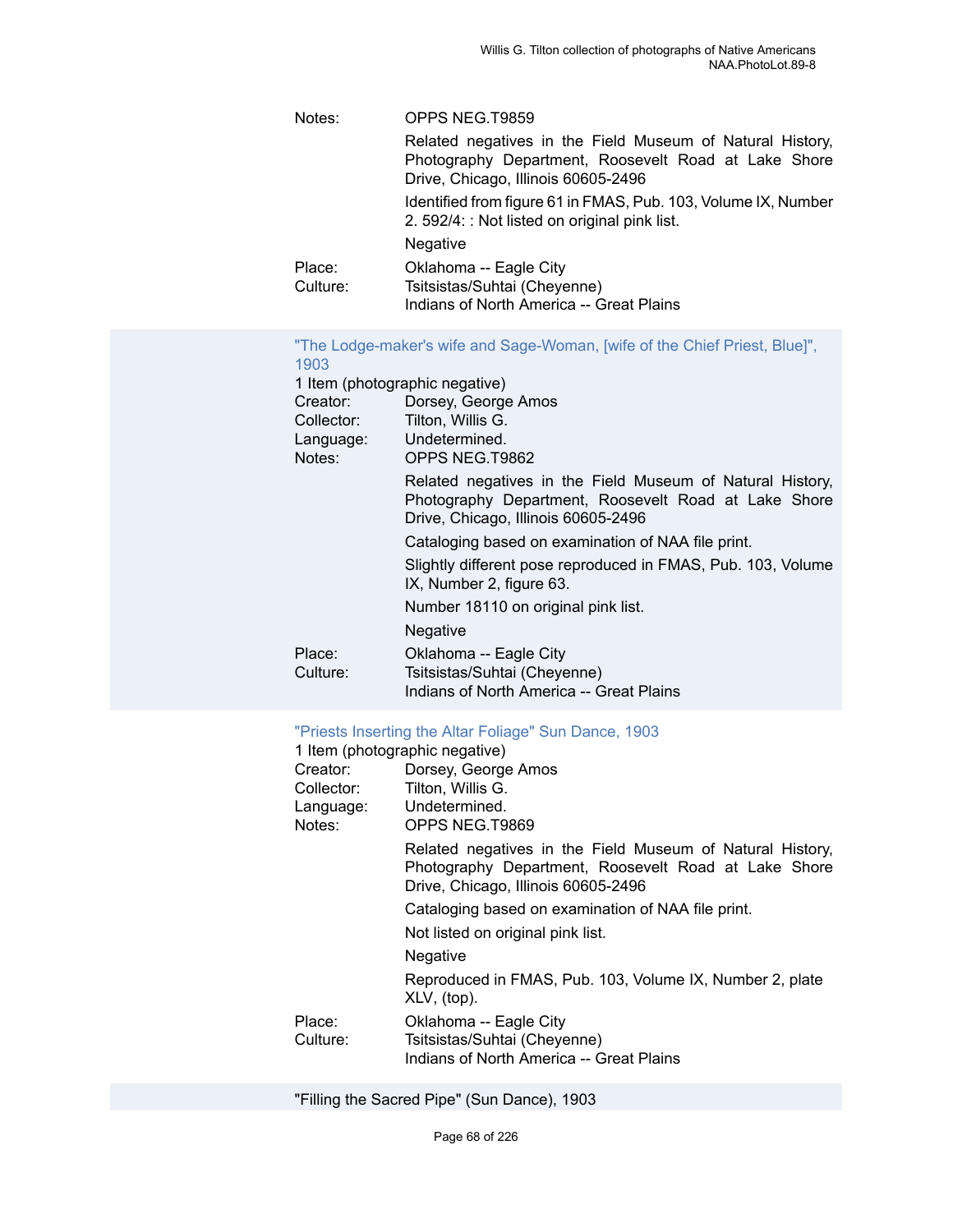Notes: OPPS NEG.T9859

Related negatives in the Field Museum of Natural History, Photography Department, Roosevelt Road at Lake Shore Drive, Chicago, Illinois 60605-2496

Identified from figure 61 in FMAS, Pub. 103, Volume IX, Number 2. 592/4: : Not listed on original pink list.

Negative

Place: Oklahoma -- Eagle City

Culture: Tsitsistas/Suhtai (Cheyenne)
Indians of North America -- Great Plains

"The Lodge-maker's wife and Sage-Woman, [wife of the Chief Priest, Blue]", 1903

1 Item (photographic negative)

Creator: Dorsey, George Amos

Collector: Tilton, Willis G.

Language: Undetermined.

Notes: OPPS NEG.T9862

Related negatives in the Field Museum of Natural History, Photography Department, Roosevelt Road at Lake Shore Drive, Chicago, Illinois 60605-2496

Cataloging based on examination of NAA file print.

Slightly different pose reproduced in FMAS, Pub. 103, Volume IX, Number 2, figure 63.

Number 18110 on original pink list.

Negative

Place: Oklahoma -- Eagle City

Culture: Tsitsistas/Suhtai (Cheyenne)
Indians of North America -- Great Plains

"Priests Inserting the Altar Foliage" Sun Dance, 1903

1 Item (photographic negative)

Creator: Dorsey, George Amos

Collector: Tilton, Willis G.

Language: Undetermined.

Notes: OPPS NEG.T9869

Related negatives in the Field Museum of Natural History, Photography Department, Roosevelt Road at Lake Shore Drive, Chicago, Illinois 60605-2496

Cataloging based on examination of NAA file print.

Not listed on original pink list.

Negative

Reproduced in FMAS, Pub. 103, Volume IX, Number 2, plate XLV, (top).

Place: Oklahoma -- Eagle City

Culture: Tsitsistas/Suhtai (Cheyenne)
Indians of North America -- Great Plains

"Filling the Sacred Pipe" (Sun Dance), 1903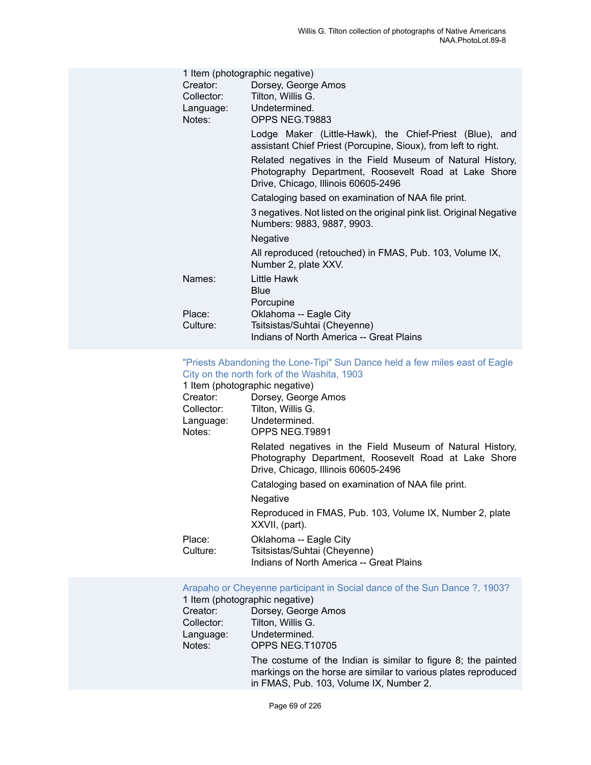1 Item (photographic negative)

Creator: Dorsey, George Amos

Collector: Tilton, Willis G.

Language: Undetermined.

Notes: OPPS NEG.T9883

Lodge Maker (Little-Hawk), the Chief-Priest (Blue), and assistant Chief Priest (Porcupine, Sioux), from left to right.

Related negatives in the Field Museum of Natural History, Photography Department, Roosevelt Road at Lake Shore Drive, Chicago, Illinois 60605-2496

Cataloging based on examination of NAA file print.

3 negatives. Not listed on the original pink list. Original Negative Numbers: 9883, 9887, 9903.

Negative

All reproduced (retouched) in FMAS, Pub. 103, Volume IX, Number 2, plate XXV.

Names: Little Hawk
Blue
Porcupine

Place: Oklahoma -- Eagle City

Culture: Tsitsistas/Suhtai (Cheyenne)
Indians of North America -- Great Plains

"Priests Abandoning the Lone-Tipi" Sun Dance held a few miles east of Eagle City on the north fork of the Washita, 1903

1 Item (photographic negative)

Creator: Dorsey, George Amos

Collector: Tilton, Willis G.

Language: Undetermined.

Notes: OPPS NEG.T9891

Related negatives in the Field Museum of Natural History, Photography Department, Roosevelt Road at Lake Shore Drive, Chicago, Illinois 60605-2496

Cataloging based on examination of NAA file print.

Negative

Reproduced in FMAS, Pub. 103, Volume IX, Number 2, plate XXVII, (part).

Place: Oklahoma -- Eagle City

Culture: Tsitsistas/Suhtai (Cheyenne)
Indians of North America -- Great Plains

Arapaho or Cheyenne participant in Social dance of the Sun Dance ?, 1903?

1 Item (photographic negative)

Creator: Dorsey, George Amos

Collector: Tilton, Willis G.

Language: Undetermined.

Notes: OPPS NEG.T10705

The costume of the Indian is similar to figure 8; the painted markings on the horse are similar to various plates reproduced in FMAS, Pub. 103, Volume IX, Number 2.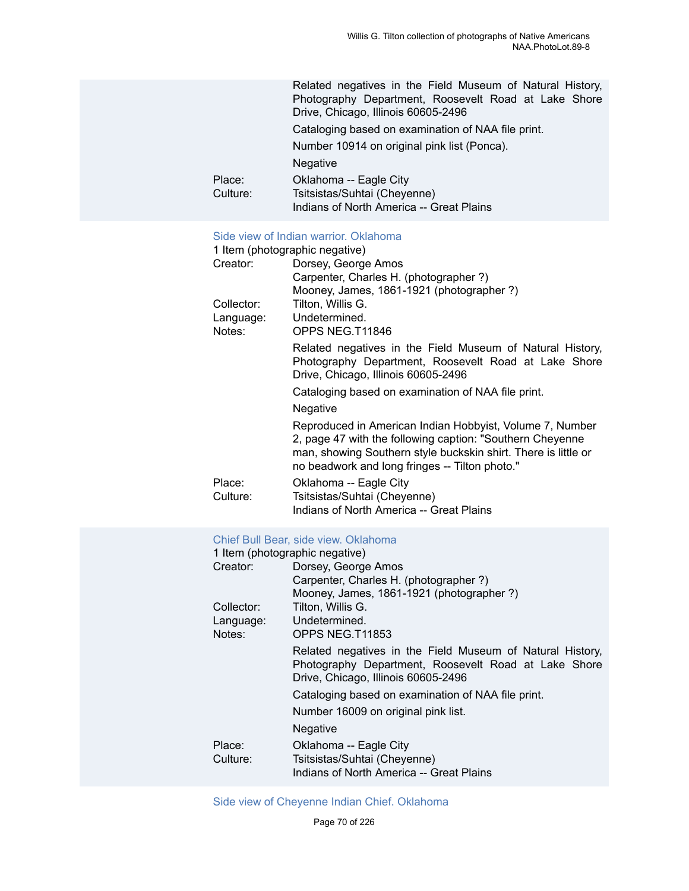Related negatives in the Field Museum of Natural History, Photography Department, Roosevelt Road at Lake Shore Drive, Chicago, Illinois 60605-2496

Cataloging based on examination of NAA file print.

Number 10914 on original pink list (Ponca).

Negative

Place: Oklahoma -- Eagle City
Culture: Tsitsistas/Suhtai (Cheyenne)
Indians of North America -- Great Plains

### Side view of Indian warrior. Oklahoma

1 Item (photographic negative)

Creator: Dorsey, George Amos
Carpenter, Charles H. (photographer ?)
Mooney, James, 1861-1921 (photographer ?)
Collector: Tilton, Willis G.
Language: Undetermined.
Notes: OPPS NEG.T11846

Related negatives in the Field Museum of Natural History, Photography Department, Roosevelt Road at Lake Shore Drive, Chicago, Illinois 60605-2496

Cataloging based on examination of NAA file print.

Negative

Reproduced in American Indian Hobbyist, Volume 7, Number 2, page 47 with the following caption: "Southern Cheyenne man, showing Southern style buckskin shirt. There is little or no beadwork and long fringes -- Tilton photo."

Place: Oklahoma -- Eagle City
Culture: Tsitsistas/Suhtai (Cheyenne)
Indians of North America -- Great Plains

### Chief Bull Bear, side view. Oklahoma

1 Item (photographic negative)

Creator: Dorsey, George Amos
Carpenter, Charles H. (photographer ?)
Mooney, James, 1861-1921 (photographer ?)
Collector: Tilton, Willis G.
Language: Undetermined.
Notes: OPPS NEG.T11853

Related negatives in the Field Museum of Natural History, Photography Department, Roosevelt Road at Lake Shore Drive, Chicago, Illinois 60605-2496

Cataloging based on examination of NAA file print.

Number 16009 on original pink list.

Negative

Place: Oklahoma -- Eagle City
Culture: Tsitsistas/Suhtai (Cheyenne)
Indians of North America -- Great Plains

### Side view of Cheyenne Indian Chief. Oklahoma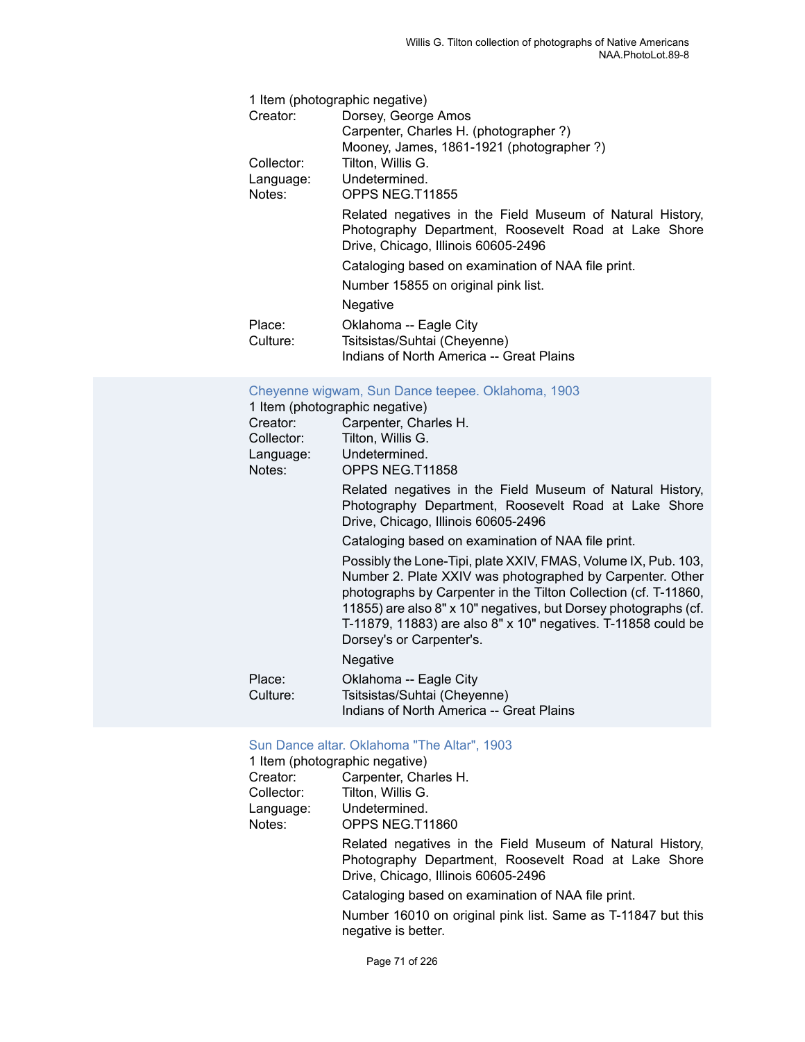1 Item (photographic negative)

Creator: Dorsey, George Amos
Carpenter, Charles H. (photographer ?)
Mooney, James, 1861-1921 (photographer ?)

Collector: Tilton, Willis G.

Language: Undetermined.

Notes: OPPS NEG.T11855

Related negatives in the Field Museum of Natural History, Photography Department, Roosevelt Road at Lake Shore Drive, Chicago, Illinois 60605-2496

Cataloging based on examination of NAA file print.

Number 15855 on original pink list.

Negative

Place: Oklahoma -- Eagle City

Culture: Tsitsistas/Suhtai (Cheyenne)
Indians of North America -- Great Plains

### Cheyenne wigwam, Sun Dance teepee. Oklahoma, 1903

1 Item (photographic negative)

Creator: Carpenter, Charles H.

Collector: Tilton, Willis G.

Language: Undetermined.

Notes: OPPS NEG.T11858

Related negatives in the Field Museum of Natural History, Photography Department, Roosevelt Road at Lake Shore Drive, Chicago, Illinois 60605-2496

Cataloging based on examination of NAA file print.

Possibly the Lone-Tipi, plate XXIV, FMAS, Volume IX, Pub. 103, Number 2. Plate XXIV was photographed by Carpenter. Other photographs by Carpenter in the Tilton Collection (cf. T-11860, 11855) are also 8" x 10" negatives, but Dorsey photographs (cf. T-11879, 11883) are also 8" x 10" negatives. T-11858 could be Dorsey's or Carpenter's.

Negative

Place: Oklahoma -- Eagle City

Culture: Tsitsistas/Suhtai (Cheyenne)
Indians of North America -- Great Plains

### Sun Dance altar. Oklahoma "The Altar", 1903

1 Item (photographic negative)

Creator: Carpenter, Charles H.

Collector: Tilton, Willis G.

Language: Undetermined.

Notes: OPPS NEG.T11860

Related negatives in the Field Museum of Natural History, Photography Department, Roosevelt Road at Lake Shore Drive, Chicago, Illinois 60605-2496

Cataloging based on examination of NAA file print.

Number 16010 on original pink list. Same as T-11847 but this negative is better.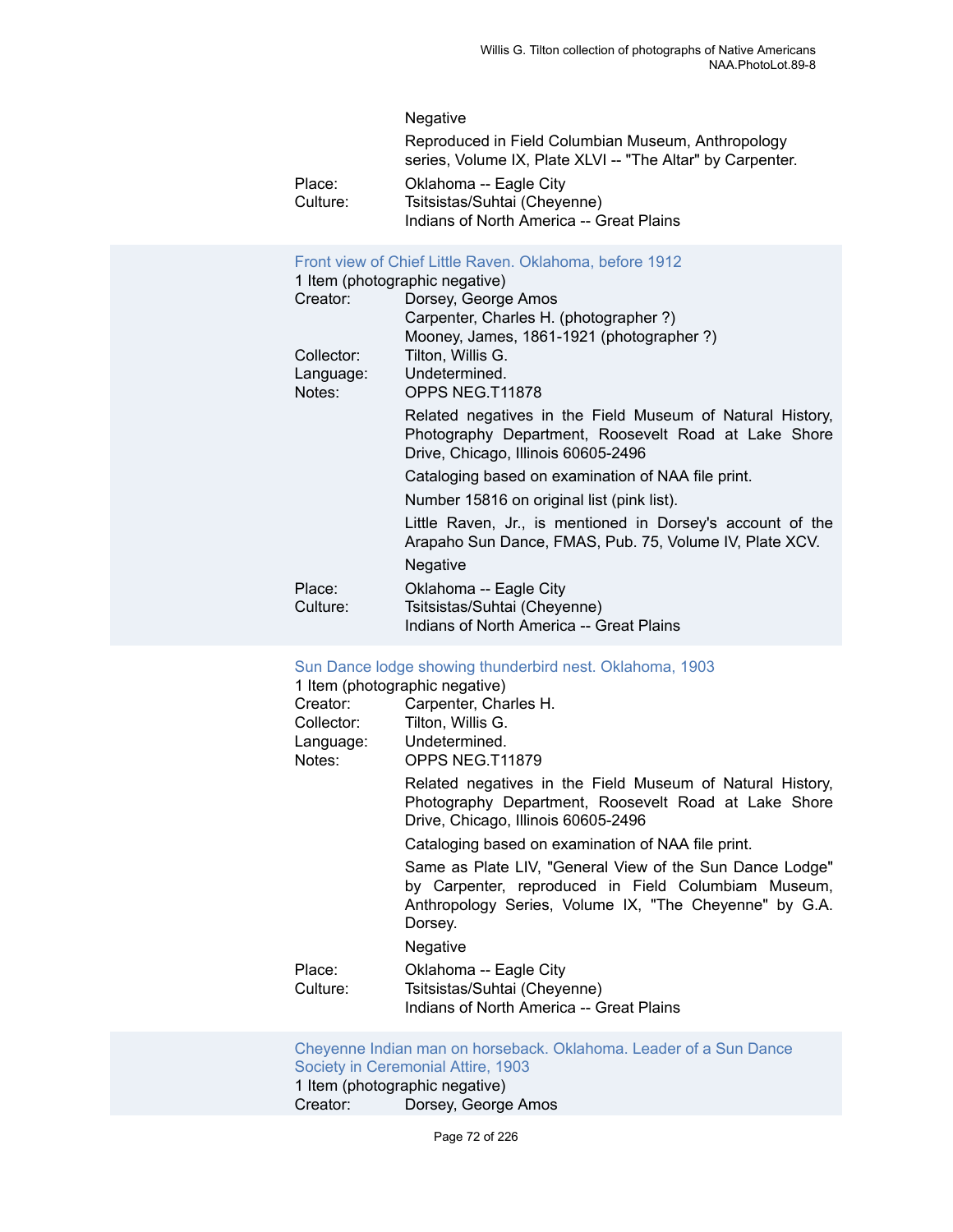Negative

Reproduced in Field Columbian Museum, Anthropology series, Volume IX, Plate XLVI -- "The Altar" by Carpenter.

Place: Oklahoma -- Eagle City
Culture: Tsitsistas/Suhtai (Cheyenne)
Indians of North America -- Great Plains

### Front view of Chief Little Raven. Oklahoma, before 1912

1 Item (photographic negative)

Creator: Dorsey, George Amos
Carpenter, Charles H. (photographer ?)
Mooney, James, 1861-1921 (photographer ?)
Collector: Tilton, Willis G.
Language: Undetermined.
Notes: OPPS NEG.T11878

Related negatives in the Field Museum of Natural History, Photography Department, Roosevelt Road at Lake Shore Drive, Chicago, Illinois 60605-2496

Cataloging based on examination of NAA file print.

Number 15816 on original list (pink list).

Little Raven, Jr., is mentioned in Dorsey's account of the Arapaho Sun Dance, FMAS, Pub. 75, Volume IV, Plate XCV.

Negative

Place: Oklahoma -- Eagle City
Culture: Tsitsistas/Suhtai (Cheyenne)
Indians of North America -- Great Plains

### Sun Dance lodge showing thunderbird nest. Oklahoma, 1903

1 Item (photographic negative)

Creator: Carpenter, Charles H.
Collector: Tilton, Willis G.
Language: Undetermined.
Notes: OPPS NEG.T11879

Related negatives in the Field Museum of Natural History, Photography Department, Roosevelt Road at Lake Shore Drive, Chicago, Illinois 60605-2496

Cataloging based on examination of NAA file print.

Same as Plate LIV, "General View of the Sun Dance Lodge" by Carpenter, reproduced in Field Columbiam Museum, Anthropology Series, Volume IX, "The Cheyenne" by G.A. Dorsey.

Negative

Place: Oklahoma -- Eagle City
Culture: Tsitsistas/Suhtai (Cheyenne)
Indians of North America -- Great Plains

### Cheyenne Indian man on horseback. Oklahoma. Leader of a Sun Dance Society in Ceremonial Attire, 1903

1 Item (photographic negative)

Creator: Dorsey, George Amos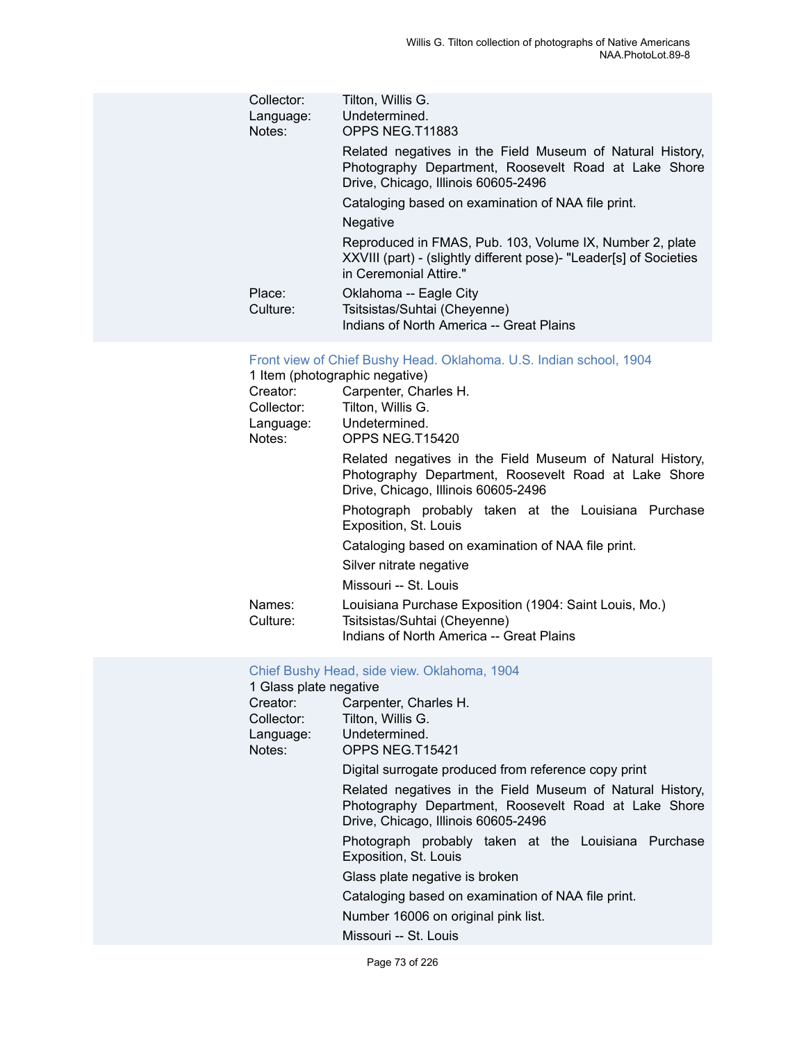Collector: Tilton, Willis G.
Language: Undetermined.
Notes: OPPS NEG.T11883

Related negatives in the Field Museum of Natural History, Photography Department, Roosevelt Road at Lake Shore Drive, Chicago, Illinois 60605-2496

Cataloging based on examination of NAA file print.

Negative

Reproduced in FMAS, Pub. 103, Volume IX, Number 2, plate XXVIII (part) - (slightly different pose)- "Leader[s] of Societies in Ceremonial Attire."

Place: Oklahoma -- Eagle City
Culture: Tsitsistas/Suhtai (Cheyenne)
Indians of North America -- Great Plains

### Front view of Chief Bushy Head. Oklahoma. U.S. Indian school, 1904

1 Item (photographic negative)

Creator: Carpenter, Charles H.
Collector: Tilton, Willis G.
Language: Undetermined.
Notes: OPPS NEG.T15420

Related negatives in the Field Museum of Natural History, Photography Department, Roosevelt Road at Lake Shore Drive, Chicago, Illinois 60605-2496

Photograph probably taken at the Louisiana Purchase Exposition, St. Louis

Cataloging based on examination of NAA file print.

Silver nitrate negative

Missouri -- St. Louis

Names: Louisiana Purchase Exposition (1904: Saint Louis, Mo.)
Culture: Tsitsistas/Suhtai (Cheyenne)
Indians of North America -- Great Plains

### Chief Bushy Head, side view. Oklahoma, 1904

1 Glass plate negative

Creator: Carpenter, Charles H.
Collector: Tilton, Willis G.
Language: Undetermined.
Notes: OPPS NEG.T15421

Digital surrogate produced from reference copy print

Related negatives in the Field Museum of Natural History, Photography Department, Roosevelt Road at Lake Shore Drive, Chicago, Illinois 60605-2496

Photograph probably taken at the Louisiana Purchase Exposition, St. Louis

Glass plate negative is broken

Cataloging based on examination of NAA file print.

Number 16006 on original pink list.

Missouri -- St. Louis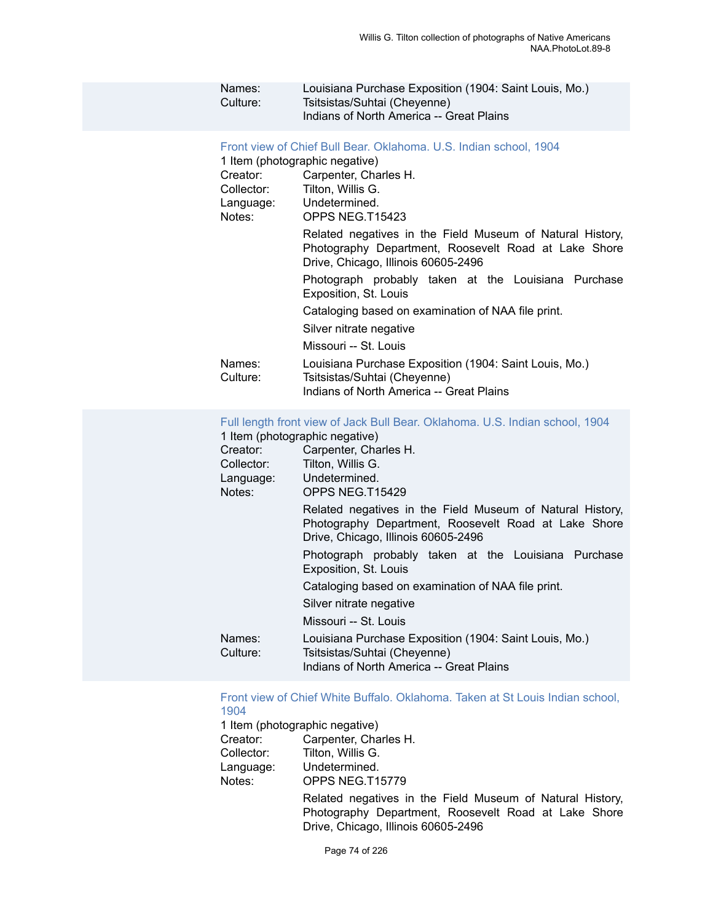Names: Louisiana Purchase Exposition (1904: Saint Louis, Mo.)
Culture: Tsitsistas/Suhtai (Cheyenne)
Indians of North America -- Great Plains

### Front view of Chief Bull Bear. Oklahoma. U.S. Indian school, 1904

1 Item (photographic negative)

Creator: Carpenter, Charles H.
Collector: Tilton, Willis G.
Language: Undetermined.
Notes: OPPS NEG.T15423

Related negatives in the Field Museum of Natural History, Photography Department, Roosevelt Road at Lake Shore Drive, Chicago, Illinois 60605-2496

Photograph probably taken at the Louisiana Purchase Exposition, St. Louis

Cataloging based on examination of NAA file print.

Silver nitrate negative

Missouri -- St. Louis

Names: Louisiana Purchase Exposition (1904: Saint Louis, Mo.)
Culture: Tsitsistas/Suhtai (Cheyenne)
Indians of North America -- Great Plains

### Full length front view of Jack Bull Bear. Oklahoma. U.S. Indian school, 1904

1 Item (photographic negative)

Creator: Carpenter, Charles H.
Collector: Tilton, Willis G.
Language: Undetermined.
Notes: OPPS NEG.T15429

Related negatives in the Field Museum of Natural History, Photography Department, Roosevelt Road at Lake Shore Drive, Chicago, Illinois 60605-2496

Photograph probably taken at the Louisiana Purchase Exposition, St. Louis

Cataloging based on examination of NAA file print.

Silver nitrate negative

Missouri -- St. Louis

Names: Louisiana Purchase Exposition (1904: Saint Louis, Mo.)
Culture: Tsitsistas/Suhtai (Cheyenne)
Indians of North America -- Great Plains

### Front view of Chief White Buffalo. Oklahoma. Taken at St Louis Indian school, 1904

1 Item (photographic negative)

Creator: Carpenter, Charles H.
Collector: Tilton, Willis G.
Language: Undetermined.
Notes: OPPS NEG.T15779

Related negatives in the Field Museum of Natural History, Photography Department, Roosevelt Road at Lake Shore Drive, Chicago, Illinois 60605-2496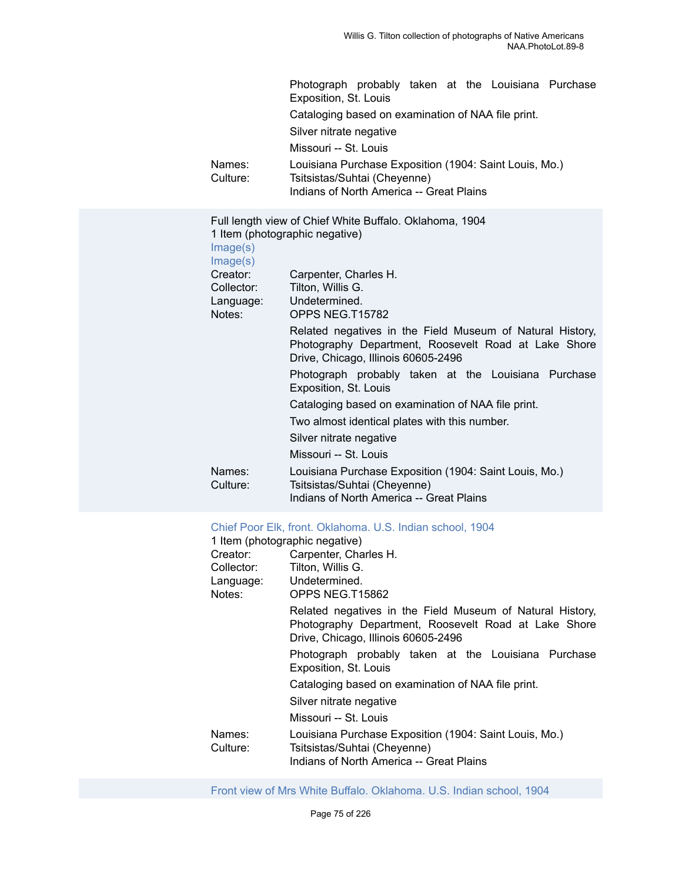Photograph probably taken at the Louisiana Purchase Exposition, St. Louis

Cataloging based on examination of NAA file print.

Silver nitrate negative

Missouri -- St. Louis

Names: Louisiana Purchase Exposition (1904: Saint Louis, Mo.)

Culture: Tsitsistas/Suhtai (Cheyenne)
Indians of North America -- Great Plains

Full length view of Chief White Buffalo. Oklahoma, 1904
1 Item (photographic negative)
Image(s)
Image(s)

Creator: Carpenter, Charles H.
Collector: Tilton, Willis G.
Language: Undetermined.
Notes: OPPS NEG.T15782

Related negatives in the Field Museum of Natural History, Photography Department, Roosevelt Road at Lake Shore Drive, Chicago, Illinois 60605-2496

Photograph probably taken at the Louisiana Purchase Exposition, St. Louis

Cataloging based on examination of NAA file print.

Two almost identical plates with this number.

Silver nitrate negative

Missouri -- St. Louis

Names: Louisiana Purchase Exposition (1904: Saint Louis, Mo.)

Culture: Tsitsistas/Suhtai (Cheyenne)
Indians of North America -- Great Plains

Chief Poor Elk, front. Oklahoma. U.S. Indian school, 1904
1 Item (photographic negative)

Creator: Carpenter, Charles H.
Collector: Tilton, Willis G.
Language: Undetermined.
Notes: OPPS NEG.T15862

Related negatives in the Field Museum of Natural History, Photography Department, Roosevelt Road at Lake Shore Drive, Chicago, Illinois 60605-2496

Photograph probably taken at the Louisiana Purchase Exposition, St. Louis

Cataloging based on examination of NAA file print.

Silver nitrate negative

Missouri -- St. Louis

Names: Louisiana Purchase Exposition (1904: Saint Louis, Mo.)

Culture: Tsitsistas/Suhtai (Cheyenne)
Indians of North America -- Great Plains

Front view of Mrs White Buffalo. Oklahoma. U.S. Indian school, 1904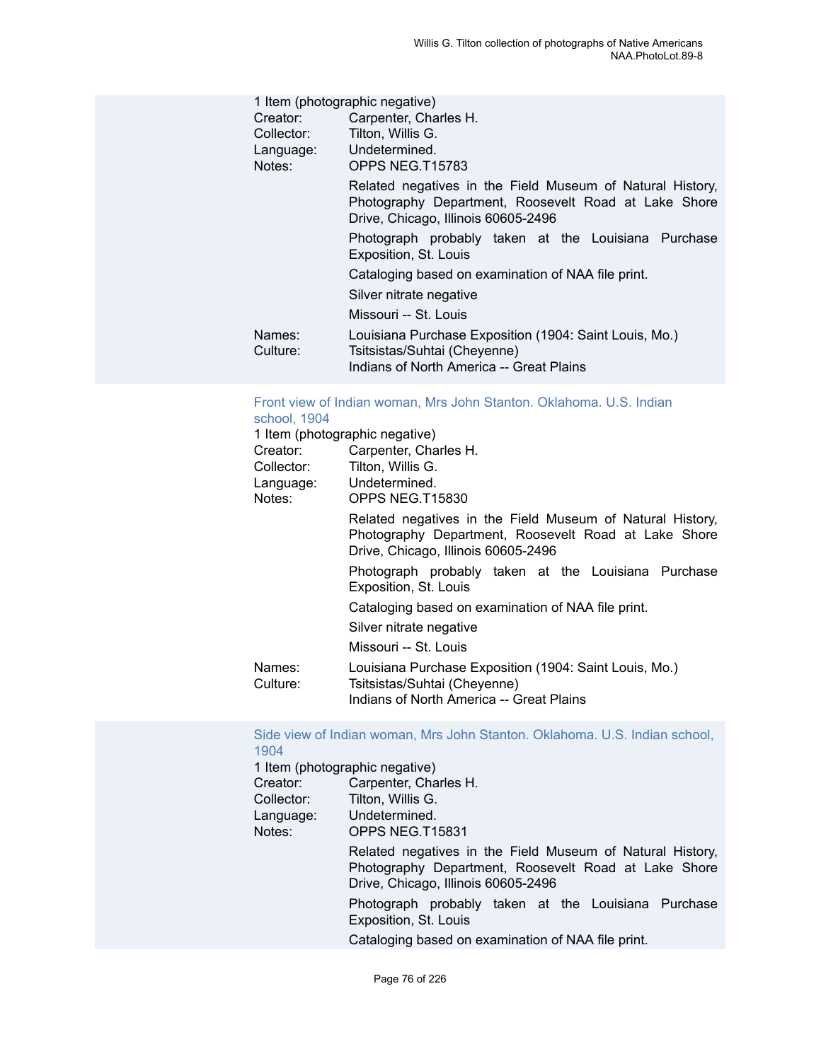1 Item (photographic negative)

Creator: Carpenter, Charles H.
Collector: Tilton, Willis G.
Language: Undetermined.
Notes: OPPS NEG.T15783

Related negatives in the Field Museum of Natural History, Photography Department, Roosevelt Road at Lake Shore Drive, Chicago, Illinois 60605-2496

Photograph probably taken at the Louisiana Purchase Exposition, St. Louis

Cataloging based on examination of NAA file print.

Silver nitrate negative

Missouri -- St. Louis

Names: Louisiana Purchase Exposition (1904: Saint Louis, Mo.)
Culture: Tsitsistas/Suhtai (Cheyenne)
Indians of North America -- Great Plains

### Front view of Indian woman, Mrs John Stanton. Oklahoma. U.S. Indian school, 1904

1 Item (photographic negative)

Creator: Carpenter, Charles H.
Collector: Tilton, Willis G.
Language: Undetermined.
Notes: OPPS NEG.T15830

Related negatives in the Field Museum of Natural History, Photography Department, Roosevelt Road at Lake Shore Drive, Chicago, Illinois 60605-2496

Photograph probably taken at the Louisiana Purchase Exposition, St. Louis

Cataloging based on examination of NAA file print.

Silver nitrate negative

Missouri -- St. Louis

Names: Louisiana Purchase Exposition (1904: Saint Louis, Mo.)
Culture: Tsitsistas/Suhtai (Cheyenne)
Indians of North America -- Great Plains

### Side view of Indian woman, Mrs John Stanton. Oklahoma. U.S. Indian school, 1904

1 Item (photographic negative)

Creator: Carpenter, Charles H.
Collector: Tilton, Willis G.
Language: Undetermined.
Notes: OPPS NEG.T15831

Related negatives in the Field Museum of Natural History, Photography Department, Roosevelt Road at Lake Shore Drive, Chicago, Illinois 60605-2496

Photograph probably taken at the Louisiana Purchase Exposition, St. Louis

Cataloging based on examination of NAA file print.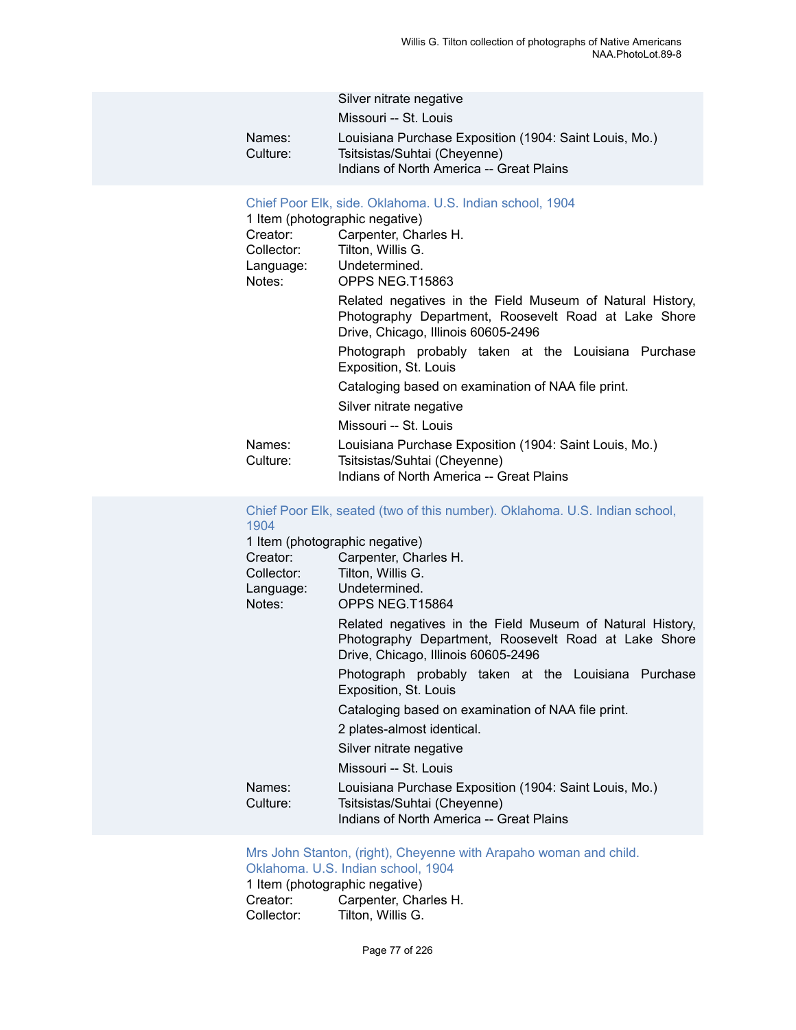Silver nitrate negative

Missouri -- St. Louis

Names: Louisiana Purchase Exposition (1904: Saint Louis, Mo.)

Culture: Tsitsistas/Suhtai (Cheyenne)
Indians of North America -- Great Plains

### Chief Poor Elk, side. Oklahoma. U.S. Indian school, 1904

1 Item (photographic negative)

Creator: Carpenter, Charles H.

Collector: Tilton, Willis G.

Language: Undetermined.

Notes: OPPS NEG.T15863

Related negatives in the Field Museum of Natural History, Photography Department, Roosevelt Road at Lake Shore Drive, Chicago, Illinois 60605-2496

Photograph probably taken at the Louisiana Purchase Exposition, St. Louis

Cataloging based on examination of NAA file print.

Silver nitrate negative

Missouri -- St. Louis

Names: Louisiana Purchase Exposition (1904: Saint Louis, Mo.)

Culture: Tsitsistas/Suhtai (Cheyenne)
Indians of North America -- Great Plains

### Chief Poor Elk, seated (two of this number). Oklahoma. U.S. Indian school, 1904

1 Item (photographic negative)

Creator: Carpenter, Charles H.

Collector: Tilton, Willis G.

Language: Undetermined.

Notes: OPPS NEG.T15864

Related negatives in the Field Museum of Natural History, Photography Department, Roosevelt Road at Lake Shore Drive, Chicago, Illinois 60605-2496

Photograph probably taken at the Louisiana Purchase Exposition, St. Louis

Cataloging based on examination of NAA file print.

2 plates-almost identical.

Silver nitrate negative

Missouri -- St. Louis

Names: Louisiana Purchase Exposition (1904: Saint Louis, Mo.)

Culture: Tsitsistas/Suhtai (Cheyenne)
Indians of North America -- Great Plains

### Mrs John Stanton, (right), Cheyenne with Arapaho woman and child. Oklahoma. U.S. Indian school, 1904

1 Item (photographic negative)

Creator: Carpenter, Charles H.

Collector: Tilton, Willis G.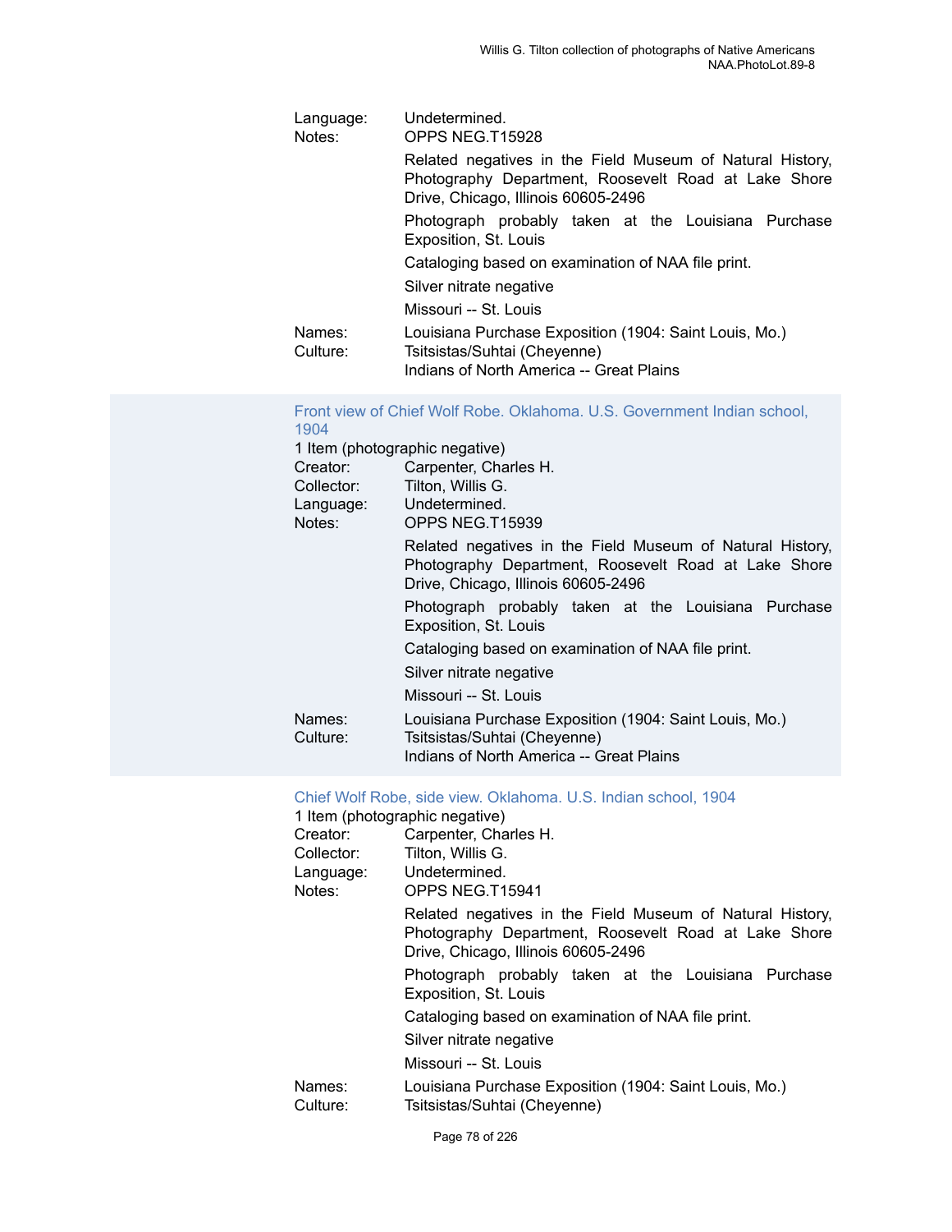Language: Undetermined.
Notes: OPPS NEG.T15928

Related negatives in the Field Museum of Natural History, Photography Department, Roosevelt Road at Lake Shore Drive, Chicago, Illinois 60605-2496

Photograph probably taken at the Louisiana Purchase Exposition, St. Louis

Cataloging based on examination of NAA file print.

Silver nitrate negative

Missouri -- St. Louis

Names: Louisiana Purchase Exposition (1904: Saint Louis, Mo.)
Culture: Tsitsistas/Suhtai (Cheyenne)
Indians of North America -- Great Plains

### Front view of Chief Wolf Robe. Oklahoma. U.S. Government Indian school, 1904

1 Item (photographic negative)
Creator: Carpenter, Charles H.
Collector: Tilton, Willis G.
Language: Undetermined.
Notes: OPPS NEG.T15939

Related negatives in the Field Museum of Natural History, Photography Department, Roosevelt Road at Lake Shore Drive, Chicago, Illinois 60605-2496

Photograph probably taken at the Louisiana Purchase Exposition, St. Louis

Cataloging based on examination of NAA file print.

Silver nitrate negative

Missouri -- St. Louis

Names: Louisiana Purchase Exposition (1904: Saint Louis, Mo.)
Culture: Tsitsistas/Suhtai (Cheyenne)
Indians of North America -- Great Plains

### Chief Wolf Robe, side view. Oklahoma. U.S. Indian school, 1904

1 Item (photographic negative)
Creator: Carpenter, Charles H.
Collector: Tilton, Willis G.
Language: Undetermined.
Notes: OPPS NEG.T15941

Related negatives in the Field Museum of Natural History, Photography Department, Roosevelt Road at Lake Shore Drive, Chicago, Illinois 60605-2496

Photograph probably taken at the Louisiana Purchase Exposition, St. Louis

Cataloging based on examination of NAA file print.

Silver nitrate negative

Missouri -- St. Louis

Names: Louisiana Purchase Exposition (1904: Saint Louis, Mo.)
Culture: Tsitsistas/Suhtai (Cheyenne)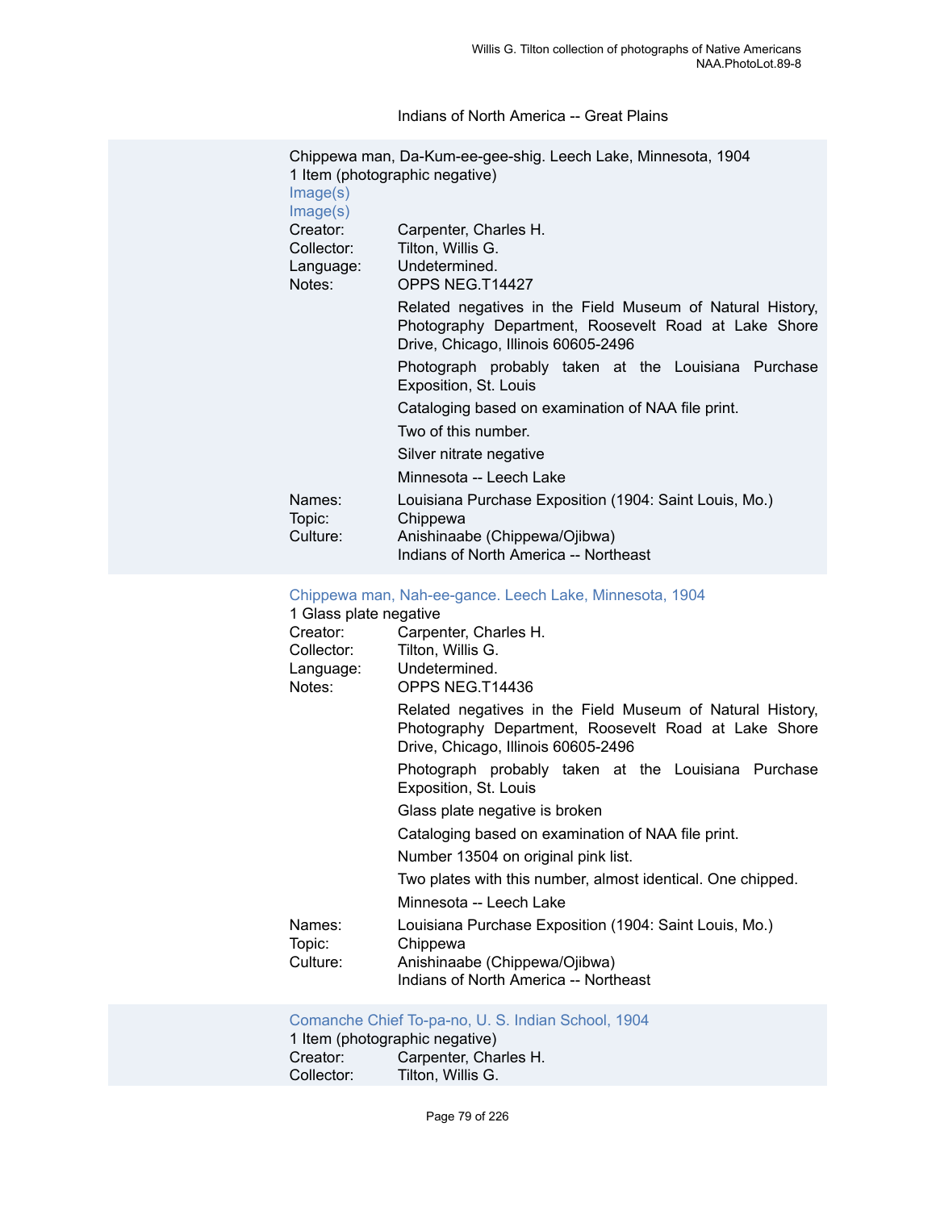Indians of North America -- Great Plains

Chippewa man, Da-Kum-ee-gee-shig. Leech Lake, Minnesota, 1904
1 Item (photographic negative)
Image(s)
Image(s)

| | |
|---|---|
| Creator: | Carpenter, Charles H. |
| Collector: | Tilton, Willis G. |
| Language: | Undetermined. |
| Notes: | OPPS NEG.T14427 |
| | Related negatives in the Field Museum of Natural History, Photography Department, Roosevelt Road at Lake Shore Drive, Chicago, Illinois 60605-2496 |
| | Photograph probably taken at the Louisiana Purchase Exposition, St. Louis |
| | Cataloging based on examination of NAA file print. |
| | Two of this number. |
| | Silver nitrate negative |
| | Minnesota -- Leech Lake |
| Names: | Louisiana Purchase Exposition (1904: Saint Louis, Mo.) |
| Topic: | Chippewa |
| Culture: | Anishinaabe (Chippewa/Ojibwa) |
| | Indians of North America -- Northeast |

Chippewa man, Nah-ee-gance. Leech Lake, Minnesota, 1904
1 Glass plate negative

| | |
|---|---|
| Creator: | Carpenter, Charles H. |
| Collector: | Tilton, Willis G. |
| Language: | Undetermined. |
| Notes: | OPPS NEG.T14436 |
| | Related negatives in the Field Museum of Natural History, Photography Department, Roosevelt Road at Lake Shore Drive, Chicago, Illinois 60605-2496 |
| | Photograph probably taken at the Louisiana Purchase Exposition, St. Louis |
| | Glass plate negative is broken |
| | Cataloging based on examination of NAA file print. |
| | Number 13504 on original pink list. |
| | Two plates with this number, almost identical. One chipped. |
| | Minnesota -- Leech Lake |
| Names: | Louisiana Purchase Exposition (1904: Saint Louis, Mo.) |
| Topic: | Chippewa |
| Culture: | Anishinaabe (Chippewa/Ojibwa) |
| | Indians of North America -- Northeast |

Comanche Chief To-pa-no, U. S. Indian School, 1904
1 Item (photographic negative)

| | |
|---|---|
| Creator: | Carpenter, Charles H. |
| Collector: | Tilton, Willis G. |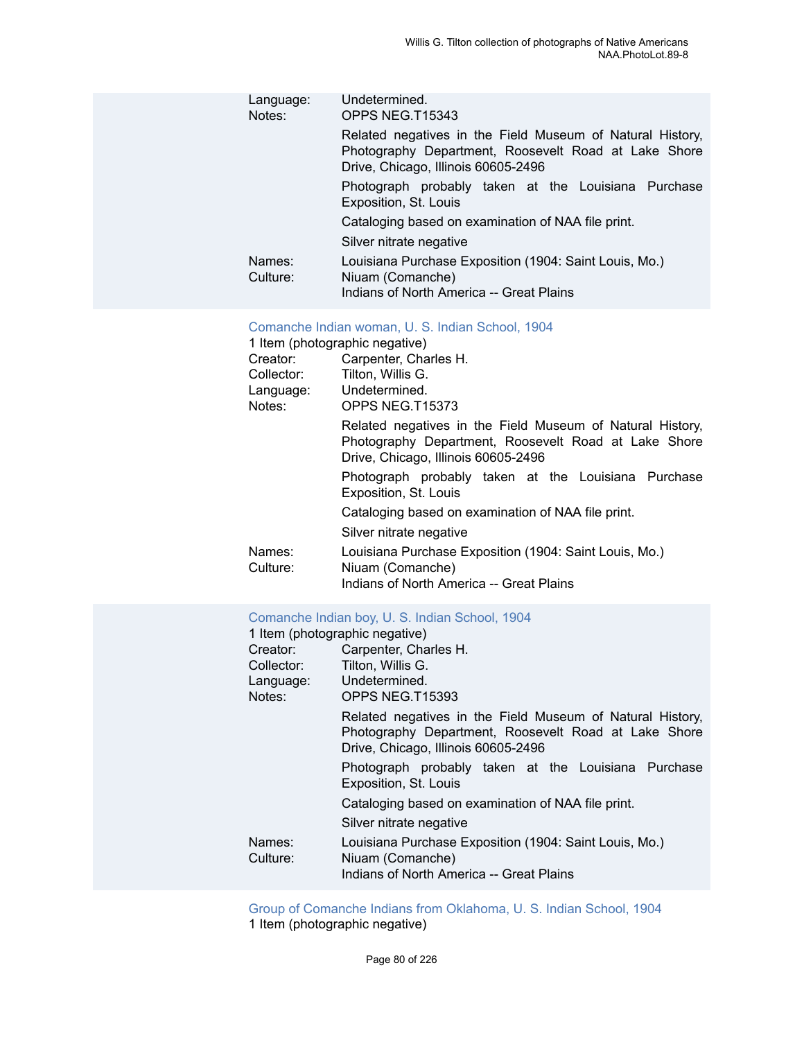Language: Undetermined.
Notes: OPPS NEG.T15343

Related negatives in the Field Museum of Natural History, Photography Department, Roosevelt Road at Lake Shore Drive, Chicago, Illinois 60605-2496

Photograph probably taken at the Louisiana Purchase Exposition, St. Louis

Cataloging based on examination of NAA file print.

Silver nitrate negative

Names: Louisiana Purchase Exposition (1904: Saint Louis, Mo.)
Culture: Niuam (Comanche)
Indians of North America -- Great Plains

Comanche Indian woman, U. S. Indian School, 1904

1 Item (photographic negative)

Creator: Carpenter, Charles H.
Collector: Tilton, Willis G.
Language: Undetermined.
Notes: OPPS NEG.T15373

Related negatives in the Field Museum of Natural History, Photography Department, Roosevelt Road at Lake Shore Drive, Chicago, Illinois 60605-2496

Photograph probably taken at the Louisiana Purchase Exposition, St. Louis

Cataloging based on examination of NAA file print.

Silver nitrate negative

Names: Louisiana Purchase Exposition (1904: Saint Louis, Mo.)
Culture: Niuam (Comanche)
Indians of North America -- Great Plains

Comanche Indian boy, U. S. Indian School, 1904

1 Item (photographic negative)

Creator: Carpenter, Charles H.
Collector: Tilton, Willis G.
Language: Undetermined.
Notes: OPPS NEG.T15393

Related negatives in the Field Museum of Natural History, Photography Department, Roosevelt Road at Lake Shore Drive, Chicago, Illinois 60605-2496

Photograph probably taken at the Louisiana Purchase Exposition, St. Louis

Cataloging based on examination of NAA file print.

Silver nitrate negative

Names: Louisiana Purchase Exposition (1904: Saint Louis, Mo.)
Culture: Niuam (Comanche)
Indians of North America -- Great Plains

Group of Comanche Indians from Oklahoma, U. S. Indian School, 1904

1 Item (photographic negative)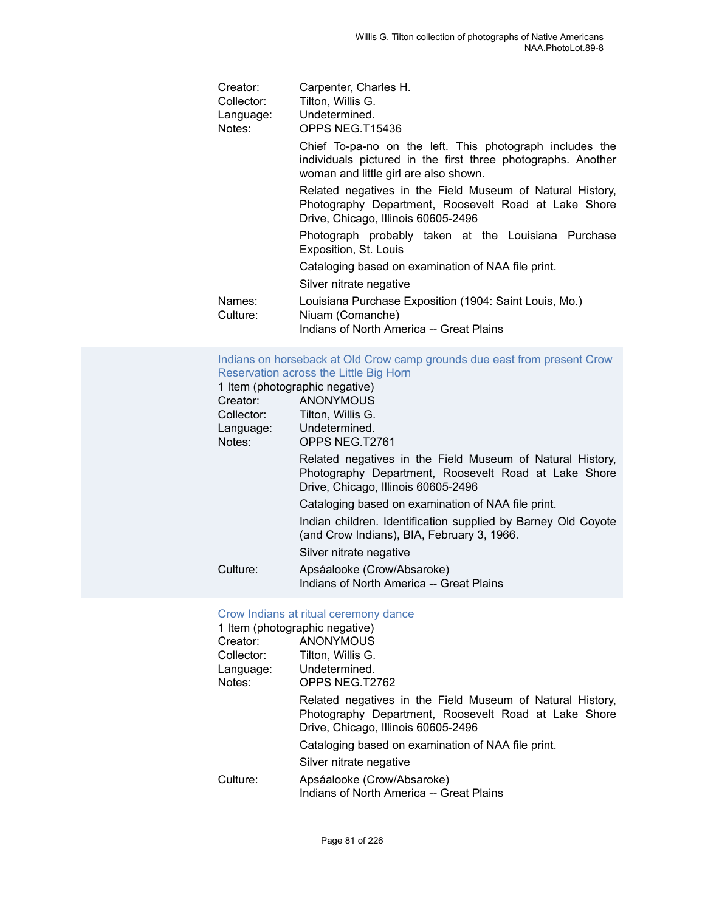Creator: Carpenter, Charles H.
Collector: Tilton, Willis G.
Language: Undetermined.
Notes: OPPS NEG.T15436

Chief To-pa-no on the left. This photograph includes the individuals pictured in the first three photographs. Another woman and little girl are also shown.

Related negatives in the Field Museum of Natural History, Photography Department, Roosevelt Road at Lake Shore Drive, Chicago, Illinois 60605-2496

Photograph probably taken at the Louisiana Purchase Exposition, St. Louis

Cataloging based on examination of NAA file print.

Silver nitrate negative

Names: Louisiana Purchase Exposition (1904: Saint Louis, Mo.)
Culture: Niuam (Comanche)
Indians of North America -- Great Plains

### Indians on horseback at Old Crow camp grounds due east from present Crow Reservation across the Little Big Horn

1 Item (photographic negative)
Creator: ANONYMOUS
Collector: Tilton, Willis G.
Language: Undetermined.
Notes: OPPS NEG.T2761

Related negatives in the Field Museum of Natural History, Photography Department, Roosevelt Road at Lake Shore Drive, Chicago, Illinois 60605-2496

Cataloging based on examination of NAA file print.

Indian children. Identification supplied by Barney Old Coyote (and Crow Indians), BIA, February 3, 1966.

Silver nitrate negative

Culture: Apsáalooke (Crow/Absaroke)
Indians of North America -- Great Plains

### Crow Indians at ritual ceremony dance

1 Item (photographic negative)
Creator: ANONYMOUS
Collector: Tilton, Willis G.
Language: Undetermined.
Notes: OPPS NEG.T2762

Related negatives in the Field Museum of Natural History, Photography Department, Roosevelt Road at Lake Shore Drive, Chicago, Illinois 60605-2496

Cataloging based on examination of NAA file print.

Silver nitrate negative

Culture: Apsáalooke (Crow/Absaroke)
Indians of North America -- Great Plains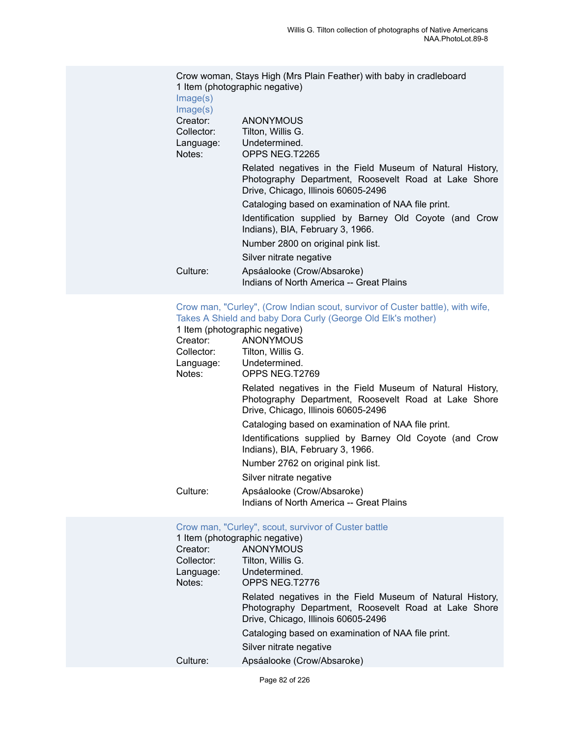Crow woman, Stays High (Mrs Plain Feather) with baby in cradleboard
1 Item (photographic negative)
Image(s)
Image(s)

Creator: ANONYMOUS
Collector: Tilton, Willis G.
Language: Undetermined.
Notes: OPPS NEG.T2265

Related negatives in the Field Museum of Natural History, Photography Department, Roosevelt Road at Lake Shore Drive, Chicago, Illinois 60605-2496

Cataloging based on examination of NAA file print.

Identification supplied by Barney Old Coyote (and Crow Indians), BIA, February 3, 1966.

Number 2800 on original pink list.

Silver nitrate negative

Culture: Apsáalooke (Crow/Absaroke)
Indians of North America -- Great Plains

Crow man, "Curley", (Crow Indian scout, survivor of Custer battle), with wife, Takes A Shield and baby Dora Curly (George Old Elk's mother)
1 Item (photographic negative)

Creator: ANONYMOUS
Collector: Tilton, Willis G.
Language: Undetermined.
Notes: OPPS NEG.T2769

Related negatives in the Field Museum of Natural History, Photography Department, Roosevelt Road at Lake Shore Drive, Chicago, Illinois 60605-2496

Cataloging based on examination of NAA file print.

Identifications supplied by Barney Old Coyote (and Crow Indians), BIA, February 3, 1966.

Number 2762 on original pink list.

Silver nitrate negative

Culture: Apsáalooke (Crow/Absaroke)
Indians of North America -- Great Plains

Crow man, "Curley", scout, survivor of Custer battle
1 Item (photographic negative)

Creator: ANONYMOUS
Collector: Tilton, Willis G.
Language: Undetermined.
Notes: OPPS NEG.T2776

Related negatives in the Field Museum of Natural History, Photography Department, Roosevelt Road at Lake Shore Drive, Chicago, Illinois 60605-2496

Cataloging based on examination of NAA file print.

Silver nitrate negative

Culture: Apsáalooke (Crow/Absaroke)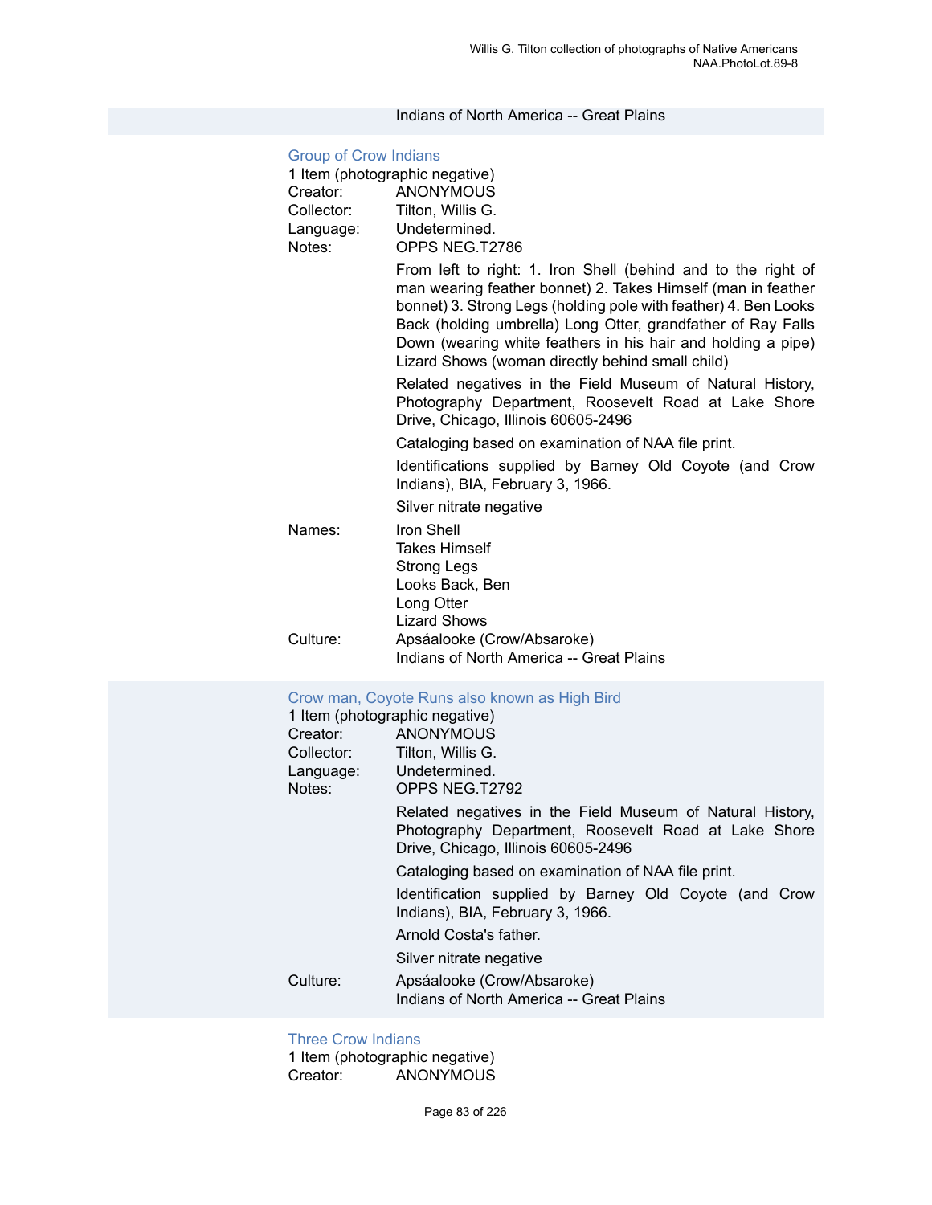Indians of North America -- Great Plains

### Group of Crow Indians

1 Item (photographic negative)

Creator: ANONYMOUS

Collector: Tilton, Willis G.

Language: Undetermined.

Notes: OPPS NEG.T2786

From left to right: 1. Iron Shell (behind and to the right of man wearing feather bonnet) 2. Takes Himself (man in feather bonnet) 3. Strong Legs (holding pole with feather) 4. Ben Looks Back (holding umbrella) Long Otter, grandfather of Ray Falls Down (wearing white feathers in his hair and holding a pipe) Lizard Shows (woman directly behind small child)

Related negatives in the Field Museum of Natural History, Photography Department, Roosevelt Road at Lake Shore Drive, Chicago, Illinois 60605-2496

Cataloging based on examination of NAA file print.

Identifications supplied by Barney Old Coyote (and Crow Indians), BIA, February 3, 1966.

Silver nitrate negative

Names: Iron Shell
Takes Himself
Strong Legs
Looks Back, Ben
Long Otter
Lizard Shows

Culture: Apsáalooke (Crow/Absaroke)
Indians of North America -- Great Plains

### Crow man, Coyote Runs also known as High Bird

1 Item (photographic negative)

Creator: ANONYMOUS

Collector: Tilton, Willis G.

Language: Undetermined.

Notes: OPPS NEG.T2792

Related negatives in the Field Museum of Natural History, Photography Department, Roosevelt Road at Lake Shore Drive, Chicago, Illinois 60605-2496

Cataloging based on examination of NAA file print.

Identification supplied by Barney Old Coyote (and Crow Indians), BIA, February 3, 1966.

Arnold Costa's father.

Silver nitrate negative

Culture: Apsáalooke (Crow/Absaroke)
Indians of North America -- Great Plains

### Three Crow Indians

1 Item (photographic negative)

Creator: ANONYMOUS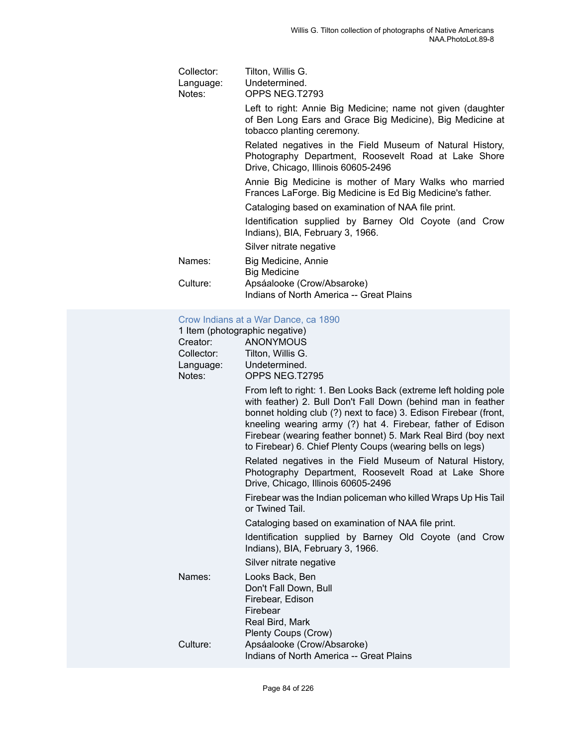Collector: Tilton, Willis G.
Language: Undetermined.
Notes: OPPS NEG.T2793

Left to right: Annie Big Medicine; name not given (daughter of Ben Long Ears and Grace Big Medicine), Big Medicine at tobacco planting ceremony.

Related negatives in the Field Museum of Natural History, Photography Department, Roosevelt Road at Lake Shore Drive, Chicago, Illinois 60605-2496

Annie Big Medicine is mother of Mary Walks who married Frances LaForge. Big Medicine is Ed Big Medicine's father.

Cataloging based on examination of NAA file print.

Identification supplied by Barney Old Coyote (and Crow Indians), BIA, February 3, 1966.

Silver nitrate negative

Names: Big Medicine, Annie
Big Medicine

Culture: Apsáalooke (Crow/Absaroke)
Indians of North America -- Great Plains

### Crow Indians at a War Dance, ca 1890

1 Item (photographic negative)

Creator: ANONYMOUS
Collector: Tilton, Willis G.
Language: Undetermined.
Notes: OPPS NEG.T2795

From left to right: 1. Ben Looks Back (extreme left holding pole with feather) 2. Bull Don't Fall Down (behind man in feather bonnet holding club (?) next to face) 3. Edison Firebear (front, kneeling wearing army (?) hat 4. Firebear, father of Edison Firebear (wearing feather bonnet) 5. Mark Real Bird (boy next to Firebear) 6. Chief Plenty Coups (wearing bells on legs)

Related negatives in the Field Museum of Natural History, Photography Department, Roosevelt Road at Lake Shore Drive, Chicago, Illinois 60605-2496

Firebear was the Indian policeman who killed Wraps Up His Tail or Twined Tail.

Cataloging based on examination of NAA file print.

Identification supplied by Barney Old Coyote (and Crow Indians), BIA, February 3, 1966.

Silver nitrate negative

Names: Looks Back, Ben
Don't Fall Down, Bull
Firebear, Edison
Firebear
Real Bird, Mark
Plenty Coups (Crow)

Culture: Apsáalooke (Crow/Absaroke)
Indians of North America -- Great Plains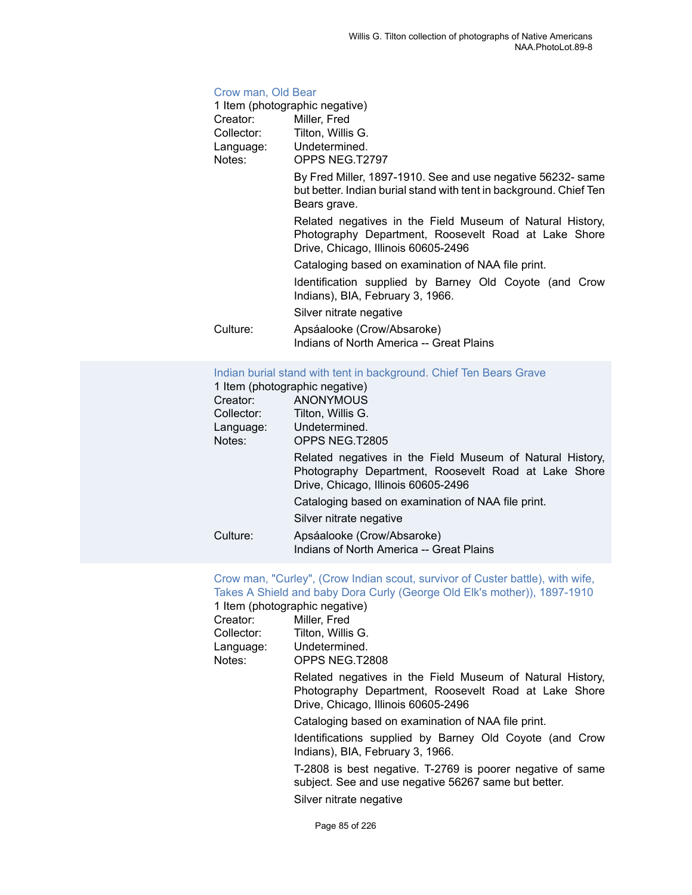### Crow man, Old Bear

1 Item (photographic negative)

Creator: Miller, Fred
Collector: Tilton, Willis G.
Language: Undetermined.
Notes: OPPS NEG.T2797

By Fred Miller, 1897-1910. See and use negative 56232- same but better. Indian burial stand with tent in background. Chief Ten Bears grave.

Related negatives in the Field Museum of Natural History, Photography Department, Roosevelt Road at Lake Shore Drive, Chicago, Illinois 60605-2496

Cataloging based on examination of NAA file print.

Identification supplied by Barney Old Coyote (and Crow Indians), BIA, February 3, 1966.

Silver nitrate negative

Culture: Apsáalooke (Crow/Absaroke)
Indians of North America -- Great Plains

### Indian burial stand with tent in background. Chief Ten Bears Grave

1 Item (photographic negative)

Creator: ANONYMOUS
Collector: Tilton, Willis G.
Language: Undetermined.
Notes: OPPS NEG.T2805

Related negatives in the Field Museum of Natural History, Photography Department, Roosevelt Road at Lake Shore Drive, Chicago, Illinois 60605-2496

Cataloging based on examination of NAA file print.

Silver nitrate negative

Culture: Apsáalooke (Crow/Absaroke)
Indians of North America -- Great Plains

### Crow man, "Curley", (Crow Indian scout, survivor of Custer battle), with wife, Takes A Shield and baby Dora Curly (George Old Elk's mother)), 1897-1910

1 Item (photographic negative)

Creator: Miller, Fred
Collector: Tilton, Willis G.
Language: Undetermined.
Notes: OPPS NEG.T2808

Related negatives in the Field Museum of Natural History, Photography Department, Roosevelt Road at Lake Shore Drive, Chicago, Illinois 60605-2496

Cataloging based on examination of NAA file print.

Identifications supplied by Barney Old Coyote (and Crow Indians), BIA, February 3, 1966.

T-2808 is best negative. T-2769 is poorer negative of same subject. See and use negative 56267 same but better.

Silver nitrate negative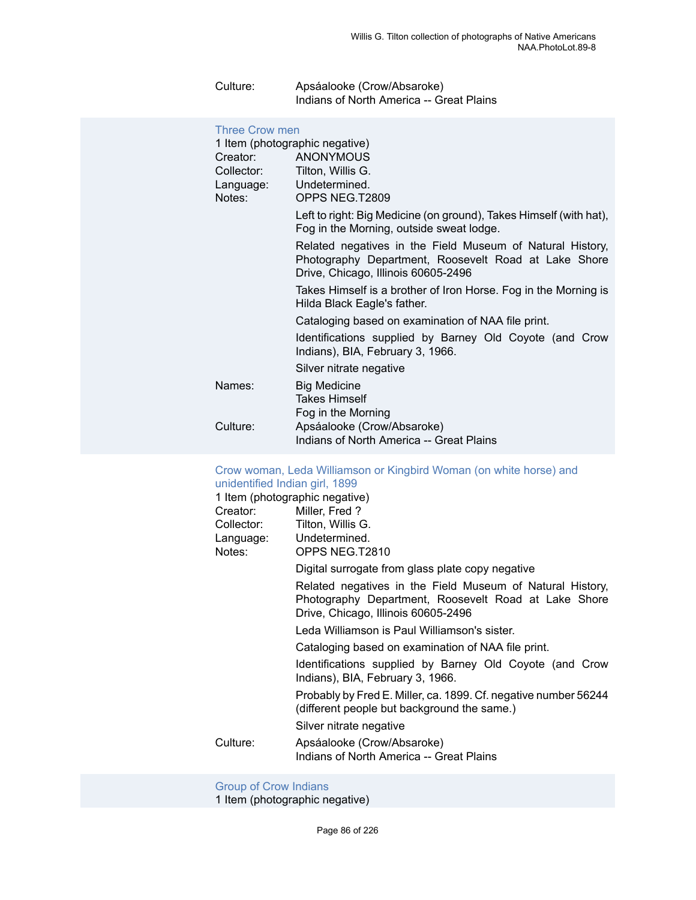Culture: Apsáalooke (Crow/Absaroke)
Indians of North America -- Great Plains

### Three Crow men

1 Item (photographic negative)

Creator: ANONYMOUS

Collector: Tilton, Willis G.

Language: Undetermined.

Notes: OPPS NEG.T2809

Left to right: Big Medicine (on ground), Takes Himself (with hat), Fog in the Morning, outside sweat lodge.

Related negatives in the Field Museum of Natural History, Photography Department, Roosevelt Road at Lake Shore Drive, Chicago, Illinois 60605-2496

Takes Himself is a brother of Iron Horse. Fog in the Morning is Hilda Black Eagle's father.

Cataloging based on examination of NAA file print.

Identifications supplied by Barney Old Coyote (and Crow Indians), BIA, February 3, 1966.

Silver nitrate negative

Names: Big Medicine
Takes Himself
Fog in the Morning

Culture: Apsáalooke (Crow/Absaroke)
Indians of North America -- Great Plains

### Crow woman, Leda Williamson or Kingbird Woman (on white horse) and unidentified Indian girl, 1899

1 Item (photographic negative)

Creator: Miller, Fred ?

Collector: Tilton, Willis G.

Language: Undetermined.

Notes: OPPS NEG.T2810

Digital surrogate from glass plate copy negative

Related negatives in the Field Museum of Natural History, Photography Department, Roosevelt Road at Lake Shore Drive, Chicago, Illinois 60605-2496

Leda Williamson is Paul Williamson's sister.

Cataloging based on examination of NAA file print.

Identifications supplied by Barney Old Coyote (and Crow Indians), BIA, February 3, 1966.

Probably by Fred E. Miller, ca. 1899. Cf. negative number 56244 (different people but background the same.)

Silver nitrate negative

Culture: Apsáalooke (Crow/Absaroke)
Indians of North America -- Great Plains

### Group of Crow Indians

1 Item (photographic negative)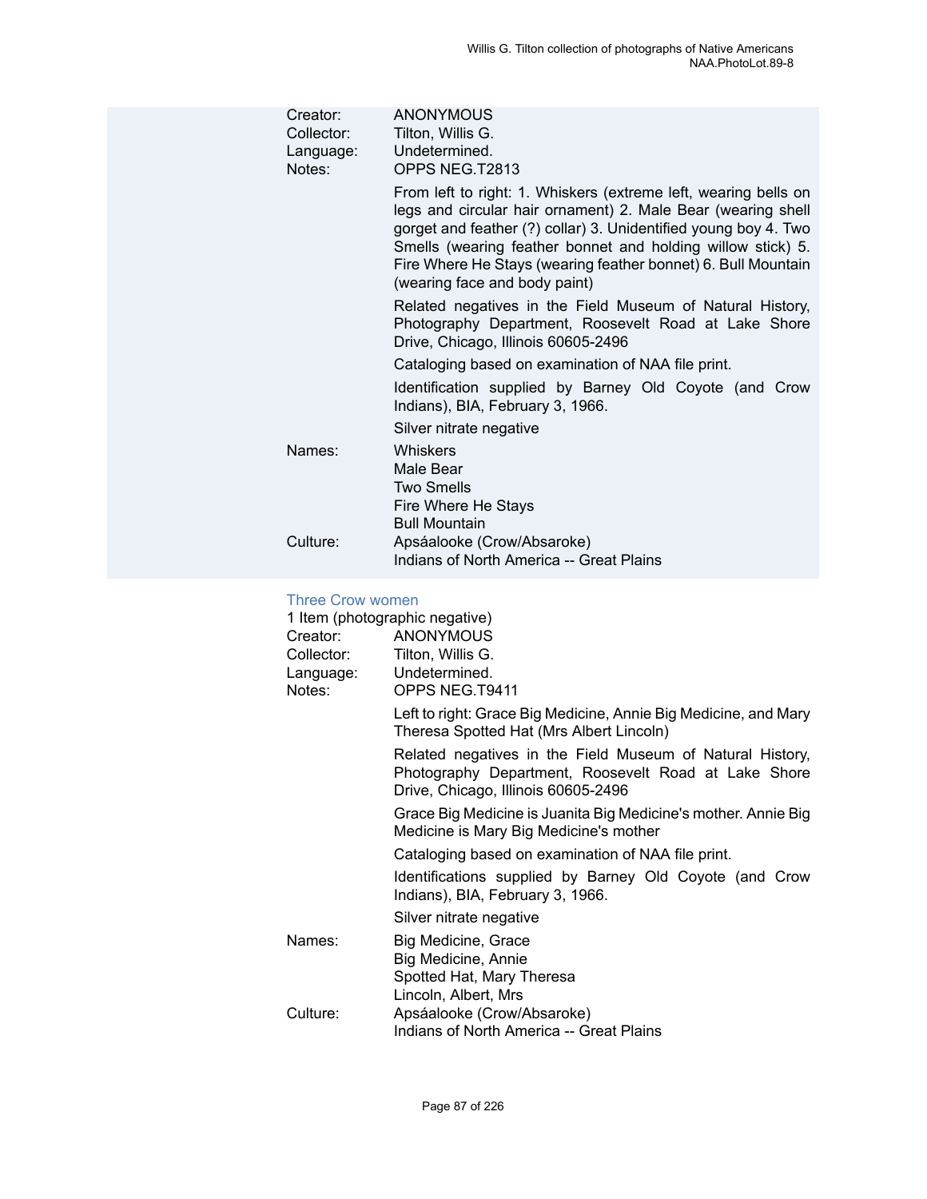Creator: ANONYMOUS
Collector: Tilton, Willis G.
Language: Undetermined.
Notes: OPPS NEG.T2813

From left to right: 1. Whiskers (extreme left, wearing bells on legs and circular hair ornament) 2. Male Bear (wearing shell gorget and feather (?) collar) 3. Unidentified young boy 4. Two Smells (wearing feather bonnet and holding willow stick) 5. Fire Where He Stays (wearing feather bonnet) 6. Bull Mountain (wearing face and body paint)

Related negatives in the Field Museum of Natural History, Photography Department, Roosevelt Road at Lake Shore Drive, Chicago, Illinois 60605-2496

Cataloging based on examination of NAA file print.

Identification supplied by Barney Old Coyote (and Crow Indians), BIA, February 3, 1966.

Silver nitrate negative

Names: Whiskers
Male Bear
Two Smells
Fire Where He Stays
Bull Mountain

Culture: Apsáalooke (Crow/Absaroke)
Indians of North America -- Great Plains

### Three Crow women

1 Item (photographic negative)

Creator: ANONYMOUS
Collector: Tilton, Willis G.
Language: Undetermined.
Notes: OPPS NEG.T9411

Left to right: Grace Big Medicine, Annie Big Medicine, and Mary Theresa Spotted Hat (Mrs Albert Lincoln)

Related negatives in the Field Museum of Natural History, Photography Department, Roosevelt Road at Lake Shore Drive, Chicago, Illinois 60605-2496

Grace Big Medicine is Juanita Big Medicine's mother. Annie Big Medicine is Mary Big Medicine's mother

Cataloging based on examination of NAA file print.

Identifications supplied by Barney Old Coyote (and Crow Indians), BIA, February 3, 1966.

Silver nitrate negative

Names: Big Medicine, Grace
Big Medicine, Annie
Spotted Hat, Mary Theresa
Lincoln, Albert, Mrs

Culture: Apsáalooke (Crow/Absaroke)
Indians of North America -- Great Plains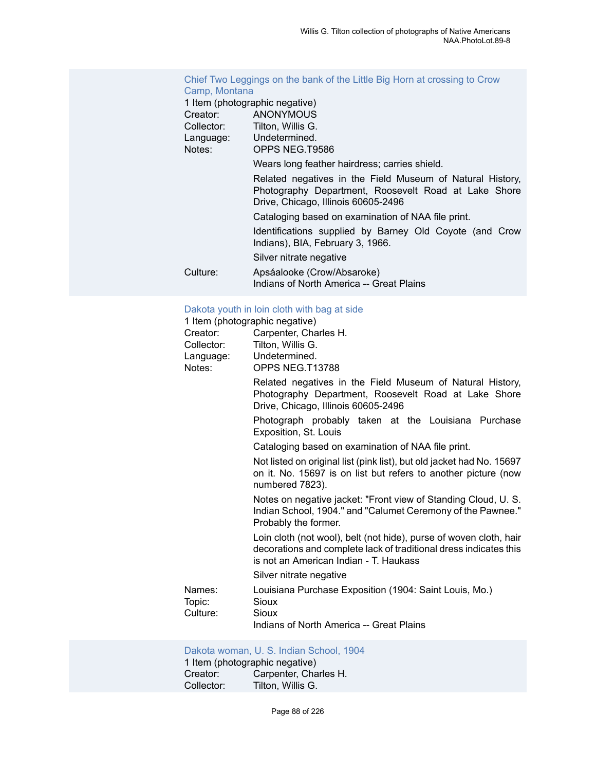### Chief Two Leggings on the bank of the Little Big Horn at crossing to Crow Camp, Montana

1 Item (photographic negative)

Creator: ANONYMOUS

Collector: Tilton, Willis G.

Language: Undetermined.

Notes: OPPS NEG.T9586

Wears long feather hairdress; carries shield.

Related negatives in the Field Museum of Natural History, Photography Department, Roosevelt Road at Lake Shore Drive, Chicago, Illinois 60605-2496

Cataloging based on examination of NAA file print.

Identifications supplied by Barney Old Coyote (and Crow Indians), BIA, February 3, 1966.

Silver nitrate negative

Culture: Apsáalooke (Crow/Absaroke)
Indians of North America -- Great Plains

### Dakota youth in loin cloth with bag at side

1 Item (photographic negative)

Creator: Carpenter, Charles H.

Collector: Tilton, Willis G.

Language: Undetermined.

Notes: OPPS NEG.T13788

Related negatives in the Field Museum of Natural History, Photography Department, Roosevelt Road at Lake Shore Drive, Chicago, Illinois 60605-2496

Photograph probably taken at the Louisiana Purchase Exposition, St. Louis

Cataloging based on examination of NAA file print.

Not listed on original list (pink list), but old jacket had No. 15697 on it. No. 15697 is on list but refers to another picture (now numbered 7823).

Notes on negative jacket: "Front view of Standing Cloud, U. S. Indian School, 1904." and "Calumet Ceremony of the Pawnee." Probably the former.

Loin cloth (not wool), belt (not hide), purse of woven cloth, hair decorations and complete lack of traditional dress indicates this is not an American Indian - T. Haukass

Silver nitrate negative

Names: Louisiana Purchase Exposition (1904: Saint Louis, Mo.)

Topic: Sioux

Culture: Sioux
Indians of North America -- Great Plains

### Dakota woman, U. S. Indian School, 1904

1 Item (photographic negative)

Creator: Carpenter, Charles H.

Collector: Tilton, Willis G.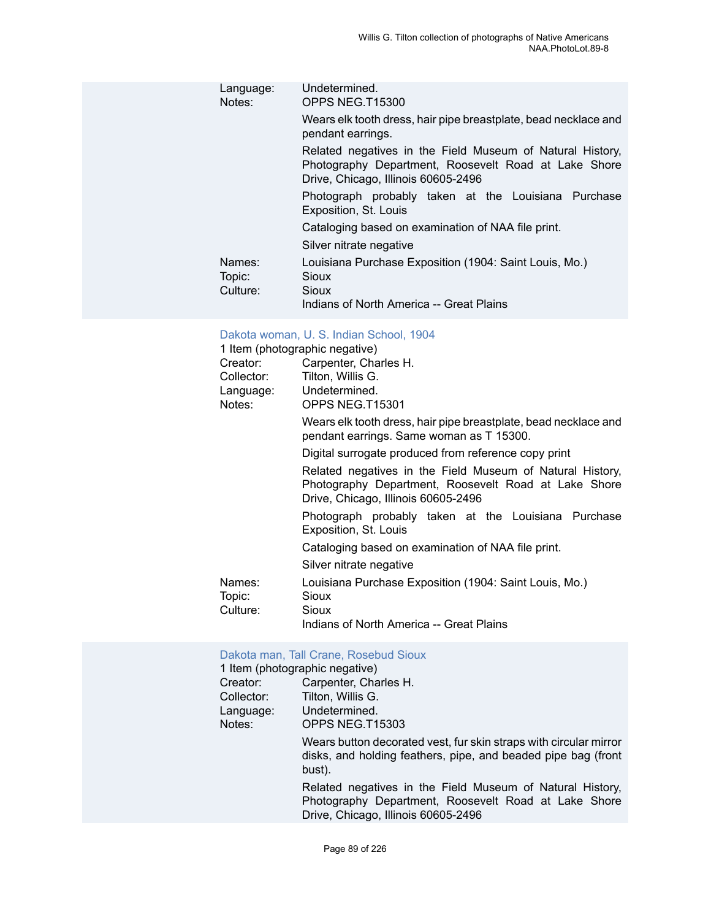Language: Undetermined.

Notes: OPPS NEG.T15300

Wears elk tooth dress, hair pipe breastplate, bead necklace and pendant earrings.

Related negatives in the Field Museum of Natural History, Photography Department, Roosevelt Road at Lake Shore Drive, Chicago, Illinois 60605-2496

Photograph probably taken at the Louisiana Purchase Exposition, St. Louis

Cataloging based on examination of NAA file print.

Silver nitrate negative

Names: Louisiana Purchase Exposition (1904: Saint Louis, Mo.)

Topic: Sioux

Culture: Sioux

Indians of North America -- Great Plains

### Dakota woman, U. S. Indian School, 1904

1 Item (photographic negative)

Creator: Carpenter, Charles H.

Collector: Tilton, Willis G.

Language: Undetermined.

Notes: OPPS NEG.T15301

Wears elk tooth dress, hair pipe breastplate, bead necklace and pendant earrings. Same woman as T 15300.

Digital surrogate produced from reference copy print

Related negatives in the Field Museum of Natural History, Photography Department, Roosevelt Road at Lake Shore Drive, Chicago, Illinois 60605-2496

Photograph probably taken at the Louisiana Purchase Exposition, St. Louis

Cataloging based on examination of NAA file print.

Silver nitrate negative

Names: Louisiana Purchase Exposition (1904: Saint Louis, Mo.)

Topic: Sioux

Culture: Sioux

Indians of North America -- Great Plains

### Dakota man, Tall Crane, Rosebud Sioux

1 Item (photographic negative)

Creator: Carpenter, Charles H.

Collector: Tilton, Willis G.

Language: Undetermined.

Notes: OPPS NEG.T15303

Wears button decorated vest, fur skin straps with circular mirror disks, and holding feathers, pipe, and beaded pipe bag (front bust).

Related negatives in the Field Museum of Natural History, Photography Department, Roosevelt Road at Lake Shore Drive, Chicago, Illinois 60605-2496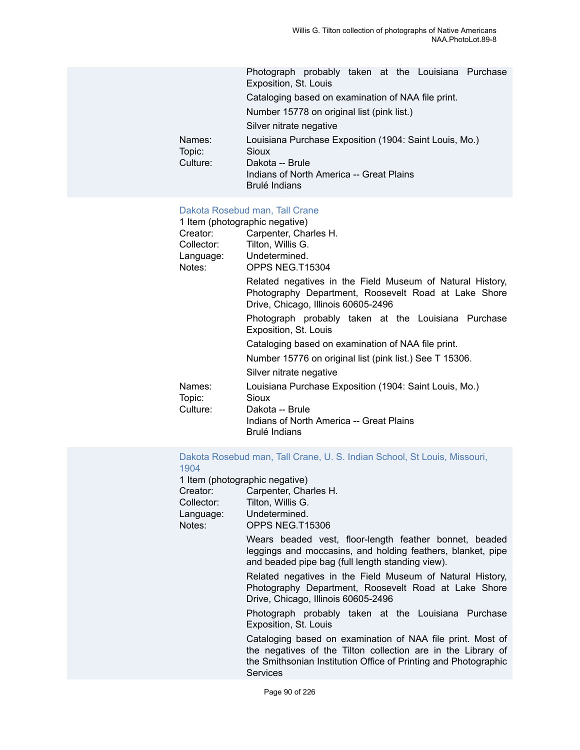Photograph probably taken at the Louisiana Purchase Exposition, St. Louis

Cataloging based on examination of NAA file print.

Number 15778 on original list (pink list.)

Silver nitrate negative

Names: Louisiana Purchase Exposition (1904: Saint Louis, Mo.)
Topic: Sioux
Culture: Dakota -- Brule
Indians of North America -- Great Plains
Brulé Indians

### Dakota Rosebud man, Tall Crane

1 Item (photographic negative)

Creator: Carpenter, Charles H.
Collector: Tilton, Willis G.
Language: Undetermined.
Notes: OPPS NEG.T15304

Related negatives in the Field Museum of Natural History, Photography Department, Roosevelt Road at Lake Shore Drive, Chicago, Illinois 60605-2496

Photograph probably taken at the Louisiana Purchase Exposition, St. Louis

Cataloging based on examination of NAA file print.

Number 15776 on original list (pink list.) See T 15306.

Silver nitrate negative

Names: Louisiana Purchase Exposition (1904: Saint Louis, Mo.)
Topic: Sioux
Culture: Dakota -- Brule
Indians of North America -- Great Plains
Brulé Indians

### Dakota Rosebud man, Tall Crane, U. S. Indian School, St Louis, Missouri, 1904

1 Item (photographic negative)

Creator: Carpenter, Charles H.
Collector: Tilton, Willis G.
Language: Undetermined.
Notes: OPPS NEG.T15306

Wears beaded vest, floor-length feather bonnet, beaded leggings and moccasins, and holding feathers, blanket, pipe and beaded pipe bag (full length standing view).

Related negatives in the Field Museum of Natural History, Photography Department, Roosevelt Road at Lake Shore Drive, Chicago, Illinois 60605-2496

Photograph probably taken at the Louisiana Purchase Exposition, St. Louis

Cataloging based on examination of NAA file print. Most of the negatives of the Tilton collection are in the Library of the Smithsonian Institution Office of Printing and Photographic Services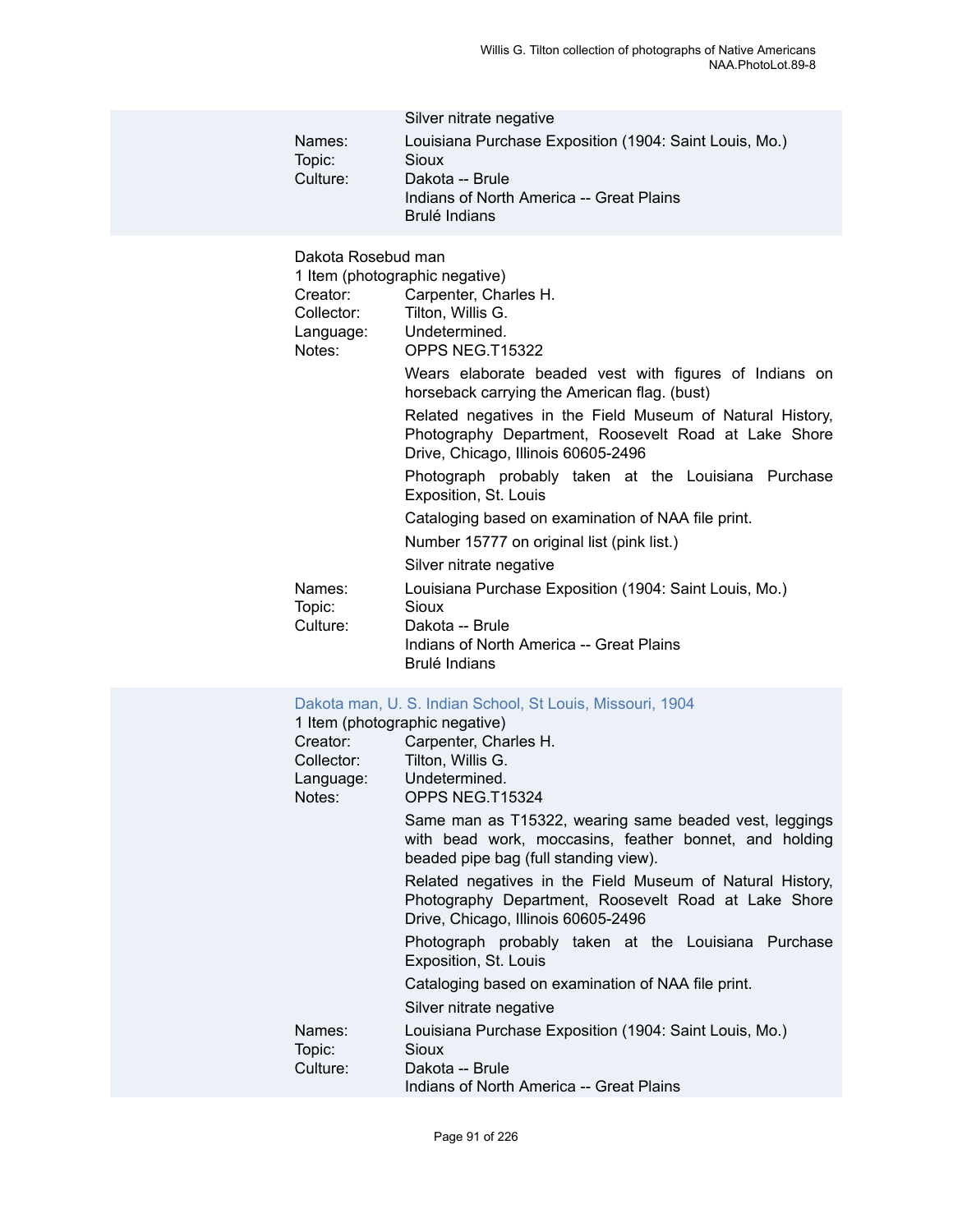Silver nitrate negative

Names: Louisiana Purchase Exposition (1904: Saint Louis, Mo.)
Topic: Sioux
Culture: Dakota -- Brule
Indians of North America -- Great Plains
Brulé Indians

Dakota Rosebud man
1 Item (photographic negative)
Creator: Carpenter, Charles H.
Collector: Tilton, Willis G.
Language: Undetermined.
Notes: OPPS NEG.T15322

Wears elaborate beaded vest with figures of Indians on horseback carrying the American flag. (bust)

Related negatives in the Field Museum of Natural History, Photography Department, Roosevelt Road at Lake Shore Drive, Chicago, Illinois 60605-2496

Photograph probably taken at the Louisiana Purchase Exposition, St. Louis

Cataloging based on examination of NAA file print.

Number 15777 on original list (pink list.)

Silver nitrate negative

Names: Louisiana Purchase Exposition (1904: Saint Louis, Mo.)
Topic: Sioux
Culture: Dakota -- Brule
Indians of North America -- Great Plains
Brulé Indians

Dakota man, U. S. Indian School, St Louis, Missouri, 1904
1 Item (photographic negative)
Creator: Carpenter, Charles H.
Collector: Tilton, Willis G.
Language: Undetermined.
Notes: OPPS NEG.T15324

Same man as T15322, wearing same beaded vest, leggings with bead work, moccasins, feather bonnet, and holding beaded pipe bag (full standing view).

Related negatives in the Field Museum of Natural History, Photography Department, Roosevelt Road at Lake Shore Drive, Chicago, Illinois 60605-2496

Photograph probably taken at the Louisiana Purchase Exposition, St. Louis

Cataloging based on examination of NAA file print.

Silver nitrate negative

Names: Louisiana Purchase Exposition (1904: Saint Louis, Mo.)
Topic: Sioux
Culture: Dakota -- Brule
Indians of North America -- Great Plains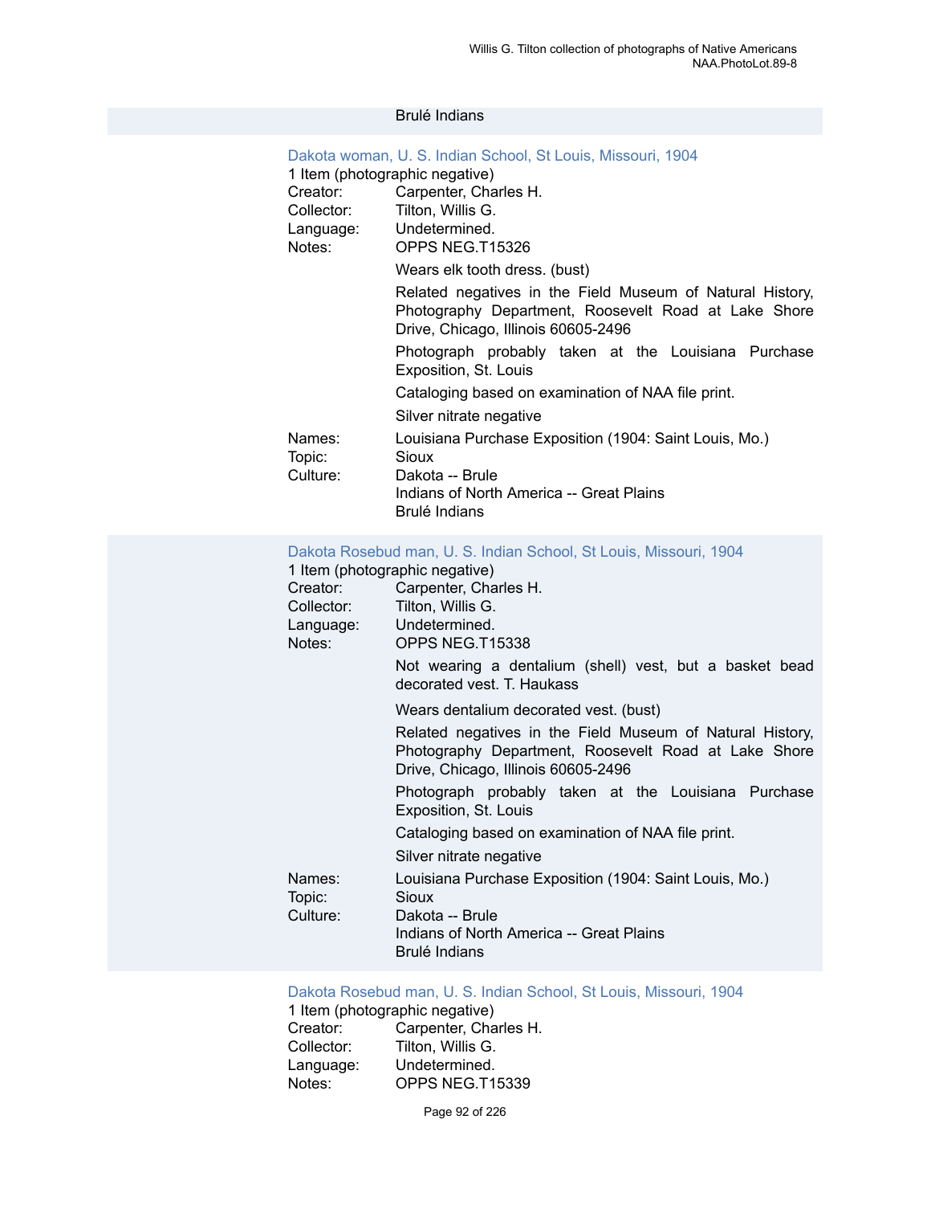Brulé Indians

### Dakota woman, U. S. Indian School, St Louis, Missouri, 1904

1 Item (photographic negative)

Creator: Carpenter, Charles H.
Collector: Tilton, Willis G.
Language: Undetermined.
Notes: OPPS NEG.T15326

Wears elk tooth dress. (bust)

Related negatives in the Field Museum of Natural History, Photography Department, Roosevelt Road at Lake Shore Drive, Chicago, Illinois 60605-2496

Photograph probably taken at the Louisiana Purchase Exposition, St. Louis

Cataloging based on examination of NAA file print.

Silver nitrate negative

Names: Louisiana Purchase Exposition (1904: Saint Louis, Mo.)
Topic: Sioux
Culture: Dakota -- Brule
Indians of North America -- Great Plains
Brulé Indians

### Dakota Rosebud man, U. S. Indian School, St Louis, Missouri, 1904

1 Item (photographic negative)

Creator: Carpenter, Charles H.
Collector: Tilton, Willis G.
Language: Undetermined.
Notes: OPPS NEG.T15338

Not wearing a dentalium (shell) vest, but a basket bead decorated vest. T. Haukass

Wears dentalium decorated vest. (bust)

Related negatives in the Field Museum of Natural History, Photography Department, Roosevelt Road at Lake Shore Drive, Chicago, Illinois 60605-2496

Photograph probably taken at the Louisiana Purchase Exposition, St. Louis

Cataloging based on examination of NAA file print.

Silver nitrate negative

Names: Louisiana Purchase Exposition (1904: Saint Louis, Mo.)
Topic: Sioux
Culture: Dakota -- Brule
Indians of North America -- Great Plains
Brulé Indians

### Dakota Rosebud man, U. S. Indian School, St Louis, Missouri, 1904

1 Item (photographic negative)

Creator: Carpenter, Charles H.
Collector: Tilton, Willis G.
Language: Undetermined.
Notes: OPPS NEG.T15339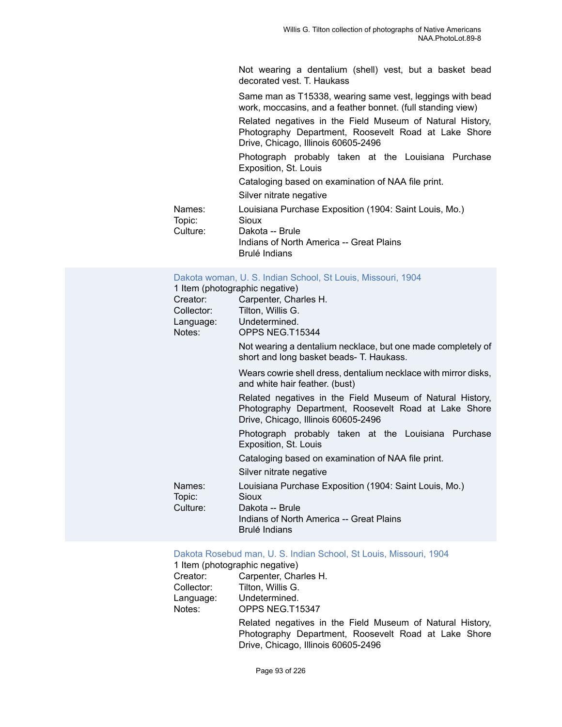Not wearing a dentalium (shell) vest, but a basket bead decorated vest. T. Haukass

Same man as T15338, wearing same vest, leggings with bead work, moccasins, and a feather bonnet. (full standing view)

Related negatives in the Field Museum of Natural History, Photography Department, Roosevelt Road at Lake Shore Drive, Chicago, Illinois 60605-2496

Photograph probably taken at the Louisiana Purchase Exposition, St. Louis

Cataloging based on examination of NAA file print.

Silver nitrate negative

Names: Louisiana Purchase Exposition (1904: Saint Louis, Mo.)
Topic: Sioux
Culture: Dakota -- Brule
Indians of North America -- Great Plains
Brulé Indians

### Dakota woman, U. S. Indian School, St Louis, Missouri, 1904

1 Item (photographic negative)

Creator: Carpenter, Charles H.
Collector: Tilton, Willis G.
Language: Undetermined.
Notes: OPPS NEG.T15344

Not wearing a dentalium necklace, but one made completely of short and long basket beads- T. Haukass.

Wears cowrie shell dress, dentalium necklace with mirror disks, and white hair feather. (bust)

Related negatives in the Field Museum of Natural History, Photography Department, Roosevelt Road at Lake Shore Drive, Chicago, Illinois 60605-2496

Photograph probably taken at the Louisiana Purchase Exposition, St. Louis

Cataloging based on examination of NAA file print.

Silver nitrate negative

Names: Louisiana Purchase Exposition (1904: Saint Louis, Mo.)
Topic: Sioux
Culture: Dakota -- Brule
Indians of North America -- Great Plains
Brulé Indians

### Dakota Rosebud man, U. S. Indian School, St Louis, Missouri, 1904

1 Item (photographic negative)

Creator: Carpenter, Charles H.
Collector: Tilton, Willis G.
Language: Undetermined.
Notes: OPPS NEG.T15347

Related negatives in the Field Museum of Natural History, Photography Department, Roosevelt Road at Lake Shore Drive, Chicago, Illinois 60605-2496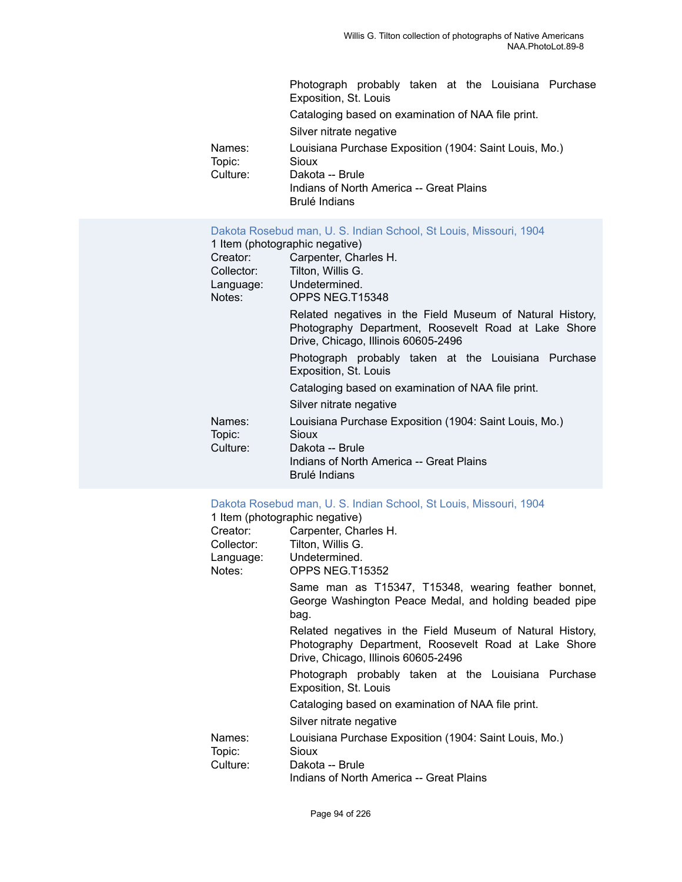Photograph probably taken at the Louisiana Purchase Exposition, St. Louis

Cataloging based on examination of NAA file print.

Silver nitrate negative

Names: Louisiana Purchase Exposition (1904: Saint Louis, Mo.)
Topic: Sioux
Culture: Dakota -- Brule
Indians of North America -- Great Plains
Brulé Indians

### Dakota Rosebud man, U. S. Indian School, St Louis, Missouri, 1904

1 Item (photographic negative)
Creator: Carpenter, Charles H.
Collector: Tilton, Willis G.
Language: Undetermined.
Notes: OPPS NEG.T15348

Related negatives in the Field Museum of Natural History, Photography Department, Roosevelt Road at Lake Shore Drive, Chicago, Illinois 60605-2496

Photograph probably taken at the Louisiana Purchase Exposition, St. Louis

Cataloging based on examination of NAA file print.

Silver nitrate negative

Names: Louisiana Purchase Exposition (1904: Saint Louis, Mo.)
Topic: Sioux
Culture: Dakota -- Brule
Indians of North America -- Great Plains
Brulé Indians

### Dakota Rosebud man, U. S. Indian School, St Louis, Missouri, 1904

1 Item (photographic negative)
Creator: Carpenter, Charles H.
Collector: Tilton, Willis G.
Language: Undetermined.
Notes: OPPS NEG.T15352

Same man as T15347, T15348, wearing feather bonnet, George Washington Peace Medal, and holding beaded pipe bag.

Related negatives in the Field Museum of Natural History, Photography Department, Roosevelt Road at Lake Shore Drive, Chicago, Illinois 60605-2496

Photograph probably taken at the Louisiana Purchase Exposition, St. Louis

Cataloging based on examination of NAA file print.

Silver nitrate negative

Names: Louisiana Purchase Exposition (1904: Saint Louis, Mo.)
Topic: Sioux
Culture: Dakota -- Brule
Indians of North America -- Great Plains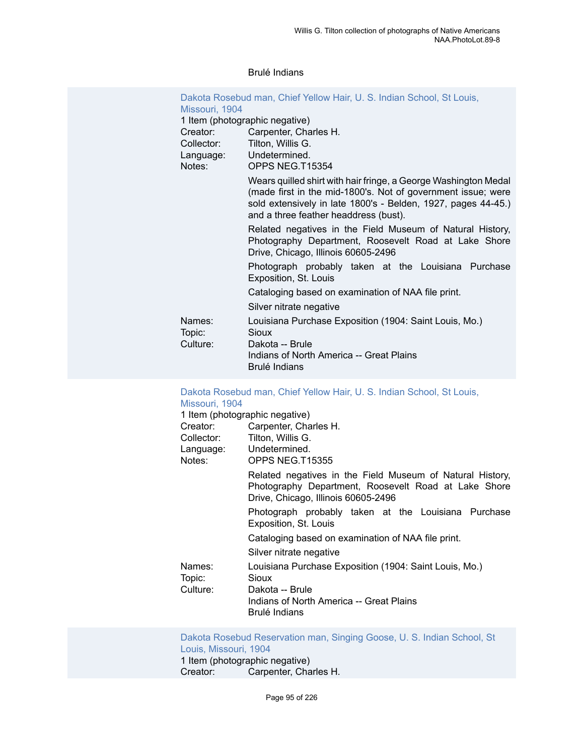Brulé Indians

### Dakota Rosebud man, Chief Yellow Hair, U. S. Indian School, St Louis, Missouri, 1904

1 Item (photographic negative)

Creator: Carpenter, Charles H.
Collector: Tilton, Willis G.
Language: Undetermined.
Notes: OPPS NEG.T15354

Wears quilled shirt with hair fringe, a George Washington Medal (made first in the mid-1800's. Not of government issue; were sold extensively in late 1800's - Belden, 1927, pages 44-45.) and a three feather headdress (bust).

Related negatives in the Field Museum of Natural History, Photography Department, Roosevelt Road at Lake Shore Drive, Chicago, Illinois 60605-2496

Photograph probably taken at the Louisiana Purchase Exposition, St. Louis

Cataloging based on examination of NAA file print.

Silver nitrate negative

Names: Louisiana Purchase Exposition (1904: Saint Louis, Mo.)
Topic: Sioux
Culture: Dakota -- Brule
Indians of North America -- Great Plains
Brulé Indians

### Dakota Rosebud man, Chief Yellow Hair, U. S. Indian School, St Louis, Missouri, 1904

1 Item (photographic negative)

Creator: Carpenter, Charles H.
Collector: Tilton, Willis G.
Language: Undetermined.
Notes: OPPS NEG.T15355

Related negatives in the Field Museum of Natural History, Photography Department, Roosevelt Road at Lake Shore Drive, Chicago, Illinois 60605-2496

Photograph probably taken at the Louisiana Purchase Exposition, St. Louis

Cataloging based on examination of NAA file print.

Silver nitrate negative

Names: Louisiana Purchase Exposition (1904: Saint Louis, Mo.)
Topic: Sioux
Culture: Dakota -- Brule
Indians of North America -- Great Plains
Brulé Indians

### Dakota Rosebud Reservation man, Singing Goose, U. S. Indian School, St Louis, Missouri, 1904

1 Item (photographic negative)

Creator: Carpenter, Charles H.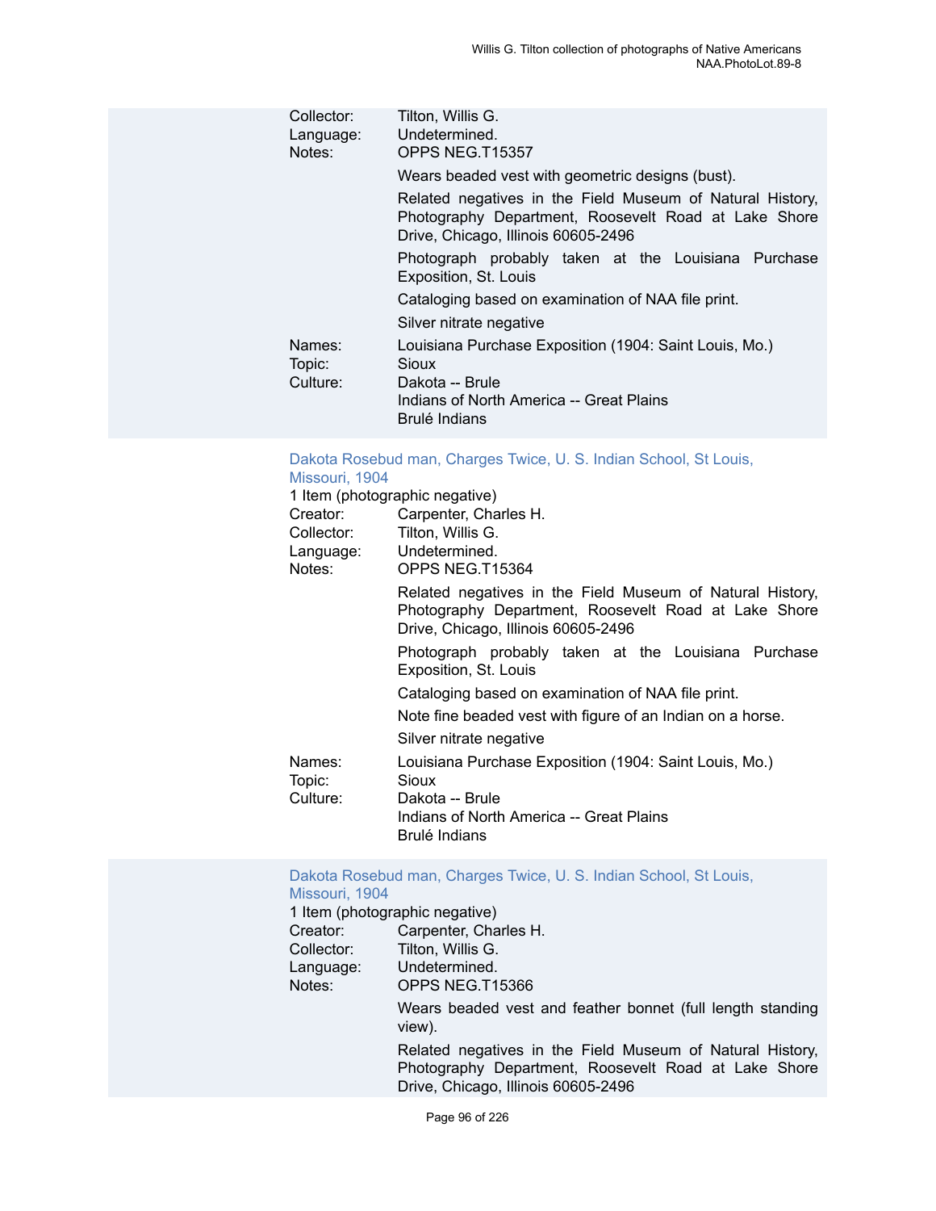Collector: Tilton, Willis G.
Language: Undetermined.
Notes: OPPS NEG.T15357

Wears beaded vest with geometric designs (bust).

Related negatives in the Field Museum of Natural History, Photography Department, Roosevelt Road at Lake Shore Drive, Chicago, Illinois 60605-2496

Photograph probably taken at the Louisiana Purchase Exposition, St. Louis

Cataloging based on examination of NAA file print.

Silver nitrate negative

Names: Louisiana Purchase Exposition (1904: Saint Louis, Mo.)
Topic: Sioux
Culture: Dakota -- Brule
Indians of North America -- Great Plains
Brulé Indians

### Dakota Rosebud man, Charges Twice, U. S. Indian School, St Louis, Missouri, 1904

1 Item (photographic negative)
Creator: Carpenter, Charles H.
Collector: Tilton, Willis G.
Language: Undetermined.
Notes: OPPS NEG.T15364

Related negatives in the Field Museum of Natural History, Photography Department, Roosevelt Road at Lake Shore Drive, Chicago, Illinois 60605-2496

Photograph probably taken at the Louisiana Purchase Exposition, St. Louis

Cataloging based on examination of NAA file print.

Note fine beaded vest with figure of an Indian on a horse.

Silver nitrate negative

Names: Louisiana Purchase Exposition (1904: Saint Louis, Mo.)
Topic: Sioux
Culture: Dakota -- Brule
Indians of North America -- Great Plains
Brulé Indians

### Dakota Rosebud man, Charges Twice, U. S. Indian School, St Louis, Missouri, 1904

1 Item (photographic negative)
Creator: Carpenter, Charles H.
Collector: Tilton, Willis G.
Language: Undetermined.
Notes: OPPS NEG.T15366

Wears beaded vest and feather bonnet (full length standing view).

Related negatives in the Field Museum of Natural History, Photography Department, Roosevelt Road at Lake Shore Drive, Chicago, Illinois 60605-2496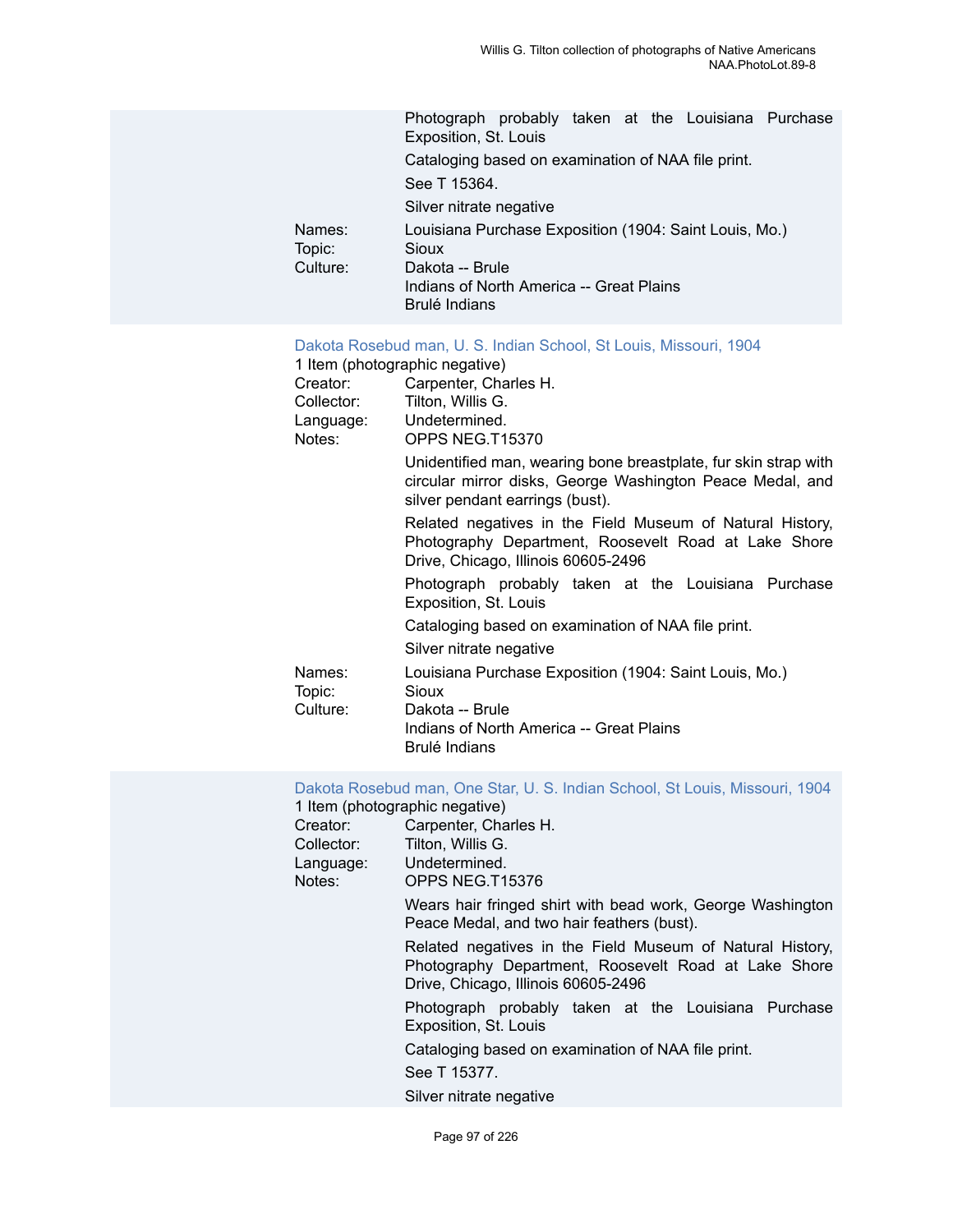Photograph probably taken at the Louisiana Purchase Exposition, St. Louis

Cataloging based on examination of NAA file print.

See T 15364.

Silver nitrate negative

Names: Louisiana Purchase Exposition (1904: Saint Louis, Mo.)
Topic: Sioux
Culture: Dakota -- Brule
Indians of North America -- Great Plains
Brulé Indians

### Dakota Rosebud man, U. S. Indian School, St Louis, Missouri, 1904

1 Item (photographic negative)
Creator: Carpenter, Charles H.
Collector: Tilton, Willis G.
Language: Undetermined.
Notes: OPPS NEG.T15370

Unidentified man, wearing bone breastplate, fur skin strap with circular mirror disks, George Washington Peace Medal, and silver pendant earrings (bust).

Related negatives in the Field Museum of Natural History, Photography Department, Roosevelt Road at Lake Shore Drive, Chicago, Illinois 60605-2496

Photograph probably taken at the Louisiana Purchase Exposition, St. Louis

Cataloging based on examination of NAA file print.

Silver nitrate negative

Names: Louisiana Purchase Exposition (1904: Saint Louis, Mo.)
Topic: Sioux
Culture: Dakota -- Brule
Indians of North America -- Great Plains
Brulé Indians

### Dakota Rosebud man, One Star, U. S. Indian School, St Louis, Missouri, 1904

1 Item (photographic negative)
Creator: Carpenter, Charles H.
Collector: Tilton, Willis G.
Language: Undetermined.
Notes: OPPS NEG.T15376

Wears hair fringed shirt with bead work, George Washington Peace Medal, and two hair feathers (bust).

Related negatives in the Field Museum of Natural History, Photography Department, Roosevelt Road at Lake Shore Drive, Chicago, Illinois 60605-2496

Photograph probably taken at the Louisiana Purchase Exposition, St. Louis

Cataloging based on examination of NAA file print.

See T 15377.

Silver nitrate negative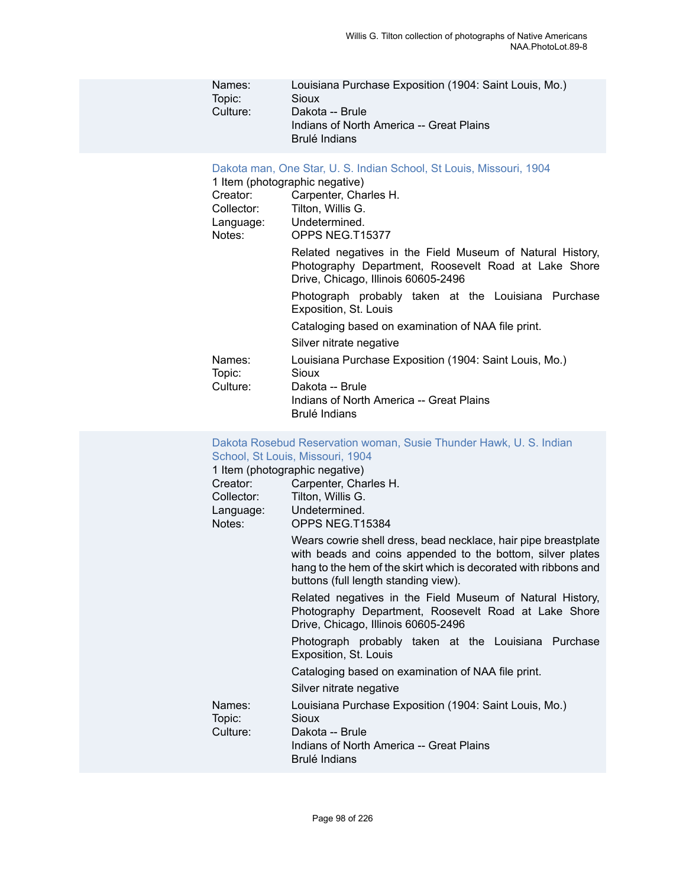Names: Louisiana Purchase Exposition (1904: Saint Louis, Mo.)
Topic: Sioux
Culture: Dakota -- Brule
Indians of North America -- Great Plains
Brulé Indians

### Dakota man, One Star, U. S. Indian School, St Louis, Missouri, 1904

1 Item (photographic negative)

Creator: Carpenter, Charles H.
Collector: Tilton, Willis G.
Language: Undetermined.
Notes: OPPS NEG.T15377

Related negatives in the Field Museum of Natural History, Photography Department, Roosevelt Road at Lake Shore Drive, Chicago, Illinois 60605-2496

Photograph probably taken at the Louisiana Purchase Exposition, St. Louis

Cataloging based on examination of NAA file print.

Silver nitrate negative

Names: Louisiana Purchase Exposition (1904: Saint Louis, Mo.)
Topic: Sioux
Culture: Dakota -- Brule
Indians of North America -- Great Plains
Brulé Indians

### Dakota Rosebud Reservation woman, Susie Thunder Hawk, U. S. Indian School, St Louis, Missouri, 1904

1 Item (photographic negative)

Creator: Carpenter, Charles H.
Collector: Tilton, Willis G.
Language: Undetermined.
Notes: OPPS NEG.T15384

Wears cowrie shell dress, bead necklace, hair pipe breastplate with beads and coins appended to the bottom, silver plates hang to the hem of the skirt which is decorated with ribbons and buttons (full length standing view).

Related negatives in the Field Museum of Natural History, Photography Department, Roosevelt Road at Lake Shore Drive, Chicago, Illinois 60605-2496

Photograph probably taken at the Louisiana Purchase Exposition, St. Louis

Cataloging based on examination of NAA file print.

Silver nitrate negative

Names: Louisiana Purchase Exposition (1904: Saint Louis, Mo.)
Topic: Sioux
Culture: Dakota -- Brule
Indians of North America -- Great Plains
Brulé Indians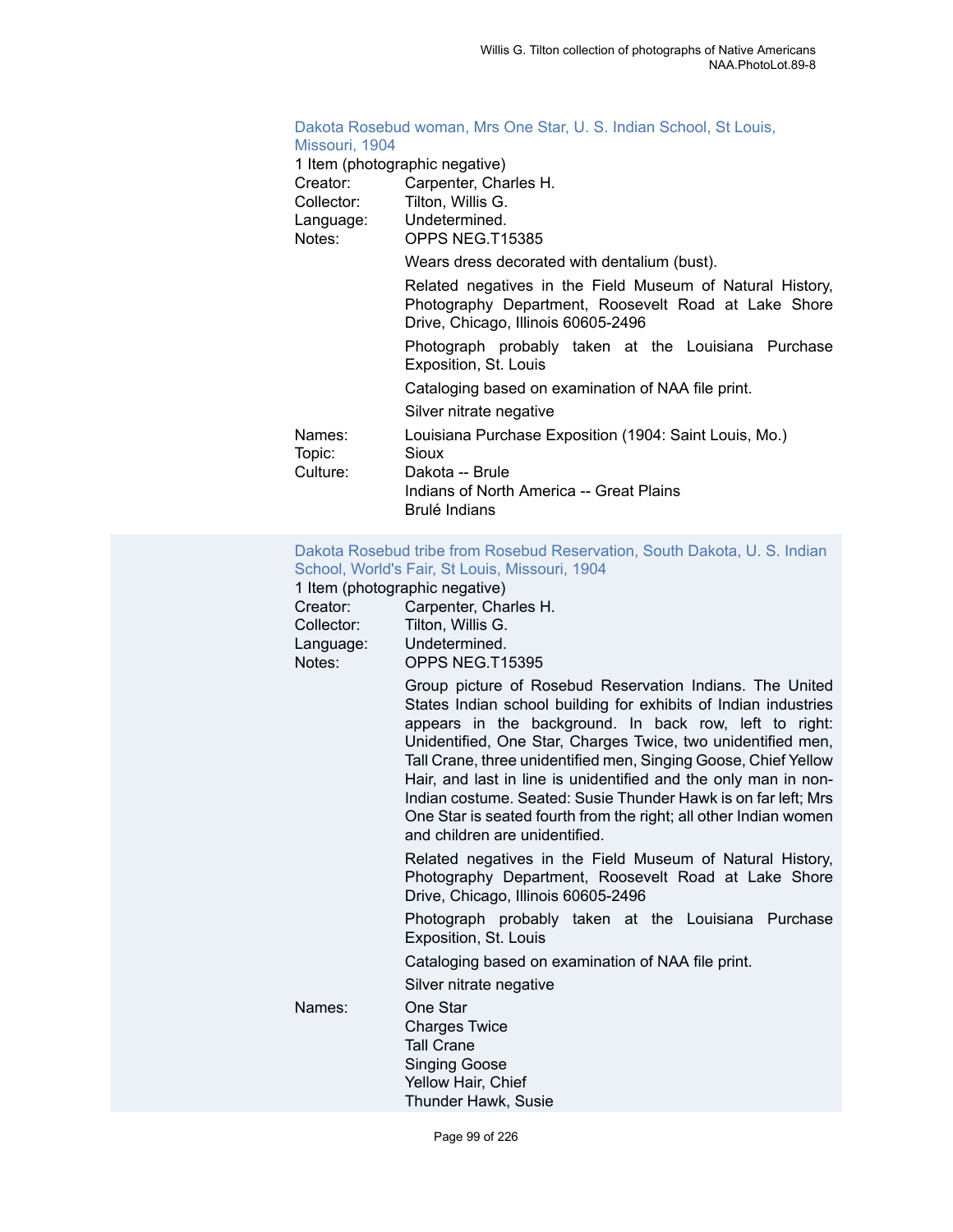### Dakota Rosebud woman, Mrs One Star, U. S. Indian School, St Louis, Missouri, 1904

1 Item (photographic negative)

Creator: Carpenter, Charles H.

Collector: Tilton, Willis G.

Language: Undetermined.

Notes: OPPS NEG.T15385

Wears dress decorated with dentalium (bust).

Related negatives in the Field Museum of Natural History, Photography Department, Roosevelt Road at Lake Shore Drive, Chicago, Illinois 60605-2496

Photograph probably taken at the Louisiana Purchase Exposition, St. Louis

Cataloging based on examination of NAA file print.

Silver nitrate negative

Names: Louisiana Purchase Exposition (1904: Saint Louis, Mo.)

Topic: Sioux

Culture: Dakota -- Brule
Indians of North America -- Great Plains
Brulé Indians

### Dakota Rosebud tribe from Rosebud Reservation, South Dakota, U. S. Indian School, World's Fair, St Louis, Missouri, 1904

1 Item (photographic negative)

Creator: Carpenter, Charles H.

Collector: Tilton, Willis G.

Language: Undetermined.

Notes: OPPS NEG.T15395

Group picture of Rosebud Reservation Indians. The United States Indian school building for exhibits of Indian industries appears in the background. In back row, left to right: Unidentified, One Star, Charges Twice, two unidentified men, Tall Crane, three unidentified men, Singing Goose, Chief Yellow Hair, and last in line is unidentified and the only man in non-Indian costume. Seated: Susie Thunder Hawk is on far left; Mrs One Star is seated fourth from the right; all other Indian women and children are unidentified.

Related negatives in the Field Museum of Natural History, Photography Department, Roosevelt Road at Lake Shore Drive, Chicago, Illinois 60605-2496

Photograph probably taken at the Louisiana Purchase Exposition, St. Louis

Cataloging based on examination of NAA file print.

Silver nitrate negative

Names: One Star
Charges Twice
Tall Crane
Singing Goose
Yellow Hair, Chief
Thunder Hawk, Susie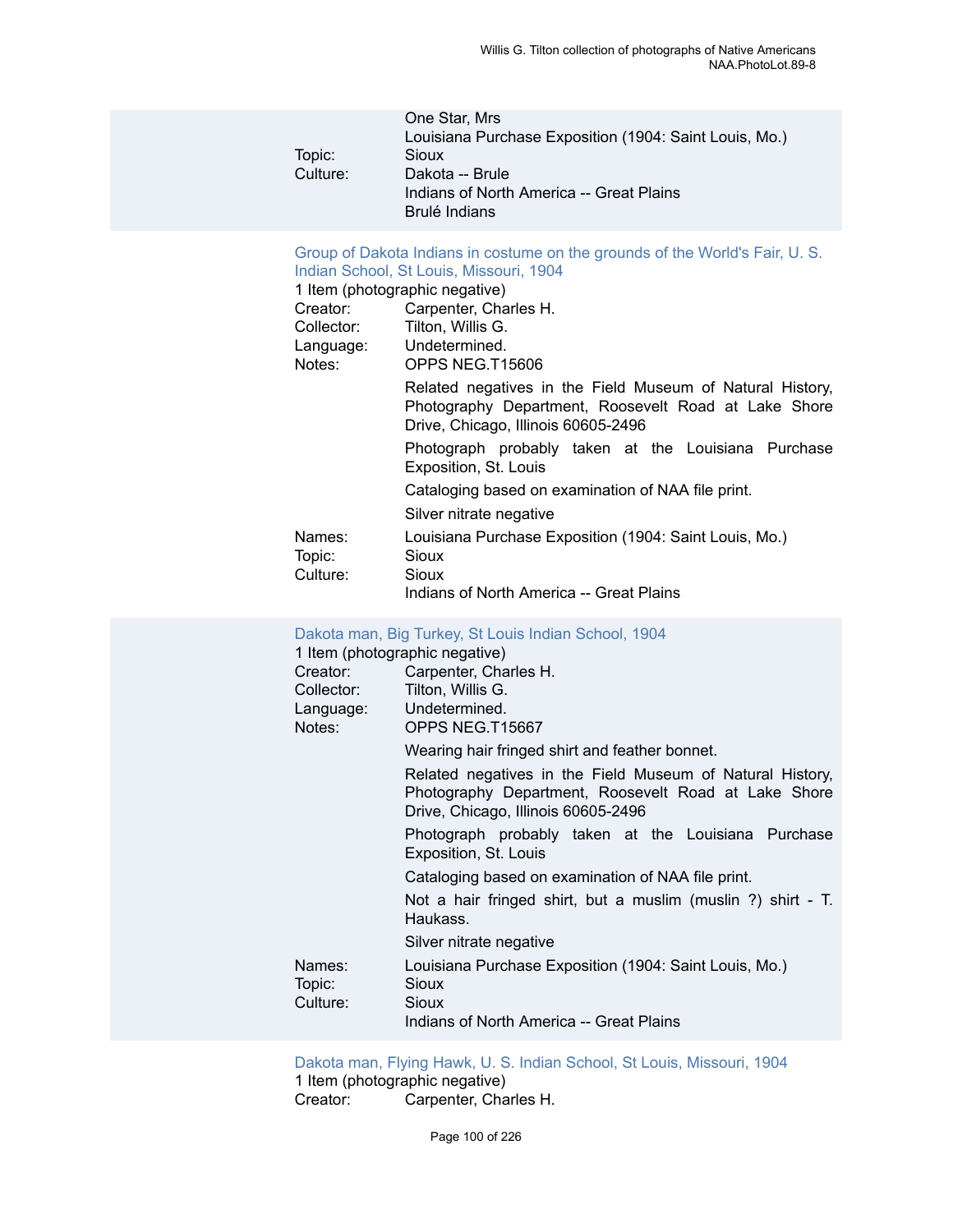One Star, Mrs
Louisiana Purchase Exposition (1904: Saint Louis, Mo.)

Topic: Sioux
Culture: Dakota -- Brule
Indians of North America -- Great Plains
Brulé Indians

### Group of Dakota Indians in costume on the grounds of the World's Fair, U. S. Indian School, St Louis, Missouri, 1904

1 Item (photographic negative)

Creator: Carpenter, Charles H.
Collector: Tilton, Willis G.
Language: Undetermined.
Notes: OPPS NEG.T15606

Related negatives in the Field Museum of Natural History, Photography Department, Roosevelt Road at Lake Shore Drive, Chicago, Illinois 60605-2496

Photograph probably taken at the Louisiana Purchase Exposition, St. Louis

Cataloging based on examination of NAA file print.

Silver nitrate negative

Names: Louisiana Purchase Exposition (1904: Saint Louis, Mo.)
Topic: Sioux
Culture: Sioux
Indians of North America -- Great Plains

### Dakota man, Big Turkey, St Louis Indian School, 1904

1 Item (photographic negative)

Creator: Carpenter, Charles H.
Collector: Tilton, Willis G.
Language: Undetermined.
Notes: OPPS NEG.T15667

Wearing hair fringed shirt and feather bonnet.

Related negatives in the Field Museum of Natural History, Photography Department, Roosevelt Road at Lake Shore Drive, Chicago, Illinois 60605-2496

Photograph probably taken at the Louisiana Purchase Exposition, St. Louis

Cataloging based on examination of NAA file print.

Not a hair fringed shirt, but a muslim (muslin ?) shirt - T. Haukass.

Silver nitrate negative

Names: Louisiana Purchase Exposition (1904: Saint Louis, Mo.)
Topic: Sioux
Culture: Sioux
Indians of North America -- Great Plains

### Dakota man, Flying Hawk, U. S. Indian School, St Louis, Missouri, 1904

1 Item (photographic negative)

Creator: Carpenter, Charles H.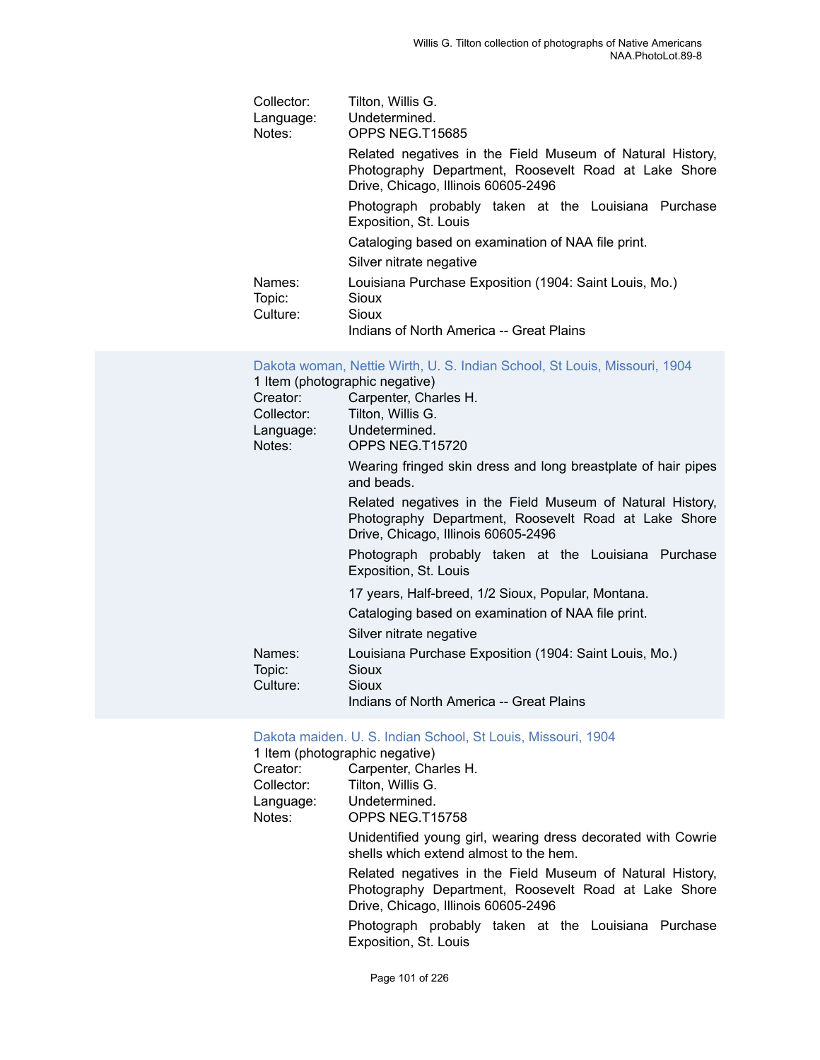Collector: Tilton, Willis G.
Language: Undetermined.
Notes: OPPS NEG.T15685

Related negatives in the Field Museum of Natural History, Photography Department, Roosevelt Road at Lake Shore Drive, Chicago, Illinois 60605-2496

Photograph probably taken at the Louisiana Purchase Exposition, St. Louis

Cataloging based on examination of NAA file print.

Silver nitrate negative

Names: Louisiana Purchase Exposition (1904: Saint Louis, Mo.)
Topic: Sioux
Culture: Sioux
Indians of North America -- Great Plains

### Dakota woman, Nettie Wirth, U. S. Indian School, St Louis, Missouri, 1904

1 Item (photographic negative)
Creator: Carpenter, Charles H.
Collector: Tilton, Willis G.
Language: Undetermined.
Notes: OPPS NEG.T15720

Wearing fringed skin dress and long breastplate of hair pipes and beads.

Related negatives in the Field Museum of Natural History, Photography Department, Roosevelt Road at Lake Shore Drive, Chicago, Illinois 60605-2496

Photograph probably taken at the Louisiana Purchase Exposition, St. Louis

17 years, Half-breed, 1/2 Sioux, Popular, Montana.

Cataloging based on examination of NAA file print.

Silver nitrate negative

Names: Louisiana Purchase Exposition (1904: Saint Louis, Mo.)
Topic: Sioux
Culture: Sioux
Indians of North America -- Great Plains

### Dakota maiden. U. S. Indian School, St Louis, Missouri, 1904

1 Item (photographic negative)
Creator: Carpenter, Charles H.
Collector: Tilton, Willis G.
Language: Undetermined.
Notes: OPPS NEG.T15758

Unidentified young girl, wearing dress decorated with Cowrie shells which extend almost to the hem.

Related negatives in the Field Museum of Natural History, Photography Department, Roosevelt Road at Lake Shore Drive, Chicago, Illinois 60605-2496

Photograph probably taken at the Louisiana Purchase Exposition, St. Louis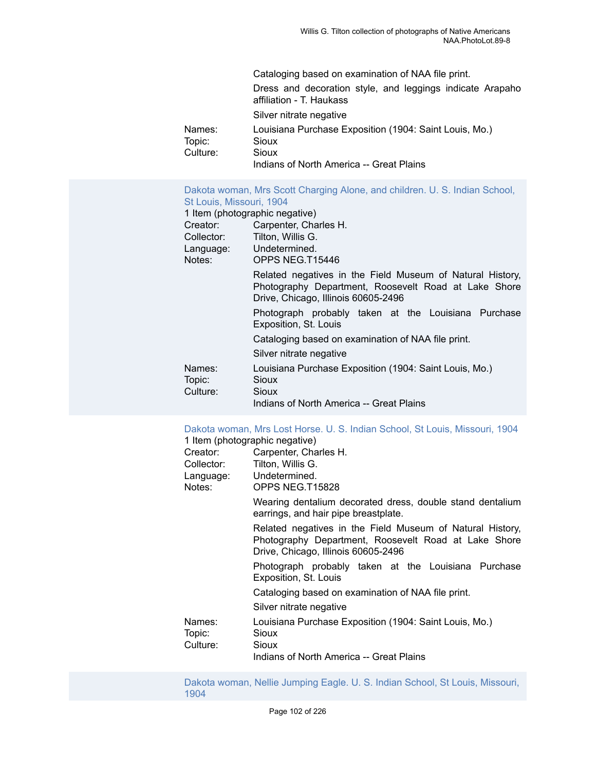Cataloging based on examination of NAA file print.

Dress and decoration style, and leggings indicate Arapaho affiliation - T. Haukass

Silver nitrate negative

Names: Louisiana Purchase Exposition (1904: Saint Louis, Mo.)
Topic: Sioux
Culture: Sioux
Indians of North America -- Great Plains

### Dakota woman, Mrs Scott Charging Alone, and children. U. S. Indian School, St Louis, Missouri, 1904

1 Item (photographic negative)
Creator: Carpenter, Charles H.
Collector: Tilton, Willis G.
Language: Undetermined.
Notes: OPPS NEG.T15446

Related negatives in the Field Museum of Natural History, Photography Department, Roosevelt Road at Lake Shore Drive, Chicago, Illinois 60605-2496

Photograph probably taken at the Louisiana Purchase Exposition, St. Louis

Cataloging based on examination of NAA file print.

Silver nitrate negative

Names: Louisiana Purchase Exposition (1904: Saint Louis, Mo.)
Topic: Sioux
Culture: Sioux
Indians of North America -- Great Plains

### Dakota woman, Mrs Lost Horse. U. S. Indian School, St Louis, Missouri, 1904

1 Item (photographic negative)
Creator: Carpenter, Charles H.
Collector: Tilton, Willis G.
Language: Undetermined.
Notes: OPPS NEG.T15828

Wearing dentalium decorated dress, double stand dentalium earrings, and hair pipe breastplate.

Related negatives in the Field Museum of Natural History, Photography Department, Roosevelt Road at Lake Shore Drive, Chicago, Illinois 60605-2496

Photograph probably taken at the Louisiana Purchase Exposition, St. Louis

Cataloging based on examination of NAA file print.

Silver nitrate negative

Names: Louisiana Purchase Exposition (1904: Saint Louis, Mo.)
Topic: Sioux
Culture: Sioux
Indians of North America -- Great Plains

### Dakota woman, Nellie Jumping Eagle. U. S. Indian School, St Louis, Missouri, 1904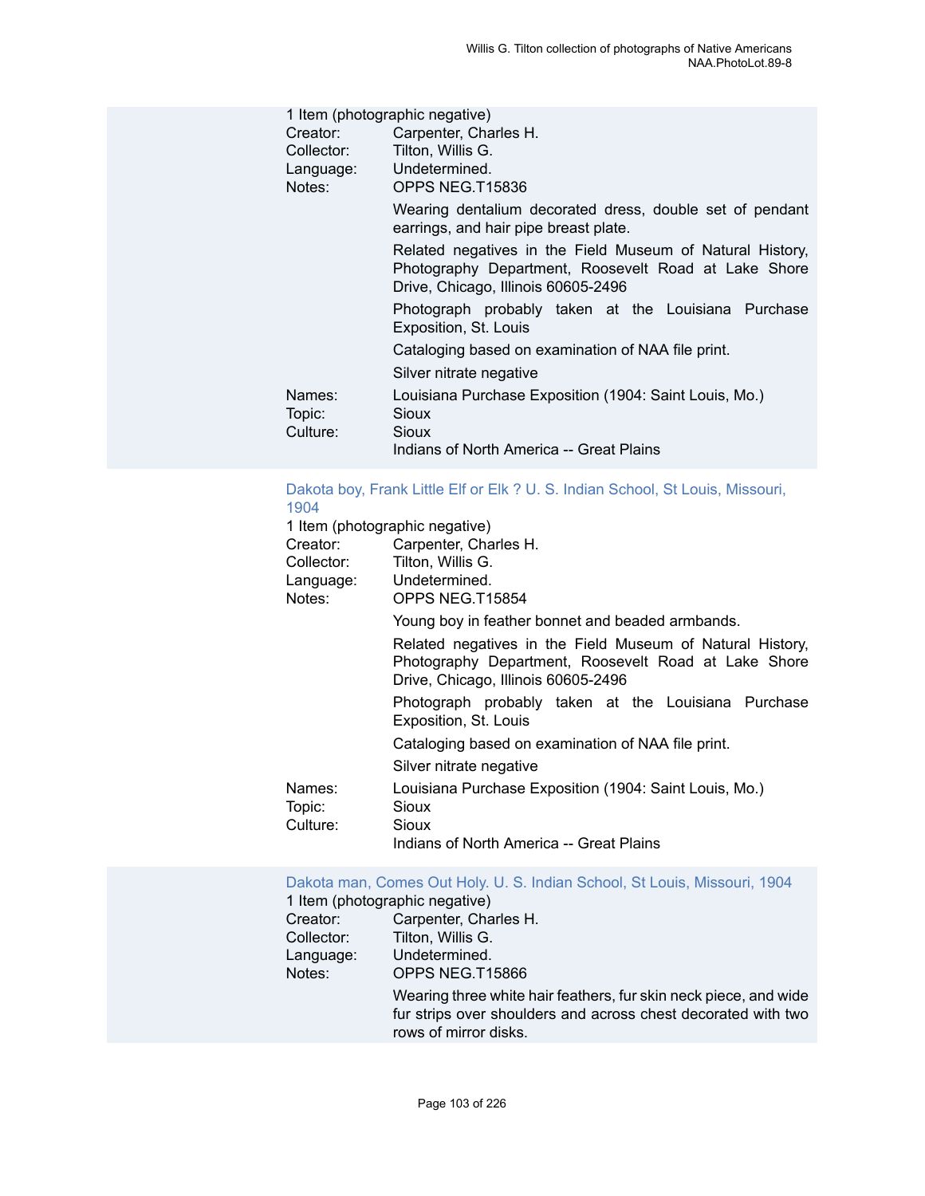1 Item (photographic negative)

Creator: Carpenter, Charles H.
Collector: Tilton, Willis G.
Language: Undetermined.
Notes: OPPS NEG.T15836

Wearing dentalium decorated dress, double set of pendant earrings, and hair pipe breast plate.

Related negatives in the Field Museum of Natural History, Photography Department, Roosevelt Road at Lake Shore Drive, Chicago, Illinois 60605-2496

Photograph probably taken at the Louisiana Purchase Exposition, St. Louis

Cataloging based on examination of NAA file print.

Silver nitrate negative

Names: Louisiana Purchase Exposition (1904: Saint Louis, Mo.)
Topic: Sioux
Culture: Sioux
Indians of North America -- Great Plains

### Dakota boy, Frank Little Elf or Elk ? U. S. Indian School, St Louis, Missouri, 1904

1 Item (photographic negative)

Creator: Carpenter, Charles H.
Collector: Tilton, Willis G.
Language: Undetermined.
Notes: OPPS NEG.T15854

Young boy in feather bonnet and beaded armbands.

Related negatives in the Field Museum of Natural History, Photography Department, Roosevelt Road at Lake Shore Drive, Chicago, Illinois 60605-2496

Photograph probably taken at the Louisiana Purchase Exposition, St. Louis

Cataloging based on examination of NAA file print.

Silver nitrate negative

Names: Louisiana Purchase Exposition (1904: Saint Louis, Mo.)
Topic: Sioux
Culture: Sioux
Indians of North America -- Great Plains

### Dakota man, Comes Out Holy. U. S. Indian School, St Louis, Missouri, 1904

1 Item (photographic negative)

Creator: Carpenter, Charles H.
Collector: Tilton, Willis G.
Language: Undetermined.
Notes: OPPS NEG.T15866

Wearing three white hair feathers, fur skin neck piece, and wide fur strips over shoulders and across chest decorated with two rows of mirror disks.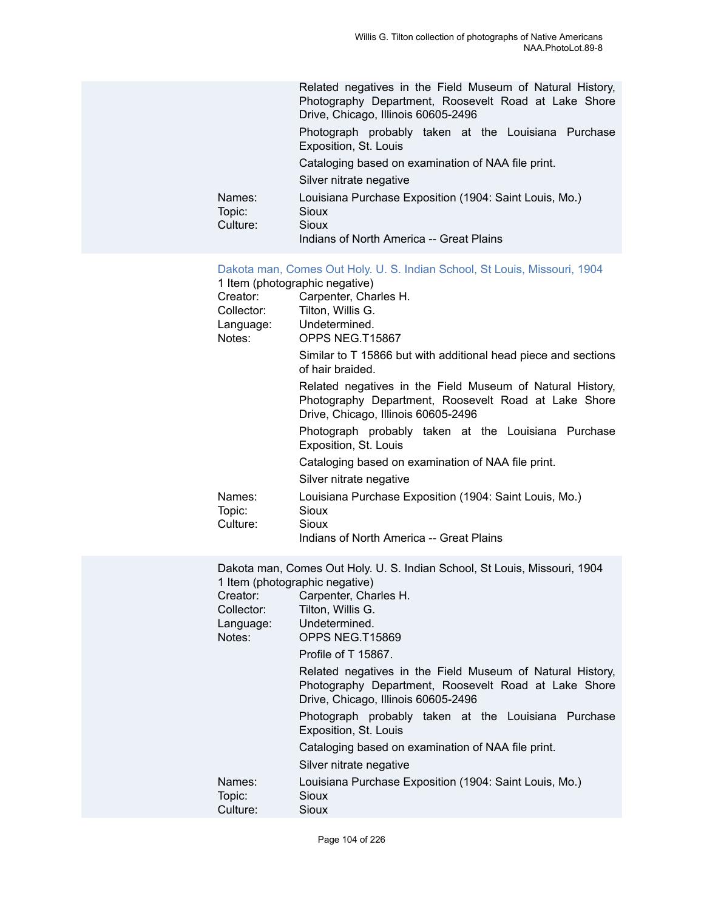Related negatives in the Field Museum of Natural History, Photography Department, Roosevelt Road at Lake Shore Drive, Chicago, Illinois 60605-2496

Photograph probably taken at the Louisiana Purchase Exposition, St. Louis

Cataloging based on examination of NAA file print.

Silver nitrate negative

Names: Louisiana Purchase Exposition (1904: Saint Louis, Mo.)
Topic: Sioux
Culture: Sioux
Indians of North America -- Great Plains

Dakota man, Comes Out Holy. U. S. Indian School, St Louis, Missouri, 1904
1 Item (photographic negative)
Creator: Carpenter, Charles H.
Collector: Tilton, Willis G.
Language: Undetermined.
Notes: OPPS NEG.T15867

Similar to T 15866 but with additional head piece and sections of hair braided.

Related negatives in the Field Museum of Natural History, Photography Department, Roosevelt Road at Lake Shore Drive, Chicago, Illinois 60605-2496

Photograph probably taken at the Louisiana Purchase Exposition, St. Louis

Cataloging based on examination of NAA file print.

Silver nitrate negative

Names: Louisiana Purchase Exposition (1904: Saint Louis, Mo.)
Topic: Sioux
Culture: Sioux
Indians of North America -- Great Plains

Dakota man, Comes Out Holy. U. S. Indian School, St Louis, Missouri, 1904
1 Item (photographic negative)
Creator: Carpenter, Charles H.
Collector: Tilton, Willis G.
Language: Undetermined.
Notes: OPPS NEG.T15869

Profile of T 15867.

Related negatives in the Field Museum of Natural History, Photography Department, Roosevelt Road at Lake Shore Drive, Chicago, Illinois 60605-2496

Photograph probably taken at the Louisiana Purchase Exposition, St. Louis

Cataloging based on examination of NAA file print.

Silver nitrate negative

Names: Louisiana Purchase Exposition (1904: Saint Louis, Mo.)
Topic: Sioux
Culture: Sioux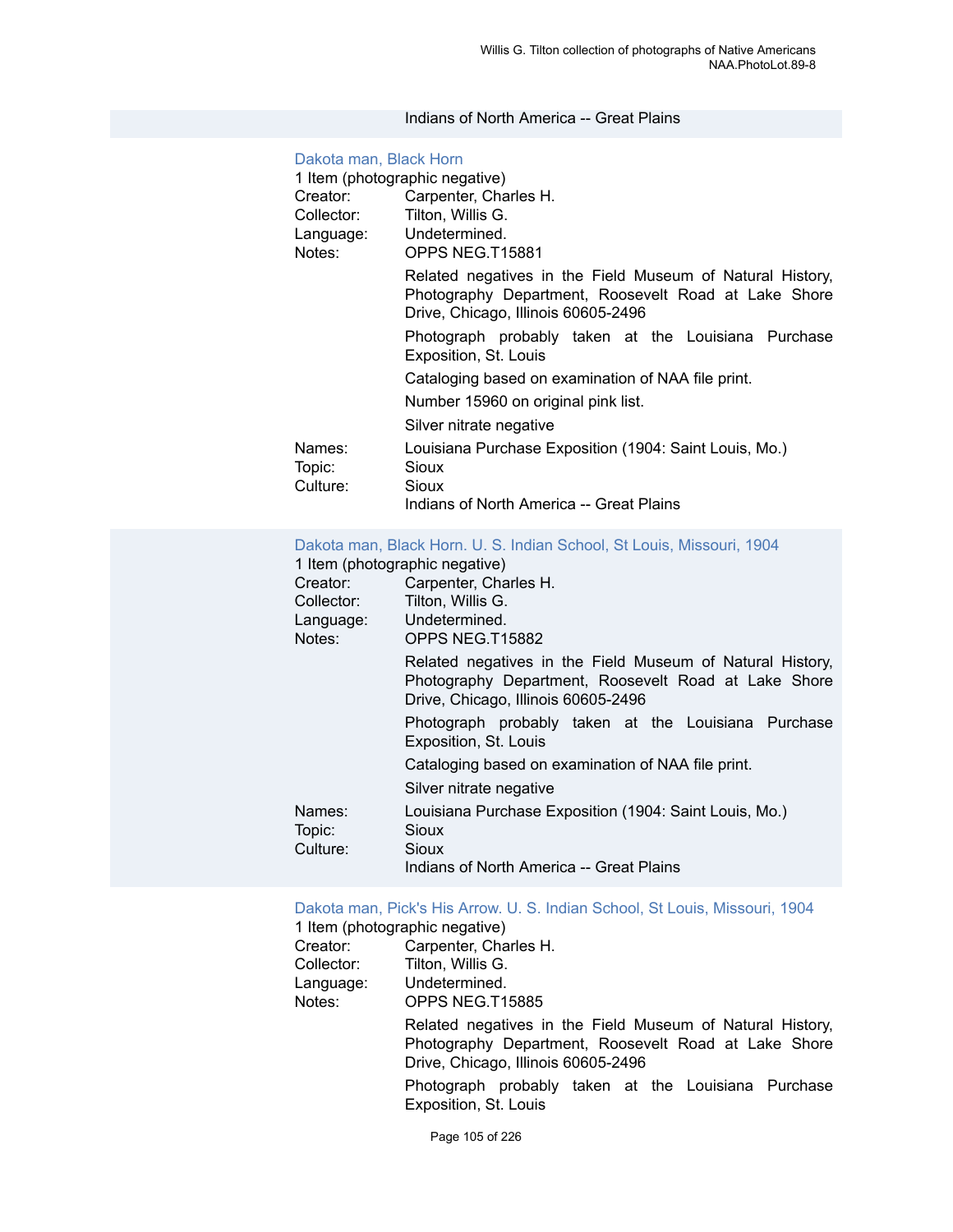Indians of North America -- Great Plains

### Dakota man, Black Horn

1 Item (photographic negative)

Creator: Carpenter, Charles H.
Collector: Tilton, Willis G.
Language: Undetermined.
Notes: OPPS NEG.T15881

Related negatives in the Field Museum of Natural History, Photography Department, Roosevelt Road at Lake Shore Drive, Chicago, Illinois 60605-2496

Photograph probably taken at the Louisiana Purchase Exposition, St. Louis

Cataloging based on examination of NAA file print.

Number 15960 on original pink list.

Silver nitrate negative

Names: Louisiana Purchase Exposition (1904: Saint Louis, Mo.)
Topic: Sioux
Culture: Sioux
Indians of North America -- Great Plains

### Dakota man, Black Horn. U. S. Indian School, St Louis, Missouri, 1904

1 Item (photographic negative)

Creator: Carpenter, Charles H.
Collector: Tilton, Willis G.
Language: Undetermined.
Notes: OPPS NEG.T15882

Related negatives in the Field Museum of Natural History, Photography Department, Roosevelt Road at Lake Shore Drive, Chicago, Illinois 60605-2496

Photograph probably taken at the Louisiana Purchase Exposition, St. Louis

Cataloging based on examination of NAA file print.

Silver nitrate negative

Names: Louisiana Purchase Exposition (1904: Saint Louis, Mo.)
Topic: Sioux
Culture: Sioux
Indians of North America -- Great Plains

### Dakota man, Pick's His Arrow. U. S. Indian School, St Louis, Missouri, 1904

1 Item (photographic negative)

Creator: Carpenter, Charles H.
Collector: Tilton, Willis G.
Language: Undetermined.
Notes: OPPS NEG.T15885

Related negatives in the Field Museum of Natural History, Photography Department, Roosevelt Road at Lake Shore Drive, Chicago, Illinois 60605-2496

Photograph probably taken at the Louisiana Purchase Exposition, St. Louis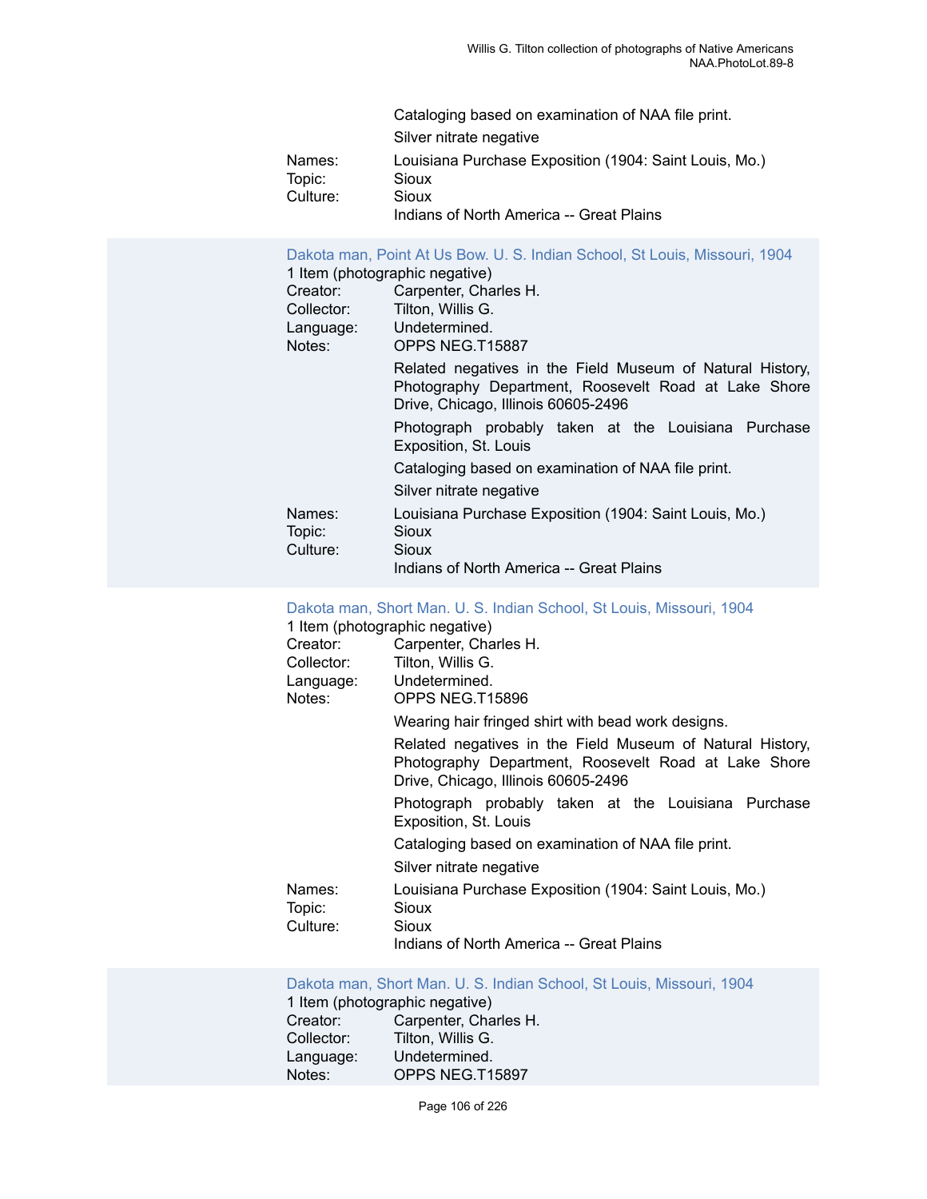Cataloging based on examination of NAA file print.

Silver nitrate negative

Names: Louisiana Purchase Exposition (1904: Saint Louis, Mo.)
Topic: Sioux
Culture: Sioux
Indians of North America -- Great Plains

### Dakota man, Point At Us Bow. U. S. Indian School, St Louis, Missouri, 1904

1 Item (photographic negative)
Creator: Carpenter, Charles H.
Collector: Tilton, Willis G.
Language: Undetermined.
Notes: OPPS NEG.T15887

Related negatives in the Field Museum of Natural History, Photography Department, Roosevelt Road at Lake Shore Drive, Chicago, Illinois 60605-2496

Photograph probably taken at the Louisiana Purchase Exposition, St. Louis

Cataloging based on examination of NAA file print.

Silver nitrate negative

Names: Louisiana Purchase Exposition (1904: Saint Louis, Mo.)
Topic: Sioux
Culture: Sioux
Indians of North America -- Great Plains

### Dakota man, Short Man. U. S. Indian School, St Louis, Missouri, 1904

1 Item (photographic negative)
Creator: Carpenter, Charles H.
Collector: Tilton, Willis G.
Language: Undetermined.
Notes: OPPS NEG.T15896

Wearing hair fringed shirt with bead work designs.

Related negatives in the Field Museum of Natural History, Photography Department, Roosevelt Road at Lake Shore Drive, Chicago, Illinois 60605-2496

Photograph probably taken at the Louisiana Purchase Exposition, St. Louis

Cataloging based on examination of NAA file print.

Silver nitrate negative

Names: Louisiana Purchase Exposition (1904: Saint Louis, Mo.)
Topic: Sioux
Culture: Sioux
Indians of North America -- Great Plains

### Dakota man, Short Man. U. S. Indian School, St Louis, Missouri, 1904

1 Item (photographic negative)
Creator: Carpenter, Charles H.
Collector: Tilton, Willis G.
Language: Undetermined.
Notes: OPPS NEG.T15897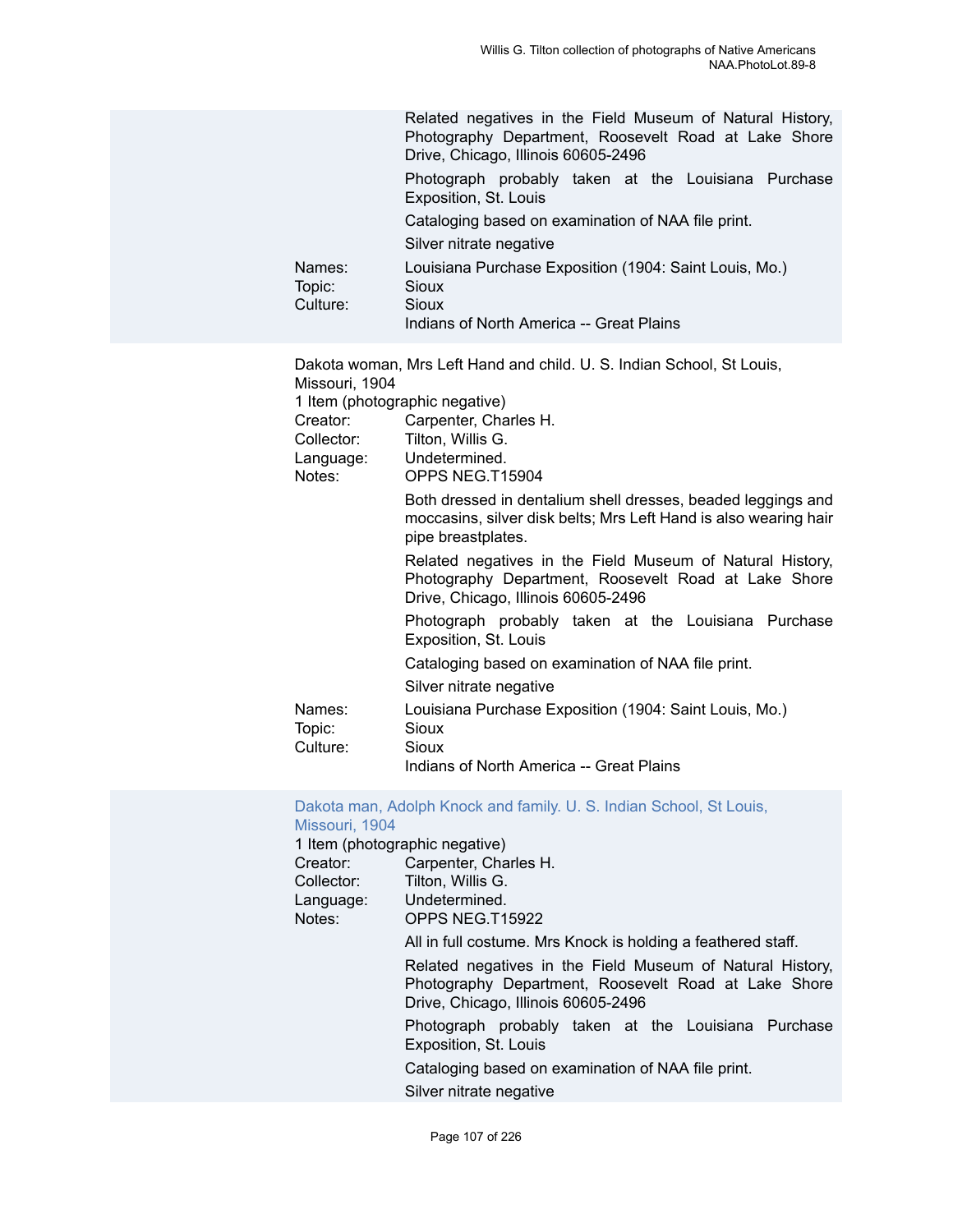Related negatives in the Field Museum of Natural History, Photography Department, Roosevelt Road at Lake Shore Drive, Chicago, Illinois 60605-2496

Photograph probably taken at the Louisiana Purchase Exposition, St. Louis

Cataloging based on examination of NAA file print.

Silver nitrate negative

Names: Louisiana Purchase Exposition (1904: Saint Louis, Mo.)
Topic: Sioux
Culture: Sioux
Indians of North America -- Great Plains

Dakota woman, Mrs Left Hand and child. U. S. Indian School, St Louis, Missouri, 1904
1 Item (photographic negative)
Creator: Carpenter, Charles H.
Collector: Tilton, Willis G.
Language: Undetermined.
Notes: OPPS NEG.T15904

Both dressed in dentalium shell dresses, beaded leggings and moccasins, silver disk belts; Mrs Left Hand is also wearing hair pipe breastplates.

Related negatives in the Field Museum of Natural History, Photography Department, Roosevelt Road at Lake Shore Drive, Chicago, Illinois 60605-2496

Photograph probably taken at the Louisiana Purchase Exposition, St. Louis

Cataloging based on examination of NAA file print.

Silver nitrate negative

Names: Louisiana Purchase Exposition (1904: Saint Louis, Mo.)
Topic: Sioux
Culture: Sioux
Indians of North America -- Great Plains

Dakota man, Adolph Knock and family. U. S. Indian School, St Louis, Missouri, 1904
1 Item (photographic negative)
Creator: Carpenter, Charles H.
Collector: Tilton, Willis G.
Language: Undetermined.
Notes: OPPS NEG.T15922

All in full costume. Mrs Knock is holding a feathered staff.

Related negatives in the Field Museum of Natural History, Photography Department, Roosevelt Road at Lake Shore Drive, Chicago, Illinois 60605-2496

Photograph probably taken at the Louisiana Purchase Exposition, St. Louis

Cataloging based on examination of NAA file print.

Silver nitrate negative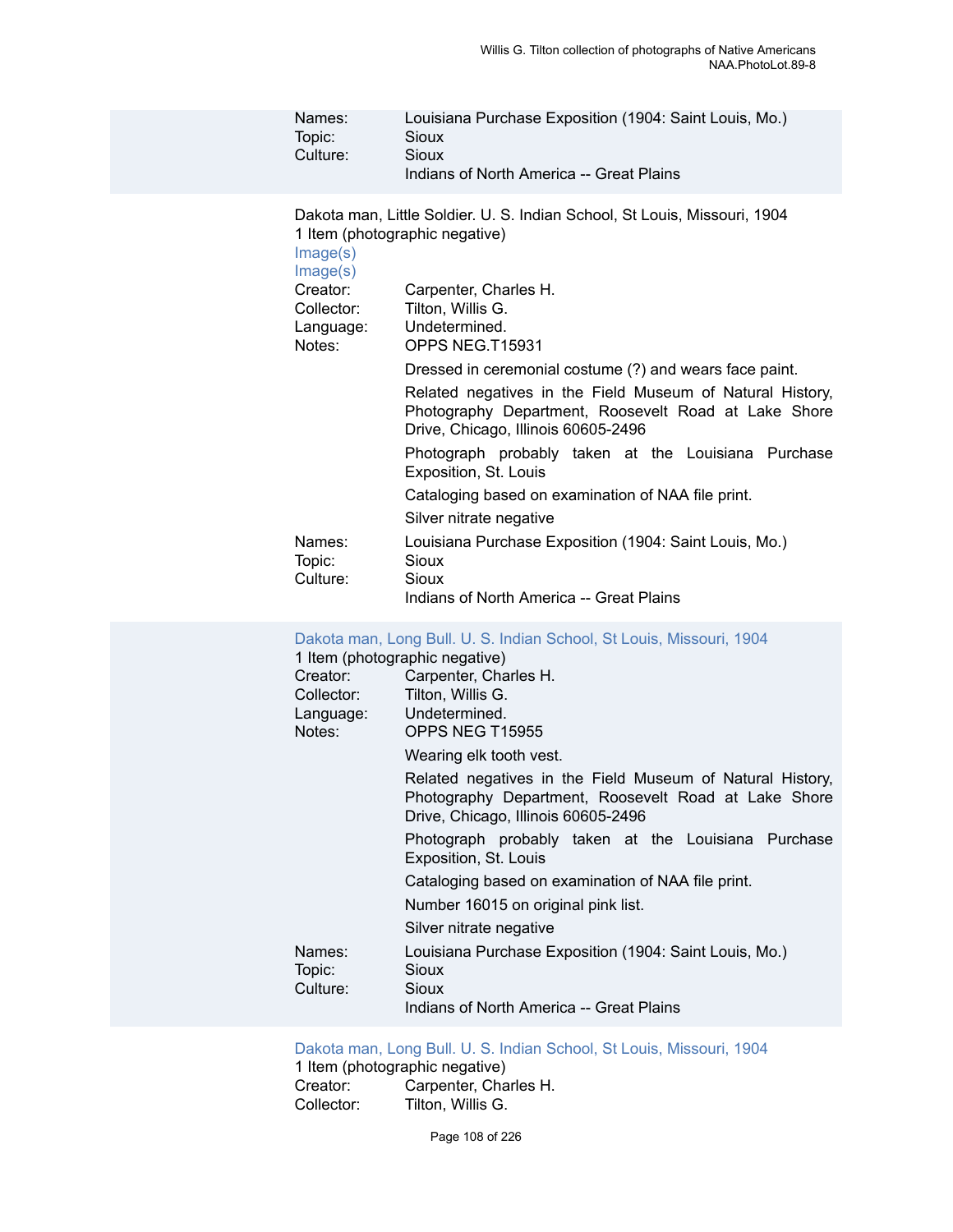Names: Louisiana Purchase Exposition (1904: Saint Louis, Mo.)
Topic: Sioux
Culture: Sioux
Indians of North America -- Great Plains

Dakota man, Little Soldier. U. S. Indian School, St Louis, Missouri, 1904
1 Item (photographic negative)
Image(s)
Image(s)
Creator: Carpenter, Charles H.
Collector: Tilton, Willis G.
Language: Undetermined.
Notes: OPPS NEG.T15931

Dressed in ceremonial costume (?) and wears face paint.

Related negatives in the Field Museum of Natural History, Photography Department, Roosevelt Road at Lake Shore Drive, Chicago, Illinois 60605-2496

Photograph probably taken at the Louisiana Purchase Exposition, St. Louis

Cataloging based on examination of NAA file print.

Silver nitrate negative

Names: Louisiana Purchase Exposition (1904: Saint Louis, Mo.)
Topic: Sioux
Culture: Sioux
Indians of North America -- Great Plains

Dakota man, Long Bull. U. S. Indian School, St Louis, Missouri, 1904
1 Item (photographic negative)
Creator: Carpenter, Charles H.
Collector: Tilton, Willis G.
Language: Undetermined.
Notes: OPPS NEG T15955

Wearing elk tooth vest.

Related negatives in the Field Museum of Natural History, Photography Department, Roosevelt Road at Lake Shore Drive, Chicago, Illinois 60605-2496

Photograph probably taken at the Louisiana Purchase Exposition, St. Louis

Cataloging based on examination of NAA file print.

Number 16015 on original pink list.

Silver nitrate negative

Names: Louisiana Purchase Exposition (1904: Saint Louis, Mo.)
Topic: Sioux
Culture: Sioux
Indians of North America -- Great Plains

Dakota man, Long Bull. U. S. Indian School, St Louis, Missouri, 1904
1 Item (photographic negative)
Creator: Carpenter, Charles H.
Collector: Tilton, Willis G.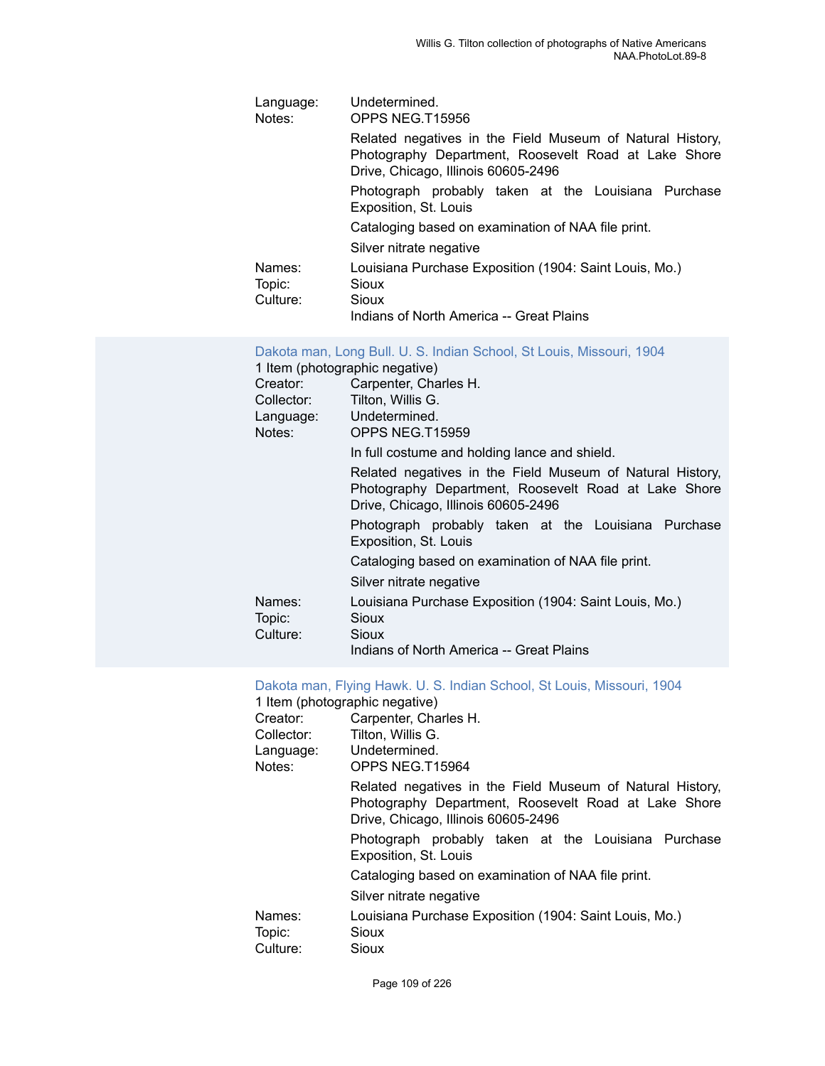Language: Undetermined.

Notes: OPPS NEG.T15956

Related negatives in the Field Museum of Natural History, Photography Department, Roosevelt Road at Lake Shore Drive, Chicago, Illinois 60605-2496

Photograph probably taken at the Louisiana Purchase Exposition, St. Louis

Cataloging based on examination of NAA file print.

Silver nitrate negative

Names: Louisiana Purchase Exposition (1904: Saint Louis, Mo.)

Topic: Sioux

Culture: Sioux

Indians of North America -- Great Plains

### Dakota man, Long Bull. U. S. Indian School, St Louis, Missouri, 1904

1 Item (photographic negative)

Creator: Carpenter, Charles H.

Collector: Tilton, Willis G.

Language: Undetermined.

Notes: OPPS NEG.T15959

In full costume and holding lance and shield.

Related negatives in the Field Museum of Natural History, Photography Department, Roosevelt Road at Lake Shore Drive, Chicago, Illinois 60605-2496

Photograph probably taken at the Louisiana Purchase Exposition, St. Louis

Cataloging based on examination of NAA file print.

Silver nitrate negative

Names: Louisiana Purchase Exposition (1904: Saint Louis, Mo.)

Topic: Sioux

Culture: Sioux

Indians of North America -- Great Plains

### Dakota man, Flying Hawk. U. S. Indian School, St Louis, Missouri, 1904

1 Item (photographic negative)

Creator: Carpenter, Charles H.

Collector: Tilton, Willis G.

Language: Undetermined.

Notes: OPPS NEG.T15964

Related negatives in the Field Museum of Natural History, Photography Department, Roosevelt Road at Lake Shore Drive, Chicago, Illinois 60605-2496

Photograph probably taken at the Louisiana Purchase Exposition, St. Louis

Cataloging based on examination of NAA file print.

Silver nitrate negative

Names: Louisiana Purchase Exposition (1904: Saint Louis, Mo.)

Topic: Sioux

Culture: Sioux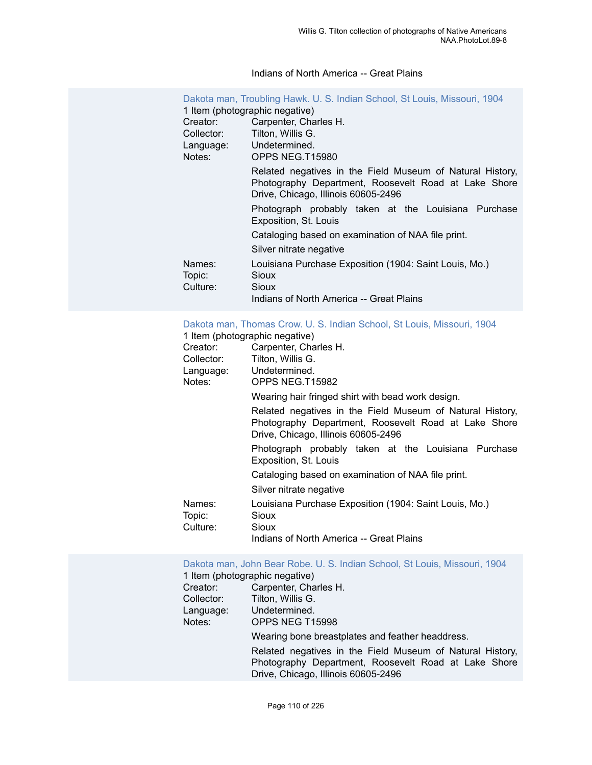Indians of North America -- Great Plains

### Dakota man, Troubling Hawk. U. S. Indian School, St Louis, Missouri, 1904

1 Item (photographic negative)

Creator: Carpenter, Charles H.
Collector: Tilton, Willis G.
Language: Undetermined.
Notes: OPPS NEG.T15980

Related negatives in the Field Museum of Natural History, Photography Department, Roosevelt Road at Lake Shore Drive, Chicago, Illinois 60605-2496

Photograph probably taken at the Louisiana Purchase Exposition, St. Louis

Cataloging based on examination of NAA file print.

Silver nitrate negative

Names: Louisiana Purchase Exposition (1904: Saint Louis, Mo.)
Topic: Sioux
Culture: Sioux
Indians of North America -- Great Plains

### Dakota man, Thomas Crow. U. S. Indian School, St Louis, Missouri, 1904

1 Item (photographic negative)

Creator: Carpenter, Charles H.
Collector: Tilton, Willis G.
Language: Undetermined.
Notes: OPPS NEG.T15982

Wearing hair fringed shirt with bead work design.

Related negatives in the Field Museum of Natural History, Photography Department, Roosevelt Road at Lake Shore Drive, Chicago, Illinois 60605-2496

Photograph probably taken at the Louisiana Purchase Exposition, St. Louis

Cataloging based on examination of NAA file print.

Silver nitrate negative

Names: Louisiana Purchase Exposition (1904: Saint Louis, Mo.)
Topic: Sioux
Culture: Sioux
Indians of North America -- Great Plains

### Dakota man, John Bear Robe. U. S. Indian School, St Louis, Missouri, 1904

1 Item (photographic negative)

Creator: Carpenter, Charles H.
Collector: Tilton, Willis G.
Language: Undetermined.
Notes: OPPS NEG T15998

Wearing bone breastplates and feather headdress.

Related negatives in the Field Museum of Natural History, Photography Department, Roosevelt Road at Lake Shore Drive, Chicago, Illinois 60605-2496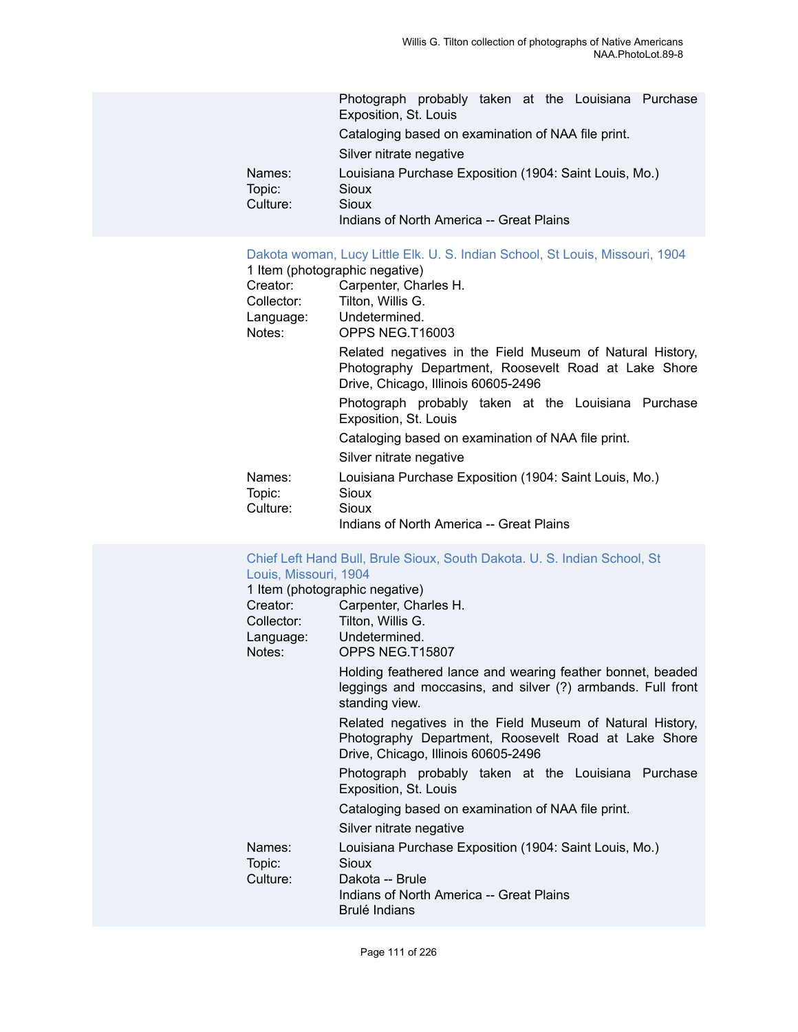Photograph probably taken at the Louisiana Purchase Exposition, St. Louis

Cataloging based on examination of NAA file print.

Silver nitrate negative

Names: Louisiana Purchase Exposition (1904: Saint Louis, Mo.)
Topic: Sioux
Culture: Sioux
Indians of North America -- Great Plains

### Dakota woman, Lucy Little Elk. U. S. Indian School, St Louis, Missouri, 1904

1 Item (photographic negative)

Creator: Carpenter, Charles H.
Collector: Tilton, Willis G.
Language: Undetermined.
Notes: OPPS NEG.T16003

Related negatives in the Field Museum of Natural History, Photography Department, Roosevelt Road at Lake Shore Drive, Chicago, Illinois 60605-2496

Photograph probably taken at the Louisiana Purchase Exposition, St. Louis

Cataloging based on examination of NAA file print.

Silver nitrate negative

Names: Louisiana Purchase Exposition (1904: Saint Louis, Mo.)
Topic: Sioux
Culture: Sioux
Indians of North America -- Great Plains

### Chief Left Hand Bull, Brule Sioux, South Dakota. U. S. Indian School, St Louis, Missouri, 1904

1 Item (photographic negative)

Creator: Carpenter, Charles H.
Collector: Tilton, Willis G.
Language: Undetermined.
Notes: OPPS NEG.T15807

Holding feathered lance and wearing feather bonnet, beaded leggings and moccasins, and silver (?) armbands. Full front standing view.

Related negatives in the Field Museum of Natural History, Photography Department, Roosevelt Road at Lake Shore Drive, Chicago, Illinois 60605-2496

Photograph probably taken at the Louisiana Purchase Exposition, St. Louis

Cataloging based on examination of NAA file print.

Silver nitrate negative

Names: Louisiana Purchase Exposition (1904: Saint Louis, Mo.)
Topic: Sioux
Culture: Dakota -- Brule
Indians of North America -- Great Plains
Brulé Indians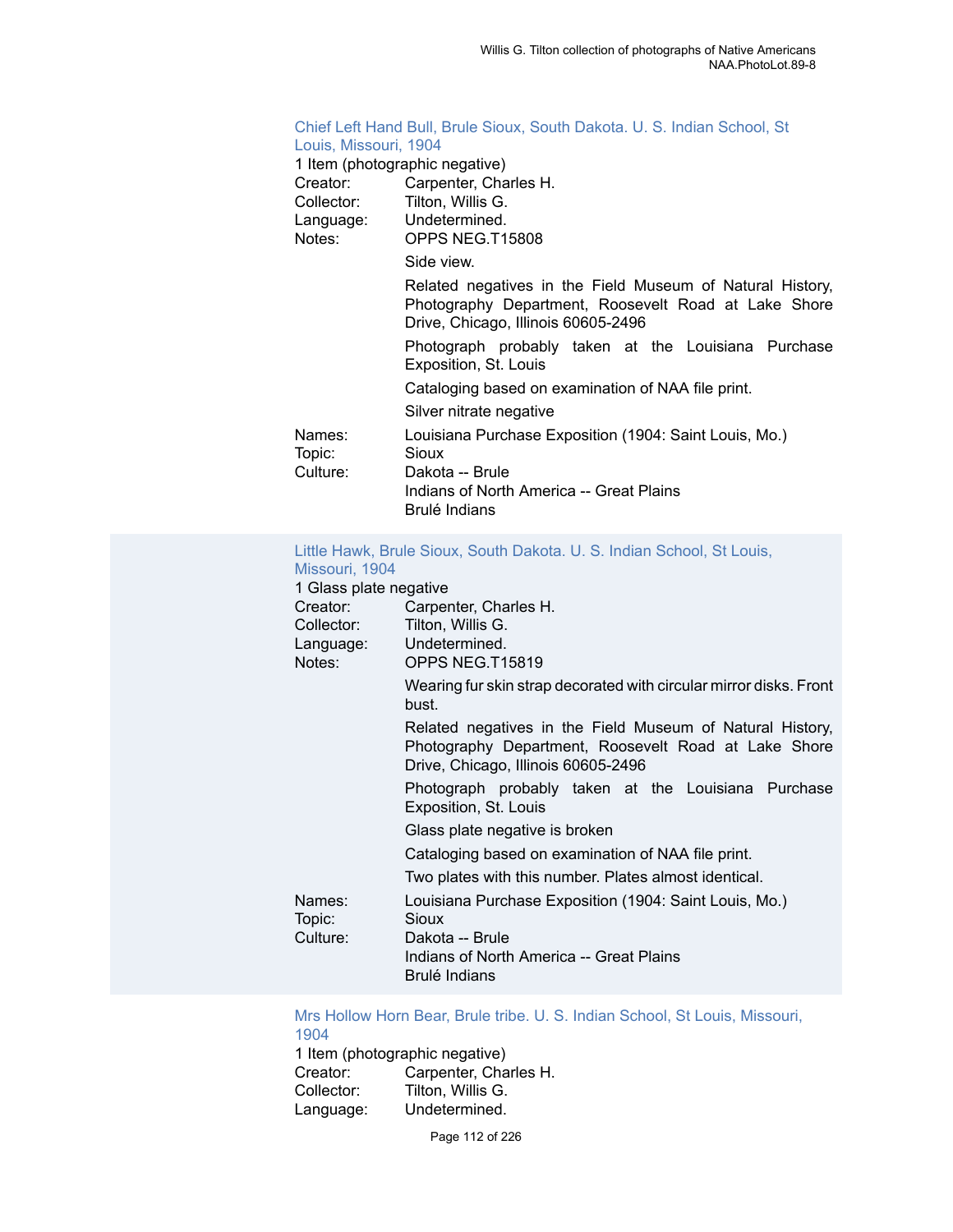### Chief Left Hand Bull, Brule Sioux, South Dakota. U. S. Indian School, St Louis, Missouri, 1904

1 Item (photographic negative)

Creator: Carpenter, Charles H.
Collector: Tilton, Willis G.
Language: Undetermined.
Notes: OPPS NEG.T15808

Side view.

Related negatives in the Field Museum of Natural History, Photography Department, Roosevelt Road at Lake Shore Drive, Chicago, Illinois 60605-2496

Photograph probably taken at the Louisiana Purchase Exposition, St. Louis

Cataloging based on examination of NAA file print.

Silver nitrate negative

Names: Louisiana Purchase Exposition (1904: Saint Louis, Mo.)
Topic: Sioux
Culture: Dakota -- Brule
Indians of North America -- Great Plains
Brulé Indians

### Little Hawk, Brule Sioux, South Dakota. U. S. Indian School, St Louis, Missouri, 1904

1 Glass plate negative

Creator: Carpenter, Charles H.
Collector: Tilton, Willis G.
Language: Undetermined.
Notes: OPPS NEG.T15819

Wearing fur skin strap decorated with circular mirror disks. Front bust.

Related negatives in the Field Museum of Natural History, Photography Department, Roosevelt Road at Lake Shore Drive, Chicago, Illinois 60605-2496

Photograph probably taken at the Louisiana Purchase Exposition, St. Louis

Glass plate negative is broken

Cataloging based on examination of NAA file print.

Two plates with this number. Plates almost identical.

Names: Louisiana Purchase Exposition (1904: Saint Louis, Mo.)
Topic: Sioux
Culture: Dakota -- Brule
Indians of North America -- Great Plains
Brulé Indians

### Mrs Hollow Horn Bear, Brule tribe. U. S. Indian School, St Louis, Missouri, 1904

1 Item (photographic negative)

Creator: Carpenter, Charles H.
Collector: Tilton, Willis G.
Language: Undetermined.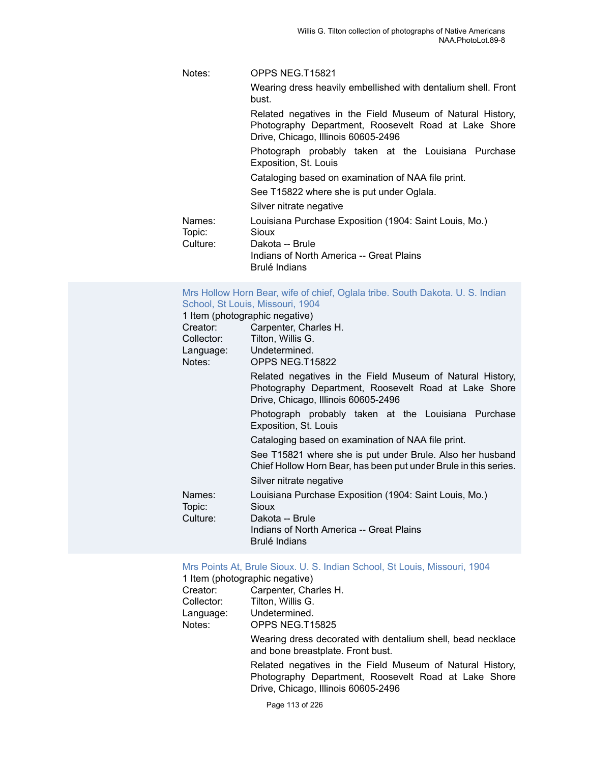Notes: OPPS NEG.T15821

Wearing dress heavily embellished with dentalium shell. Front bust.

Related negatives in the Field Museum of Natural History, Photography Department, Roosevelt Road at Lake Shore Drive, Chicago, Illinois 60605-2496

Photograph probably taken at the Louisiana Purchase Exposition, St. Louis

Cataloging based on examination of NAA file print.

See T15822 where she is put under Oglala.

Silver nitrate negative

Names: Louisiana Purchase Exposition (1904: Saint Louis, Mo.)
Topic: Sioux
Culture: Dakota -- Brule
Indians of North America -- Great Plains
Brulé Indians

### Mrs Hollow Horn Bear, wife of chief, Oglala tribe. South Dakota. U. S. Indian School, St Louis, Missouri, 1904

1 Item (photographic negative)

Creator: Carpenter, Charles H.
Collector: Tilton, Willis G.
Language: Undetermined.
Notes: OPPS NEG.T15822

Related negatives in the Field Museum of Natural History, Photography Department, Roosevelt Road at Lake Shore Drive, Chicago, Illinois 60605-2496

Photograph probably taken at the Louisiana Purchase Exposition, St. Louis

Cataloging based on examination of NAA file print.

See T15821 where she is put under Brule. Also her husband Chief Hollow Horn Bear, has been put under Brule in this series.

Silver nitrate negative

Names: Louisiana Purchase Exposition (1904: Saint Louis, Mo.)
Topic: Sioux
Culture: Dakota -- Brule
Indians of North America -- Great Plains
Brulé Indians

### Mrs Points At, Brule Sioux. U. S. Indian School, St Louis, Missouri, 1904

1 Item (photographic negative)

Creator: Carpenter, Charles H.
Collector: Tilton, Willis G.
Language: Undetermined.
Notes: OPPS NEG.T15825

Wearing dress decorated with dentalium shell, bead necklace and bone breastplate. Front bust.

Related negatives in the Field Museum of Natural History, Photography Department, Roosevelt Road at Lake Shore Drive, Chicago, Illinois 60605-2496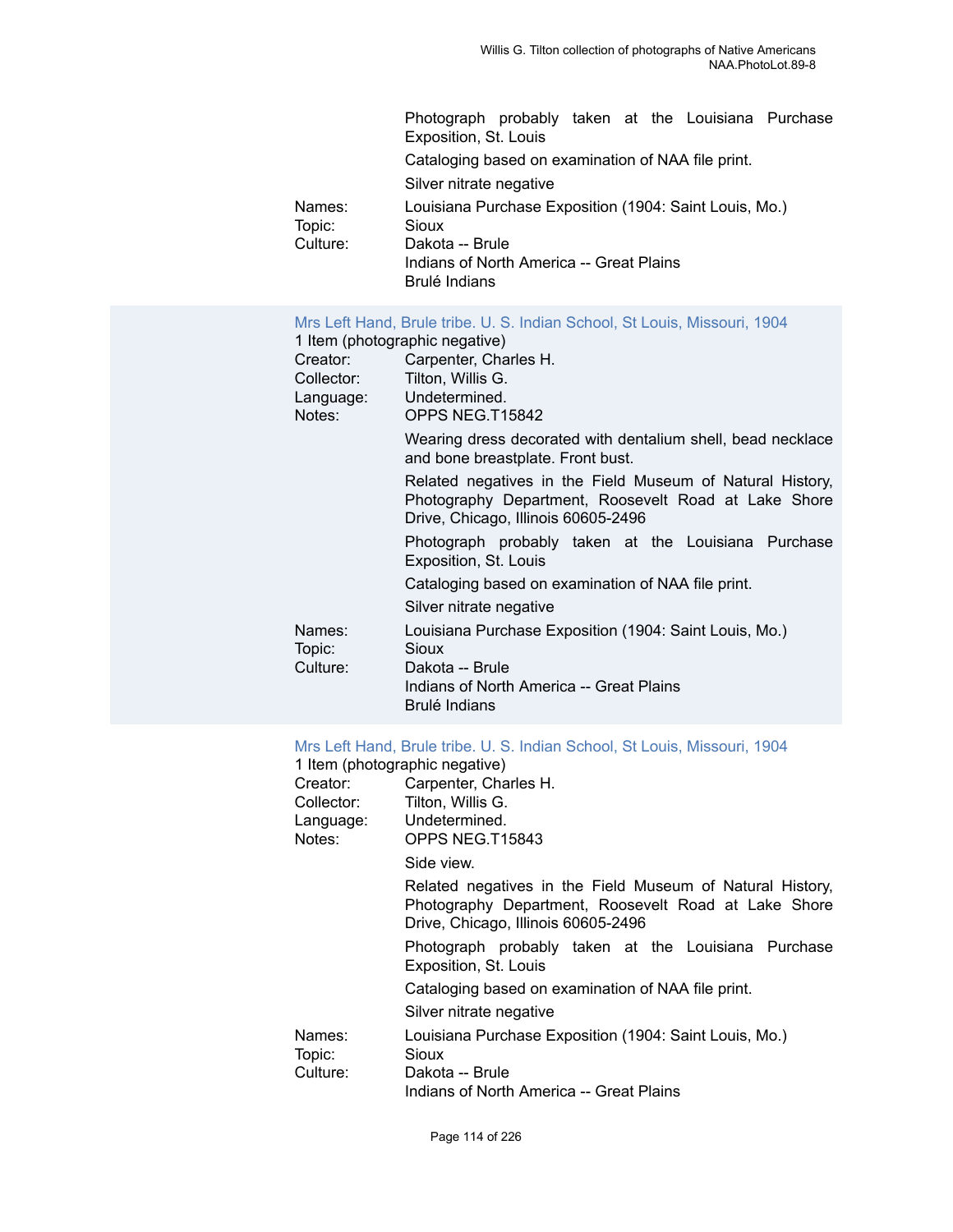Photograph probably taken at the Louisiana Purchase Exposition, St. Louis

Cataloging based on examination of NAA file print.

Silver nitrate negative

Names: Louisiana Purchase Exposition (1904: Saint Louis, Mo.)
Topic: Sioux
Culture: Dakota -- Brule
Indians of North America -- Great Plains
Brulé Indians

### Mrs Left Hand, Brule tribe. U. S. Indian School, St Louis, Missouri, 1904

1 Item (photographic negative)

Creator: Carpenter, Charles H.
Collector: Tilton, Willis G.
Language: Undetermined.
Notes: OPPS NEG.T15842

Wearing dress decorated with dentalium shell, bead necklace and bone breastplate. Front bust.

Related negatives in the Field Museum of Natural History, Photography Department, Roosevelt Road at Lake Shore Drive, Chicago, Illinois 60605-2496

Photograph probably taken at the Louisiana Purchase Exposition, St. Louis

Cataloging based on examination of NAA file print.

Silver nitrate negative

Names: Louisiana Purchase Exposition (1904: Saint Louis, Mo.)
Topic: Sioux
Culture: Dakota -- Brule
Indians of North America -- Great Plains
Brulé Indians

### Mrs Left Hand, Brule tribe. U. S. Indian School, St Louis, Missouri, 1904

1 Item (photographic negative)

Creator: Carpenter, Charles H.
Collector: Tilton, Willis G.
Language: Undetermined.
Notes: OPPS NEG.T15843

Side view.

Related negatives in the Field Museum of Natural History, Photography Department, Roosevelt Road at Lake Shore Drive, Chicago, Illinois 60605-2496

Photograph probably taken at the Louisiana Purchase Exposition, St. Louis

Cataloging based on examination of NAA file print.

Silver nitrate negative

Names: Louisiana Purchase Exposition (1904: Saint Louis, Mo.)
Topic: Sioux
Culture: Dakota -- Brule
Indians of North America -- Great Plains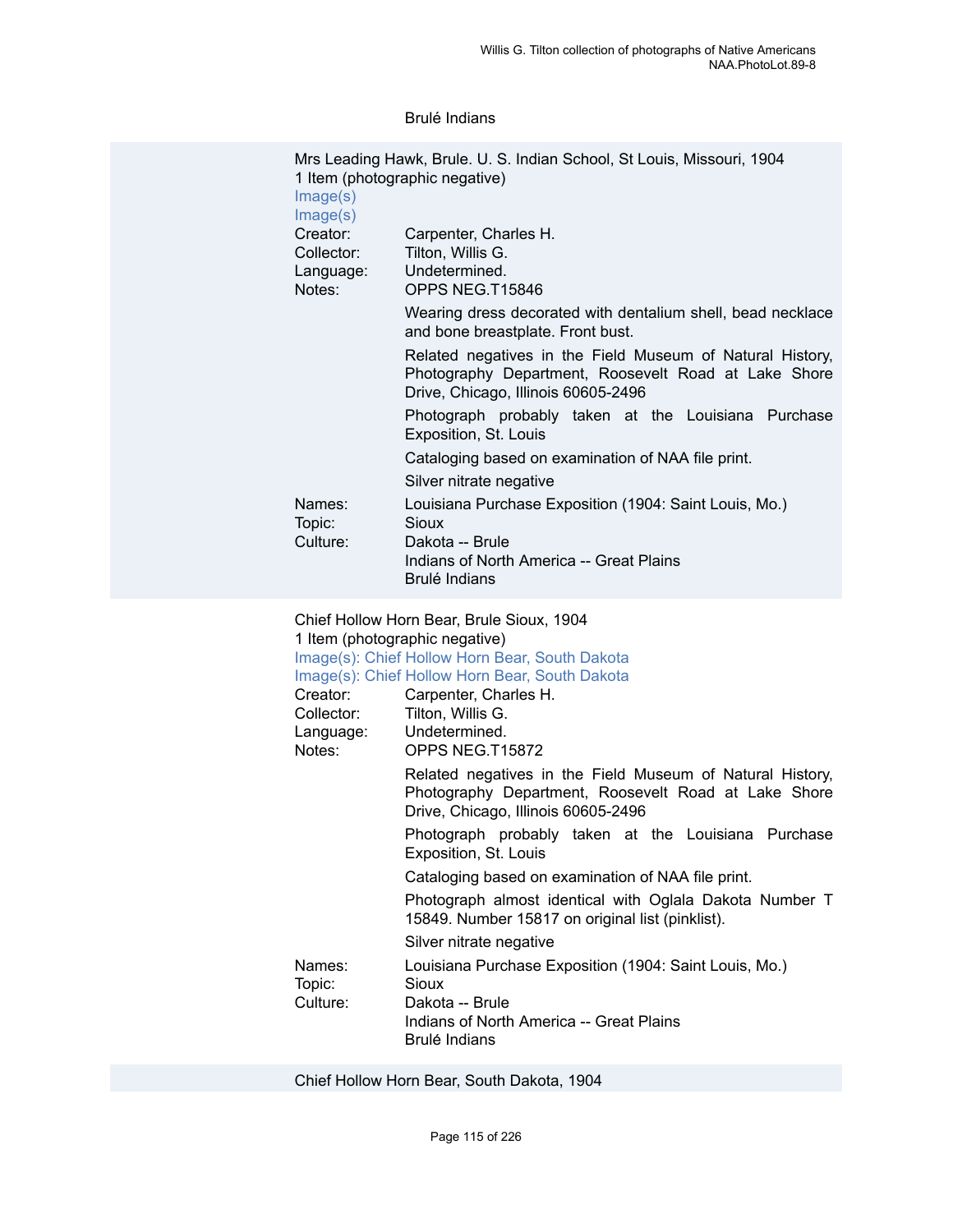Brulé Indians

Mrs Leading Hawk, Brule. U. S. Indian School, St Louis, Missouri, 1904
1 Item (photographic negative)
Image(s)
Image(s)

| | |
|---|---|
| Creator: | Carpenter, Charles H. |
| Collector: | Tilton, Willis G. |
| Language: | Undetermined. |
| Notes: | OPPS NEG.T15846 |
| | Wearing dress decorated with dentalium shell, bead necklace and bone breastplate. Front bust. |
| | Related negatives in the Field Museum of Natural History, Photography Department, Roosevelt Road at Lake Shore Drive, Chicago, Illinois 60605-2496 |
| | Photograph probably taken at the Louisiana Purchase Exposition, St. Louis |
| | Cataloging based on examination of NAA file print. |
| | Silver nitrate negative |
| Names: | Louisiana Purchase Exposition (1904: Saint Louis, Mo.) |
| Topic: | Sioux |
| Culture: | Dakota -- Brule |
| | Indians of North America -- Great Plains |
| | Brulé Indians |

Chief Hollow Horn Bear, Brule Sioux, 1904
1 Item (photographic negative)
Image(s): Chief Hollow Horn Bear, South Dakota
Image(s): Chief Hollow Horn Bear, South Dakota

| | |
|---|---|
| Creator: | Carpenter, Charles H. |
| Collector: | Tilton, Willis G. |
| Language: | Undetermined. |
| Notes: | OPPS NEG.T15872 |
| | Related negatives in the Field Museum of Natural History, Photography Department, Roosevelt Road at Lake Shore Drive, Chicago, Illinois 60605-2496 |
| | Photograph probably taken at the Louisiana Purchase Exposition, St. Louis |
| | Cataloging based on examination of NAA file print. |
| | Photograph almost identical with Oglala Dakota Number T 15849. Number 15817 on original list (pinklist). |
| | Silver nitrate negative |
| Names: | Louisiana Purchase Exposition (1904: Saint Louis, Mo.) |
| Topic: | Sioux |
| Culture: | Dakota -- Brule |
| | Indians of North America -- Great Plains |
| | Brulé Indians |

Chief Hollow Horn Bear, South Dakota, 1904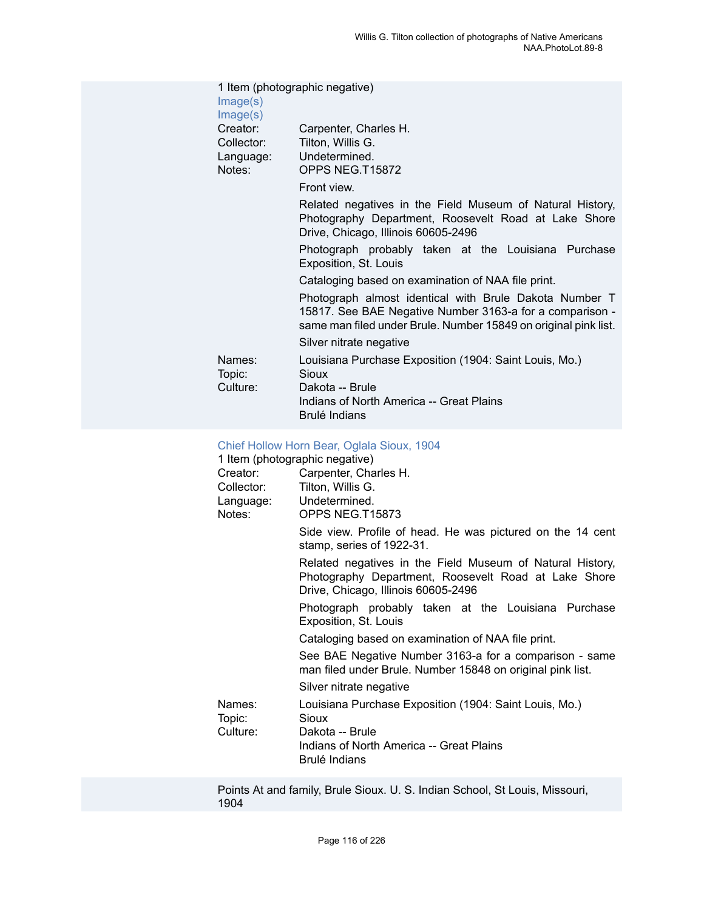1 Item (photographic negative)
Image(s)
Image(s)

Creator: Carpenter, Charles H.
Collector: Tilton, Willis G.
Language: Undetermined.
Notes: OPPS NEG.T15872

Front view.

Related negatives in the Field Museum of Natural History, Photography Department, Roosevelt Road at Lake Shore Drive, Chicago, Illinois 60605-2496

Photograph probably taken at the Louisiana Purchase Exposition, St. Louis

Cataloging based on examination of NAA file print.

Photograph almost identical with Brule Dakota Number T 15817. See BAE Negative Number 3163-a for a comparison - same man filed under Brule. Number 15849 on original pink list.

Silver nitrate negative

Names: Louisiana Purchase Exposition (1904: Saint Louis, Mo.)
Topic: Sioux
Culture: Dakota -- Brule
Indians of North America -- Great Plains
Brulé Indians

Chief Hollow Horn Bear, Oglala Sioux, 1904

1 Item (photographic negative)

Creator: Carpenter, Charles H.
Collector: Tilton, Willis G.
Language: Undetermined.
Notes: OPPS NEG.T15873

Side view. Profile of head. He was pictured on the 14 cent stamp, series of 1922-31.

Related negatives in the Field Museum of Natural History, Photography Department, Roosevelt Road at Lake Shore Drive, Chicago, Illinois 60605-2496

Photograph probably taken at the Louisiana Purchase Exposition, St. Louis

Cataloging based on examination of NAA file print.

See BAE Negative Number 3163-a for a comparison - same man filed under Brule. Number 15848 on original pink list.

Silver nitrate negative

Names: Louisiana Purchase Exposition (1904: Saint Louis, Mo.)
Topic: Sioux
Culture: Dakota -- Brule
Indians of North America -- Great Plains
Brulé Indians

Points At and family, Brule Sioux. U. S. Indian School, St Louis, Missouri, 1904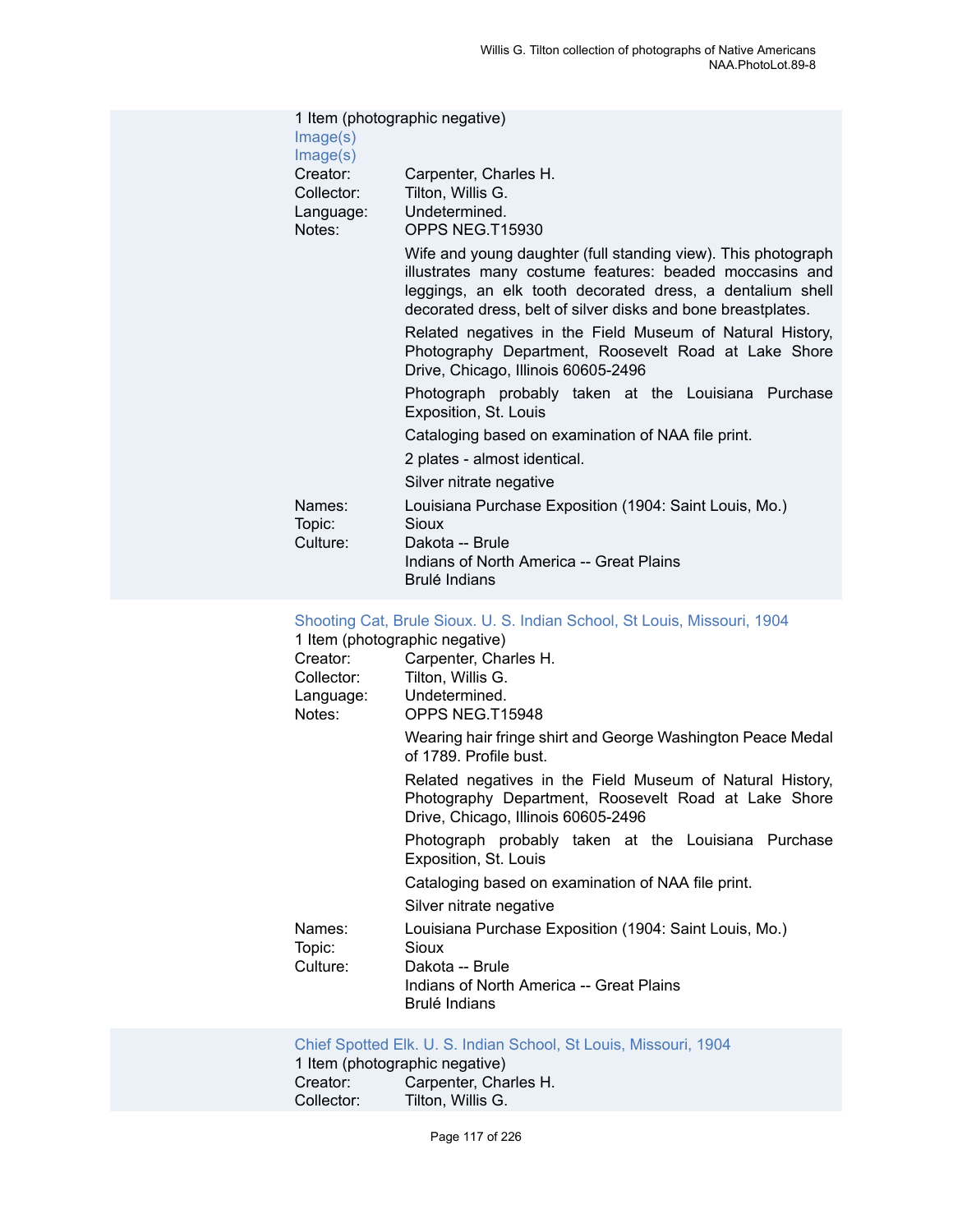1 Item (photographic negative)
Image(s)
Image(s)

Creator: Carpenter, Charles H.
Collector: Tilton, Willis G.
Language: Undetermined.
Notes: OPPS NEG.T15930

Wife and young daughter (full standing view). This photograph illustrates many costume features: beaded moccasins and leggings, an elk tooth decorated dress, a dentalium shell decorated dress, belt of silver disks and bone breastplates.

Related negatives in the Field Museum of Natural History, Photography Department, Roosevelt Road at Lake Shore Drive, Chicago, Illinois 60605-2496

Photograph probably taken at the Louisiana Purchase Exposition, St. Louis

Cataloging based on examination of NAA file print.

2 plates - almost identical.

Silver nitrate negative

Names: Louisiana Purchase Exposition (1904: Saint Louis, Mo.)
Topic: Sioux
Culture: Dakota -- Brule
Indians of North America -- Great Plains
Brulé Indians

## Shooting Cat, Brule Sioux. U. S. Indian School, St Louis, Missouri, 1904

1 Item (photographic negative)

Creator: Carpenter, Charles H.
Collector: Tilton, Willis G.
Language: Undetermined.
Notes: OPPS NEG.T15948

Wearing hair fringe shirt and George Washington Peace Medal of 1789. Profile bust.

Related negatives in the Field Museum of Natural History, Photography Department, Roosevelt Road at Lake Shore Drive, Chicago, Illinois 60605-2496

Photograph probably taken at the Louisiana Purchase Exposition, St. Louis

Cataloging based on examination of NAA file print.

Silver nitrate negative

Names: Louisiana Purchase Exposition (1904: Saint Louis, Mo.)
Topic: Sioux
Culture: Dakota -- Brule
Indians of North America -- Great Plains
Brulé Indians

## Chief Spotted Elk. U. S. Indian School, St Louis, Missouri, 1904

1 Item (photographic negative)

Creator: Carpenter, Charles H.
Collector: Tilton, Willis G.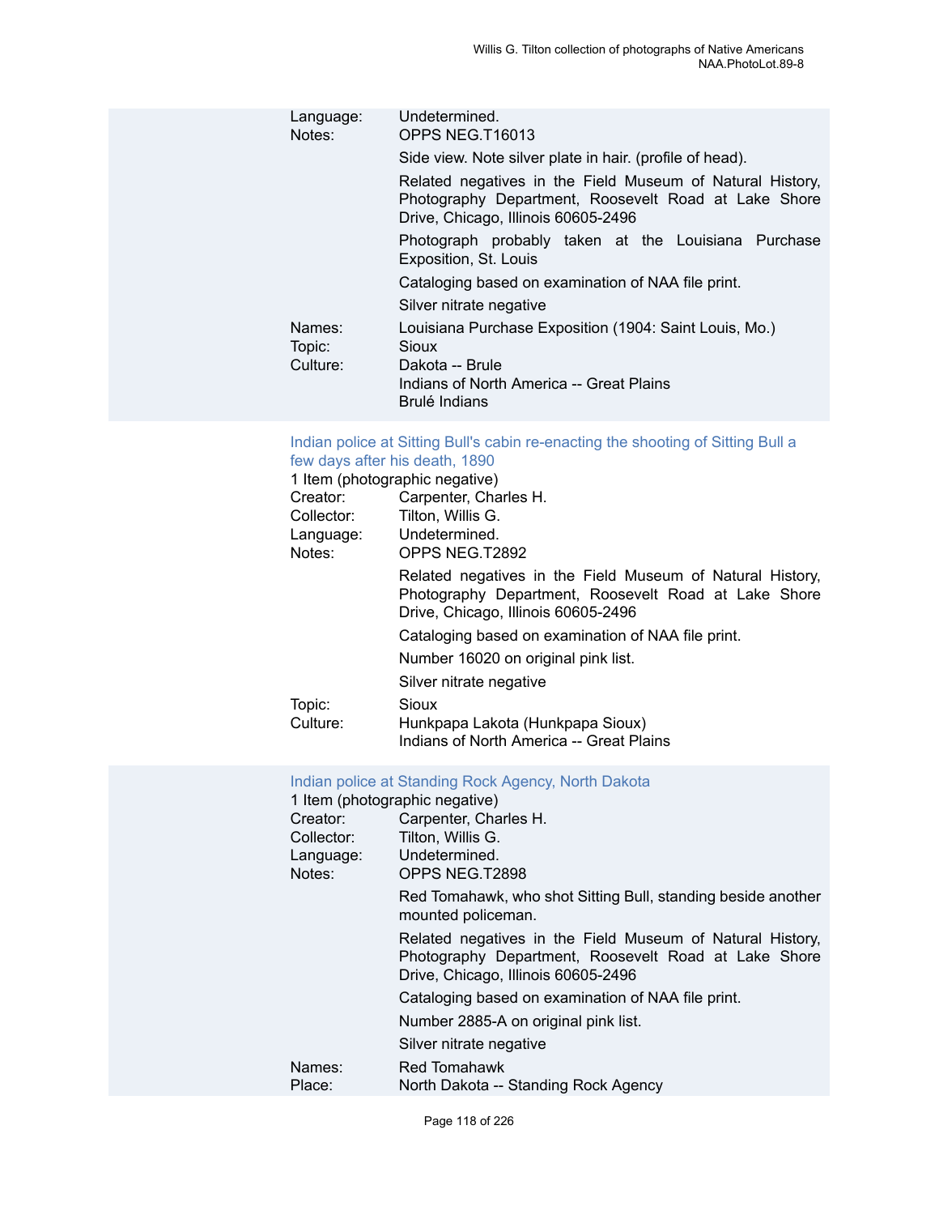Language: Undetermined.
Notes: OPPS NEG.T16013

Side view. Note silver plate in hair. (profile of head).

Related negatives in the Field Museum of Natural History, Photography Department, Roosevelt Road at Lake Shore Drive, Chicago, Illinois 60605-2496

Photograph probably taken at the Louisiana Purchase Exposition, St. Louis

Cataloging based on examination of NAA file print.

Silver nitrate negative

Names: Louisiana Purchase Exposition (1904: Saint Louis, Mo.)
Topic: Sioux
Culture: Dakota -- Brule
Indians of North America -- Great Plains
Brulé Indians

### Indian police at Sitting Bull's cabin re-enacting the shooting of Sitting Bull a few days after his death, 1890

1 Item (photographic negative)
Creator: Carpenter, Charles H.
Collector: Tilton, Willis G.
Language: Undetermined.
Notes: OPPS NEG.T2892

Related negatives in the Field Museum of Natural History, Photography Department, Roosevelt Road at Lake Shore Drive, Chicago, Illinois 60605-2496

Cataloging based on examination of NAA file print.

Number 16020 on original pink list.

Silver nitrate negative

Topic: Sioux
Culture: Hunkpapa Lakota (Hunkpapa Sioux)
Indians of North America -- Great Plains

### Indian police at Standing Rock Agency, North Dakota

1 Item (photographic negative)
Creator: Carpenter, Charles H.
Collector: Tilton, Willis G.
Language: Undetermined.
Notes: OPPS NEG.T2898

Red Tomahawk, who shot Sitting Bull, standing beside another mounted policeman.

Related negatives in the Field Museum of Natural History, Photography Department, Roosevelt Road at Lake Shore Drive, Chicago, Illinois 60605-2496

Cataloging based on examination of NAA file print.

Number 2885-A on original pink list.

Silver nitrate negative

Names: Red Tomahawk
Place: North Dakota -- Standing Rock Agency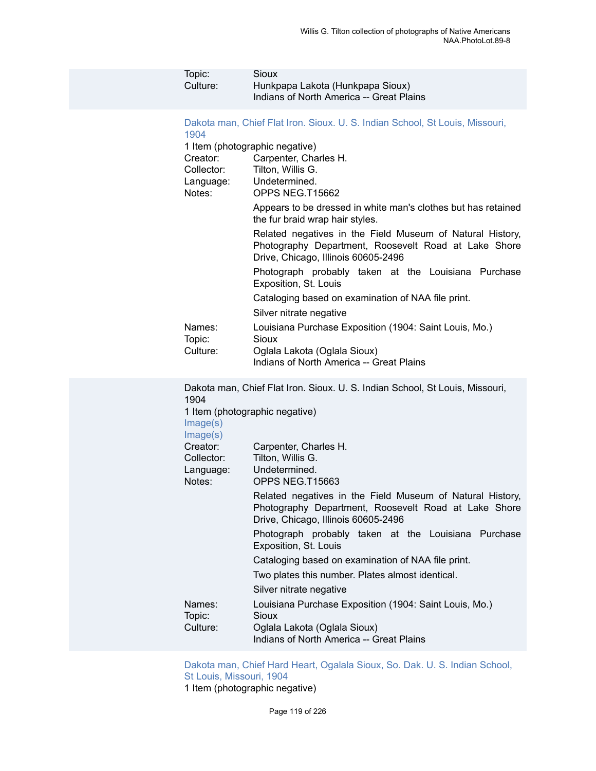Topic: Sioux
Culture: Hunkpapa Lakota (Hunkpapa Sioux)
Indians of North America -- Great Plains

Dakota man, Chief Flat Iron. Sioux. U. S. Indian School, St Louis, Missouri, 1904

1 Item (photographic negative)

Creator: Carpenter, Charles H.
Collector: Tilton, Willis G.
Language: Undetermined.
Notes: OPPS NEG.T15662

Appears to be dressed in white man's clothes but has retained the fur braid wrap hair styles.

Related negatives in the Field Museum of Natural History, Photography Department, Roosevelt Road at Lake Shore Drive, Chicago, Illinois 60605-2496

Photograph probably taken at the Louisiana Purchase Exposition, St. Louis

Cataloging based on examination of NAA file print.

Silver nitrate negative

Names: Louisiana Purchase Exposition (1904: Saint Louis, Mo.)
Topic: Sioux
Culture: Oglala Lakota (Oglala Sioux)
Indians of North America -- Great Plains

Dakota man, Chief Flat Iron. Sioux. U. S. Indian School, St Louis, Missouri, 1904

1 Item (photographic negative)

Image(s)
Image(s)

Creator: Carpenter, Charles H.
Collector: Tilton, Willis G.
Language: Undetermined.
Notes: OPPS NEG.T15663

Related negatives in the Field Museum of Natural History, Photography Department, Roosevelt Road at Lake Shore Drive, Chicago, Illinois 60605-2496

Photograph probably taken at the Louisiana Purchase Exposition, St. Louis

Cataloging based on examination of NAA file print.

Two plates this number. Plates almost identical.

Silver nitrate negative

Names: Louisiana Purchase Exposition (1904: Saint Louis, Mo.)
Topic: Sioux
Culture: Oglala Lakota (Oglala Sioux)
Indians of North America -- Great Plains

Dakota man, Chief Hard Heart, Ogalala Sioux, So. Dak. U. S. Indian School, St Louis, Missouri, 1904

1 Item (photographic negative)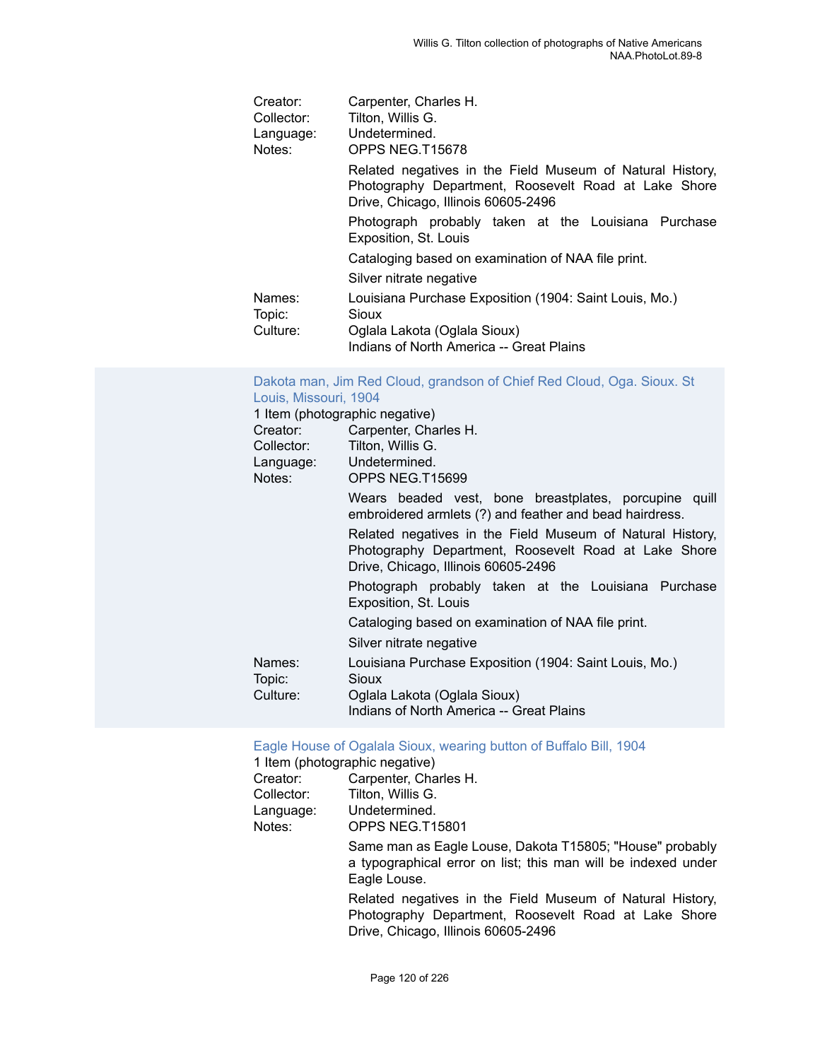Creator: Carpenter, Charles H.
Collector: Tilton, Willis G.
Language: Undetermined.
Notes: OPPS NEG.T15678

Related negatives in the Field Museum of Natural History, Photography Department, Roosevelt Road at Lake Shore Drive, Chicago, Illinois 60605-2496

Photograph probably taken at the Louisiana Purchase Exposition, St. Louis

Cataloging based on examination of NAA file print.

Silver nitrate negative

Names: Louisiana Purchase Exposition (1904: Saint Louis, Mo.)
Topic: Sioux
Culture: Oglala Lakota (Oglala Sioux)
Indians of North America -- Great Plains

### Dakota man, Jim Red Cloud, grandson of Chief Red Cloud, Oga. Sioux. St Louis, Missouri, 1904

1 Item (photographic negative)

Creator: Carpenter, Charles H.
Collector: Tilton, Willis G.
Language: Undetermined.
Notes: OPPS NEG.T15699

Wears beaded vest, bone breastplates, porcupine quill embroidered armlets (?) and feather and bead hairdress.

Related negatives in the Field Museum of Natural History, Photography Department, Roosevelt Road at Lake Shore Drive, Chicago, Illinois 60605-2496

Photograph probably taken at the Louisiana Purchase Exposition, St. Louis

Cataloging based on examination of NAA file print.

Silver nitrate negative

Names: Louisiana Purchase Exposition (1904: Saint Louis, Mo.)
Topic: Sioux
Culture: Oglala Lakota (Oglala Sioux)
Indians of North America -- Great Plains

### Eagle House of Ogalala Sioux, wearing button of Buffalo Bill, 1904

1 Item (photographic negative)

Creator: Carpenter, Charles H.
Collector: Tilton, Willis G.
Language: Undetermined.
Notes: OPPS NEG.T15801

Same man as Eagle Louse, Dakota T15805; "House" probably a typographical error on list; this man will be indexed under Eagle Louse.

Related negatives in the Field Museum of Natural History, Photography Department, Roosevelt Road at Lake Shore Drive, Chicago, Illinois 60605-2496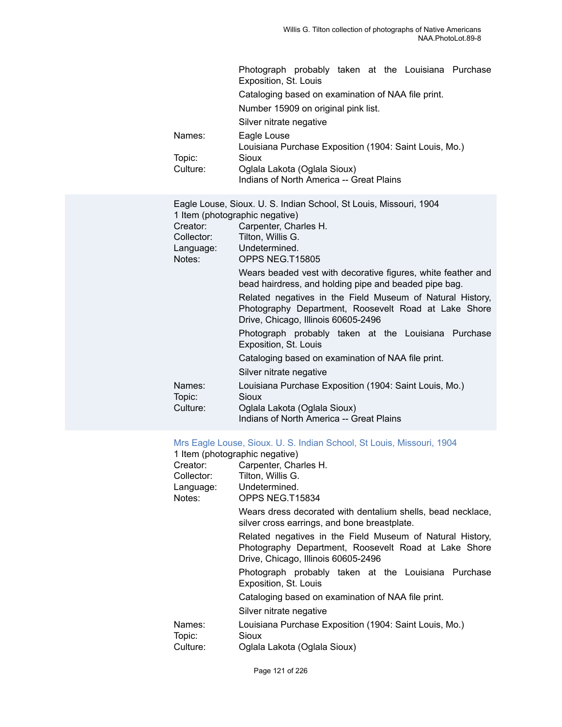Photograph probably taken at the Louisiana Purchase Exposition, St. Louis

Cataloging based on examination of NAA file print.

Number 15909 on original pink list.

Silver nitrate negative

Names: Eagle Louse
Louisiana Purchase Exposition (1904: Saint Louis, Mo.)
Topic: Sioux
Culture: Oglala Lakota (Oglala Sioux)
Indians of North America -- Great Plains

Eagle Louse, Sioux. U. S. Indian School, St Louis, Missouri, 1904
1 Item (photographic negative)
Creator: Carpenter, Charles H.
Collector: Tilton, Willis G.
Language: Undetermined.
Notes: OPPS NEG.T15805

Wears beaded vest with decorative figures, white feather and bead hairdress, and holding pipe and beaded pipe bag.

Related negatives in the Field Museum of Natural History, Photography Department, Roosevelt Road at Lake Shore Drive, Chicago, Illinois 60605-2496

Photograph probably taken at the Louisiana Purchase Exposition, St. Louis

Cataloging based on examination of NAA file print.

Silver nitrate negative

Names: Louisiana Purchase Exposition (1904: Saint Louis, Mo.)
Topic: Sioux
Culture: Oglala Lakota (Oglala Sioux)
Indians of North America -- Great Plains

Mrs Eagle Louse, Sioux. U. S. Indian School, St Louis, Missouri, 1904
1 Item (photographic negative)
Creator: Carpenter, Charles H.
Collector: Tilton, Willis G.
Language: Undetermined.
Notes: OPPS NEG.T15834

Wears dress decorated with dentalium shells, bead necklace, silver cross earrings, and bone breastplate.

Related negatives in the Field Museum of Natural History, Photography Department, Roosevelt Road at Lake Shore Drive, Chicago, Illinois 60605-2496

Photograph probably taken at the Louisiana Purchase Exposition, St. Louis

Cataloging based on examination of NAA file print.

Silver nitrate negative

Names: Louisiana Purchase Exposition (1904: Saint Louis, Mo.)
Topic: Sioux
Culture: Oglala Lakota (Oglala Sioux)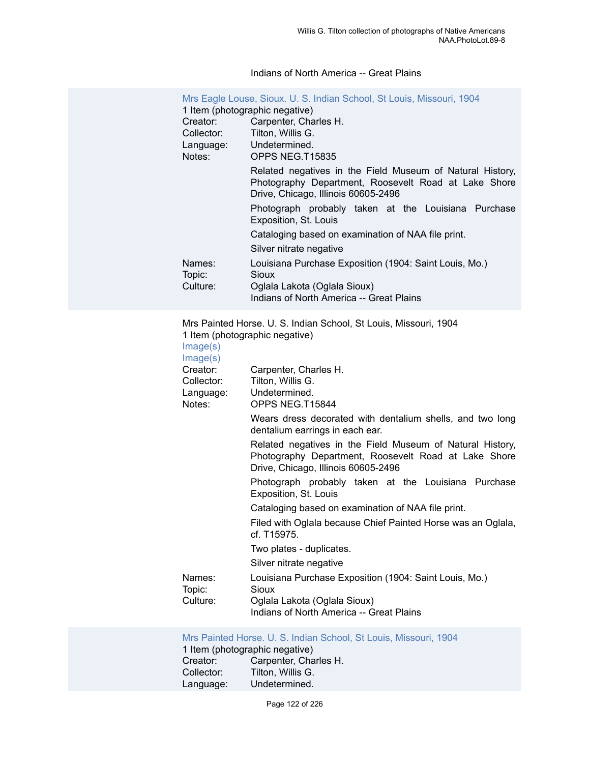Indians of North America -- Great Plains

Mrs Eagle Louse, Sioux. U. S. Indian School, St Louis, Missouri, 1904

1 Item (photographic negative)

Creator: Carpenter, Charles H.
Collector: Tilton, Willis G.
Language: Undetermined.
Notes: OPPS NEG.T15835

Related negatives in the Field Museum of Natural History, Photography Department, Roosevelt Road at Lake Shore Drive, Chicago, Illinois 60605-2496

Photograph probably taken at the Louisiana Purchase Exposition, St. Louis

Cataloging based on examination of NAA file print.

Silver nitrate negative

Names: Louisiana Purchase Exposition (1904: Saint Louis, Mo.)
Topic: Sioux
Culture: Oglala Lakota (Oglala Sioux)
Indians of North America -- Great Plains

Mrs Painted Horse. U. S. Indian School, St Louis, Missouri, 1904

1 Item (photographic negative)

Image(s)
Image(s)

Creator: Carpenter, Charles H.
Collector: Tilton, Willis G.
Language: Undetermined.
Notes: OPPS NEG.T15844

Wears dress decorated with dentalium shells, and two long dentalium earrings in each ear.

Related negatives in the Field Museum of Natural History, Photography Department, Roosevelt Road at Lake Shore Drive, Chicago, Illinois 60605-2496

Photograph probably taken at the Louisiana Purchase Exposition, St. Louis

Cataloging based on examination of NAA file print.

Filed with Oglala because Chief Painted Horse was an Oglala, cf. T15975.

Two plates - duplicates.

Silver nitrate negative

Names: Louisiana Purchase Exposition (1904: Saint Louis, Mo.)
Topic: Sioux
Culture: Oglala Lakota (Oglala Sioux)
Indians of North America -- Great Plains

Mrs Painted Horse. U. S. Indian School, St Louis, Missouri, 1904

1 Item (photographic negative)

Creator: Carpenter, Charles H.
Collector: Tilton, Willis G.
Language: Undetermined.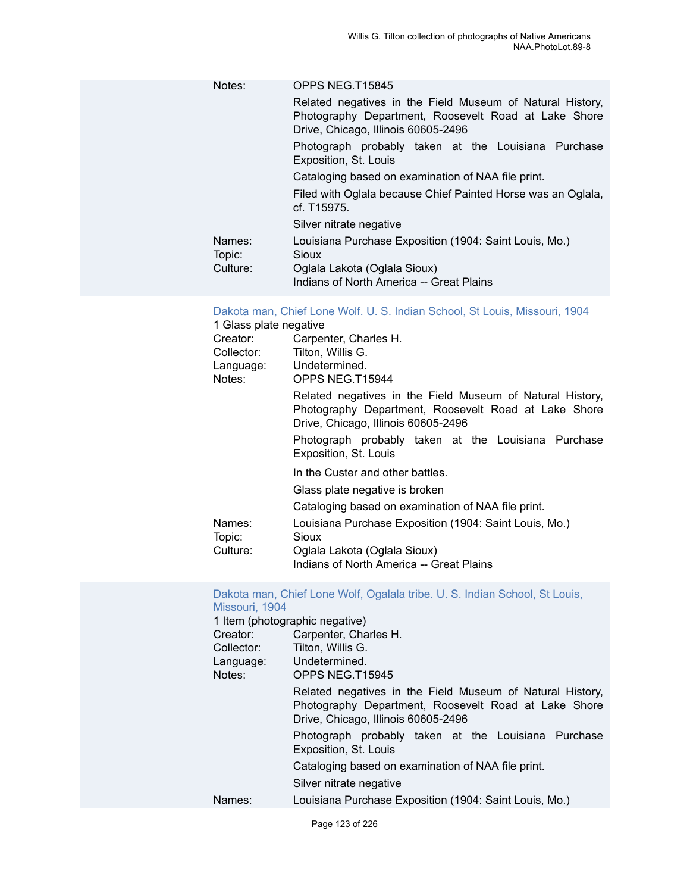Notes: OPPS NEG.T15845

Related negatives in the Field Museum of Natural History, Photography Department, Roosevelt Road at Lake Shore Drive, Chicago, Illinois 60605-2496

Photograph probably taken at the Louisiana Purchase Exposition, St. Louis

Cataloging based on examination of NAA file print.

Filed with Oglala because Chief Painted Horse was an Oglala, cf. T15975.

Silver nitrate negative

Names: Louisiana Purchase Exposition (1904: Saint Louis, Mo.)
Topic: Sioux
Culture: Oglala Lakota (Oglala Sioux)
Indians of North America -- Great Plains

### Dakota man, Chief Lone Wolf. U. S. Indian School, St Louis, Missouri, 1904

1 Glass plate negative
Creator: Carpenter, Charles H.
Collector: Tilton, Willis G.
Language: Undetermined.
Notes: OPPS NEG.T15944

Related negatives in the Field Museum of Natural History, Photography Department, Roosevelt Road at Lake Shore Drive, Chicago, Illinois 60605-2496

Photograph probably taken at the Louisiana Purchase Exposition, St. Louis

In the Custer and other battles.

Glass plate negative is broken

Cataloging based on examination of NAA file print.

Names: Louisiana Purchase Exposition (1904: Saint Louis, Mo.)
Topic: Sioux
Culture: Oglala Lakota (Oglala Sioux)
Indians of North America -- Great Plains

### Dakota man, Chief Lone Wolf, Ogalala tribe. U. S. Indian School, St Louis, Missouri, 1904

1 Item (photographic negative)
Creator: Carpenter, Charles H.
Collector: Tilton, Willis G.
Language: Undetermined.
Notes: OPPS NEG.T15945

Related negatives in the Field Museum of Natural History, Photography Department, Roosevelt Road at Lake Shore Drive, Chicago, Illinois 60605-2496

Photograph probably taken at the Louisiana Purchase Exposition, St. Louis

Cataloging based on examination of NAA file print.

Silver nitrate negative

Names: Louisiana Purchase Exposition (1904: Saint Louis, Mo.)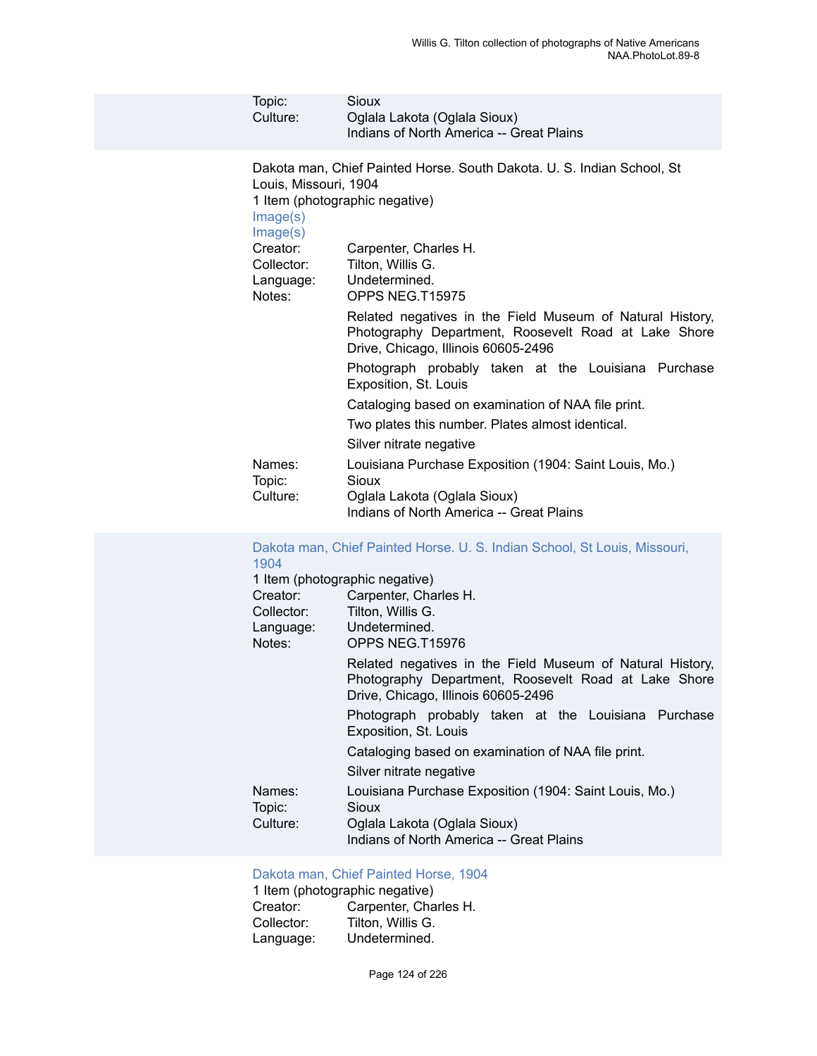Topic: Sioux
Culture: Oglala Lakota (Oglala Sioux)
Indians of North America -- Great Plains

Dakota man, Chief Painted Horse. South Dakota. U. S. Indian School, St Louis, Missouri, 1904
1 Item (photographic negative)
Image(s)
Image(s)

Creator: Carpenter, Charles H.
Collector: Tilton, Willis G.
Language: Undetermined.
Notes: OPPS NEG.T15975

Related negatives in the Field Museum of Natural History, Photography Department, Roosevelt Road at Lake Shore Drive, Chicago, Illinois 60605-2496

Photograph probably taken at the Louisiana Purchase Exposition, St. Louis

Cataloging based on examination of NAA file print.

Two plates this number. Plates almost identical.

Silver nitrate negative

Names: Louisiana Purchase Exposition (1904: Saint Louis, Mo.)
Topic: Sioux
Culture: Oglala Lakota (Oglala Sioux)
Indians of North America -- Great Plains

Dakota man, Chief Painted Horse. U. S. Indian School, St Louis, Missouri, 1904
1 Item (photographic negative)

Creator: Carpenter, Charles H.
Collector: Tilton, Willis G.
Language: Undetermined.
Notes: OPPS NEG.T15976

Related negatives in the Field Museum of Natural History, Photography Department, Roosevelt Road at Lake Shore Drive, Chicago, Illinois 60605-2496

Photograph probably taken at the Louisiana Purchase Exposition, St. Louis

Cataloging based on examination of NAA file print.

Silver nitrate negative

Names: Louisiana Purchase Exposition (1904: Saint Louis, Mo.)
Topic: Sioux
Culture: Oglala Lakota (Oglala Sioux)
Indians of North America -- Great Plains

Dakota man, Chief Painted Horse, 1904
1 Item (photographic negative)

Creator: Carpenter, Charles H.
Collector: Tilton, Willis G.
Language: Undetermined.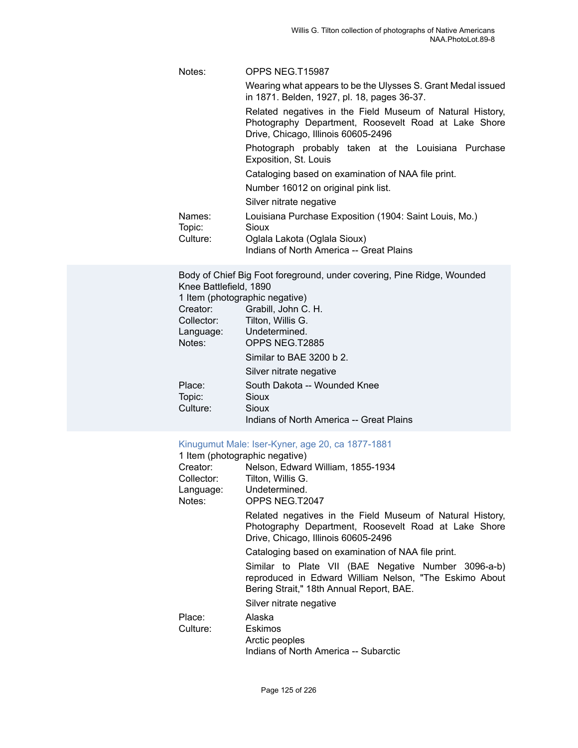Notes: OPPS NEG.T15987

Wearing what appears to be the Ulysses S. Grant Medal issued in 1871. Belden, 1927, pl. 18, pages 36-37.

Related negatives in the Field Museum of Natural History, Photography Department, Roosevelt Road at Lake Shore Drive, Chicago, Illinois 60605-2496

Photograph probably taken at the Louisiana Purchase Exposition, St. Louis

Cataloging based on examination of NAA file print.

Number 16012 on original pink list.

Silver nitrate negative

Names: Louisiana Purchase Exposition (1904: Saint Louis, Mo.)
Topic: Sioux
Culture: Oglala Lakota (Oglala Sioux)
Indians of North America -- Great Plains

Body of Chief Big Foot foreground, under covering, Pine Ridge, Wounded Knee Battlefield, 1890
1 Item (photographic negative)
Creator: Grabill, John C. H.
Collector: Tilton, Willis G.
Language: Undetermined.
Notes: OPPS NEG.T2885

Similar to BAE 3200 b 2.

Silver nitrate negative

Place: South Dakota -- Wounded Knee
Topic: Sioux
Culture: Sioux
Indians of North America -- Great Plains

Kinugumut Male: Iser-Kyner, age 20, ca 1877-1881
1 Item (photographic negative)
Creator: Nelson, Edward William, 1855-1934
Collector: Tilton, Willis G.
Language: Undetermined.
Notes: OPPS NEG.T2047

Related negatives in the Field Museum of Natural History, Photography Department, Roosevelt Road at Lake Shore Drive, Chicago, Illinois 60605-2496

Cataloging based on examination of NAA file print.

Similar to Plate VII (BAE Negative Number 3096-a-b) reproduced in Edward William Nelson, "The Eskimo About Bering Strait," 18th Annual Report, BAE.

Silver nitrate negative

Place: Alaska
Culture: Eskimos
Arctic peoples
Indians of North America -- Subarctic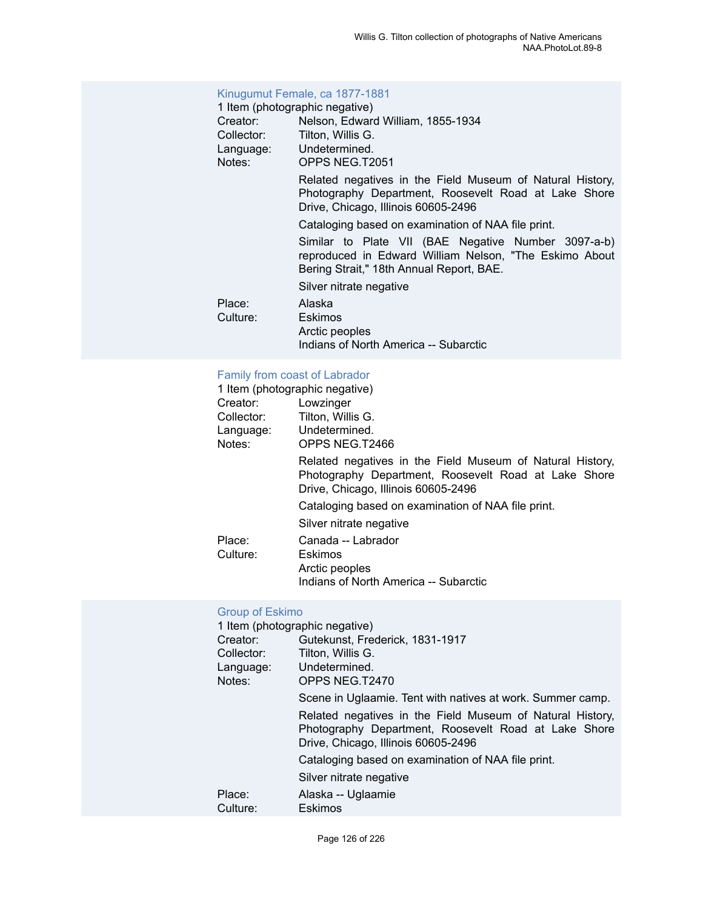### Kinugumut Female, ca 1877-1881

1 Item (photographic negative)

Creator: Nelson, Edward William, 1855-1934
Collector: Tilton, Willis G.
Language: Undetermined.
Notes: OPPS NEG.T2051

Related negatives in the Field Museum of Natural History, Photography Department, Roosevelt Road at Lake Shore Drive, Chicago, Illinois 60605-2496

Cataloging based on examination of NAA file print.

Similar to Plate VII (BAE Negative Number 3097-a-b) reproduced in Edward William Nelson, "The Eskimo About Bering Strait," 18th Annual Report, BAE.

Silver nitrate negative

Place: Alaska
Culture: Eskimos
Arctic peoples
Indians of North America -- Subarctic

### Family from coast of Labrador

1 Item (photographic negative)

Creator: Lowzinger
Collector: Tilton, Willis G.
Language: Undetermined.
Notes: OPPS NEG.T2466

Related negatives in the Field Museum of Natural History, Photography Department, Roosevelt Road at Lake Shore Drive, Chicago, Illinois 60605-2496

Cataloging based on examination of NAA file print.

Silver nitrate negative

Place: Canada -- Labrador
Culture: Eskimos
Arctic peoples
Indians of North America -- Subarctic

### Group of Eskimo

1 Item (photographic negative)

Creator: Gutekunst, Frederick, 1831-1917
Collector: Tilton, Willis G.
Language: Undetermined.
Notes: OPPS NEG.T2470

Scene in Uglaamie. Tent with natives at work. Summer camp.

Related negatives in the Field Museum of Natural History, Photography Department, Roosevelt Road at Lake Shore Drive, Chicago, Illinois 60605-2496

Cataloging based on examination of NAA file print.

Silver nitrate negative

Place: Alaska -- Uglaamie
Culture: Eskimos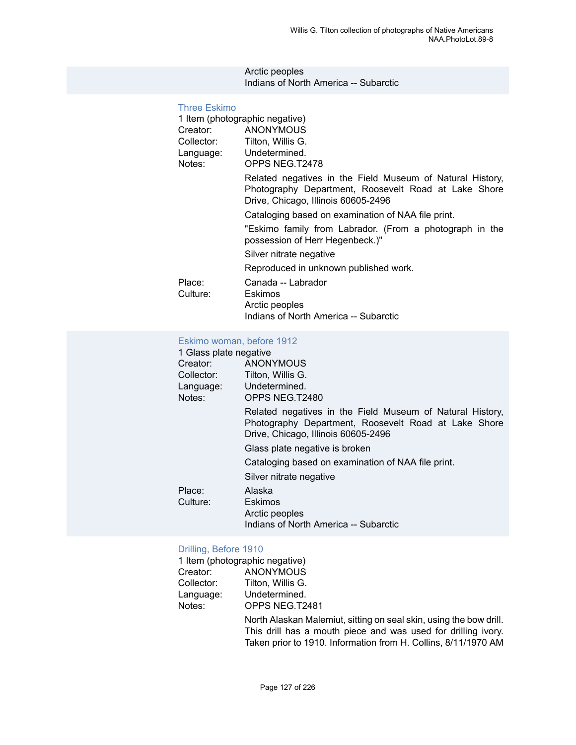Arctic peoples
Indians of North America -- Subarctic

### Three Eskimo

1 Item (photographic negative)

Creator: ANONYMOUS
Collector: Tilton, Willis G.
Language: Undetermined.
Notes: OPPS NEG.T2478

Related negatives in the Field Museum of Natural History, Photography Department, Roosevelt Road at Lake Shore Drive, Chicago, Illinois 60605-2496

Cataloging based on examination of NAA file print.

"Eskimo family from Labrador. (From a photograph in the possession of Herr Hegenbeck.)"

Silver nitrate negative

Reproduced in unknown published work.

Place: Canada -- Labrador
Culture: Eskimos
Arctic peoples
Indians of North America -- Subarctic

### Eskimo woman, before 1912

1 Glass plate negative

Creator: ANONYMOUS
Collector: Tilton, Willis G.
Language: Undetermined.
Notes: OPPS NEG.T2480

Related negatives in the Field Museum of Natural History, Photography Department, Roosevelt Road at Lake Shore Drive, Chicago, Illinois 60605-2496

Glass plate negative is broken

Cataloging based on examination of NAA file print.

Silver nitrate negative

Place: Alaska
Culture: Eskimos
Arctic peoples
Indians of North America -- Subarctic

### Drilling, Before 1910

1 Item (photographic negative)

Creator: ANONYMOUS
Collector: Tilton, Willis G.
Language: Undetermined.
Notes: OPPS NEG.T2481

North Alaskan Malemiut, sitting on seal skin, using the bow drill. This drill has a mouth piece and was used for drilling ivory. Taken prior to 1910. Information from H. Collins, 8/11/1970 AM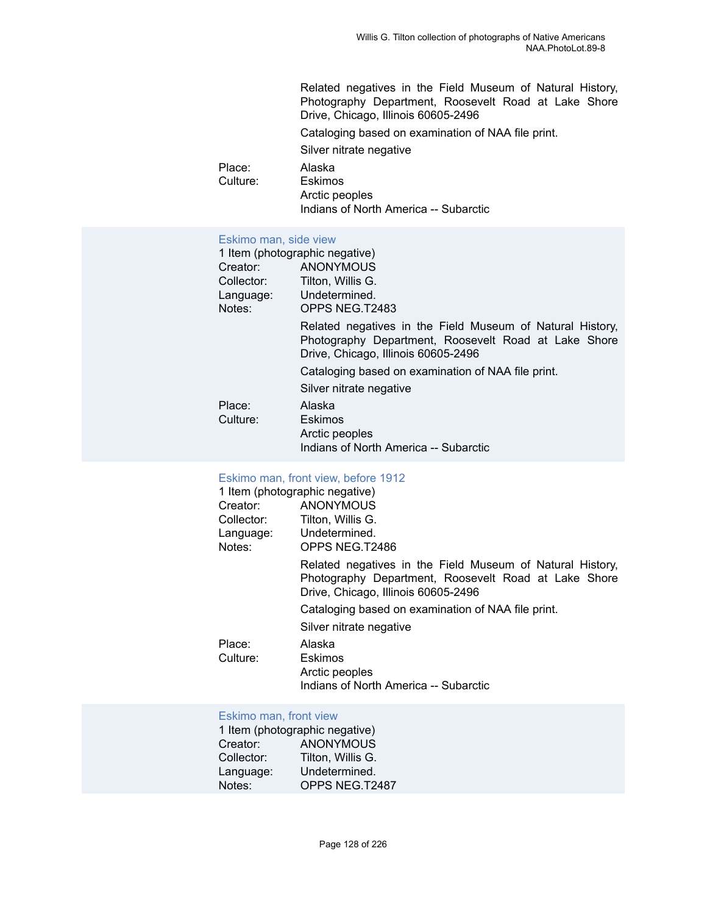Related negatives in the Field Museum of Natural History, Photography Department, Roosevelt Road at Lake Shore Drive, Chicago, Illinois 60605-2496

Cataloging based on examination of NAA file print.

Silver nitrate negative

Place: Alaska

Culture: Eskimos

Arctic peoples

Indians of North America -- Subarctic

### Eskimo man, side view

1 Item (photographic negative)

Creator: ANONYMOUS

Collector: Tilton, Willis G.

Language: Undetermined.

Notes: OPPS NEG.T2483

Related negatives in the Field Museum of Natural History, Photography Department, Roosevelt Road at Lake Shore Drive, Chicago, Illinois 60605-2496

Cataloging based on examination of NAA file print.

Silver nitrate negative

Place: Alaska

Culture: Eskimos

Arctic peoples

Indians of North America -- Subarctic

### Eskimo man, front view, before 1912

1 Item (photographic negative)

Creator: ANONYMOUS

Collector: Tilton, Willis G.

Language: Undetermined.

Notes: OPPS NEG.T2486

Related negatives in the Field Museum of Natural History, Photography Department, Roosevelt Road at Lake Shore Drive, Chicago, Illinois 60605-2496

Cataloging based on examination of NAA file print.

Silver nitrate negative

Place: Alaska

Culture: Eskimos

Arctic peoples

Indians of North America -- Subarctic

### Eskimo man, front view

1 Item (photographic negative)

Creator: ANONYMOUS

Collector: Tilton, Willis G.

Language: Undetermined.

Notes: OPPS NEG.T2487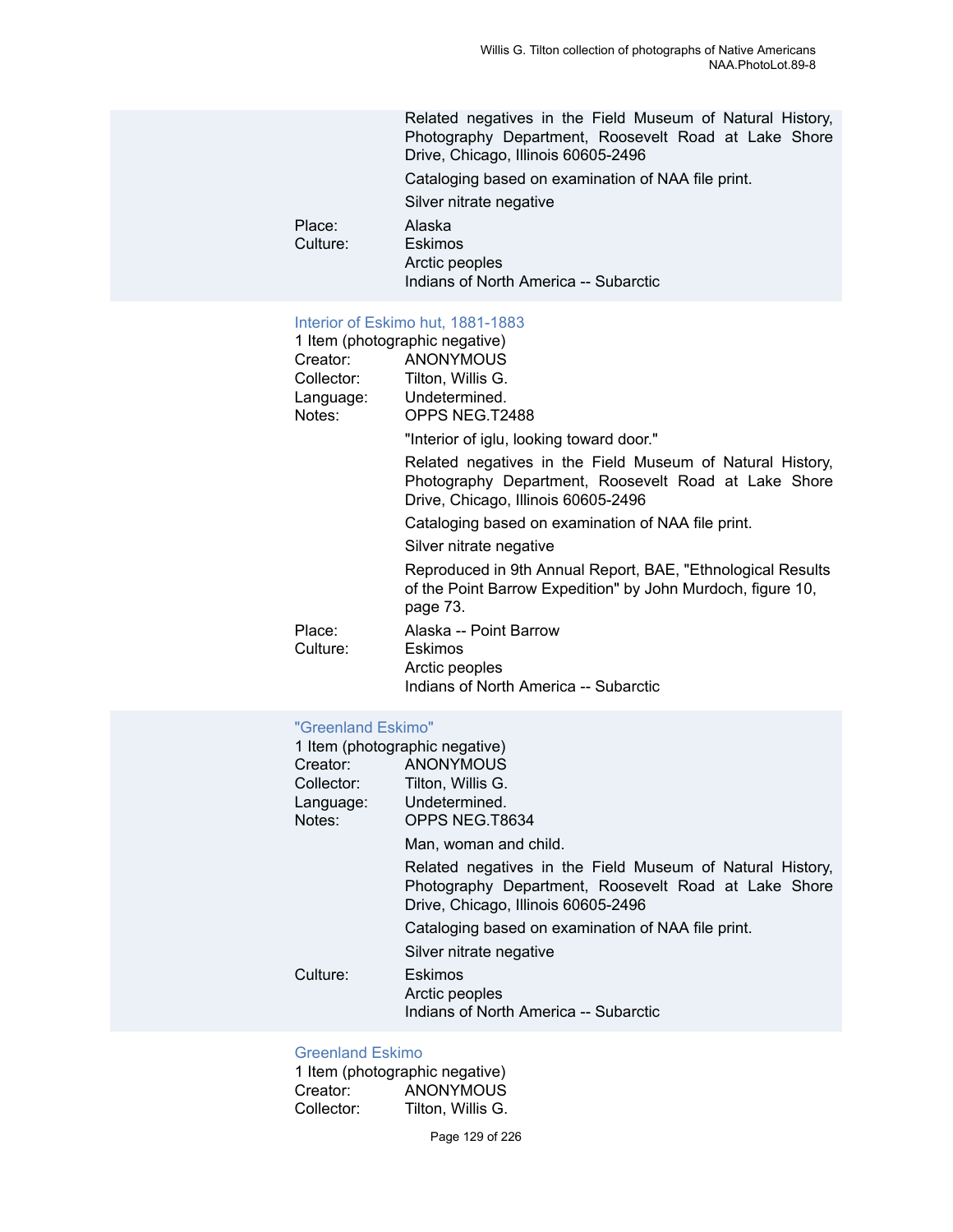Related negatives in the Field Museum of Natural History, Photography Department, Roosevelt Road at Lake Shore Drive, Chicago, Illinois 60605-2496

Cataloging based on examination of NAA file print.

Silver nitrate negative

Place: Alaska
Culture: Eskimos
Arctic peoples
Indians of North America -- Subarctic

### Interior of Eskimo hut, 1881-1883

1 Item (photographic negative)
Creator: ANONYMOUS
Collector: Tilton, Willis G.
Language: Undetermined.
Notes: OPPS NEG.T2488

"Interior of iglu, looking toward door."

Related negatives in the Field Museum of Natural History, Photography Department, Roosevelt Road at Lake Shore Drive, Chicago, Illinois 60605-2496

Cataloging based on examination of NAA file print.

Silver nitrate negative

Reproduced in 9th Annual Report, BAE, "Ethnological Results of the Point Barrow Expedition" by John Murdoch, figure 10, page 73.

Place: Alaska -- Point Barrow
Culture: Eskimos
Arctic peoples
Indians of North America -- Subarctic

### "Greenland Eskimo"

1 Item (photographic negative)
Creator: ANONYMOUS
Collector: Tilton, Willis G.
Language: Undetermined.
Notes: OPPS NEG.T8634

Man, woman and child.

Related negatives in the Field Museum of Natural History, Photography Department, Roosevelt Road at Lake Shore Drive, Chicago, Illinois 60605-2496

Cataloging based on examination of NAA file print.

Silver nitrate negative

Culture: Eskimos
Arctic peoples
Indians of North America -- Subarctic

### Greenland Eskimo

1 Item (photographic negative)
Creator: ANONYMOUS
Collector: Tilton, Willis G.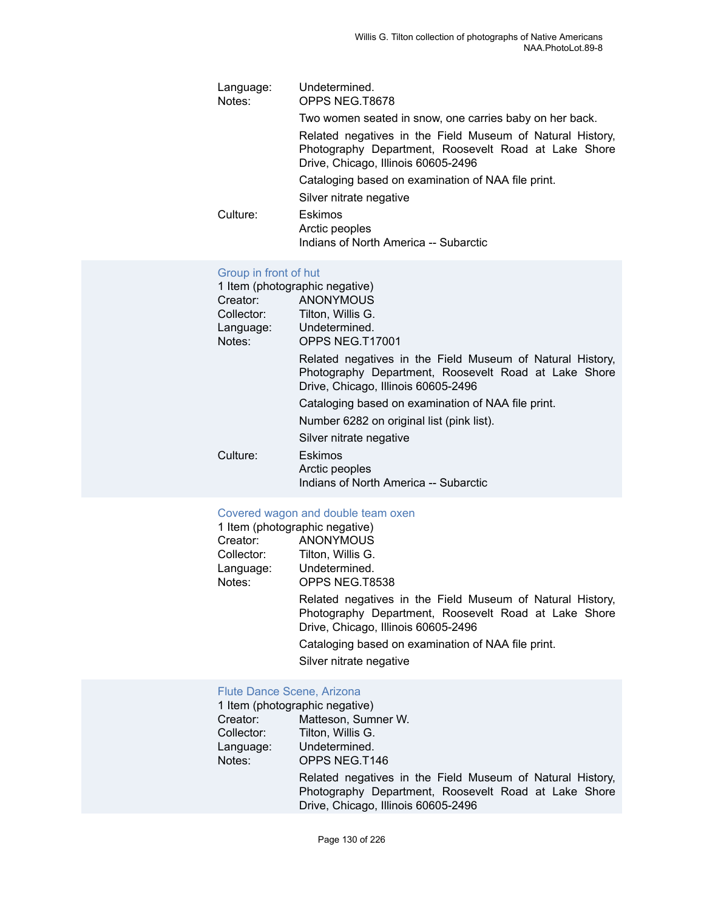Language: Undetermined.

Notes: OPPS NEG.T8678

Two women seated in snow, one carries baby on her back.

Related negatives in the Field Museum of Natural History, Photography Department, Roosevelt Road at Lake Shore Drive, Chicago, Illinois 60605-2496

Cataloging based on examination of NAA file print.

Silver nitrate negative

Culture: Eskimos
Arctic peoples
Indians of North America -- Subarctic

### Group in front of hut

1 Item (photographic negative)

Creator: ANONYMOUS
Collector: Tilton, Willis G.
Language: Undetermined.
Notes: OPPS NEG.T17001

Related negatives in the Field Museum of Natural History, Photography Department, Roosevelt Road at Lake Shore Drive, Chicago, Illinois 60605-2496

Cataloging based on examination of NAA file print.

Number 6282 on original list (pink list).

Silver nitrate negative

Culture: Eskimos
Arctic peoples
Indians of North America -- Subarctic

### Covered wagon and double team oxen

1 Item (photographic negative)

Creator: ANONYMOUS
Collector: Tilton, Willis G.
Language: Undetermined.
Notes: OPPS NEG.T8538

Related negatives in the Field Museum of Natural History, Photography Department, Roosevelt Road at Lake Shore Drive, Chicago, Illinois 60605-2496

Cataloging based on examination of NAA file print.

Silver nitrate negative

### Flute Dance Scene, Arizona

1 Item (photographic negative)

Creator: Matteson, Sumner W.
Collector: Tilton, Willis G.
Language: Undetermined.
Notes: OPPS NEG.T146

Related negatives in the Field Museum of Natural History, Photography Department, Roosevelt Road at Lake Shore Drive, Chicago, Illinois 60605-2496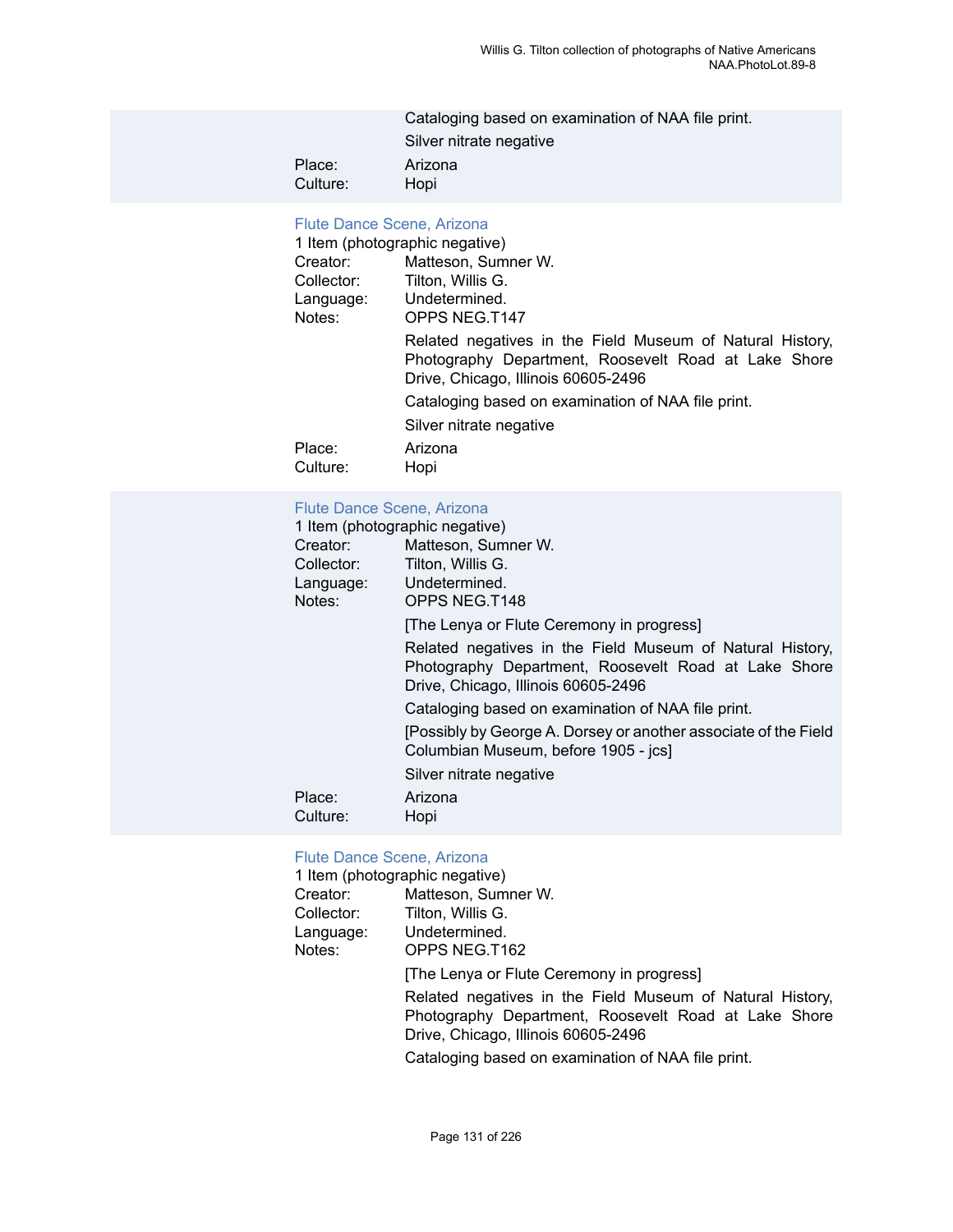Cataloging based on examination of NAA file print.

Silver nitrate negative

Place: Arizona
Culture: Hopi

### Flute Dance Scene, Arizona

1 Item (photographic negative)

Creator: Matteson, Sumner W.
Collector: Tilton, Willis G.
Language: Undetermined.
Notes: OPPS NEG.T147

Related negatives in the Field Museum of Natural History, Photography Department, Roosevelt Road at Lake Shore Drive, Chicago, Illinois 60605-2496

Cataloging based on examination of NAA file print.

Silver nitrate negative

Place: Arizona
Culture: Hopi

### Flute Dance Scene, Arizona

1 Item (photographic negative)

Creator: Matteson, Sumner W.
Collector: Tilton, Willis G.
Language: Undetermined.
Notes: OPPS NEG.T148

[The Lenya or Flute Ceremony in progress]

Related negatives in the Field Museum of Natural History, Photography Department, Roosevelt Road at Lake Shore Drive, Chicago, Illinois 60605-2496

Cataloging based on examination of NAA file print.

[Possibly by George A. Dorsey or another associate of the Field Columbian Museum, before 1905 - jcs]

Silver nitrate negative

Place: Arizona
Culture: Hopi

### Flute Dance Scene, Arizona

1 Item (photographic negative)

Creator: Matteson, Sumner W.
Collector: Tilton, Willis G.
Language: Undetermined.
Notes: OPPS NEG.T162

[The Lenya or Flute Ceremony in progress]

Related negatives in the Field Museum of Natural History, Photography Department, Roosevelt Road at Lake Shore Drive, Chicago, Illinois 60605-2496

Cataloging based on examination of NAA file print.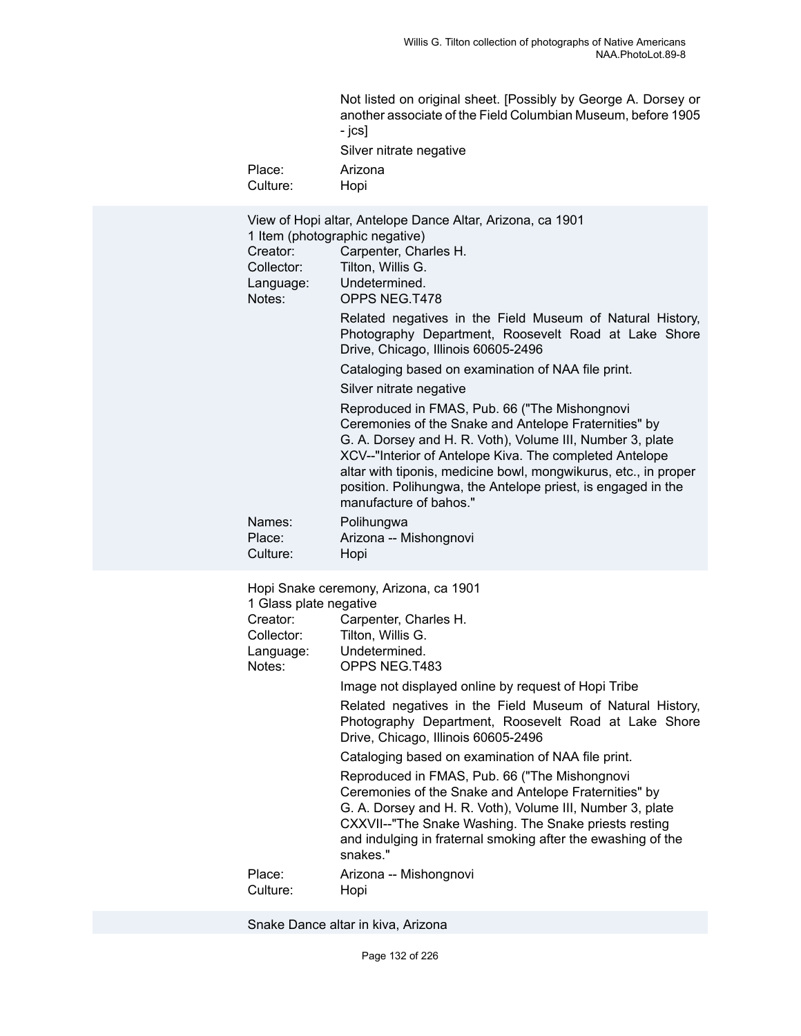Not listed on original sheet. [Possibly by George A. Dorsey or another associate of the Field Columbian Museum, before 1905 - jcs]

Silver nitrate negative

Place: Arizona
Culture: Hopi

View of Hopi altar, Antelope Dance Altar, Arizona, ca 1901
1 Item (photographic negative)

Creator: Carpenter, Charles H.
Collector: Tilton, Willis G.
Language: Undetermined.
Notes: OPPS NEG.T478

Related negatives in the Field Museum of Natural History, Photography Department, Roosevelt Road at Lake Shore Drive, Chicago, Illinois 60605-2496

Cataloging based on examination of NAA file print.

Silver nitrate negative

Reproduced in FMAS, Pub. 66 ("The Mishongnovi Ceremonies of the Snake and Antelope Fraternities" by G. A. Dorsey and H. R. Voth), Volume III, Number 3, plate XCV--"Interior of Antelope Kiva. The completed Antelope altar with tiponis, medicine bowl, mongwikurus, etc., in proper position. Polihungwa, the Antelope priest, is engaged in the manufacture of bahos."

Names: Polihungwa
Place: Arizona -- Mishongnovi
Culture: Hopi

Hopi Snake ceremony, Arizona, ca 1901
1 Glass plate negative

Creator: Carpenter, Charles H.
Collector: Tilton, Willis G.
Language: Undetermined.
Notes: OPPS NEG.T483

Image not displayed online by request of Hopi Tribe

Related negatives in the Field Museum of Natural History, Photography Department, Roosevelt Road at Lake Shore Drive, Chicago, Illinois 60605-2496

Cataloging based on examination of NAA file print.

Reproduced in FMAS, Pub. 66 ("The Mishongnovi Ceremonies of the Snake and Antelope Fraternities" by G. A. Dorsey and H. R. Voth), Volume III, Number 3, plate CXXVII--"The Snake Washing. The Snake priests resting and indulging in fraternal smoking after the ewashing of the snakes."

Place: Arizona -- Mishongnovi
Culture: Hopi

Snake Dance altar in kiva, Arizona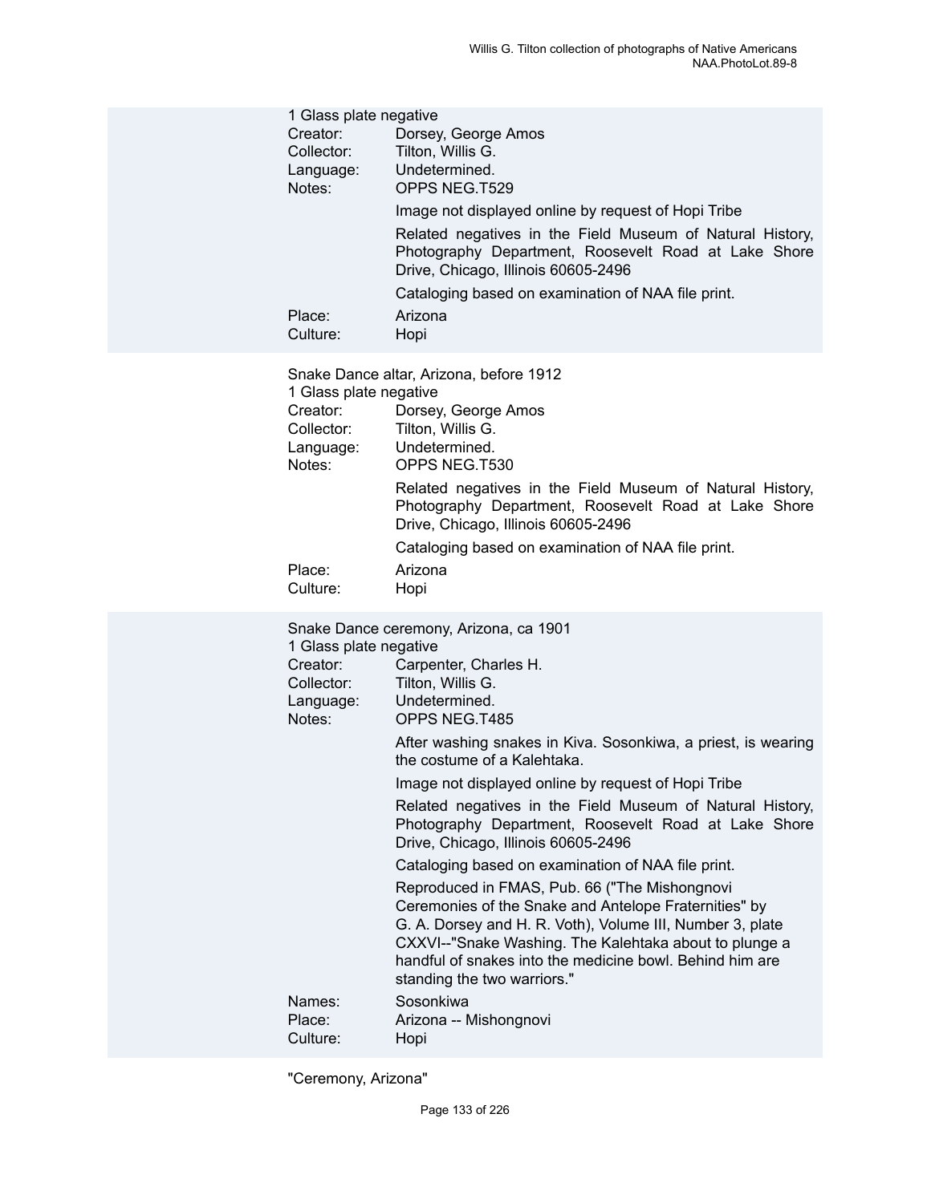1 Glass plate negative

Creator: Dorsey, George Amos
Collector: Tilton, Willis G.
Language: Undetermined.
Notes: OPPS NEG.T529

Image not displayed online by request of Hopi Tribe

Related negatives in the Field Museum of Natural History, Photography Department, Roosevelt Road at Lake Shore Drive, Chicago, Illinois 60605-2496

Cataloging based on examination of NAA file print.

Place: Arizona
Culture: Hopi

Snake Dance altar, Arizona, before 1912
1 Glass plate negative

Creator: Dorsey, George Amos
Collector: Tilton, Willis G.
Language: Undetermined.
Notes: OPPS NEG.T530

Related negatives in the Field Museum of Natural History, Photography Department, Roosevelt Road at Lake Shore Drive, Chicago, Illinois 60605-2496

Cataloging based on examination of NAA file print.

Place: Arizona
Culture: Hopi

Snake Dance ceremony, Arizona, ca 1901
1 Glass plate negative

Creator: Carpenter, Charles H.
Collector: Tilton, Willis G.
Language: Undetermined.
Notes: OPPS NEG.T485

After washing snakes in Kiva. Sosonkiwa, a priest, is wearing the costume of a Kalehtaka.

Image not displayed online by request of Hopi Tribe

Related negatives in the Field Museum of Natural History, Photography Department, Roosevelt Road at Lake Shore Drive, Chicago, Illinois 60605-2496

Cataloging based on examination of NAA file print.

Reproduced in FMAS, Pub. 66 ("The Mishongnovi Ceremonies of the Snake and Antelope Fraternities" by G. A. Dorsey and H. R. Voth), Volume III, Number 3, plate CXXVI--"Snake Washing. The Kalehtaka about to plunge a handful of snakes into the medicine bowl. Behind him are standing the two warriors."

Names: Sosonkiwa
Place: Arizona -- Mishongnovi
Culture: Hopi

"Ceremony, Arizona"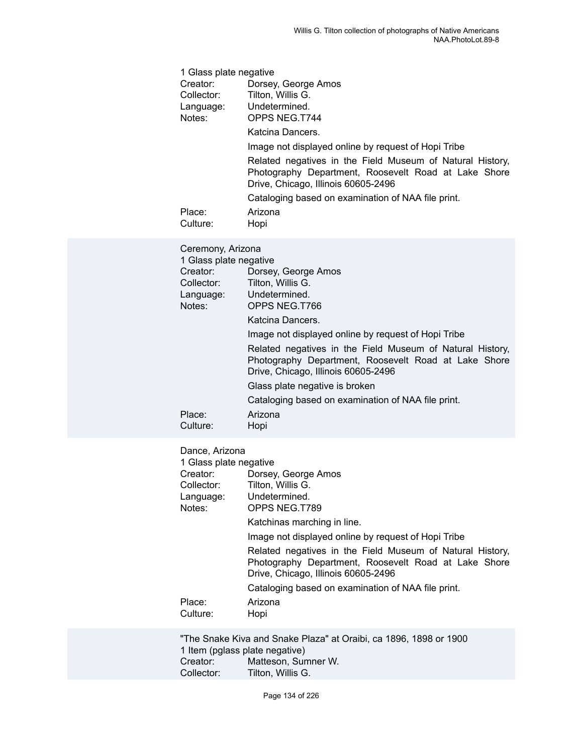1 Glass plate negative

Creator: Dorsey, George Amos
Collector: Tilton, Willis G.
Language: Undetermined.
Notes: OPPS NEG.T744

Katcina Dancers.

Image not displayed online by request of Hopi Tribe

Related negatives in the Field Museum of Natural History, Photography Department, Roosevelt Road at Lake Shore Drive, Chicago, Illinois 60605-2496

Cataloging based on examination of NAA file print.

Place: Arizona
Culture: Hopi

Ceremony, Arizona
1 Glass plate negative

Creator: Dorsey, George Amos
Collector: Tilton, Willis G.
Language: Undetermined.
Notes: OPPS NEG.T766

Katcina Dancers.

Image not displayed online by request of Hopi Tribe

Related negatives in the Field Museum of Natural History, Photography Department, Roosevelt Road at Lake Shore Drive, Chicago, Illinois 60605-2496

Glass plate negative is broken

Cataloging based on examination of NAA file print.

Place: Arizona
Culture: Hopi

Dance, Arizona
1 Glass plate negative

Creator: Dorsey, George Amos
Collector: Tilton, Willis G.
Language: Undetermined.
Notes: OPPS NEG.T789

Katchinas marching in line.

Image not displayed online by request of Hopi Tribe

Related negatives in the Field Museum of Natural History, Photography Department, Roosevelt Road at Lake Shore Drive, Chicago, Illinois 60605-2496

Cataloging based on examination of NAA file print.

Place: Arizona
Culture: Hopi

"The Snake Kiva and Snake Plaza" at Oraibi, ca 1896, 1898 or 1900
1 Item (pglass plate negative)

Creator: Matteson, Sumner W.
Collector: Tilton, Willis G.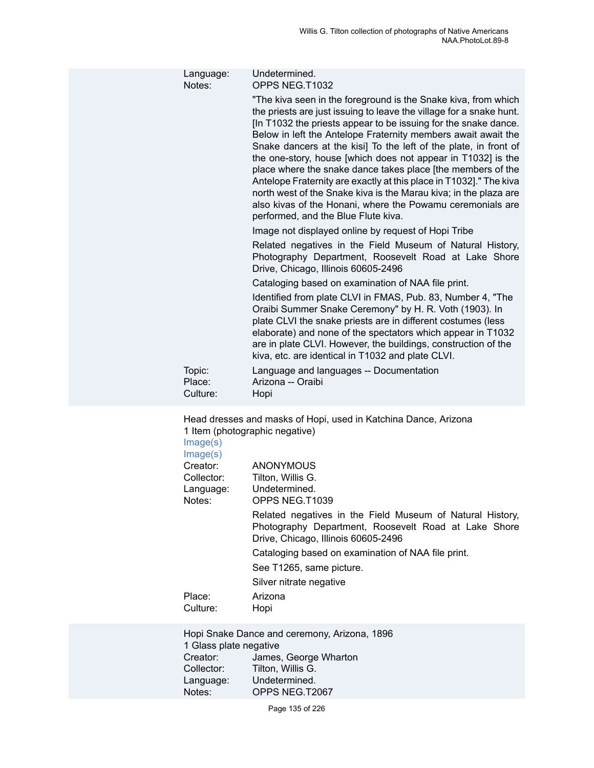Language: Undetermined.
Notes: OPPS NEG.T1032

"The kiva seen in the foreground is the Snake kiva, from which the priests are just issuing to leave the village for a snake hunt. [In T1032 the priests appear to be issuing for the snake dance. Below in left the Antelope Fraternity members await await the Snake dancers at the kisi] To the left of the plate, in front of the one-story, house [which does not appear in T1032] is the place where the snake dance takes place [the members of the Antelope Fraternity are exactly at this place in T1032]." The kiva north west of the Snake kiva is the Marau kiva; in the plaza are also kivas of the Honani, where the Powamu ceremonials are performed, and the Blue Flute kiva.

Image not displayed online by request of Hopi Tribe

Related negatives in the Field Museum of Natural History, Photography Department, Roosevelt Road at Lake Shore Drive, Chicago, Illinois 60605-2496

Cataloging based on examination of NAA file print.

Identified from plate CLVI in FMAS, Pub. 83, Number 4, "The Oraibi Summer Snake Ceremony" by H. R. Voth (1903). In plate CLVI the snake priests are in different costumes (less elaborate) and none of the spectators which appear in T1032 are in plate CLVI. However, the buildings, construction of the kiva, etc. are identical in T1032 and plate CLVI.

Topic: Language and languages -- Documentation
Place: Arizona -- Oraibi
Culture: Hopi

Head dresses and masks of Hopi, used in Katchina Dance, Arizona
1 Item (photographic negative)
Image(s)
Image(s)

Creator: ANONYMOUS
Collector: Tilton, Willis G.
Language: Undetermined.
Notes: OPPS NEG.T1039

Related negatives in the Field Museum of Natural History, Photography Department, Roosevelt Road at Lake Shore Drive, Chicago, Illinois 60605-2496

Cataloging based on examination of NAA file print.

See T1265, same picture.

Silver nitrate negative

Place: Arizona
Culture: Hopi

Hopi Snake Dance and ceremony, Arizona, 1896
1 Glass plate negative

Creator: James, George Wharton
Collector: Tilton, Willis G.
Language: Undetermined.
Notes: OPPS NEG.T2067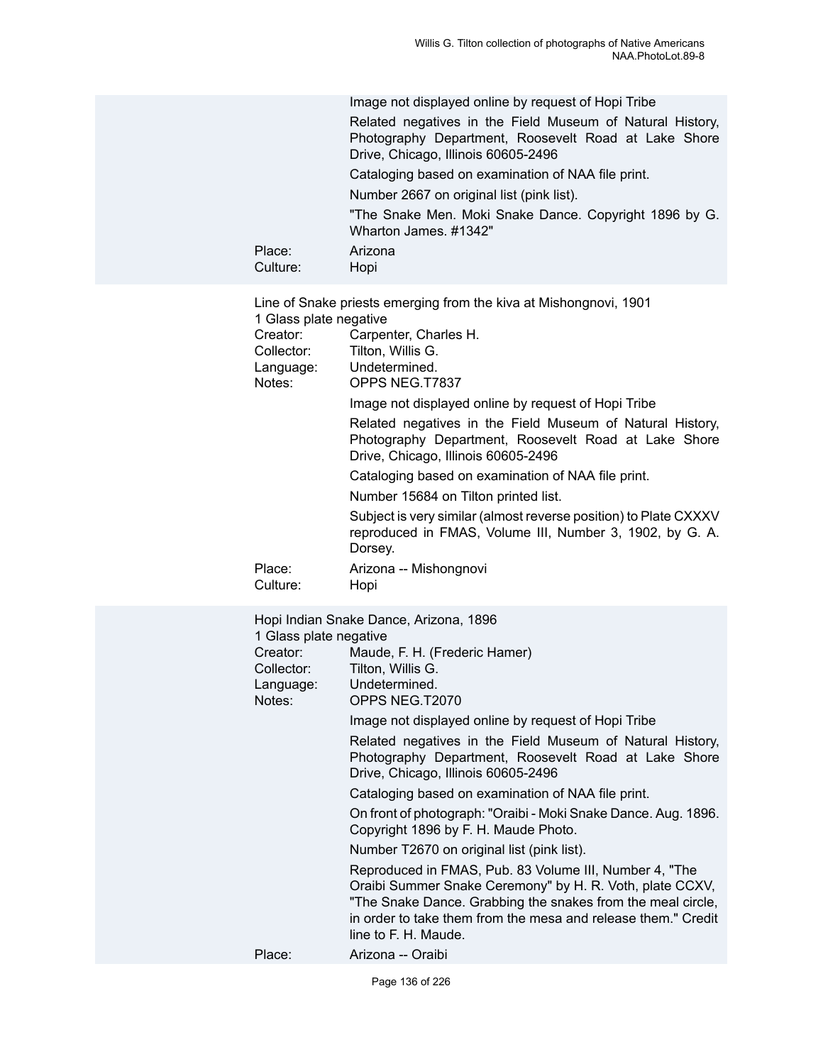Image not displayed online by request of Hopi Tribe

Related negatives in the Field Museum of Natural History, Photography Department, Roosevelt Road at Lake Shore Drive, Chicago, Illinois 60605-2496

Cataloging based on examination of NAA file print.

Number 2667 on original list (pink list).

"The Snake Men. Moki Snake Dance. Copyright 1896 by G. Wharton James. #1342"

Place: Arizona
Culture: Hopi

Line of Snake priests emerging from the kiva at Mishongnovi, 1901
1 Glass plate negative

Creator: Carpenter, Charles H.
Collector: Tilton, Willis G.
Language: Undetermined.
Notes: OPPS NEG.T7837

Image not displayed online by request of Hopi Tribe

Related negatives in the Field Museum of Natural History, Photography Department, Roosevelt Road at Lake Shore Drive, Chicago, Illinois 60605-2496

Cataloging based on examination of NAA file print.

Number 15684 on Tilton printed list.

Subject is very similar (almost reverse position) to Plate CXXXV reproduced in FMAS, Volume III, Number 3, 1902, by G. A. Dorsey.

Place: Arizona -- Mishongnovi
Culture: Hopi

Hopi Indian Snake Dance, Arizona, 1896
1 Glass plate negative

Creator: Maude, F. H. (Frederic Hamer)
Collector: Tilton, Willis G.
Language: Undetermined.
Notes: OPPS NEG.T2070

Image not displayed online by request of Hopi Tribe

Related negatives in the Field Museum of Natural History, Photography Department, Roosevelt Road at Lake Shore Drive, Chicago, Illinois 60605-2496

Cataloging based on examination of NAA file print.

On front of photograph: "Oraibi - Moki Snake Dance. Aug. 1896. Copyright 1896 by F. H. Maude Photo.

Number T2670 on original list (pink list).

Reproduced in FMAS, Pub. 83 Volume III, Number 4, "The Oraibi Summer Snake Ceremony" by H. R. Voth, plate CCXV, "The Snake Dance. Grabbing the snakes from the meal circle, in order to take them from the mesa and release them." Credit line to F. H. Maude.

Place: Arizona -- Oraibi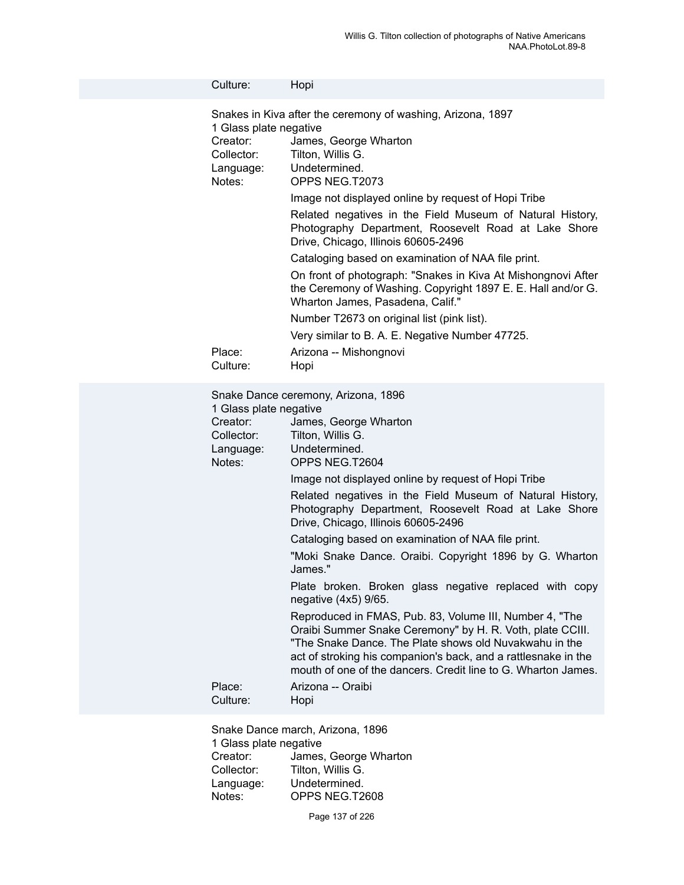Culture: Hopi

Snakes in Kiva after the ceremony of washing, Arizona, 1897
1 Glass plate negative

Creator: James, George Wharton
Collector: Tilton, Willis G.
Language: Undetermined.
Notes: OPPS NEG.T2073

Image not displayed online by request of Hopi Tribe

Related negatives in the Field Museum of Natural History, Photography Department, Roosevelt Road at Lake Shore Drive, Chicago, Illinois 60605-2496

Cataloging based on examination of NAA file print.

On front of photograph: "Snakes in Kiva At Mishongnovi After the Ceremony of Washing. Copyright 1897 E. E. Hall and/or G. Wharton James, Pasadena, Calif."

Number T2673 on original list (pink list).

Very similar to B. A. E. Negative Number 47725.

Place: Arizona -- Mishongnovi
Culture: Hopi

Snake Dance ceremony, Arizona, 1896
1 Glass plate negative

Creator: James, George Wharton
Collector: Tilton, Willis G.
Language: Undetermined.
Notes: OPPS NEG.T2604

Image not displayed online by request of Hopi Tribe

Related negatives in the Field Museum of Natural History, Photography Department, Roosevelt Road at Lake Shore Drive, Chicago, Illinois 60605-2496

Cataloging based on examination of NAA file print.

"Moki Snake Dance. Oraibi. Copyright 1896 by G. Wharton James."

Plate broken. Broken glass negative replaced with copy negative (4x5) 9/65.

Reproduced in FMAS, Pub. 83, Volume III, Number 4, "The Oraibi Summer Snake Ceremony" by H. R. Voth, plate CCIII. "The Snake Dance. The Plate shows old Nuvakwahu in the act of stroking his companion's back, and a rattlesnake in the mouth of one of the dancers. Credit line to G. Wharton James.

Place: Arizona -- Oraibi
Culture: Hopi

Snake Dance march, Arizona, 1896
1 Glass plate negative

Creator: James, George Wharton
Collector: Tilton, Willis G.
Language: Undetermined.
Notes: OPPS NEG.T2608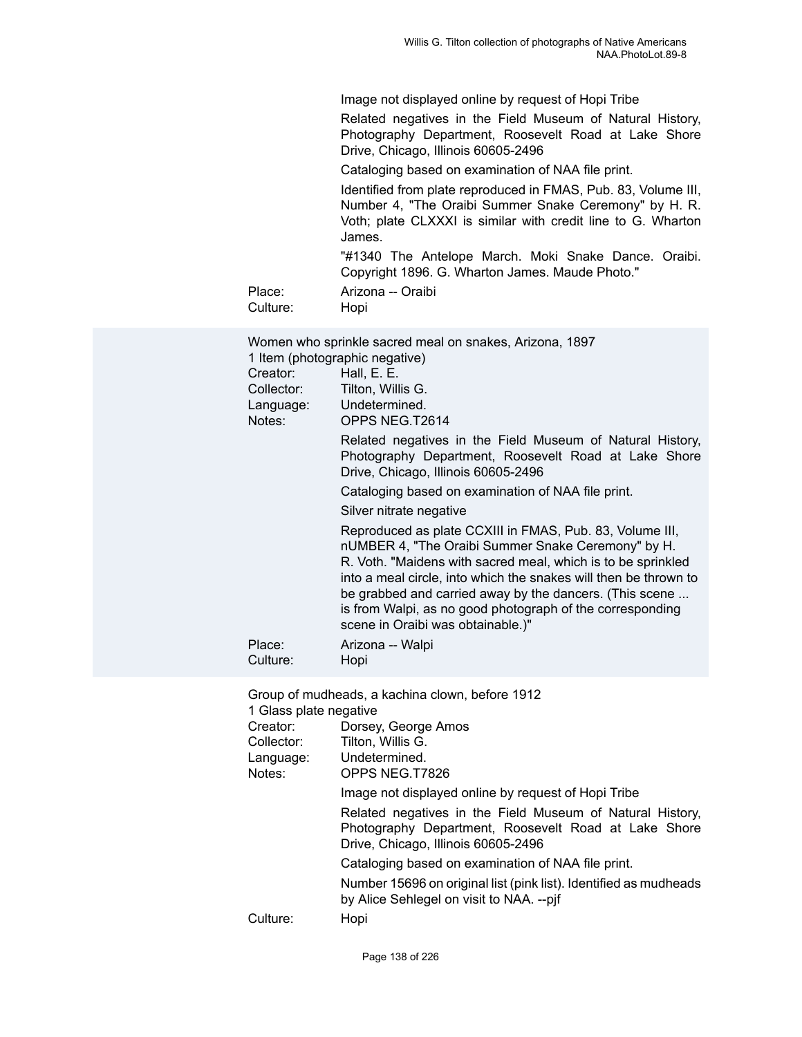Image not displayed online by request of Hopi Tribe

Related negatives in the Field Museum of Natural History, Photography Department, Roosevelt Road at Lake Shore Drive, Chicago, Illinois 60605-2496

Cataloging based on examination of NAA file print.

Identified from plate reproduced in FMAS, Pub. 83, Volume III, Number 4, "The Oraibi Summer Snake Ceremony" by H. R. Voth; plate CLXXXI is similar with credit line to G. Wharton James.

"#1340 The Antelope March. Moki Snake Dance. Oraibi. Copyright 1896. G. Wharton James. Maude Photo."

Place: Arizona -- Oraibi
Culture: Hopi

Women who sprinkle sacred meal on snakes, Arizona, 1897
1 Item (photographic negative)
Creator: Hall, E. E.
Collector: Tilton, Willis G.
Language: Undetermined.
Notes: OPPS NEG.T2614

Related negatives in the Field Museum of Natural History, Photography Department, Roosevelt Road at Lake Shore Drive, Chicago, Illinois 60605-2496

Cataloging based on examination of NAA file print.

Silver nitrate negative

Reproduced as plate CCXIII in FMAS, Pub. 83, Volume III, nUMBER 4, "The Oraibi Summer Snake Ceremony" by H. R. Voth. "Maidens with sacred meal, which is to be sprinkled into a meal circle, into which the snakes will then be thrown to be grabbed and carried away by the dancers. (This scene ... is from Walpi, as no good photograph of the corresponding scene in Oraibi was obtainable.)"

Place: Arizona -- Walpi
Culture: Hopi

Group of mudheads, a kachina clown, before 1912
1 Glass plate negative
Creator: Dorsey, George Amos
Collector: Tilton, Willis G.
Language: Undetermined.
Notes: OPPS NEG.T7826

Image not displayed online by request of Hopi Tribe

Related negatives in the Field Museum of Natural History, Photography Department, Roosevelt Road at Lake Shore Drive, Chicago, Illinois 60605-2496

Cataloging based on examination of NAA file print.

Number 15696 on original list (pink list). Identified as mudheads by Alice Sehlegel on visit to NAA. --pjf

Culture: Hopi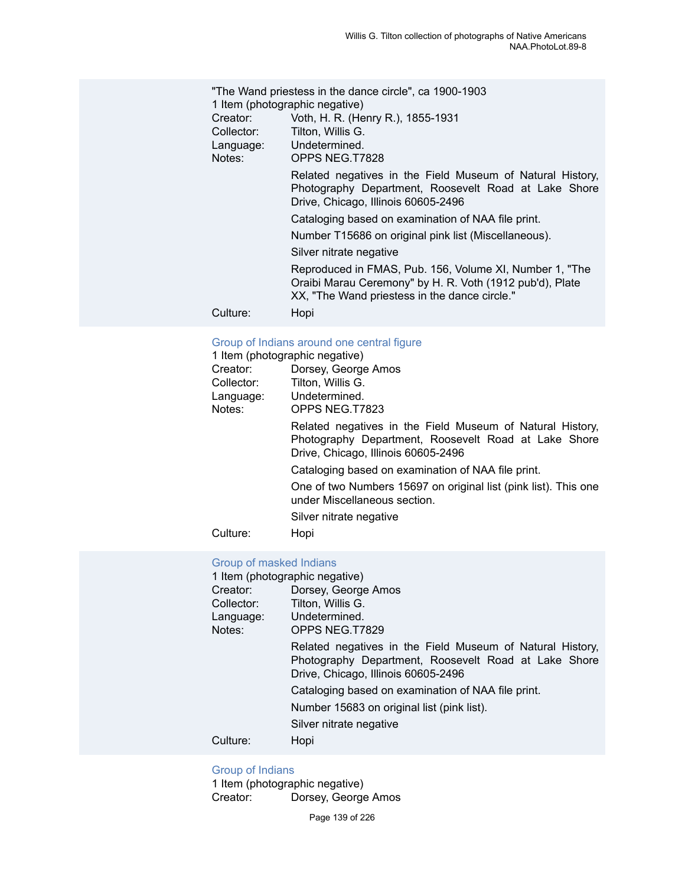"The Wand priestess in the dance circle", ca 1900-1903
1 Item (photographic negative)

Creator: Voth, H. R. (Henry R.), 1855-1931
Collector: Tilton, Willis G.
Language: Undetermined.
Notes: OPPS NEG.T7828

Related negatives in the Field Museum of Natural History, Photography Department, Roosevelt Road at Lake Shore Drive, Chicago, Illinois 60605-2496

Cataloging based on examination of NAA file print.

Number T15686 on original pink list (Miscellaneous).

Silver nitrate negative

Reproduced in FMAS, Pub. 156, Volume XI, Number 1, "The Oraibi Marau Ceremony" by H. R. Voth (1912 pub'd), Plate XX, "The Wand priestess in the dance circle."

Culture: Hopi

### Group of Indians around one central figure

1 Item (photographic negative)

Creator: Dorsey, George Amos
Collector: Tilton, Willis G.
Language: Undetermined.
Notes: OPPS NEG.T7823

Related negatives in the Field Museum of Natural History, Photography Department, Roosevelt Road at Lake Shore Drive, Chicago, Illinois 60605-2496

Cataloging based on examination of NAA file print.

One of two Numbers 15697 on original list (pink list). This one under Miscellaneous section.

Silver nitrate negative

Culture: Hopi

### Group of masked Indians

1 Item (photographic negative)

Creator: Dorsey, George Amos
Collector: Tilton, Willis G.
Language: Undetermined.
Notes: OPPS NEG.T7829

Related negatives in the Field Museum of Natural History, Photography Department, Roosevelt Road at Lake Shore Drive, Chicago, Illinois 60605-2496

Cataloging based on examination of NAA file print.

Number 15683 on original list (pink list).

Silver nitrate negative

Culture: Hopi

### Group of Indians

1 Item (photographic negative)

Creator: Dorsey, George Amos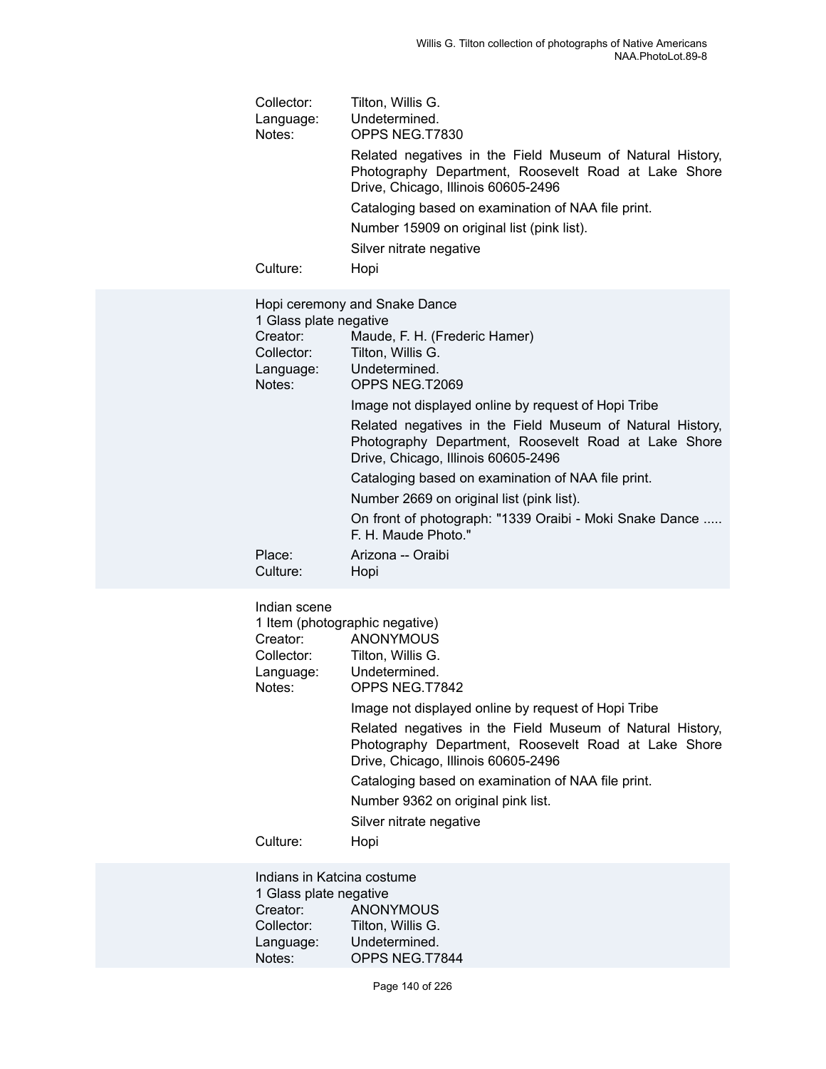Collector: Tilton, Willis G.
Language: Undetermined.
Notes: OPPS NEG.T7830

Related negatives in the Field Museum of Natural History, Photography Department, Roosevelt Road at Lake Shore Drive, Chicago, Illinois 60605-2496

Cataloging based on examination of NAA file print.

Number 15909 on original list (pink list).

Silver nitrate negative

Culture: Hopi

Hopi ceremony and Snake Dance
1 Glass plate negative
Creator: Maude, F. H. (Frederic Hamer)
Collector: Tilton, Willis G.
Language: Undetermined.
Notes: OPPS NEG.T2069

Image not displayed online by request of Hopi Tribe

Related negatives in the Field Museum of Natural History, Photography Department, Roosevelt Road at Lake Shore Drive, Chicago, Illinois 60605-2496

Cataloging based on examination of NAA file print.

Number 2669 on original list (pink list).

On front of photograph: "1339 Oraibi - Moki Snake Dance ..... F. H. Maude Photo."

Place: Arizona -- Oraibi
Culture: Hopi

Indian scene
1 Item (photographic negative)
Creator: ANONYMOUS
Collector: Tilton, Willis G.
Language: Undetermined.
Notes: OPPS NEG.T7842

Image not displayed online by request of Hopi Tribe

Related negatives in the Field Museum of Natural History, Photography Department, Roosevelt Road at Lake Shore Drive, Chicago, Illinois 60605-2496

Cataloging based on examination of NAA file print.

Number 9362 on original pink list.

Silver nitrate negative

Culture: Hopi

Indians in Katcina costume
1 Glass plate negative
Creator: ANONYMOUS
Collector: Tilton, Willis G.
Language: Undetermined.
Notes: OPPS NEG.T7844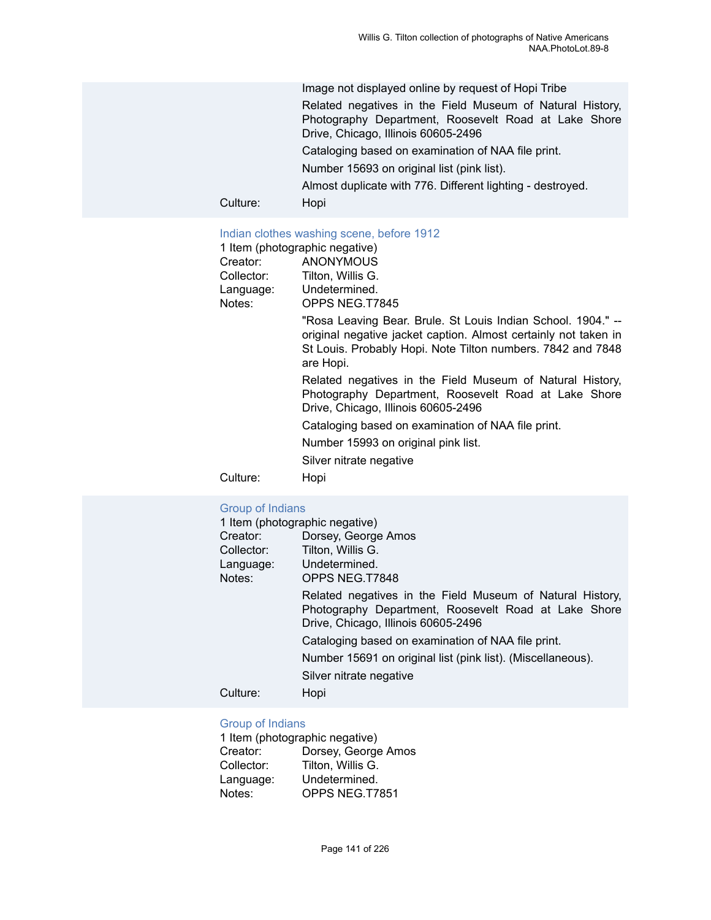Image not displayed online by request of Hopi Tribe

Related negatives in the Field Museum of Natural History, Photography Department, Roosevelt Road at Lake Shore Drive, Chicago, Illinois 60605-2496

Cataloging based on examination of NAA file print.

Number 15693 on original list (pink list).

Almost duplicate with 776. Different lighting - destroyed.

Culture: Hopi

### Indian clothes washing scene, before 1912

1 Item (photographic negative)

Creator: ANONYMOUS
Collector: Tilton, Willis G.
Language: Undetermined.
Notes: OPPS NEG.T7845

"Rosa Leaving Bear. Brule. St Louis Indian School. 1904." -- original negative jacket caption. Almost certainly not taken in St Louis. Probably Hopi. Note Tilton numbers. 7842 and 7848 are Hopi.

Related negatives in the Field Museum of Natural History, Photography Department, Roosevelt Road at Lake Shore Drive, Chicago, Illinois 60605-2496

Cataloging based on examination of NAA file print.

Number 15993 on original pink list.

Silver nitrate negative

Culture: Hopi

### Group of Indians

1 Item (photographic negative)

Creator: Dorsey, George Amos
Collector: Tilton, Willis G.
Language: Undetermined.
Notes: OPPS NEG.T7848

Related negatives in the Field Museum of Natural History, Photography Department, Roosevelt Road at Lake Shore Drive, Chicago, Illinois 60605-2496

Cataloging based on examination of NAA file print.

Number 15691 on original list (pink list). (Miscellaneous).

Silver nitrate negative

Culture: Hopi

### Group of Indians

1 Item (photographic negative)

Creator: Dorsey, George Amos
Collector: Tilton, Willis G.
Language: Undetermined.
Notes: OPPS NEG.T7851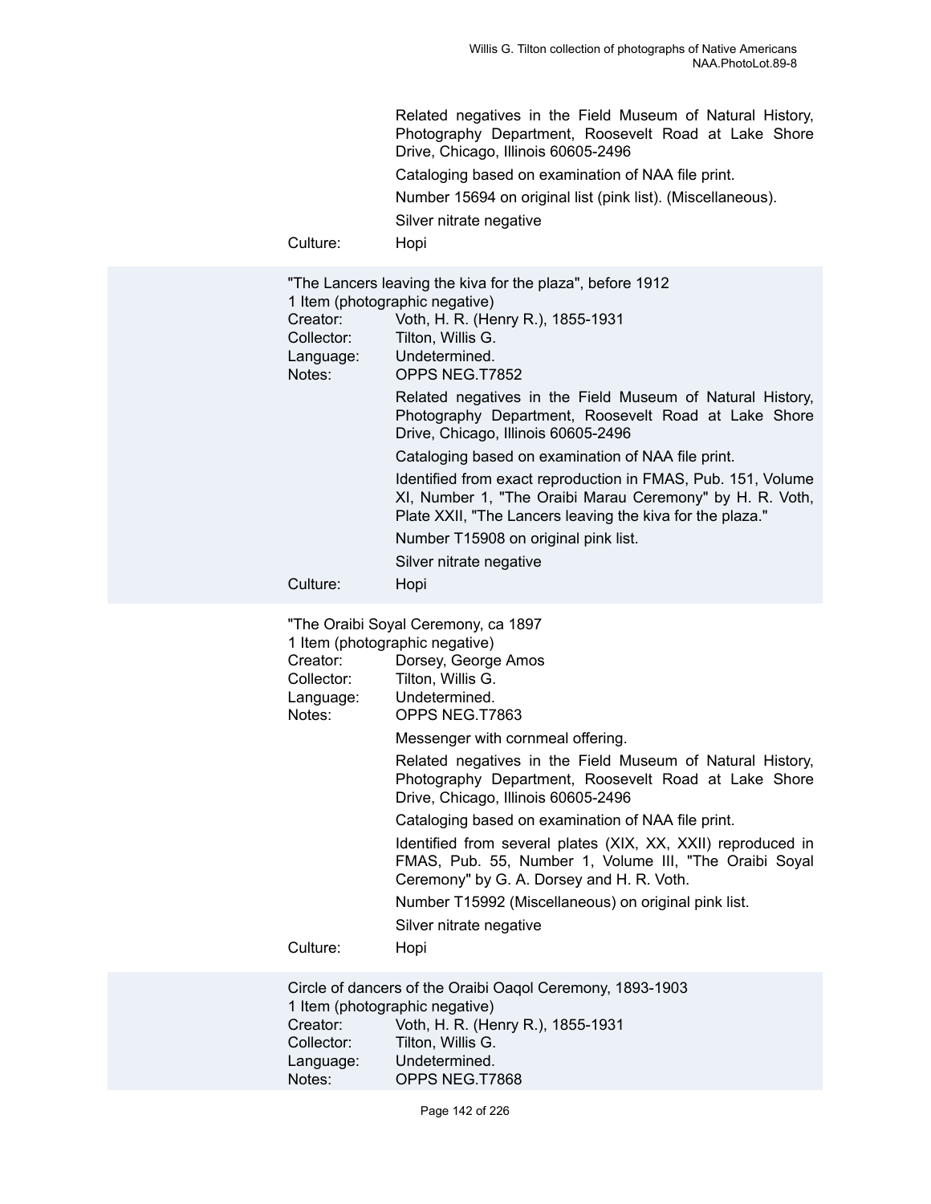Related negatives in the Field Museum of Natural History, Photography Department, Roosevelt Road at Lake Shore Drive, Chicago, Illinois 60605-2496

Cataloging based on examination of NAA file print.

Number 15694 on original list (pink list). (Miscellaneous).

Silver nitrate negative

Culture: Hopi

"The Lancers leaving the kiva for the plaza", before 1912
1 Item (photographic negative)

Creator: Voth, H. R. (Henry R.), 1855-1931
Collector: Tilton, Willis G.
Language: Undetermined.
Notes: OPPS NEG.T7852

Related negatives in the Field Museum of Natural History, Photography Department, Roosevelt Road at Lake Shore Drive, Chicago, Illinois 60605-2496

Cataloging based on examination of NAA file print.

Identified from exact reproduction in FMAS, Pub. 151, Volume XI, Number 1, "The Oraibi Marau Ceremony" by H. R. Voth, Plate XXII, "The Lancers leaving the kiva for the plaza."

Number T15908 on original pink list.

Silver nitrate negative

Culture: Hopi

"The Oraibi Soyal Ceremony, ca 1897
1 Item (photographic negative)

Creator: Dorsey, George Amos
Collector: Tilton, Willis G.
Language: Undetermined.
Notes: OPPS NEG.T7863

Messenger with cornmeal offering.

Related negatives in the Field Museum of Natural History, Photography Department, Roosevelt Road at Lake Shore Drive, Chicago, Illinois 60605-2496

Cataloging based on examination of NAA file print.

Identified from several plates (XIX, XX, XXII) reproduced in FMAS, Pub. 55, Number 1, Volume III, "The Oraibi Soyal Ceremony" by G. A. Dorsey and H. R. Voth.

Number T15992 (Miscellaneous) on original pink list.

Silver nitrate negative

Culture: Hopi

Circle of dancers of the Oraibi Oaqol Ceremony, 1893-1903
1 Item (photographic negative)

Creator: Voth, H. R. (Henry R.), 1855-1931
Collector: Tilton, Willis G.
Language: Undetermined.
Notes: OPPS NEG.T7868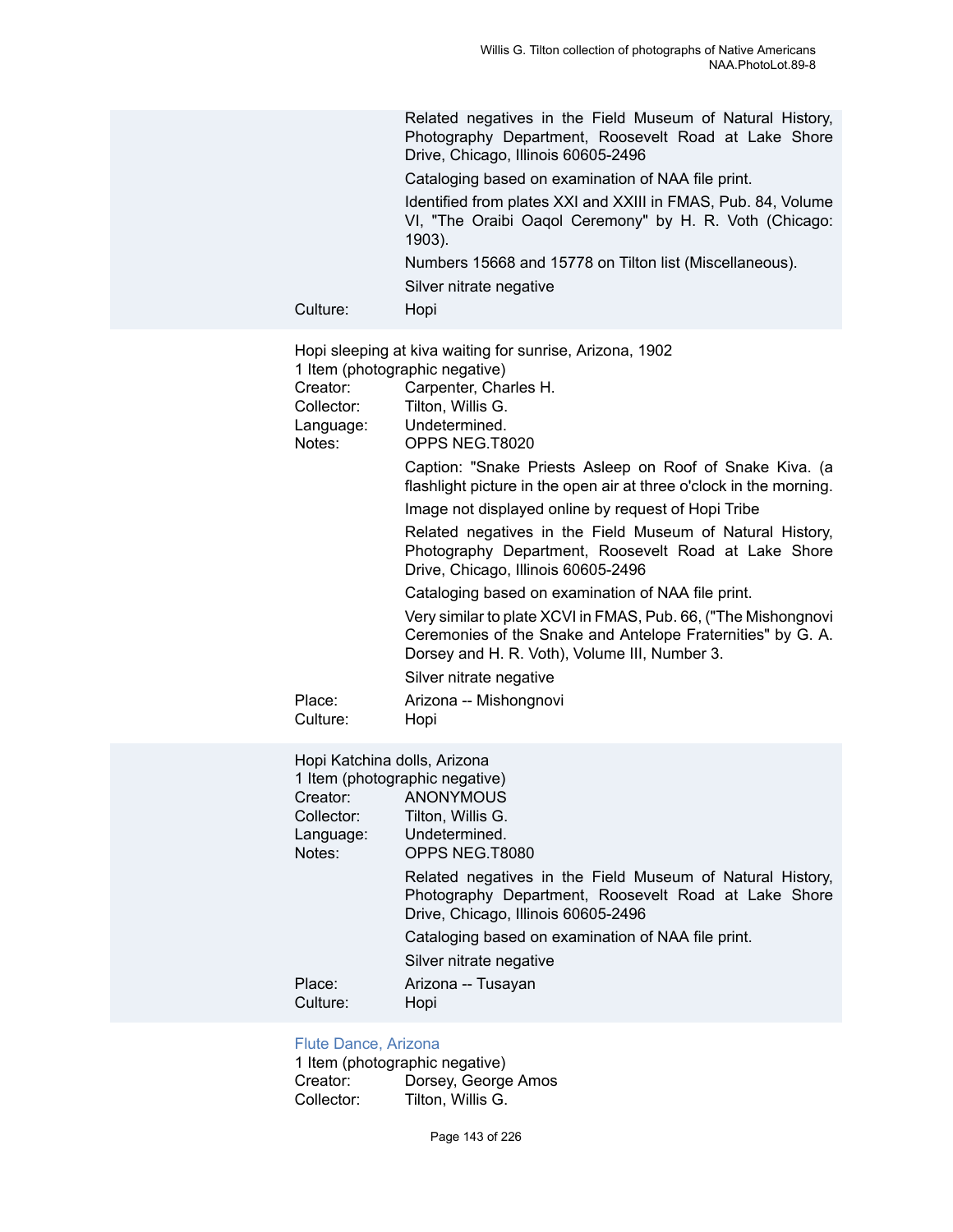Related negatives in the Field Museum of Natural History, Photography Department, Roosevelt Road at Lake Shore Drive, Chicago, Illinois 60605-2496

Cataloging based on examination of NAA file print.

Identified from plates XXI and XXIII in FMAS, Pub. 84, Volume VI, "The Oraibi Oaqol Ceremony" by H. R. Voth (Chicago: 1903).

Numbers 15668 and 15778 on Tilton list (Miscellaneous).

Silver nitrate negative

Culture: Hopi

Hopi sleeping at kiva waiting for sunrise, Arizona, 1902
1 Item (photographic negative)
Creator: Carpenter, Charles H.
Collector: Tilton, Willis G.
Language: Undetermined.
Notes: OPPS NEG.T8020

Caption: "Snake Priests Asleep on Roof of Snake Kiva. (a flashlight picture in the open air at three o'clock in the morning.

Image not displayed online by request of Hopi Tribe

Related negatives in the Field Museum of Natural History, Photography Department, Roosevelt Road at Lake Shore Drive, Chicago, Illinois 60605-2496

Cataloging based on examination of NAA file print.

Very similar to plate XCVI in FMAS, Pub. 66, ("The Mishongnovi Ceremonies of the Snake and Antelope Fraternities" by G. A. Dorsey and H. R. Voth), Volume III, Number 3.

Silver nitrate negative

Place: Arizona -- Mishongnovi
Culture: Hopi

Hopi Katchina dolls, Arizona
1 Item (photographic negative)
Creator: ANONYMOUS
Collector: Tilton, Willis G.
Language: Undetermined.
Notes: OPPS NEG.T8080

Related negatives in the Field Museum of Natural History, Photography Department, Roosevelt Road at Lake Shore Drive, Chicago, Illinois 60605-2496

Cataloging based on examination of NAA file print.

Silver nitrate negative

Place: Arizona -- Tusayan
Culture: Hopi

Flute Dance, Arizona
1 Item (photographic negative)
Creator: Dorsey, George Amos
Collector: Tilton, Willis G.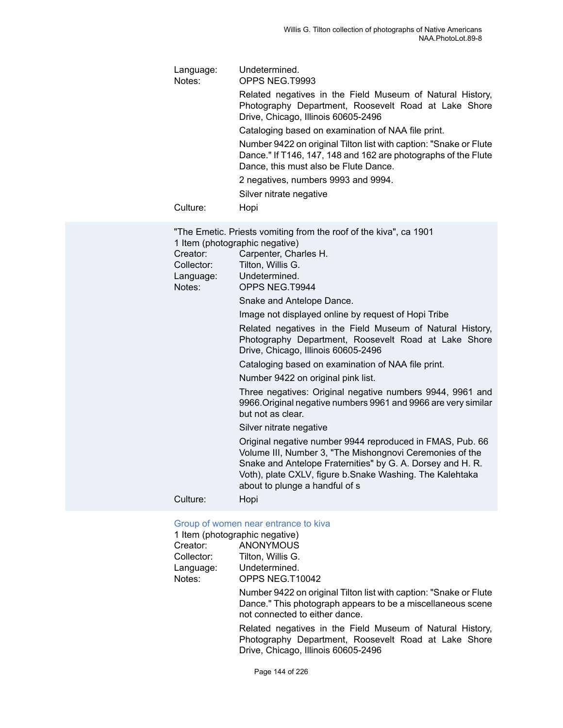Language: Undetermined.

Notes: OPPS NEG.T9993

Related negatives in the Field Museum of Natural History, Photography Department, Roosevelt Road at Lake Shore Drive, Chicago, Illinois 60605-2496

Cataloging based on examination of NAA file print.

Number 9422 on original Tilton list with caption: "Snake or Flute Dance." If T146, 147, 148 and 162 are photographs of the Flute Dance, this must also be Flute Dance.

2 negatives, numbers 9993 and 9994.

Silver nitrate negative

Culture: Hopi

"The Emetic. Priests vomiting from the roof of the kiva", ca 1901

1 Item (photographic negative)

Creator: Carpenter, Charles H.

Collector: Tilton, Willis G.

Language: Undetermined.

Notes: OPPS NEG.T9944

Snake and Antelope Dance.

Image not displayed online by request of Hopi Tribe

Related negatives in the Field Museum of Natural History, Photography Department, Roosevelt Road at Lake Shore Drive, Chicago, Illinois 60605-2496

Cataloging based on examination of NAA file print.

Number 9422 on original pink list.

Three negatives: Original negative numbers 9944, 9961 and 9966.Original negative numbers 9961 and 9966 are very similar but not as clear.

Silver nitrate negative

Original negative number 9944 reproduced in FMAS, Pub. 66 Volume III, Number 3, "The Mishongnovi Ceremonies of the Snake and Antelope Fraternities" by G. A. Dorsey and H. R. Voth), plate CXLV, figure b.Snake Washing. The Kalehtaka about to plunge a handful of s

Culture: Hopi

Group of women near entrance to kiva

1 Item (photographic negative)

Creator: ANONYMOUS

Collector: Tilton, Willis G.

Language: Undetermined.

Notes: OPPS NEG.T10042

Number 9422 on original Tilton list with caption: "Snake or Flute Dance." This photograph appears to be a miscellaneous scene not connected to either dance.

Related negatives in the Field Museum of Natural History, Photography Department, Roosevelt Road at Lake Shore Drive, Chicago, Illinois 60605-2496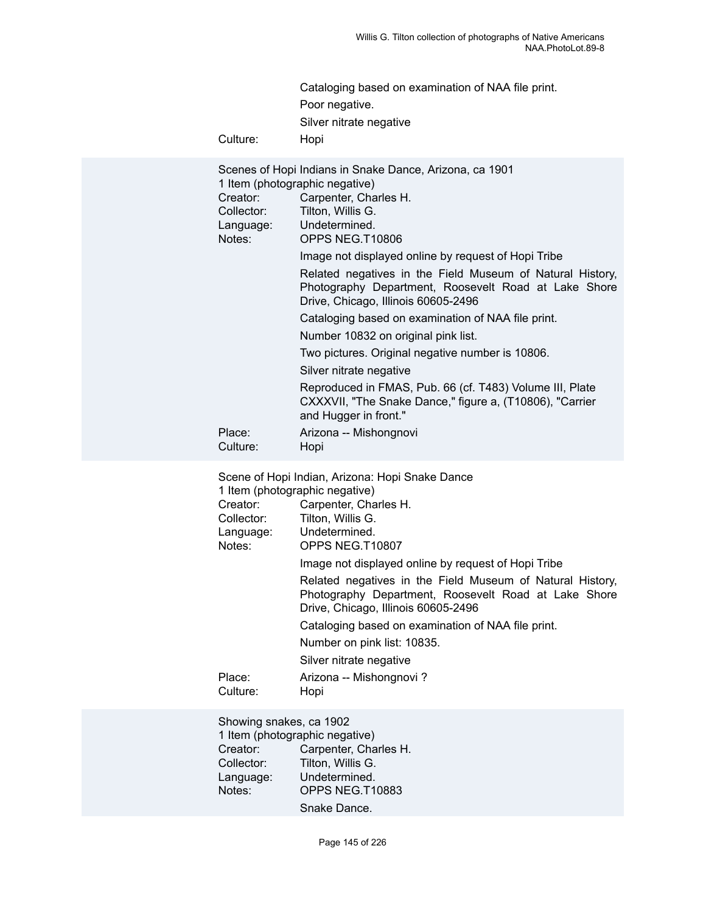Cataloging based on examination of NAA file print.

Poor negative.

Silver nitrate negative

Culture: Hopi

Scenes of Hopi Indians in Snake Dance, Arizona, ca 1901

1 Item (photographic negative)

Creator: Carpenter, Charles H.

Collector: Tilton, Willis G.

Language: Undetermined.

Notes: OPPS NEG.T10806

Image not displayed online by request of Hopi Tribe

Related negatives in the Field Museum of Natural History, Photography Department, Roosevelt Road at Lake Shore Drive, Chicago, Illinois 60605-2496

Cataloging based on examination of NAA file print.

Number 10832 on original pink list.

Two pictures. Original negative number is 10806.

Silver nitrate negative

Reproduced in FMAS, Pub. 66 (cf. T483) Volume III, Plate CXXXVII, "The Snake Dance," figure a, (T10806), "Carrier and Hugger in front."

Place: Arizona -- Mishongnovi

Culture: Hopi

Scene of Hopi Indian, Arizona: Hopi Snake Dance

1 Item (photographic negative)

Creator: Carpenter, Charles H.

Collector: Tilton, Willis G.

Language: Undetermined.

Notes: OPPS NEG.T10807

Image not displayed online by request of Hopi Tribe

Related negatives in the Field Museum of Natural History, Photography Department, Roosevelt Road at Lake Shore Drive, Chicago, Illinois 60605-2496

Cataloging based on examination of NAA file print.

Number on pink list: 10835.

Silver nitrate negative

Place: Arizona -- Mishongnovi ?

Culture: Hopi

Showing snakes, ca 1902

1 Item (photographic negative)

Creator: Carpenter, Charles H.

Collector: Tilton, Willis G.

Language: Undetermined.

Notes: OPPS NEG.T10883

Snake Dance.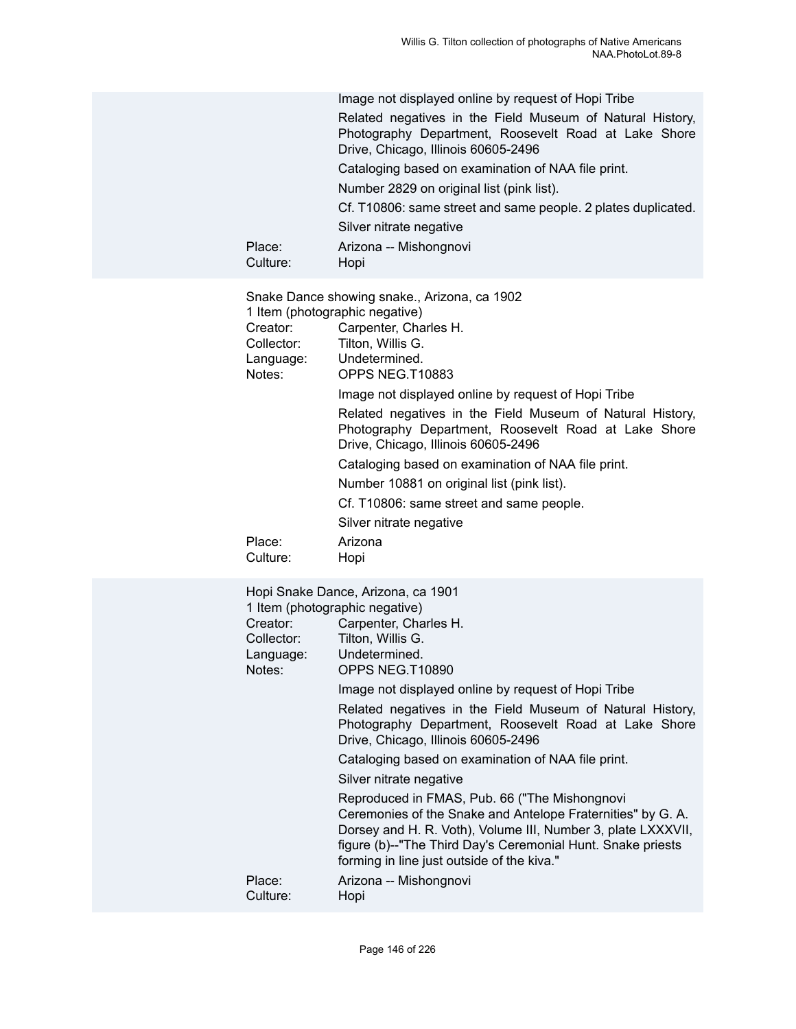Image not displayed online by request of Hopi Tribe

Related negatives in the Field Museum of Natural History, Photography Department, Roosevelt Road at Lake Shore Drive, Chicago, Illinois 60605-2496

Cataloging based on examination of NAA file print.

Number 2829 on original list (pink list).

Cf. T10806: same street and same people. 2 plates duplicated.

Silver nitrate negative

Place: Arizona -- Mishongnovi
Culture: Hopi

Snake Dance showing snake., Arizona, ca 1902
1 Item (photographic negative)
Creator: Carpenter, Charles H.
Collector: Tilton, Willis G.
Language: Undetermined.
Notes: OPPS NEG.T10883

Image not displayed online by request of Hopi Tribe

Related negatives in the Field Museum of Natural History, Photography Department, Roosevelt Road at Lake Shore Drive, Chicago, Illinois 60605-2496

Cataloging based on examination of NAA file print.

Number 10881 on original list (pink list).

Cf. T10806: same street and same people.

Silver nitrate negative

Place: Arizona
Culture: Hopi

Hopi Snake Dance, Arizona, ca 1901
1 Item (photographic negative)
Creator: Carpenter, Charles H.
Collector: Tilton, Willis G.
Language: Undetermined.
Notes: OPPS NEG.T10890

Image not displayed online by request of Hopi Tribe

Related negatives in the Field Museum of Natural History, Photography Department, Roosevelt Road at Lake Shore Drive, Chicago, Illinois 60605-2496

Cataloging based on examination of NAA file print.

Silver nitrate negative

Reproduced in FMAS, Pub. 66 ("The Mishongnovi Ceremonies of the Snake and Antelope Fraternities" by G. A. Dorsey and H. R. Voth), Volume III, Number 3, plate LXXXVII, figure (b)--"The Third Day's Ceremonial Hunt. Snake priests forming in line just outside of the kiva."

Place: Arizona -- Mishongnovi
Culture: Hopi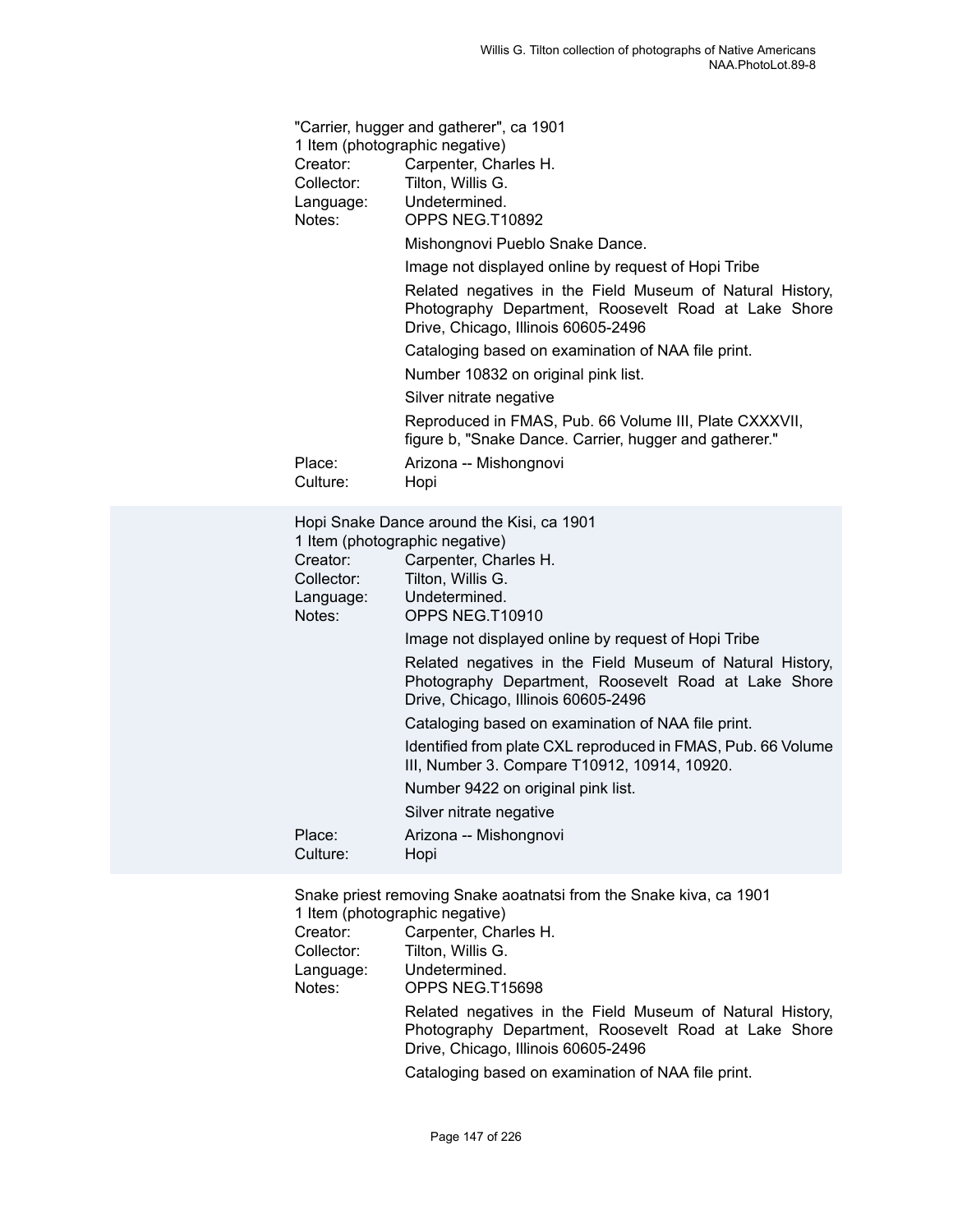"Carrier, hugger and gatherer", ca 1901
1 Item (photographic negative)

Creator: Carpenter, Charles H.
Collector: Tilton, Willis G.
Language: Undetermined.
Notes: OPPS NEG.T10892

Mishongnovi Pueblo Snake Dance.

Image not displayed online by request of Hopi Tribe

Related negatives in the Field Museum of Natural History, Photography Department, Roosevelt Road at Lake Shore Drive, Chicago, Illinois 60605-2496

Cataloging based on examination of NAA file print.

Number 10832 on original pink list.

Silver nitrate negative

Reproduced in FMAS, Pub. 66 Volume III, Plate CXXXVII, figure b, "Snake Dance. Carrier, hugger and gatherer."

Place: Arizona -- Mishongnovi
Culture: Hopi

Hopi Snake Dance around the Kisi, ca 1901
1 Item (photographic negative)

Creator: Carpenter, Charles H.
Collector: Tilton, Willis G.
Language: Undetermined.
Notes: OPPS NEG.T10910

Image not displayed online by request of Hopi Tribe

Related negatives in the Field Museum of Natural History, Photography Department, Roosevelt Road at Lake Shore Drive, Chicago, Illinois 60605-2496

Cataloging based on examination of NAA file print.

Identified from plate CXL reproduced in FMAS, Pub. 66 Volume III, Number 3. Compare T10912, 10914, 10920.

Number 9422 on original pink list.

Silver nitrate negative

Place: Arizona -- Mishongnovi
Culture: Hopi

Snake priest removing Snake aoatnatsi from the Snake kiva, ca 1901
1 Item (photographic negative)

Creator: Carpenter, Charles H.
Collector: Tilton, Willis G.
Language: Undetermined.
Notes: OPPS NEG.T15698

Related negatives in the Field Museum of Natural History, Photography Department, Roosevelt Road at Lake Shore Drive, Chicago, Illinois 60605-2496

Cataloging based on examination of NAA file print.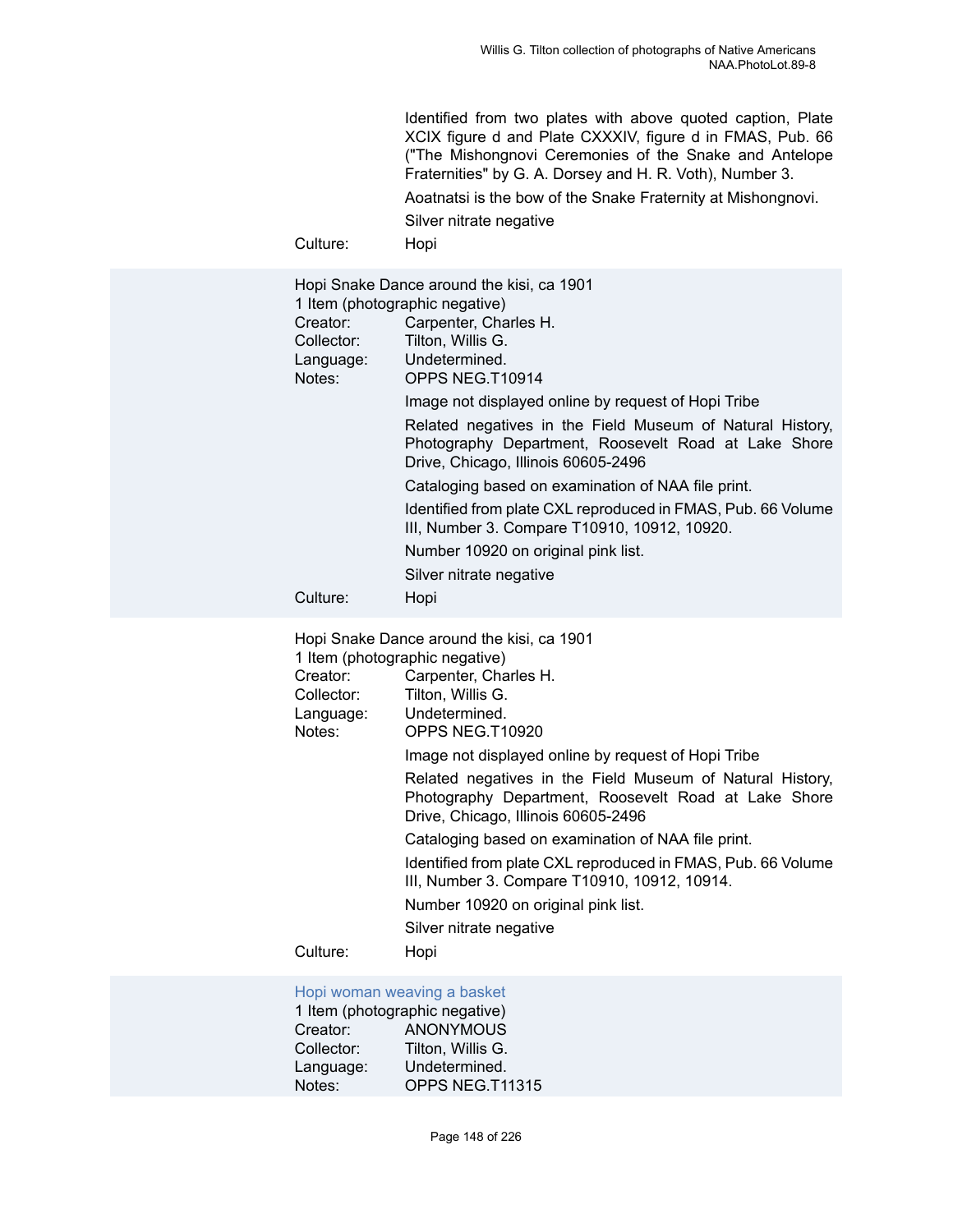Identified from two plates with above quoted caption, Plate XCIX figure d and Plate CXXXIV, figure d in FMAS, Pub. 66 ("The Mishongnovi Ceremonies of the Snake and Antelope Fraternities" by G. A. Dorsey and H. R. Voth), Number 3.

Aoatnatsi is the bow of the Snake Fraternity at Mishongnovi.

Silver nitrate negative

Culture: Hopi

Hopi Snake Dance around the kisi, ca 1901
1 Item (photographic negative)

Creator: Carpenter, Charles H.
Collector: Tilton, Willis G.
Language: Undetermined.
Notes: OPPS NEG.T10914

Image not displayed online by request of Hopi Tribe

Related negatives in the Field Museum of Natural History, Photography Department, Roosevelt Road at Lake Shore Drive, Chicago, Illinois 60605-2496

Cataloging based on examination of NAA file print.

Identified from plate CXL reproduced in FMAS, Pub. 66 Volume III, Number 3. Compare T10910, 10912, 10920.

Number 10920 on original pink list.

Silver nitrate negative

Culture: Hopi

Hopi Snake Dance around the kisi, ca 1901
1 Item (photographic negative)

Creator: Carpenter, Charles H.
Collector: Tilton, Willis G.
Language: Undetermined.
Notes: OPPS NEG.T10920

Image not displayed online by request of Hopi Tribe

Related negatives in the Field Museum of Natural History, Photography Department, Roosevelt Road at Lake Shore Drive, Chicago, Illinois 60605-2496

Cataloging based on examination of NAA file print.

Identified from plate CXL reproduced in FMAS, Pub. 66 Volume III, Number 3. Compare T10910, 10912, 10914.

Number 10920 on original pink list.

Silver nitrate negative

Culture: Hopi

Hopi woman weaving a basket
1 Item (photographic negative)

Creator: ANONYMOUS
Collector: Tilton, Willis G.
Language: Undetermined.
Notes: OPPS NEG.T11315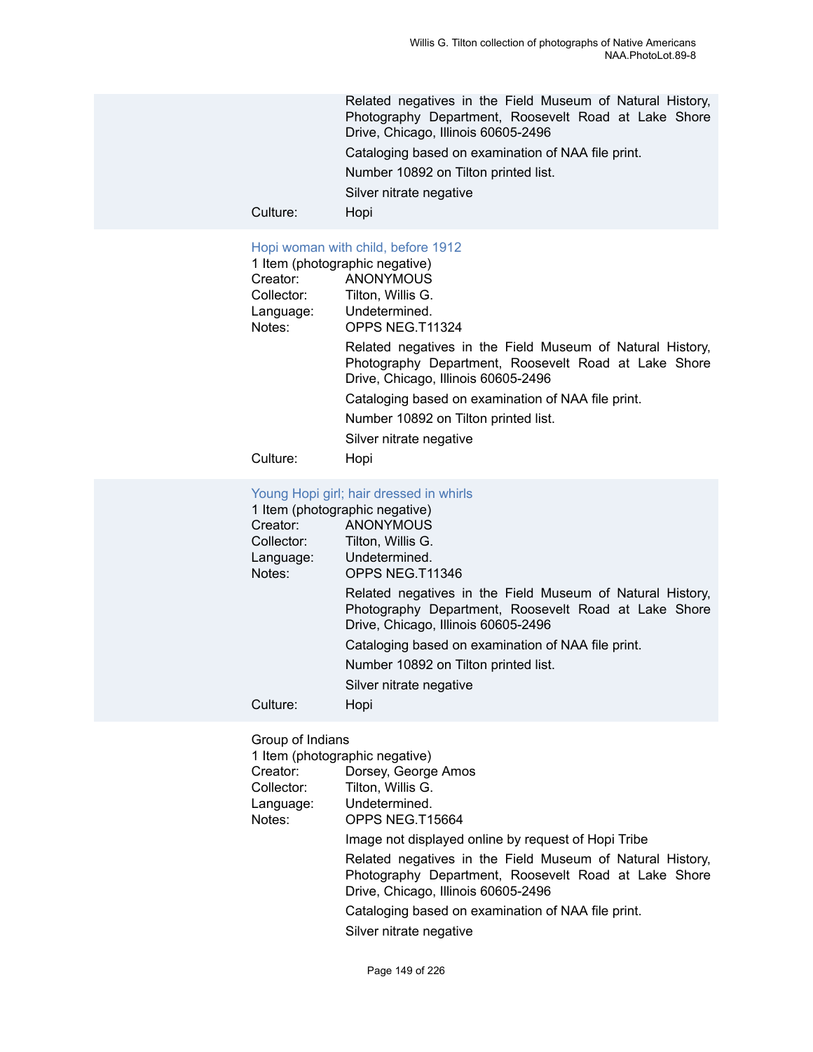Related negatives in the Field Museum of Natural History, Photography Department, Roosevelt Road at Lake Shore Drive, Chicago, Illinois 60605-2496

Cataloging based on examination of NAA file print.

Number 10892 on Tilton printed list.

Silver nitrate negative

Culture: Hopi

### Hopi woman with child, before 1912

1 Item (photographic negative)

Creator: ANONYMOUS

Collector: Tilton, Willis G.

Language: Undetermined.

Notes: OPPS NEG.T11324

Related negatives in the Field Museum of Natural History, Photography Department, Roosevelt Road at Lake Shore Drive, Chicago, Illinois 60605-2496

Cataloging based on examination of NAA file print.

Number 10892 on Tilton printed list.

Silver nitrate negative

Culture: Hopi

### Young Hopi girl; hair dressed in whirls

1 Item (photographic negative)

Creator: ANONYMOUS

Collector: Tilton, Willis G.

Language: Undetermined.

Notes: OPPS NEG.T11346

Related negatives in the Field Museum of Natural History, Photography Department, Roosevelt Road at Lake Shore Drive, Chicago, Illinois 60605-2496

Cataloging based on examination of NAA file print.

Number 10892 on Tilton printed list.

Silver nitrate negative

Culture: Hopi

### Group of Indians

1 Item (photographic negative)

Creator: Dorsey, George Amos

Collector: Tilton, Willis G.

Language: Undetermined.

Notes: OPPS NEG.T15664

Image not displayed online by request of Hopi Tribe

Related negatives in the Field Museum of Natural History, Photography Department, Roosevelt Road at Lake Shore Drive, Chicago, Illinois 60605-2496

Cataloging based on examination of NAA file print.

Silver nitrate negative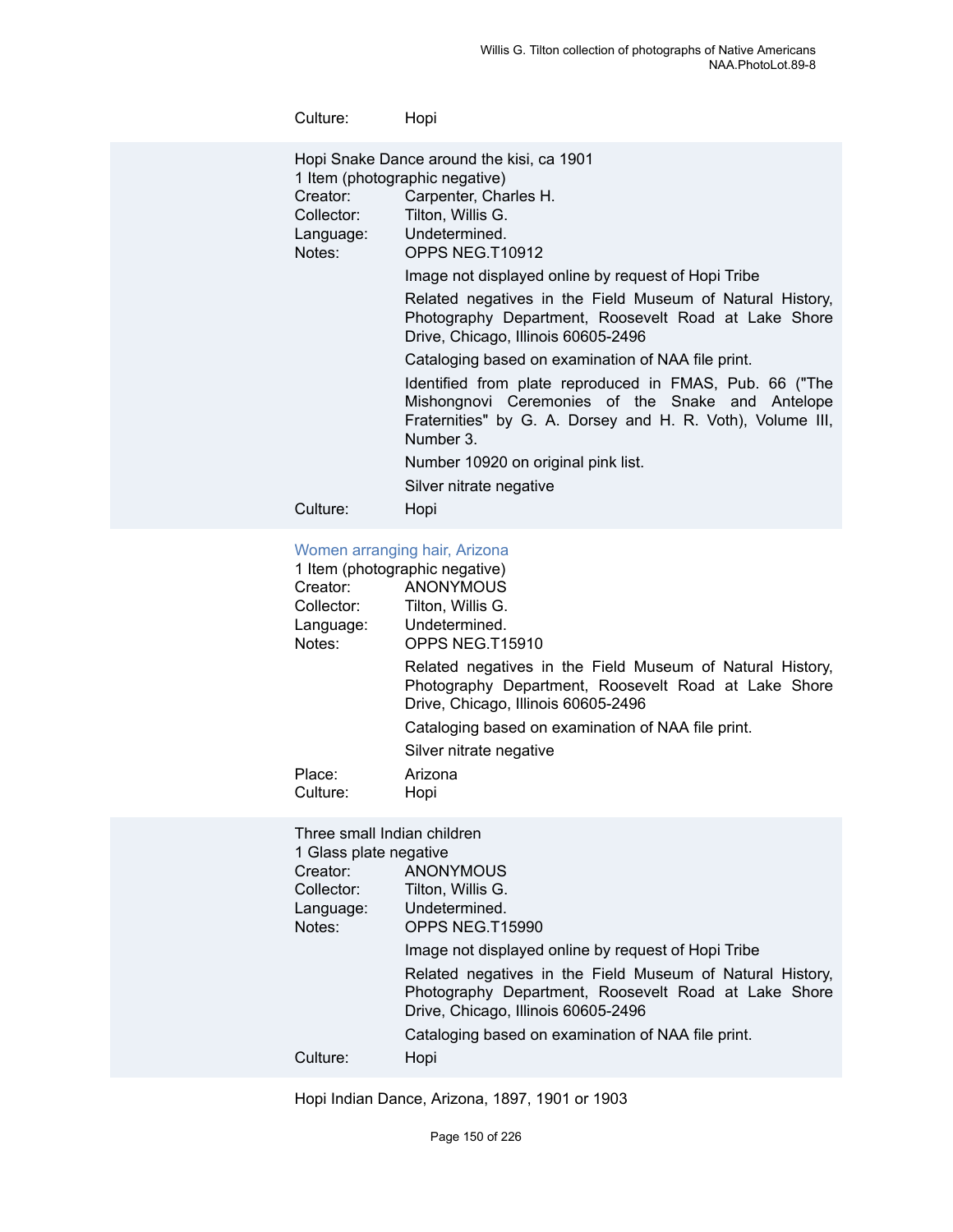Culture: Hopi

Hopi Snake Dance around the kisi, ca 1901
1 Item (photographic negative)
Creator: Carpenter, Charles H.
Collector: Tilton, Willis G.
Language: Undetermined.
Notes: OPPS NEG.T10912

Image not displayed online by request of Hopi Tribe

Related negatives in the Field Museum of Natural History, Photography Department, Roosevelt Road at Lake Shore Drive, Chicago, Illinois 60605-2496

Cataloging based on examination of NAA file print.

Identified from plate reproduced in FMAS, Pub. 66 ("The Mishongnovi Ceremonies of the Snake and Antelope Fraternities" by G. A. Dorsey and H. R. Voth), Volume III, Number 3.

Number 10920 on original pink list.

Silver nitrate negative

Culture: Hopi

Women arranging hair, Arizona
1 Item (photographic negative)
Creator: ANONYMOUS
Collector: Tilton, Willis G.
Language: Undetermined.
Notes: OPPS NEG.T15910

Related negatives in the Field Museum of Natural History, Photography Department, Roosevelt Road at Lake Shore Drive, Chicago, Illinois 60605-2496

Cataloging based on examination of NAA file print.

Silver nitrate negative

Place: Arizona
Culture: Hopi

Three small Indian children
1 Glass plate negative
Creator: ANONYMOUS
Collector: Tilton, Willis G.
Language: Undetermined.
Notes: OPPS NEG.T15990

Image not displayed online by request of Hopi Tribe

Related negatives in the Field Museum of Natural History, Photography Department, Roosevelt Road at Lake Shore Drive, Chicago, Illinois 60605-2496

Cataloging based on examination of NAA file print.

Culture: Hopi

Hopi Indian Dance, Arizona, 1897, 1901 or 1903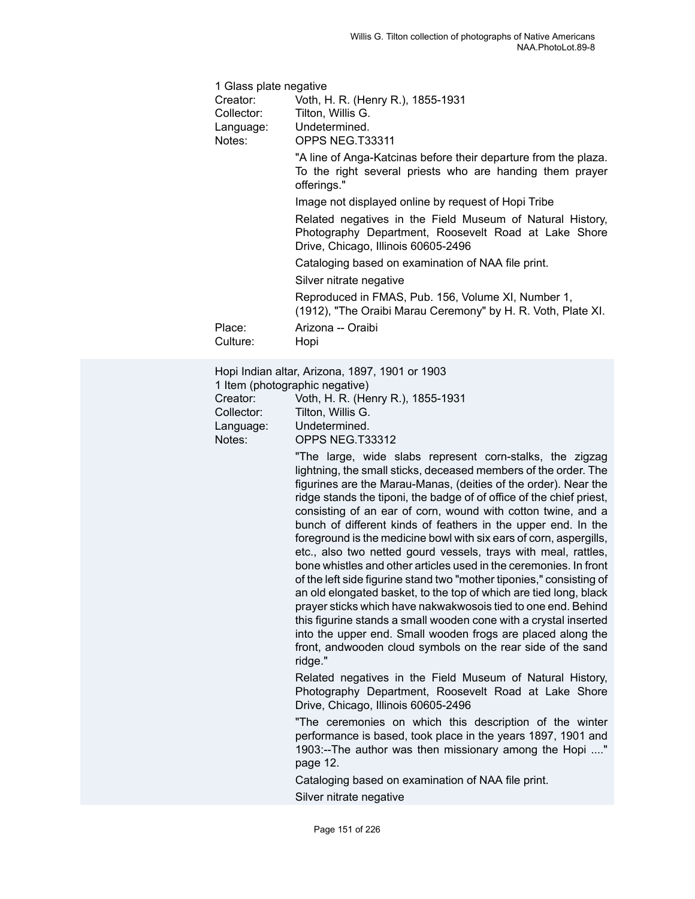1 Glass plate negative

Creator: Voth, H. R. (Henry R.), 1855-1931

Collector: Tilton, Willis G.

Language: Undetermined.

Notes: OPPS NEG.T33311

"A line of Anga-Katcinas before their departure from the plaza. To the right several priests who are handing them prayer offerings."

Image not displayed online by request of Hopi Tribe

Related negatives in the Field Museum of Natural History, Photography Department, Roosevelt Road at Lake Shore Drive, Chicago, Illinois 60605-2496

Cataloging based on examination of NAA file print.

Silver nitrate negative

Reproduced in FMAS, Pub. 156, Volume XI, Number 1, (1912), "The Oraibi Marau Ceremony" by H. R. Voth, Plate XI.

Place: Arizona -- Oraibi

Culture: Hopi

Hopi Indian altar, Arizona, 1897, 1901 or 1903

1 Item (photographic negative)

Creator: Voth, H. R. (Henry R.), 1855-1931

Collector: Tilton, Willis G.

Language: Undetermined.

Notes: OPPS NEG.T33312

"The large, wide slabs represent corn-stalks, the zigzag lightning, the small sticks, deceased members of the order. The figurines are the Marau-Manas, (deities of the order). Near the ridge stands the tiponi, the badge of of office of the chief priest, consisting of an ear of corn, wound with cotton twine, and a bunch of different kinds of feathers in the upper end. In the foreground is the medicine bowl with six ears of corn, aspergills, etc., also two netted gourd vessels, trays with meal, rattles, bone whistles and other articles used in the ceremonies. In front of the left side figurine stand two "mother tiponies," consisting of an old elongated basket, to the top of which are tied long, black prayer sticks which have nakwakwosois tied to one end. Behind this figurine stands a small wooden cone with a crystal inserted into the upper end. Small wooden frogs are placed along the front, andwooden cloud symbols on the rear side of the sand ridge."

Related negatives in the Field Museum of Natural History, Photography Department, Roosevelt Road at Lake Shore Drive, Chicago, Illinois 60605-2496

"The ceremonies on which this description of the winter performance is based, took place in the years 1897, 1901 and 1903:--The author was then missionary among the Hopi ...." page 12.

Cataloging based on examination of NAA file print.

Silver nitrate negative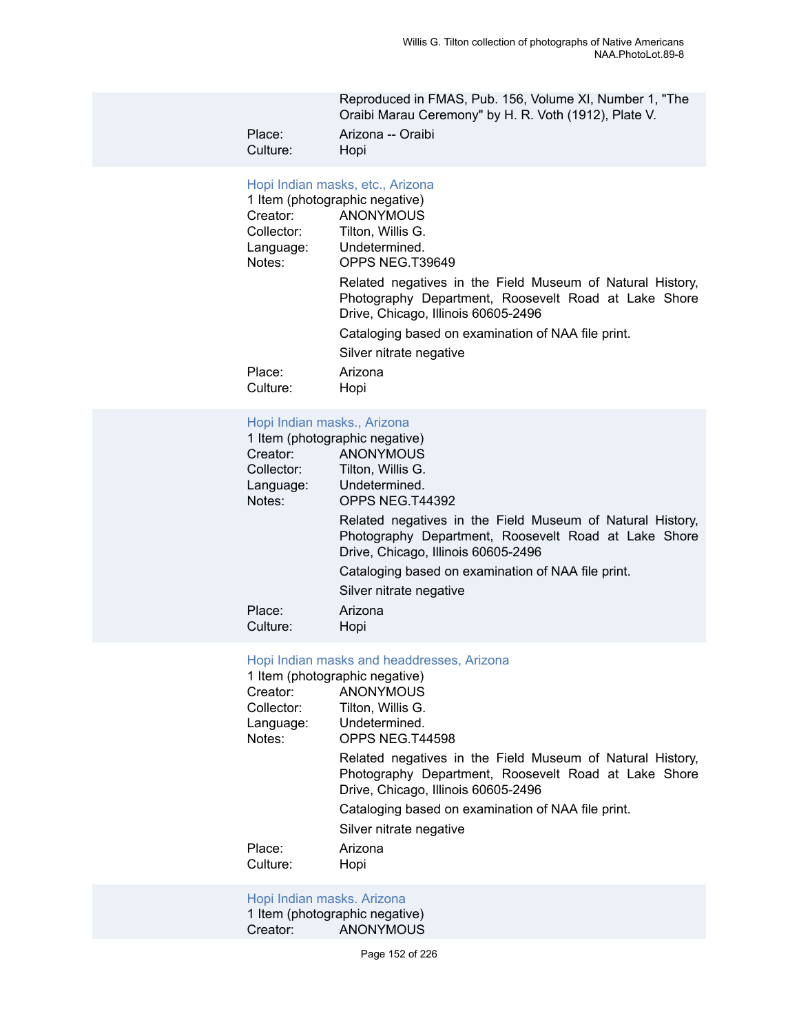Reproduced in FMAS, Pub. 156, Volume XI, Number 1, "The Oraibi Marau Ceremony" by H. R. Voth (1912), Plate V.

Place: Arizona -- Oraibi
Culture: Hopi

### Hopi Indian masks, etc., Arizona

1 Item (photographic negative)

Creator: ANONYMOUS
Collector: Tilton, Willis G.
Language: Undetermined.
Notes: OPPS NEG.T39649

Related negatives in the Field Museum of Natural History, Photography Department, Roosevelt Road at Lake Shore Drive, Chicago, Illinois 60605-2496

Cataloging based on examination of NAA file print.

Silver nitrate negative

Place: Arizona
Culture: Hopi

### Hopi Indian masks., Arizona

1 Item (photographic negative)

Creator: ANONYMOUS
Collector: Tilton, Willis G.
Language: Undetermined.
Notes: OPPS NEG.T44392

Related negatives in the Field Museum of Natural History, Photography Department, Roosevelt Road at Lake Shore Drive, Chicago, Illinois 60605-2496

Cataloging based on examination of NAA file print.

Silver nitrate negative

Place: Arizona
Culture: Hopi

### Hopi Indian masks and headdresses, Arizona

1 Item (photographic negative)

Creator: ANONYMOUS
Collector: Tilton, Willis G.
Language: Undetermined.
Notes: OPPS NEG.T44598

Related negatives in the Field Museum of Natural History, Photography Department, Roosevelt Road at Lake Shore Drive, Chicago, Illinois 60605-2496

Cataloging based on examination of NAA file print.

Silver nitrate negative

Place: Arizona
Culture: Hopi

### Hopi Indian masks. Arizona

1 Item (photographic negative)

Creator: ANONYMOUS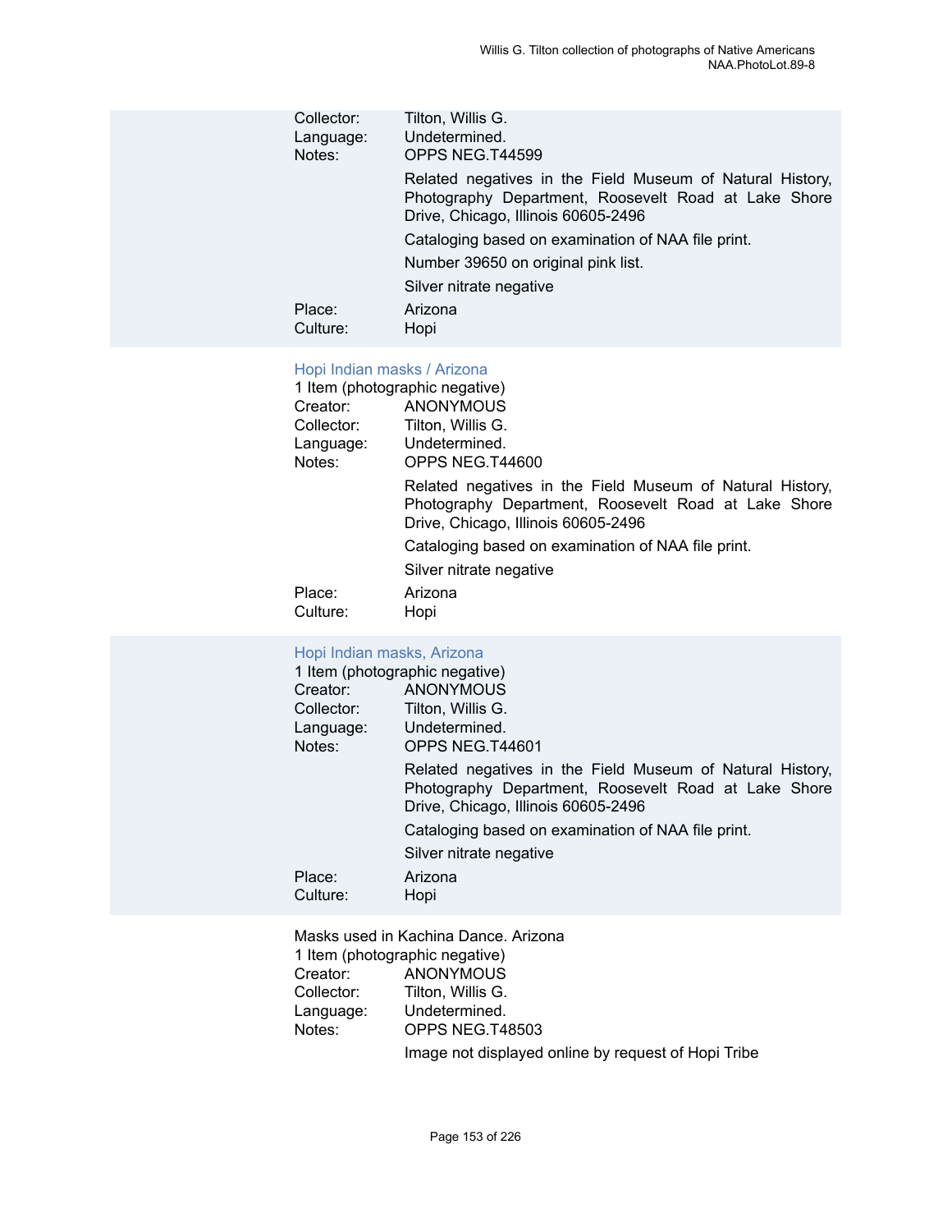Collector: Tilton, Willis G.
Language: Undetermined.
Notes: OPPS NEG.T44599

Related negatives in the Field Museum of Natural History, Photography Department, Roosevelt Road at Lake Shore Drive, Chicago, Illinois 60605-2496

Cataloging based on examination of NAA file print.

Number 39650 on original pink list.

Silver nitrate negative

Place: Arizona
Culture: Hopi

### Hopi Indian masks / Arizona

1 Item (photographic negative)
Creator: ANONYMOUS
Collector: Tilton, Willis G.
Language: Undetermined.
Notes: OPPS NEG.T44600

Related negatives in the Field Museum of Natural History, Photography Department, Roosevelt Road at Lake Shore Drive, Chicago, Illinois 60605-2496

Cataloging based on examination of NAA file print.

Silver nitrate negative

Place: Arizona
Culture: Hopi

### Hopi Indian masks, Arizona

1 Item (photographic negative)
Creator: ANONYMOUS
Collector: Tilton, Willis G.
Language: Undetermined.
Notes: OPPS NEG.T44601

Related negatives in the Field Museum of Natural History, Photography Department, Roosevelt Road at Lake Shore Drive, Chicago, Illinois 60605-2496

Cataloging based on examination of NAA file print.

Silver nitrate negative

Place: Arizona
Culture: Hopi

### Masks used in Kachina Dance. Arizona

1 Item (photographic negative)
Creator: ANONYMOUS
Collector: Tilton, Willis G.
Language: Undetermined.
Notes: OPPS NEG.T48503

Image not displayed online by request of Hopi Tribe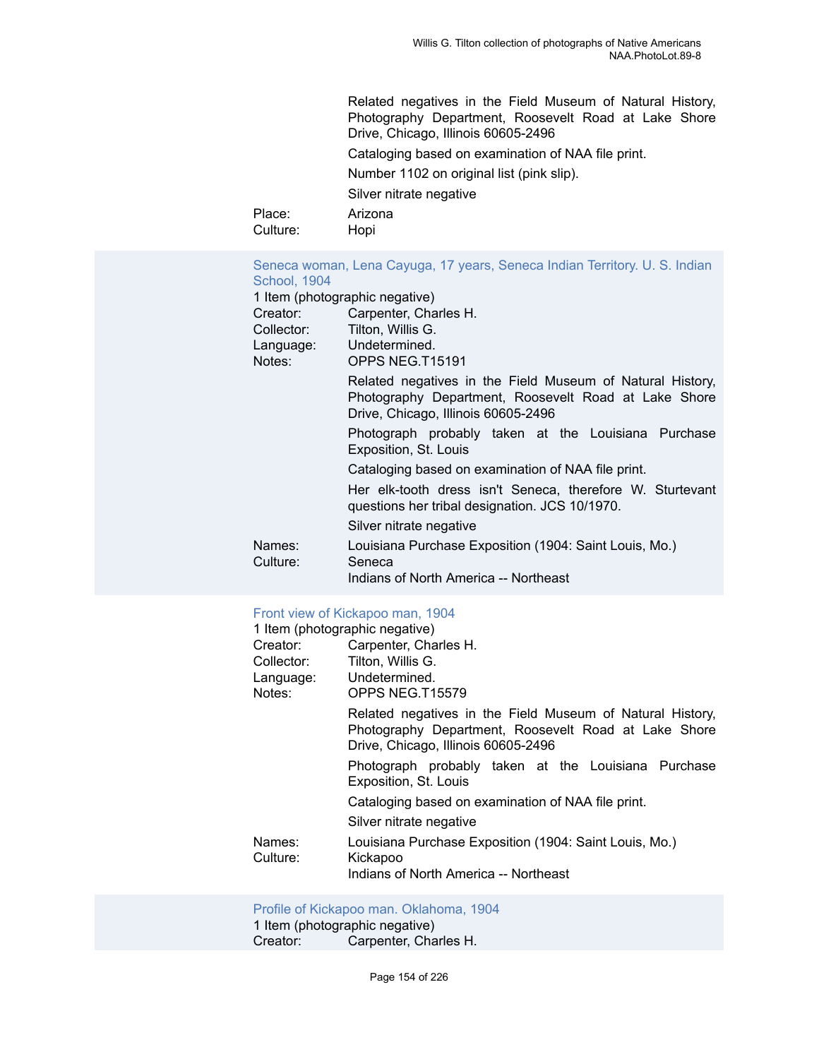Related negatives in the Field Museum of Natural History, Photography Department, Roosevelt Road at Lake Shore Drive, Chicago, Illinois 60605-2496

Cataloging based on examination of NAA file print.

Number 1102 on original list (pink slip).

Silver nitrate negative

Place: Arizona
Culture: Hopi

### Seneca woman, Lena Cayuga, 17 years, Seneca Indian Territory. U. S. Indian School, 1904

1 Item (photographic negative)

Creator: Carpenter, Charles H.
Collector: Tilton, Willis G.
Language: Undetermined.
Notes: OPPS NEG.T15191

Related negatives in the Field Museum of Natural History, Photography Department, Roosevelt Road at Lake Shore Drive, Chicago, Illinois 60605-2496

Photograph probably taken at the Louisiana Purchase Exposition, St. Louis

Cataloging based on examination of NAA file print.

Her elk-tooth dress isn't Seneca, therefore W. Sturtevant questions her tribal designation. JCS 10/1970.

Silver nitrate negative

Names: Louisiana Purchase Exposition (1904: Saint Louis, Mo.)
Culture: Seneca
Indians of North America -- Northeast

### Front view of Kickapoo man, 1904

1 Item (photographic negative)

Creator: Carpenter, Charles H.
Collector: Tilton, Willis G.
Language: Undetermined.
Notes: OPPS NEG.T15579

Related negatives in the Field Museum of Natural History, Photography Department, Roosevelt Road at Lake Shore Drive, Chicago, Illinois 60605-2496

Photograph probably taken at the Louisiana Purchase Exposition, St. Louis

Cataloging based on examination of NAA file print.

Silver nitrate negative

Names: Louisiana Purchase Exposition (1904: Saint Louis, Mo.)
Culture: Kickapoo
Indians of North America -- Northeast

### Profile of Kickapoo man. Oklahoma, 1904

1 Item (photographic negative)

Creator: Carpenter, Charles H.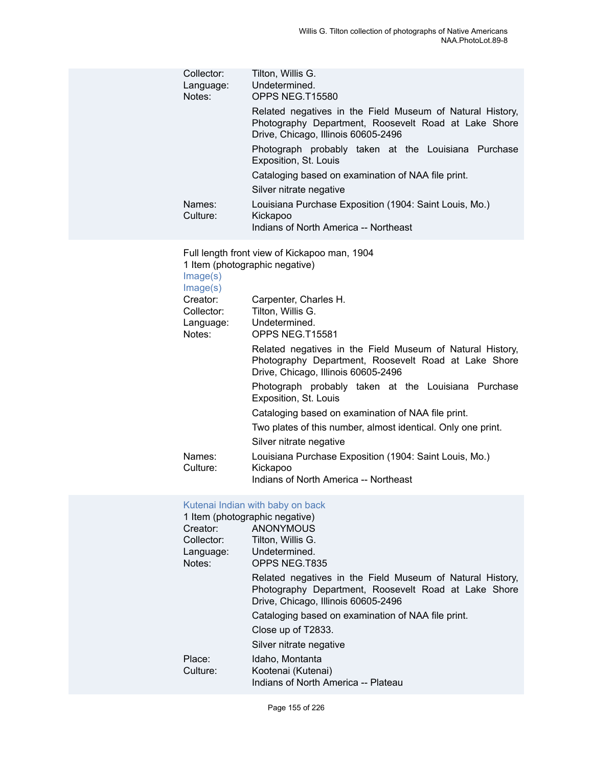Collector: Tilton, Willis G.
Language: Undetermined.
Notes: OPPS NEG.T15580

Related negatives in the Field Museum of Natural History, Photography Department, Roosevelt Road at Lake Shore Drive, Chicago, Illinois 60605-2496

Photograph probably taken at the Louisiana Purchase Exposition, St. Louis

Cataloging based on examination of NAA file print.

Silver nitrate negative

Names: Louisiana Purchase Exposition (1904: Saint Louis, Mo.)
Culture: Kickapoo
Indians of North America -- Northeast

Full length front view of Kickapoo man, 1904
1 Item (photographic negative)
Image(s)
Image(s)
Creator: Carpenter, Charles H.
Collector: Tilton, Willis G.
Language: Undetermined.
Notes: OPPS NEG.T15581

Related negatives in the Field Museum of Natural History, Photography Department, Roosevelt Road at Lake Shore Drive, Chicago, Illinois 60605-2496

Photograph probably taken at the Louisiana Purchase Exposition, St. Louis

Cataloging based on examination of NAA file print.

Two plates of this number, almost identical. Only one print.

Silver nitrate negative

Names: Louisiana Purchase Exposition (1904: Saint Louis, Mo.)
Culture: Kickapoo
Indians of North America -- Northeast

Kutenai Indian with baby on back
1 Item (photographic negative)
Creator: ANONYMOUS
Collector: Tilton, Willis G.
Language: Undetermined.
Notes: OPPS NEG.T835

Related negatives in the Field Museum of Natural History, Photography Department, Roosevelt Road at Lake Shore Drive, Chicago, Illinois 60605-2496

Cataloging based on examination of NAA file print.

Close up of T2833.

Silver nitrate negative

Place: Idaho, Montanta
Culture: Kootenai (Kutenai)
Indians of North America -- Plateau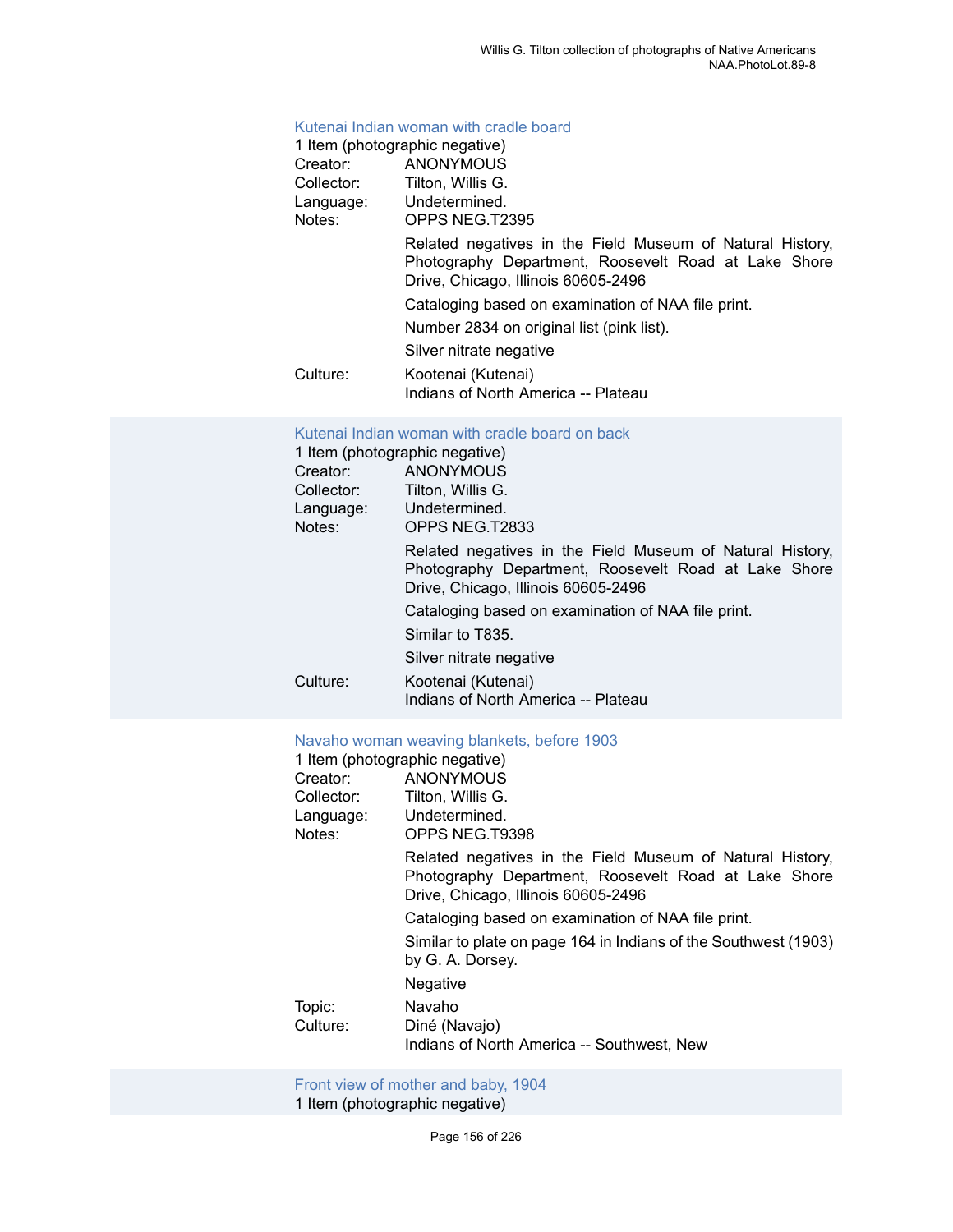### Kutenai Indian woman with cradle board

1 Item (photographic negative)

Creator: ANONYMOUS
Collector: Tilton, Willis G.
Language: Undetermined.
Notes: OPPS NEG.T2395

Related negatives in the Field Museum of Natural History, Photography Department, Roosevelt Road at Lake Shore Drive, Chicago, Illinois 60605-2496

Cataloging based on examination of NAA file print.

Number 2834 on original list (pink list).

Silver nitrate negative

Culture: Kootenai (Kutenai)
Indians of North America -- Plateau

### Kutenai Indian woman with cradle board on back

1 Item (photographic negative)

Creator: ANONYMOUS
Collector: Tilton, Willis G.
Language: Undetermined.
Notes: OPPS NEG.T2833

Related negatives in the Field Museum of Natural History, Photography Department, Roosevelt Road at Lake Shore Drive, Chicago, Illinois 60605-2496

Cataloging based on examination of NAA file print.

Similar to T835.

Silver nitrate negative

Culture: Kootenai (Kutenai)
Indians of North America -- Plateau

### Navaho woman weaving blankets, before 1903

1 Item (photographic negative)

Creator: ANONYMOUS
Collector: Tilton, Willis G.
Language: Undetermined.
Notes: OPPS NEG.T9398

Related negatives in the Field Museum of Natural History, Photography Department, Roosevelt Road at Lake Shore Drive, Chicago, Illinois 60605-2496

Cataloging based on examination of NAA file print.

Similar to plate on page 164 in Indians of the Southwest (1903) by G. A. Dorsey.

Negative

Topic: Navaho
Culture: Diné (Navajo)
Indians of North America -- Southwest, New

### Front view of mother and baby, 1904

1 Item (photographic negative)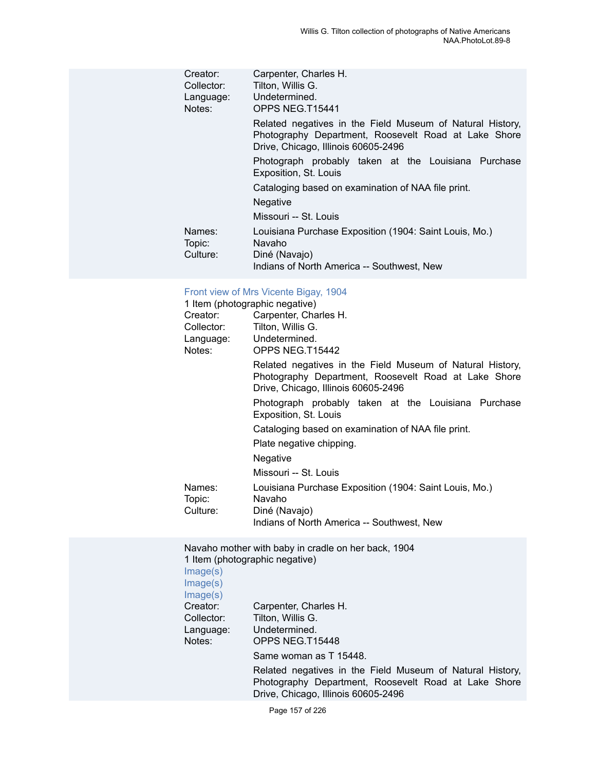Creator: Carpenter, Charles H.
Collector: Tilton, Willis G.
Language: Undetermined.
Notes: OPPS NEG.T15441

Related negatives in the Field Museum of Natural History, Photography Department, Roosevelt Road at Lake Shore Drive, Chicago, Illinois 60605-2496

Photograph probably taken at the Louisiana Purchase Exposition, St. Louis

Cataloging based on examination of NAA file print.

Negative

Missouri -- St. Louis

Names: Louisiana Purchase Exposition (1904: Saint Louis, Mo.)
Topic: Navaho
Culture: Diné (Navajo)
Indians of North America -- Southwest, New

Front view of Mrs Vicente Bigay, 1904
1 Item (photographic negative)
Creator: Carpenter, Charles H.
Collector: Tilton, Willis G.
Language: Undetermined.
Notes: OPPS NEG.T15442

Related negatives in the Field Museum of Natural History, Photography Department, Roosevelt Road at Lake Shore Drive, Chicago, Illinois 60605-2496

Photograph probably taken at the Louisiana Purchase Exposition, St. Louis

Cataloging based on examination of NAA file print.

Plate negative chipping.

Negative

Missouri -- St. Louis

Names: Louisiana Purchase Exposition (1904: Saint Louis, Mo.)
Topic: Navaho
Culture: Diné (Navajo)
Indians of North America -- Southwest, New

Navaho mother with baby in cradle on her back, 1904
1 Item (photographic negative)
Image(s)
Image(s)
Image(s)
Creator: Carpenter, Charles H.
Collector: Tilton, Willis G.
Language: Undetermined.
Notes: OPPS NEG.T15448

Same woman as T 15448.

Related negatives in the Field Museum of Natural History, Photography Department, Roosevelt Road at Lake Shore Drive, Chicago, Illinois 60605-2496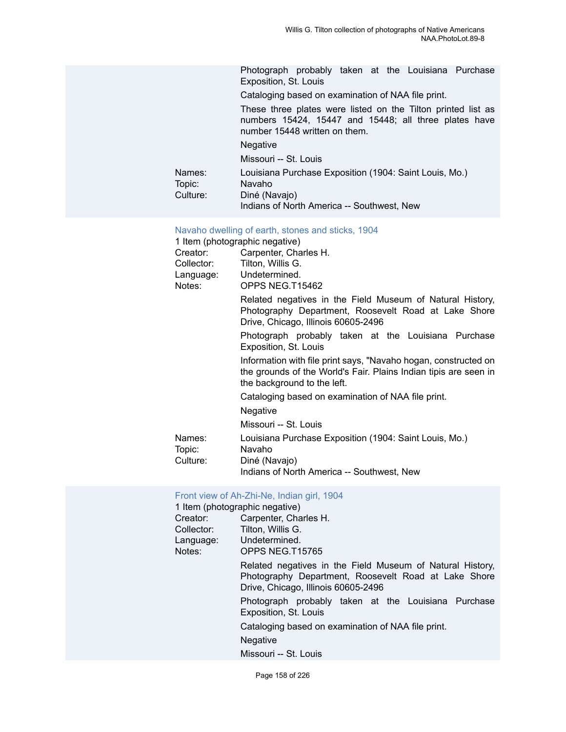Photograph probably taken at the Louisiana Purchase Exposition, St. Louis

Cataloging based on examination of NAA file print.

These three plates were listed on the Tilton printed list as numbers 15424, 15447 and 15448; all three plates have number 15448 written on them.

Negative

Missouri -- St. Louis

Names: Louisiana Purchase Exposition (1904: Saint Louis, Mo.)
Topic: Navaho
Culture: Diné (Navajo)
Indians of North America -- Southwest, New

### Navaho dwelling of earth, stones and sticks, 1904

1 Item (photographic negative)

Creator: Carpenter, Charles H.
Collector: Tilton, Willis G.
Language: Undetermined.
Notes: OPPS NEG.T15462

Related negatives in the Field Museum of Natural History, Photography Department, Roosevelt Road at Lake Shore Drive, Chicago, Illinois 60605-2496

Photograph probably taken at the Louisiana Purchase Exposition, St. Louis

Information with file print says, "Navaho hogan, constructed on the grounds of the World's Fair. Plains Indian tipis are seen in the background to the left.

Cataloging based on examination of NAA file print.

Negative

Missouri -- St. Louis

Names: Louisiana Purchase Exposition (1904: Saint Louis, Mo.)
Topic: Navaho
Culture: Diné (Navajo)
Indians of North America -- Southwest, New

### Front view of Ah-Zhi-Ne, Indian girl, 1904

1 Item (photographic negative)

Creator: Carpenter, Charles H.
Collector: Tilton, Willis G.
Language: Undetermined.
Notes: OPPS NEG.T15765

Related negatives in the Field Museum of Natural History, Photography Department, Roosevelt Road at Lake Shore Drive, Chicago, Illinois 60605-2496

Photograph probably taken at the Louisiana Purchase Exposition, St. Louis

Cataloging based on examination of NAA file print.

Negative

Missouri -- St. Louis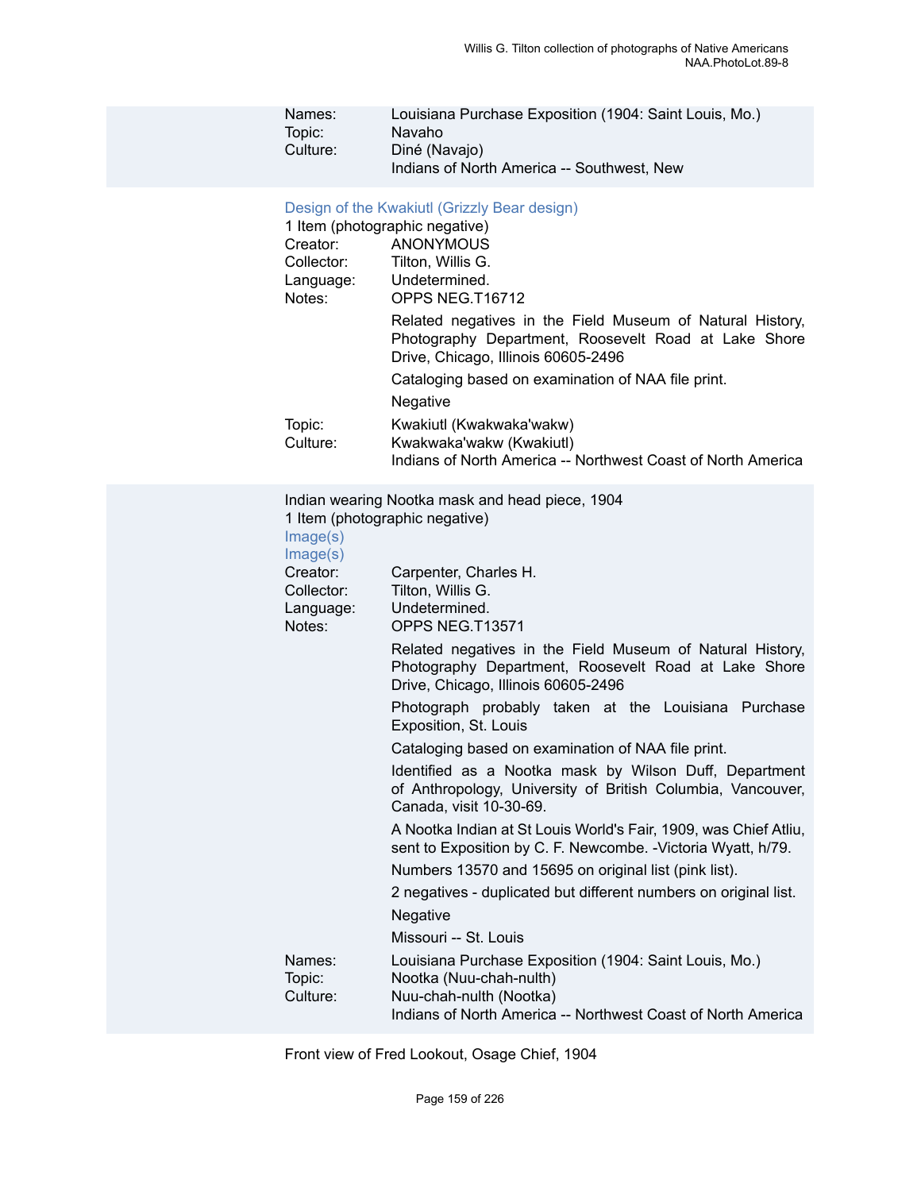Names: Louisiana Purchase Exposition (1904: Saint Louis, Mo.)
Topic: Navaho
Culture: Diné (Navajo)
Indians of North America -- Southwest, New

### Design of the Kwakiutl (Grizzly Bear design)

1 Item (photographic negative)

Creator: ANONYMOUS
Collector: Tilton, Willis G.
Language: Undetermined.
Notes: OPPS NEG.T16712

Related negatives in the Field Museum of Natural History, Photography Department, Roosevelt Road at Lake Shore Drive, Chicago, Illinois 60605-2496

Cataloging based on examination of NAA file print.

Negative

Topic: Kwakiutl (Kwakwaka'wakw)
Culture: Kwakwaka'wakw (Kwakiutl)
Indians of North America -- Northwest Coast of North America

### Indian wearing Nootka mask and head piece, 1904

1 Item (photographic negative)

Image(s)
Image(s)

Creator: Carpenter, Charles H.
Collector: Tilton, Willis G.
Language: Undetermined.
Notes: OPPS NEG.T13571

Related negatives in the Field Museum of Natural History, Photography Department, Roosevelt Road at Lake Shore Drive, Chicago, Illinois 60605-2496

Photograph probably taken at the Louisiana Purchase Exposition, St. Louis

Cataloging based on examination of NAA file print.

Identified as a Nootka mask by Wilson Duff, Department of Anthropology, University of British Columbia, Vancouver, Canada, visit 10-30-69.

A Nootka Indian at St Louis World's Fair, 1909, was Chief Atliu, sent to Exposition by C. F. Newcombe. -Victoria Wyatt, h/79.

Numbers 13570 and 15695 on original list (pink list).

2 negatives - duplicated but different numbers on original list.

Negative

Missouri -- St. Louis

Names: Louisiana Purchase Exposition (1904: Saint Louis, Mo.)
Topic: Nootka (Nuu-chah-nulth)
Culture: Nuu-chah-nulth (Nootka)
Indians of North America -- Northwest Coast of North America

### Front view of Fred Lookout, Osage Chief, 1904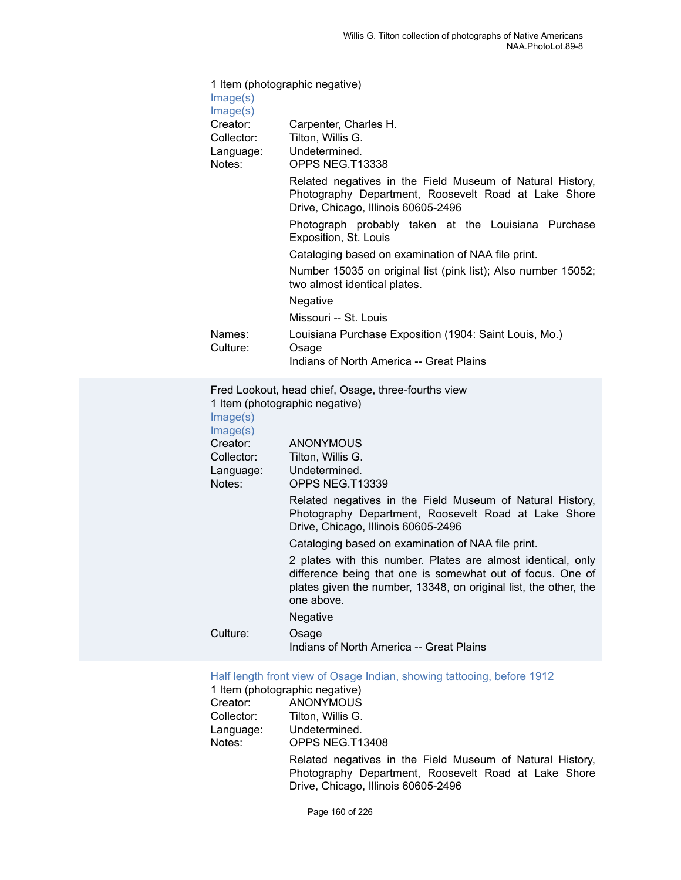1 Item (photographic negative)
Image(s)
Image(s)

Creator: Carpenter, Charles H.
Collector: Tilton, Willis G.
Language: Undetermined.
Notes: OPPS NEG.T13338

Related negatives in the Field Museum of Natural History, Photography Department, Roosevelt Road at Lake Shore Drive, Chicago, Illinois 60605-2496

Photograph probably taken at the Louisiana Purchase Exposition, St. Louis

Cataloging based on examination of NAA file print.

Number 15035 on original list (pink list); Also number 15052; two almost identical plates.

Negative

Missouri -- St. Louis

Names: Louisiana Purchase Exposition (1904: Saint Louis, Mo.)
Culture: Osage
Indians of North America -- Great Plains

Fred Lookout, head chief, Osage, three-fourths view
1 Item (photographic negative)
Image(s)
Image(s)

Creator: ANONYMOUS
Collector: Tilton, Willis G.
Language: Undetermined.
Notes: OPPS NEG.T13339

Related negatives in the Field Museum of Natural History, Photography Department, Roosevelt Road at Lake Shore Drive, Chicago, Illinois 60605-2496

Cataloging based on examination of NAA file print.

2 plates with this number. Plates are almost identical, only difference being that one is somewhat out of focus. One of plates given the number, 13348, on original list, the other, the one above.

Negative

Culture: Osage
Indians of North America -- Great Plains

Half length front view of Osage Indian, showing tattooing, before 1912
1 Item (photographic negative)

Creator: ANONYMOUS
Collector: Tilton, Willis G.
Language: Undetermined.
Notes: OPPS NEG.T13408

Related negatives in the Field Museum of Natural History, Photography Department, Roosevelt Road at Lake Shore Drive, Chicago, Illinois 60605-2496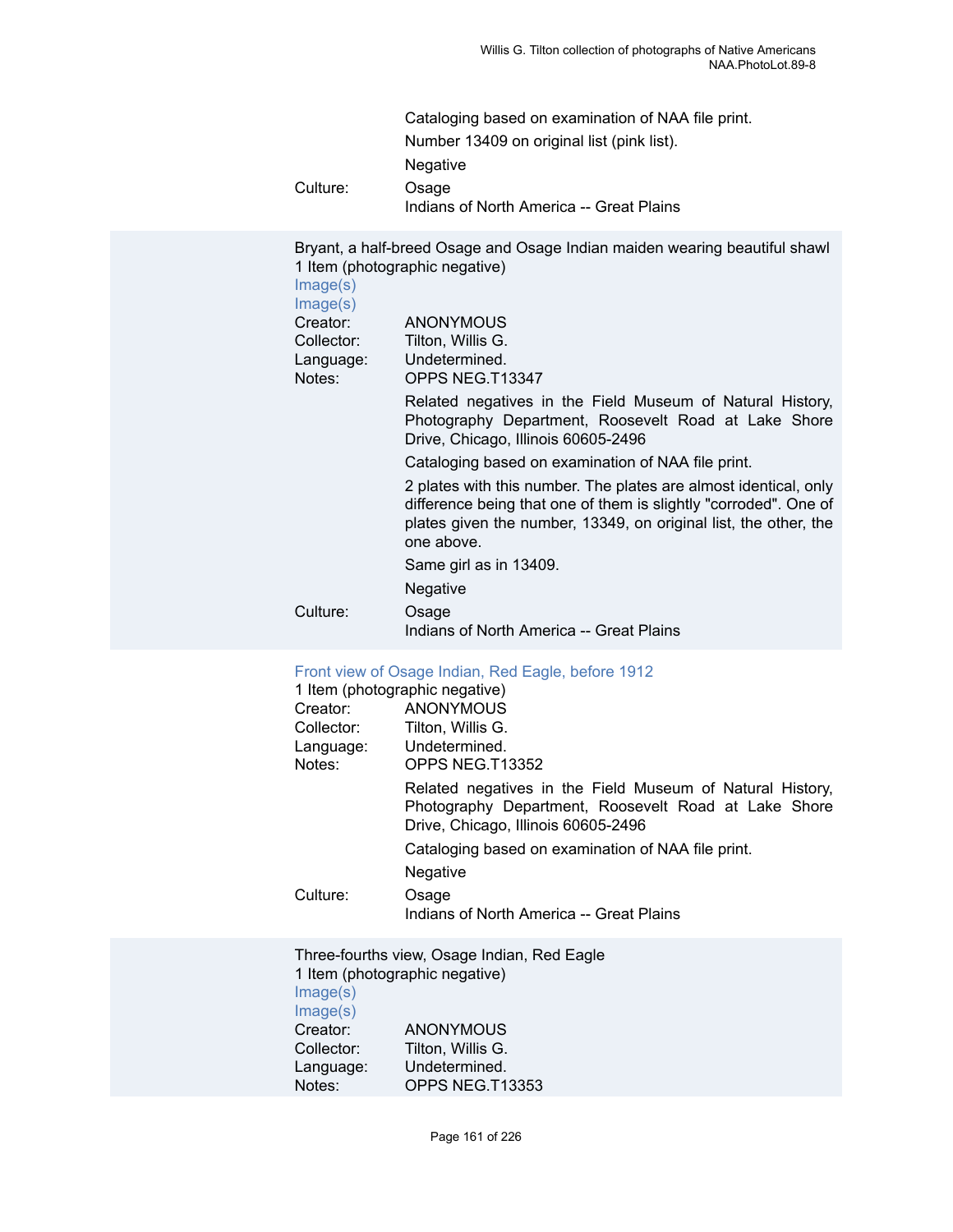Cataloging based on examination of NAA file print.

Number 13409 on original list (pink list).

Negative

Culture: Osage

Indians of North America -- Great Plains

Bryant, a half-breed Osage and Osage Indian maiden wearing beautiful shawl

1 Item (photographic negative)

Image(s)

Image(s)

Creator: ANONYMOUS

Collector: Tilton, Willis G.

Language: Undetermined.

Notes: OPPS NEG.T13347

Related negatives in the Field Museum of Natural History, Photography Department, Roosevelt Road at Lake Shore Drive, Chicago, Illinois 60605-2496

Cataloging based on examination of NAA file print.

2 plates with this number. The plates are almost identical, only difference being that one of them is slightly "corroded". One of plates given the number, 13349, on original list, the other, the one above.

Same girl as in 13409.

Negative

Culture: Osage

Indians of North America -- Great Plains

Front view of Osage Indian, Red Eagle, before 1912

1 Item (photographic negative)

Creator: ANONYMOUS

Collector: Tilton, Willis G.

Language: Undetermined.

Notes: OPPS NEG.T13352

Related negatives in the Field Museum of Natural History, Photography Department, Roosevelt Road at Lake Shore Drive, Chicago, Illinois 60605-2496

Cataloging based on examination of NAA file print.

Negative

Culture: Osage

Indians of North America -- Great Plains

Three-fourths view, Osage Indian, Red Eagle

1 Item (photographic negative)

Image(s)

Image(s)

Creator: ANONYMOUS

Collector: Tilton, Willis G.

Language: Undetermined.

Notes: OPPS NEG.T13353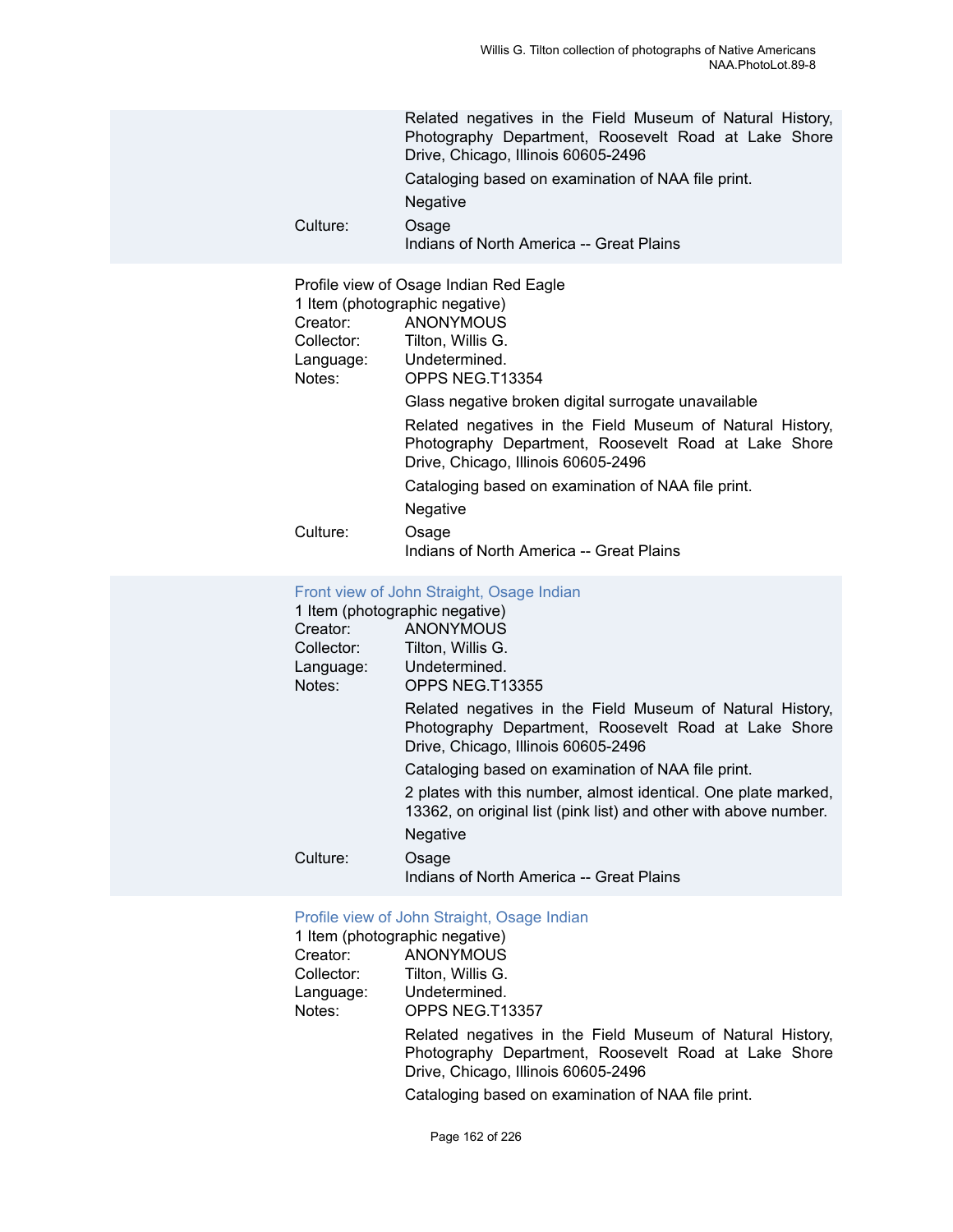Related negatives in the Field Museum of Natural History, Photography Department, Roosevelt Road at Lake Shore Drive, Chicago, Illinois 60605-2496

Cataloging based on examination of NAA file print.

Negative

Culture: Osage
Indians of North America -- Great Plains

Profile view of Osage Indian Red Eagle
1 Item (photographic negative)
Creator: ANONYMOUS
Collector: Tilton, Willis G.
Language: Undetermined.
Notes: OPPS NEG.T13354

Glass negative broken digital surrogate unavailable

Related negatives in the Field Museum of Natural History, Photography Department, Roosevelt Road at Lake Shore Drive, Chicago, Illinois 60605-2496

Cataloging based on examination of NAA file print.

Negative

Culture: Osage
Indians of North America -- Great Plains

Front view of John Straight, Osage Indian
1 Item (photographic negative)
Creator: ANONYMOUS
Collector: Tilton, Willis G.
Language: Undetermined.
Notes: OPPS NEG.T13355

Related negatives in the Field Museum of Natural History, Photography Department, Roosevelt Road at Lake Shore Drive, Chicago, Illinois 60605-2496

Cataloging based on examination of NAA file print.

2 plates with this number, almost identical. One plate marked, 13362, on original list (pink list) and other with above number.

Negative

Culture: Osage
Indians of North America -- Great Plains

Profile view of John Straight, Osage Indian
1 Item (photographic negative)
Creator: ANONYMOUS
Collector: Tilton, Willis G.
Language: Undetermined.
Notes: OPPS NEG.T13357

Related negatives in the Field Museum of Natural History, Photography Department, Roosevelt Road at Lake Shore Drive, Chicago, Illinois 60605-2496

Cataloging based on examination of NAA file print.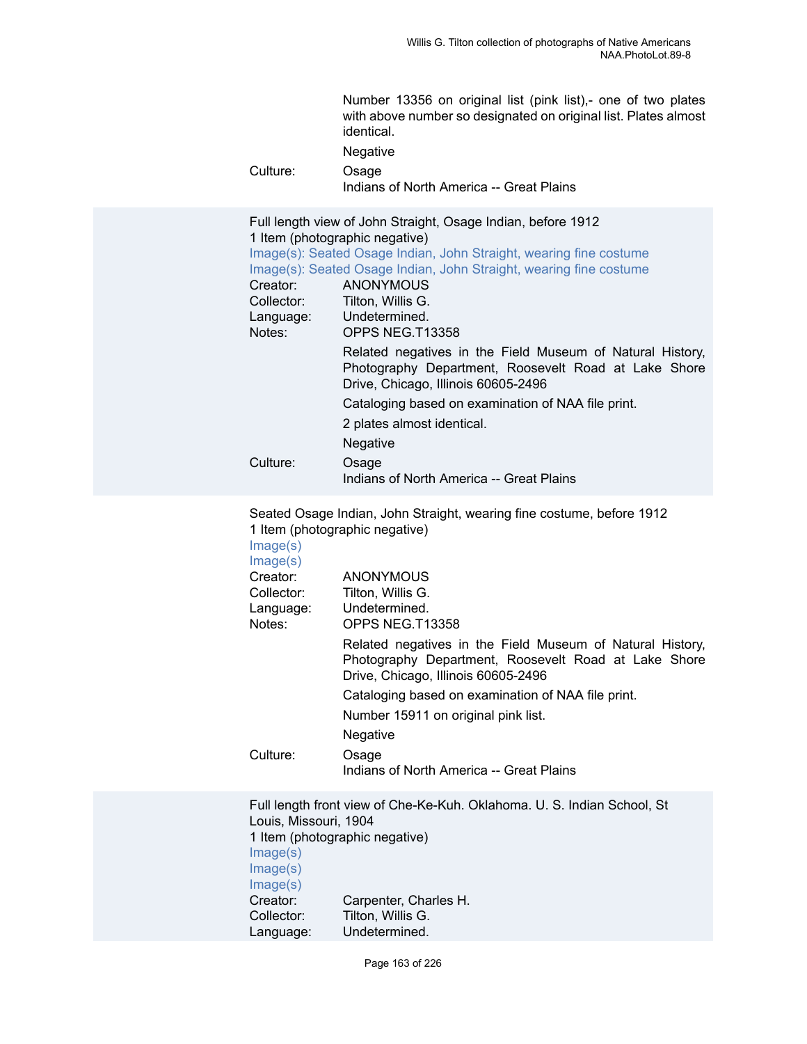Number 13356 on original list (pink list),- one of two plates with above number so designated on original list. Plates almost identical.

Negative

Culture: Osage
Indians of North America -- Great Plains

---

Full length view of John Straight, Osage Indian, before 1912
1 Item (photographic negative)
Image(s): Seated Osage Indian, John Straight, wearing fine costume
Image(s): Seated Osage Indian, John Straight, wearing fine costume

Creator: ANONYMOUS
Collector: Tilton, Willis G.
Language: Undetermined.
Notes: OPPS NEG.T13358

Related negatives in the Field Museum of Natural History, Photography Department, Roosevelt Road at Lake Shore Drive, Chicago, Illinois 60605-2496

Cataloging based on examination of NAA file print.

2 plates almost identical.

Negative

Culture: Osage
Indians of North America -- Great Plains

---

Seated Osage Indian, John Straight, wearing fine costume, before 1912
1 Item (photographic negative)
Image(s)
Image(s)

Creator: ANONYMOUS
Collector: Tilton, Willis G.
Language: Undetermined.
Notes: OPPS NEG.T13358

Related negatives in the Field Museum of Natural History, Photography Department, Roosevelt Road at Lake Shore Drive, Chicago, Illinois 60605-2496

Cataloging based on examination of NAA file print.

Number 15911 on original pink list.

Negative

Culture: Osage
Indians of North America -- Great Plains

---

Full length front view of Che-Ke-Kuh. Oklahoma. U. S. Indian School, St Louis, Missouri, 1904
1 Item (photographic negative)
Image(s)
Image(s)
Image(s)

Creator: Carpenter, Charles H.
Collector: Tilton, Willis G.
Language: Undetermined.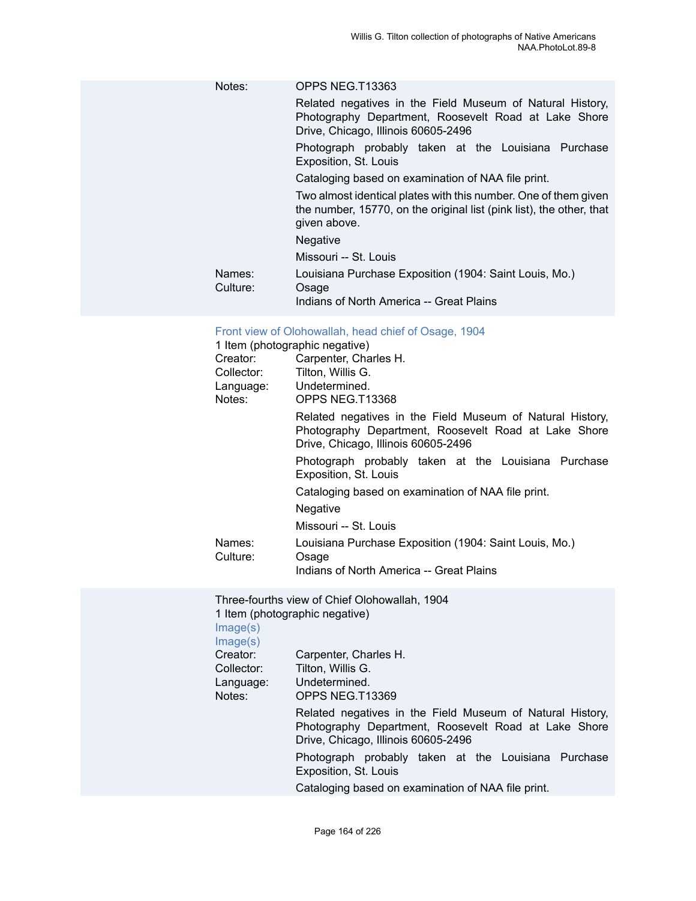Notes: OPPS NEG.T13363

Related negatives in the Field Museum of Natural History, Photography Department, Roosevelt Road at Lake Shore Drive, Chicago, Illinois 60605-2496

Photograph probably taken at the Louisiana Purchase Exposition, St. Louis

Cataloging based on examination of NAA file print.

Two almost identical plates with this number. One of them given the number, 15770, on the original list (pink list), the other, that given above.

Negative

Missouri -- St. Louis

Names: Louisiana Purchase Exposition (1904: Saint Louis, Mo.)

Culture: Osage

Indians of North America -- Great Plains

### Front view of Olohowallah, head chief of Osage, 1904

1 Item (photographic negative)

Creator: Carpenter, Charles H.

Collector: Tilton, Willis G.

Language: Undetermined.

Notes: OPPS NEG.T13368

Related negatives in the Field Museum of Natural History, Photography Department, Roosevelt Road at Lake Shore Drive, Chicago, Illinois 60605-2496

Photograph probably taken at the Louisiana Purchase Exposition, St. Louis

Cataloging based on examination of NAA file print.

Negative

Missouri -- St. Louis

Names: Louisiana Purchase Exposition (1904: Saint Louis, Mo.)

Culture: Osage

Indians of North America -- Great Plains

### Three-fourths view of Chief Olohowallah, 1904

1 Item (photographic negative)

Image(s)

Image(s)

Creator: Carpenter, Charles H.

Collector: Tilton, Willis G.

Language: Undetermined.

Notes: OPPS NEG.T13369

Related negatives in the Field Museum of Natural History, Photography Department, Roosevelt Road at Lake Shore Drive, Chicago, Illinois 60605-2496

Photograph probably taken at the Louisiana Purchase Exposition, St. Louis

Cataloging based on examination of NAA file print.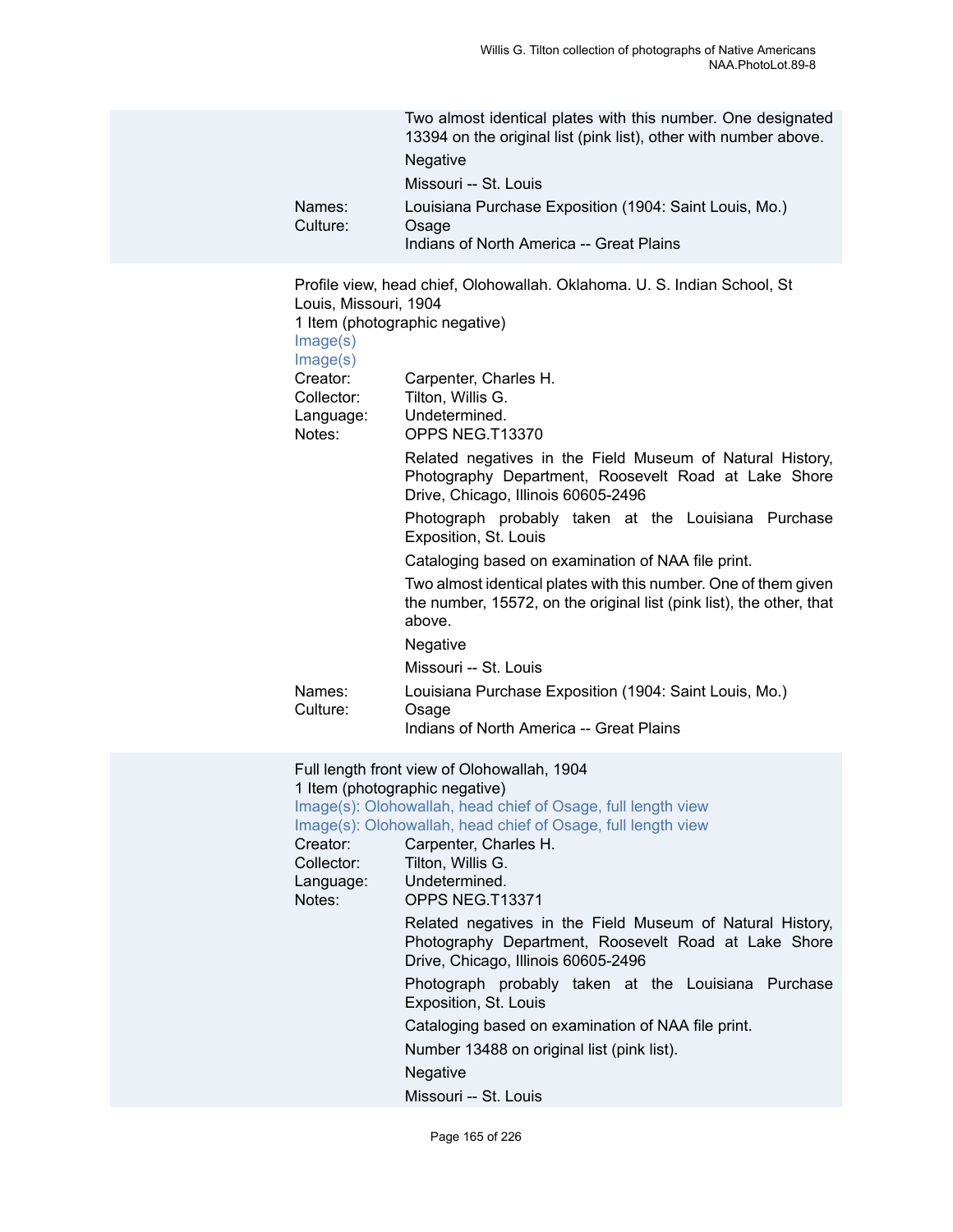Two almost identical plates with this number. One designated 13394 on the original list (pink list), other with number above.

Negative

Missouri -- St. Louis

Names: Louisiana Purchase Exposition (1904: Saint Louis, Mo.)
Culture: Osage
Indians of North America -- Great Plains

Profile view, head chief, Olohowallah. Oklahoma. U. S. Indian School, St Louis, Missouri, 1904
1 Item (photographic negative)
Image(s)
Image(s)

Creator: Carpenter, Charles H.
Collector: Tilton, Willis G.
Language: Undetermined.
Notes: OPPS NEG.T13370

Related negatives in the Field Museum of Natural History, Photography Department, Roosevelt Road at Lake Shore Drive, Chicago, Illinois 60605-2496

Photograph probably taken at the Louisiana Purchase Exposition, St. Louis

Cataloging based on examination of NAA file print.

Two almost identical plates with this number. One of them given the number, 15572, on the original list (pink list), the other, that above.

Negative

Missouri -- St. Louis

Names: Louisiana Purchase Exposition (1904: Saint Louis, Mo.)
Culture: Osage
Indians of North America -- Great Plains

Full length front view of Olohowallah, 1904
1 Item (photographic negative)
Image(s): Olohowallah, head chief of Osage, full length view
Image(s): Olohowallah, head chief of Osage, full length view

Creator: Carpenter, Charles H.
Collector: Tilton, Willis G.
Language: Undetermined.
Notes: OPPS NEG.T13371

Related negatives in the Field Museum of Natural History, Photography Department, Roosevelt Road at Lake Shore Drive, Chicago, Illinois 60605-2496

Photograph probably taken at the Louisiana Purchase Exposition, St. Louis

Cataloging based on examination of NAA file print.

Number 13488 on original list (pink list).

Negative

Missouri -- St. Louis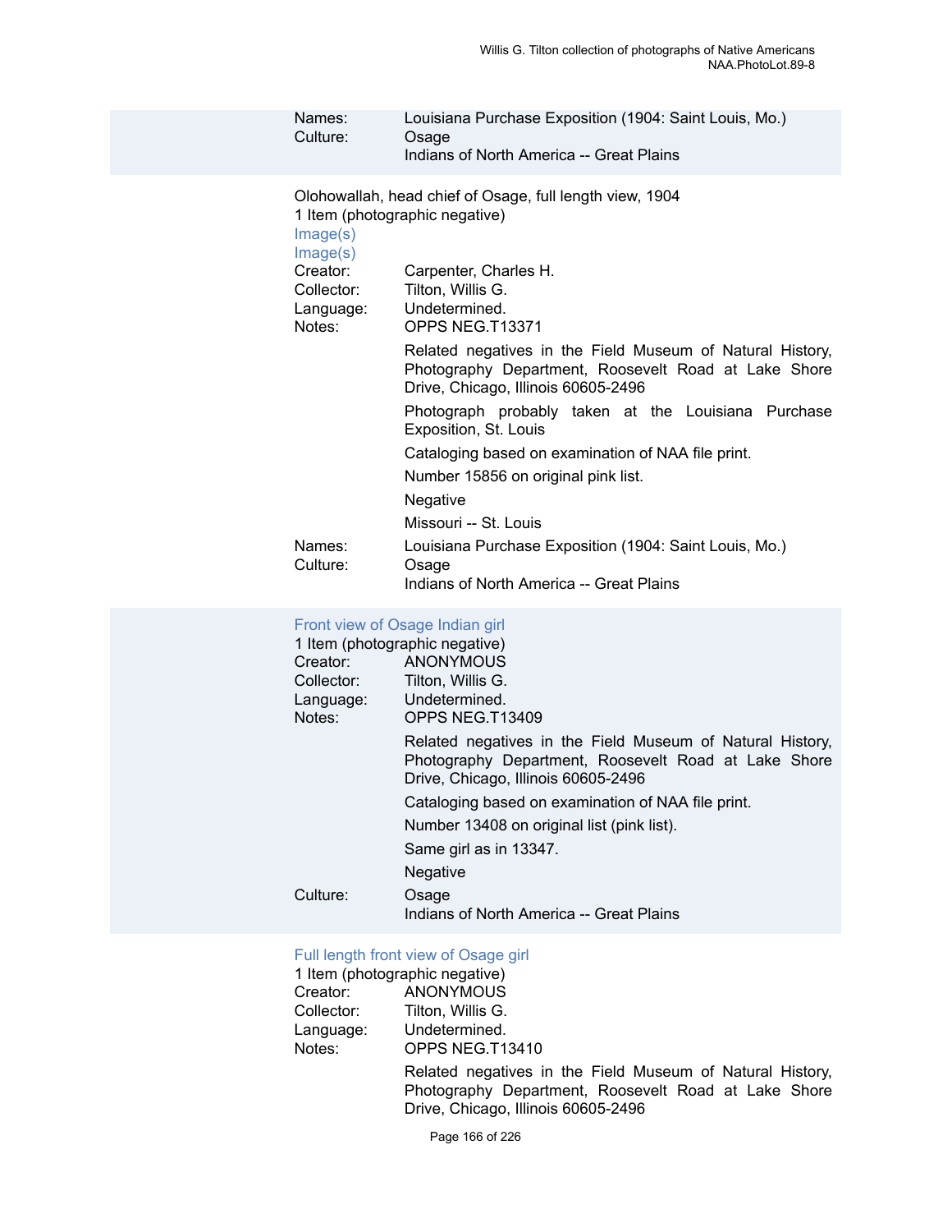Names: Louisiana Purchase Exposition (1904: Saint Louis, Mo.)
Culture: Osage
Indians of North America -- Great Plains

Olohowallah, head chief of Osage, full length view, 1904
1 Item (photographic negative)
Image(s)
Image(s)
Creator: Carpenter, Charles H.
Collector: Tilton, Willis G.
Language: Undetermined.
Notes: OPPS NEG.T13371

Related negatives in the Field Museum of Natural History, Photography Department, Roosevelt Road at Lake Shore Drive, Chicago, Illinois 60605-2496

Photograph probably taken at the Louisiana Purchase Exposition, St. Louis

Cataloging based on examination of NAA file print.

Number 15856 on original pink list.

Negative

Missouri -- St. Louis

Names: Louisiana Purchase Exposition (1904: Saint Louis, Mo.)
Culture: Osage
Indians of North America -- Great Plains

Front view of Osage Indian girl
1 Item (photographic negative)
Creator: ANONYMOUS
Collector: Tilton, Willis G.
Language: Undetermined.
Notes: OPPS NEG.T13409

Related negatives in the Field Museum of Natural History, Photography Department, Roosevelt Road at Lake Shore Drive, Chicago, Illinois 60605-2496

Cataloging based on examination of NAA file print.

Number 13408 on original list (pink list).

Same girl as in 13347.

Negative

Culture: Osage
Indians of North America -- Great Plains

Full length front view of Osage girl
1 Item (photographic negative)
Creator: ANONYMOUS
Collector: Tilton, Willis G.
Language: Undetermined.
Notes: OPPS NEG.T13410

Related negatives in the Field Museum of Natural History, Photography Department, Roosevelt Road at Lake Shore Drive, Chicago, Illinois 60605-2496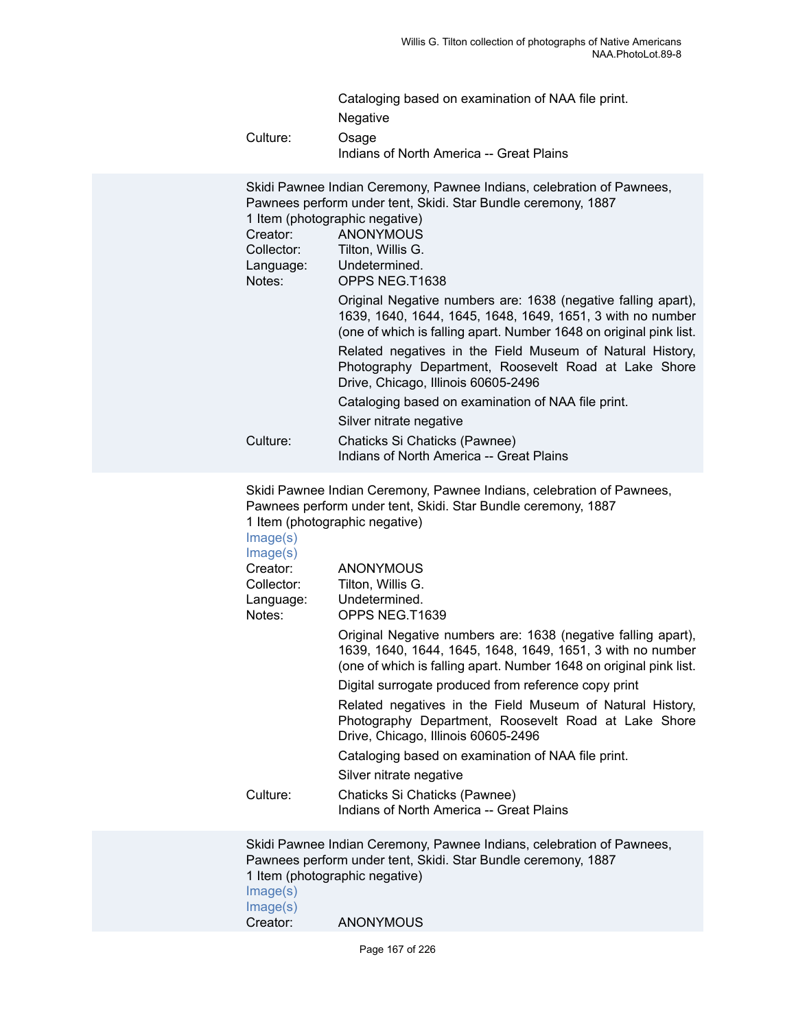Cataloging based on examination of NAA file print.

Negative

Culture: Osage
Indians of North America -- Great Plains

Skidi Pawnee Indian Ceremony, Pawnee Indians, celebration of Pawnees, Pawnees perform under tent, Skidi. Star Bundle ceremony, 1887

1 Item (photographic negative)

Creator: ANONYMOUS

Collector: Tilton, Willis G.

Language: Undetermined.

Notes: OPPS NEG.T1638

Original Negative numbers are: 1638 (negative falling apart), 1639, 1640, 1644, 1645, 1648, 1649, 1651, 3 with no number (one of which is falling apart. Number 1648 on original pink list.

Related negatives in the Field Museum of Natural History, Photography Department, Roosevelt Road at Lake Shore Drive, Chicago, Illinois 60605-2496

Cataloging based on examination of NAA file print.

Silver nitrate negative

Culture: Chaticks Si Chaticks (Pawnee)
Indians of North America -- Great Plains

Skidi Pawnee Indian Ceremony, Pawnee Indians, celebration of Pawnees, Pawnees perform under tent, Skidi. Star Bundle ceremony, 1887

1 Item (photographic negative)

Image(s)

Image(s)

Creator: ANONYMOUS

Collector: Tilton, Willis G.

Language: Undetermined.

Notes: OPPS NEG.T1639

Original Negative numbers are: 1638 (negative falling apart), 1639, 1640, 1644, 1645, 1648, 1649, 1651, 3 with no number (one of which is falling apart. Number 1648 on original pink list.

Digital surrogate produced from reference copy print

Related negatives in the Field Museum of Natural History, Photography Department, Roosevelt Road at Lake Shore Drive, Chicago, Illinois 60605-2496

Cataloging based on examination of NAA file print.

Silver nitrate negative

Culture: Chaticks Si Chaticks (Pawnee)
Indians of North America -- Great Plains

Skidi Pawnee Indian Ceremony, Pawnee Indians, celebration of Pawnees, Pawnees perform under tent, Skidi. Star Bundle ceremony, 1887

1 Item (photographic negative)

Image(s)

Image(s)

Creator: ANONYMOUS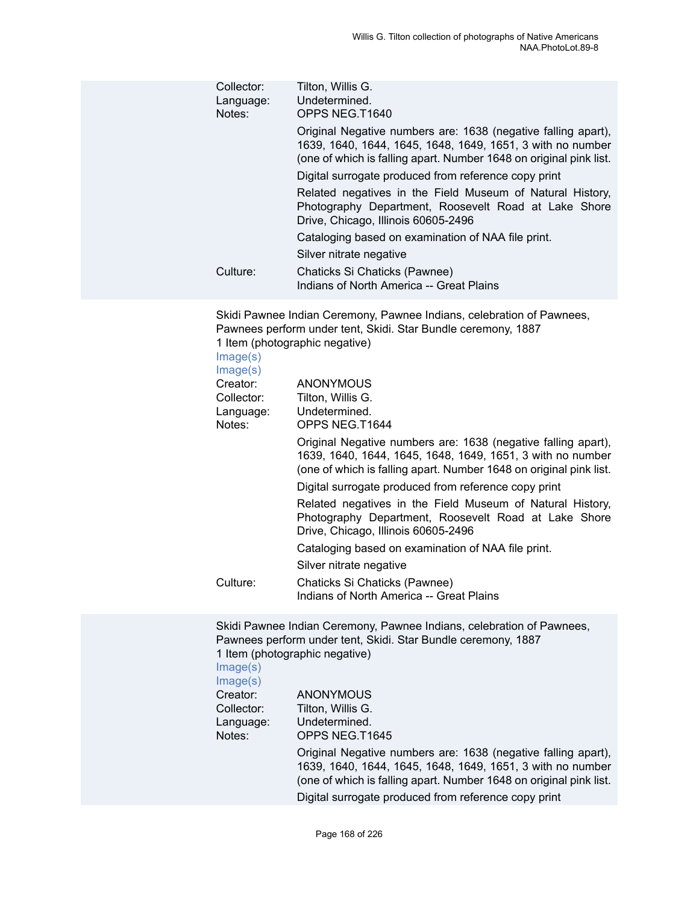Collector: Tilton, Willis G.
Language: Undetermined.
Notes: OPPS NEG.T1640

Original Negative numbers are: 1638 (negative falling apart), 1639, 1640, 1644, 1645, 1648, 1649, 1651, 3 with no number (one of which is falling apart. Number 1648 on original pink list.

Digital surrogate produced from reference copy print

Related negatives in the Field Museum of Natural History, Photography Department, Roosevelt Road at Lake Shore Drive, Chicago, Illinois 60605-2496

Cataloging based on examination of NAA file print.

Silver nitrate negative

Culture: Chaticks Si Chaticks (Pawnee)
Indians of North America -- Great Plains

Skidi Pawnee Indian Ceremony, Pawnee Indians, celebration of Pawnees, Pawnees perform under tent, Skidi. Star Bundle ceremony, 1887
1 Item (photographic negative)
Image(s)
Image(s)

Creator: ANONYMOUS
Collector: Tilton, Willis G.
Language: Undetermined.
Notes: OPPS NEG.T1644

Original Negative numbers are: 1638 (negative falling apart), 1639, 1640, 1644, 1645, 1648, 1649, 1651, 3 with no number (one of which is falling apart. Number 1648 on original pink list.

Digital surrogate produced from reference copy print

Related negatives in the Field Museum of Natural History, Photography Department, Roosevelt Road at Lake Shore Drive, Chicago, Illinois 60605-2496

Cataloging based on examination of NAA file print.

Silver nitrate negative

Culture: Chaticks Si Chaticks (Pawnee)
Indians of North America -- Great Plains

Skidi Pawnee Indian Ceremony, Pawnee Indians, celebration of Pawnees, Pawnees perform under tent, Skidi. Star Bundle ceremony, 1887
1 Item (photographic negative)
Image(s)
Image(s)

Creator: ANONYMOUS
Collector: Tilton, Willis G.
Language: Undetermined.
Notes: OPPS NEG.T1645

Original Negative numbers are: 1638 (negative falling apart), 1639, 1640, 1644, 1645, 1648, 1649, 1651, 3 with no number (one of which is falling apart. Number 1648 on original pink list.

Digital surrogate produced from reference copy print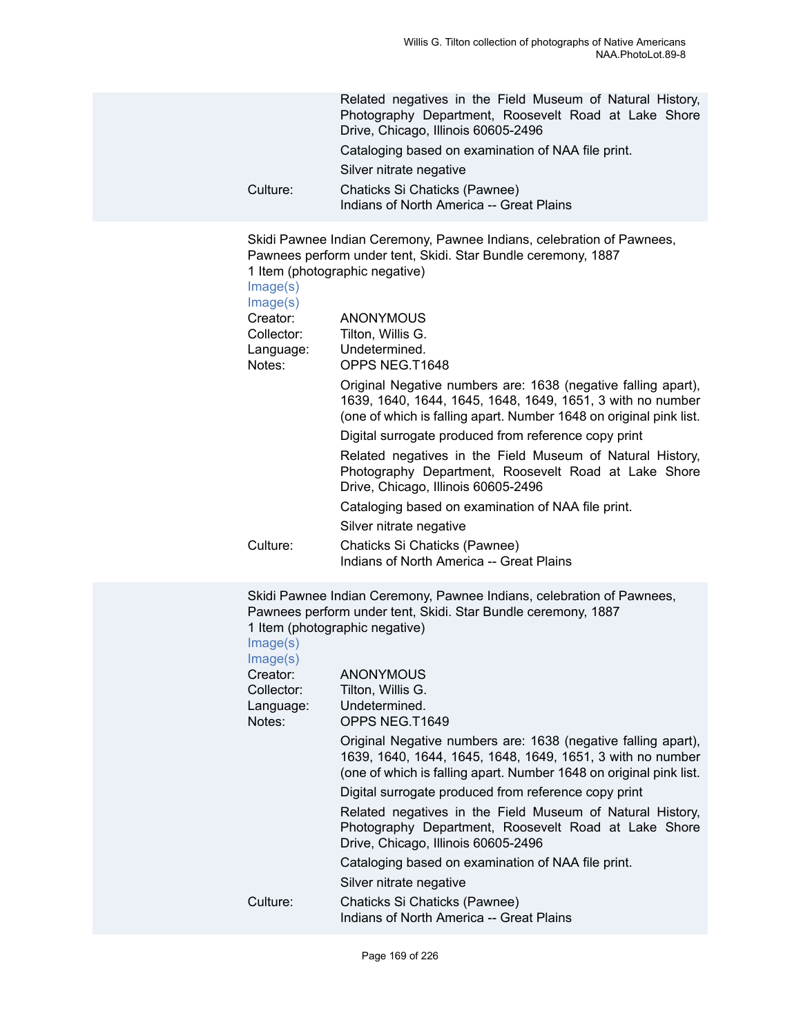Related negatives in the Field Museum of Natural History, Photography Department, Roosevelt Road at Lake Shore Drive, Chicago, Illinois 60605-2496

Cataloging based on examination of NAA file print.

Silver nitrate negative

Culture: Chaticks Si Chaticks (Pawnee)
Indians of North America -- Great Plains

Skidi Pawnee Indian Ceremony, Pawnee Indians, celebration of Pawnees, Pawnees perform under tent, Skidi. Star Bundle ceremony, 1887
1 Item (photographic negative)
Image(s)
Image(s)

Creator: ANONYMOUS
Collector: Tilton, Willis G.
Language: Undetermined.
Notes: OPPS NEG.T1648

Original Negative numbers are: 1638 (negative falling apart), 1639, 1640, 1644, 1645, 1648, 1649, 1651, 3 with no number (one of which is falling apart. Number 1648 on original pink list.

Digital surrogate produced from reference copy print

Related negatives in the Field Museum of Natural History, Photography Department, Roosevelt Road at Lake Shore Drive, Chicago, Illinois 60605-2496

Cataloging based on examination of NAA file print.

Silver nitrate negative

Culture: Chaticks Si Chaticks (Pawnee)
Indians of North America -- Great Plains

Skidi Pawnee Indian Ceremony, Pawnee Indians, celebration of Pawnees, Pawnees perform under tent, Skidi. Star Bundle ceremony, 1887
1 Item (photographic negative)
Image(s)
Image(s)

Creator: ANONYMOUS
Collector: Tilton, Willis G.
Language: Undetermined.
Notes: OPPS NEG.T1649

Original Negative numbers are: 1638 (negative falling apart), 1639, 1640, 1644, 1645, 1648, 1649, 1651, 3 with no number (one of which is falling apart. Number 1648 on original pink list.

Digital surrogate produced from reference copy print

Related negatives in the Field Museum of Natural History, Photography Department, Roosevelt Road at Lake Shore Drive, Chicago, Illinois 60605-2496

Cataloging based on examination of NAA file print.

Silver nitrate negative

Culture: Chaticks Si Chaticks (Pawnee)
Indians of North America -- Great Plains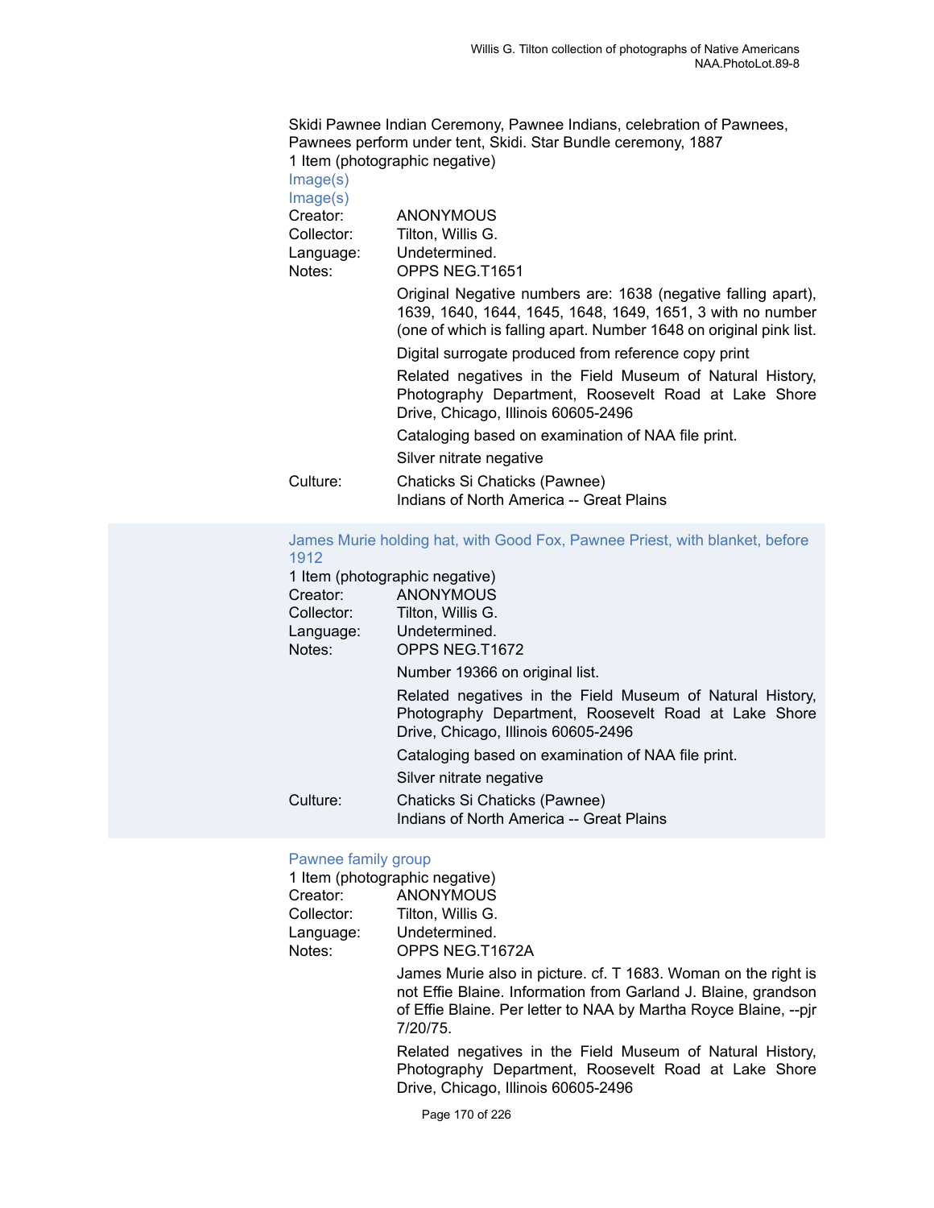Skidi Pawnee Indian Ceremony, Pawnee Indians, celebration of Pawnees, Pawnees perform under tent, Skidi. Star Bundle ceremony, 1887
1 Item (photographic negative)
Image(s)
Image(s)

Creator: ANONYMOUS
Collector: Tilton, Willis G.
Language: Undetermined.
Notes: OPPS NEG.T1651

Original Negative numbers are: 1638 (negative falling apart), 1639, 1640, 1644, 1645, 1648, 1649, 1651, 3 with no number (one of which is falling apart. Number 1648 on original pink list.

Digital surrogate produced from reference copy print

Related negatives in the Field Museum of Natural History, Photography Department, Roosevelt Road at Lake Shore Drive, Chicago, Illinois 60605-2496

Cataloging based on examination of NAA file print.

Silver nitrate negative

Culture: Chaticks Si Chaticks (Pawnee)
Indians of North America -- Great Plains

James Murie holding hat, with Good Fox, Pawnee Priest, with blanket, before 1912
1 Item (photographic negative)

Creator: ANONYMOUS
Collector: Tilton, Willis G.
Language: Undetermined.
Notes: OPPS NEG.T1672

Number 19366 on original list.

Related negatives in the Field Museum of Natural History, Photography Department, Roosevelt Road at Lake Shore Drive, Chicago, Illinois 60605-2496

Cataloging based on examination of NAA file print.

Silver nitrate negative

Culture: Chaticks Si Chaticks (Pawnee)
Indians of North America -- Great Plains

Pawnee family group
1 Item (photographic negative)

Creator: ANONYMOUS
Collector: Tilton, Willis G.
Language: Undetermined.
Notes: OPPS NEG.T1672A

James Murie also in picture. cf. T 1683. Woman on the right is not Effie Blaine. Information from Garland J. Blaine, grandson of Effie Blaine. Per letter to NAA by Martha Royce Blaine, --pjr 7/20/75.

Related negatives in the Field Museum of Natural History, Photography Department, Roosevelt Road at Lake Shore Drive, Chicago, Illinois 60605-2496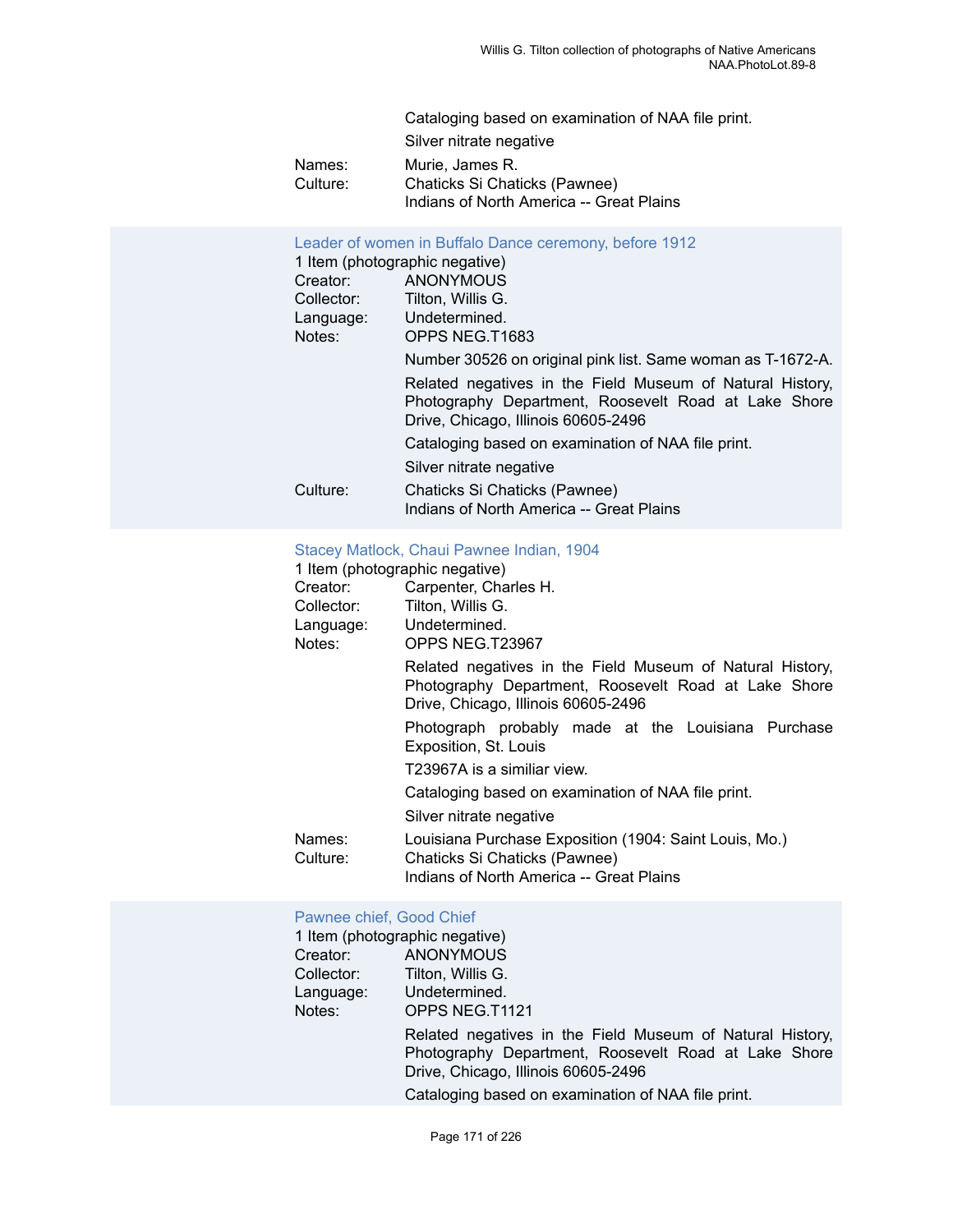Cataloging based on examination of NAA file print.

Silver nitrate negative

Names: Murie, James R.

Culture: Chaticks Si Chaticks (Pawnee)
Indians of North America -- Great Plains

### Leader of women in Buffalo Dance ceremony, before 1912

1 Item (photographic negative)

Creator: ANONYMOUS

Collector: Tilton, Willis G.

Language: Undetermined.

Notes: OPPS NEG.T1683

Number 30526 on original pink list. Same woman as T-1672-A.

Related negatives in the Field Museum of Natural History, Photography Department, Roosevelt Road at Lake Shore Drive, Chicago, Illinois 60605-2496

Cataloging based on examination of NAA file print.

Silver nitrate negative

Culture: Chaticks Si Chaticks (Pawnee)
Indians of North America -- Great Plains

### Stacey Matlock, Chaui Pawnee Indian, 1904

1 Item (photographic negative)

Creator: Carpenter, Charles H.

Collector: Tilton, Willis G.

Language: Undetermined.

Notes: OPPS NEG.T23967

Related negatives in the Field Museum of Natural History, Photography Department, Roosevelt Road at Lake Shore Drive, Chicago, Illinois 60605-2496

Photograph probably made at the Louisiana Purchase Exposition, St. Louis

T23967A is a similiar view.

Cataloging based on examination of NAA file print.

Silver nitrate negative

Names: Louisiana Purchase Exposition (1904: Saint Louis, Mo.)

Culture: Chaticks Si Chaticks (Pawnee)
Indians of North America -- Great Plains

### Pawnee chief, Good Chief

1 Item (photographic negative)

Creator: ANONYMOUS

Collector: Tilton, Willis G.

Language: Undetermined.

Notes: OPPS NEG.T1121

Related negatives in the Field Museum of Natural History, Photography Department, Roosevelt Road at Lake Shore Drive, Chicago, Illinois 60605-2496

Cataloging based on examination of NAA file print.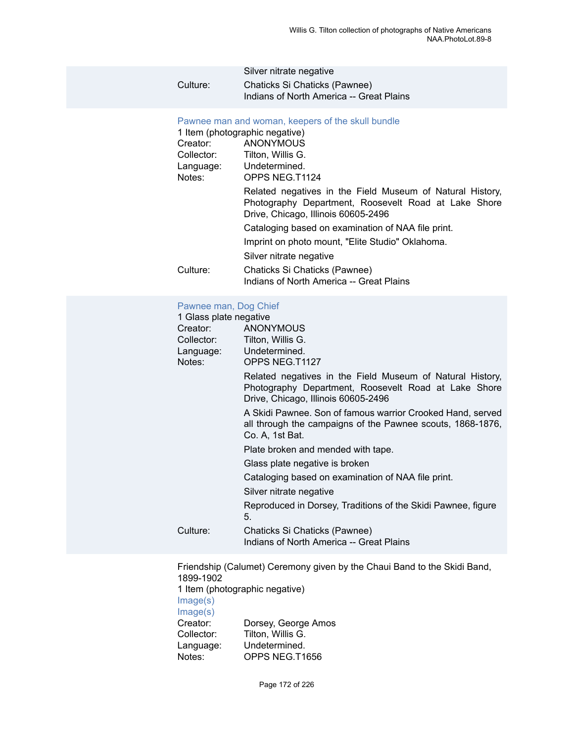Silver nitrate negative

Culture: Chaticks Si Chaticks (Pawnee)
Indians of North America -- Great Plains

### Pawnee man and woman, keepers of the skull bundle

1 Item (photographic negative)

Creator: ANONYMOUS
Collector: Tilton, Willis G.
Language: Undetermined.
Notes: OPPS NEG.T1124

Related negatives in the Field Museum of Natural History, Photography Department, Roosevelt Road at Lake Shore Drive, Chicago, Illinois 60605-2496

Cataloging based on examination of NAA file print.

Imprint on photo mount, "Elite Studio" Oklahoma.

Silver nitrate negative

Culture: Chaticks Si Chaticks (Pawnee)
Indians of North America -- Great Plains

### Pawnee man, Dog Chief

1 Glass plate negative

Creator: ANONYMOUS
Collector: Tilton, Willis G.
Language: Undetermined.
Notes: OPPS NEG.T1127

Related negatives in the Field Museum of Natural History, Photography Department, Roosevelt Road at Lake Shore Drive, Chicago, Illinois 60605-2496

A Skidi Pawnee. Son of famous warrior Crooked Hand, served all through the campaigns of the Pawnee scouts, 1868-1876, Co. A, 1st Bat.

Plate broken and mended with tape.

Glass plate negative is broken

Cataloging based on examination of NAA file print.

Silver nitrate negative

Reproduced in Dorsey, Traditions of the Skidi Pawnee, figure 5.

Culture: Chaticks Si Chaticks (Pawnee)
Indians of North America -- Great Plains

Friendship (Calumet) Ceremony given by the Chaui Band to the Skidi Band, 1899-1902

1 Item (photographic negative)

Image(s)
Image(s)

Creator: Dorsey, George Amos
Collector: Tilton, Willis G.
Language: Undetermined.
Notes: OPPS NEG.T1656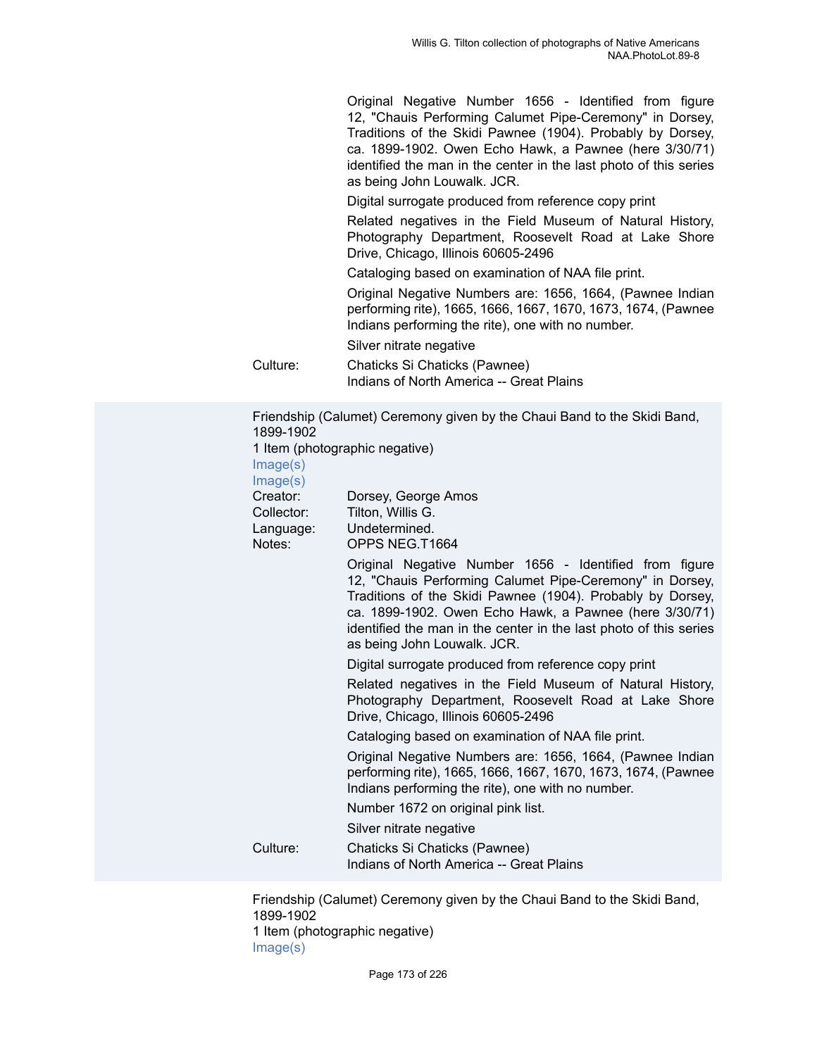Original Negative Number 1656 - Identified from figure 12, "Chauis Performing Calumet Pipe-Ceremony" in Dorsey, Traditions of the Skidi Pawnee (1904). Probably by Dorsey, ca. 1899-1902. Owen Echo Hawk, a Pawnee (here 3/30/71) identified the man in the center in the last photo of this series as being John Louwalk. JCR.

Digital surrogate produced from reference copy print

Related negatives in the Field Museum of Natural History, Photography Department, Roosevelt Road at Lake Shore Drive, Chicago, Illinois 60605-2496

Cataloging based on examination of NAA file print.

Original Negative Numbers are: 1656, 1664, (Pawnee Indian performing rite), 1665, 1666, 1667, 1670, 1673, 1674, (Pawnee Indians performing the rite), one with no number.

Silver nitrate negative

Culture: Chaticks Si Chaticks (Pawnee)
Indians of North America -- Great Plains

Friendship (Calumet) Ceremony given by the Chaui Band to the Skidi Band, 1899-1902
1 Item (photographic negative)
Image(s)
Image(s)

Creator: Dorsey, George Amos
Collector: Tilton, Willis G.
Language: Undetermined.
Notes: OPPS NEG.T1664

Original Negative Number 1656 - Identified from figure 12, "Chauis Performing Calumet Pipe-Ceremony" in Dorsey, Traditions of the Skidi Pawnee (1904). Probably by Dorsey, ca. 1899-1902. Owen Echo Hawk, a Pawnee (here 3/30/71) identified the man in the center in the last photo of this series as being John Louwalk. JCR.

Digital surrogate produced from reference copy print

Related negatives in the Field Museum of Natural History, Photography Department, Roosevelt Road at Lake Shore Drive, Chicago, Illinois 60605-2496

Cataloging based on examination of NAA file print.

Original Negative Numbers are: 1656, 1664, (Pawnee Indian performing rite), 1665, 1666, 1667, 1670, 1673, 1674, (Pawnee Indians performing the rite), one with no number.

Number 1672 on original pink list.

Silver nitrate negative

Culture: Chaticks Si Chaticks (Pawnee)
Indians of North America -- Great Plains

Friendship (Calumet) Ceremony given by the Chaui Band to the Skidi Band, 1899-1902
1 Item (photographic negative)
Image(s)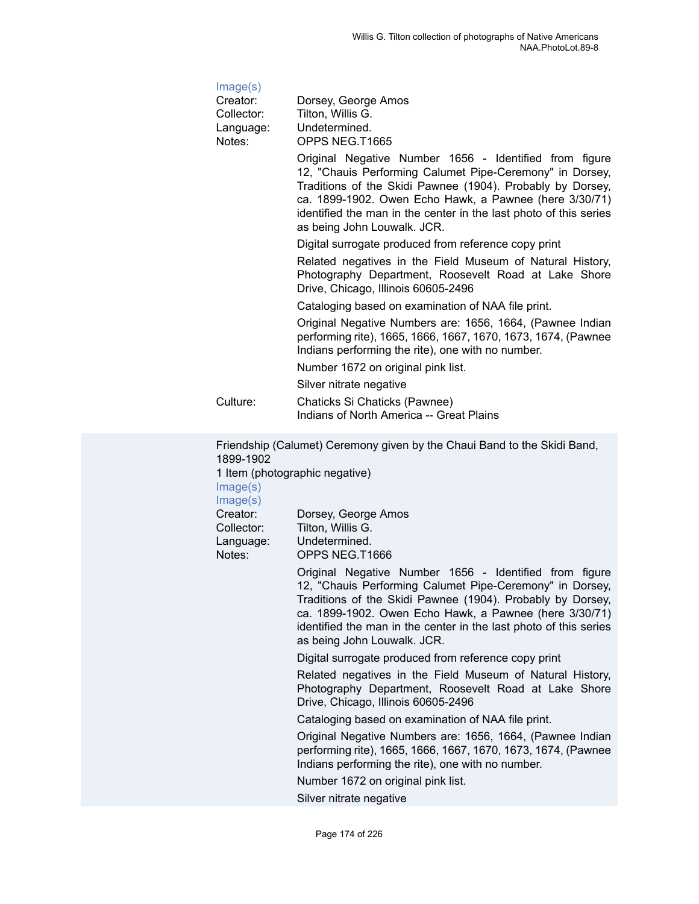Image(s)

Creator: Dorsey, George Amos
Collector: Tilton, Willis G.
Language: Undetermined.
Notes: OPPS NEG.T1665

Original Negative Number 1656 - Identified from figure 12, "Chauis Performing Calumet Pipe-Ceremony" in Dorsey, Traditions of the Skidi Pawnee (1904). Probably by Dorsey, ca. 1899-1902. Owen Echo Hawk, a Pawnee (here 3/30/71) identified the man in the center in the last photo of this series as being John Louwalk. JCR.

Digital surrogate produced from reference copy print

Related negatives in the Field Museum of Natural History, Photography Department, Roosevelt Road at Lake Shore Drive, Chicago, Illinois 60605-2496

Cataloging based on examination of NAA file print.

Original Negative Numbers are: 1656, 1664, (Pawnee Indian performing rite), 1665, 1666, 1667, 1670, 1673, 1674, (Pawnee Indians performing the rite), one with no number.

Number 1672 on original pink list.

Silver nitrate negative

Culture: Chaticks Si Chaticks (Pawnee)
Indians of North America -- Great Plains

Friendship (Calumet) Ceremony given by the Chaui Band to the Skidi Band, 1899-1902
1 Item (photographic negative)
Image(s)
Image(s)

Creator: Dorsey, George Amos
Collector: Tilton, Willis G.
Language: Undetermined.
Notes: OPPS NEG.T1666

Original Negative Number 1656 - Identified from figure 12, "Chauis Performing Calumet Pipe-Ceremony" in Dorsey, Traditions of the Skidi Pawnee (1904). Probably by Dorsey, ca. 1899-1902. Owen Echo Hawk, a Pawnee (here 3/30/71) identified the man in the center in the last photo of this series as being John Louwalk. JCR.

Digital surrogate produced from reference copy print

Related negatives in the Field Museum of Natural History, Photography Department, Roosevelt Road at Lake Shore Drive, Chicago, Illinois 60605-2496

Cataloging based on examination of NAA file print.

Original Negative Numbers are: 1656, 1664, (Pawnee Indian performing rite), 1665, 1666, 1667, 1670, 1673, 1674, (Pawnee Indians performing the rite), one with no number.

Number 1672 on original pink list.

Silver nitrate negative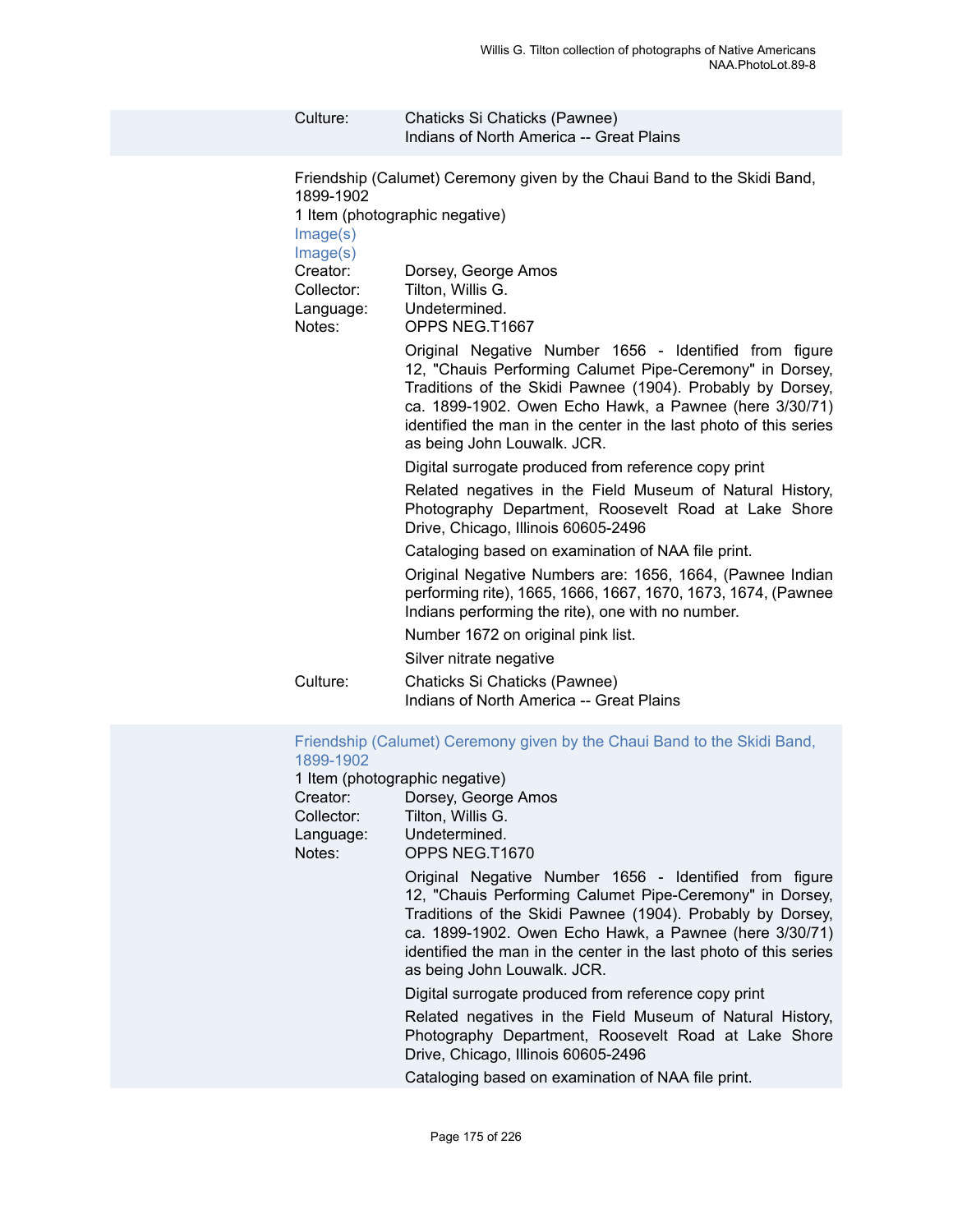Culture: Chaticks Si Chaticks (Pawnee)
Indians of North America -- Great Plains

Friendship (Calumet) Ceremony given by the Chaui Band to the Skidi Band, 1899-1902
1 Item (photographic negative)
Image(s)
Image(s)

Creator: Dorsey, George Amos
Collector: Tilton, Willis G.
Language: Undetermined.
Notes: OPPS NEG.T1667

Original Negative Number 1656 - Identified from figure 12, "Chauis Performing Calumet Pipe-Ceremony" in Dorsey, Traditions of the Skidi Pawnee (1904). Probably by Dorsey, ca. 1899-1902. Owen Echo Hawk, a Pawnee (here 3/30/71) identified the man in the center in the last photo of this series as being John Louwalk. JCR.

Digital surrogate produced from reference copy print

Related negatives in the Field Museum of Natural History, Photography Department, Roosevelt Road at Lake Shore Drive, Chicago, Illinois 60605-2496

Cataloging based on examination of NAA file print.

Original Negative Numbers are: 1656, 1664, (Pawnee Indian performing rite), 1665, 1666, 1667, 1670, 1673, 1674, (Pawnee Indians performing the rite), one with no number.

Number 1672 on original pink list.

Silver nitrate negative

Culture: Chaticks Si Chaticks (Pawnee)
Indians of North America -- Great Plains

Friendship (Calumet) Ceremony given by the Chaui Band to the Skidi Band, 1899-1902
1 Item (photographic negative)

Creator: Dorsey, George Amos
Collector: Tilton, Willis G.
Language: Undetermined.
Notes: OPPS NEG.T1670

Original Negative Number 1656 - Identified from figure 12, "Chauis Performing Calumet Pipe-Ceremony" in Dorsey, Traditions of the Skidi Pawnee (1904). Probably by Dorsey, ca. 1899-1902. Owen Echo Hawk, a Pawnee (here 3/30/71) identified the man in the center in the last photo of this series as being John Louwalk. JCR.

Digital surrogate produced from reference copy print

Related negatives in the Field Museum of Natural History, Photography Department, Roosevelt Road at Lake Shore Drive, Chicago, Illinois 60605-2496

Cataloging based on examination of NAA file print.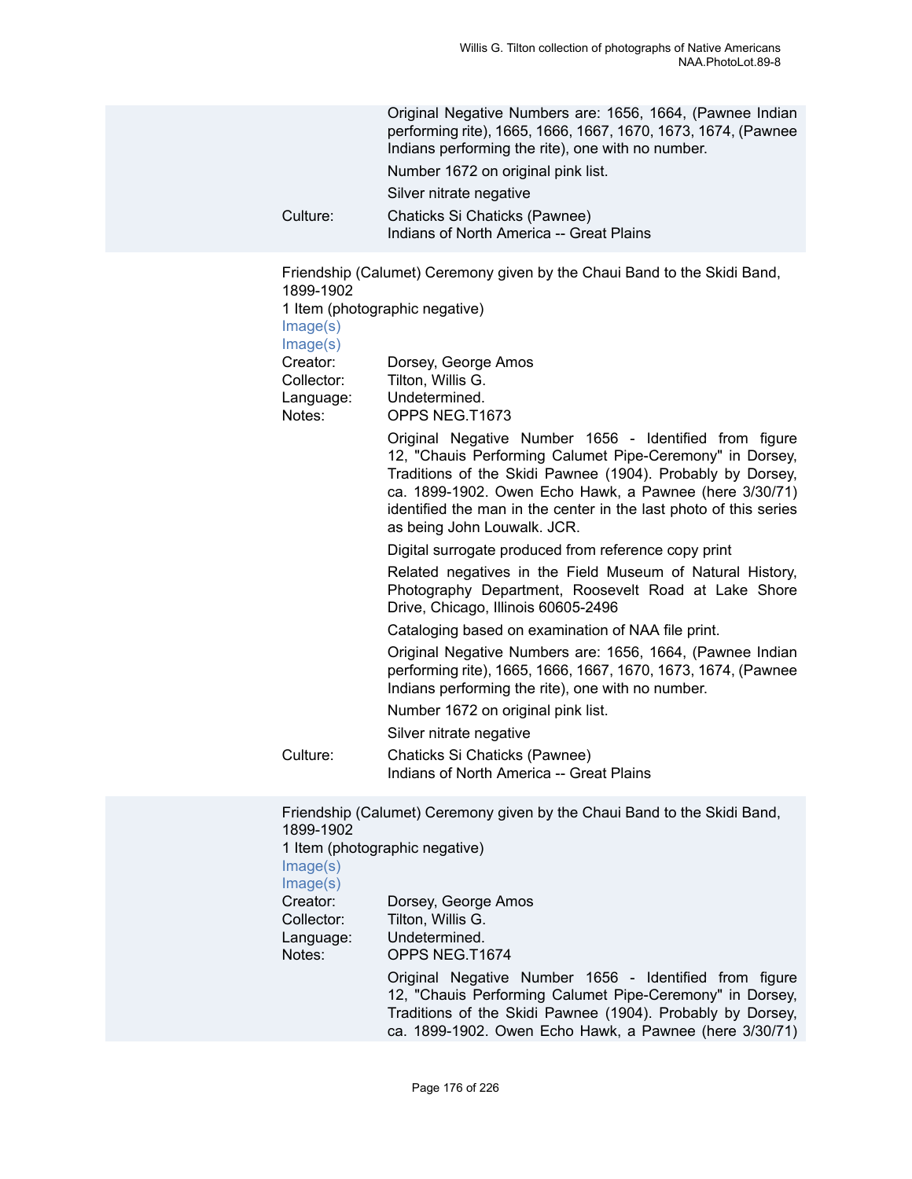Original Negative Numbers are: 1656, 1664, (Pawnee Indian performing rite), 1665, 1666, 1667, 1670, 1673, 1674, (Pawnee Indians performing the rite), one with no number.

Number 1672 on original pink list.

Silver nitrate negative

Culture: Chaticks Si Chaticks (Pawnee)
Indians of North America -- Great Plains

Friendship (Calumet) Ceremony given by the Chaui Band to the Skidi Band, 1899-1902
1 Item (photographic negative)
Image(s)
Image(s)

Creator: Dorsey, George Amos
Collector: Tilton, Willis G.
Language: Undetermined.
Notes: OPPS NEG.T1673

Original Negative Number 1656 - Identified from figure 12, "Chauis Performing Calumet Pipe-Ceremony" in Dorsey, Traditions of the Skidi Pawnee (1904). Probably by Dorsey, ca. 1899-1902. Owen Echo Hawk, a Pawnee (here 3/30/71) identified the man in the center in the last photo of this series as being John Louwalk. JCR.

Digital surrogate produced from reference copy print

Related negatives in the Field Museum of Natural History, Photography Department, Roosevelt Road at Lake Shore Drive, Chicago, Illinois 60605-2496

Cataloging based on examination of NAA file print.

Original Negative Numbers are: 1656, 1664, (Pawnee Indian performing rite), 1665, 1666, 1667, 1670, 1673, 1674, (Pawnee Indians performing the rite), one with no number.

Number 1672 on original pink list.

Silver nitrate negative

Culture: Chaticks Si Chaticks (Pawnee)
Indians of North America -- Great Plains

Friendship (Calumet) Ceremony given by the Chaui Band to the Skidi Band, 1899-1902
1 Item (photographic negative)
Image(s)
Image(s)

Creator: Dorsey, George Amos
Collector: Tilton, Willis G.
Language: Undetermined.
Notes: OPPS NEG.T1674

Original Negative Number 1656 - Identified from figure 12, "Chauis Performing Calumet Pipe-Ceremony" in Dorsey, Traditions of the Skidi Pawnee (1904). Probably by Dorsey, ca. 1899-1902. Owen Echo Hawk, a Pawnee (here 3/30/71)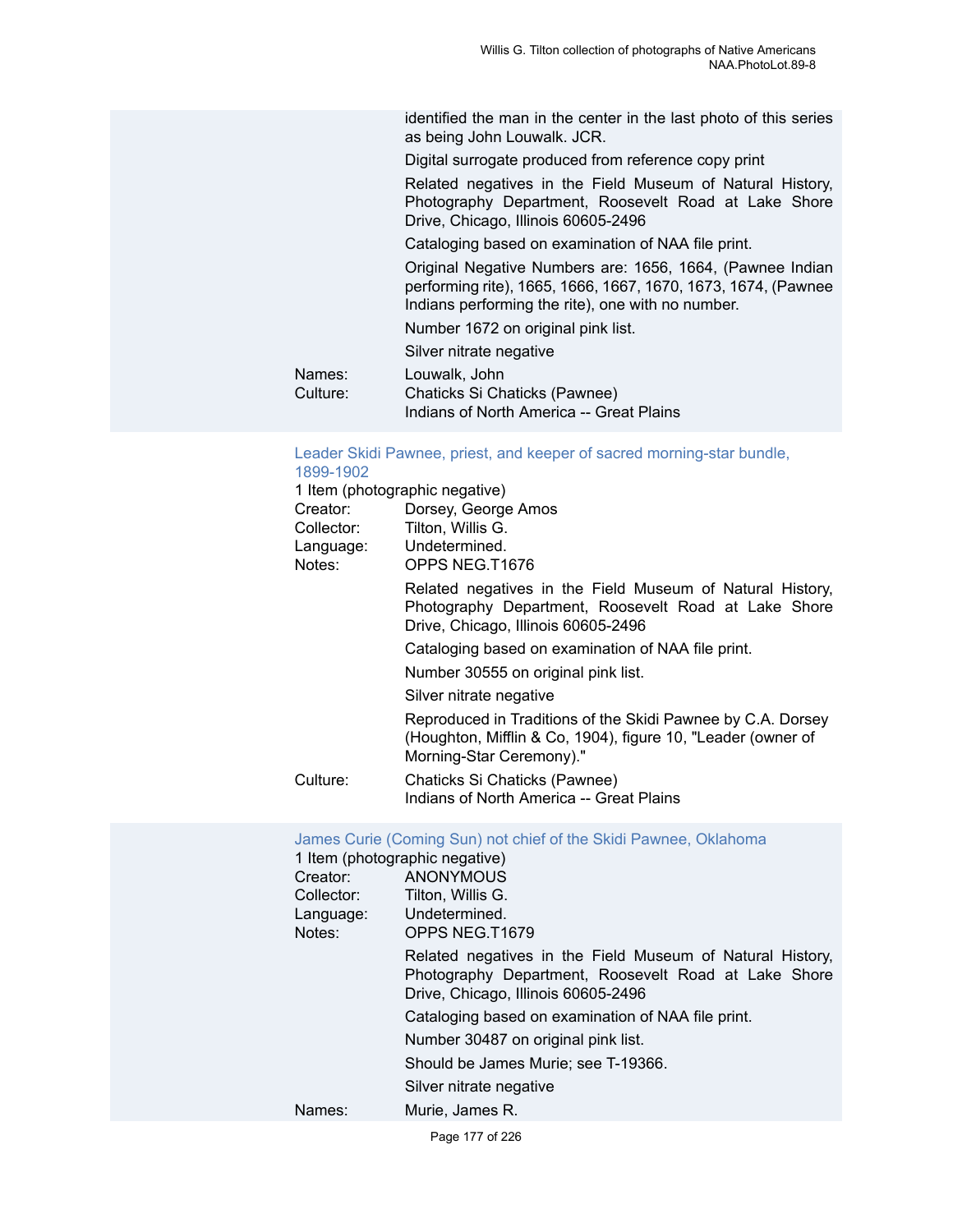identified the man in the center in the last photo of this series as being John Louwalk. JCR.

Digital surrogate produced from reference copy print

Related negatives in the Field Museum of Natural History, Photography Department, Roosevelt Road at Lake Shore Drive, Chicago, Illinois 60605-2496

Cataloging based on examination of NAA file print.

Original Negative Numbers are: 1656, 1664, (Pawnee Indian performing rite), 1665, 1666, 1667, 1670, 1673, 1674, (Pawnee Indians performing the rite), one with no number.

Number 1672 on original pink list.

Silver nitrate negative

Names: Louwalk, John

Culture: Chaticks Si Chaticks (Pawnee)
Indians of North America -- Great Plains

### Leader Skidi Pawnee, priest, and keeper of sacred morning-star bundle, 1899-1902

1 Item (photographic negative)

Creator: Dorsey, George Amos

Collector: Tilton, Willis G.

Language: Undetermined.

Notes: OPPS NEG.T1676

Related negatives in the Field Museum of Natural History, Photography Department, Roosevelt Road at Lake Shore Drive, Chicago, Illinois 60605-2496

Cataloging based on examination of NAA file print.

Number 30555 on original pink list.

Silver nitrate negative

Reproduced in Traditions of the Skidi Pawnee by C.A. Dorsey (Houghton, Mifflin & Co, 1904), figure 10, "Leader (owner of Morning-Star Ceremony)."

Culture: Chaticks Si Chaticks (Pawnee)
Indians of North America -- Great Plains

### James Curie (Coming Sun) not chief of the Skidi Pawnee, Oklahoma

1 Item (photographic negative)

Creator: ANONYMOUS

Collector: Tilton, Willis G.

Language: Undetermined.

Notes: OPPS NEG.T1679

Related negatives in the Field Museum of Natural History, Photography Department, Roosevelt Road at Lake Shore Drive, Chicago, Illinois 60605-2496

Cataloging based on examination of NAA file print.

Number 30487 on original pink list.

Should be James Murie; see T-19366.

Silver nitrate negative

Names: Murie, James R.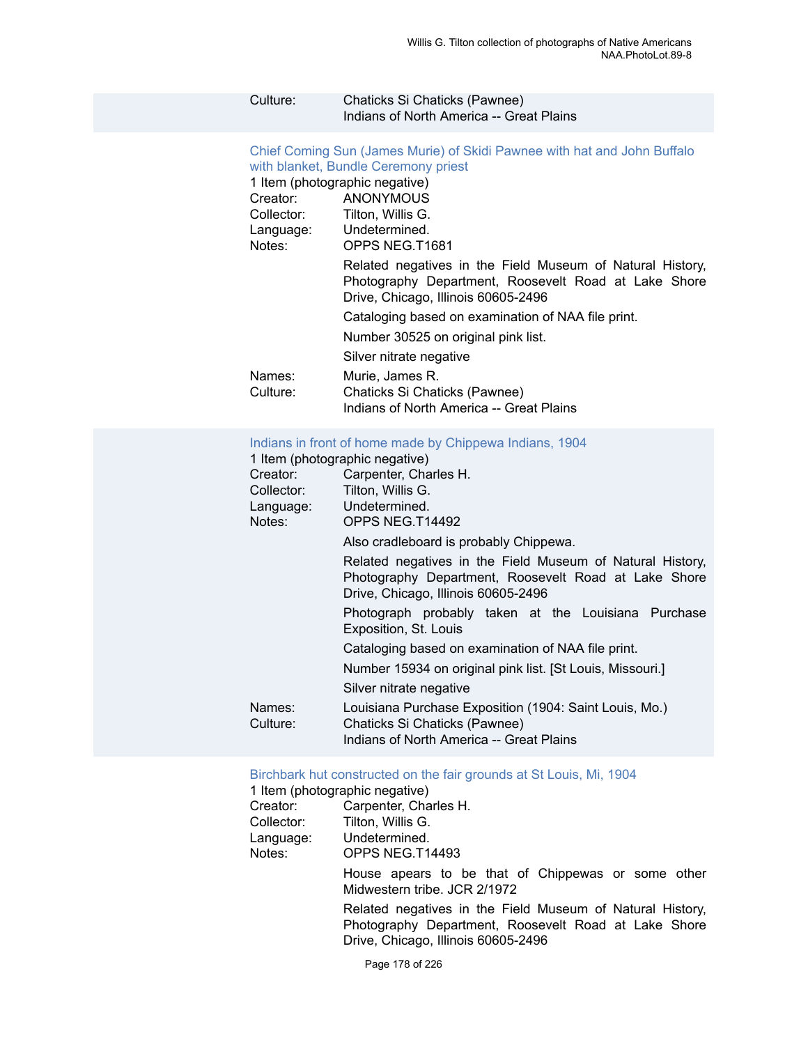Culture: Chaticks Si Chaticks (Pawnee)
Indians of North America -- Great Plains

### Chief Coming Sun (James Murie) of Skidi Pawnee with hat and John Buffalo with blanket, Bundle Ceremony priest

1 Item (photographic negative)

Creator: ANONYMOUS

Collector: Tilton, Willis G.

Language: Undetermined.

Notes: OPPS NEG.T1681

Related negatives in the Field Museum of Natural History, Photography Department, Roosevelt Road at Lake Shore Drive, Chicago, Illinois 60605-2496

Cataloging based on examination of NAA file print.

Number 30525 on original pink list.

Silver nitrate negative

Names: Murie, James R.

Culture: Chaticks Si Chaticks (Pawnee)
Indians of North America -- Great Plains

### Indians in front of home made by Chippewa Indians, 1904

1 Item (photographic negative)

Creator: Carpenter, Charles H.

Collector: Tilton, Willis G.

Language: Undetermined.

Notes: OPPS NEG.T14492

Also cradleboard is probably Chippewa.

Related negatives in the Field Museum of Natural History, Photography Department, Roosevelt Road at Lake Shore Drive, Chicago, Illinois 60605-2496

Photograph probably taken at the Louisiana Purchase Exposition, St. Louis

Cataloging based on examination of NAA file print.

Number 15934 on original pink list. [St Louis, Missouri.]

Silver nitrate negative

Names: Louisiana Purchase Exposition (1904: Saint Louis, Mo.)

Culture: Chaticks Si Chaticks (Pawnee)
Indians of North America -- Great Plains

### Birchbark hut constructed on the fair grounds at St Louis, Mi, 1904

1 Item (photographic negative)

Creator: Carpenter, Charles H.

Collector: Tilton, Willis G.

Language: Undetermined.

Notes: OPPS NEG.T14493

House apears to be that of Chippewas or some other Midwestern tribe. JCR 2/1972

Related negatives in the Field Museum of Natural History, Photography Department, Roosevelt Road at Lake Shore Drive, Chicago, Illinois 60605-2496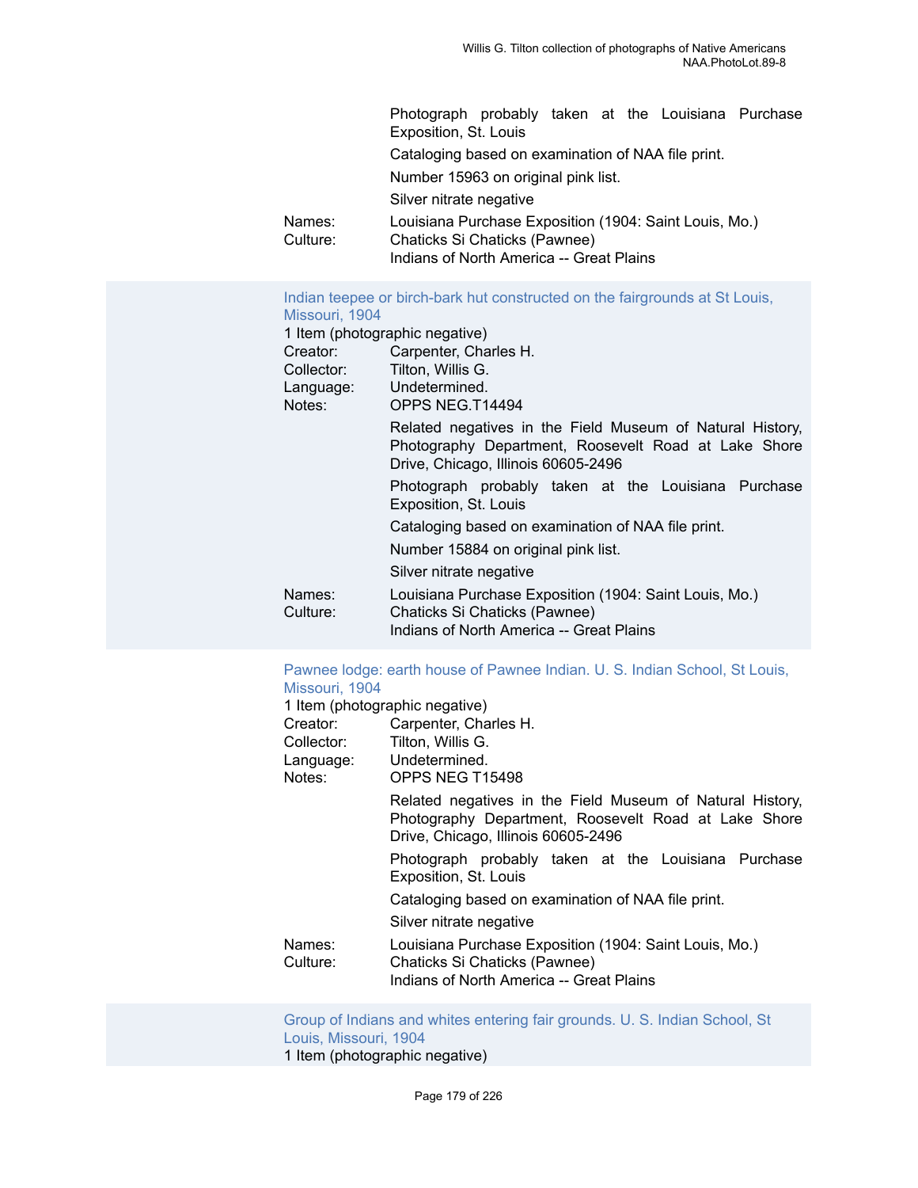Photograph probably taken at the Louisiana Purchase Exposition, St. Louis

Cataloging based on examination of NAA file print.

Number 15963 on original pink list.

Silver nitrate negative

Names: Louisiana Purchase Exposition (1904: Saint Louis, Mo.)
Culture: Chaticks Si Chaticks (Pawnee)
Indians of North America -- Great Plains

### Indian teepee or birch-bark hut constructed on the fairgrounds at St Louis, Missouri, 1904

1 Item (photographic negative)

Creator: Carpenter, Charles H.
Collector: Tilton, Willis G.
Language: Undetermined.
Notes: OPPS NEG.T14494

Related negatives in the Field Museum of Natural History, Photography Department, Roosevelt Road at Lake Shore Drive, Chicago, Illinois 60605-2496

Photograph probably taken at the Louisiana Purchase Exposition, St. Louis

Cataloging based on examination of NAA file print.

Number 15884 on original pink list.

Silver nitrate negative

Names: Louisiana Purchase Exposition (1904: Saint Louis, Mo.)
Culture: Chaticks Si Chaticks (Pawnee)
Indians of North America -- Great Plains

### Pawnee lodge: earth house of Pawnee Indian. U. S. Indian School, St Louis, Missouri, 1904

1 Item (photographic negative)

Creator: Carpenter, Charles H.
Collector: Tilton, Willis G.
Language: Undetermined.
Notes: OPPS NEG T15498

Related negatives in the Field Museum of Natural History, Photography Department, Roosevelt Road at Lake Shore Drive, Chicago, Illinois 60605-2496

Photograph probably taken at the Louisiana Purchase Exposition, St. Louis

Cataloging based on examination of NAA file print.

Silver nitrate negative

Names: Louisiana Purchase Exposition (1904: Saint Louis, Mo.)
Culture: Chaticks Si Chaticks (Pawnee)
Indians of North America -- Great Plains

### Group of Indians and whites entering fair grounds. U. S. Indian School, St Louis, Missouri, 1904

1 Item (photographic negative)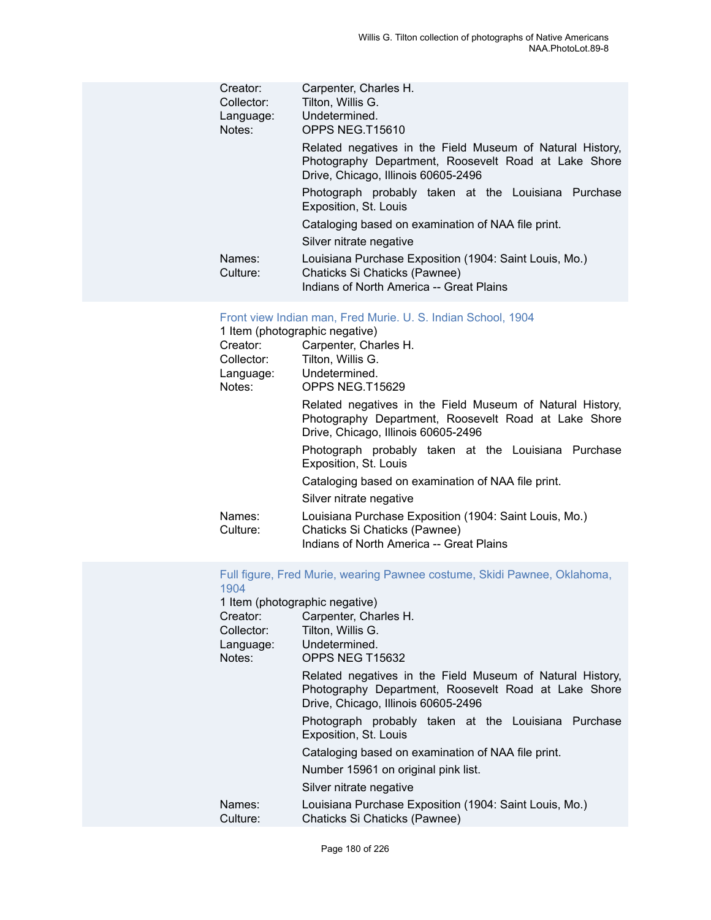Creator: Carpenter, Charles H.
Collector: Tilton, Willis G.
Language: Undetermined.
Notes: OPPS NEG.T15610

Related negatives in the Field Museum of Natural History, Photography Department, Roosevelt Road at Lake Shore Drive, Chicago, Illinois 60605-2496

Photograph probably taken at the Louisiana Purchase Exposition, St. Louis

Cataloging based on examination of NAA file print.

Silver nitrate negative

Names: Louisiana Purchase Exposition (1904: Saint Louis, Mo.)
Culture: Chaticks Si Chaticks (Pawnee)
Indians of North America -- Great Plains

Front view Indian man, Fred Murie. U. S. Indian School, 1904

1 Item (photographic negative)
Creator: Carpenter, Charles H.
Collector: Tilton, Willis G.
Language: Undetermined.
Notes: OPPS NEG.T15629

Related negatives in the Field Museum of Natural History, Photography Department, Roosevelt Road at Lake Shore Drive, Chicago, Illinois 60605-2496

Photograph probably taken at the Louisiana Purchase Exposition, St. Louis

Cataloging based on examination of NAA file print.

Silver nitrate negative

Names: Louisiana Purchase Exposition (1904: Saint Louis, Mo.)
Culture: Chaticks Si Chaticks (Pawnee)
Indians of North America -- Great Plains

Full figure, Fred Murie, wearing Pawnee costume, Skidi Pawnee, Oklahoma, 1904

1 Item (photographic negative)
Creator: Carpenter, Charles H.
Collector: Tilton, Willis G.
Language: Undetermined.
Notes: OPPS NEG T15632

Related negatives in the Field Museum of Natural History, Photography Department, Roosevelt Road at Lake Shore Drive, Chicago, Illinois 60605-2496

Photograph probably taken at the Louisiana Purchase Exposition, St. Louis

Cataloging based on examination of NAA file print.

Number 15961 on original pink list.

Silver nitrate negative

Names: Louisiana Purchase Exposition (1904: Saint Louis, Mo.)
Culture: Chaticks Si Chaticks (Pawnee)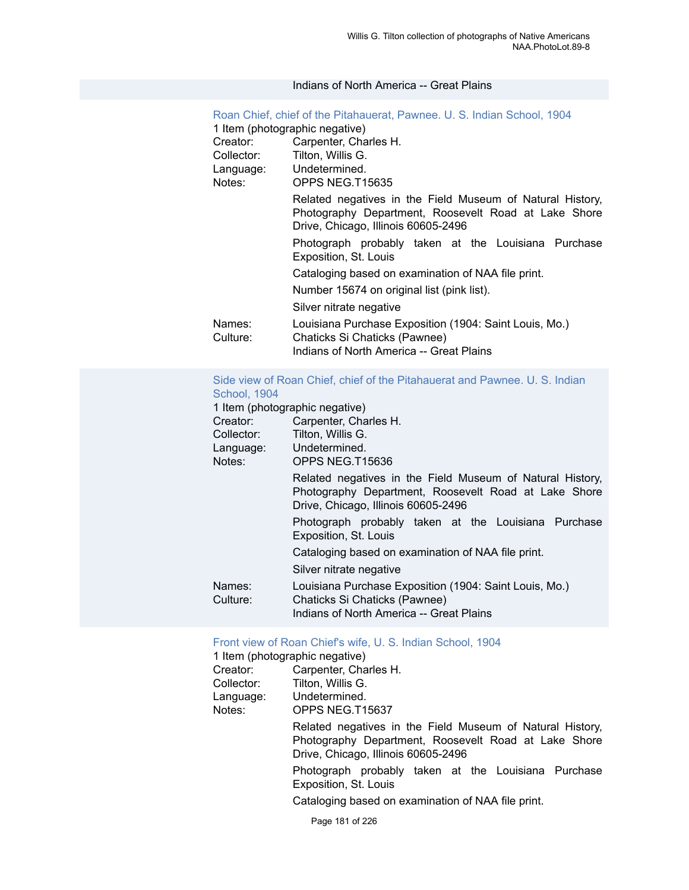Indians of North America -- Great Plains

### Roan Chief, chief of the Pitahauerat, Pawnee. U. S. Indian School, 1904

1 Item (photographic negative)

Creator: Carpenter, Charles H.
Collector: Tilton, Willis G.
Language: Undetermined.
Notes: OPPS NEG.T15635

Related negatives in the Field Museum of Natural History, Photography Department, Roosevelt Road at Lake Shore Drive, Chicago, Illinois 60605-2496

Photograph probably taken at the Louisiana Purchase Exposition, St. Louis

Cataloging based on examination of NAA file print.

Number 15674 on original list (pink list).

Silver nitrate negative

Names: Louisiana Purchase Exposition (1904: Saint Louis, Mo.)
Culture: Chaticks Si Chaticks (Pawnee)
Indians of North America -- Great Plains

### Side view of Roan Chief, chief of the Pitahauerat and Pawnee. U. S. Indian School, 1904

1 Item (photographic negative)

Creator: Carpenter, Charles H.
Collector: Tilton, Willis G.
Language: Undetermined.
Notes: OPPS NEG.T15636

Related negatives in the Field Museum of Natural History, Photography Department, Roosevelt Road at Lake Shore Drive, Chicago, Illinois 60605-2496

Photograph probably taken at the Louisiana Purchase Exposition, St. Louis

Cataloging based on examination of NAA file print.

Silver nitrate negative

Names: Louisiana Purchase Exposition (1904: Saint Louis, Mo.)
Culture: Chaticks Si Chaticks (Pawnee)
Indians of North America -- Great Plains

### Front view of Roan Chief's wife, U. S. Indian School, 1904

1 Item (photographic negative)

Creator: Carpenter, Charles H.
Collector: Tilton, Willis G.
Language: Undetermined.
Notes: OPPS NEG.T15637

Related negatives in the Field Museum of Natural History, Photography Department, Roosevelt Road at Lake Shore Drive, Chicago, Illinois 60605-2496

Photograph probably taken at the Louisiana Purchase Exposition, St. Louis

Cataloging based on examination of NAA file print.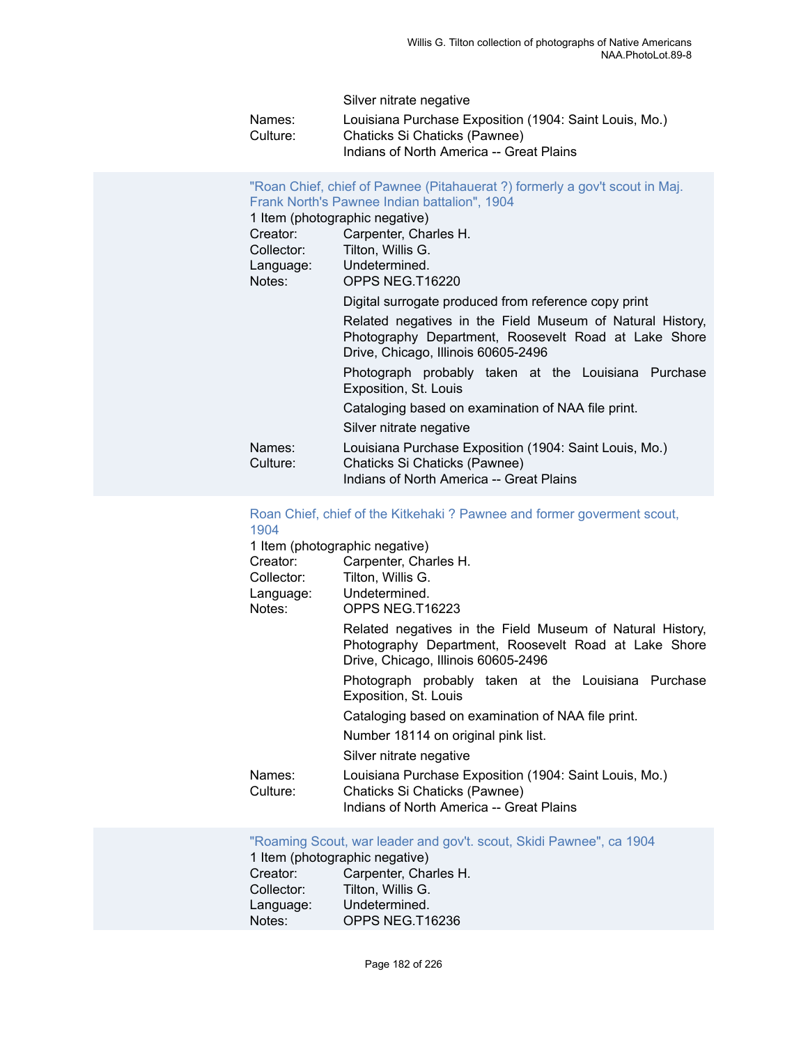Silver nitrate negative

Names: Louisiana Purchase Exposition (1904: Saint Louis, Mo.)
Culture: Chaticks Si Chaticks (Pawnee)
Indians of North America -- Great Plains

"Roan Chief, chief of Pawnee (Pitahauerat ?) formerly a gov't scout in Maj. Frank North's Pawnee Indian battalion", 1904

1 Item (photographic negative)

Creator: Carpenter, Charles H.
Collector: Tilton, Willis G.
Language: Undetermined.
Notes: OPPS NEG.T16220

Digital surrogate produced from reference copy print

Related negatives in the Field Museum of Natural History, Photography Department, Roosevelt Road at Lake Shore Drive, Chicago, Illinois 60605-2496

Photograph probably taken at the Louisiana Purchase Exposition, St. Louis

Cataloging based on examination of NAA file print.

Silver nitrate negative

Names: Louisiana Purchase Exposition (1904: Saint Louis, Mo.)
Culture: Chaticks Si Chaticks (Pawnee)
Indians of North America -- Great Plains

Roan Chief, chief of the Kitkehaki ? Pawnee and former goverment scout, 1904

1 Item (photographic negative)

Creator: Carpenter, Charles H.
Collector: Tilton, Willis G.
Language: Undetermined.
Notes: OPPS NEG.T16223

Related negatives in the Field Museum of Natural History, Photography Department, Roosevelt Road at Lake Shore Drive, Chicago, Illinois 60605-2496

Photograph probably taken at the Louisiana Purchase Exposition, St. Louis

Cataloging based on examination of NAA file print.

Number 18114 on original pink list.

Silver nitrate negative

Names: Louisiana Purchase Exposition (1904: Saint Louis, Mo.)
Culture: Chaticks Si Chaticks (Pawnee)
Indians of North America -- Great Plains

"Roaming Scout, war leader and gov't. scout, Skidi Pawnee", ca 1904

1 Item (photographic negative)

Creator: Carpenter, Charles H.
Collector: Tilton, Willis G.
Language: Undetermined.
Notes: OPPS NEG.T16236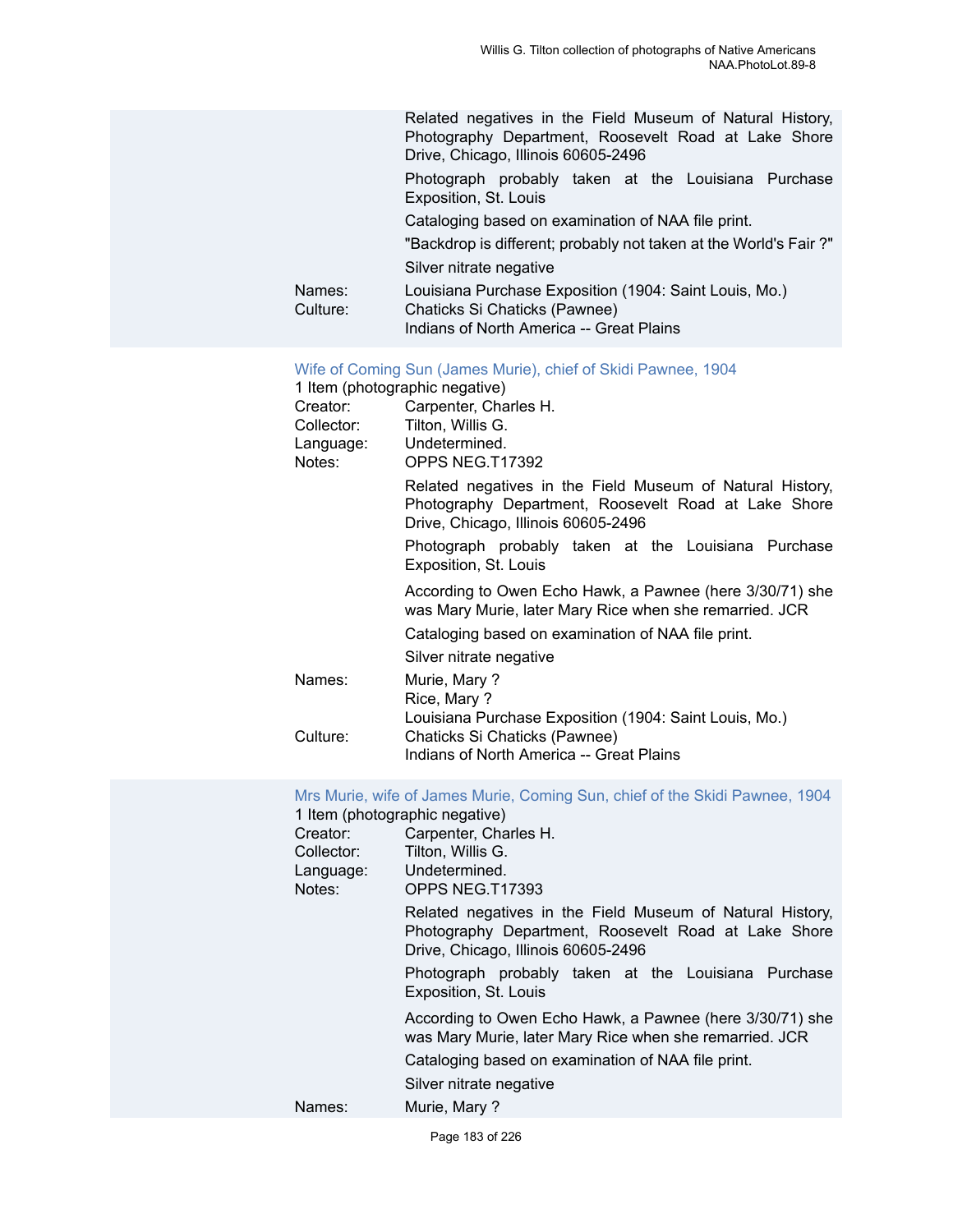Related negatives in the Field Museum of Natural History, Photography Department, Roosevelt Road at Lake Shore Drive, Chicago, Illinois 60605-2496

Photograph probably taken at the Louisiana Purchase Exposition, St. Louis

Cataloging based on examination of NAA file print.

"Backdrop is different; probably not taken at the World's Fair ?"

Silver nitrate negative

Names: Louisiana Purchase Exposition (1904: Saint Louis, Mo.)

Culture: Chaticks Si Chaticks (Pawnee)
Indians of North America -- Great Plains

### Wife of Coming Sun (James Murie), chief of Skidi Pawnee, 1904

1 Item (photographic negative)

Creator: Carpenter, Charles H.

Collector: Tilton, Willis G.

Language: Undetermined.

Notes: OPPS NEG.T17392

Related negatives in the Field Museum of Natural History, Photography Department, Roosevelt Road at Lake Shore Drive, Chicago, Illinois 60605-2496

Photograph probably taken at the Louisiana Purchase Exposition, St. Louis

According to Owen Echo Hawk, a Pawnee (here 3/30/71) she was Mary Murie, later Mary Rice when she remarried. JCR

Cataloging based on examination of NAA file print.

Silver nitrate negative

Names: Murie, Mary ?
Rice, Mary ?
Louisiana Purchase Exposition (1904: Saint Louis, Mo.)

Culture: Chaticks Si Chaticks (Pawnee)
Indians of North America -- Great Plains

### Mrs Murie, wife of James Murie, Coming Sun, chief of the Skidi Pawnee, 1904

1 Item (photographic negative)

Creator: Carpenter, Charles H.

Collector: Tilton, Willis G.

Language: Undetermined.

Notes: OPPS NEG.T17393

Related negatives in the Field Museum of Natural History, Photography Department, Roosevelt Road at Lake Shore Drive, Chicago, Illinois 60605-2496

Photograph probably taken at the Louisiana Purchase Exposition, St. Louis

According to Owen Echo Hawk, a Pawnee (here 3/30/71) she was Mary Murie, later Mary Rice when she remarried. JCR

Cataloging based on examination of NAA file print.

Silver nitrate negative

Names: Murie, Mary ?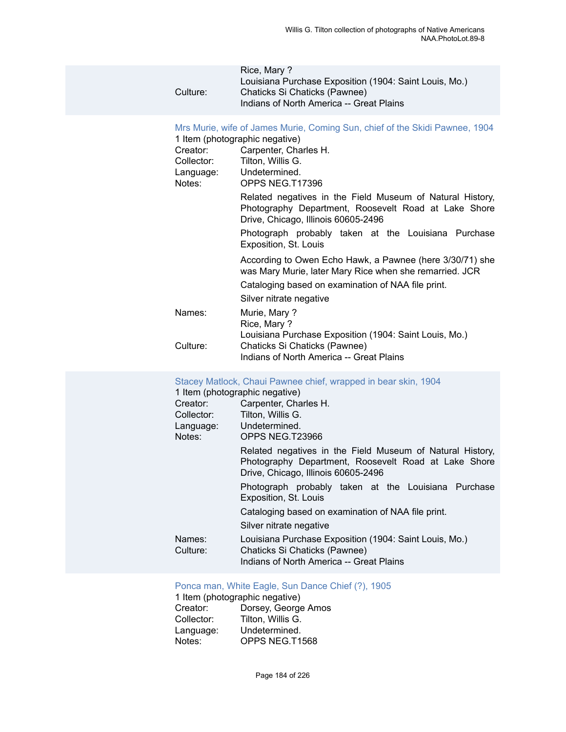Rice, Mary ?
Louisiana Purchase Exposition (1904: Saint Louis, Mo.)

Culture: Chaticks Si Chaticks (Pawnee)
Indians of North America -- Great Plains

### Mrs Murie, wife of James Murie, Coming Sun, chief of the Skidi Pawnee, 1904

1 Item (photographic negative)

Creator: Carpenter, Charles H.
Collector: Tilton, Willis G.
Language: Undetermined.
Notes: OPPS NEG.T17396

Related negatives in the Field Museum of Natural History, Photography Department, Roosevelt Road at Lake Shore Drive, Chicago, Illinois 60605-2496

Photograph probably taken at the Louisiana Purchase Exposition, St. Louis

According to Owen Echo Hawk, a Pawnee (here 3/30/71) she was Mary Murie, later Mary Rice when she remarried. JCR

Cataloging based on examination of NAA file print.

Silver nitrate negative

Names: Murie, Mary ?
Rice, Mary ?
Louisiana Purchase Exposition (1904: Saint Louis, Mo.)

Culture: Chaticks Si Chaticks (Pawnee)
Indians of North America -- Great Plains

### Stacey Matlock, Chaui Pawnee chief, wrapped in bear skin, 1904

1 Item (photographic negative)

Creator: Carpenter, Charles H.
Collector: Tilton, Willis G.
Language: Undetermined.
Notes: OPPS NEG.T23966

Related negatives in the Field Museum of Natural History, Photography Department, Roosevelt Road at Lake Shore Drive, Chicago, Illinois 60605-2496

Photograph probably taken at the Louisiana Purchase Exposition, St. Louis

Cataloging based on examination of NAA file print.

Silver nitrate negative

Names: Louisiana Purchase Exposition (1904: Saint Louis, Mo.)

Culture: Chaticks Si Chaticks (Pawnee)
Indians of North America -- Great Plains

### Ponca man, White Eagle, Sun Dance Chief (?), 1905

1 Item (photographic negative)

Creator: Dorsey, George Amos
Collector: Tilton, Willis G.
Language: Undetermined.
Notes: OPPS NEG.T1568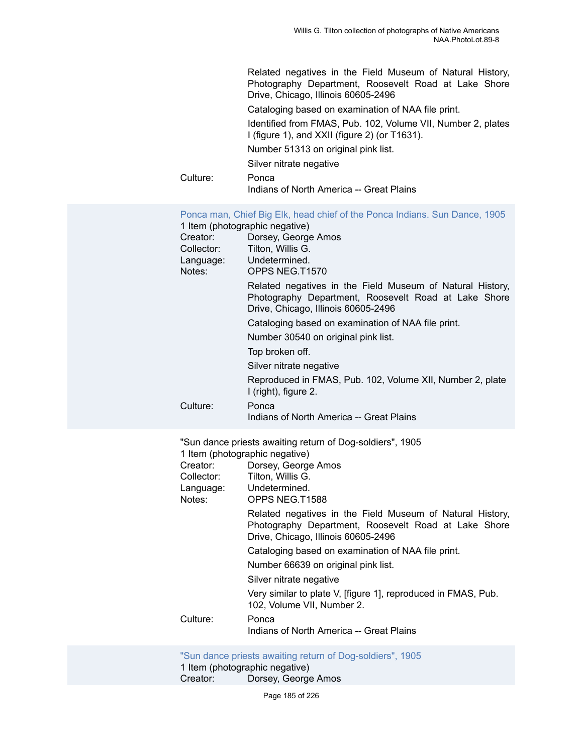Related negatives in the Field Museum of Natural History, Photography Department, Roosevelt Road at Lake Shore Drive, Chicago, Illinois 60605-2496

Cataloging based on examination of NAA file print.

Identified from FMAS, Pub. 102, Volume VII, Number 2, plates I (figure 1), and XXII (figure 2) (or T1631).

Number 51313 on original pink list.

Silver nitrate negative

Culture: Ponca
Indians of North America -- Great Plains

Ponca man, Chief Big Elk, head chief of the Ponca Indians. Sun Dance, 1905
1 Item (photographic negative)

Creator: Dorsey, George Amos
Collector: Tilton, Willis G.
Language: Undetermined.
Notes: OPPS NEG.T1570

Related negatives in the Field Museum of Natural History, Photography Department, Roosevelt Road at Lake Shore Drive, Chicago, Illinois 60605-2496

Cataloging based on examination of NAA file print.

Number 30540 on original pink list.

Top broken off.

Silver nitrate negative

Reproduced in FMAS, Pub. 102, Volume XII, Number 2, plate I (right), figure 2.

Culture: Ponca
Indians of North America -- Great Plains

"Sun dance priests awaiting return of Dog-soldiers", 1905
1 Item (photographic negative)

Creator: Dorsey, George Amos
Collector: Tilton, Willis G.
Language: Undetermined.
Notes: OPPS NEG.T1588

Related negatives in the Field Museum of Natural History, Photography Department, Roosevelt Road at Lake Shore Drive, Chicago, Illinois 60605-2496

Cataloging based on examination of NAA file print.

Number 66639 on original pink list.

Silver nitrate negative

Very similar to plate V, [figure 1], reproduced in FMAS, Pub. 102, Volume VII, Number 2.

Culture: Ponca
Indians of North America -- Great Plains

"Sun dance priests awaiting return of Dog-soldiers", 1905
1 Item (photographic negative)

Creator: Dorsey, George Amos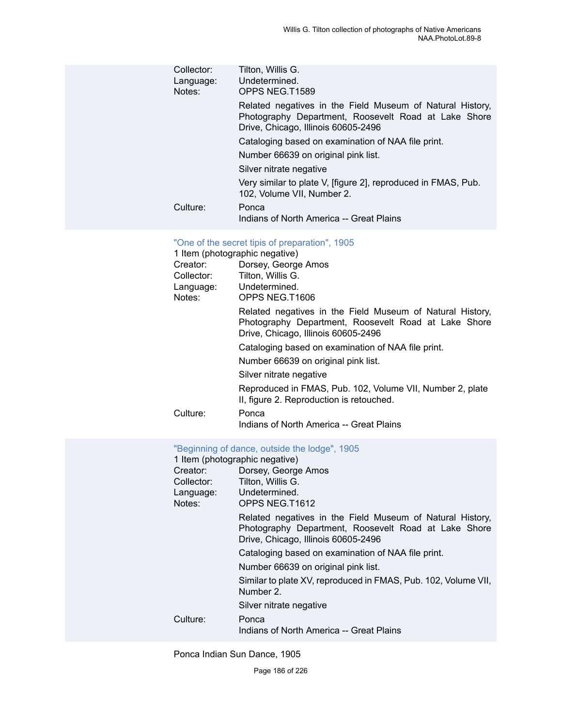Collector: Tilton, Willis G.
Language: Undetermined.
Notes: OPPS NEG.T1589

Related negatives in the Field Museum of Natural History, Photography Department, Roosevelt Road at Lake Shore Drive, Chicago, Illinois 60605-2496

Cataloging based on examination of NAA file print.

Number 66639 on original pink list.

Silver nitrate negative

Very similar to plate V, [figure 2], reproduced in FMAS, Pub. 102, Volume VII, Number 2.

Culture: Ponca
Indians of North America -- Great Plains

"One of the secret tipis of preparation", 1905
1 Item (photographic negative)
Creator: Dorsey, George Amos
Collector: Tilton, Willis G.
Language: Undetermined.
Notes: OPPS NEG.T1606

Related negatives in the Field Museum of Natural History, Photography Department, Roosevelt Road at Lake Shore Drive, Chicago, Illinois 60605-2496

Cataloging based on examination of NAA file print.

Number 66639 on original pink list.

Silver nitrate negative

Reproduced in FMAS, Pub. 102, Volume VII, Number 2, plate II, figure 2. Reproduction is retouched.

Culture: Ponca
Indians of North America -- Great Plains

"Beginning of dance, outside the lodge", 1905
1 Item (photographic negative)
Creator: Dorsey, George Amos
Collector: Tilton, Willis G.
Language: Undetermined.
Notes: OPPS NEG.T1612

Related negatives in the Field Museum of Natural History, Photography Department, Roosevelt Road at Lake Shore Drive, Chicago, Illinois 60605-2496

Cataloging based on examination of NAA file print.

Number 66639 on original pink list.

Similar to plate XV, reproduced in FMAS, Pub. 102, Volume VII, Number 2.

Silver nitrate negative

Culture: Ponca
Indians of North America -- Great Plains

Ponca Indian Sun Dance, 1905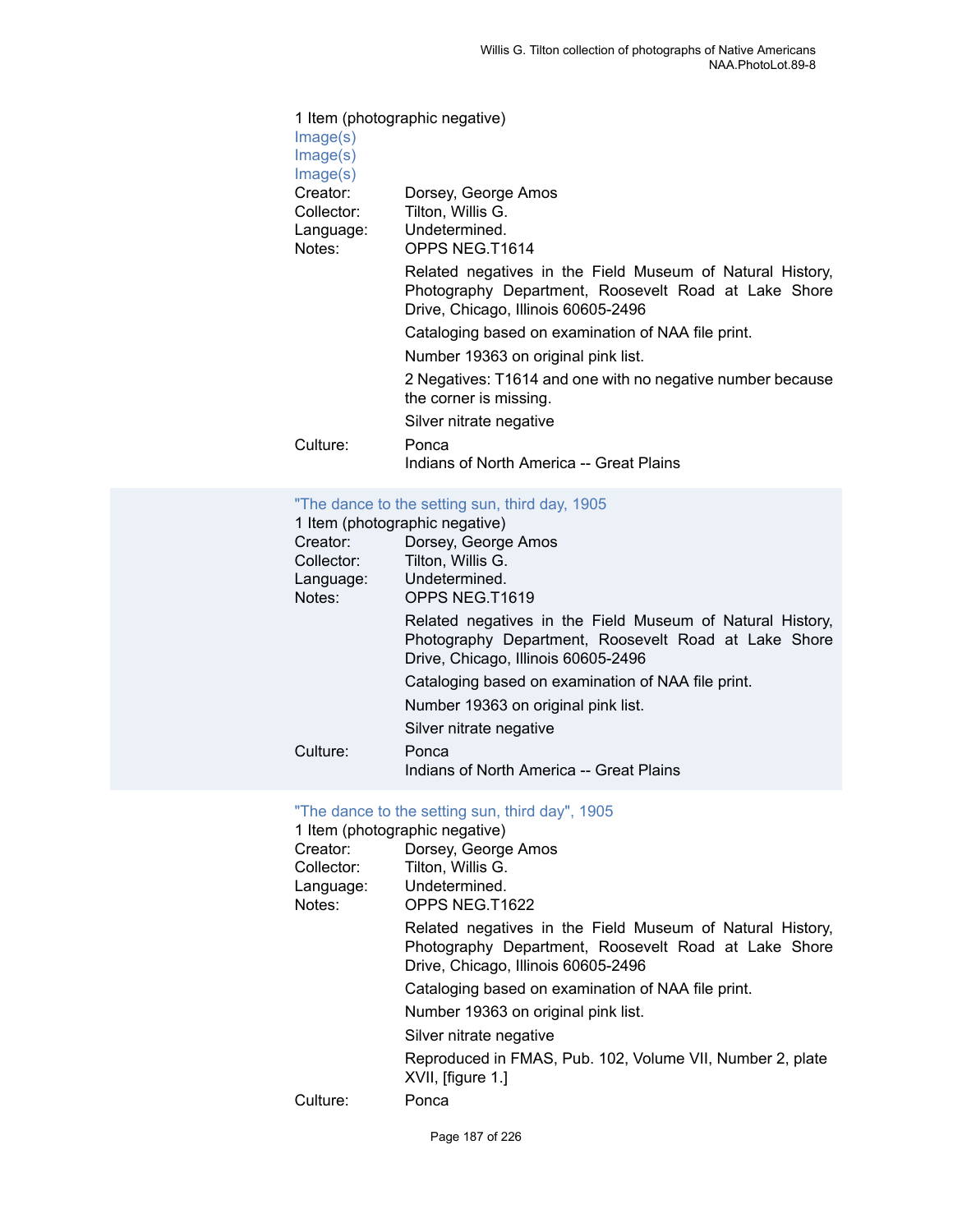1 Item (photographic negative)
Image(s)
Image(s)
Image(s)

Creator: Dorsey, George Amos
Collector: Tilton, Willis G.
Language: Undetermined.
Notes: OPPS NEG.T1614

Related negatives in the Field Museum of Natural History, Photography Department, Roosevelt Road at Lake Shore Drive, Chicago, Illinois 60605-2496

Cataloging based on examination of NAA file print.

Number 19363 on original pink list.

2 Negatives: T1614 and one with no negative number because the corner is missing.

Silver nitrate negative

Culture: Ponca
Indians of North America -- Great Plains

"The dance to the setting sun, third day, 1905

1 Item (photographic negative)

Creator: Dorsey, George Amos
Collector: Tilton, Willis G.
Language: Undetermined.
Notes: OPPS NEG.T1619

Related negatives in the Field Museum of Natural History, Photography Department, Roosevelt Road at Lake Shore Drive, Chicago, Illinois 60605-2496

Cataloging based on examination of NAA file print.

Number 19363 on original pink list.

Silver nitrate negative

Culture: Ponca
Indians of North America -- Great Plains

"The dance to the setting sun, third day", 1905

1 Item (photographic negative)

Creator: Dorsey, George Amos
Collector: Tilton, Willis G.
Language: Undetermined.
Notes: OPPS NEG.T1622

Related negatives in the Field Museum of Natural History, Photography Department, Roosevelt Road at Lake Shore Drive, Chicago, Illinois 60605-2496

Cataloging based on examination of NAA file print.

Number 19363 on original pink list.

Silver nitrate negative

Reproduced in FMAS, Pub. 102, Volume VII, Number 2, plate XVII, [figure 1.]

Culture: Ponca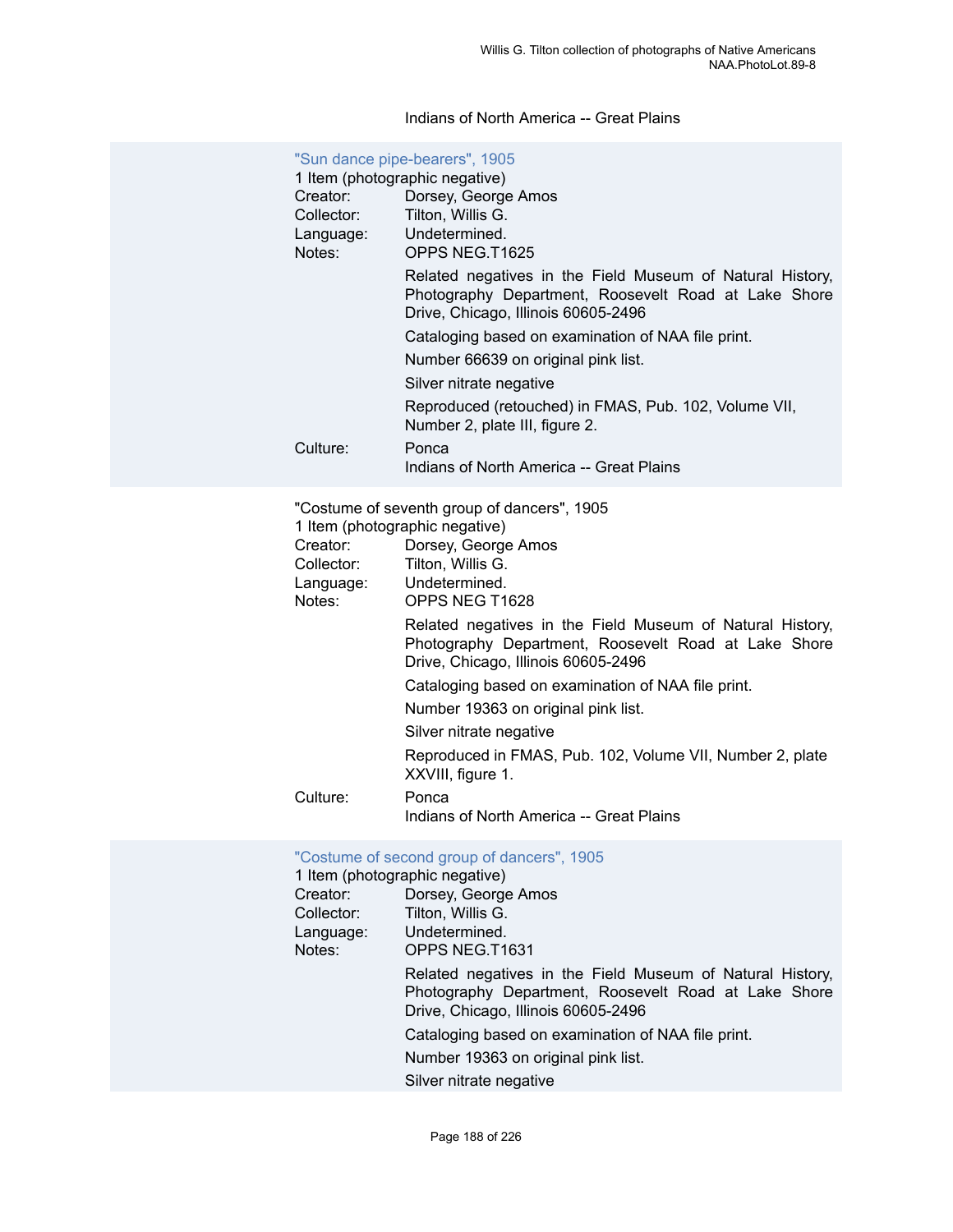Indians of North America -- Great Plains

"Sun dance pipe-bearers", 1905
1 Item (photographic negative)

Creator: Dorsey, George Amos
Collector: Tilton, Willis G.
Language: Undetermined.
Notes: OPPS NEG.T1625

Related negatives in the Field Museum of Natural History, Photography Department, Roosevelt Road at Lake Shore Drive, Chicago, Illinois 60605-2496

Cataloging based on examination of NAA file print.

Number 66639 on original pink list.

Silver nitrate negative

Reproduced (retouched) in FMAS, Pub. 102, Volume VII, Number 2, plate III, figure 2.

Culture: Ponca
Indians of North America -- Great Plains

"Costume of seventh group of dancers", 1905
1 Item (photographic negative)

Creator: Dorsey, George Amos
Collector: Tilton, Willis G.
Language: Undetermined.
Notes: OPPS NEG T1628

Related negatives in the Field Museum of Natural History, Photography Department, Roosevelt Road at Lake Shore Drive, Chicago, Illinois 60605-2496

Cataloging based on examination of NAA file print.

Number 19363 on original pink list.

Silver nitrate negative

Reproduced in FMAS, Pub. 102, Volume VII, Number 2, plate XXVIII, figure 1.

Culture: Ponca
Indians of North America -- Great Plains

"Costume of second group of dancers", 1905
1 Item (photographic negative)

Creator: Dorsey, George Amos
Collector: Tilton, Willis G.
Language: Undetermined.
Notes: OPPS NEG.T1631

Related negatives in the Field Museum of Natural History, Photography Department, Roosevelt Road at Lake Shore Drive, Chicago, Illinois 60605-2496

Cataloging based on examination of NAA file print.

Number 19363 on original pink list.

Silver nitrate negative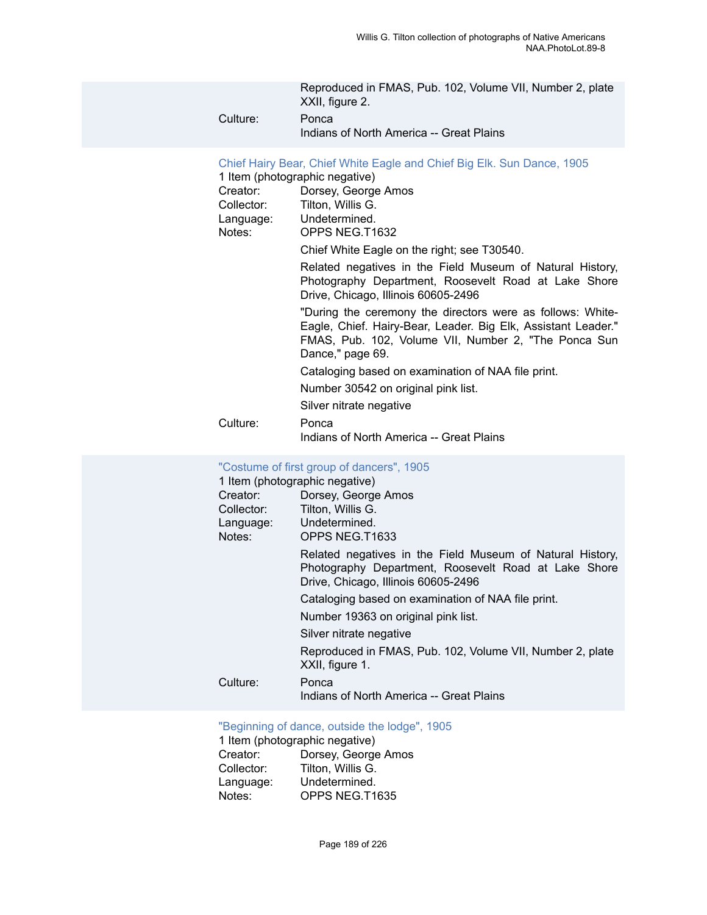Reproduced in FMAS, Pub. 102, Volume VII, Number 2, plate XXII, figure 2.

Culture: Ponca
Indians of North America -- Great Plains

### Chief Hairy Bear, Chief White Eagle and Chief Big Elk. Sun Dance, 1905

1 Item (photographic negative)

Creator: Dorsey, George Amos
Collector: Tilton, Willis G.
Language: Undetermined.
Notes: OPPS NEG.T1632

Chief White Eagle on the right; see T30540.

Related negatives in the Field Museum of Natural History, Photography Department, Roosevelt Road at Lake Shore Drive, Chicago, Illinois 60605-2496

"During the ceremony the directors were as follows: White-Eagle, Chief. Hairy-Bear, Leader. Big Elk, Assistant Leader." FMAS, Pub. 102, Volume VII, Number 2, "The Ponca Sun Dance," page 69.

Cataloging based on examination of NAA file print.

Number 30542 on original pink list.

Silver nitrate negative

Culture: Ponca
Indians of North America -- Great Plains

### "Costume of first group of dancers", 1905

1 Item (photographic negative)

Creator: Dorsey, George Amos
Collector: Tilton, Willis G.
Language: Undetermined.
Notes: OPPS NEG.T1633

Related negatives in the Field Museum of Natural History, Photography Department, Roosevelt Road at Lake Shore Drive, Chicago, Illinois 60605-2496

Cataloging based on examination of NAA file print.

Number 19363 on original pink list.

Silver nitrate negative

Reproduced in FMAS, Pub. 102, Volume VII, Number 2, plate XXII, figure 1.

Culture: Ponca
Indians of North America -- Great Plains

### "Beginning of dance, outside the lodge", 1905

1 Item (photographic negative)

Creator: Dorsey, George Amos
Collector: Tilton, Willis G.
Language: Undetermined.
Notes: OPPS NEG.T1635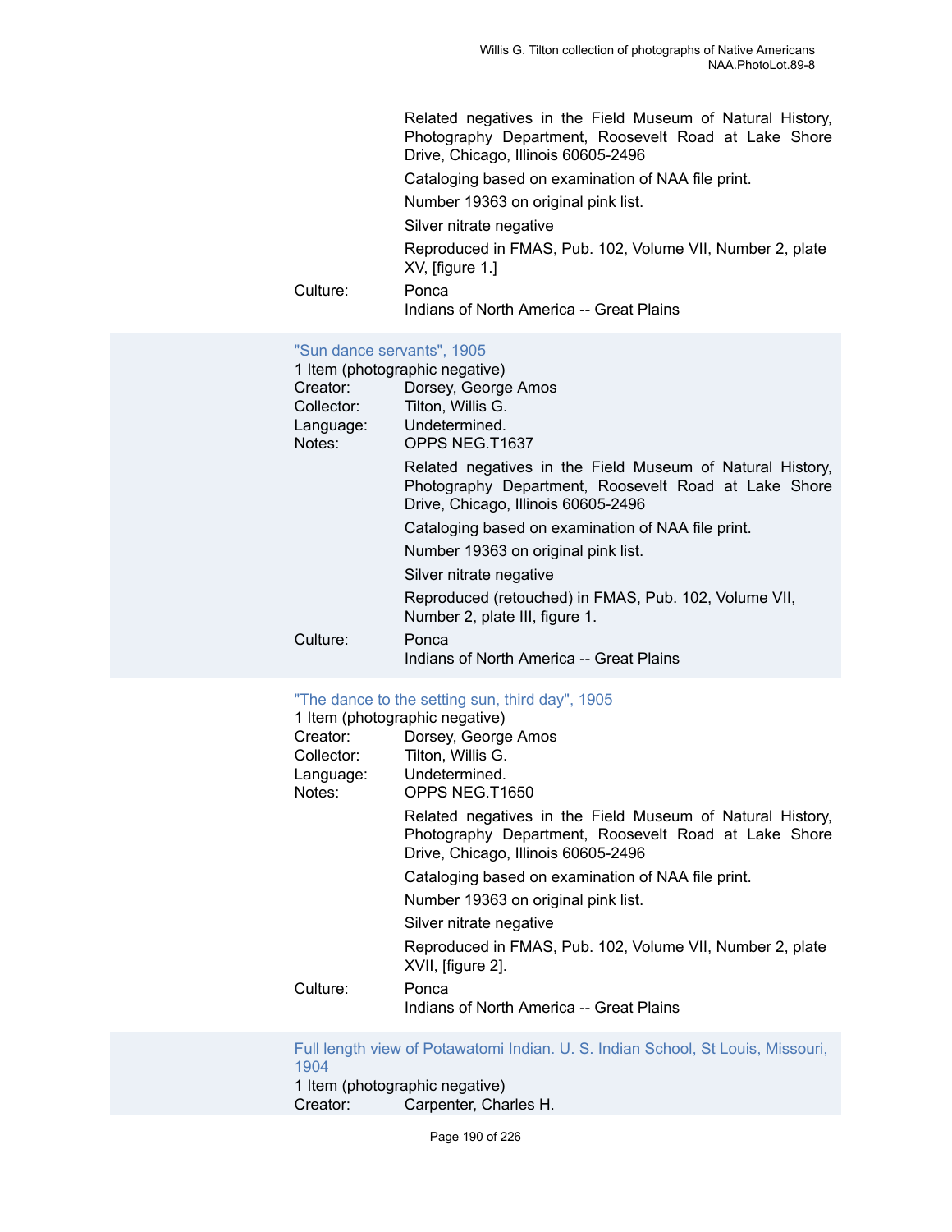Related negatives in the Field Museum of Natural History, Photography Department, Roosevelt Road at Lake Shore Drive, Chicago, Illinois 60605-2496

Cataloging based on examination of NAA file print.

Number 19363 on original pink list.

Silver nitrate negative

Reproduced in FMAS, Pub. 102, Volume VII, Number 2, plate XV, [figure 1.]

Culture: Ponca
Indians of North America -- Great Plains

"Sun dance servants", 1905

1 Item (photographic negative)

Creator: Dorsey, George Amos
Collector: Tilton, Willis G.
Language: Undetermined.
Notes: OPPS NEG.T1637

Related negatives in the Field Museum of Natural History, Photography Department, Roosevelt Road at Lake Shore Drive, Chicago, Illinois 60605-2496

Cataloging based on examination of NAA file print.

Number 19363 on original pink list.

Silver nitrate negative

Reproduced (retouched) in FMAS, Pub. 102, Volume VII, Number 2, plate III, figure 1.

Culture: Ponca
Indians of North America -- Great Plains

"The dance to the setting sun, third day", 1905

1 Item (photographic negative)

Creator: Dorsey, George Amos
Collector: Tilton, Willis G.
Language: Undetermined.
Notes: OPPS NEG.T1650

Related negatives in the Field Museum of Natural History, Photography Department, Roosevelt Road at Lake Shore Drive, Chicago, Illinois 60605-2496

Cataloging based on examination of NAA file print.

Number 19363 on original pink list.

Silver nitrate negative

Reproduced in FMAS, Pub. 102, Volume VII, Number 2, plate XVII, [figure 2].

Culture: Ponca
Indians of North America -- Great Plains

Full length view of Potawatomi Indian. U. S. Indian School, St Louis, Missouri, 1904

1 Item (photographic negative)

Creator: Carpenter, Charles H.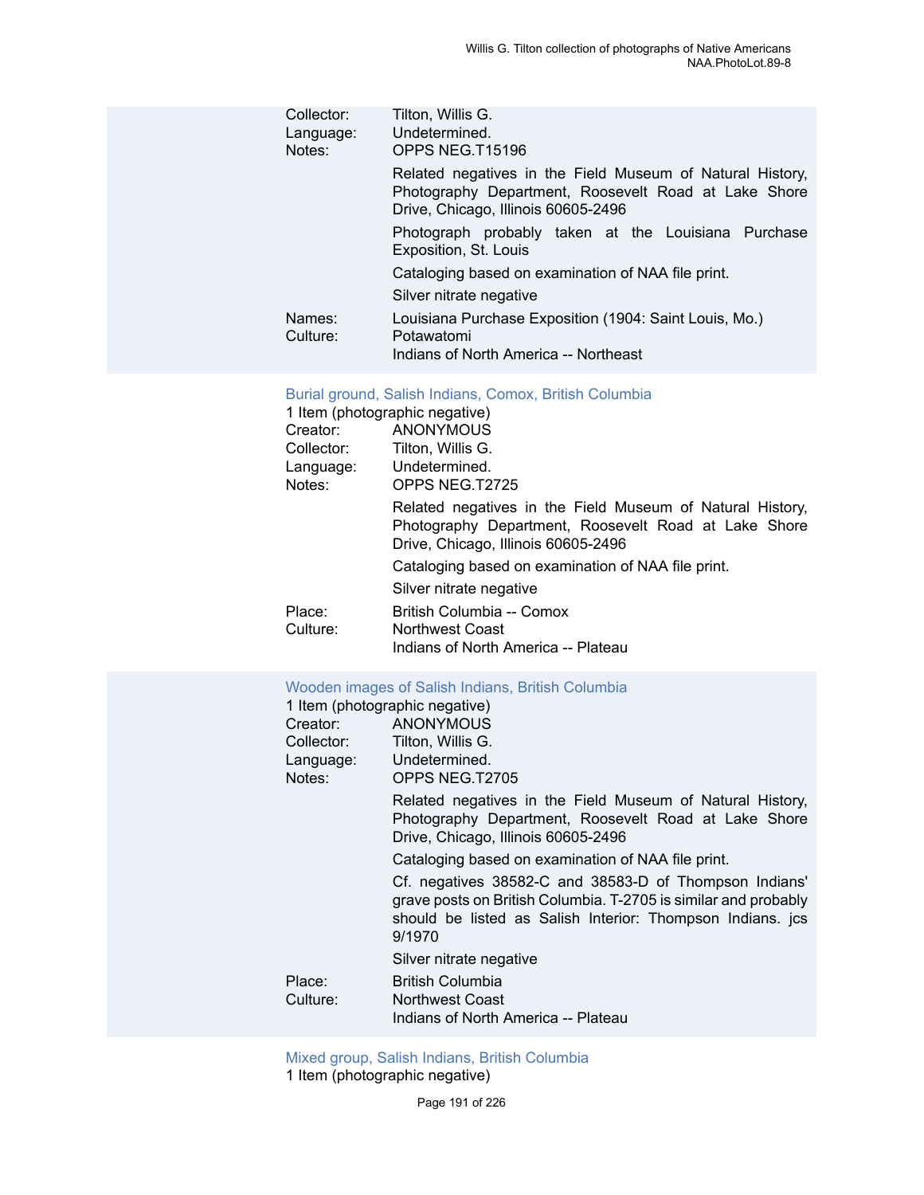Collector: Tilton, Willis G.
Language: Undetermined.
Notes: OPPS NEG.T15196

Related negatives in the Field Museum of Natural History, Photography Department, Roosevelt Road at Lake Shore Drive, Chicago, Illinois 60605-2496

Photograph probably taken at the Louisiana Purchase Exposition, St. Louis

Cataloging based on examination of NAA file print.

Silver nitrate negative

Names: Louisiana Purchase Exposition (1904: Saint Louis, Mo.)
Culture: Potawatomi
Indians of North America -- Northeast

### Burial ground, Salish Indians, Comox, British Columbia

1 Item (photographic negative)
Creator: ANONYMOUS
Collector: Tilton, Willis G.
Language: Undetermined.
Notes: OPPS NEG.T2725

Related negatives in the Field Museum of Natural History, Photography Department, Roosevelt Road at Lake Shore Drive, Chicago, Illinois 60605-2496

Cataloging based on examination of NAA file print.

Silver nitrate negative

Place: British Columbia -- Comox
Culture: Northwest Coast
Indians of North America -- Plateau

### Wooden images of Salish Indians, British Columbia

1 Item (photographic negative)
Creator: ANONYMOUS
Collector: Tilton, Willis G.
Language: Undetermined.
Notes: OPPS NEG.T2705

Related negatives in the Field Museum of Natural History, Photography Department, Roosevelt Road at Lake Shore Drive, Chicago, Illinois 60605-2496

Cataloging based on examination of NAA file print.

Cf. negatives 38582-C and 38583-D of Thompson Indians' grave posts on British Columbia. T-2705 is similar and probably should be listed as Salish Interior: Thompson Indians. jcs 9/1970

Silver nitrate negative

Place: British Columbia
Culture: Northwest Coast
Indians of North America -- Plateau

### Mixed group, Salish Indians, British Columbia

1 Item (photographic negative)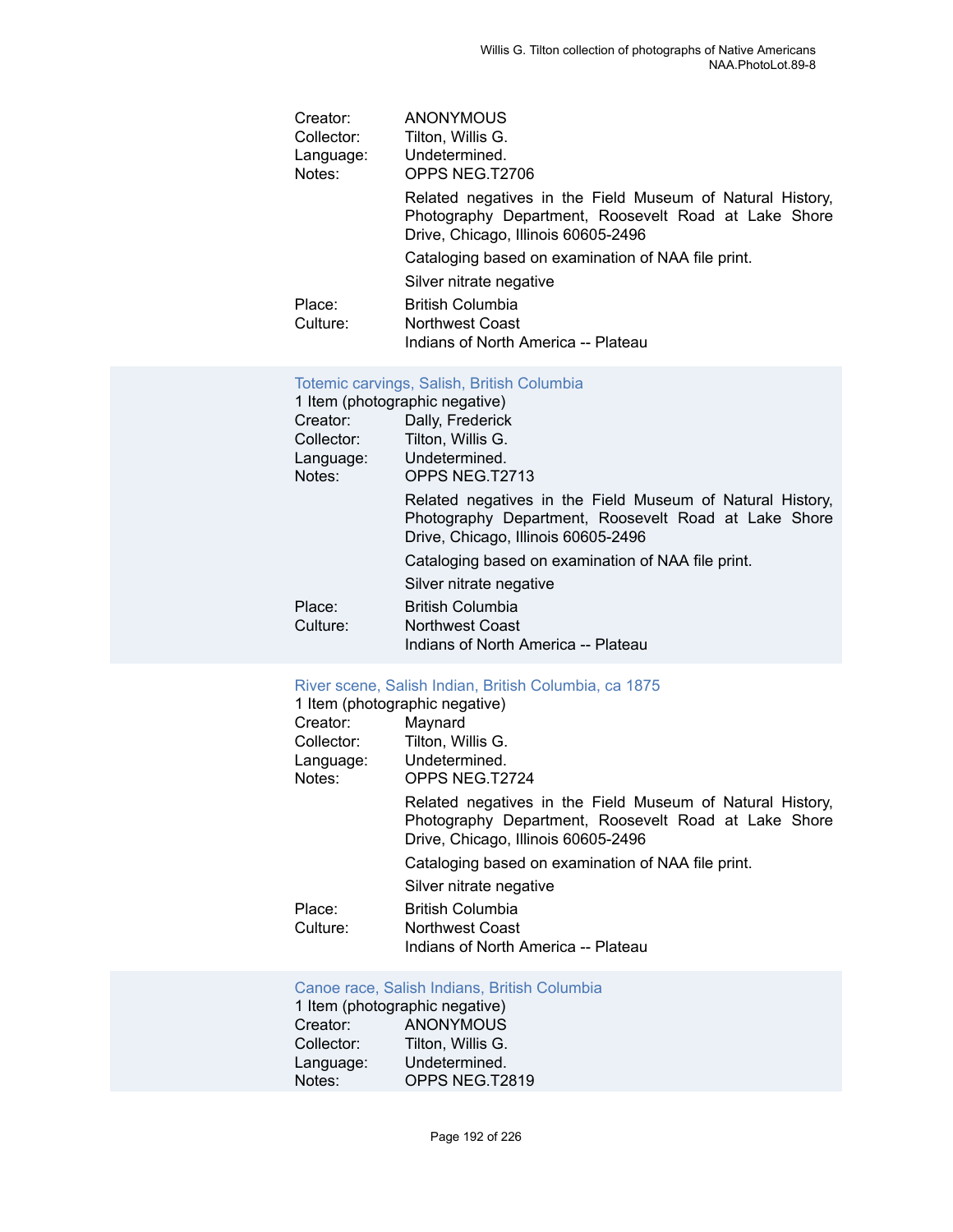Creator: ANONYMOUS
Collector: Tilton, Willis G.
Language: Undetermined.
Notes: OPPS NEG.T2706

Related negatives in the Field Museum of Natural History, Photography Department, Roosevelt Road at Lake Shore Drive, Chicago, Illinois 60605-2496

Cataloging based on examination of NAA file print.

Silver nitrate negative

Place: British Columbia
Culture: Northwest Coast
Indians of North America -- Plateau

### Totemic carvings, Salish, British Columbia

1 Item (photographic negative)
Creator: Dally, Frederick
Collector: Tilton, Willis G.
Language: Undetermined.
Notes: OPPS NEG.T2713

Related negatives in the Field Museum of Natural History, Photography Department, Roosevelt Road at Lake Shore Drive, Chicago, Illinois 60605-2496

Cataloging based on examination of NAA file print.

Silver nitrate negative

Place: British Columbia
Culture: Northwest Coast
Indians of North America -- Plateau

### River scene, Salish Indian, British Columbia, ca 1875

1 Item (photographic negative)
Creator: Maynard
Collector: Tilton, Willis G.
Language: Undetermined.
Notes: OPPS NEG.T2724

Related negatives in the Field Museum of Natural History, Photography Department, Roosevelt Road at Lake Shore Drive, Chicago, Illinois 60605-2496

Cataloging based on examination of NAA file print.

Silver nitrate negative

Place: British Columbia
Culture: Northwest Coast
Indians of North America -- Plateau

### Canoe race, Salish Indians, British Columbia

1 Item (photographic negative)
Creator: ANONYMOUS
Collector: Tilton, Willis G.
Language: Undetermined.
Notes: OPPS NEG.T2819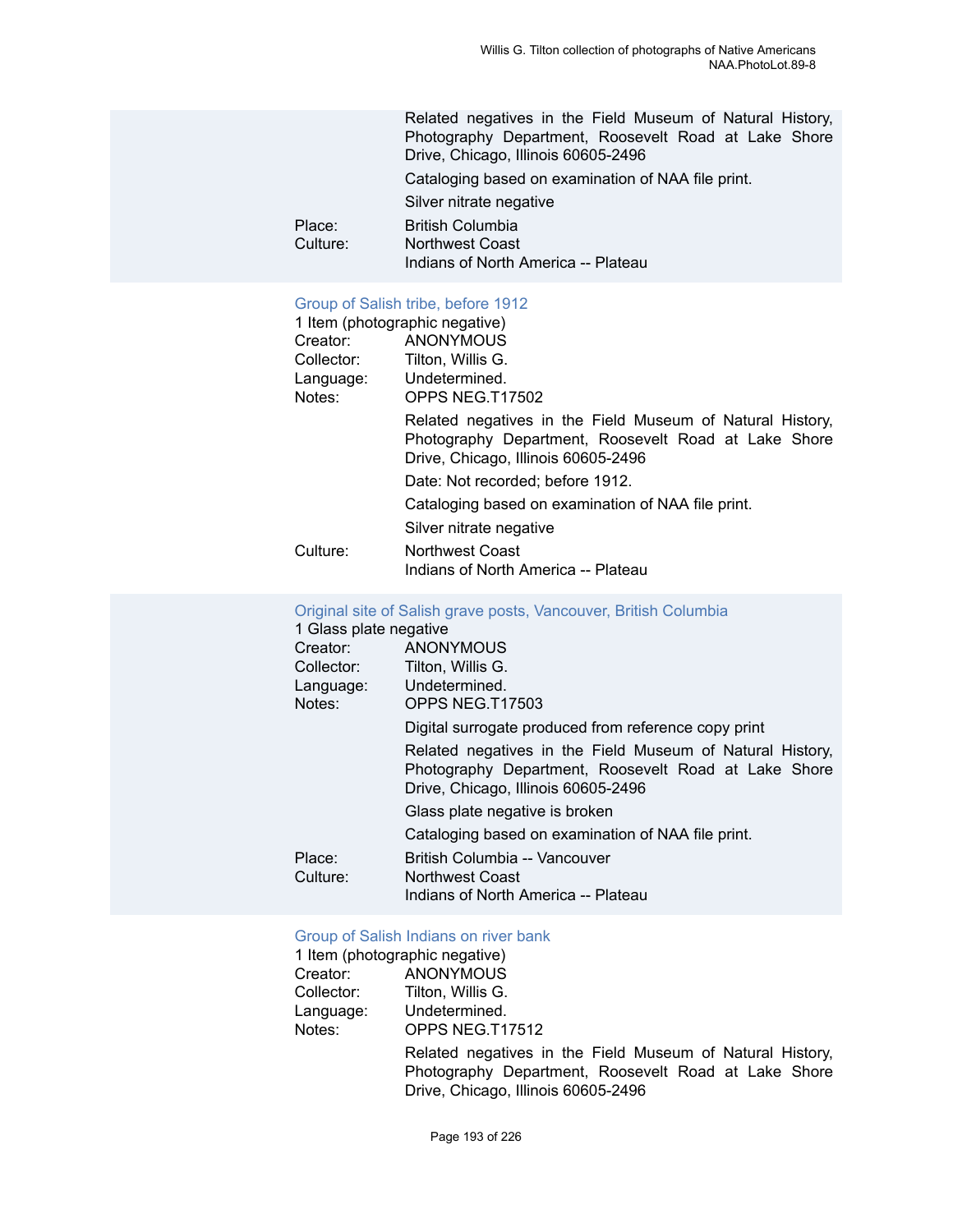Related negatives in the Field Museum of Natural History, Photography Department, Roosevelt Road at Lake Shore Drive, Chicago, Illinois 60605-2496

Cataloging based on examination of NAA file print.

Silver nitrate negative

Place: British Columbia
Culture: Northwest Coast
Indians of North America -- Plateau

### Group of Salish tribe, before 1912

1 Item (photographic negative)
Creator: ANONYMOUS
Collector: Tilton, Willis G.
Language: Undetermined.
Notes: OPPS NEG.T17502

Related negatives in the Field Museum of Natural History, Photography Department, Roosevelt Road at Lake Shore Drive, Chicago, Illinois 60605-2496

Date: Not recorded; before 1912.

Cataloging based on examination of NAA file print.

Silver nitrate negative

Culture: Northwest Coast
Indians of North America -- Plateau

### Original site of Salish grave posts, Vancouver, British Columbia

1 Glass plate negative
Creator: ANONYMOUS
Collector: Tilton, Willis G.
Language: Undetermined.
Notes: OPPS NEG.T17503

Digital surrogate produced from reference copy print

Related negatives in the Field Museum of Natural History, Photography Department, Roosevelt Road at Lake Shore Drive, Chicago, Illinois 60605-2496

Glass plate negative is broken

Cataloging based on examination of NAA file print.

Place: British Columbia -- Vancouver
Culture: Northwest Coast
Indians of North America -- Plateau

### Group of Salish Indians on river bank

1 Item (photographic negative)
Creator: ANONYMOUS
Collector: Tilton, Willis G.
Language: Undetermined.
Notes: OPPS NEG.T17512

Related negatives in the Field Museum of Natural History, Photography Department, Roosevelt Road at Lake Shore Drive, Chicago, Illinois 60605-2496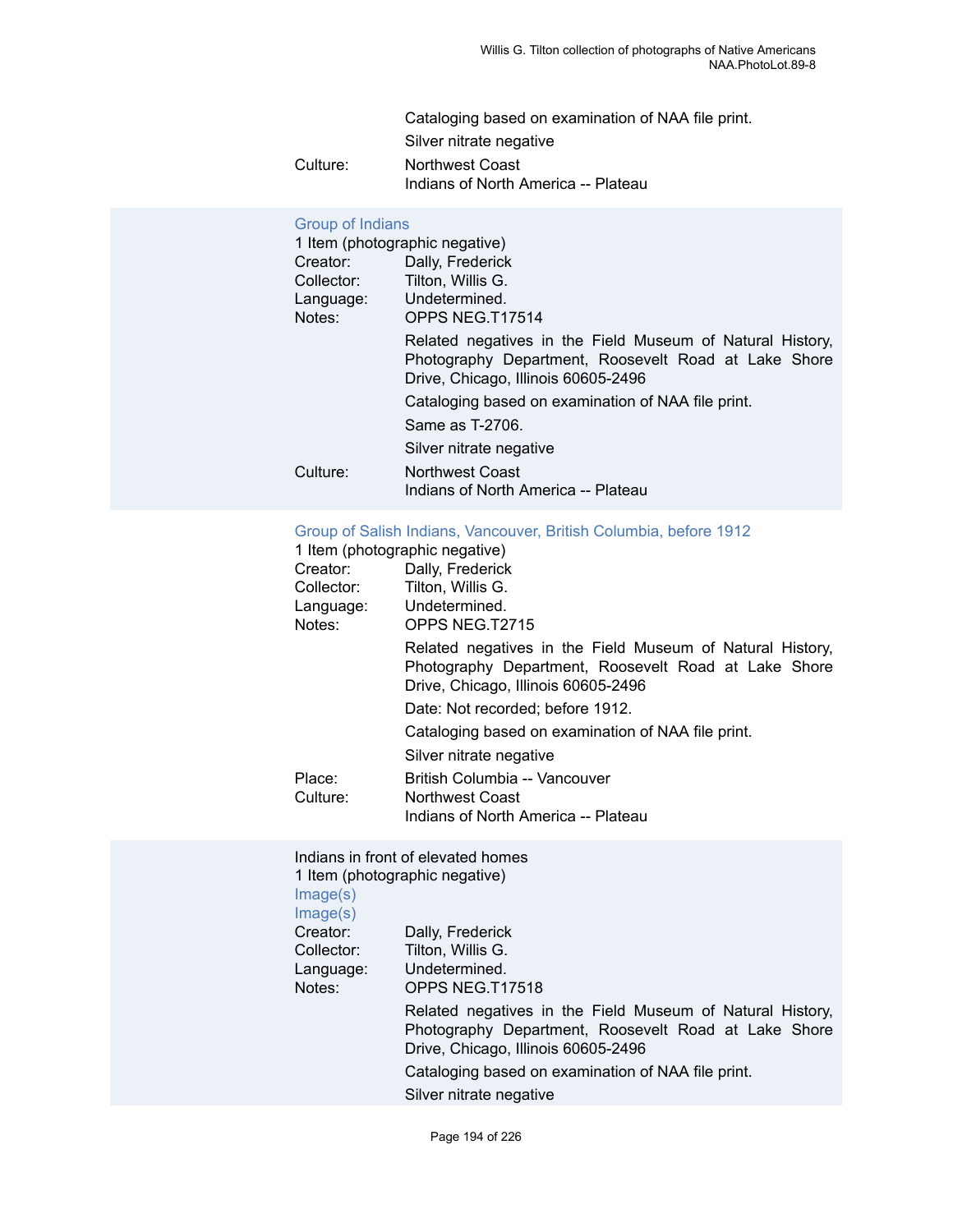Cataloging based on examination of NAA file print.

Silver nitrate negative

Culture: Northwest Coast
Indians of North America -- Plateau

### Group of Indians

1 Item (photographic negative)

Creator: Dally, Frederick
Collector: Tilton, Willis G.
Language: Undetermined.
Notes: OPPS NEG.T17514

Related negatives in the Field Museum of Natural History, Photography Department, Roosevelt Road at Lake Shore Drive, Chicago, Illinois 60605-2496

Cataloging based on examination of NAA file print.

Same as T-2706.

Silver nitrate negative

Culture: Northwest Coast
Indians of North America -- Plateau

### Group of Salish Indians, Vancouver, British Columbia, before 1912

1 Item (photographic negative)

Creator: Dally, Frederick
Collector: Tilton, Willis G.
Language: Undetermined.
Notes: OPPS NEG.T2715

Related negatives in the Field Museum of Natural History, Photography Department, Roosevelt Road at Lake Shore Drive, Chicago, Illinois 60605-2496

Date: Not recorded; before 1912.

Cataloging based on examination of NAA file print.

Silver nitrate negative

Place: British Columbia -- Vancouver
Culture: Northwest Coast
Indians of North America -- Plateau

### Indians in front of elevated homes

1 Item (photographic negative)

Image(s)
Image(s)

Creator: Dally, Frederick
Collector: Tilton, Willis G.
Language: Undetermined.
Notes: OPPS NEG.T17518

Related negatives in the Field Museum of Natural History, Photography Department, Roosevelt Road at Lake Shore Drive, Chicago, Illinois 60605-2496

Cataloging based on examination of NAA file print.

Silver nitrate negative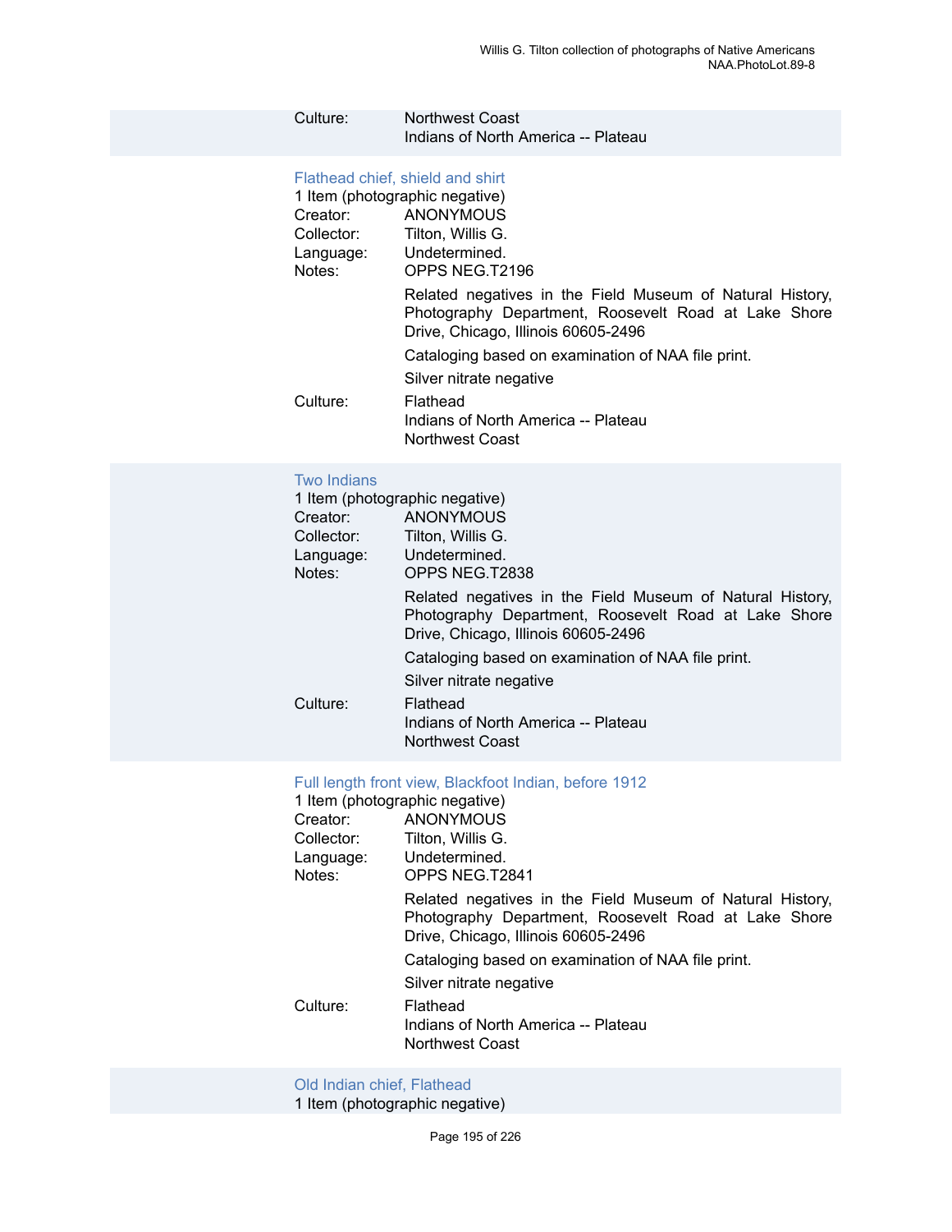Culture: Northwest Coast
Indians of North America -- Plateau

### Flathead chief, shield and shirt

1 Item (photographic negative)

Creator: ANONYMOUS
Collector: Tilton, Willis G.
Language: Undetermined.
Notes: OPPS NEG.T2196

Related negatives in the Field Museum of Natural History, Photography Department, Roosevelt Road at Lake Shore Drive, Chicago, Illinois 60605-2496

Cataloging based on examination of NAA file print.

Silver nitrate negative

Culture: Flathead
Indians of North America -- Plateau
Northwest Coast

### Two Indians

1 Item (photographic negative)

Creator: ANONYMOUS
Collector: Tilton, Willis G.
Language: Undetermined.
Notes: OPPS NEG.T2838

Related negatives in the Field Museum of Natural History, Photography Department, Roosevelt Road at Lake Shore Drive, Chicago, Illinois 60605-2496

Cataloging based on examination of NAA file print.

Silver nitrate negative

Culture: Flathead
Indians of North America -- Plateau
Northwest Coast

### Full length front view, Blackfoot Indian, before 1912

1 Item (photographic negative)

Creator: ANONYMOUS
Collector: Tilton, Willis G.
Language: Undetermined.
Notes: OPPS NEG.T2841

Related negatives in the Field Museum of Natural History, Photography Department, Roosevelt Road at Lake Shore Drive, Chicago, Illinois 60605-2496

Cataloging based on examination of NAA file print.

Silver nitrate negative

Culture: Flathead
Indians of North America -- Plateau
Northwest Coast

### Old Indian chief, Flathead

1 Item (photographic negative)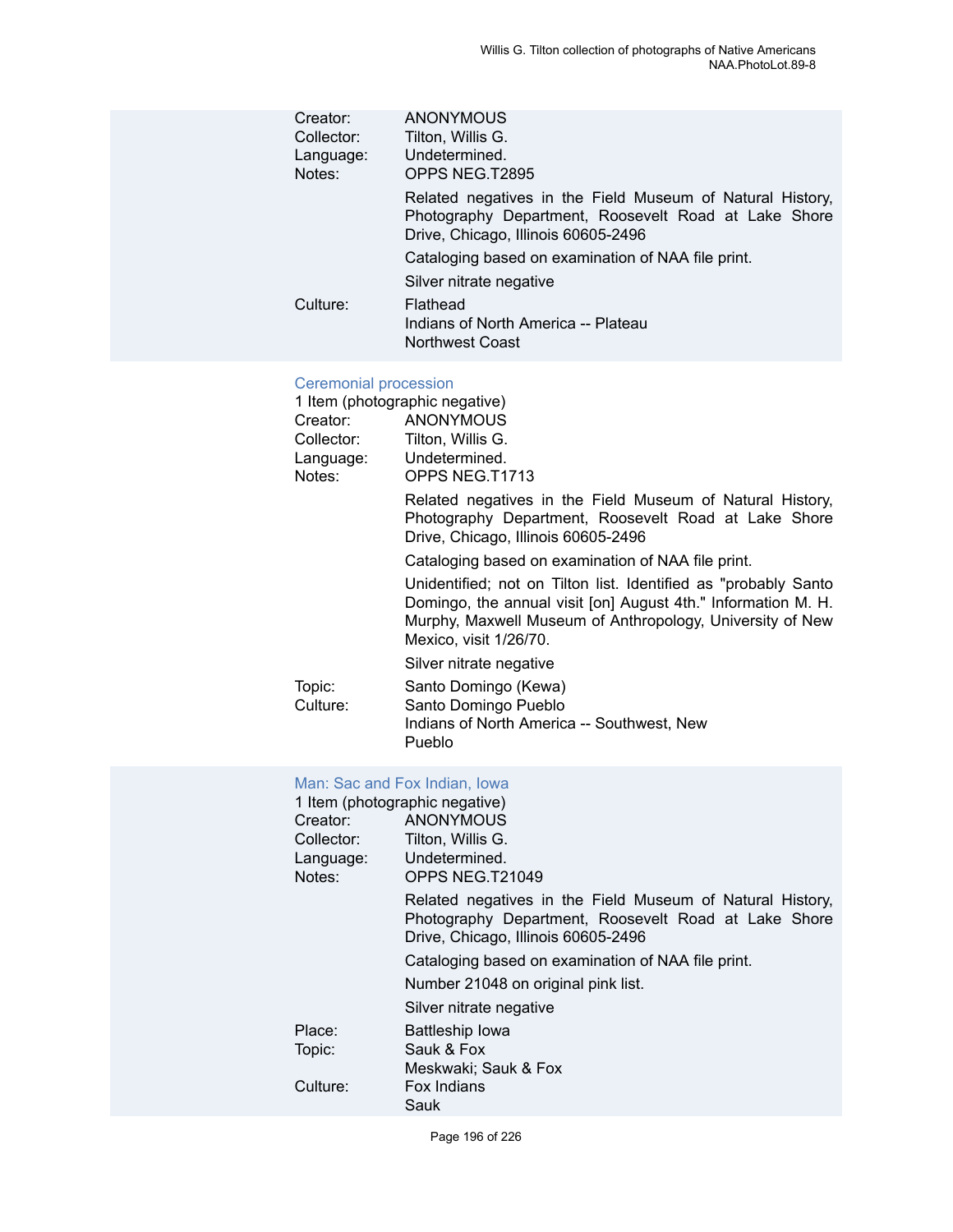Creator: ANONYMOUS
Collector: Tilton, Willis G.
Language: Undetermined.
Notes: OPPS NEG.T2895

Related negatives in the Field Museum of Natural History, Photography Department, Roosevelt Road at Lake Shore Drive, Chicago, Illinois 60605-2496

Cataloging based on examination of NAA file print.

Silver nitrate negative

Culture: Flathead
Indians of North America -- Plateau
Northwest Coast

### Ceremonial procession

1 Item (photographic negative)
Creator: ANONYMOUS
Collector: Tilton, Willis G.
Language: Undetermined.
Notes: OPPS NEG.T1713

Related negatives in the Field Museum of Natural History, Photography Department, Roosevelt Road at Lake Shore Drive, Chicago, Illinois 60605-2496

Cataloging based on examination of NAA file print.

Unidentified; not on Tilton list. Identified as "probably Santo Domingo, the annual visit [on] August 4th." Information M. H. Murphy, Maxwell Museum of Anthropology, University of New Mexico, visit 1/26/70.

Silver nitrate negative

Topic: Santo Domingo (Kewa)
Culture: Santo Domingo Pueblo
Indians of North America -- Southwest, New
Pueblo

### Man: Sac and Fox Indian, Iowa

1 Item (photographic negative)
Creator: ANONYMOUS
Collector: Tilton, Willis G.
Language: Undetermined.
Notes: OPPS NEG.T21049

Related negatives in the Field Museum of Natural History, Photography Department, Roosevelt Road at Lake Shore Drive, Chicago, Illinois 60605-2496

Cataloging based on examination of NAA file print.

Number 21048 on original pink list.

Silver nitrate negative

Place: Battleship Iowa
Topic: Sauk & Fox
Meskwaki; Sauk & Fox
Culture: Fox Indians
Sauk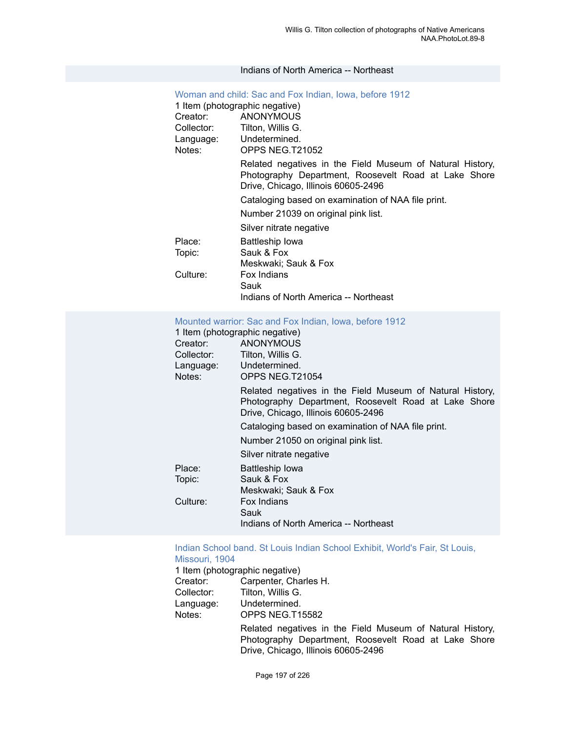Indians of North America -- Northeast

### Woman and child: Sac and Fox Indian, Iowa, before 1912

1 Item (photographic negative)

Creator: ANONYMOUS
Collector: Tilton, Willis G.
Language: Undetermined.
Notes: OPPS NEG.T21052

Related negatives in the Field Museum of Natural History, Photography Department, Roosevelt Road at Lake Shore Drive, Chicago, Illinois 60605-2496

Cataloging based on examination of NAA file print.

Number 21039 on original pink list.

Silver nitrate negative

Place: Battleship Iowa
Topic: Sauk & Fox
Meskwaki; Sauk & Fox
Culture: Fox Indians
Sauk
Indians of North America -- Northeast

### Mounted warrior: Sac and Fox Indian, Iowa, before 1912

1 Item (photographic negative)

Creator: ANONYMOUS
Collector: Tilton, Willis G.
Language: Undetermined.
Notes: OPPS NEG.T21054

Related negatives in the Field Museum of Natural History, Photography Department, Roosevelt Road at Lake Shore Drive, Chicago, Illinois 60605-2496

Cataloging based on examination of NAA file print.

Number 21050 on original pink list.

Silver nitrate negative

Place: Battleship Iowa
Topic: Sauk & Fox
Meskwaki; Sauk & Fox
Culture: Fox Indians
Sauk
Indians of North America -- Northeast

### Indian School band. St Louis Indian School Exhibit, World's Fair, St Louis, Missouri, 1904

1 Item (photographic negative)

Creator: Carpenter, Charles H.
Collector: Tilton, Willis G.
Language: Undetermined.
Notes: OPPS NEG.T15582

Related negatives in the Field Museum of Natural History, Photography Department, Roosevelt Road at Lake Shore Drive, Chicago, Illinois 60605-2496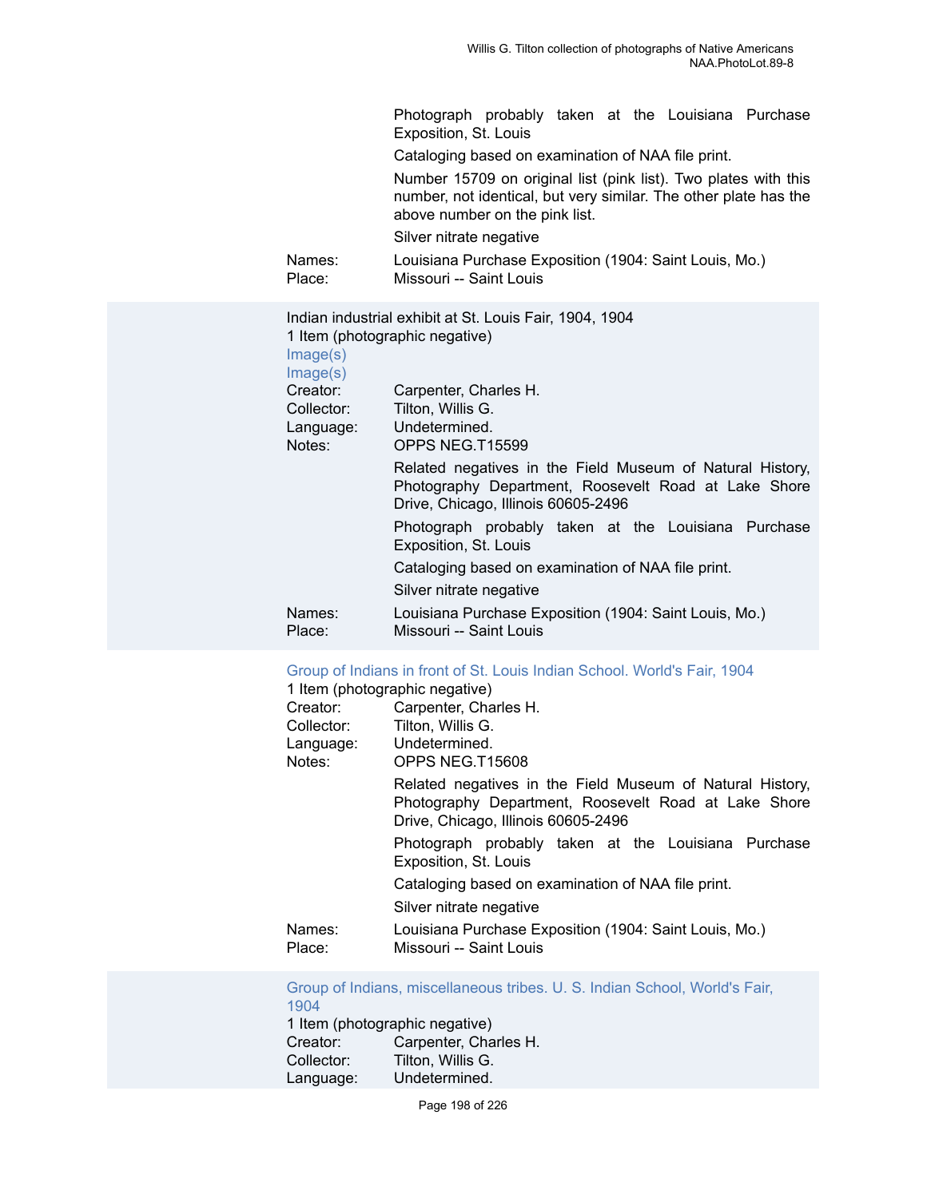Photograph probably taken at the Louisiana Purchase Exposition, St. Louis

Cataloging based on examination of NAA file print.

Number 15709 on original list (pink list). Two plates with this number, not identical, but very similar. The other plate has the above number on the pink list.

Silver nitrate negative

Names: Louisiana Purchase Exposition (1904: Saint Louis, Mo.)
Place: Missouri -- Saint Louis

---

Indian industrial exhibit at St. Louis Fair, 1904, 1904
1 Item (photographic negative)
Image(s)
Image(s)

Creator: Carpenter, Charles H.
Collector: Tilton, Willis G.
Language: Undetermined.
Notes: OPPS NEG.T15599

Related negatives in the Field Museum of Natural History, Photography Department, Roosevelt Road at Lake Shore Drive, Chicago, Illinois 60605-2496

Photograph probably taken at the Louisiana Purchase Exposition, St. Louis

Cataloging based on examination of NAA file print.

Silver nitrate negative

Names: Louisiana Purchase Exposition (1904: Saint Louis, Mo.)
Place: Missouri -- Saint Louis

---

Group of Indians in front of St. Louis Indian School. World's Fair, 1904
1 Item (photographic negative)

Creator: Carpenter, Charles H.
Collector: Tilton, Willis G.
Language: Undetermined.
Notes: OPPS NEG.T15608

Related negatives in the Field Museum of Natural History, Photography Department, Roosevelt Road at Lake Shore Drive, Chicago, Illinois 60605-2496

Photograph probably taken at the Louisiana Purchase Exposition, St. Louis

Cataloging based on examination of NAA file print.

Silver nitrate negative

Names: Louisiana Purchase Exposition (1904: Saint Louis, Mo.)
Place: Missouri -- Saint Louis

---

Group of Indians, miscellaneous tribes. U. S. Indian School, World's Fair, 1904
1 Item (photographic negative)

Creator: Carpenter, Charles H.
Collector: Tilton, Willis G.
Language: Undetermined.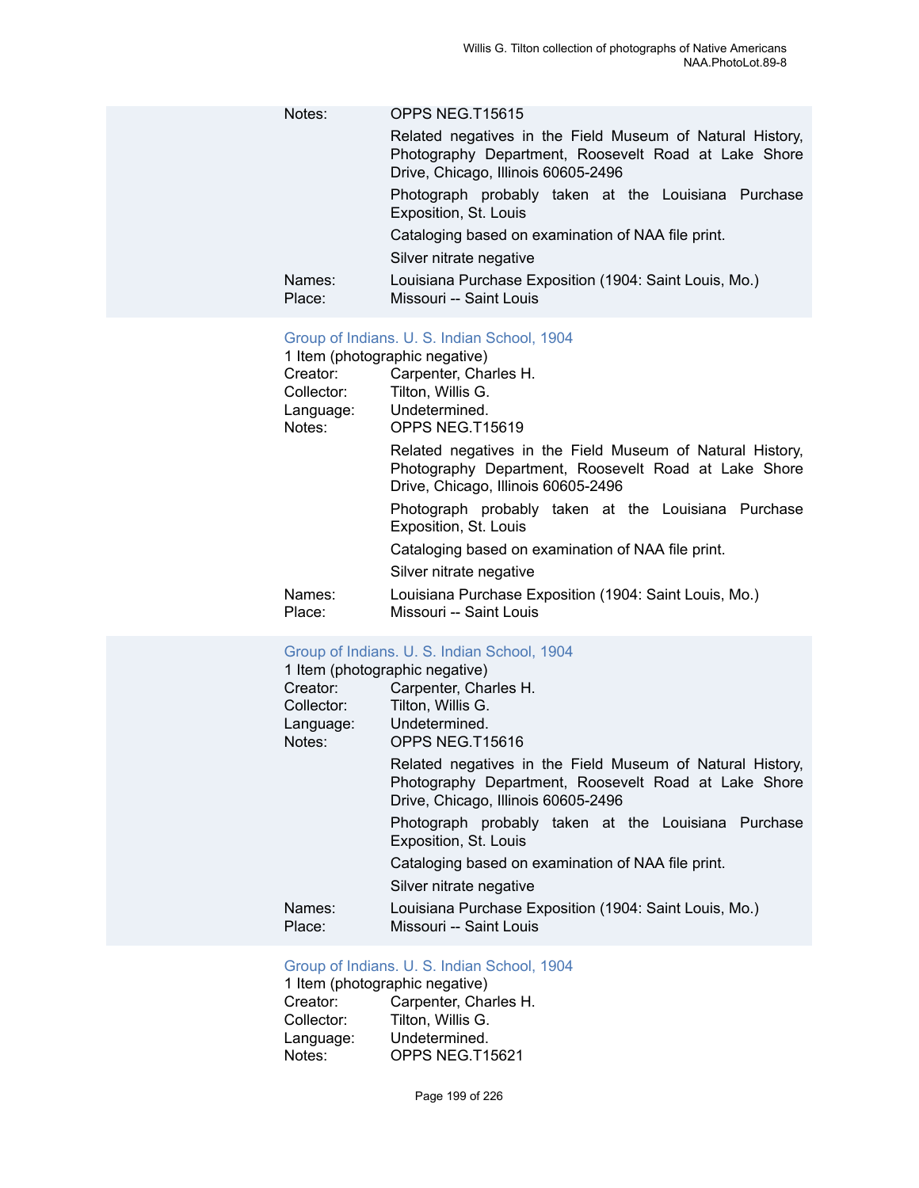Notes: OPPS NEG.T15615

Related negatives in the Field Museum of Natural History, Photography Department, Roosevelt Road at Lake Shore Drive, Chicago, Illinois 60605-2496

Photograph probably taken at the Louisiana Purchase Exposition, St. Louis

Cataloging based on examination of NAA file print.

Silver nitrate negative

Names: Louisiana Purchase Exposition (1904: Saint Louis, Mo.)
Place: Missouri -- Saint Louis

### Group of Indians. U. S. Indian School, 1904

1 Item (photographic negative)

Creator: Carpenter, Charles H.
Collector: Tilton, Willis G.
Language: Undetermined.
Notes: OPPS NEG.T15619

Related negatives in the Field Museum of Natural History, Photography Department, Roosevelt Road at Lake Shore Drive, Chicago, Illinois 60605-2496

Photograph probably taken at the Louisiana Purchase Exposition, St. Louis

Cataloging based on examination of NAA file print.

Silver nitrate negative

Names: Louisiana Purchase Exposition (1904: Saint Louis, Mo.)
Place: Missouri -- Saint Louis

### Group of Indians. U. S. Indian School, 1904

1 Item (photographic negative)

Creator: Carpenter, Charles H.
Collector: Tilton, Willis G.
Language: Undetermined.
Notes: OPPS NEG.T15616

Related negatives in the Field Museum of Natural History, Photography Department, Roosevelt Road at Lake Shore Drive, Chicago, Illinois 60605-2496

Photograph probably taken at the Louisiana Purchase Exposition, St. Louis

Cataloging based on examination of NAA file print.

Silver nitrate negative

Names: Louisiana Purchase Exposition (1904: Saint Louis, Mo.)
Place: Missouri -- Saint Louis

### Group of Indians. U. S. Indian School, 1904

1 Item (photographic negative)

Creator: Carpenter, Charles H.
Collector: Tilton, Willis G.
Language: Undetermined.
Notes: OPPS NEG.T15621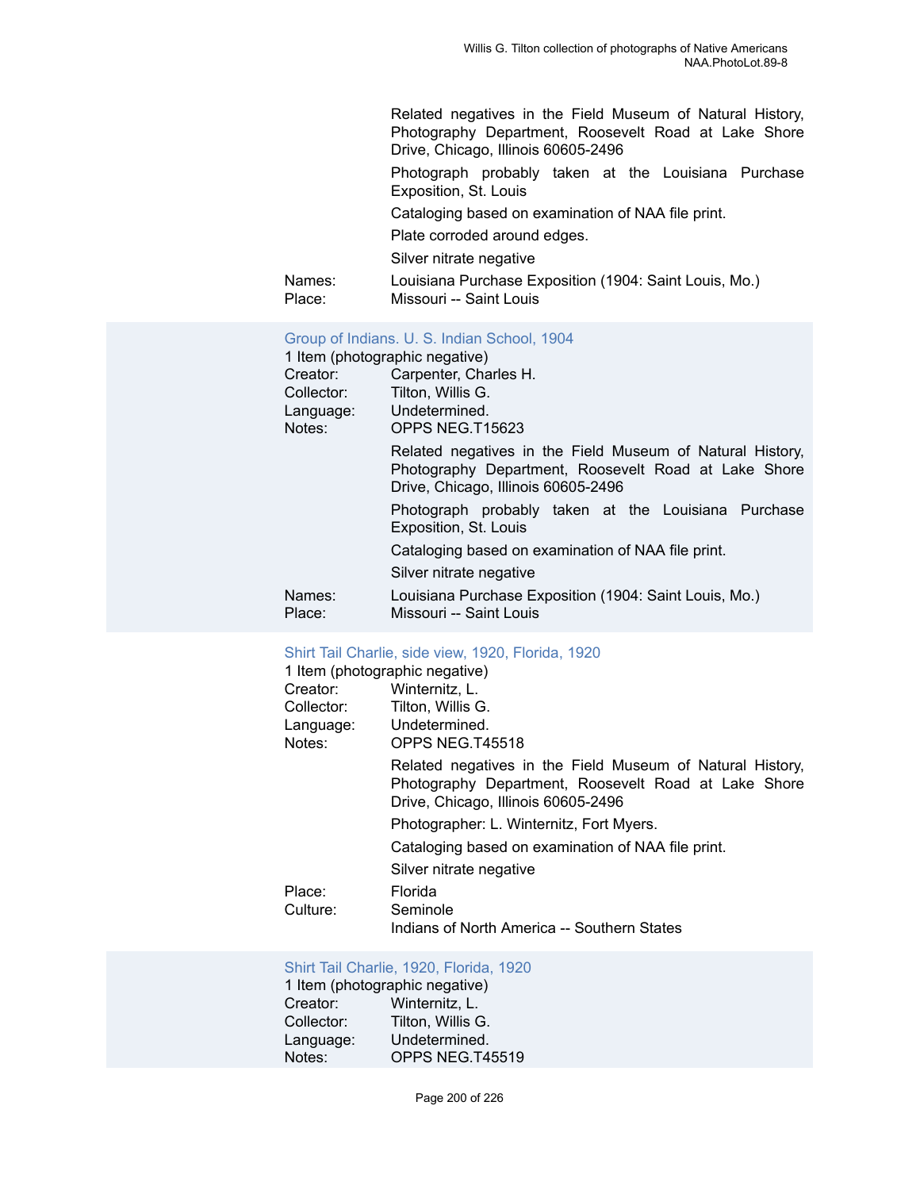Related negatives in the Field Museum of Natural History, Photography Department, Roosevelt Road at Lake Shore Drive, Chicago, Illinois 60605-2496

Photograph probably taken at the Louisiana Purchase Exposition, St. Louis

Cataloging based on examination of NAA file print.

Plate corroded around edges.

Silver nitrate negative

Names: Louisiana Purchase Exposition (1904: Saint Louis, Mo.)
Place: Missouri -- Saint Louis

### Group of Indians. U. S. Indian School, 1904

1 Item (photographic negative)
Creator: Carpenter, Charles H.
Collector: Tilton, Willis G.
Language: Undetermined.
Notes: OPPS NEG.T15623

Related negatives in the Field Museum of Natural History, Photography Department, Roosevelt Road at Lake Shore Drive, Chicago, Illinois 60605-2496

Photograph probably taken at the Louisiana Purchase Exposition, St. Louis

Cataloging based on examination of NAA file print.

Silver nitrate negative

Names: Louisiana Purchase Exposition (1904: Saint Louis, Mo.)
Place: Missouri -- Saint Louis

### Shirt Tail Charlie, side view, 1920, Florida, 1920

1 Item (photographic negative)
Creator: Winternitz, L.
Collector: Tilton, Willis G.
Language: Undetermined.
Notes: OPPS NEG.T45518

Related negatives in the Field Museum of Natural History, Photography Department, Roosevelt Road at Lake Shore Drive, Chicago, Illinois 60605-2496

Photographer: L. Winternitz, Fort Myers.

Cataloging based on examination of NAA file print.

Silver nitrate negative

Place: Florida
Culture: Seminole
Indians of North America -- Southern States

### Shirt Tail Charlie, 1920, Florida, 1920

1 Item (photographic negative)
Creator: Winternitz, L.
Collector: Tilton, Willis G.
Language: Undetermined.
Notes: OPPS NEG.T45519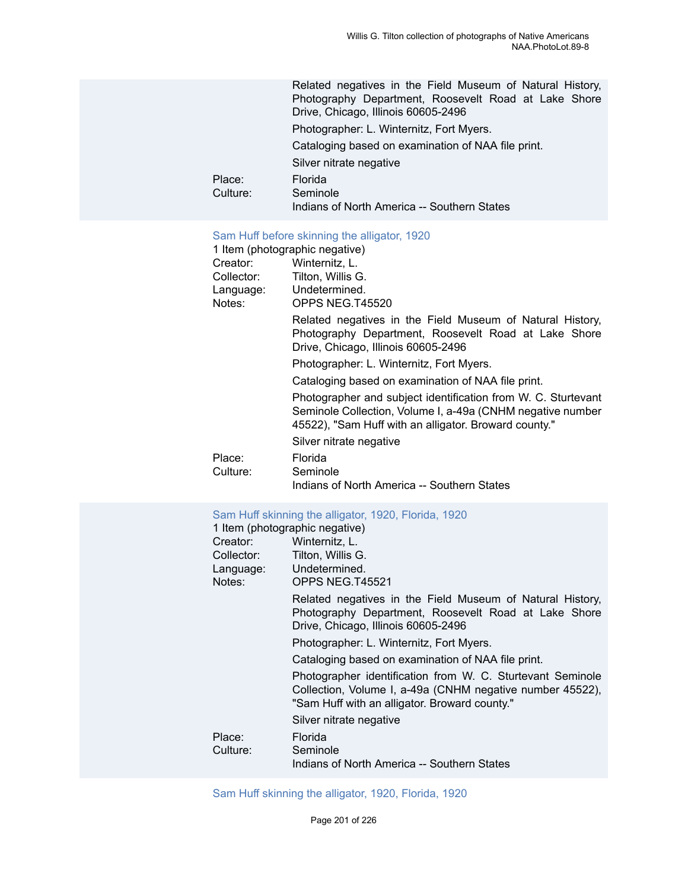Related negatives in the Field Museum of Natural History, Photography Department, Roosevelt Road at Lake Shore Drive, Chicago, Illinois 60605-2496

Photographer: L. Winternitz, Fort Myers.

Cataloging based on examination of NAA file print.

Silver nitrate negative

Place: Florida

Culture: Seminole

Indians of North America -- Southern States

### Sam Huff before skinning the alligator, 1920

1 Item (photographic negative)

Creator: Winternitz, L.

Collector: Tilton, Willis G.

Language: Undetermined.

Notes: OPPS NEG.T45520

Related negatives in the Field Museum of Natural History, Photography Department, Roosevelt Road at Lake Shore Drive, Chicago, Illinois 60605-2496

Photographer: L. Winternitz, Fort Myers.

Cataloging based on examination of NAA file print.

Photographer and subject identification from W. C. Sturtevant Seminole Collection, Volume I, a-49a (CNHM negative number 45522), "Sam Huff with an alligator. Broward county."

Silver nitrate negative

Place: Florida

Culture: Seminole

Indians of North America -- Southern States

### Sam Huff skinning the alligator, 1920, Florida, 1920

1 Item (photographic negative)

Creator: Winternitz, L.

Collector: Tilton, Willis G.

Language: Undetermined.

Notes: OPPS NEG.T45521

Related negatives in the Field Museum of Natural History, Photography Department, Roosevelt Road at Lake Shore Drive, Chicago, Illinois 60605-2496

Photographer: L. Winternitz, Fort Myers.

Cataloging based on examination of NAA file print.

Photographer identification from W. C. Sturtevant Seminole Collection, Volume I, a-49a (CNHM negative number 45522), "Sam Huff with an alligator. Broward county."

Silver nitrate negative

Place: Florida

Culture: Seminole

Indians of North America -- Southern States

### Sam Huff skinning the alligator, 1920, Florida, 1920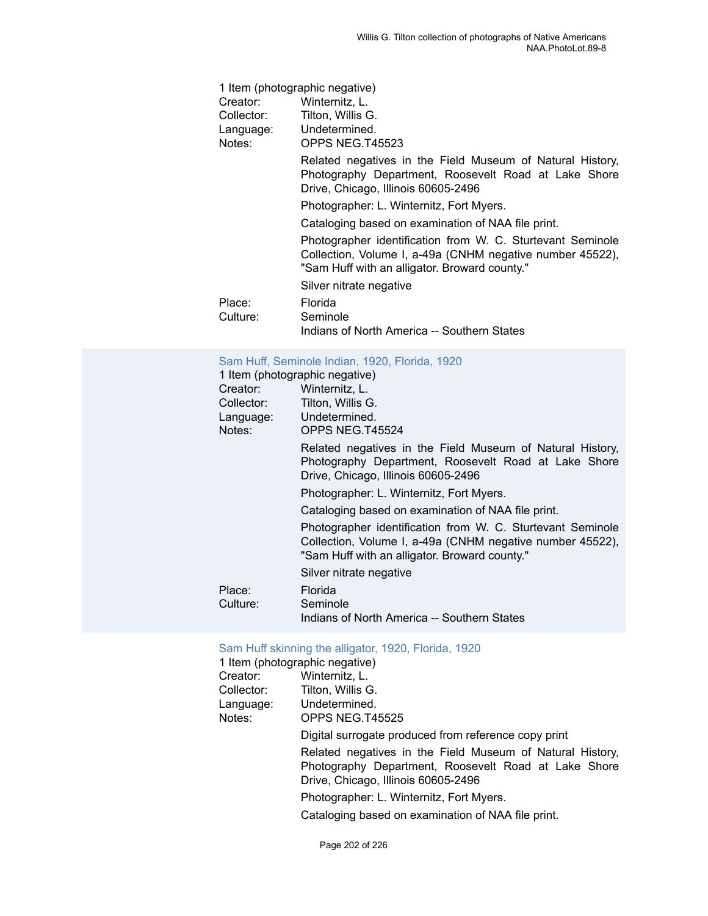1 Item (photographic negative)

Creator: Winternitz, L.
Collector: Tilton, Willis G.
Language: Undetermined.
Notes: OPPS NEG.T45523

Related negatives in the Field Museum of Natural History, Photography Department, Roosevelt Road at Lake Shore Drive, Chicago, Illinois 60605-2496

Photographer: L. Winternitz, Fort Myers.

Cataloging based on examination of NAA file print.

Photographer identification from W. C. Sturtevant Seminole Collection, Volume I, a-49a (CNHM negative number 45522), "Sam Huff with an alligator. Broward county."

Silver nitrate negative

Place: Florida
Culture: Seminole
Indians of North America -- Southern States

### Sam Huff, Seminole Indian, 1920, Florida, 1920

1 Item (photographic negative)

Creator: Winternitz, L.
Collector: Tilton, Willis G.
Language: Undetermined.
Notes: OPPS NEG.T45524

Related negatives in the Field Museum of Natural History, Photography Department, Roosevelt Road at Lake Shore Drive, Chicago, Illinois 60605-2496

Photographer: L. Winternitz, Fort Myers.

Cataloging based on examination of NAA file print.

Photographer identification from W. C. Sturtevant Seminole Collection, Volume I, a-49a (CNHM negative number 45522), "Sam Huff with an alligator. Broward county."

Silver nitrate negative

Place: Florida
Culture: Seminole
Indians of North America -- Southern States

### Sam Huff skinning the alligator, 1920, Florida, 1920

1 Item (photographic negative)

Creator: Winternitz, L.
Collector: Tilton, Willis G.
Language: Undetermined.
Notes: OPPS NEG.T45525

Digital surrogate produced from reference copy print

Related negatives in the Field Museum of Natural History, Photography Department, Roosevelt Road at Lake Shore Drive, Chicago, Illinois 60605-2496

Photographer: L. Winternitz, Fort Myers.

Cataloging based on examination of NAA file print.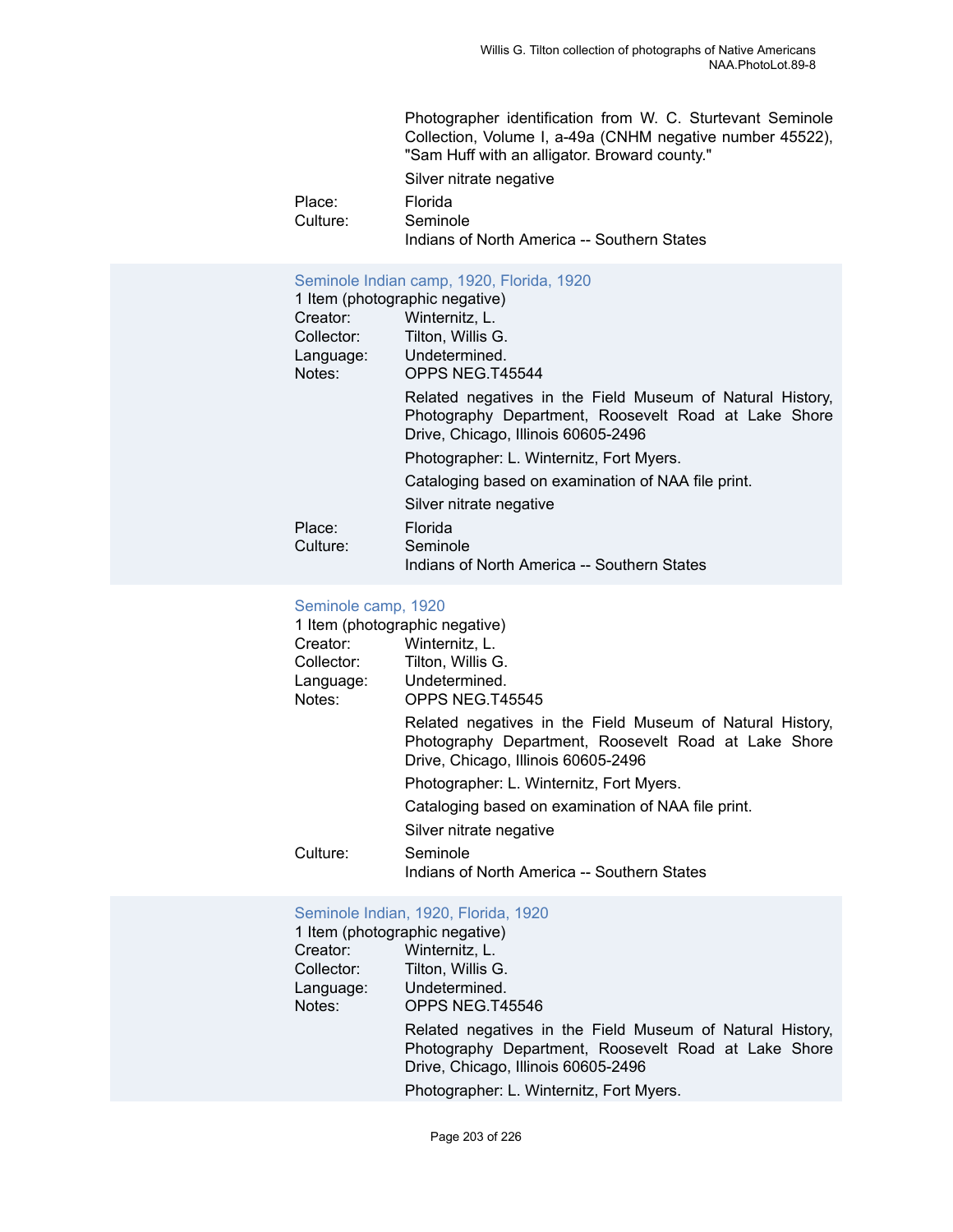Photographer identification from W. C. Sturtevant Seminole Collection, Volume I, a-49a (CNHM negative number 45522), "Sam Huff with an alligator. Broward county."

Silver nitrate negative

Place: Florida

Culture: Seminole
Indians of North America -- Southern States

### Seminole Indian camp, 1920, Florida, 1920

1 Item (photographic negative)

Creator: Winternitz, L.
Collector: Tilton, Willis G.
Language: Undetermined.
Notes: OPPS NEG.T45544

Related negatives in the Field Museum of Natural History, Photography Department, Roosevelt Road at Lake Shore Drive, Chicago, Illinois 60605-2496

Photographer: L. Winternitz, Fort Myers.

Cataloging based on examination of NAA file print.

Silver nitrate negative

Place: Florida

Culture: Seminole
Indians of North America -- Southern States

### Seminole camp, 1920

1 Item (photographic negative)

Creator: Winternitz, L.
Collector: Tilton, Willis G.
Language: Undetermined.
Notes: OPPS NEG.T45545

Related negatives in the Field Museum of Natural History, Photography Department, Roosevelt Road at Lake Shore Drive, Chicago, Illinois 60605-2496

Photographer: L. Winternitz, Fort Myers.

Cataloging based on examination of NAA file print.

Silver nitrate negative

Culture: Seminole
Indians of North America -- Southern States

### Seminole Indian, 1920, Florida, 1920

1 Item (photographic negative)

Creator: Winternitz, L.
Collector: Tilton, Willis G.
Language: Undetermined.
Notes: OPPS NEG.T45546

Related negatives in the Field Museum of Natural History, Photography Department, Roosevelt Road at Lake Shore Drive, Chicago, Illinois 60605-2496

Photographer: L. Winternitz, Fort Myers.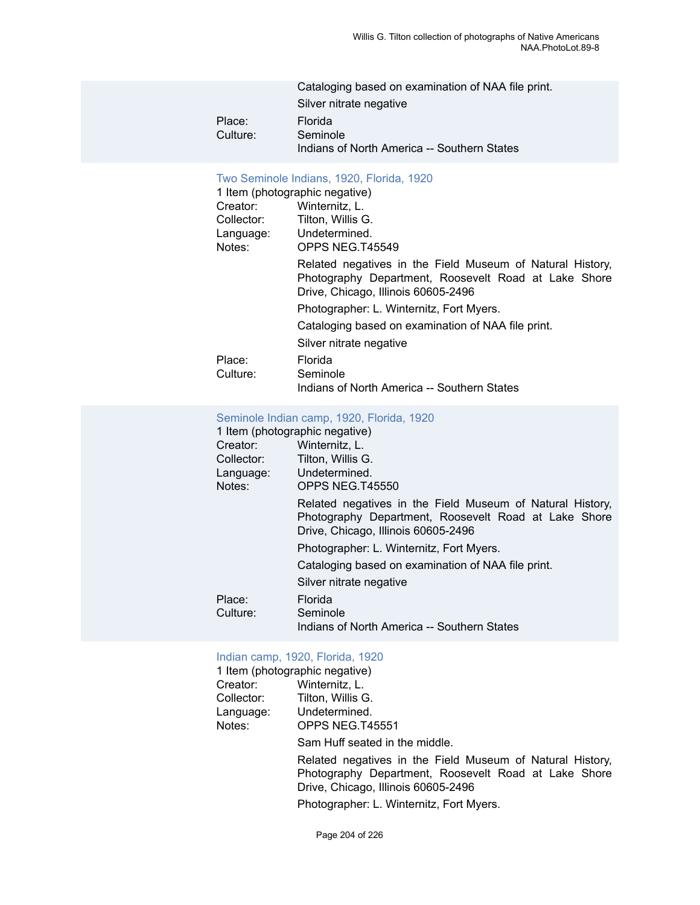Cataloging based on examination of NAA file print.

Silver nitrate negative

Place: Florida

Culture: Seminole

Indians of North America -- Southern States

### Two Seminole Indians, 1920, Florida, 1920

1 Item (photographic negative)

Creator: Winternitz, L.

Collector: Tilton, Willis G.

Language: Undetermined.

Notes: OPPS NEG.T45549

Related negatives in the Field Museum of Natural History, Photography Department, Roosevelt Road at Lake Shore Drive, Chicago, Illinois 60605-2496

Photographer: L. Winternitz, Fort Myers.

Cataloging based on examination of NAA file print.

Silver nitrate negative

Place: Florida

Culture: Seminole

Indians of North America -- Southern States

### Seminole Indian camp, 1920, Florida, 1920

1 Item (photographic negative)

Creator: Winternitz, L.

Collector: Tilton, Willis G.

Language: Undetermined.

Notes: OPPS NEG.T45550

Related negatives in the Field Museum of Natural History, Photography Department, Roosevelt Road at Lake Shore Drive, Chicago, Illinois 60605-2496

Photographer: L. Winternitz, Fort Myers.

Cataloging based on examination of NAA file print.

Silver nitrate negative

Place: Florida

Culture: Seminole

Indians of North America -- Southern States

### Indian camp, 1920, Florida, 1920

1 Item (photographic negative)

Creator: Winternitz, L.

Collector: Tilton, Willis G.

Language: Undetermined.

Notes: OPPS NEG.T45551

Sam Huff seated in the middle.

Related negatives in the Field Museum of Natural History, Photography Department, Roosevelt Road at Lake Shore Drive, Chicago, Illinois 60605-2496

Photographer: L. Winternitz, Fort Myers.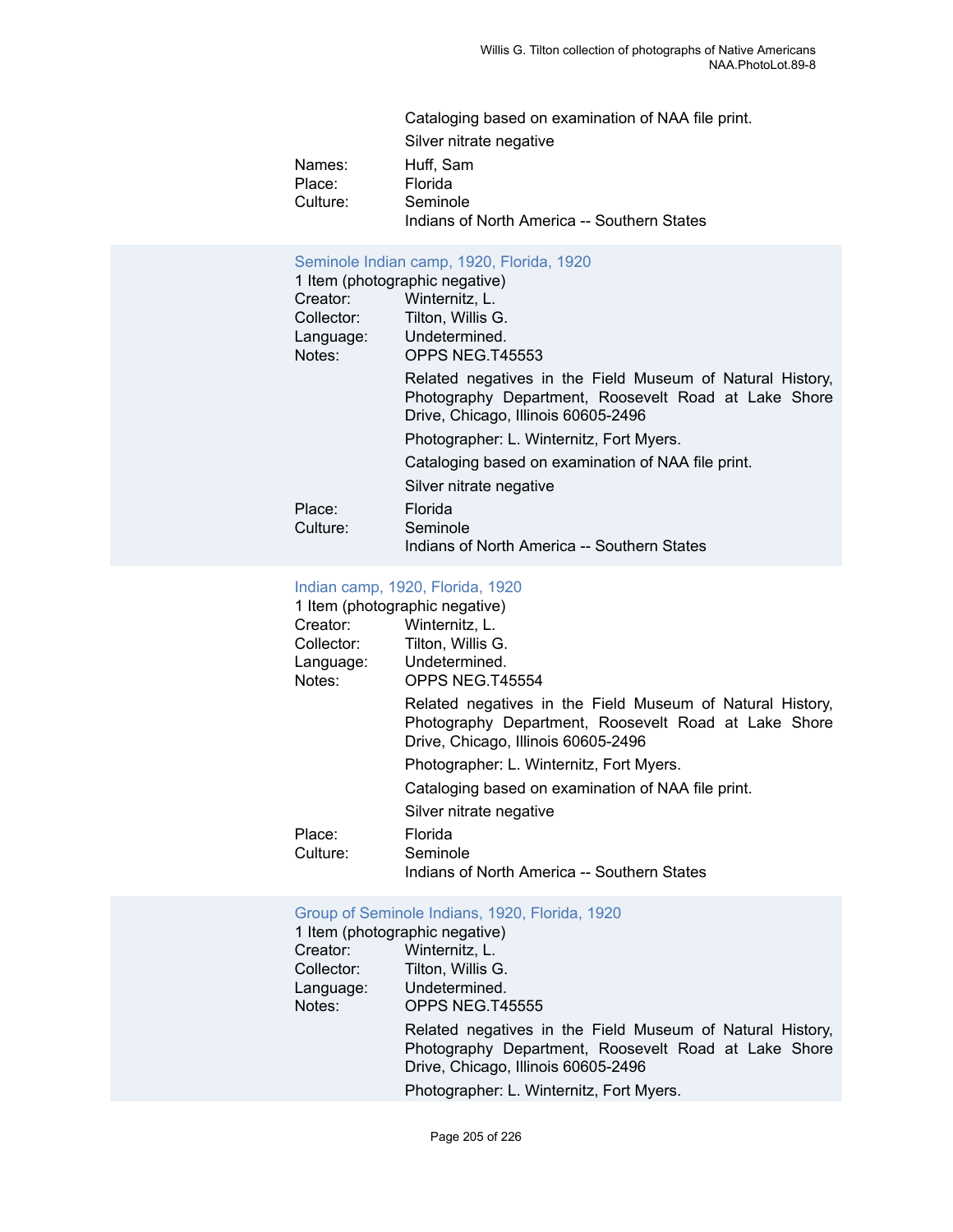Cataloging based on examination of NAA file print.

Silver nitrate negative

Names: Huff, Sam
Place: Florida
Culture: Seminole
Indians of North America -- Southern States

### Seminole Indian camp, 1920, Florida, 1920

1 Item (photographic negative)

Creator: Winternitz, L.
Collector: Tilton, Willis G.
Language: Undetermined.
Notes: OPPS NEG.T45553

Related negatives in the Field Museum of Natural History, Photography Department, Roosevelt Road at Lake Shore Drive, Chicago, Illinois 60605-2496

Photographer: L. Winternitz, Fort Myers.

Cataloging based on examination of NAA file print.

Silver nitrate negative

Place: Florida
Culture: Seminole
Indians of North America -- Southern States

### Indian camp, 1920, Florida, 1920

1 Item (photographic negative)

Creator: Winternitz, L.
Collector: Tilton, Willis G.
Language: Undetermined.
Notes: OPPS NEG.T45554

Related negatives in the Field Museum of Natural History, Photography Department, Roosevelt Road at Lake Shore Drive, Chicago, Illinois 60605-2496

Photographer: L. Winternitz, Fort Myers.

Cataloging based on examination of NAA file print.

Silver nitrate negative

Place: Florida
Culture: Seminole
Indians of North America -- Southern States

### Group of Seminole Indians, 1920, Florida, 1920

1 Item (photographic negative)

Creator: Winternitz, L.
Collector: Tilton, Willis G.
Language: Undetermined.
Notes: OPPS NEG.T45555

Related negatives in the Field Museum of Natural History, Photography Department, Roosevelt Road at Lake Shore Drive, Chicago, Illinois 60605-2496

Photographer: L. Winternitz, Fort Myers.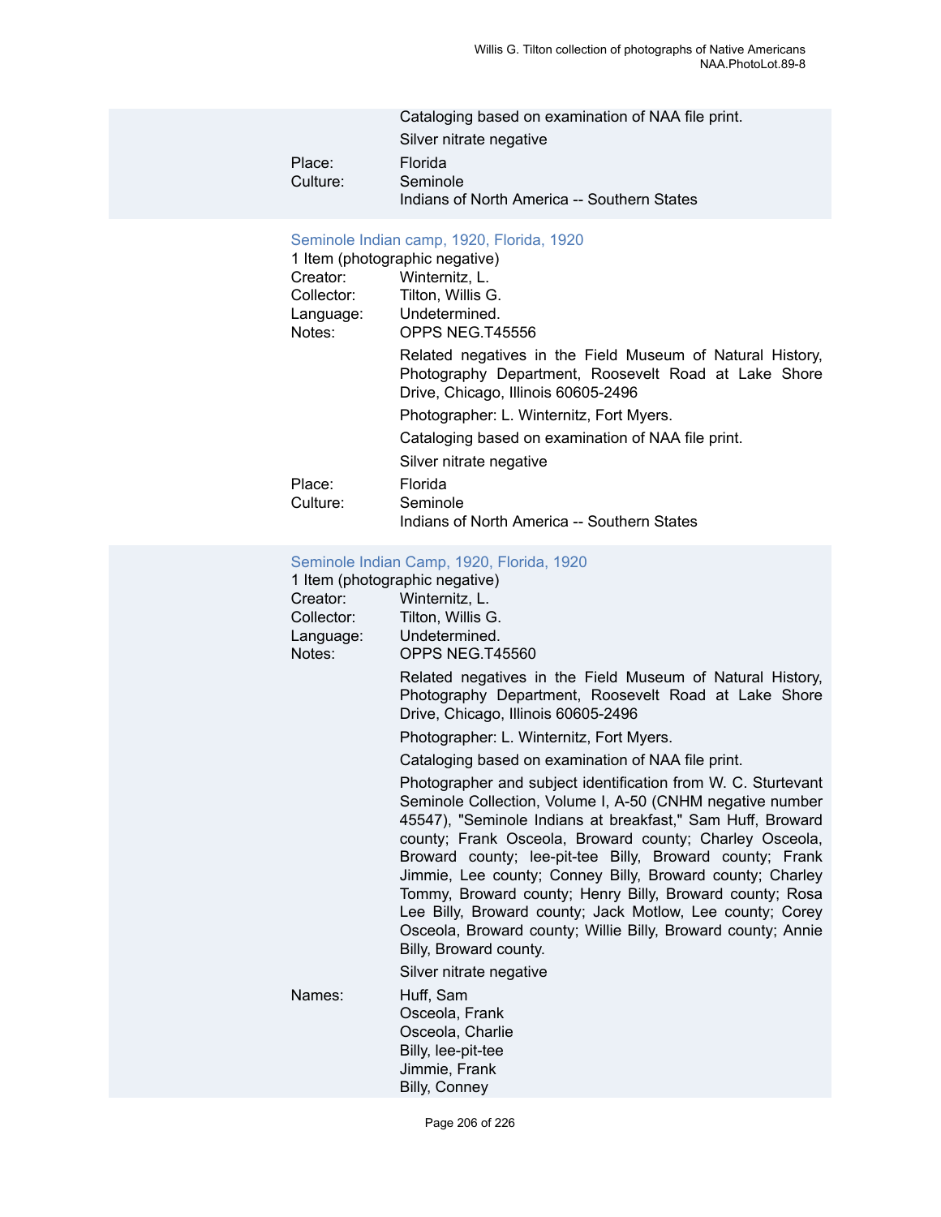Cataloging based on examination of NAA file print.

Silver nitrate negative

Place: Florida

Culture: Seminole

Indians of North America -- Southern States

### Seminole Indian camp, 1920, Florida, 1920

1 Item (photographic negative)

Creator: Winternitz, L.

Collector: Tilton, Willis G.

Language: Undetermined.

Notes: OPPS NEG.T45556

Related negatives in the Field Museum of Natural History, Photography Department, Roosevelt Road at Lake Shore Drive, Chicago, Illinois 60605-2496

Photographer: L. Winternitz, Fort Myers.

Cataloging based on examination of NAA file print.

Silver nitrate negative

Place: Florida

Culture: Seminole

Indians of North America -- Southern States

### Seminole Indian Camp, 1920, Florida, 1920

1 Item (photographic negative)

Creator: Winternitz, L.

Collector: Tilton, Willis G.

Language: Undetermined.

Notes: OPPS NEG.T45560

Related negatives in the Field Museum of Natural History, Photography Department, Roosevelt Road at Lake Shore Drive, Chicago, Illinois 60605-2496

Photographer: L. Winternitz, Fort Myers.

Cataloging based on examination of NAA file print.

Photographer and subject identification from W. C. Sturtevant Seminole Collection, Volume I, A-50 (CNHM negative number 45547), "Seminole Indians at breakfast," Sam Huff, Broward county; Frank Osceola, Broward county; Charley Osceola, Broward county; lee-pit-tee Billy, Broward county; Frank Jimmie, Lee county; Conney Billy, Broward county; Charley Tommy, Broward county; Henry Billy, Broward county; Rosa Lee Billy, Broward county; Jack Motlow, Lee county; Corey Osceola, Broward county; Willie Billy, Broward county; Annie Billy, Broward county.

Silver nitrate negative

Names: Huff, Sam

Osceola, Frank

Osceola, Charlie

Billy, lee-pit-tee

Jimmie, Frank

Billy, Conney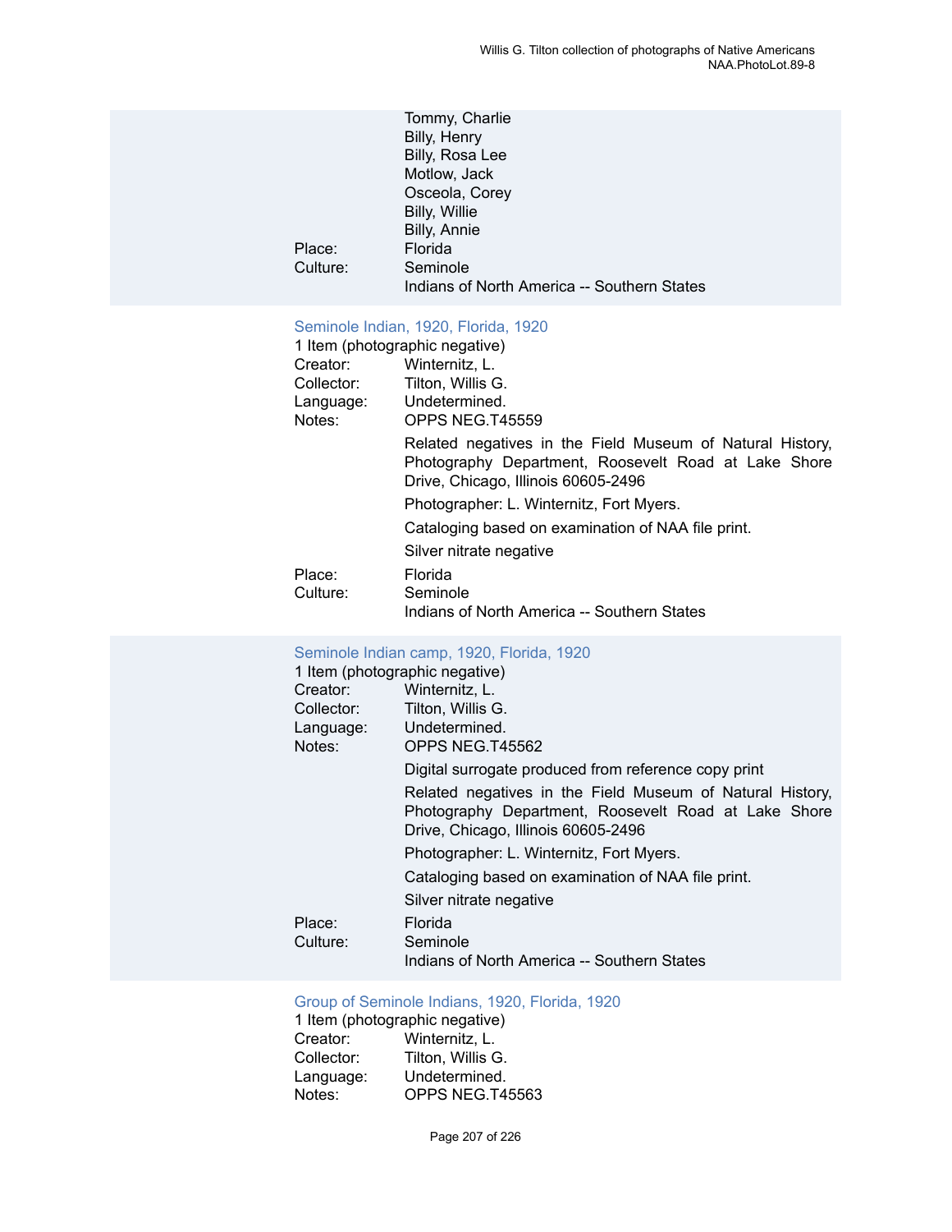Tommy, Charlie
Billy, Henry
Billy, Rosa Lee
Motlow, Jack
Osceola, Corey
Billy, Willie
Billy, Annie

Place: Florida
Culture: Seminole
Indians of North America -- Southern States

### Seminole Indian, 1920, Florida, 1920

1 Item (photographic negative)

Creator: Winternitz, L.
Collector: Tilton, Willis G.
Language: Undetermined.
Notes: OPPS NEG.T45559

Related negatives in the Field Museum of Natural History, Photography Department, Roosevelt Road at Lake Shore Drive, Chicago, Illinois 60605-2496

Photographer: L. Winternitz, Fort Myers.

Cataloging based on examination of NAA file print.

Silver nitrate negative

Place: Florida
Culture: Seminole
Indians of North America -- Southern States

### Seminole Indian camp, 1920, Florida, 1920

1 Item (photographic negative)

Creator: Winternitz, L.
Collector: Tilton, Willis G.
Language: Undetermined.
Notes: OPPS NEG.T45562

Digital surrogate produced from reference copy print

Related negatives in the Field Museum of Natural History, Photography Department, Roosevelt Road at Lake Shore Drive, Chicago, Illinois 60605-2496

Photographer: L. Winternitz, Fort Myers.

Cataloging based on examination of NAA file print.

Silver nitrate negative

Place: Florida
Culture: Seminole
Indians of North America -- Southern States

### Group of Seminole Indians, 1920, Florida, 1920

1 Item (photographic negative)

Creator: Winternitz, L.
Collector: Tilton, Willis G.
Language: Undetermined.
Notes: OPPS NEG.T45563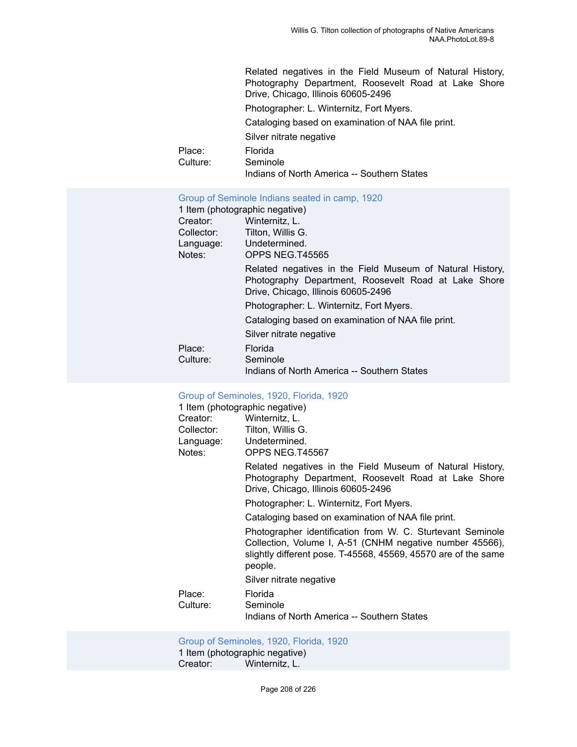Related negatives in the Field Museum of Natural History, Photography Department, Roosevelt Road at Lake Shore Drive, Chicago, Illinois 60605-2496

Photographer: L. Winternitz, Fort Myers.

Cataloging based on examination of NAA file print.

Silver nitrate negative

Place: Florida

Culture: Seminole

Indians of North America -- Southern States

### Group of Seminole Indians seated in camp, 1920

1 Item (photographic negative)

Creator: Winternitz, L.

Collector: Tilton, Willis G.

Language: Undetermined.

Notes: OPPS NEG.T45565

Related negatives in the Field Museum of Natural History, Photography Department, Roosevelt Road at Lake Shore Drive, Chicago, Illinois 60605-2496

Photographer: L. Winternitz, Fort Myers.

Cataloging based on examination of NAA file print.

Silver nitrate negative

Place: Florida

Culture: Seminole

Indians of North America -- Southern States

### Group of Seminoles, 1920, Florida, 1920

1 Item (photographic negative)

Creator: Winternitz, L.

Collector: Tilton, Willis G.

Language: Undetermined.

Notes: OPPS NEG.T45567

Related negatives in the Field Museum of Natural History, Photography Department, Roosevelt Road at Lake Shore Drive, Chicago, Illinois 60605-2496

Photographer: L. Winternitz, Fort Myers.

Cataloging based on examination of NAA file print.

Photographer identification from W. C. Sturtevant Seminole Collection, Volume I, A-51 (CNHM negative number 45566), slightly different pose. T-45568, 45569, 45570 are of the same people.

Silver nitrate negative

Place: Florida

Culture: Seminole

Indians of North America -- Southern States

### Group of Seminoles, 1920, Florida, 1920

1 Item (photographic negative)

Creator: Winternitz, L.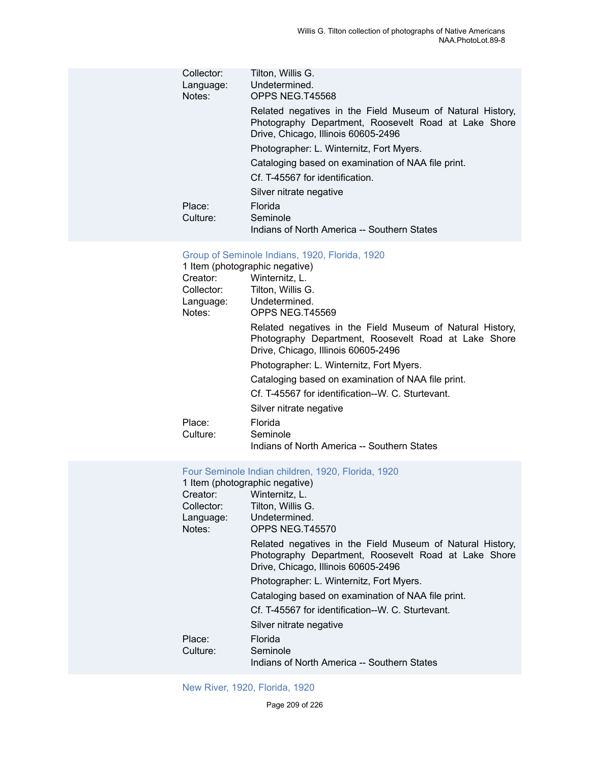Collector: Tilton, Willis G.
Language: Undetermined.
Notes: OPPS NEG.T45568

Related negatives in the Field Museum of Natural History, Photography Department, Roosevelt Road at Lake Shore Drive, Chicago, Illinois 60605-2496

Photographer: L. Winternitz, Fort Myers.

Cataloging based on examination of NAA file print.

Cf. T-45567 for identification.

Silver nitrate negative

Place: Florida
Culture: Seminole
Indians of North America -- Southern States

### Group of Seminole Indians, 1920, Florida, 1920

1 Item (photographic negative)
Creator: Winternitz, L.
Collector: Tilton, Willis G.
Language: Undetermined.
Notes: OPPS NEG.T45569

Related negatives in the Field Museum of Natural History, Photography Department, Roosevelt Road at Lake Shore Drive, Chicago, Illinois 60605-2496

Photographer: L. Winternitz, Fort Myers.

Cataloging based on examination of NAA file print.

Cf. T-45567 for identification--W. C. Sturtevant.

Silver nitrate negative

Place: Florida
Culture: Seminole
Indians of North America -- Southern States

### Four Seminole Indian children, 1920, Florida, 1920

1 Item (photographic negative)
Creator: Winternitz, L.
Collector: Tilton, Willis G.
Language: Undetermined.
Notes: OPPS NEG.T45570

Related negatives in the Field Museum of Natural History, Photography Department, Roosevelt Road at Lake Shore Drive, Chicago, Illinois 60605-2496

Photographer: L. Winternitz, Fort Myers.

Cataloging based on examination of NAA file print.

Cf. T-45567 for identification--W. C. Sturtevant.

Silver nitrate negative

Place: Florida
Culture: Seminole
Indians of North America -- Southern States

### New River, 1920, Florida, 1920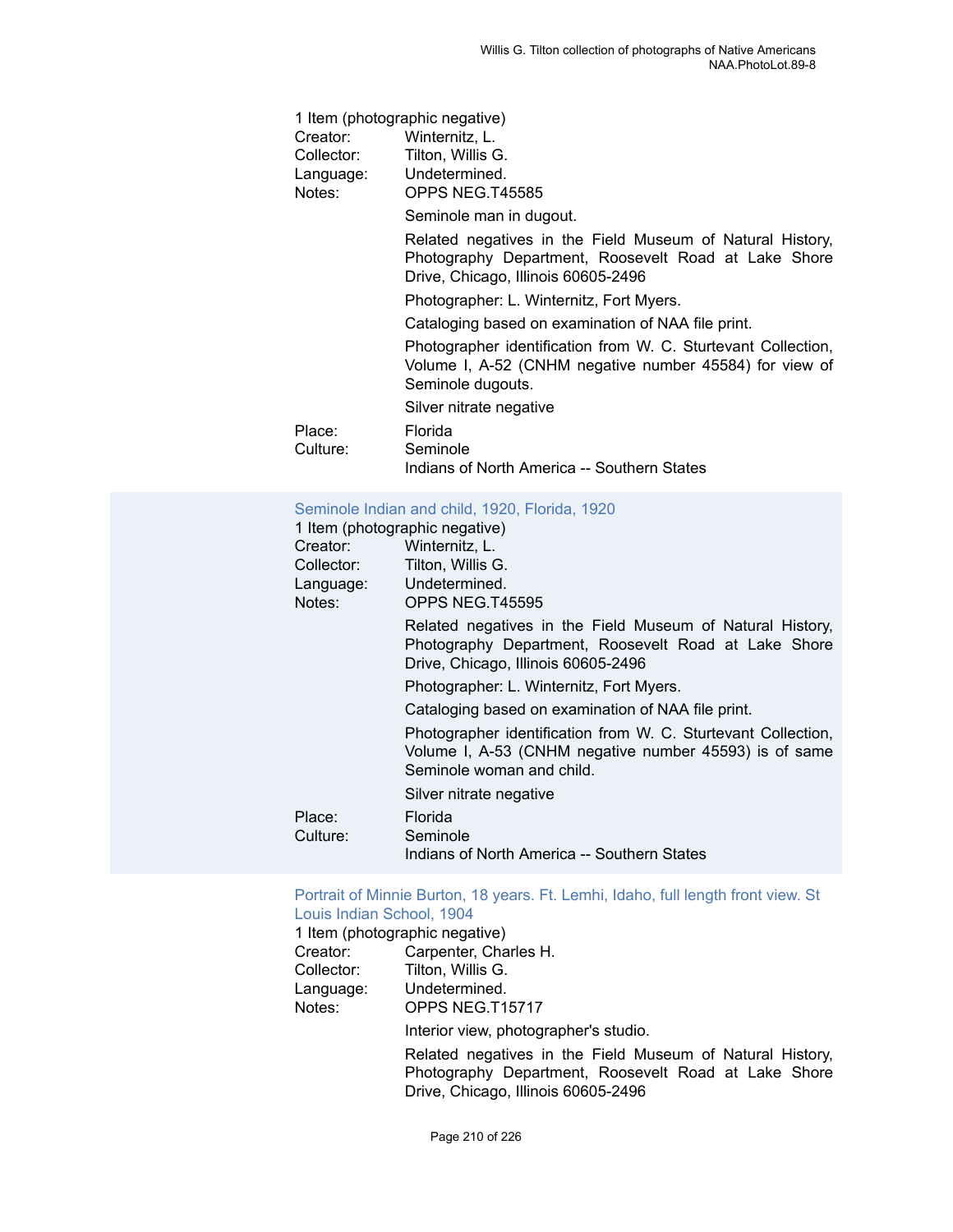1 Item (photographic negative)

Creator: Winternitz, L.
Collector: Tilton, Willis G.
Language: Undetermined.
Notes: OPPS NEG.T45585

Seminole man in dugout.

Related negatives in the Field Museum of Natural History, Photography Department, Roosevelt Road at Lake Shore Drive, Chicago, Illinois 60605-2496

Photographer: L. Winternitz, Fort Myers.

Cataloging based on examination of NAA file print.

Photographer identification from W. C. Sturtevant Collection, Volume I, A-52 (CNHM negative number 45584) for view of Seminole dugouts.

Silver nitrate negative

Place: Florida
Culture: Seminole
Indians of North America -- Southern States

### Seminole Indian and child, 1920, Florida, 1920

1 Item (photographic negative)

Creator: Winternitz, L.
Collector: Tilton, Willis G.
Language: Undetermined.
Notes: OPPS NEG.T45595

Related negatives in the Field Museum of Natural History, Photography Department, Roosevelt Road at Lake Shore Drive, Chicago, Illinois 60605-2496

Photographer: L. Winternitz, Fort Myers.

Cataloging based on examination of NAA file print.

Photographer identification from W. C. Sturtevant Collection, Volume I, A-53 (CNHM negative number 45593) is of same Seminole woman and child.

Silver nitrate negative

Place: Florida
Culture: Seminole
Indians of North America -- Southern States

### Portrait of Minnie Burton, 18 years. Ft. Lemhi, Idaho, full length front view. St Louis Indian School, 1904

1 Item (photographic negative)

Creator: Carpenter, Charles H.
Collector: Tilton, Willis G.
Language: Undetermined.
Notes: OPPS NEG.T15717

Interior view, photographer's studio.

Related negatives in the Field Museum of Natural History, Photography Department, Roosevelt Road at Lake Shore Drive, Chicago, Illinois 60605-2496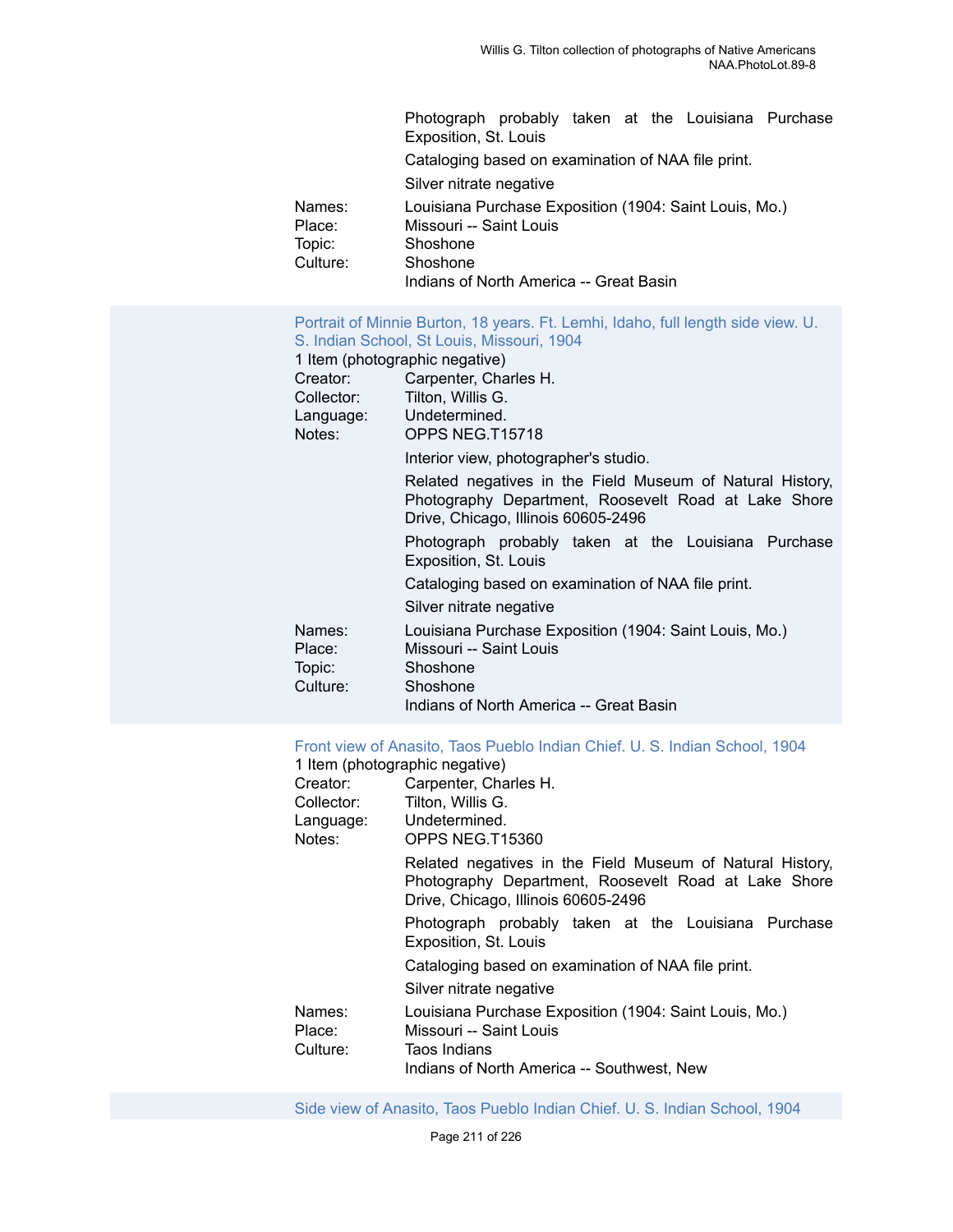Photograph probably taken at the Louisiana Purchase Exposition, St. Louis

Cataloging based on examination of NAA file print.

Silver nitrate negative

Names: Louisiana Purchase Exposition (1904: Saint Louis, Mo.)
Place: Missouri -- Saint Louis
Topic: Shoshone
Culture: Shoshone
Indians of North America -- Great Basin

### Portrait of Minnie Burton, 18 years. Ft. Lemhi, Idaho, full length side view. U. S. Indian School, St Louis, Missouri, 1904

1 Item (photographic negative)

Creator: Carpenter, Charles H.
Collector: Tilton, Willis G.
Language: Undetermined.
Notes: OPPS NEG.T15718

Interior view, photographer's studio.

Related negatives in the Field Museum of Natural History, Photography Department, Roosevelt Road at Lake Shore Drive, Chicago, Illinois 60605-2496

Photograph probably taken at the Louisiana Purchase Exposition, St. Louis

Cataloging based on examination of NAA file print.

Silver nitrate negative

Names: Louisiana Purchase Exposition (1904: Saint Louis, Mo.)
Place: Missouri -- Saint Louis
Topic: Shoshone
Culture: Shoshone
Indians of North America -- Great Basin

### Front view of Anasito, Taos Pueblo Indian Chief. U. S. Indian School, 1904

1 Item (photographic negative)

Creator: Carpenter, Charles H.
Collector: Tilton, Willis G.
Language: Undetermined.
Notes: OPPS NEG.T15360

Related negatives in the Field Museum of Natural History, Photography Department, Roosevelt Road at Lake Shore Drive, Chicago, Illinois 60605-2496

Photograph probably taken at the Louisiana Purchase Exposition, St. Louis

Cataloging based on examination of NAA file print.

Silver nitrate negative

Names: Louisiana Purchase Exposition (1904: Saint Louis, Mo.)
Place: Missouri -- Saint Louis
Culture: Taos Indians
Indians of North America -- Southwest, New

### Side view of Anasito, Taos Pueblo Indian Chief. U. S. Indian School, 1904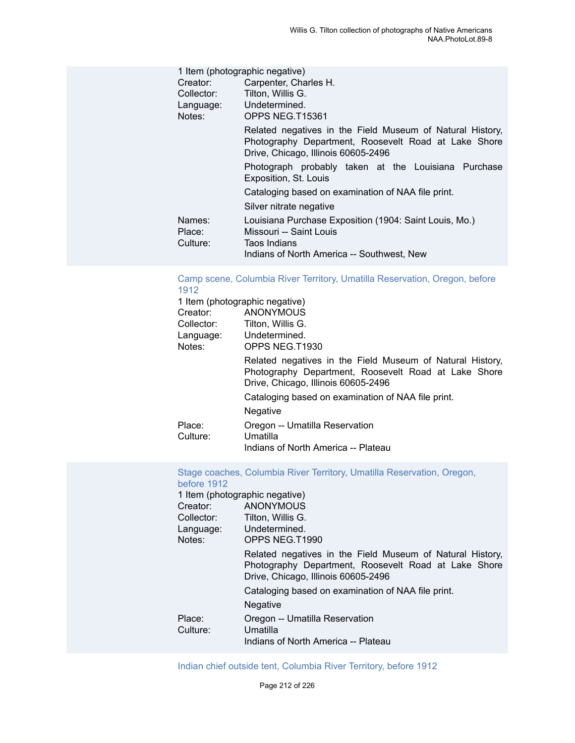1 Item (photographic negative)

Creator: Carpenter, Charles H.
Collector: Tilton, Willis G.
Language: Undetermined.
Notes: OPPS NEG.T15361

Related negatives in the Field Museum of Natural History, Photography Department, Roosevelt Road at Lake Shore Drive, Chicago, Illinois 60605-2496

Photograph probably taken at the Louisiana Purchase Exposition, St. Louis

Cataloging based on examination of NAA file print.

Silver nitrate negative

Names: Louisiana Purchase Exposition (1904: Saint Louis, Mo.)
Place: Missouri -- Saint Louis
Culture: Taos Indians
Indians of North America -- Southwest, New

### Camp scene, Columbia River Territory, Umatilla Reservation, Oregon, before 1912

1 Item (photographic negative)

Creator: ANONYMOUS
Collector: Tilton, Willis G.
Language: Undetermined.
Notes: OPPS NEG.T1930

Related negatives in the Field Museum of Natural History, Photography Department, Roosevelt Road at Lake Shore Drive, Chicago, Illinois 60605-2496

Cataloging based on examination of NAA file print.

Negative

Place: Oregon -- Umatilla Reservation
Culture: Umatilla
Indians of North America -- Plateau

### Stage coaches, Columbia River Territory, Umatilla Reservation, Oregon, before 1912

1 Item (photographic negative)

Creator: ANONYMOUS
Collector: Tilton, Willis G.
Language: Undetermined.
Notes: OPPS NEG.T1990

Related negatives in the Field Museum of Natural History, Photography Department, Roosevelt Road at Lake Shore Drive, Chicago, Illinois 60605-2496

Cataloging based on examination of NAA file print.

Negative

Place: Oregon -- Umatilla Reservation
Culture: Umatilla
Indians of North America -- Plateau

### Indian chief outside tent, Columbia River Territory, before 1912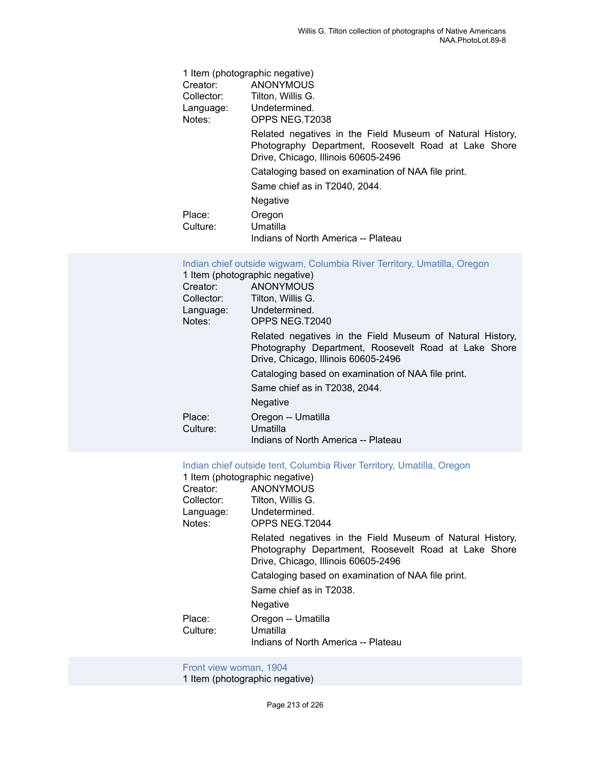1 Item (photographic negative)

Creator: ANONYMOUS

Collector: Tilton, Willis G.

Language: Undetermined.

Notes: OPPS NEG.T2038

Related negatives in the Field Museum of Natural History, Photography Department, Roosevelt Road at Lake Shore Drive, Chicago, Illinois 60605-2496

Cataloging based on examination of NAA file print.

Same chief as in T2040, 2044.

Negative

Place: Oregon

Culture: Umatilla

Indians of North America -- Plateau

### Indian chief outside wigwam, Columbia River Territory, Umatilla, Oregon

1 Item (photographic negative)

Creator: ANONYMOUS

Collector: Tilton, Willis G.

Language: Undetermined.

Notes: OPPS NEG.T2040

Related negatives in the Field Museum of Natural History, Photography Department, Roosevelt Road at Lake Shore Drive, Chicago, Illinois 60605-2496

Cataloging based on examination of NAA file print.

Same chief as in T2038, 2044.

Negative

Place: Oregon -- Umatilla

Culture: Umatilla

Indians of North America -- Plateau

### Indian chief outside tent, Columbia River Territory, Umatilla, Oregon

1 Item (photographic negative)

Creator: ANONYMOUS

Collector: Tilton, Willis G.

Language: Undetermined.

Notes: OPPS NEG.T2044

Related negatives in the Field Museum of Natural History, Photography Department, Roosevelt Road at Lake Shore Drive, Chicago, Illinois 60605-2496

Cataloging based on examination of NAA file print.

Same chief as in T2038.

Negative

Place: Oregon -- Umatilla

Culture: Umatilla

Indians of North America -- Plateau

### Front view woman, 1904

1 Item (photographic negative)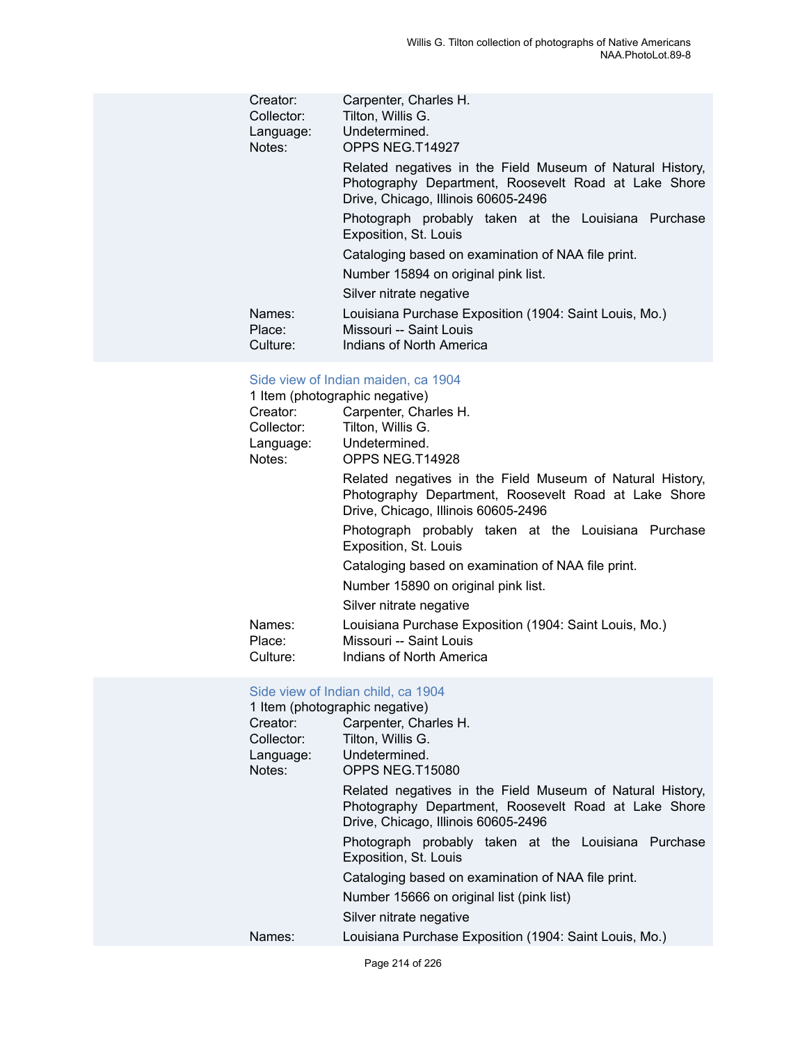Creator: Carpenter, Charles H.
Collector: Tilton, Willis G.
Language: Undetermined.
Notes: OPPS NEG.T14927

Related negatives in the Field Museum of Natural History, Photography Department, Roosevelt Road at Lake Shore Drive, Chicago, Illinois 60605-2496

Photograph probably taken at the Louisiana Purchase Exposition, St. Louis

Cataloging based on examination of NAA file print.

Number 15894 on original pink list.

Silver nitrate negative

Names: Louisiana Purchase Exposition (1904: Saint Louis, Mo.)
Place: Missouri -- Saint Louis
Culture: Indians of North America

### Side view of Indian maiden, ca 1904

1 Item (photographic negative)
Creator: Carpenter, Charles H.
Collector: Tilton, Willis G.
Language: Undetermined.
Notes: OPPS NEG.T14928

Related negatives in the Field Museum of Natural History, Photography Department, Roosevelt Road at Lake Shore Drive, Chicago, Illinois 60605-2496

Photograph probably taken at the Louisiana Purchase Exposition, St. Louis

Cataloging based on examination of NAA file print.

Number 15890 on original pink list.

Silver nitrate negative

Names: Louisiana Purchase Exposition (1904: Saint Louis, Mo.)
Place: Missouri -- Saint Louis
Culture: Indians of North America

### Side view of Indian child, ca 1904

1 Item (photographic negative)
Creator: Carpenter, Charles H.
Collector: Tilton, Willis G.
Language: Undetermined.
Notes: OPPS NEG.T15080

Related negatives in the Field Museum of Natural History, Photography Department, Roosevelt Road at Lake Shore Drive, Chicago, Illinois 60605-2496

Photograph probably taken at the Louisiana Purchase Exposition, St. Louis

Cataloging based on examination of NAA file print.

Number 15666 on original list (pink list)

Silver nitrate negative

Names: Louisiana Purchase Exposition (1904: Saint Louis, Mo.)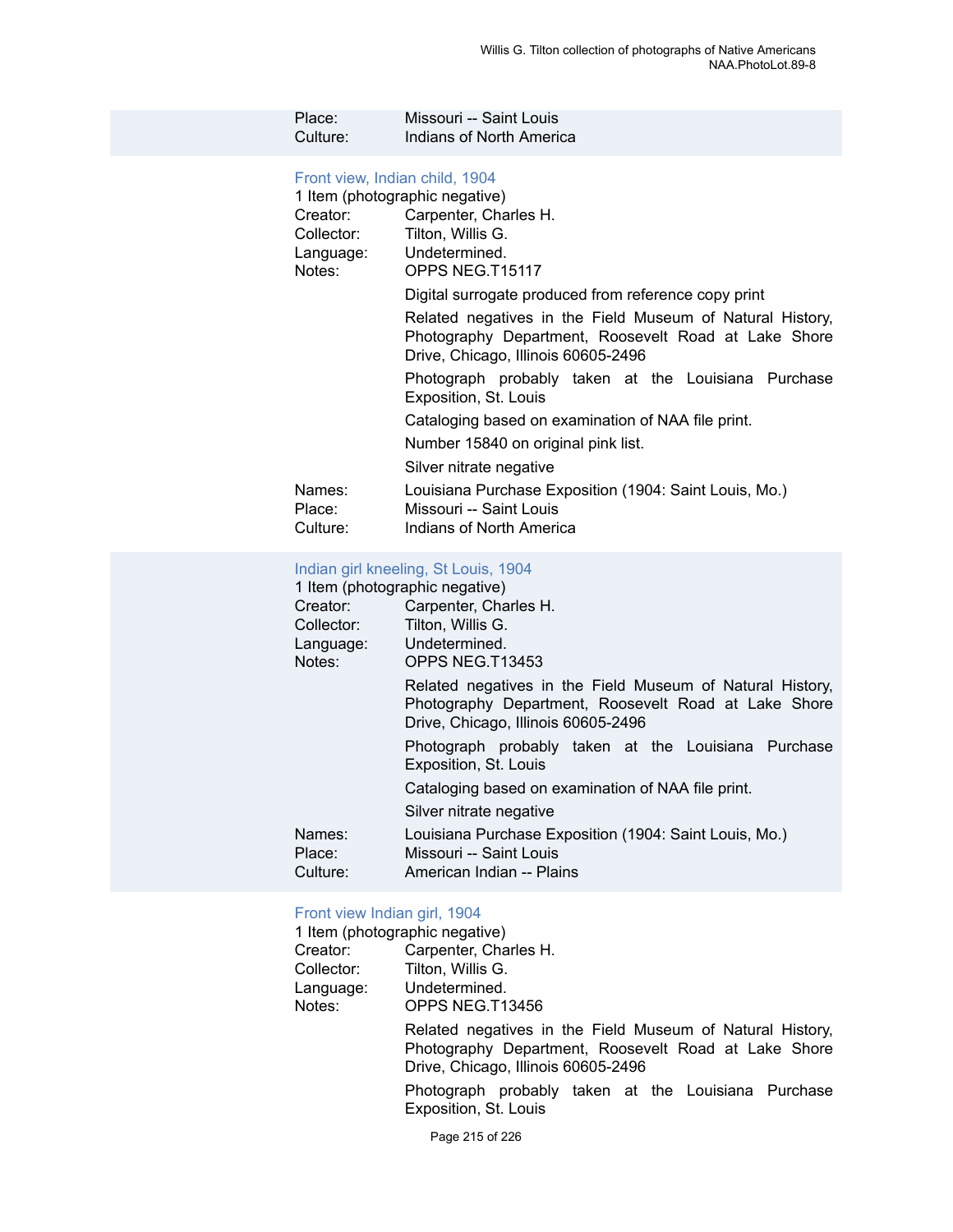Place: Missouri -- Saint Louis
Culture: Indians of North America

### Front view, Indian child, 1904

1 Item (photographic negative)

Creator: Carpenter, Charles H.
Collector: Tilton, Willis G.
Language: Undetermined.
Notes: OPPS NEG.T15117

Digital surrogate produced from reference copy print

Related negatives in the Field Museum of Natural History, Photography Department, Roosevelt Road at Lake Shore Drive, Chicago, Illinois 60605-2496

Photograph probably taken at the Louisiana Purchase Exposition, St. Louis

Cataloging based on examination of NAA file print.

Number 15840 on original pink list.

Silver nitrate negative

Names: Louisiana Purchase Exposition (1904: Saint Louis, Mo.)
Place: Missouri -- Saint Louis
Culture: Indians of North America

### Indian girl kneeling, St Louis, 1904

1 Item (photographic negative)

Creator: Carpenter, Charles H.
Collector: Tilton, Willis G.
Language: Undetermined.
Notes: OPPS NEG.T13453

Related negatives in the Field Museum of Natural History, Photography Department, Roosevelt Road at Lake Shore Drive, Chicago, Illinois 60605-2496

Photograph probably taken at the Louisiana Purchase Exposition, St. Louis

Cataloging based on examination of NAA file print.

Silver nitrate negative

Names: Louisiana Purchase Exposition (1904: Saint Louis, Mo.)
Place: Missouri -- Saint Louis
Culture: American Indian -- Plains

### Front view Indian girl, 1904

1 Item (photographic negative)

Creator: Carpenter, Charles H.
Collector: Tilton, Willis G.
Language: Undetermined.
Notes: OPPS NEG.T13456

Related negatives in the Field Museum of Natural History, Photography Department, Roosevelt Road at Lake Shore Drive, Chicago, Illinois 60605-2496

Photograph probably taken at the Louisiana Purchase Exposition, St. Louis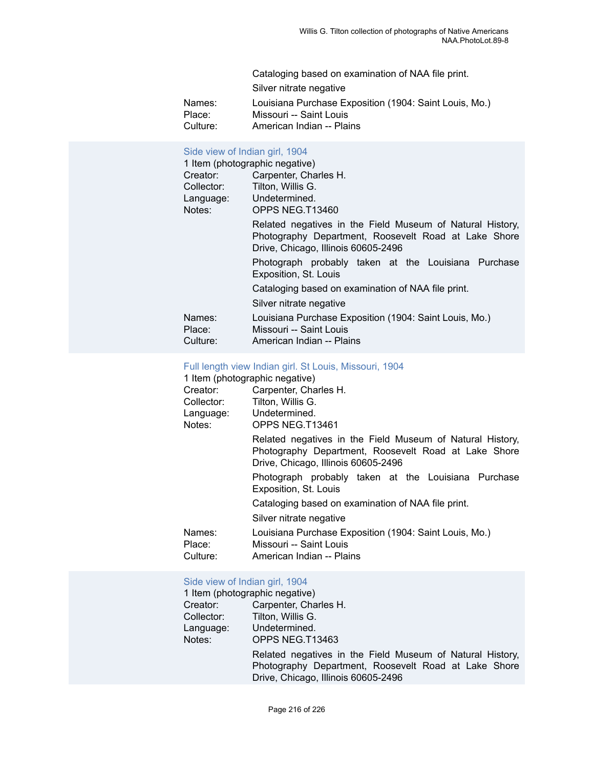Cataloging based on examination of NAA file print.

Silver nitrate negative

Names: Louisiana Purchase Exposition (1904: Saint Louis, Mo.)
Place: Missouri -- Saint Louis
Culture: American Indian -- Plains

### Side view of Indian girl, 1904

1 Item (photographic negative)

Creator: Carpenter, Charles H.
Collector: Tilton, Willis G.
Language: Undetermined.
Notes: OPPS NEG.T13460

Related negatives in the Field Museum of Natural History, Photography Department, Roosevelt Road at Lake Shore Drive, Chicago, Illinois 60605-2496

Photograph probably taken at the Louisiana Purchase Exposition, St. Louis

Cataloging based on examination of NAA file print.

Silver nitrate negative

Names: Louisiana Purchase Exposition (1904: Saint Louis, Mo.)
Place: Missouri -- Saint Louis
Culture: American Indian -- Plains

### Full length view Indian girl. St Louis, Missouri, 1904

1 Item (photographic negative)

Creator: Carpenter, Charles H.
Collector: Tilton, Willis G.
Language: Undetermined.
Notes: OPPS NEG.T13461

Related negatives in the Field Museum of Natural History, Photography Department, Roosevelt Road at Lake Shore Drive, Chicago, Illinois 60605-2496

Photograph probably taken at the Louisiana Purchase Exposition, St. Louis

Cataloging based on examination of NAA file print.

Silver nitrate negative

Names: Louisiana Purchase Exposition (1904: Saint Louis, Mo.)
Place: Missouri -- Saint Louis
Culture: American Indian -- Plains

### Side view of Indian girl, 1904

1 Item (photographic negative)

Creator: Carpenter, Charles H.
Collector: Tilton, Willis G.
Language: Undetermined.
Notes: OPPS NEG.T13463

Related negatives in the Field Museum of Natural History, Photography Department, Roosevelt Road at Lake Shore Drive, Chicago, Illinois 60605-2496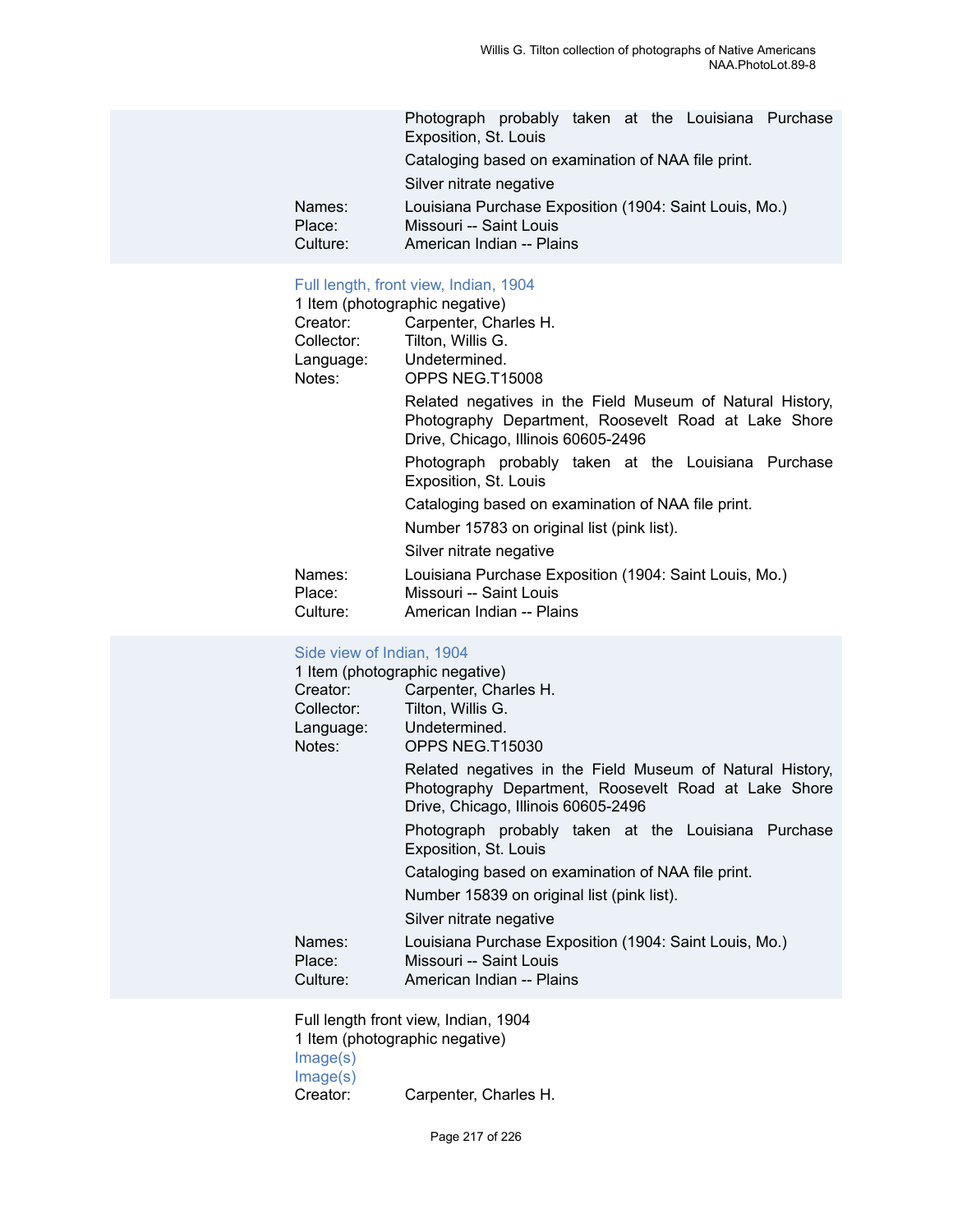Photograph probably taken at the Louisiana Purchase Exposition, St. Louis

Cataloging based on examination of NAA file print.

Silver nitrate negative

Names: Louisiana Purchase Exposition (1904: Saint Louis, Mo.)
Place: Missouri -- Saint Louis
Culture: American Indian -- Plains

### Full length, front view, Indian, 1904

1 Item (photographic negative)

Creator: Carpenter, Charles H.
Collector: Tilton, Willis G.
Language: Undetermined.
Notes: OPPS NEG.T15008

Related negatives in the Field Museum of Natural History, Photography Department, Roosevelt Road at Lake Shore Drive, Chicago, Illinois 60605-2496

Photograph probably taken at the Louisiana Purchase Exposition, St. Louis

Cataloging based on examination of NAA file print.

Number 15783 on original list (pink list).

Silver nitrate negative

Names: Louisiana Purchase Exposition (1904: Saint Louis, Mo.)
Place: Missouri -- Saint Louis
Culture: American Indian -- Plains

### Side view of Indian, 1904

1 Item (photographic negative)

Creator: Carpenter, Charles H.
Collector: Tilton, Willis G.
Language: Undetermined.
Notes: OPPS NEG.T15030

Related negatives in the Field Museum of Natural History, Photography Department, Roosevelt Road at Lake Shore Drive, Chicago, Illinois 60605-2496

Photograph probably taken at the Louisiana Purchase Exposition, St. Louis

Cataloging based on examination of NAA file print.

Number 15839 on original list (pink list).

Silver nitrate negative

Names: Louisiana Purchase Exposition (1904: Saint Louis, Mo.)
Place: Missouri -- Saint Louis
Culture: American Indian -- Plains

### Full length front view, Indian, 1904

1 Item (photographic negative)

Image(s)

Image(s)

Creator: Carpenter, Charles H.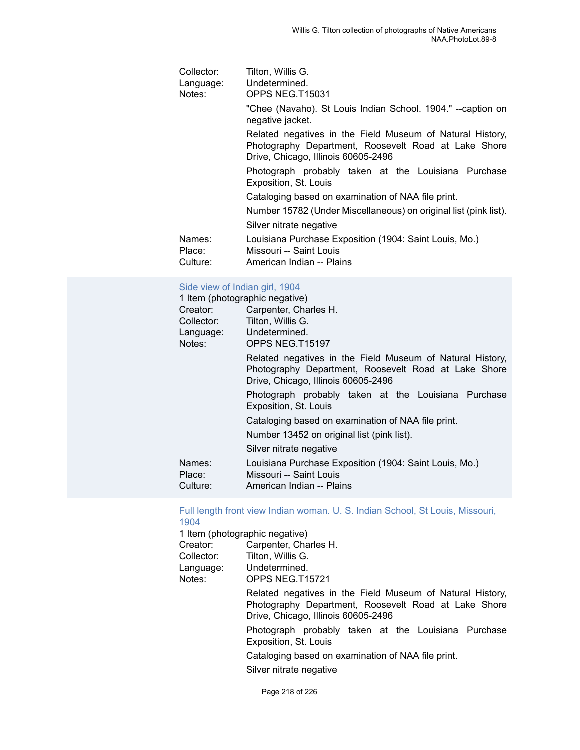Collector: Tilton, Willis G.
Language: Undetermined.
Notes: OPPS NEG.T15031

"Chee (Navaho). St Louis Indian School. 1904." --caption on negative jacket.

Related negatives in the Field Museum of Natural History, Photography Department, Roosevelt Road at Lake Shore Drive, Chicago, Illinois 60605-2496

Photograph probably taken at the Louisiana Purchase Exposition, St. Louis

Cataloging based on examination of NAA file print.

Number 15782 (Under Miscellaneous) on original list (pink list).

Silver nitrate negative

Names: Louisiana Purchase Exposition (1904: Saint Louis, Mo.)
Place: Missouri -- Saint Louis
Culture: American Indian -- Plains

### Side view of Indian girl, 1904

1 Item (photographic negative)
Creator: Carpenter, Charles H.
Collector: Tilton, Willis G.
Language: Undetermined.
Notes: OPPS NEG.T15197

Related negatives in the Field Museum of Natural History, Photography Department, Roosevelt Road at Lake Shore Drive, Chicago, Illinois 60605-2496

Photograph probably taken at the Louisiana Purchase Exposition, St. Louis

Cataloging based on examination of NAA file print.

Number 13452 on original list (pink list).

Silver nitrate negative

Names: Louisiana Purchase Exposition (1904: Saint Louis, Mo.)
Place: Missouri -- Saint Louis
Culture: American Indian -- Plains

### Full length front view Indian woman. U. S. Indian School, St Louis, Missouri, 1904

1 Item (photographic negative)
Creator: Carpenter, Charles H.
Collector: Tilton, Willis G.
Language: Undetermined.
Notes: OPPS NEG.T15721

Related negatives in the Field Museum of Natural History, Photography Department, Roosevelt Road at Lake Shore Drive, Chicago, Illinois 60605-2496

Photograph probably taken at the Louisiana Purchase Exposition, St. Louis

Cataloging based on examination of NAA file print.

Silver nitrate negative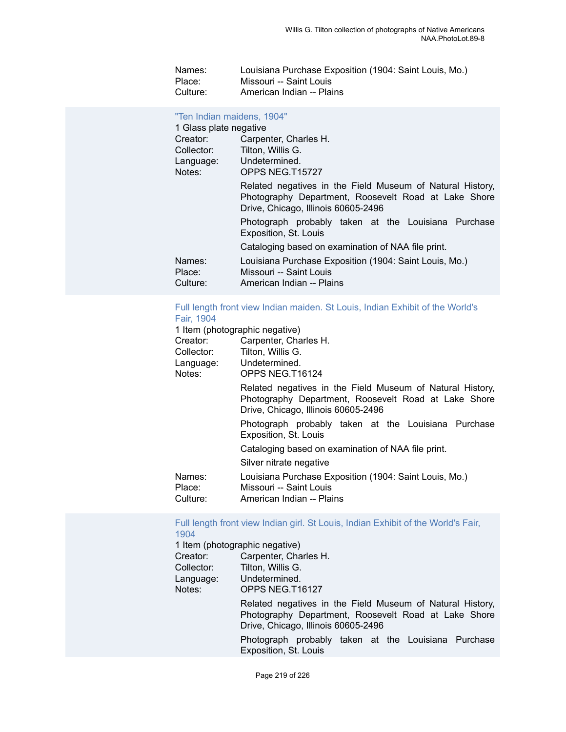Names: Louisiana Purchase Exposition (1904: Saint Louis, Mo.)
Place: Missouri -- Saint Louis
Culture: American Indian -- Plains

### "Ten Indian maidens, 1904"

1 Glass plate negative

Creator: Carpenter, Charles H.
Collector: Tilton, Willis G.
Language: Undetermined.
Notes: OPPS NEG.T15727

Related negatives in the Field Museum of Natural History, Photography Department, Roosevelt Road at Lake Shore Drive, Chicago, Illinois 60605-2496

Photograph probably taken at the Louisiana Purchase Exposition, St. Louis

Cataloging based on examination of NAA file print.

Names: Louisiana Purchase Exposition (1904: Saint Louis, Mo.)
Place: Missouri -- Saint Louis
Culture: American Indian -- Plains

### Full length front view Indian maiden. St Louis, Indian Exhibit of the World's Fair, 1904

1 Item (photographic negative)

Creator: Carpenter, Charles H.
Collector: Tilton, Willis G.
Language: Undetermined.
Notes: OPPS NEG.T16124

Related negatives in the Field Museum of Natural History, Photography Department, Roosevelt Road at Lake Shore Drive, Chicago, Illinois 60605-2496

Photograph probably taken at the Louisiana Purchase Exposition, St. Louis

Cataloging based on examination of NAA file print.

Silver nitrate negative

Names: Louisiana Purchase Exposition (1904: Saint Louis, Mo.)
Place: Missouri -- Saint Louis
Culture: American Indian -- Plains

### Full length front view Indian girl. St Louis, Indian Exhibit of the World's Fair, 1904

1 Item (photographic negative)

Creator: Carpenter, Charles H.
Collector: Tilton, Willis G.
Language: Undetermined.
Notes: OPPS NEG.T16127

Related negatives in the Field Museum of Natural History, Photography Department, Roosevelt Road at Lake Shore Drive, Chicago, Illinois 60605-2496

Photograph probably taken at the Louisiana Purchase Exposition, St. Louis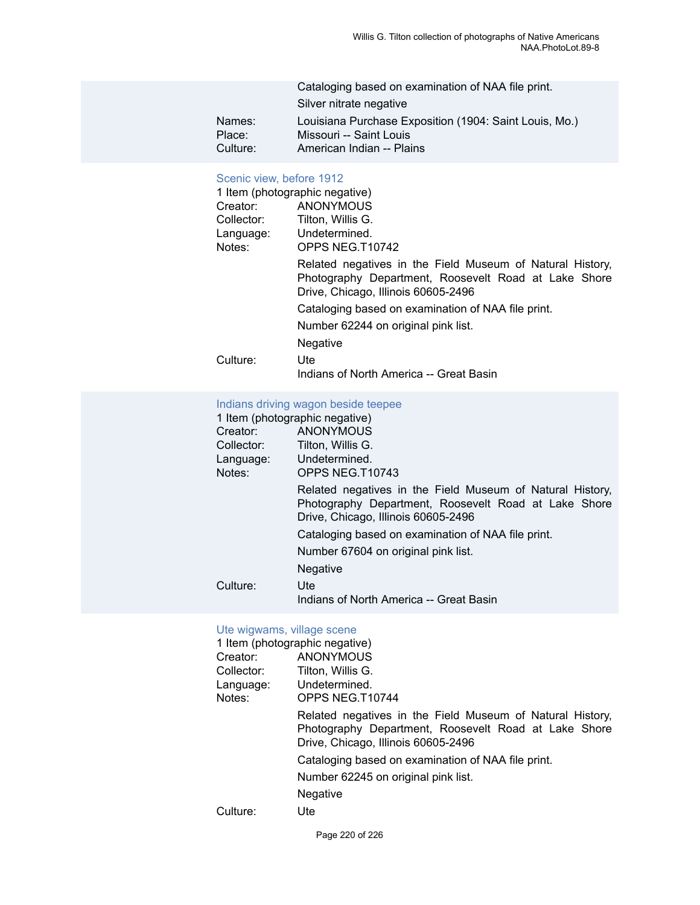Cataloging based on examination of NAA file print.

Silver nitrate negative

Names: Louisiana Purchase Exposition (1904: Saint Louis, Mo.)
Place: Missouri -- Saint Louis
Culture: American Indian -- Plains

### Scenic view, before 1912

1 Item (photographic negative)

Creator: ANONYMOUS
Collector: Tilton, Willis G.
Language: Undetermined.
Notes: OPPS NEG.T10742

Related negatives in the Field Museum of Natural History, Photography Department, Roosevelt Road at Lake Shore Drive, Chicago, Illinois 60605-2496

Cataloging based on examination of NAA file print.

Number 62244 on original pink list.

Negative

Culture: Ute
Indians of North America -- Great Basin

### Indians driving wagon beside teepee

1 Item (photographic negative)

Creator: ANONYMOUS
Collector: Tilton, Willis G.
Language: Undetermined.
Notes: OPPS NEG.T10743

Related negatives in the Field Museum of Natural History, Photography Department, Roosevelt Road at Lake Shore Drive, Chicago, Illinois 60605-2496

Cataloging based on examination of NAA file print.

Number 67604 on original pink list.

Negative

Culture: Ute
Indians of North America -- Great Basin

### Ute wigwams, village scene

1 Item (photographic negative)

Creator: ANONYMOUS
Collector: Tilton, Willis G.
Language: Undetermined.
Notes: OPPS NEG.T10744

Related negatives in the Field Museum of Natural History, Photography Department, Roosevelt Road at Lake Shore Drive, Chicago, Illinois 60605-2496

Cataloging based on examination of NAA file print.

Number 62245 on original pink list.

Negative

Culture: Ute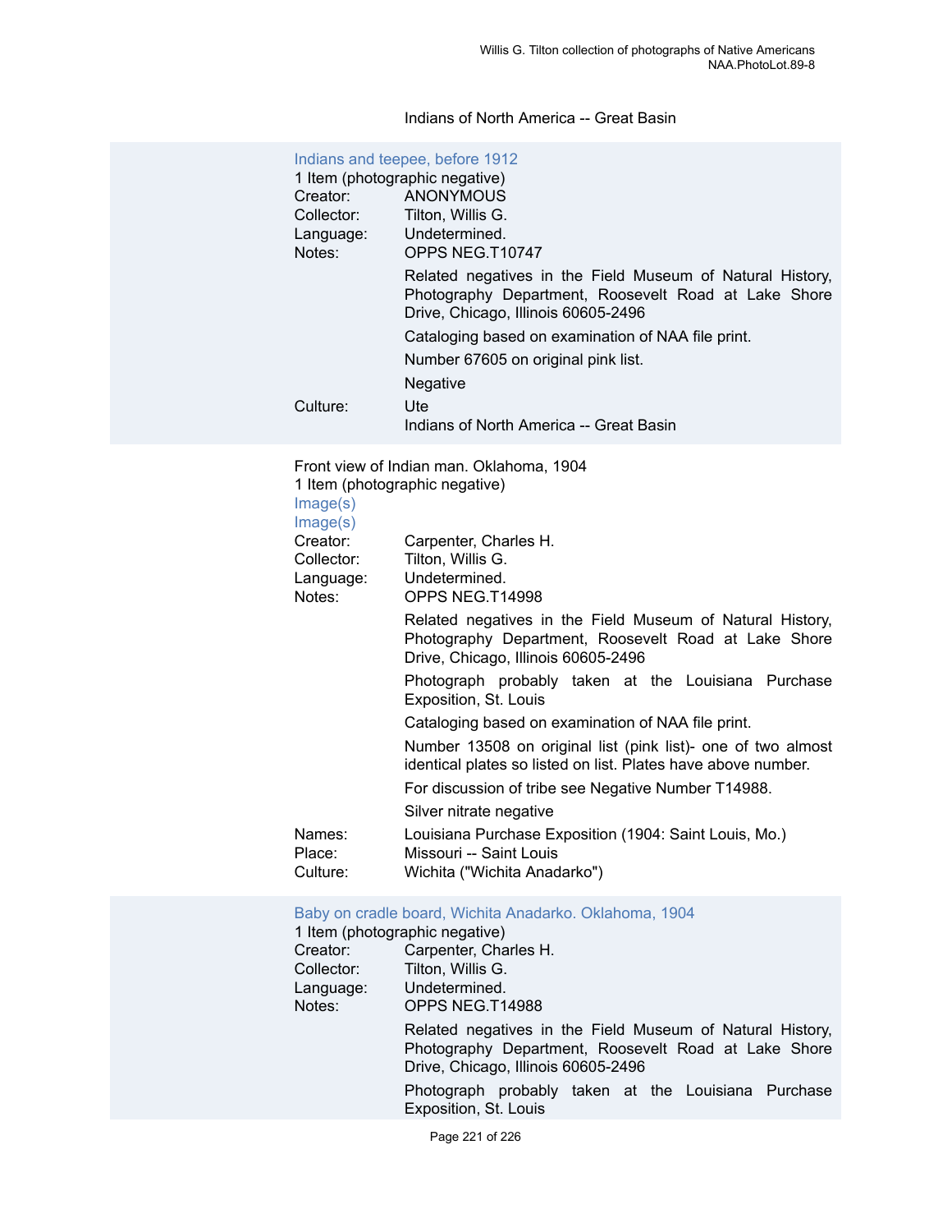Indians of North America -- Great Basin

### Indians and teepee, before 1912

1 Item (photographic negative)

Creator: ANONYMOUS
Collector: Tilton, Willis G.
Language: Undetermined.
Notes: OPPS NEG.T10747

Related negatives in the Field Museum of Natural History, Photography Department, Roosevelt Road at Lake Shore Drive, Chicago, Illinois 60605-2496

Cataloging based on examination of NAA file print.

Number 67605 on original pink list.

Negative

Culture: Ute
Indians of North America -- Great Basin

### Front view of Indian man. Oklahoma, 1904

1 Item (photographic negative)

Image(s)
Image(s)

Creator: Carpenter, Charles H.
Collector: Tilton, Willis G.
Language: Undetermined.
Notes: OPPS NEG.T14998

Related negatives in the Field Museum of Natural History, Photography Department, Roosevelt Road at Lake Shore Drive, Chicago, Illinois 60605-2496

Photograph probably taken at the Louisiana Purchase Exposition, St. Louis

Cataloging based on examination of NAA file print.

Number 13508 on original list (pink list)- one of two almost identical plates so listed on list. Plates have above number.

For discussion of tribe see Negative Number T14988.

Silver nitrate negative

Names: Louisiana Purchase Exposition (1904: Saint Louis, Mo.)
Place: Missouri -- Saint Louis
Culture: Wichita ("Wichita Anadarko")

### Baby on cradle board, Wichita Anadarko. Oklahoma, 1904

1 Item (photographic negative)

Creator: Carpenter, Charles H.
Collector: Tilton, Willis G.
Language: Undetermined.
Notes: OPPS NEG.T14988

Related negatives in the Field Museum of Natural History, Photography Department, Roosevelt Road at Lake Shore Drive, Chicago, Illinois 60605-2496

Photograph probably taken at the Louisiana Purchase Exposition, St. Louis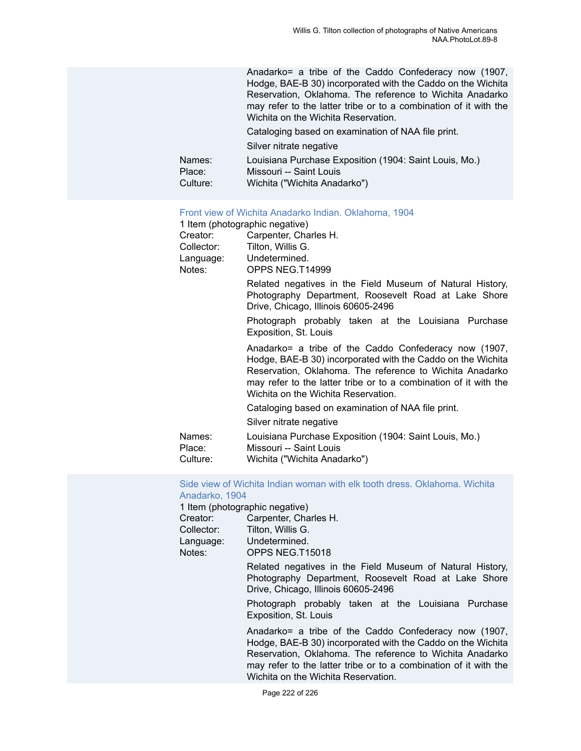Anadarko= a tribe of the Caddo Confederacy now (1907, Hodge, BAE-B 30) incorporated with the Caddo on the Wichita Reservation, Oklahoma. The reference to Wichita Anadarko may refer to the latter tribe or to a combination of it with the Wichita on the Wichita Reservation.

Cataloging based on examination of NAA file print.

Silver nitrate negative

Names: Louisiana Purchase Exposition (1904: Saint Louis, Mo.)
Place: Missouri -- Saint Louis
Culture: Wichita ("Wichita Anadarko")

### Front view of Wichita Anadarko Indian. Oklahoma, 1904

1 Item (photographic negative)
Creator: Carpenter, Charles H.
Collector: Tilton, Willis G.
Language: Undetermined.
Notes: OPPS NEG.T14999

Related negatives in the Field Museum of Natural History, Photography Department, Roosevelt Road at Lake Shore Drive, Chicago, Illinois 60605-2496

Photograph probably taken at the Louisiana Purchase Exposition, St. Louis

Anadarko= a tribe of the Caddo Confederacy now (1907, Hodge, BAE-B 30) incorporated with the Caddo on the Wichita Reservation, Oklahoma. The reference to Wichita Anadarko may refer to the latter tribe or to a combination of it with the Wichita on the Wichita Reservation.

Cataloging based on examination of NAA file print.

Silver nitrate negative

Names: Louisiana Purchase Exposition (1904: Saint Louis, Mo.)
Place: Missouri -- Saint Louis
Culture: Wichita ("Wichita Anadarko")

### Side view of Wichita Indian woman with elk tooth dress. Oklahoma. Wichita Anadarko, 1904

1 Item (photographic negative)
Creator: Carpenter, Charles H.
Collector: Tilton, Willis G.
Language: Undetermined.
Notes: OPPS NEG.T15018

Related negatives in the Field Museum of Natural History, Photography Department, Roosevelt Road at Lake Shore Drive, Chicago, Illinois 60605-2496

Photograph probably taken at the Louisiana Purchase Exposition, St. Louis

Anadarko= a tribe of the Caddo Confederacy now (1907, Hodge, BAE-B 30) incorporated with the Caddo on the Wichita Reservation, Oklahoma. The reference to Wichita Anadarko may refer to the latter tribe or to a combination of it with the Wichita on the Wichita Reservation.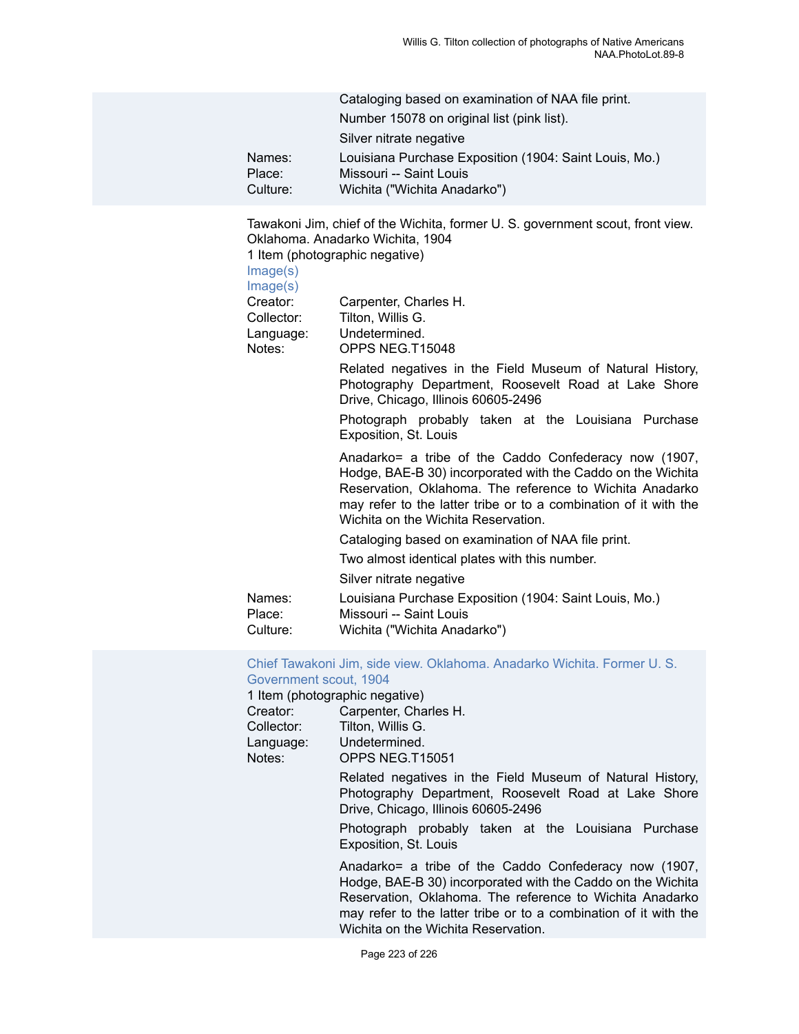Cataloging based on examination of NAA file print.

Number 15078 on original list (pink list).

Silver nitrate negative

Names: Louisiana Purchase Exposition (1904: Saint Louis, Mo.)
Place: Missouri -- Saint Louis
Culture: Wichita ("Wichita Anadarko")

Tawakoni Jim, chief of the Wichita, former U. S. government scout, front view. Oklahoma. Anadarko Wichita, 1904
1 Item (photographic negative)
Image(s)
Image(s)

Creator: Carpenter, Charles H.
Collector: Tilton, Willis G.
Language: Undetermined.
Notes: OPPS NEG.T15048

Related negatives in the Field Museum of Natural History, Photography Department, Roosevelt Road at Lake Shore Drive, Chicago, Illinois 60605-2496

Photograph probably taken at the Louisiana Purchase Exposition, St. Louis

Anadarko= a tribe of the Caddo Confederacy now (1907, Hodge, BAE-B 30) incorporated with the Caddo on the Wichita Reservation, Oklahoma. The reference to Wichita Anadarko may refer to the latter tribe or to a combination of it with the Wichita on the Wichita Reservation.

Cataloging based on examination of NAA file print.

Two almost identical plates with this number.

Silver nitrate negative

Names: Louisiana Purchase Exposition (1904: Saint Louis, Mo.)
Place: Missouri -- Saint Louis
Culture: Wichita ("Wichita Anadarko")

Chief Tawakoni Jim, side view. Oklahoma. Anadarko Wichita. Former U. S. Government scout, 1904
1 Item (photographic negative)

Creator: Carpenter, Charles H.
Collector: Tilton, Willis G.
Language: Undetermined.
Notes: OPPS NEG.T15051

Related negatives in the Field Museum of Natural History, Photography Department, Roosevelt Road at Lake Shore Drive, Chicago, Illinois 60605-2496

Photograph probably taken at the Louisiana Purchase Exposition, St. Louis

Anadarko= a tribe of the Caddo Confederacy now (1907, Hodge, BAE-B 30) incorporated with the Caddo on the Wichita Reservation, Oklahoma. The reference to Wichita Anadarko may refer to the latter tribe or to a combination of it with the Wichita on the Wichita Reservation.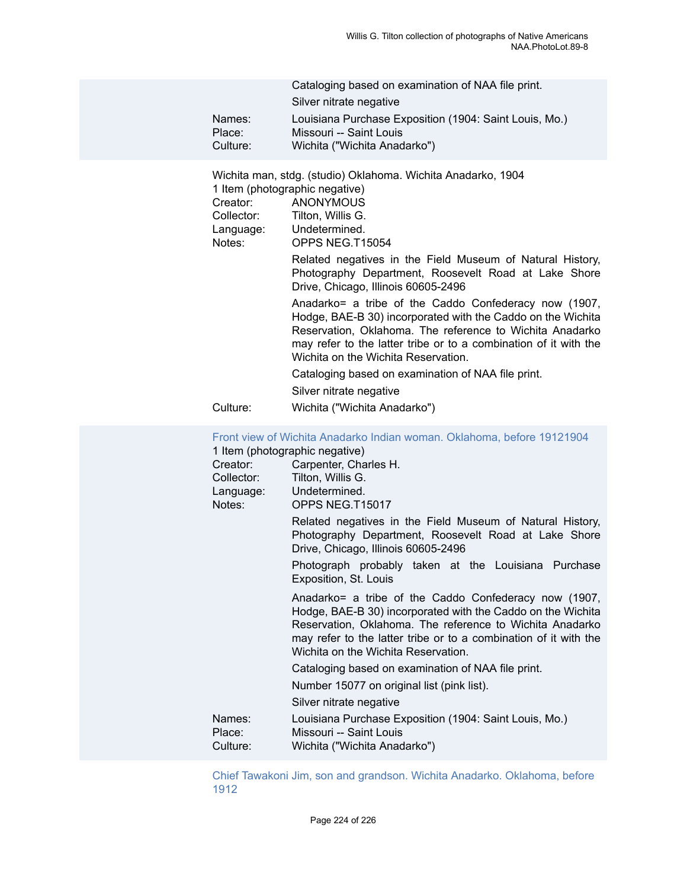Cataloging based on examination of NAA file print.

Silver nitrate negative

Names: Louisiana Purchase Exposition (1904: Saint Louis, Mo.)
Place: Missouri -- Saint Louis
Culture: Wichita ("Wichita Anadarko")

Wichita man, stdg. (studio) Oklahoma. Wichita Anadarko, 1904
1 Item (photographic negative)
Creator: ANONYMOUS
Collector: Tilton, Willis G.
Language: Undetermined.
Notes: OPPS NEG.T15054

Related negatives in the Field Museum of Natural History, Photography Department, Roosevelt Road at Lake Shore Drive, Chicago, Illinois 60605-2496

Anadarko= a tribe of the Caddo Confederacy now (1907, Hodge, BAE-B 30) incorporated with the Caddo on the Wichita Reservation, Oklahoma. The reference to Wichita Anadarko may refer to the latter tribe or to a combination of it with the Wichita on the Wichita Reservation.

Cataloging based on examination of NAA file print.

Silver nitrate negative

Culture: Wichita ("Wichita Anadarko")

Front view of Wichita Anadarko Indian woman. Oklahoma, before 19121904
1 Item (photographic negative)
Creator: Carpenter, Charles H.
Collector: Tilton, Willis G.
Language: Undetermined.
Notes: OPPS NEG.T15017

Related negatives in the Field Museum of Natural History, Photography Department, Roosevelt Road at Lake Shore Drive, Chicago, Illinois 60605-2496

Photograph probably taken at the Louisiana Purchase Exposition, St. Louis

Anadarko= a tribe of the Caddo Confederacy now (1907, Hodge, BAE-B 30) incorporated with the Caddo on the Wichita Reservation, Oklahoma. The reference to Wichita Anadarko may refer to the latter tribe or to a combination of it with the Wichita on the Wichita Reservation.

Cataloging based on examination of NAA file print.

Number 15077 on original list (pink list).

Silver nitrate negative

Names: Louisiana Purchase Exposition (1904: Saint Louis, Mo.)
Place: Missouri -- Saint Louis
Culture: Wichita ("Wichita Anadarko")

Chief Tawakoni Jim, son and grandson. Wichita Anadarko. Oklahoma, before 1912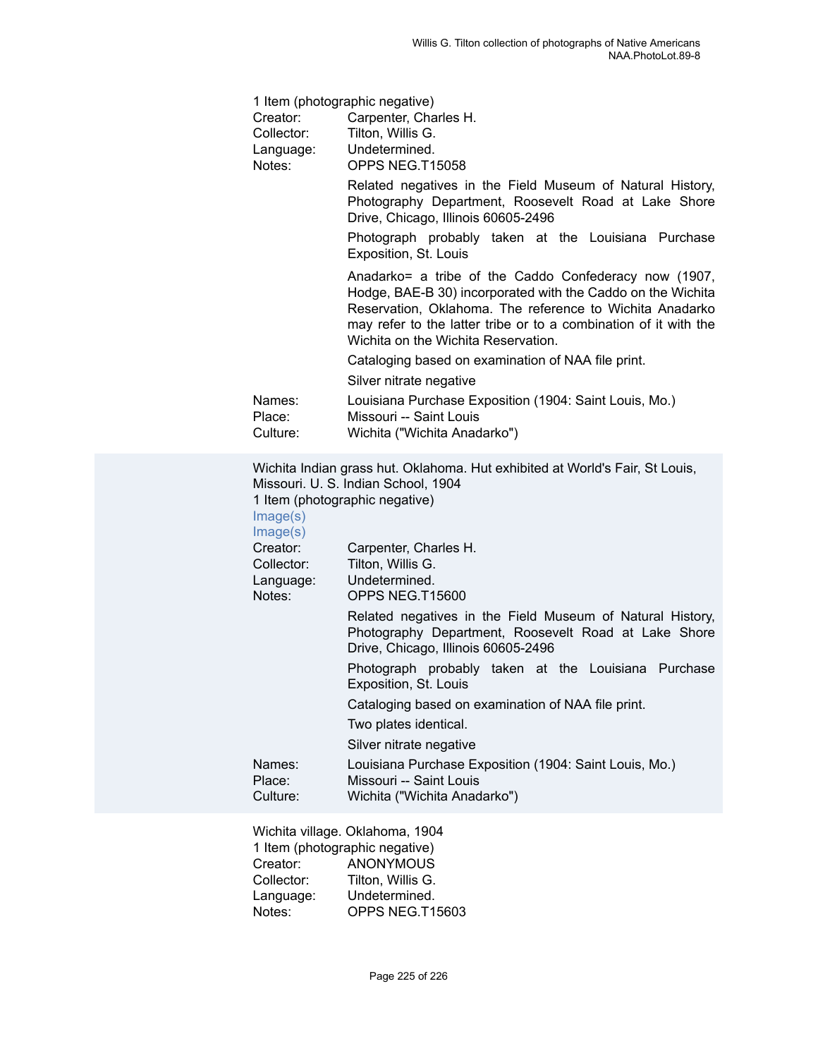1 Item (photographic negative)
Creator: Carpenter, Charles H.
Collector: Tilton, Willis G.
Language: Undetermined.
Notes: OPPS NEG.T15058

Related negatives in the Field Museum of Natural History, Photography Department, Roosevelt Road at Lake Shore Drive, Chicago, Illinois 60605-2496

Photograph probably taken at the Louisiana Purchase Exposition, St. Louis

Anadarko= a tribe of the Caddo Confederacy now (1907, Hodge, BAE-B 30) incorporated with the Caddo on the Wichita Reservation, Oklahoma. The reference to Wichita Anadarko may refer to the latter tribe or to a combination of it with the Wichita on the Wichita Reservation.

Cataloging based on examination of NAA file print.

Silver nitrate negative

Names: Louisiana Purchase Exposition (1904: Saint Louis, Mo.)
Place: Missouri -- Saint Louis
Culture: Wichita ("Wichita Anadarko")

Wichita Indian grass hut. Oklahoma. Hut exhibited at World's Fair, St Louis, Missouri. U. S. Indian School, 1904
1 Item (photographic negative)
Image(s)
Image(s)
Creator: Carpenter, Charles H.
Collector: Tilton, Willis G.
Language: Undetermined.
Notes: OPPS NEG.T15600

Related negatives in the Field Museum of Natural History, Photography Department, Roosevelt Road at Lake Shore Drive, Chicago, Illinois 60605-2496

Photograph probably taken at the Louisiana Purchase Exposition, St. Louis

Cataloging based on examination of NAA file print.

Two plates identical.

Silver nitrate negative

Names: Louisiana Purchase Exposition (1904: Saint Louis, Mo.)
Place: Missouri -- Saint Louis
Culture: Wichita ("Wichita Anadarko")

Wichita village. Oklahoma, 1904
1 Item (photographic negative)
Creator: ANONYMOUS
Collector: Tilton, Willis G.
Language: Undetermined.
Notes: OPPS NEG.T15603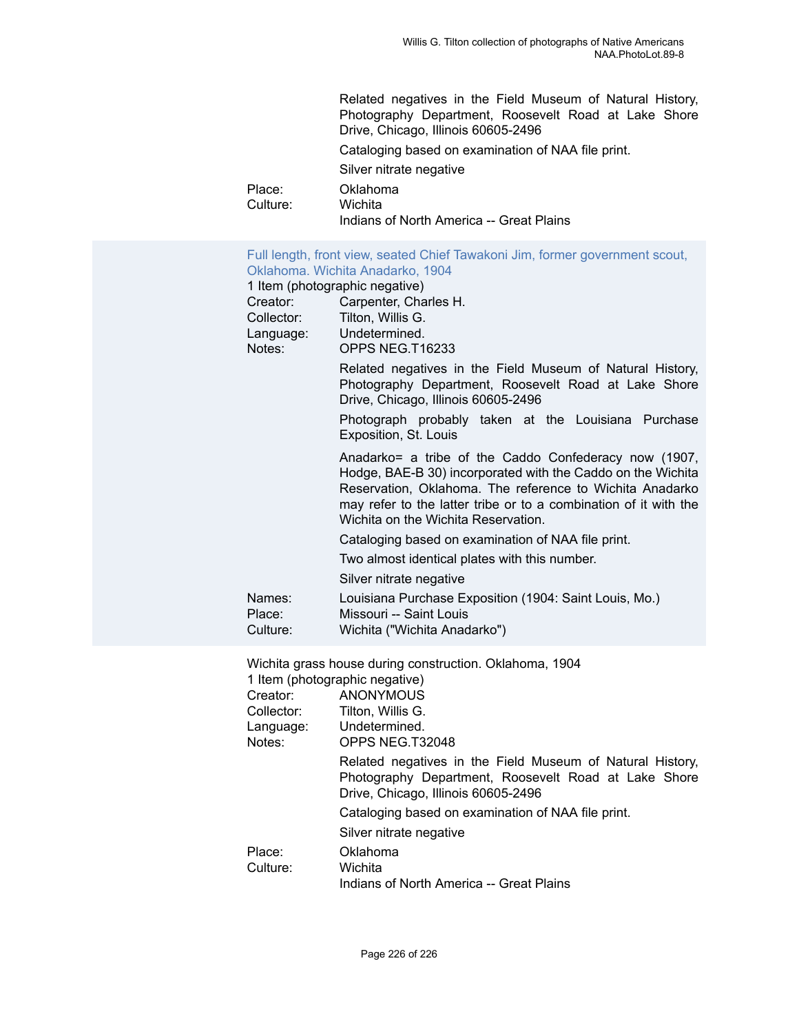Related negatives in the Field Museum of Natural History, Photography Department, Roosevelt Road at Lake Shore Drive, Chicago, Illinois 60605-2496

Cataloging based on examination of NAA file print.

Silver nitrate negative

Place: Oklahoma
Culture: Wichita
Indians of North America -- Great Plains

Full length, front view, seated Chief Tawakoni Jim, former government scout, Oklahoma. Wichita Anadarko, 1904
1 Item (photographic negative)
Creator: Carpenter, Charles H.
Collector: Tilton, Willis G.
Language: Undetermined.
Notes: OPPS NEG.T16233

Related negatives in the Field Museum of Natural History, Photography Department, Roosevelt Road at Lake Shore Drive, Chicago, Illinois 60605-2496

Photograph probably taken at the Louisiana Purchase Exposition, St. Louis

Anadarko= a tribe of the Caddo Confederacy now (1907, Hodge, BAE-B 30) incorporated with the Caddo on the Wichita Reservation, Oklahoma. The reference to Wichita Anadarko may refer to the latter tribe or to a combination of it with the Wichita on the Wichita Reservation.

Cataloging based on examination of NAA file print.

Two almost identical plates with this number.

Silver nitrate negative

Names: Louisiana Purchase Exposition (1904: Saint Louis, Mo.)
Place: Missouri -- Saint Louis
Culture: Wichita ("Wichita Anadarko")

Wichita grass house during construction. Oklahoma, 1904
1 Item (photographic negative)
Creator: ANONYMOUS
Collector: Tilton, Willis G.
Language: Undetermined.
Notes: OPPS NEG.T32048

Related negatives in the Field Museum of Natural History, Photography Department, Roosevelt Road at Lake Shore Drive, Chicago, Illinois 60605-2496

Cataloging based on examination of NAA file print.

Silver nitrate negative

Place: Oklahoma
Culture: Wichita
Indians of North America -- Great Plains